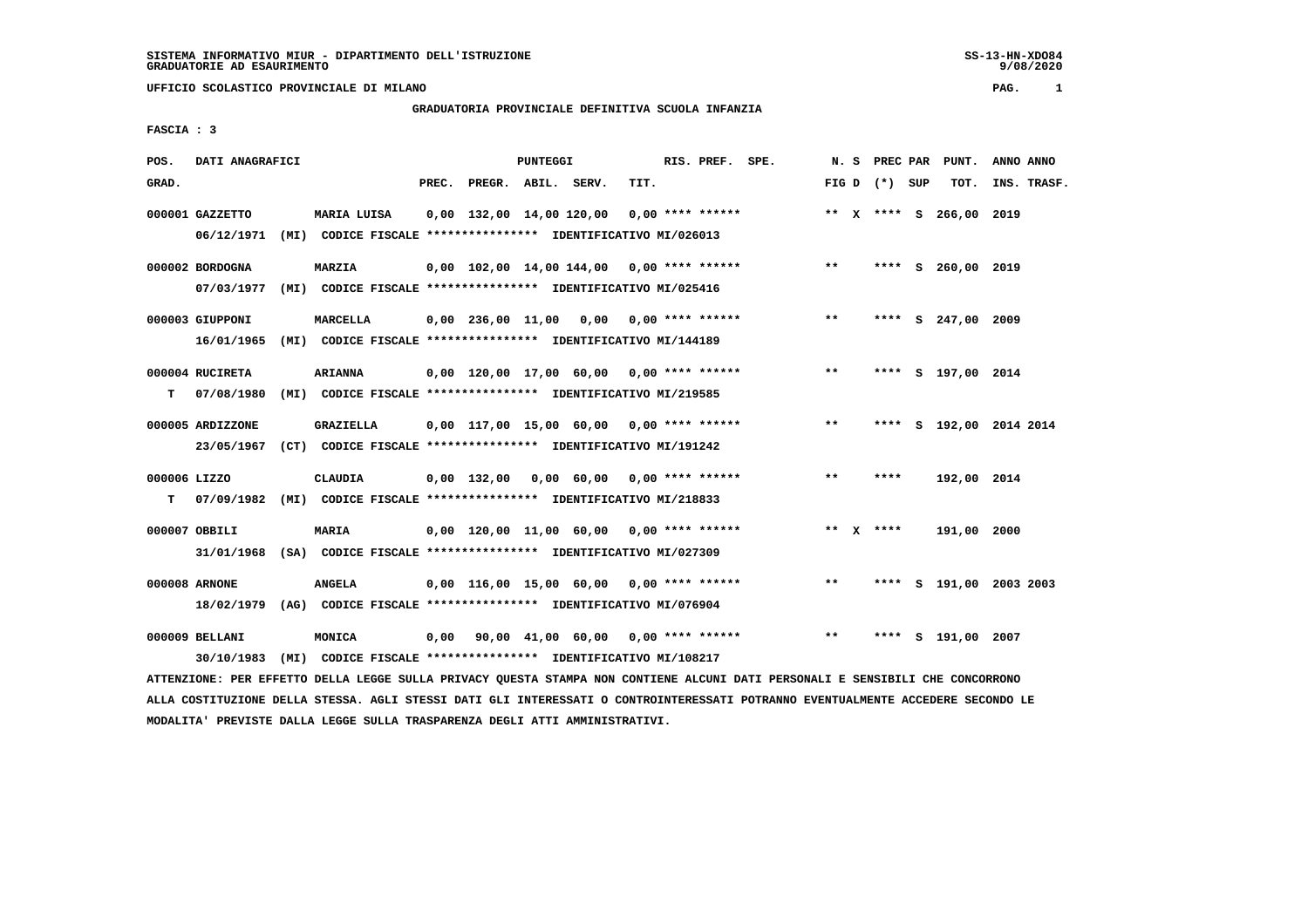SISTEMA INFORMATIVO MIUR - DIPARTIMENTO DELL'ISTRUZIONE
GRADUATORIE AD ESAURIMENTO

UFFICIO SCOLASTICO PROVINCIALE DI MILANO

GRADUATORIA PROVINCIALE DEFINITIVA SCUOLA INFANZIA

FASCIA : 3

| POS. GRAD. | DATI ANAGRAFICI | | PREC. | PREGR. | ABIL. | SERV. | TIT. | RIS. PREF. SPE. | N. S FIG D | PREC PAR (*) | SUP | PUNT. TOT. | ANNO INS. | ANNO TRASF. |
|---|---|---|---|---|---|---|---|---|---|---|---|---|---|---|
| 000001 | GAZZETTO | MARIA LUISA | 0,00 | 132,00 | 14,00 | 120,00 | 0,00 | **** ****** | ** X | **** | S | 266,00 | 2019 | |
| | 06/12/1971 (MI) CODICE FISCALE **************** IDENTIFICATIVO MI/026013 | | | | | | | | | | | | | |
| 000002 | BORDOGNA | MARZIA | 0,00 | 102,00 | 14,00 | 144,00 | 0,00 | **** ****** | ** | **** | S | 260,00 | 2019 | |
| | 07/03/1977 (MI) CODICE FISCALE **************** IDENTIFICATIVO MI/025416 | | | | | | | | | | | | | |
| 000003 | GIUPPONI | MARCELLA | 0,00 | 236,00 | 11,00 | 0,00 | 0,00 | **** ****** | ** | **** | S | 247,00 | 2009 | |
| | 16/01/1965 (MI) CODICE FISCALE **************** IDENTIFICATIVO MI/144189 | | | | | | | | | | | | | |
| 000004 | RUCIRETA | ARIANNA | 0,00 | 120,00 | 17,00 | 60,00 | 0,00 | **** ****** | ** | **** | S | 197,00 | 2014 | |
| T | 07/08/1980 (MI) CODICE FISCALE **************** IDENTIFICATIVO MI/219585 | | | | | | | | | | | | | |
| 000005 | ARDIZZONE | GRAZIELLA | 0,00 | 117,00 | 15,00 | 60,00 | 0,00 | **** ****** | ** | **** | S | 192,00 | 2014 | 2014 |
| | 23/05/1967 (CT) CODICE FISCALE **************** IDENTIFICATIVO MI/191242 | | | | | | | | | | | | | |
| 000006 | LIZZO | CLAUDIA | 0,00 | 132,00 | 0,00 | 60,00 | 0,00 | **** ****** | ** | **** | | 192,00 | 2014 | |
| T | 07/09/1982 (MI) CODICE FISCALE **************** IDENTIFICATIVO MI/218833 | | | | | | | | | | | | | |
| 000007 | OBBILI | MARIA | 0,00 | 120,00 | 11,00 | 60,00 | 0,00 | **** ****** | ** X | **** | | 191,00 | 2000 | |
| | 31/01/1968 (SA) CODICE FISCALE **************** IDENTIFICATIVO MI/027309 | | | | | | | | | | | | | |
| 000008 | ARNONE | ANGELA | 0,00 | 116,00 | 15,00 | 60,00 | 0,00 | **** ****** | ** | **** | S | 191,00 | 2003 | 2003 |
| | 18/02/1979 (AG) CODICE FISCALE **************** IDENTIFICATIVO MI/076904 | | | | | | | | | | | | | |
| 000009 | BELLANI | MONICA | 0,00 | 90,00 | 41,00 | 60,00 | 0,00 | **** ****** | ** | **** | S | 191,00 | 2007 | |
| | 30/10/1983 (MI) CODICE FISCALE **************** IDENTIFICATIVO MI/108217 | | | | | | | | | | | | | |

ATTENZIONE: PER EFFETTO DELLA LEGGE SULLA PRIVACY QUESTA STAMPA NON CONTIENE ALCUNI DATI PERSONALI E SENSIBILI CHE CONCORRONO ALLA COSTITUZIONE DELLA STESSA. AGLI STESSI DATI GLI INTERESSATI O CONTROINTERESSATI POTRANNO EVENTUALMENTE ACCEDERE SECONDO LE MODALITA' PREVISTE DALLA LEGGE SULLA TRASPARENZA DEGLI ATTI AMMINISTRATIVI.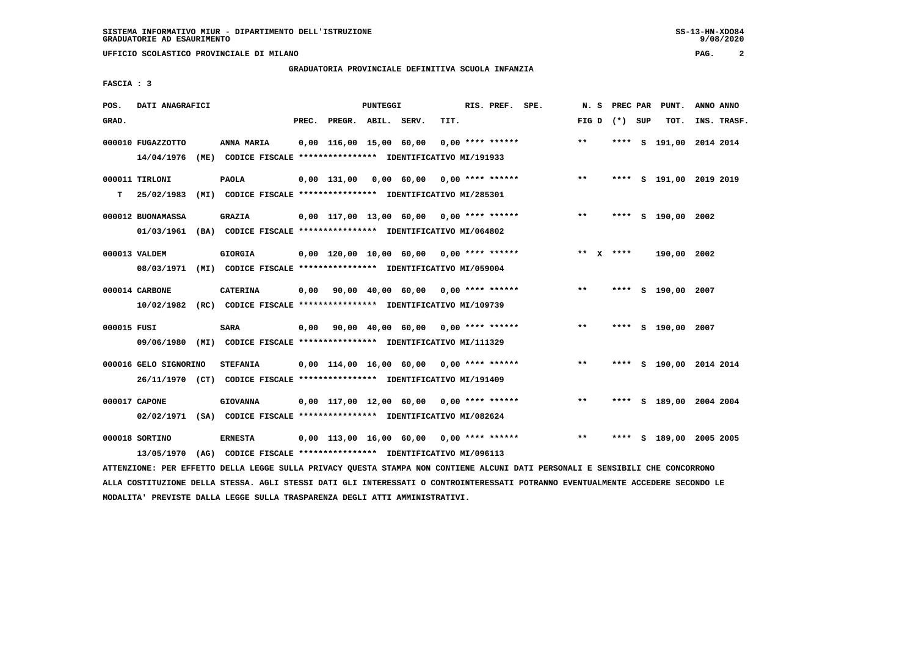SISTEMA INFORMATIVO MIUR - DIPARTIMENTO DELL'ISTRUZIONE
GRADUATORIE AD ESAURIMENTO

UFFICIO SCOLASTICO PROVINCIALE DI MILANO

GRADUATORIA PROVINCIALE DEFINITIVA SCUOLA INFANZIA

FASCIA : 3

| POS. GRAD. | DATI ANAGRAFICI | | PREC. | PREGR. | ABIL. | SERV. | TIT. | RIS. PREF. SPE. | N. S FIG D | PREC PAR (*) | SUP | PUNT. TOT. | ANNO INS. | ANNO TRASF. |
|---|---|---|---|---|---|---|---|---|---|---|---|---|---|---|
| 000010 | FUGAZZOTTO | ANNA MARIA | 0,00 | 116,00 | 15,00 | 60,00 | 0,00 | **** ****** | ** | **** | S | 191,00 | 2014 | 2014 |
| | 14/04/1976 (ME) CODICE FISCALE **************** IDENTIFICATIVO MI/191933 | | | | | | | | | | | | | |
| 000011 | TIRLONI | PAOLA | 0,00 | 131,00 | 0,00 | 60,00 | 0,00 | **** ****** | ** | **** | S | 191,00 | 2019 | 2019 |
| T | 25/02/1983 (MI) CODICE FISCALE **************** IDENTIFICATIVO MI/285301 | | | | | | | | | | | | | |
| 000012 | BUONAMASSA | GRAZIA | 0,00 | 117,00 | 13,00 | 60,00 | 0,00 | **** ****** | ** | **** | S | 190,00 | 2002 | |
| | 01/03/1961 (BA) CODICE FISCALE **************** IDENTIFICATIVO MI/064802 | | | | | | | | | | | | | |
| 000013 | VALDEM | GIORGIA | 0,00 | 120,00 | 10,00 | 60,00 | 0,00 | **** ****** | ** X | **** | | 190,00 | 2002 | |
| | 08/03/1971 (MI) CODICE FISCALE **************** IDENTIFICATIVO MI/059004 | | | | | | | | | | | | | |
| 000014 | CARBONE | CATERINA | 0,00 | 90,00 | 40,00 | 60,00 | 0,00 | **** ****** | ** | **** | S | 190,00 | 2007 | |
| | 10/02/1982 (RC) CODICE FISCALE **************** IDENTIFICATIVO MI/109739 | | | | | | | | | | | | | |
| 000015 | FUSI | SARA | 0,00 | 90,00 | 40,00 | 60,00 | 0,00 | **** ****** | ** | **** | S | 190,00 | 2007 | |
| | 09/06/1980 (MI) CODICE FISCALE **************** IDENTIFICATIVO MI/111329 | | | | | | | | | | | | | |
| 000016 | GELO SIGNORINO | STEFANIA | 0,00 | 114,00 | 16,00 | 60,00 | 0,00 | **** ****** | ** | **** | S | 190,00 | 2014 | 2014 |
| | 26/11/1970 (CT) CODICE FISCALE **************** IDENTIFICATIVO MI/191409 | | | | | | | | | | | | | |
| 000017 | CAPONE | GIOVANNA | 0,00 | 117,00 | 12,00 | 60,00 | 0,00 | **** ****** | ** | **** | S | 189,00 | 2004 | 2004 |
| | 02/02/1971 (SA) CODICE FISCALE **************** IDENTIFICATIVO MI/082624 | | | | | | | | | | | | | |
| 000018 | SORTINO | ERNESTA | 0,00 | 113,00 | 16,00 | 60,00 | 0,00 | **** ****** | ** | **** | S | 189,00 | 2005 | 2005 |
| | 13/05/1970 (AG) CODICE FISCALE **************** IDENTIFICATIVO MI/096113 | | | | | | | | | | | | | |

ATTENZIONE: PER EFFETTO DELLA LEGGE SULLA PRIVACY QUESTA STAMPA NON CONTIENE ALCUNI DATI PERSONALI E SENSIBILI CHE CONCORRONO ALLA COSTITUZIONE DELLA STESSA. AGLI STESSI DATI GLI INTERESSATI O CONTROINTERESSATI POTRANNO EVENTUALMENTE ACCEDERE SECONDO LE MODALITA' PREVISTE DALLA LEGGE SULLA TRASPARENZA DEGLI ATTI AMMINISTRATIVI.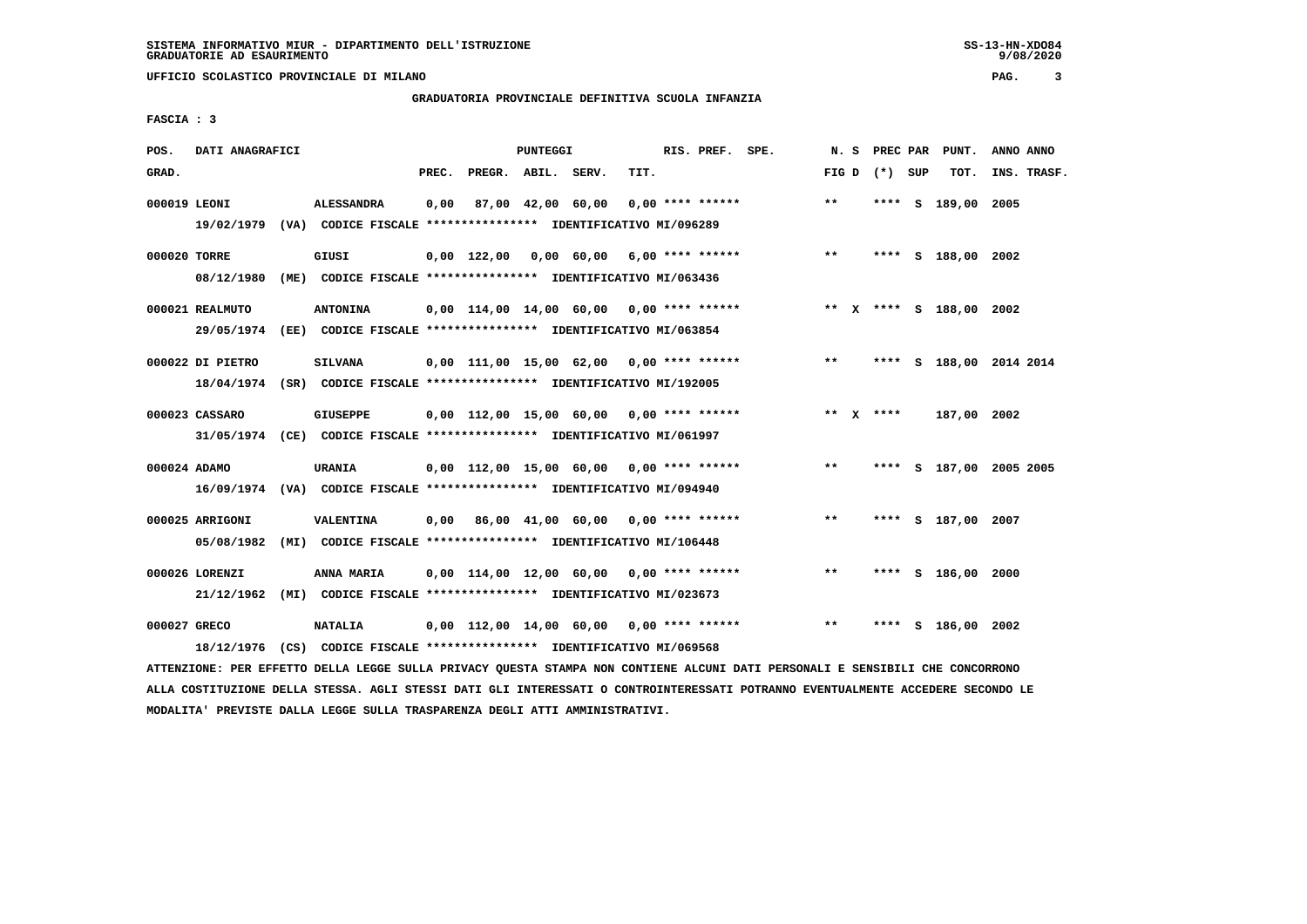SISTEMA INFORMATIVO MIUR - DIPARTIMENTO DELL'ISTRUZIONE
GRADUATORIE AD ESAURIMENTO

UFFICIO SCOLASTICO PROVINCIALE DI MILANO

GRADUATORIA PROVINCIALE DEFINITIVA SCUOLA INFANZIA

FASCIA : 3

| POS. GRAD. | DATI ANAGRAFICI | | PREC. | PREGR. | ABIL. | SERV. | TIT. | RIS. PREF. SPE. | N. S FIG D | PREC PAR (*) SUP | PUNT. TOT. | ANNO ANNO INS. TRASF. |
|---|---|---|---|---|---|---|---|---|---|---|---|---|
| 000019 | LEONI | ALESSANDRA | 0,00 | 87,00 | 42,00 | 60,00 | 0,00 | **** ****** | ** | **** S | 189,00 | 2005 |
| | 19/02/1979 (VA) CODICE FISCALE **************** IDENTIFICATIVO MI/096289 | | | | | | | | | | | |
| 000020 | TORRE | GIUSI | 0,00 | 122,00 | 0,00 | 60,00 | 6,00 | **** ****** | ** | **** S | 188,00 | 2002 |
| | 08/12/1980 (ME) CODICE FISCALE **************** IDENTIFICATIVO MI/063436 | | | | | | | | | | | |
| 000021 | REALMUTO | ANTONINA | 0,00 | 114,00 | 14,00 | 60,00 | 0,00 | **** ****** | ** X | **** S | 188,00 | 2002 |
| | 29/05/1974 (EE) CODICE FISCALE **************** IDENTIFICATIVO MI/063854 | | | | | | | | | | | |
| 000022 | DI PIETRO | SILVANA | 0,00 | 111,00 | 15,00 | 62,00 | 0,00 | **** ****** | ** | **** S | 188,00 | 2014 2014 |
| | 18/04/1974 (SR) CODICE FISCALE **************** IDENTIFICATIVO MI/192005 | | | | | | | | | | | |
| 000023 | CASSARO | GIUSEPPE | 0,00 | 112,00 | 15,00 | 60,00 | 0,00 | **** ****** | ** X | **** | 187,00 | 2002 |
| | 31/05/1974 (CE) CODICE FISCALE **************** IDENTIFICATIVO MI/061997 | | | | | | | | | | | |
| 000024 | ADAMO | URANIA | 0,00 | 112,00 | 15,00 | 60,00 | 0,00 | **** ****** | ** | **** S | 187,00 | 2005 2005 |
| | 16/09/1974 (VA) CODICE FISCALE **************** IDENTIFICATIVO MI/094940 | | | | | | | | | | | |
| 000025 | ARRIGONI | VALENTINA | 0,00 | 86,00 | 41,00 | 60,00 | 0,00 | **** ****** | ** | **** S | 187,00 | 2007 |
| | 05/08/1982 (MI) CODICE FISCALE **************** IDENTIFICATIVO MI/106448 | | | | | | | | | | | |
| 000026 | LORENZI | ANNA MARIA | 0,00 | 114,00 | 12,00 | 60,00 | 0,00 | **** ****** | ** | **** S | 186,00 | 2000 |
| | 21/12/1962 (MI) CODICE FISCALE **************** IDENTIFICATIVO MI/023673 | | | | | | | | | | | |
| 000027 | GRECO | NATALIA | 0,00 | 112,00 | 14,00 | 60,00 | 0,00 | **** ****** | ** | **** S | 186,00 | 2002 |
| | 18/12/1976 (CS) CODICE FISCALE **************** IDENTIFICATIVO MI/069568 | | | | | | | | | | | |

ATTENZIONE: PER EFFETTO DELLA LEGGE SULLA PRIVACY QUESTA STAMPA NON CONTIENE ALCUNI DATI PERSONALI E SENSIBILI CHE CONCORRONO ALLA COSTITUZIONE DELLA STESSA. AGLI STESSI DATI GLI INTERESSATI O CONTROINTERESSATI POTRANNO EVENTUALMENTE ACCEDERE SECONDO LE MODALITA' PREVISTE DALLA LEGGE SULLA TRASPARENZA DEGLI ATTI AMMINISTRATIVI.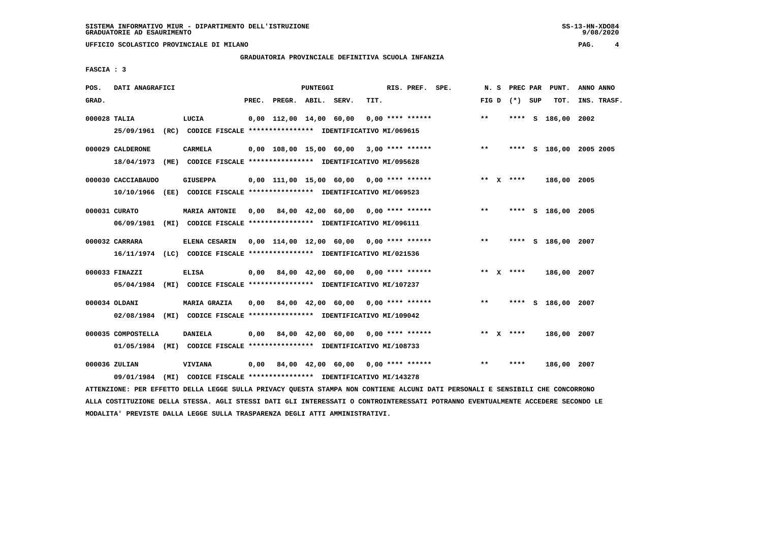SISTEMA INFORMATIVO MIUR - DIPARTIMENTO DELL'ISTRUZIONE
GRADUATORIE AD ESAURIMENTO

UFFICIO SCOLASTICO PROVINCIALE DI MILANO

GRADUATORIA PROVINCIALE DEFINITIVA SCUOLA INFANZIA

FASCIA : 3

| POS. GRAD. | DATI ANAGRAFICI | | PREC. | PREGR. | ABIL. | SERV. | TIT. | RIS. PREF. | SPE. | N. S FIG D | PREC PAR (*) SUP | PUNT. TOT. | ANNO INS. | ANNO TRASF. |
|---|---|---|---|---|---|---|---|---|---|---|---|---|---|---|
| 000028 | TALIA | LUCIA | 0,00 | 112,00 | 14,00 | 60,00 | 0,00 | **** ****** | | ** | **** S | 186,00 | 2002 | |
| | 25/09/1961 (RC) CODICE FISCALE **************** IDENTIFICATIVO MI/069615 | | | | | | | | | | | | | |
| 000029 | CALDERONE | CARMELA | 0,00 | 108,00 | 15,00 | 60,00 | 3,00 | **** ****** | | ** | **** S | 186,00 | 2005 | 2005 |
| | 18/04/1973 (ME) CODICE FISCALE **************** IDENTIFICATIVO MI/095628 | | | | | | | | | | | | | |
| 000030 | CACCIABAUDO | GIUSEPPA | 0,00 | 111,00 | 15,00 | 60,00 | 0,00 | **** ****** | | ** X | **** | 186,00 | 2005 | |
| | 10/10/1966 (EE) CODICE FISCALE **************** IDENTIFICATIVO MI/069523 | | | | | | | | | | | | | |
| 000031 | CURATO | MARIA ANTONIE | 0,00 | 84,00 | 42,00 | 60,00 | 0,00 | **** ****** | | ** | **** S | 186,00 | 2005 | |
| | 06/09/1981 (MI) CODICE FISCALE **************** IDENTIFICATIVO MI/096111 | | | | | | | | | | | | | |
| 000032 | CARRARA | ELENA CESARIN | 0,00 | 114,00 | 12,00 | 60,00 | 0,00 | **** ****** | | ** | **** S | 186,00 | 2007 | |
| | 16/11/1974 (LC) CODICE FISCALE **************** IDENTIFICATIVO MI/021536 | | | | | | | | | | | | | |
| 000033 | FINAZZI | ELISA | 0,00 | 84,00 | 42,00 | 60,00 | 0,00 | **** ****** | | ** X | **** | 186,00 | 2007 | |
| | 05/04/1984 (MI) CODICE FISCALE **************** IDENTIFICATIVO MI/107237 | | | | | | | | | | | | | |
| 000034 | OLDANI | MARIA GRAZIA | 0,00 | 84,00 | 42,00 | 60,00 | 0,00 | **** ****** | | ** | **** S | 186,00 | 2007 | |
| | 02/08/1984 (MI) CODICE FISCALE **************** IDENTIFICATIVO MI/109042 | | | | | | | | | | | | | |
| 000035 | COMPOSTELLA | DANIELA | 0,00 | 84,00 | 42,00 | 60,00 | 0,00 | **** ****** | | ** X | **** | 186,00 | 2007 | |
| | 01/05/1984 (MI) CODICE FISCALE **************** IDENTIFICATIVO MI/108733 | | | | | | | | | | | | | |
| 000036 | ZULIAN | VIVIANA | 0,00 | 84,00 | 42,00 | 60,00 | 0,00 | **** ****** | | ** | **** | 186,00 | 2007 | |
| | 09/01/1984 (MI) CODICE FISCALE **************** IDENTIFICATIVO MI/143278 | | | | | | | | | | | | | |

ATTENZIONE: PER EFFETTO DELLA LEGGE SULLA PRIVACY QUESTA STAMPA NON CONTIENE ALCUNI DATI PERSONALI E SENSIBILI CHE CONCORRONO ALLA COSTITUZIONE DELLA STESSA. AGLI STESSI DATI GLI INTERESSATI O CONTROINTERESSATI POTRANNO EVENTUALMENTE ACCEDERE SECONDO LE MODALITA' PREVISTE DALLA LEGGE SULLA TRASPARENZA DEGLI ATTI AMMINISTRATIVI.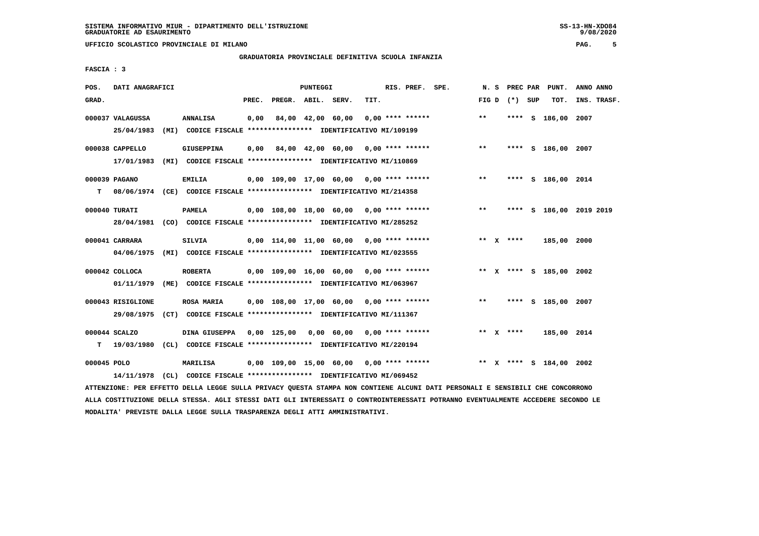SISTEMA INFORMATIVO MIUR - DIPARTIMENTO DELL'ISTRUZIONE
GRADUATORIE AD ESAURIMENTO

UFFICIO SCOLASTICO PROVINCIALE DI MILANO

GRADUATORIA PROVINCIALE DEFINITIVA SCUOLA INFANZIA

FASCIA : 3

| POS. GRAD. | DATI ANAGRAFICI | | PREC. | PREGR. | ABIL. | SERV. | TIT. | RIS. PREF. SPE. | N. S FIG D | PREC PAR (*) SUP | PUNT. TOT. | ANNO INS. | ANNO TRASF. |
|---|---|---|---|---|---|---|---|---|---|---|---|---|---|
| 000037 | VALAGUSSA | ANNALISA | 0,00 | 84,00 | 42,00 | 60,00 | 0,00 | **** ****** | ** | **** S | 186,00 | 2007 | |
| | 25/04/1983 (MI) CODICE FISCALE **************** IDENTIFICATIVO MI/109199 | | | | | | | | | | | | |
| 000038 | CAPPELLO | GIUSEPPINA | 0,00 | 84,00 | 42,00 | 60,00 | 0,00 | **** ****** | ** | **** S | 186,00 | 2007 | |
| | 17/01/1983 (MI) CODICE FISCALE **************** IDENTIFICATIVO MI/110869 | | | | | | | | | | | | |
| 000039 | PAGANO | EMILIA | 0,00 | 109,00 | 17,00 | 60,00 | 0,00 | **** ****** | ** | **** S | 186,00 | 2014 | |
| T | 08/06/1974 (CE) CODICE FISCALE **************** IDENTIFICATIVO MI/214358 | | | | | | | | | | | | |
| 000040 | TURATI | PAMELA | 0,00 | 108,00 | 18,00 | 60,00 | 0,00 | **** ****** | ** | **** S | 186,00 | 2019 | 2019 |
| | 28/04/1981 (CO) CODICE FISCALE **************** IDENTIFICATIVO MI/285252 | | | | | | | | | | | | |
| 000041 | CARRARA | SILVIA | 0,00 | 114,00 | 11,00 | 60,00 | 0,00 | **** ****** | ** X | **** | 185,00 | 2000 | |
| | 04/06/1975 (MI) CODICE FISCALE **************** IDENTIFICATIVO MI/023555 | | | | | | | | | | | | |
| 000042 | COLLOCA | ROBERTA | 0,00 | 109,00 | 16,00 | 60,00 | 0,00 | **** ****** | ** X | **** S | 185,00 | 2002 | |
| | 01/11/1979 (ME) CODICE FISCALE **************** IDENTIFICATIVO MI/063967 | | | | | | | | | | | | |
| 000043 | RISIGLIONE | ROSA MARIA | 0,00 | 108,00 | 17,00 | 60,00 | 0,00 | **** ****** | ** | **** S | 185,00 | 2007 | |
| | 29/08/1975 (CT) CODICE FISCALE **************** IDENTIFICATIVO MI/111367 | | | | | | | | | | | | |
| 000044 | SCALZO | DINA GIUSEPPA | 0,00 | 125,00 | 0,00 | 60,00 | 0,00 | **** ****** | ** X | **** | 185,00 | 2014 | |
| T | 19/03/1980 (CL) CODICE FISCALE **************** IDENTIFICATIVO MI/220194 | | | | | | | | | | | | |
| 000045 | POLO | MARILISA | 0,00 | 109,00 | 15,00 | 60,00 | 0,00 | **** ****** | ** X | **** S | 184,00 | 2002 | |
| | 14/11/1978 (CL) CODICE FISCALE **************** IDENTIFICATIVO MI/069452 | | | | | | | | | | | | |

ATTENZIONE: PER EFFETTO DELLA LEGGE SULLA PRIVACY QUESTA STAMPA NON CONTIENE ALCUNI DATI PERSONALI E SENSIBILI CHE CONCORRONO ALLA COSTITUZIONE DELLA STESSA. AGLI STESSI DATI GLI INTERESSATI O CONTROINTERESSATI POTRANNO EVENTUALMENTE ACCEDERE SECONDO LE MODALITA' PREVISTE DALLA LEGGE SULLA TRASPARENZA DEGLI ATTI AMMINISTRATIVI.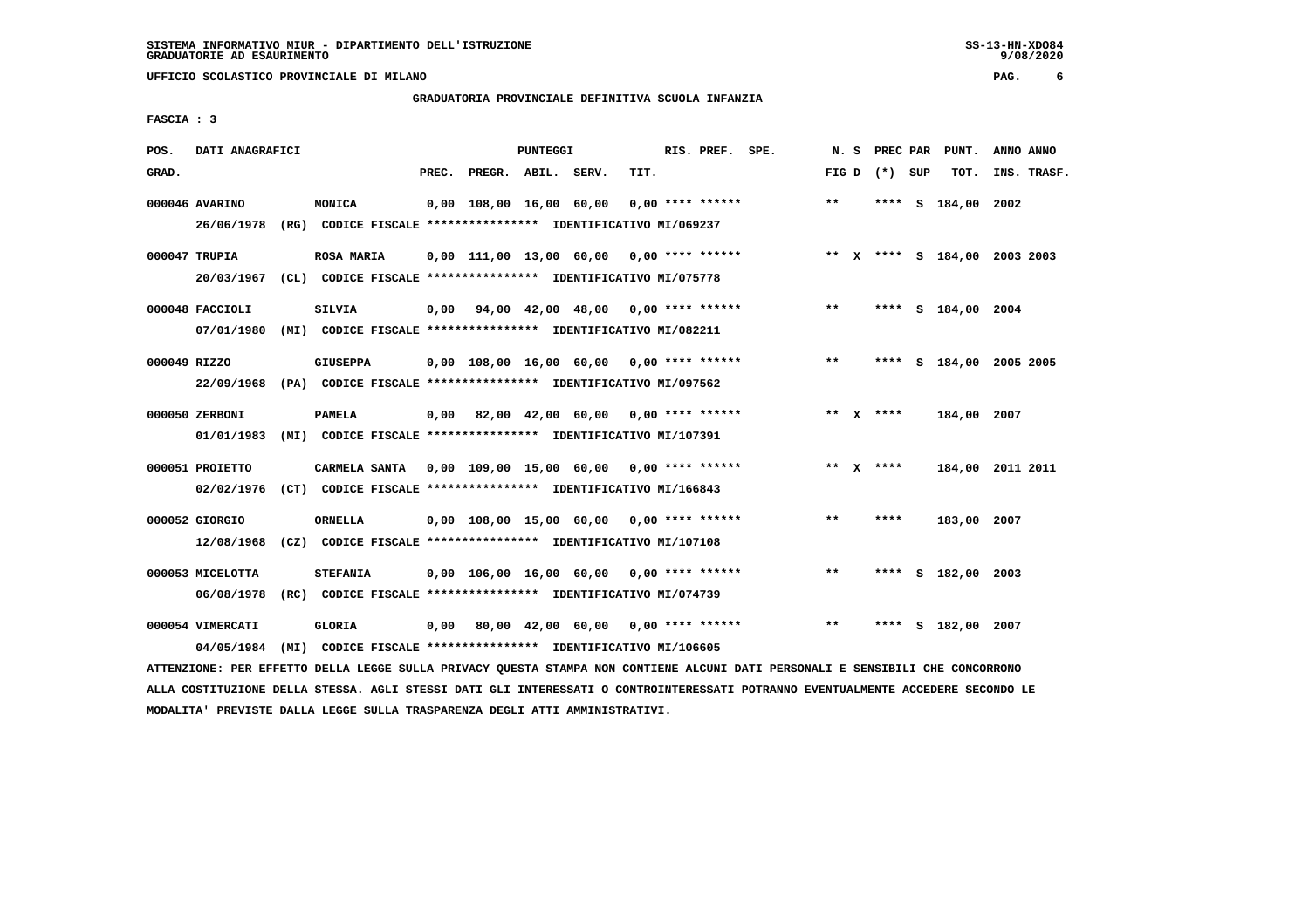SISTEMA INFORMATIVO MIUR - DIPARTIMENTO DELL'ISTRUZIONE
GRADUATORIE AD ESAURIMENTO

UFFICIO SCOLASTICO PROVINCIALE DI MILANO

GRADUATORIA PROVINCIALE DEFINITIVA SCUOLA INFANZIA

FASCIA : 3

| POS. GRAD. | DATI ANAGRAFICI | | PREC. | PREGR. | ABIL. | SERV. | TIT. | RIS. PREF. SPE. | N. S FIG D | PREC PAR (*) SUP | PUNT. TOT. | ANNO ANNO INS. TRASF. |
|---|---|---|---|---|---|---|---|---|---|---|---|---|
| 000046 | AVARINO | MONICA | 0,00 | 108,00 | 16,00 | 60,00 | 0,00 | **** ****** | ** | **** S | 184,00 | 2002 |
| | 26/06/1978 (RG) CODICE FISCALE **************** IDENTIFICATIVO MI/069237 | | | | | | | | | | | |
| 000047 | TRUPIA | ROSA MARIA | 0,00 | 111,00 | 13,00 | 60,00 | 0,00 | **** ****** | ** X | **** S | 184,00 | 2003 2003 |
| | 20/03/1967 (CL) CODICE FISCALE **************** IDENTIFICATIVO MI/075778 | | | | | | | | | | | |
| 000048 | FACCIOLI | SILVIA | 0,00 | 94,00 | 42,00 | 48,00 | 0,00 | **** ****** | ** | **** S | 184,00 | 2004 |
| | 07/01/1980 (MI) CODICE FISCALE **************** IDENTIFICATIVO MI/082211 | | | | | | | | | | | |
| 000049 | RIZZO | GIUSEPPA | 0,00 | 108,00 | 16,00 | 60,00 | 0,00 | **** ****** | ** | **** S | 184,00 | 2005 2005 |
| | 22/09/1968 (PA) CODICE FISCALE **************** IDENTIFICATIVO MI/097562 | | | | | | | | | | | |
| 000050 | ZERBONI | PAMELA | 0,00 | 82,00 | 42,00 | 60,00 | 0,00 | **** ****** | ** X | **** | 184,00 | 2007 |
| | 01/01/1983 (MI) CODICE FISCALE **************** IDENTIFICATIVO MI/107391 | | | | | | | | | | | |
| 000051 | PROIETTO | CARMELA SANTA | 0,00 | 109,00 | 15,00 | 60,00 | 0,00 | **** ****** | ** X | **** | 184,00 | 2011 2011 |
| | 02/02/1976 (CT) CODICE FISCALE **************** IDENTIFICATIVO MI/166843 | | | | | | | | | | | |
| 000052 | GIORGIO | ORNELLA | 0,00 | 108,00 | 15,00 | 60,00 | 0,00 | **** ****** | ** | **** | 183,00 | 2007 |
| | 12/08/1968 (CZ) CODICE FISCALE **************** IDENTIFICATIVO MI/107108 | | | | | | | | | | | |
| 000053 | MICELOTTA | STEFANIA | 0,00 | 106,00 | 16,00 | 60,00 | 0,00 | **** ****** | ** | **** S | 182,00 | 2003 |
| | 06/08/1978 (RC) CODICE FISCALE **************** IDENTIFICATIVO MI/074739 | | | | | | | | | | | |
| 000054 | VIMERCATI | GLORIA | 0,00 | 80,00 | 42,00 | 60,00 | 0,00 | **** ****** | ** | **** S | 182,00 | 2007 |
| | 04/05/1984 (MI) CODICE FISCALE **************** IDENTIFICATIVO MI/106605 | | | | | | | | | | | |

ATTENZIONE: PER EFFETTO DELLA LEGGE SULLA PRIVACY QUESTA STAMPA NON CONTIENE ALCUNI DATI PERSONALI E SENSIBILI CHE CONCORRONO ALLA COSTITUZIONE DELLA STESSA. AGLI STESSI DATI GLI INTERESSATI O CONTROINTERESSATI POTRANNO EVENTUALMENTE ACCEDERE SECONDO LE MODALITA' PREVISTE DALLA LEGGE SULLA TRASPARENZA DEGLI ATTI AMMINISTRATIVI.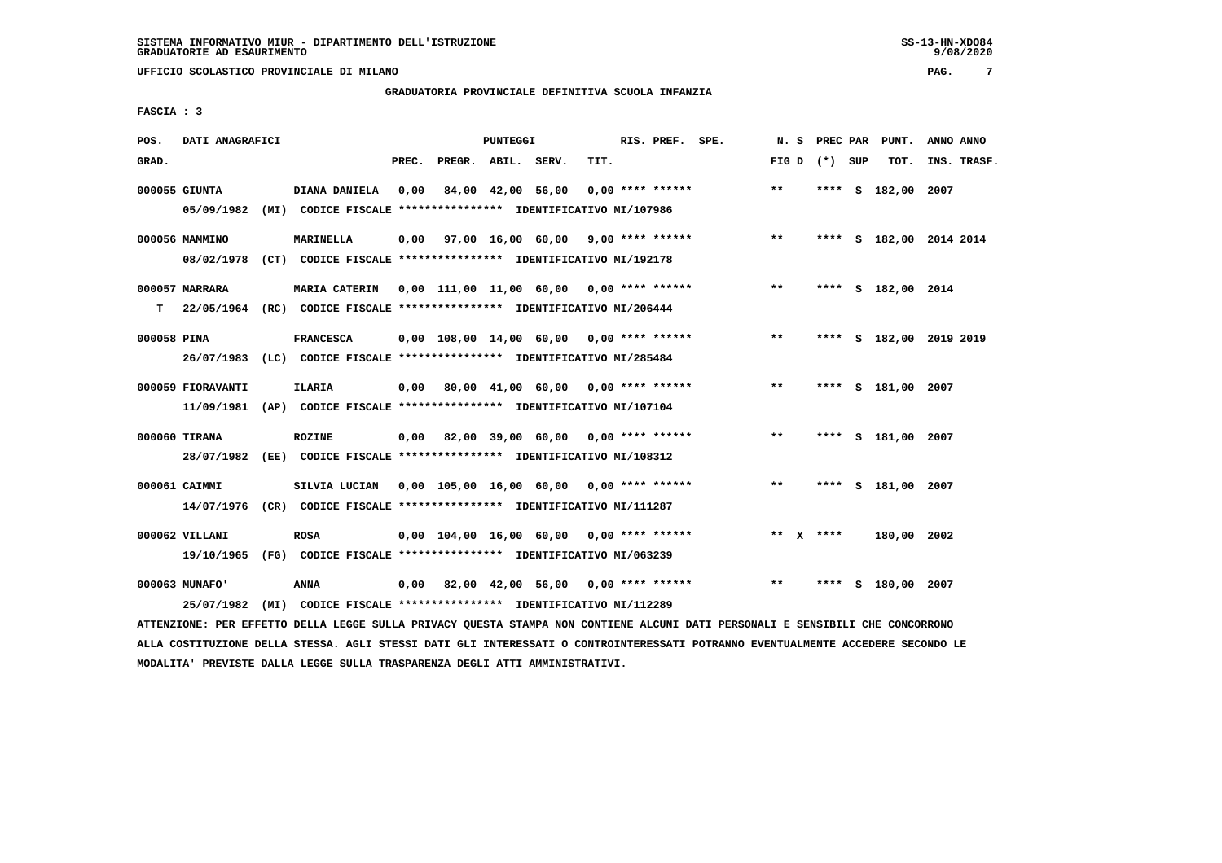GRADUATORIA PROVINCIALE DEFINITIVA SCUOLA INFANZIA

FASCIA : 3

| POS. GRAD. | DATI ANAGRAFICI | | PREC. | PREGR. | ABIL. | SERV. | TIT. | RIS. PREF. | SPE. | N. S FIG D | PREC (*) | PAR SUP | PUNT. TOT. | ANNO INS. | ANNO TRASF. |
|---|---|---|---|---|---|---|---|---|---|---|---|---|---|---|---|
| 000055 | GIUNTA | DIANA DANIELA | 0,00 | 84,00 | 42,00 | 56,00 | 0,00 | **** ****** | | ** | **** | S | 182,00 | 2007 | |
| | 05/09/1982 (MI) | CODICE FISCALE **************** IDENTIFICATIVO MI/107986 | | | | | | | | | | | | | |
| 000056 | MAMMINO | MARINELLA | 0,00 | 97,00 | 16,00 | 60,00 | 9,00 | **** ****** | | ** | **** | S | 182,00 | 2014 | 2014 |
| | 08/02/1978 (CT) | CODICE FISCALE **************** IDENTIFICATIVO MI/192178 | | | | | | | | | | | | | |
| 000057 | MARRARA | MARIA CATERIN | 0,00 | 111,00 | 11,00 | 60,00 | 0,00 | **** ****** | | ** | **** | S | 182,00 | 2014 | |
| T | 22/05/1964 (RC) | CODICE FISCALE **************** IDENTIFICATIVO MI/206444 | | | | | | | | | | | | | |
| 000058 | PINA | FRANCESCA | 0,00 | 108,00 | 14,00 | 60,00 | 0,00 | **** ****** | | ** | **** | S | 182,00 | 2019 | 2019 |
| | 26/07/1983 (LC) | CODICE FISCALE **************** IDENTIFICATIVO MI/285484 | | | | | | | | | | | | | |
| 000059 | FIORAVANTI | ILARIA | 0,00 | 80,00 | 41,00 | 60,00 | 0,00 | **** ****** | | ** | **** | S | 181,00 | 2007 | |
| | 11/09/1981 (AP) | CODICE FISCALE **************** IDENTIFICATIVO MI/107104 | | | | | | | | | | | | | |
| 000060 | TIRANA | ROZINE | 0,00 | 82,00 | 39,00 | 60,00 | 0,00 | **** ****** | | ** | **** | S | 181,00 | 2007 | |
| | 28/07/1982 (EE) | CODICE FISCALE **************** IDENTIFICATIVO MI/108312 | | | | | | | | | | | | | |
| 000061 | CAIMMI | SILVIA LUCIAN | 0,00 | 105,00 | 16,00 | 60,00 | 0,00 | **** ****** | | ** | **** | S | 181,00 | 2007 | |
| | 14/07/1976 (CR) | CODICE FISCALE **************** IDENTIFICATIVO MI/111287 | | | | | | | | | | | | | |
| 000062 | VILLANI | ROSA | 0,00 | 104,00 | 16,00 | 60,00 | 0,00 | **** ****** | | ** X | **** | | 180,00 | 2002 | |
| | 19/10/1965 (FG) | CODICE FISCALE **************** IDENTIFICATIVO MI/063239 | | | | | | | | | | | | | |
| 000063 | MUNAFO' | ANNA | 0,00 | 82,00 | 42,00 | 56,00 | 0,00 | **** ****** | | ** | **** | S | 180,00 | 2007 | |
| | 25/07/1982 (MI) | CODICE FISCALE **************** IDENTIFICATIVO MI/112289 | | | | | | | | | | | | | |

ATTENZIONE: PER EFFETTO DELLA LEGGE SULLA PRIVACY QUESTA STAMPA NON CONTIENE ALCUNI DATI PERSONALI E SENSIBILI CHE CONCORRONO ALLA COSTITUZIONE DELLA STESSA. AGLI STESSI DATI GLI INTERESSATI O CONTROINTERESSATI POTRANNO EVENTUALMENTE ACCEDERE SECONDO LE MODALITA' PREVISTE DALLA LEGGE SULLA TRASPARENZA DEGLI ATTI AMMINISTRATIVI.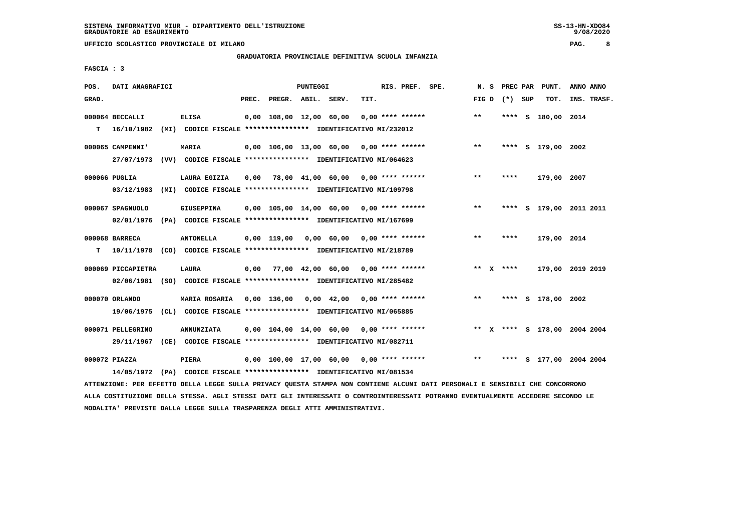SISTEMA INFORMATIVO MIUR - DIPARTIMENTO DELL'ISTRUZIONE
GRADUATORIE AD ESAURIMENTO

UFFICIO SCOLASTICO PROVINCIALE DI MILANO

GRADUATORIA PROVINCIALE DEFINITIVA SCUOLA INFANZIA

FASCIA : 3

| POS. GRAD. | DATI ANAGRAFICI | | PREC. | PREGR. | ABIL. | SERV. | TIT. | RIS. PREF. SPE. | N. S FIG D | PREC PAR (*) SUP | PUNT. TOT. | ANNO INS. | ANNO TRASF. |
|---|---|---|---|---|---|---|---|---|---|---|---|---|---|
| 000064 | BECCALLI | ELISA | 0,00 | 108,00 | 12,00 | 60,00 | 0,00 | **** ****** | ** | **** S | 180,00 | 2014 | |
| T | 16/10/1982 (MI) CODICE FISCALE **************** IDENTIFICATIVO MI/232012 | | | | | | | | | | | | |
| 000065 | CAMPENNI' | MARIA | 0,00 | 106,00 | 13,00 | 60,00 | 0,00 | **** ****** | ** | **** S | 179,00 | 2002 | |
| | 27/07/1973 (VV) CODICE FISCALE **************** IDENTIFICATIVO MI/064623 | | | | | | | | | | | | |
| 000066 | PUGLIA | LAURA EGIZIA | 0,00 | 78,00 | 41,00 | 60,00 | 0,00 | **** ****** | ** | **** | 179,00 | 2007 | |
| | 03/12/1983 (MI) CODICE FISCALE **************** IDENTIFICATIVO MI/109798 | | | | | | | | | | | | |
| 000067 | SPAGNUOLO | GIUSEPPINA | 0,00 | 105,00 | 14,00 | 60,00 | 0,00 | **** ****** | ** | **** S | 179,00 | 2011 | 2011 |
| | 02/01/1976 (PA) CODICE FISCALE **************** IDENTIFICATIVO MI/167699 | | | | | | | | | | | | |
| 000068 | BARRECA | ANTONELLA | 0,00 | 119,00 | 0,00 | 60,00 | 0,00 | **** ****** | ** | **** | 179,00 | 2014 | |
| T | 10/11/1978 (CO) CODICE FISCALE **************** IDENTIFICATIVO MI/218789 | | | | | | | | | | | | |
| 000069 | PICCAPIETRA | LAURA | 0,00 | 77,00 | 42,00 | 60,00 | 0,00 | **** ****** | ** X | **** | 179,00 | 2019 | 2019 |
| | 02/06/1981 (SO) CODICE FISCALE **************** IDENTIFICATIVO MI/285482 | | | | | | | | | | | | |
| 000070 | ORLANDO | MARIA ROSARIA | 0,00 | 136,00 | 0,00 | 42,00 | 0,00 | **** ****** | ** | **** S | 178,00 | 2002 | |
| | 19/06/1975 (CL) CODICE FISCALE **************** IDENTIFICATIVO MI/065885 | | | | | | | | | | | | |
| 000071 | PELLEGRINO | ANNUNZIATA | 0,00 | 104,00 | 14,00 | 60,00 | 0,00 | **** ****** | ** X | **** S | 178,00 | 2004 | 2004 |
| | 29/11/1967 (CE) CODICE FISCALE **************** IDENTIFICATIVO MI/082711 | | | | | | | | | | | | |
| 000072 | PIAZZA | PIERA | 0,00 | 100,00 | 17,00 | 60,00 | 0,00 | **** ****** | ** | **** S | 177,00 | 2004 | 2004 |
| | 14/05/1972 (PA) CODICE FISCALE **************** IDENTIFICATIVO MI/081534 | | | | | | | | | | | | |

ATTENZIONE: PER EFFETTO DELLA LEGGE SULLA PRIVACY QUESTA STAMPA NON CONTIENE ALCUNI DATI PERSONALI E SENSIBILI CHE CONCORRONO ALLA COSTITUZIONE DELLA STESSA. AGLI STESSI DATI GLI INTERESSATI O CONTROINTERESSATI POTRANNO EVENTUALMENTE ACCEDERE SECONDO LE MODALITA' PREVISTE DALLA LEGGE SULLA TRASPARENZA DEGLI ATTI AMMINISTRATIVI.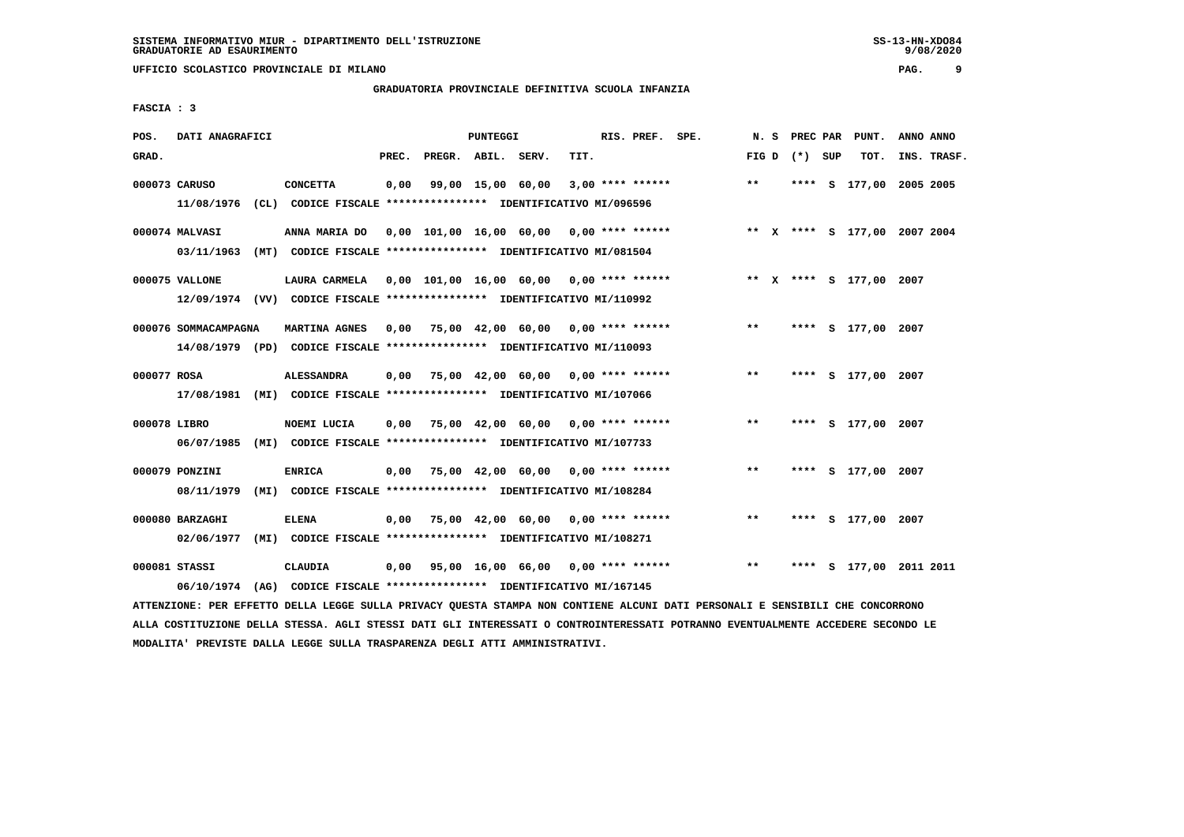SISTEMA INFORMATIVO MIUR - DIPARTIMENTO DELL'ISTRUZIONE
GRADUATORIE AD ESAURIMENTO

UFFICIO SCOLASTICO PROVINCIALE DI MILANO

GRADUATORIA PROVINCIALE DEFINITIVA SCUOLA INFANZIA

FASCIA : 3

| POS. GRAD. | DATI ANAGRAFICI | | PREC. | PREGR. | ABIL. | SERV. | TIT. | RIS. PREF. | SPE. | N. S FIG D | PREC PAR (*) SUP | PUNT. TOT. | ANNO ANNO INS. TRASF. |
|---|---|---|---|---|---|---|---|---|---|---|---|---|---|
| 000073 | CARUSO | CONCETTA | 0,00 | 99,00 | 15,00 | 60,00 | 3,00 | **** ****** | | ** | **** S | 177,00 | 2005 2005 |
| | 11/08/1976 (CL) CODICE FISCALE **************** IDENTIFICATIVO MI/096596 | | | | | | | | | | | | |
| 000074 | MALVASI | ANNA MARIA DO | 0,00 | 101,00 | 16,00 | 60,00 | 0,00 | **** ****** | | ** X | **** S | 177,00 | 2007 2004 |
| | 03/11/1963 (MT) CODICE FISCALE **************** IDENTIFICATIVO MI/081504 | | | | | | | | | | | | |
| 000075 | VALLONE | LAURA CARMELA | 0,00 | 101,00 | 16,00 | 60,00 | 0,00 | **** ****** | | ** X | **** S | 177,00 | 2007 |
| | 12/09/1974 (VV) CODICE FISCALE **************** IDENTIFICATIVO MI/110992 | | | | | | | | | | | | |
| 000076 | SOMMACAMPAGNA | MARTINA AGNES | 0,00 | 75,00 | 42,00 | 60,00 | 0,00 | **** ****** | | ** | **** S | 177,00 | 2007 |
| | 14/08/1979 (PD) CODICE FISCALE **************** IDENTIFICATIVO MI/110093 | | | | | | | | | | | | |
| 000077 | ROSA | ALESSANDRA | 0,00 | 75,00 | 42,00 | 60,00 | 0,00 | **** ****** | | ** | **** S | 177,00 | 2007 |
| | 17/08/1981 (MI) CODICE FISCALE **************** IDENTIFICATIVO MI/107066 | | | | | | | | | | | | |
| 000078 | LIBRO | NOEMI LUCIA | 0,00 | 75,00 | 42,00 | 60,00 | 0,00 | **** ****** | | ** | **** S | 177,00 | 2007 |
| | 06/07/1985 (MI) CODICE FISCALE **************** IDENTIFICATIVO MI/107733 | | | | | | | | | | | | |
| 000079 | PONZINI | ENRICA | 0,00 | 75,00 | 42,00 | 60,00 | 0,00 | **** ****** | | ** | **** S | 177,00 | 2007 |
| | 08/11/1979 (MI) CODICE FISCALE **************** IDENTIFICATIVO MI/108284 | | | | | | | | | | | | |
| 000080 | BARZAGHI | ELENA | 0,00 | 75,00 | 42,00 | 60,00 | 0,00 | **** ****** | | ** | **** S | 177,00 | 2007 |
| | 02/06/1977 (MI) CODICE FISCALE **************** IDENTIFICATIVO MI/108271 | | | | | | | | | | | | |
| 000081 | STASSI | CLAUDIA | 0,00 | 95,00 | 16,00 | 66,00 | 0,00 | **** ****** | | ** | **** S | 177,00 | 2011 2011 |
| | 06/10/1974 (AG) CODICE FISCALE **************** IDENTIFICATIVO MI/167145 | | | | | | | | | | | | |

ATTENZIONE: PER EFFETTO DELLA LEGGE SULLA PRIVACY QUESTA STAMPA NON CONTIENE ALCUNI DATI PERSONALI E SENSIBILI CHE CONCORRONO ALLA COSTITUZIONE DELLA STESSA. AGLI STESSI DATI GLI INTERESSATI O CONTROINTERESSATI POTRANNO EVENTUALMENTE ACCEDERE SECONDO LE MODALITA' PREVISTE DALLA LEGGE SULLA TRASPARENZA DEGLI ATTI AMMINISTRATIVI.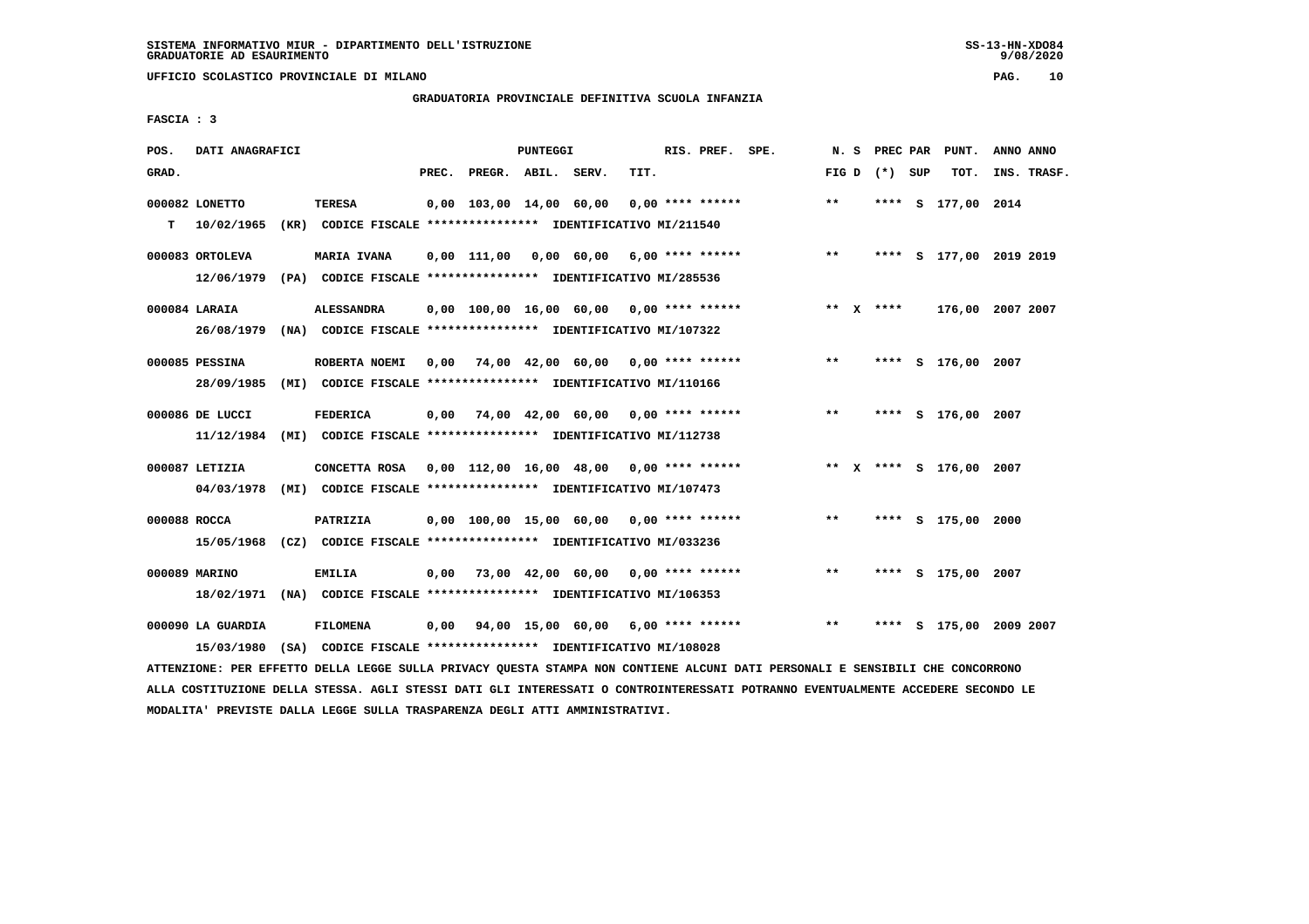SISTEMA INFORMATIVO MIUR - DIPARTIMENTO DELL'ISTRUZIONE
GRADUATORIE AD ESAURIMENTO

UFFICIO SCOLASTICO PROVINCIALE DI MILANO

GRADUATORIA PROVINCIALE DEFINITIVA SCUOLA INFANZIA

FASCIA : 3

| POS. GRAD. | DATI ANAGRAFICI | | PREC. | PREGR. | ABIL. | SERV. | TIT. | RIS. PREF. SPE. | N. S FIG D | PREC PAR (*) SUP | PUNT. TOT. | ANNO INS. | ANNO TRASF. |
|---|---|---|---|---|---|---|---|---|---|---|---|---|---|
| 000082 | LONETTO | TERESA | 0,00 | 103,00 | 14,00 | 60,00 | 0,00 | **** ****** | ** | **** S | 177,00 | 2014 | |
| T | 10/02/1965 (KR) CODICE FISCALE **************** IDENTIFICATIVO MI/211540 | | | | | | | | | | | | |
| 000083 | ORTOLEVA | MARIA IVANA | 0,00 | 111,00 | 0,00 | 60,00 | 6,00 | **** ****** | ** | **** S | 177,00 | 2019 | 2019 |
| | 12/06/1979 (PA) CODICE FISCALE **************** IDENTIFICATIVO MI/285536 | | | | | | | | | | | | |
| 000084 | LARAIA | ALESSANDRA | 0,00 | 100,00 | 16,00 | 60,00 | 0,00 | **** ****** | ** X | **** | 176,00 | 2007 | 2007 |
| | 26/08/1979 (NA) CODICE FISCALE **************** IDENTIFICATIVO MI/107322 | | | | | | | | | | | | |
| 000085 | PESSINA | ROBERTA NOEMI | 0,00 | 74,00 | 42,00 | 60,00 | 0,00 | **** ****** | ** | **** S | 176,00 | 2007 | |
| | 28/09/1985 (MI) CODICE FISCALE **************** IDENTIFICATIVO MI/110166 | | | | | | | | | | | | |
| 000086 | DE LUCCI | FEDERICA | 0,00 | 74,00 | 42,00 | 60,00 | 0,00 | **** ****** | ** | **** S | 176,00 | 2007 | |
| | 11/12/1984 (MI) CODICE FISCALE **************** IDENTIFICATIVO MI/112738 | | | | | | | | | | | | |
| 000087 | LETIZIA | CONCETTA ROSA | 0,00 | 112,00 | 16,00 | 48,00 | 0,00 | **** ****** | ** X | **** S | 176,00 | 2007 | |
| | 04/03/1978 (MI) CODICE FISCALE **************** IDENTIFICATIVO MI/107473 | | | | | | | | | | | | |
| 000088 | ROCCA | PATRIZIA | 0,00 | 100,00 | 15,00 | 60,00 | 0,00 | **** ****** | ** | **** S | 175,00 | 2000 | |
| | 15/05/1968 (CZ) CODICE FISCALE **************** IDENTIFICATIVO MI/033236 | | | | | | | | | | | | |
| 000089 | MARINO | EMILIA | 0,00 | 73,00 | 42,00 | 60,00 | 0,00 | **** ****** | ** | **** S | 175,00 | 2007 | |
| | 18/02/1971 (NA) CODICE FISCALE **************** IDENTIFICATIVO MI/106353 | | | | | | | | | | | | |
| 000090 | LA GUARDIA | FILOMENA | 0,00 | 94,00 | 15,00 | 60,00 | 6,00 | **** ****** | ** | **** S | 175,00 | 2009 | 2007 |
| | 15/03/1980 (SA) CODICE FISCALE **************** IDENTIFICATIVO MI/108028 | | | | | | | | | | | | |

ATTENZIONE: PER EFFETTO DELLA LEGGE SULLA PRIVACY QUESTA STAMPA NON CONTIENE ALCUNI DATI PERSONALI E SENSIBILI CHE CONCORRONO ALLA COSTITUZIONE DELLA STESSA. AGLI STESSI DATI GLI INTERESSATI O CONTROINTERESSATI POTRANNO EVENTUALMENTE ACCEDERE SECONDO LE MODALITA' PREVISTE DALLA LEGGE SULLA TRASPARENZA DEGLI ATTI AMMINISTRATIVI.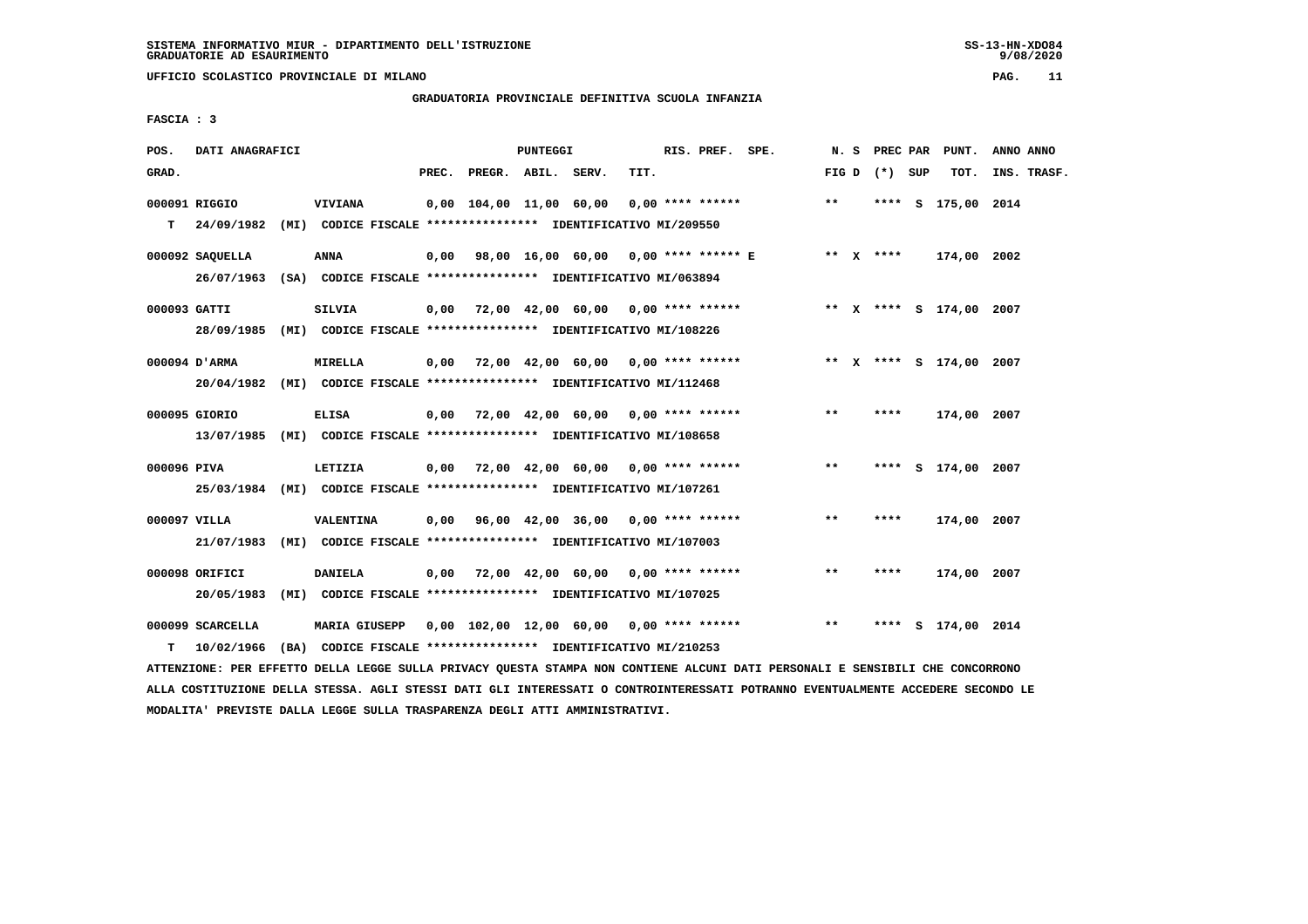SISTEMA INFORMATIVO MIUR - DIPARTIMENTO DELL'ISTRUZIONE
GRADUATORIE AD ESAURIMENTO

UFFICIO SCOLASTICO PROVINCIALE DI MILANO

GRADUATORIA PROVINCIALE DEFINITIVA SCUOLA INFANZIA

FASCIA : 3

| POS. GRAD. | DATI ANAGRAFICI | | PREC. | PREGR. | ABIL. | SERV. | TIT. | RIS. PREF. | SPE. | N. S FIG D | PREC PAR (*) | SUP | PUNT. TOT. | ANNO INS. | ANNO TRASF. |
|---|---|---|---|---|---|---|---|---|---|---|---|---|---|---|---|
| 000091 | RIGGIO | VIVIANA | 0,00 | 104,00 | 11,00 | 60,00 | 0,00 | **** ****** | | ** | **** | S | 175,00 | 2014 | |
| T | 24/09/1982 (MI) | CODICE FISCALE **************** IDENTIFICATIVO MI/209550 | | | | | | | | | | | | | |
| 000092 | SAQUELLA | ANNA | 0,00 | 98,00 | 16,00 | 60,00 | 0,00 | **** ****** | E | ** X | **** | | 174,00 | 2002 | |
| | 26/07/1963 (SA) | CODICE FISCALE **************** IDENTIFICATIVO MI/063894 | | | | | | | | | | | | | |
| 000093 | GATTI | SILVIA | 0,00 | 72,00 | 42,00 | 60,00 | 0,00 | **** ****** | | ** X | **** | S | 174,00 | 2007 | |
| | 28/09/1985 (MI) | CODICE FISCALE **************** IDENTIFICATIVO MI/108226 | | | | | | | | | | | | | |
| 000094 | D'ARMA | MIRELLA | 0,00 | 72,00 | 42,00 | 60,00 | 0,00 | **** ****** | | ** X | **** | S | 174,00 | 2007 | |
| | 20/04/1982 (MI) | CODICE FISCALE **************** IDENTIFICATIVO MI/112468 | | | | | | | | | | | | | |
| 000095 | GIORIO | ELISA | 0,00 | 72,00 | 42,00 | 60,00 | 0,00 | **** ****** | | ** | **** | | 174,00 | 2007 | |
| | 13/07/1985 (MI) | CODICE FISCALE **************** IDENTIFICATIVO MI/108658 | | | | | | | | | | | | | |
| 000096 | PIVA | LETIZIA | 0,00 | 72,00 | 42,00 | 60,00 | 0,00 | **** ****** | | ** | **** | S | 174,00 | 2007 | |
| | 25/03/1984 (MI) | CODICE FISCALE **************** IDENTIFICATIVO MI/107261 | | | | | | | | | | | | | |
| 000097 | VILLA | VALENTINA | 0,00 | 96,00 | 42,00 | 36,00 | 0,00 | **** ****** | | ** | **** | | 174,00 | 2007 | |
| | 21/07/1983 (MI) | CODICE FISCALE **************** IDENTIFICATIVO MI/107003 | | | | | | | | | | | | | |
| 000098 | ORIFICI | DANIELA | 0,00 | 72,00 | 42,00 | 60,00 | 0,00 | **** ****** | | ** | **** | | 174,00 | 2007 | |
| | 20/05/1983 (MI) | CODICE FISCALE **************** IDENTIFICATIVO MI/107025 | | | | | | | | | | | | | |
| 000099 | SCARCELLA | MARIA GIUSEPP | 0,00 | 102,00 | 12,00 | 60,00 | 0,00 | **** ****** | | ** | **** | S | 174,00 | 2014 | |
| T | 10/02/1966 (BA) | CODICE FISCALE **************** IDENTIFICATIVO MI/210253 | | | | | | | | | | | | | |

ATTENZIONE: PER EFFETTO DELLA LEGGE SULLA PRIVACY QUESTA STAMPA NON CONTIENE ALCUNI DATI PERSONALI E SENSIBILI CHE CONCORRONO ALLA COSTITUZIONE DELLA STESSA. AGLI STESSI DATI GLI INTERESSATI O CONTROINTERESSATI POTRANNO EVENTUALMENTE ACCEDERE SECONDO LE MODALITA' PREVISTE DALLA LEGGE SULLA TRASPARENZA DEGLI ATTI AMMINISTRATIVI.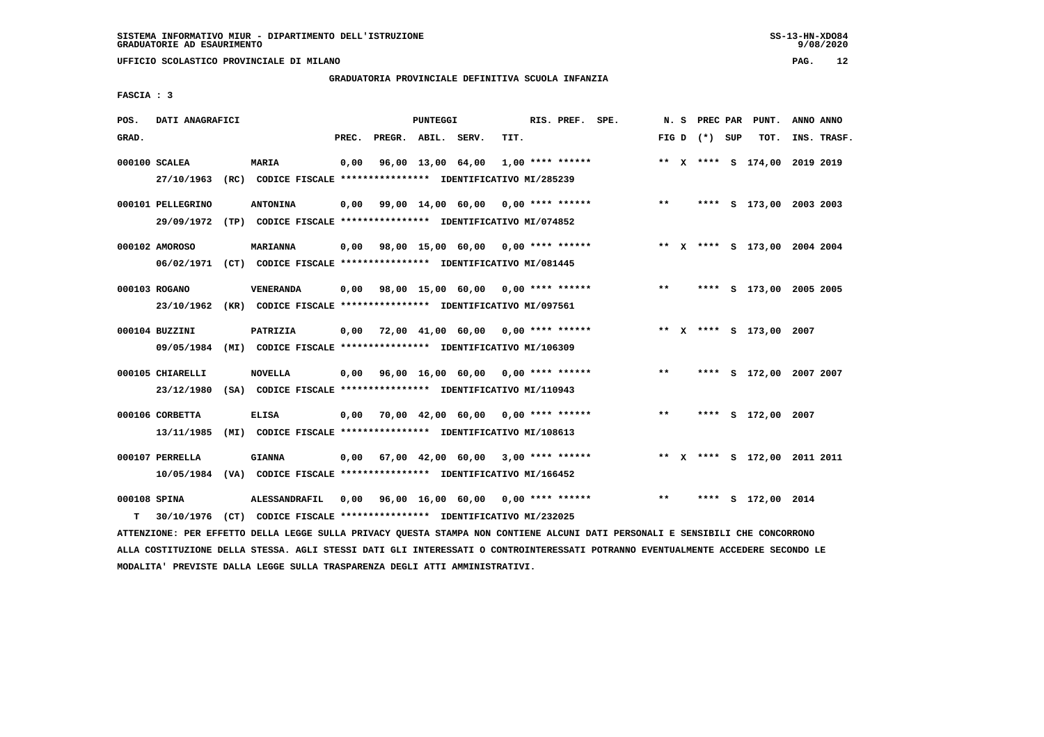SISTEMA INFORMATIVO MIUR - DIPARTIMENTO DELL'ISTRUZIONE
GRADUATORIE AD ESAURIMENTO

UFFICIO SCOLASTICO PROVINCIALE DI MILANO

GRADUATORIA PROVINCIALE DEFINITIVA SCUOLA INFANZIA

FASCIA : 3

| POS. GRAD. | DATI ANAGRAFICI | | PREC. | PREGR. | ABIL. | SERV. | TIT. | RIS. PREF. SPE. | N. S FIG D | PREC PAR (*) SUP | PUNT. TOT. | ANNO INS. | ANNO TRASF. |
|---|---|---|---|---|---|---|---|---|---|---|---|---|---|
| 000100 | SCALEA | MARIA | 0,00 | 96,00 | 13,00 | 64,00 | 1,00 | **** ****** | ** X | **** S | 174,00 | 2019 | 2019 |
| | 27/10/1963 (RC) | CODICE FISCALE **************** IDENTIFICATIVO MI/285239 | | | | | | | | | | | |
| 000101 | PELLEGRINO | ANTONINA | 0,00 | 99,00 | 14,00 | 60,00 | 0,00 | **** ****** | ** | **** S | 173,00 | 2003 | 2003 |
| | 29/09/1972 (TP) | CODICE FISCALE **************** IDENTIFICATIVO MI/074852 | | | | | | | | | | | |
| 000102 | AMOROSO | MARIANNA | 0,00 | 98,00 | 15,00 | 60,00 | 0,00 | **** ****** | ** X | **** S | 173,00 | 2004 | 2004 |
| | 06/02/1971 (CT) | CODICE FISCALE **************** IDENTIFICATIVO MI/081445 | | | | | | | | | | | |
| 000103 | ROGANO | VENERANDA | 0,00 | 98,00 | 15,00 | 60,00 | 0,00 | **** ****** | ** | **** S | 173,00 | 2005 | 2005 |
| | 23/10/1962 (KR) | CODICE FISCALE **************** IDENTIFICATIVO MI/097561 | | | | | | | | | | | |
| 000104 | BUZZINI | PATRIZIA | 0,00 | 72,00 | 41,00 | 60,00 | 0,00 | **** ****** | ** X | **** S | 173,00 | 2007 | |
| | 09/05/1984 (MI) | CODICE FISCALE **************** IDENTIFICATIVO MI/106309 | | | | | | | | | | | |
| 000105 | CHIARELLI | NOVELLA | 0,00 | 96,00 | 16,00 | 60,00 | 0,00 | **** ****** | ** | **** S | 172,00 | 2007 | 2007 |
| | 23/12/1980 (SA) | CODICE FISCALE **************** IDENTIFICATIVO MI/110943 | | | | | | | | | | | |
| 000106 | CORBETTA | ELISA | 0,00 | 70,00 | 42,00 | 60,00 | 0,00 | **** ****** | ** | **** S | 172,00 | 2007 | |
| | 13/11/1985 (MI) | CODICE FISCALE **************** IDENTIFICATIVO MI/108613 | | | | | | | | | | | |
| 000107 | PERRELLA | GIANNA | 0,00 | 67,00 | 42,00 | 60,00 | 3,00 | **** ****** | ** X | **** S | 172,00 | 2011 | 2011 |
| | 10/05/1984 (VA) | CODICE FISCALE **************** IDENTIFICATIVO MI/166452 | | | | | | | | | | | |
| 000108 | SPINA | ALESSANDRAFIL | 0,00 | 96,00 | 16,00 | 60,00 | 0,00 | **** ****** | ** | **** S | 172,00 | 2014 | |
| T | 30/10/1976 (CT) | CODICE FISCALE **************** IDENTIFICATIVO MI/232025 | | | | | | | | | | | |

ATTENZIONE: PER EFFETTO DELLA LEGGE SULLA PRIVACY QUESTA STAMPA NON CONTIENE ALCUNI DATI PERSONALI E SENSIBILI CHE CONCORRONO ALLA COSTITUZIONE DELLA STESSA. AGLI STESSI DATI GLI INTERESSATI O CONTROINTERESSATI POTRANNO EVENTUALMENTE ACCEDERE SECONDO LE MODALITA' PREVISTE DALLA LEGGE SULLA TRASPARENZA DEGLI ATTI AMMINISTRATIVI.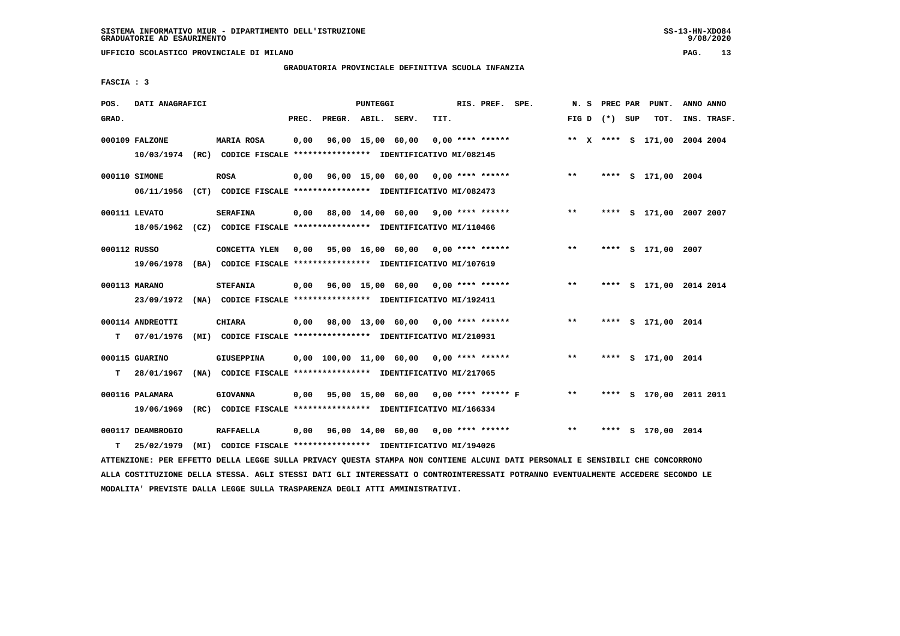GRADUATORIA PROVINCIALE DEFINITIVA SCUOLA INFANZIA

FASCIA : 3

| POS. GRAD. | DATI ANAGRAFICI | | PREC. | PREGR. | ABIL. | SERV. | TIT. | RIS. PREF. SPE. | N. S FIG D | PREC PAR (*) SUP | PUNT. TOT. | ANNO ANNO INS. TRASF. |
|---|---|---|---|---|---|---|---|---|---|---|---|---|
| 000109 FALZONE | MARIA ROSA | | 0,00 | 96,00 | 15,00 | 60,00 | 0,00 | **** ****** | ** X | **** S | 171,00 | 2004 2004 |
| | 10/03/1974 (RC) CODICE FISCALE **************** IDENTIFICATIVO MI/082145 | | | | | | | | | | | |
| 000110 SIMONE | ROSA | | 0,00 | 96,00 | 15,00 | 60,00 | 0,00 | **** ****** | ** | **** S | 171,00 | 2004 |
| | 06/11/1956 (CT) CODICE FISCALE **************** IDENTIFICATIVO MI/082473 | | | | | | | | | | | |
| 000111 LEVATO | SERAFINA | | 0,00 | 88,00 | 14,00 | 60,00 | 9,00 | **** ****** | ** | **** S | 171,00 | 2007 2007 |
| | 18/05/1962 (CZ) CODICE FISCALE **************** IDENTIFICATIVO MI/110466 | | | | | | | | | | | |
| 000112 RUSSO | CONCETTA YLEN | | 0,00 | 95,00 | 16,00 | 60,00 | 0,00 | **** ****** | ** | **** S | 171,00 | 2007 |
| | 19/06/1978 (BA) CODICE FISCALE **************** IDENTIFICATIVO MI/107619 | | | | | | | | | | | |
| 000113 MARANO | STEFANIA | | 0,00 | 96,00 | 15,00 | 60,00 | 0,00 | **** ****** | ** | **** S | 171,00 | 2014 2014 |
| | 23/09/1972 (NA) CODICE FISCALE **************** IDENTIFICATIVO MI/192411 | | | | | | | | | | | |
| 000114 ANDREOTTI | CHIARA | | 0,00 | 98,00 | 13,00 | 60,00 | 0,00 | **** ****** | ** | **** S | 171,00 | 2014 |
| T | 07/01/1976 (MI) CODICE FISCALE **************** IDENTIFICATIVO MI/210931 | | | | | | | | | | | |
| 000115 GUARINO | GIUSEPPINA | | 0,00 | 100,00 | 11,00 | 60,00 | 0,00 | **** ****** | ** | **** S | 171,00 | 2014 |
| T | 28/01/1967 (NA) CODICE FISCALE **************** IDENTIFICATIVO MI/217065 | | | | | | | | | | | |
| 000116 PALAMARA | GIOVANNA | | 0,00 | 95,00 | 15,00 | 60,00 | 0,00 | **** ****** F | ** | **** S | 170,00 | 2011 2011 |
| | 19/06/1969 (RC) CODICE FISCALE **************** IDENTIFICATIVO MI/166334 | | | | | | | | | | | |
| 000117 DEAMBROGIO | RAFFAELLA | | 0,00 | 96,00 | 14,00 | 60,00 | 0,00 | **** ****** | ** | **** S | 170,00 | 2014 |
| T | 25/02/1979 (MI) CODICE FISCALE **************** IDENTIFICATIVO MI/194026 | | | | | | | | | | | |

ATTENZIONE: PER EFFETTO DELLA LEGGE SULLA PRIVACY QUESTA STAMPA NON CONTIENE ALCUNI DATI PERSONALI E SENSIBILI CHE CONCORRONO ALLA COSTITUZIONE DELLA STESSA. AGLI STESSI DATI GLI INTERESSATI O CONTROINTERESSATI POTRANNO EVENTUALMENTE ACCEDERE SECONDO LE MODALITA' PREVISTE DALLA LEGGE SULLA TRASPARENZA DEGLI ATTI AMMINISTRATIVI.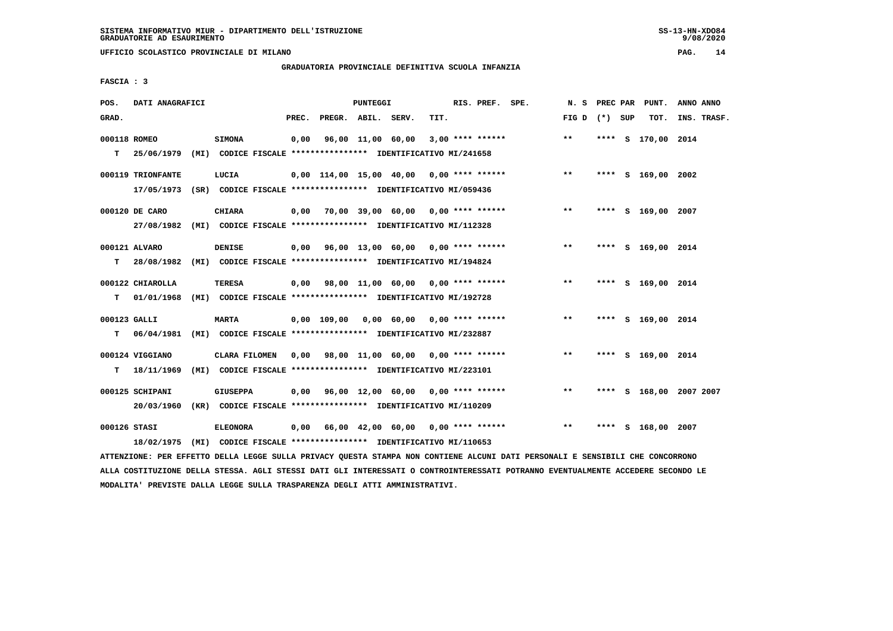SISTEMA INFORMATIVO MIUR - DIPARTIMENTO DELL'ISTRUZIONE
GRADUATORIE AD ESAURIMENTO

UFFICIO SCOLASTICO PROVINCIALE DI MILANO

GRADUATORIA PROVINCIALE DEFINITIVA SCUOLA INFANZIA

FASCIA : 3

| POS. GRAD. | DATI ANAGRAFICI | | PREC. | PREGR. | ABIL. | SERV. | TIT. | RIS. PREF. SPE. | N. S FIG D | PREC PAR (*) SUP | PUNT. TOT. | ANNO ANNO INS. TRASF. |
|---|---|---|---|---|---|---|---|---|---|---|---|---|
| 000118 | ROMEO | SIMONA | 0,00 | 96,00 | 11,00 | 60,00 | 3,00 | **** ****** | ** | **** S | 170,00 | 2014 |
| T | 25/06/1979 (MI) | CODICE FISCALE **************** IDENTIFICATIVO MI/241658 | | | | | | | | | | |
| 000119 | TRIONFANTE | LUCIA | 0,00 | 114,00 | 15,00 | 40,00 | 0,00 | **** ****** | ** | **** S | 169,00 | 2002 |
| | 17/05/1973 (SR) | CODICE FISCALE **************** IDENTIFICATIVO MI/059436 | | | | | | | | | | |
| 000120 | DE CARO | CHIARA | 0,00 | 70,00 | 39,00 | 60,00 | 0,00 | **** ****** | ** | **** S | 169,00 | 2007 |
| | 27/08/1982 (MI) | CODICE FISCALE **************** IDENTIFICATIVO MI/112328 | | | | | | | | | | |
| 000121 | ALVARO | DENISE | 0,00 | 96,00 | 13,00 | 60,00 | 0,00 | **** ****** | ** | **** S | 169,00 | 2014 |
| T | 28/08/1982 (MI) | CODICE FISCALE **************** IDENTIFICATIVO MI/194824 | | | | | | | | | | |
| 000122 | CHIAROLLA | TERESA | 0,00 | 98,00 | 11,00 | 60,00 | 0,00 | **** ****** | ** | **** S | 169,00 | 2014 |
| T | 01/01/1968 (MI) | CODICE FISCALE **************** IDENTIFICATIVO MI/192728 | | | | | | | | | | |
| 000123 | GALLI | MARTA | 0,00 | 109,00 | 0,00 | 60,00 | 0,00 | **** ****** | ** | **** S | 169,00 | 2014 |
| T | 06/04/1981 (MI) | CODICE FISCALE **************** IDENTIFICATIVO MI/232887 | | | | | | | | | | |
| 000124 | VIGGIANO | CLARA FILOMEN | 0,00 | 98,00 | 11,00 | 60,00 | 0,00 | **** ****** | ** | **** S | 169,00 | 2014 |
| T | 18/11/1969 (MI) | CODICE FISCALE **************** IDENTIFICATIVO MI/223101 | | | | | | | | | | |
| 000125 | SCHIPANI | GIUSEPPA | 0,00 | 96,00 | 12,00 | 60,00 | 0,00 | **** ****** | ** | **** S | 168,00 | 2007 2007 |
| | 20/03/1960 (KR) | CODICE FISCALE **************** IDENTIFICATIVO MI/110209 | | | | | | | | | | |
| 000126 | STASI | ELEONORA | 0,00 | 66,00 | 42,00 | 60,00 | 0,00 | **** ****** | ** | **** S | 168,00 | 2007 |
| | 18/02/1975 (MI) | CODICE FISCALE **************** IDENTIFICATIVO MI/110653 | | | | | | | | | | |

ATTENZIONE: PER EFFETTO DELLA LEGGE SULLA PRIVACY QUESTA STAMPA NON CONTIENE ALCUNI DATI PERSONALI E SENSIBILI CHE CONCORRONO ALLA COSTITUZIONE DELLA STESSA. AGLI STESSI DATI GLI INTERESSATI O CONTROINTERESSATI POTRANNO EVENTUALMENTE ACCEDERE SECONDO LE MODALITA' PREVISTE DALLA LEGGE SULLA TRASPARENZA DEGLI ATTI AMMINISTRATIVI.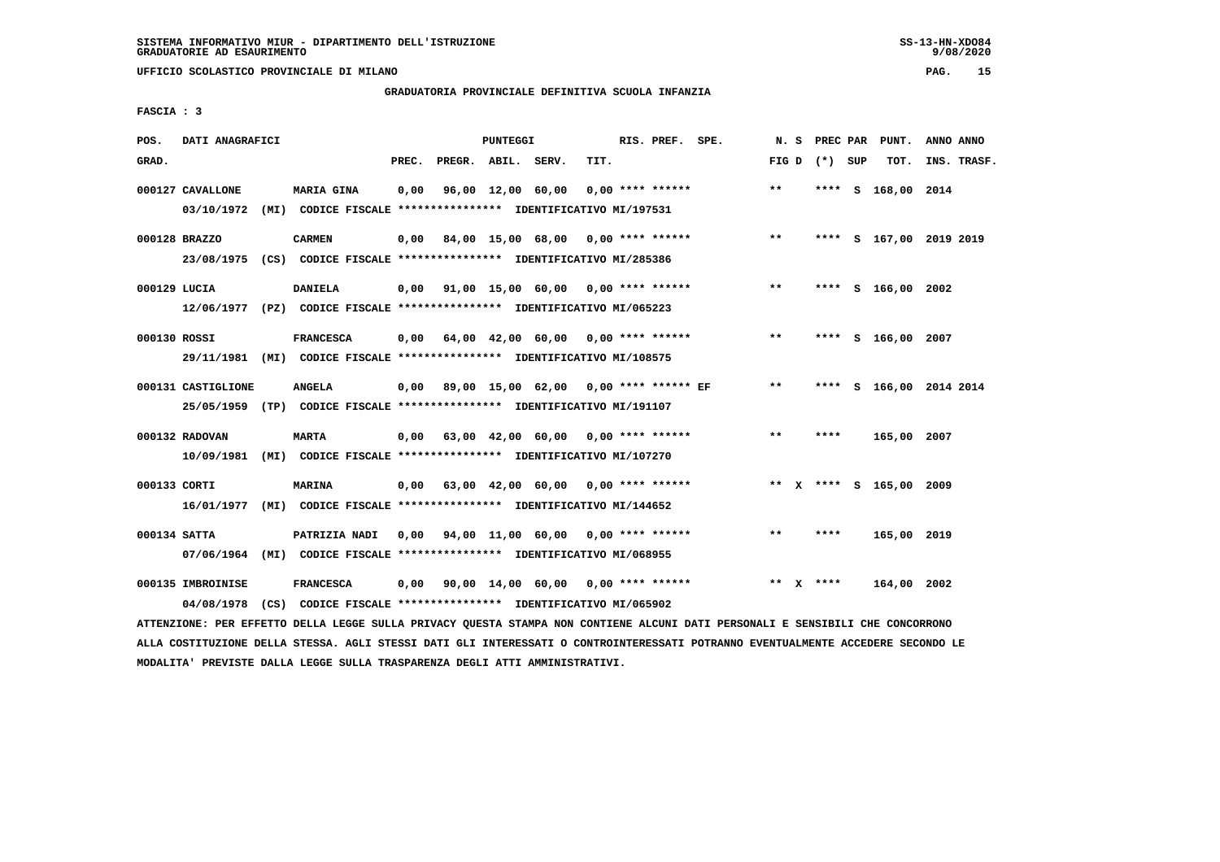SISTEMA INFORMATIVO MIUR - DIPARTIMENTO DELL'ISTRUZIONE
GRADUATORIE AD ESAURIMENTO

UFFICIO SCOLASTICO PROVINCIALE DI MILANO

GRADUATORIA PROVINCIALE DEFINITIVA SCUOLA INFANZIA

FASCIA : 3

| POS. GRAD. | DATI ANAGRAFICI | | PREC. | PREGR. | ABIL. | SERV. | TIT. | RIS. PREF. | SPE. | N. S FIG D | PREC PAR (*) | SUP | PUNT. TOT. | ANNO INS. | ANNO TRASF. |
|---|---|---|---|---|---|---|---|---|---|---|---|---|---|---|---|
| 000127 | CAVALLONE | MARIA GINA | 0,00 | 96,00 | 12,00 | 60,00 | 0,00 | **** ****** | | ** | **** | S | 168,00 | 2014 | |
| | 03/10/1972 (MI) CODICE FISCALE **************** IDENTIFICATIVO MI/197531 | | | | | | | | | | | | | | |
| 000128 | BRAZZO | CARMEN | 0,00 | 84,00 | 15,00 | 68,00 | 0,00 | **** ****** | | ** | **** | S | 167,00 | 2019 | 2019 |
| | 23/08/1975 (CS) CODICE FISCALE **************** IDENTIFICATIVO MI/285386 | | | | | | | | | | | | | | |
| 000129 | LUCIA | DANIELA | 0,00 | 91,00 | 15,00 | 60,00 | 0,00 | **** ****** | | ** | **** | S | 166,00 | 2002 | |
| | 12/06/1977 (PZ) CODICE FISCALE **************** IDENTIFICATIVO MI/065223 | | | | | | | | | | | | | | |
| 000130 | ROSSI | FRANCESCA | 0,00 | 64,00 | 42,00 | 60,00 | 0,00 | **** ****** | | ** | **** | S | 166,00 | 2007 | |
| | 29/11/1981 (MI) CODICE FISCALE **************** IDENTIFICATIVO MI/108575 | | | | | | | | | | | | | | |
| 000131 | CASTIGLIONE | ANGELA | 0,00 | 89,00 | 15,00 | 62,00 | 0,00 | **** ****** | EF | ** | **** | S | 166,00 | 2014 | 2014 |
| | 25/05/1959 (TP) CODICE FISCALE **************** IDENTIFICATIVO MI/191107 | | | | | | | | | | | | | | |
| 000132 | RADOVAN | MARTA | 0,00 | 63,00 | 42,00 | 60,00 | 0,00 | **** ****** | | ** | **** | | 165,00 | 2007 | |
| | 10/09/1981 (MI) CODICE FISCALE **************** IDENTIFICATIVO MI/107270 | | | | | | | | | | | | | | |
| 000133 | CORTI | MARINA | 0,00 | 63,00 | 42,00 | 60,00 | 0,00 | **** ****** | | ** X | **** | S | 165,00 | 2009 | |
| | 16/01/1977 (MI) CODICE FISCALE **************** IDENTIFICATIVO MI/144652 | | | | | | | | | | | | | | |
| 000134 | SATTA | PATRIZIA NADI | 0,00 | 94,00 | 11,00 | 60,00 | 0,00 | **** ****** | | ** | **** | | 165,00 | 2019 | |
| | 07/06/1964 (MI) CODICE FISCALE **************** IDENTIFICATIVO MI/068955 | | | | | | | | | | | | | | |
| 000135 | IMBROINISE | FRANCESCA | 0,00 | 90,00 | 14,00 | 60,00 | 0,00 | **** ****** | | ** X | **** | | 164,00 | 2002 | |
| | 04/08/1978 (CS) CODICE FISCALE **************** IDENTIFICATIVO MI/065902 | | | | | | | | | | | | | | |

ATTENZIONE: PER EFFETTO DELLA LEGGE SULLA PRIVACY QUESTA STAMPA NON CONTIENE ALCUNI DATI PERSONALI E SENSIBILI CHE CONCORRONO ALLA COSTITUZIONE DELLA STESSA. AGLI STESSI DATI GLI INTERESSATI O CONTROINTERESSATI POTRANNO EVENTUALMENTE ACCEDERE SECONDO LE MODALITA' PREVISTE DALLA LEGGE SULLA TRASPARENZA DEGLI ATTI AMMINISTRATIVI.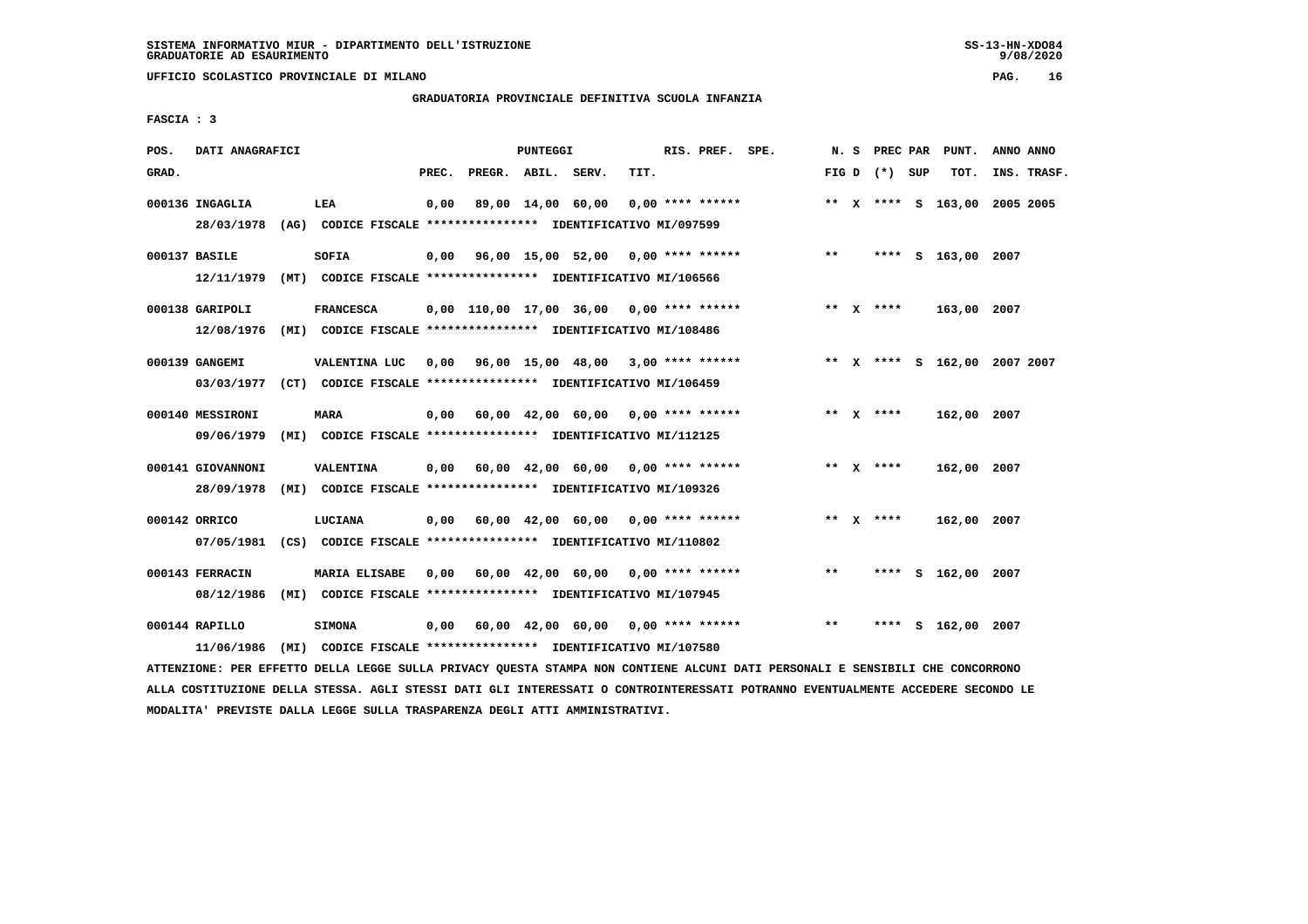SISTEMA INFORMATIVO MIUR - DIPARTIMENTO DELL'ISTRUZIONE
GRADUATORIE AD ESAURIMENTO

UFFICIO SCOLASTICO PROVINCIALE DI MILANO

GRADUATORIA PROVINCIALE DEFINITIVA SCUOLA INFANZIA

FASCIA : 3

| POS. GRAD. | DATI ANAGRAFICI | | PREC. | PREGR. | ABIL. | SERV. | TIT. | RIS. PREF. SPE. | N. S FIG D | PREC PAR (*) SUP | PUNT. TOT. | ANNO ANNO INS. TRASF. |
|---|---|---|---|---|---|---|---|---|---|---|---|---|
| 000136 | INGAGLIA | LEA | 0,00 | 89,00 | 14,00 | 60,00 | 0,00 | **** ****** | ** X | **** S | 163,00 | 2005 2005 |
| | 28/03/1978 (AG) | CODICE FISCALE **************** IDENTIFICATIVO MI/097599 | | | | | | | | | | |
| 000137 | BASILE | SOFIA | 0,00 | 96,00 | 15,00 | 52,00 | 0,00 | **** ****** | ** | **** S | 163,00 | 2007 |
| | 12/11/1979 (MT) | CODICE FISCALE **************** IDENTIFICATIVO MI/106566 | | | | | | | | | | |
| 000138 | GARIPOLI | FRANCESCA | 0,00 | 110,00 | 17,00 | 36,00 | 0,00 | **** ****** | ** X | **** | 163,00 | 2007 |
| | 12/08/1976 (MI) | CODICE FISCALE **************** IDENTIFICATIVO MI/108486 | | | | | | | | | | |
| 000139 | GANGEMI | VALENTINA LUC | 0,00 | 96,00 | 15,00 | 48,00 | 3,00 | **** ****** | ** X | **** S | 162,00 | 2007 2007 |
| | 03/03/1977 (CT) | CODICE FISCALE **************** IDENTIFICATIVO MI/106459 | | | | | | | | | | |
| 000140 | MESSIRONI | MARA | 0,00 | 60,00 | 42,00 | 60,00 | 0,00 | **** ****** | ** X | **** | 162,00 | 2007 |
| | 09/06/1979 (MI) | CODICE FISCALE **************** IDENTIFICATIVO MI/112125 | | | | | | | | | | |
| 000141 | GIOVANNONI | VALENTINA | 0,00 | 60,00 | 42,00 | 60,00 | 0,00 | **** ****** | ** X | **** | 162,00 | 2007 |
| | 28/09/1978 (MI) | CODICE FISCALE **************** IDENTIFICATIVO MI/109326 | | | | | | | | | | |
| 000142 | ORRICO | LUCIANA | 0,00 | 60,00 | 42,00 | 60,00 | 0,00 | **** ****** | ** X | **** | 162,00 | 2007 |
| | 07/05/1981 (CS) | CODICE FISCALE **************** IDENTIFICATIVO MI/110802 | | | | | | | | | | |
| 000143 | FERRACIN | MARIA ELISABE | 0,00 | 60,00 | 42,00 | 60,00 | 0,00 | **** ****** | ** | **** S | 162,00 | 2007 |
| | 08/12/1986 (MI) | CODICE FISCALE **************** IDENTIFICATIVO MI/107945 | | | | | | | | | | |
| 000144 | RAPILLO | SIMONA | 0,00 | 60,00 | 42,00 | 60,00 | 0,00 | **** ****** | ** | **** S | 162,00 | 2007 |
| | 11/06/1986 (MI) | CODICE FISCALE **************** IDENTIFICATIVO MI/107580 | | | | | | | | | | |

ATTENZIONE: PER EFFETTO DELLA LEGGE SULLA PRIVACY QUESTA STAMPA NON CONTIENE ALCUNI DATI PERSONALI E SENSIBILI CHE CONCORRONO ALLA COSTITUZIONE DELLA STESSA. AGLI STESSI DATI GLI INTERESSATI O CONTROINTERESSATI POTRANNO EVENTUALMENTE ACCEDERE SECONDO LE MODALITA' PREVISTE DALLA LEGGE SULLA TRASPARENZA DEGLI ATTI AMMINISTRATIVI.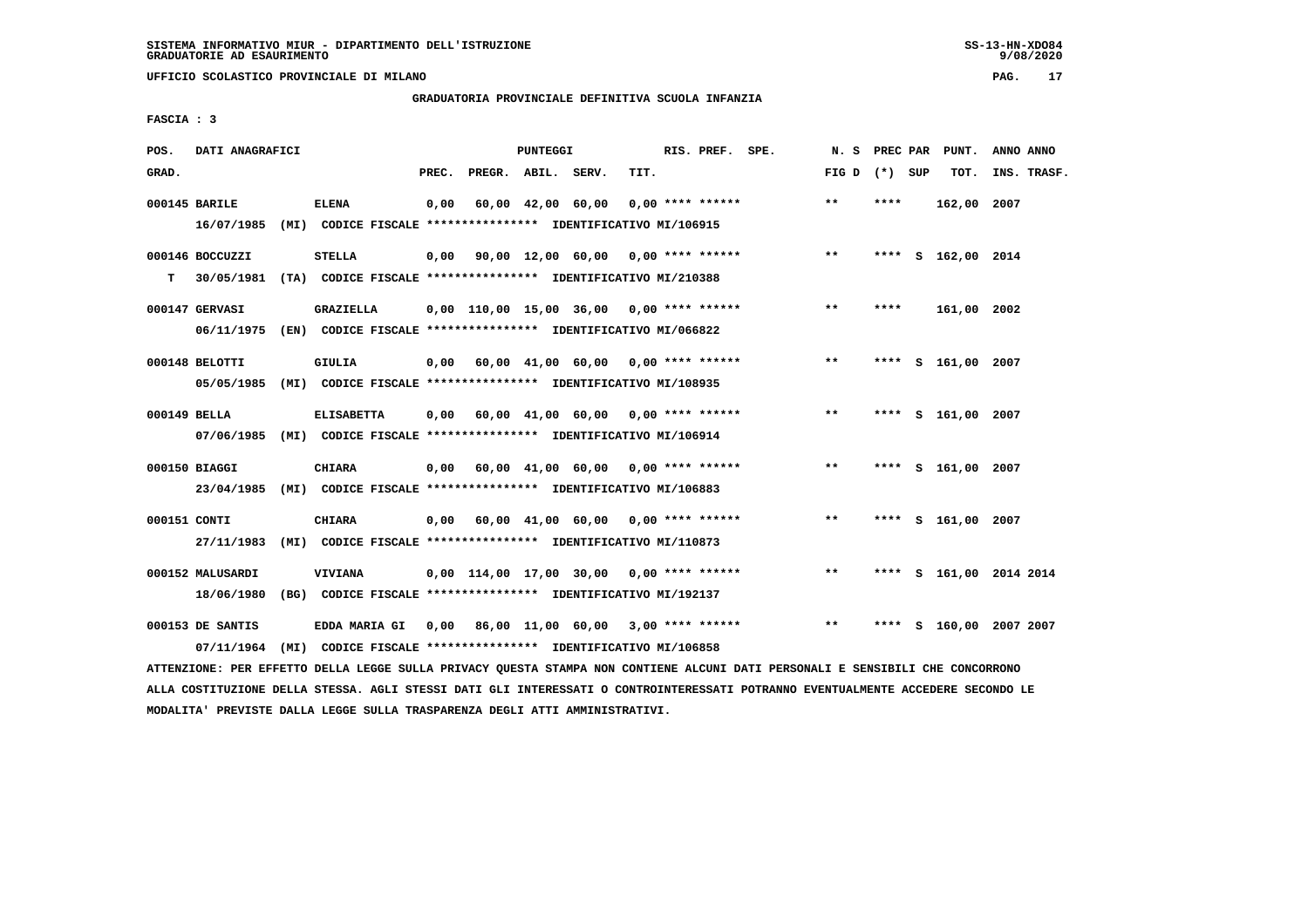SISTEMA INFORMATIVO MIUR - DIPARTIMENTO DELL'ISTRUZIONE
GRADUATORIE AD ESAURIMENTO

UFFICIO SCOLASTICO PROVINCIALE DI MILANO

GRADUATORIA PROVINCIALE DEFINITIVA SCUOLA INFANZIA

FASCIA : 3

| POS. GRAD. | DATI ANAGRAFICI | | PREC. | PREGR. | ABIL. | SERV. | TIT. | RIS. PREF. SPE. | N. S FIG D | PREC PAR (*) SUP | PUNT. TOT. | ANNO INS. | ANNO TRASF. |
|---|---|---|---|---|---|---|---|---|---|---|---|---|---|
| 000145 | BARILE | ELENA | 0,00 | 60,00 | 42,00 | 60,00 | 0,00 | **** ****** | ** | **** | 162,00 | 2007 | |
| | 16/07/1985 (MI) CODICE FISCALE **************** IDENTIFICATIVO MI/106915 | | | | | | | | | | | | |
| 000146 | BOCCUZZI | STELLA | 0,00 | 90,00 | 12,00 | 60,00 | 0,00 | **** ****** | ** | **** S | 162,00 | 2014 | |
| T | 30/05/1981 (TA) CODICE FISCALE **************** IDENTIFICATIVO MI/210388 | | | | | | | | | | | | |
| 000147 | GERVASI | GRAZIELLA | 0,00 | 110,00 | 15,00 | 36,00 | 0,00 | **** ****** | ** | **** | 161,00 | 2002 | |
| | 06/11/1975 (EN) CODICE FISCALE **************** IDENTIFICATIVO MI/066822 | | | | | | | | | | | | |
| 000148 | BELOTTI | GIULIA | 0,00 | 60,00 | 41,00 | 60,00 | 0,00 | **** ****** | ** | **** S | 161,00 | 2007 | |
| | 05/05/1985 (MI) CODICE FISCALE **************** IDENTIFICATIVO MI/108935 | | | | | | | | | | | | |
| 000149 | BELLA | ELISABETTA | 0,00 | 60,00 | 41,00 | 60,00 | 0,00 | **** ****** | ** | **** S | 161,00 | 2007 | |
| | 07/06/1985 (MI) CODICE FISCALE **************** IDENTIFICATIVO MI/106914 | | | | | | | | | | | | |
| 000150 | BIAGGI | CHIARA | 0,00 | 60,00 | 41,00 | 60,00 | 0,00 | **** ****** | ** | **** S | 161,00 | 2007 | |
| | 23/04/1985 (MI) CODICE FISCALE **************** IDENTIFICATIVO MI/106883 | | | | | | | | | | | | |
| 000151 | CONTI | CHIARA | 0,00 | 60,00 | 41,00 | 60,00 | 0,00 | **** ****** | ** | **** S | 161,00 | 2007 | |
| | 27/11/1983 (MI) CODICE FISCALE **************** IDENTIFICATIVO MI/110873 | | | | | | | | | | | | |
| 000152 | MALUSARDI | VIVIANA | 0,00 | 114,00 | 17,00 | 30,00 | 0,00 | **** ****** | ** | **** S | 161,00 | 2014 | 2014 |
| | 18/06/1980 (BG) CODICE FISCALE **************** IDENTIFICATIVO MI/192137 | | | | | | | | | | | | |
| 000153 | DE SANTIS | EDDA MARIA GI | 0,00 | 86,00 | 11,00 | 60,00 | 3,00 | **** ****** | ** | **** S | 160,00 | 2007 | 2007 |
| | 07/11/1964 (MI) CODICE FISCALE **************** IDENTIFICATIVO MI/106858 | | | | | | | | | | | | |

ATTENZIONE: PER EFFETTO DELLA LEGGE SULLA PRIVACY QUESTA STAMPA NON CONTIENE ALCUNI DATI PERSONALI E SENSIBILI CHE CONCORRONO ALLA COSTITUZIONE DELLA STESSA. AGLI STESSI DATI GLI INTERESSATI O CONTROINTERESSATI POTRANNO EVENTUALMENTE ACCEDERE SECONDO LE MODALITA' PREVISTE DALLA LEGGE SULLA TRASPARENZA DEGLI ATTI AMMINISTRATIVI.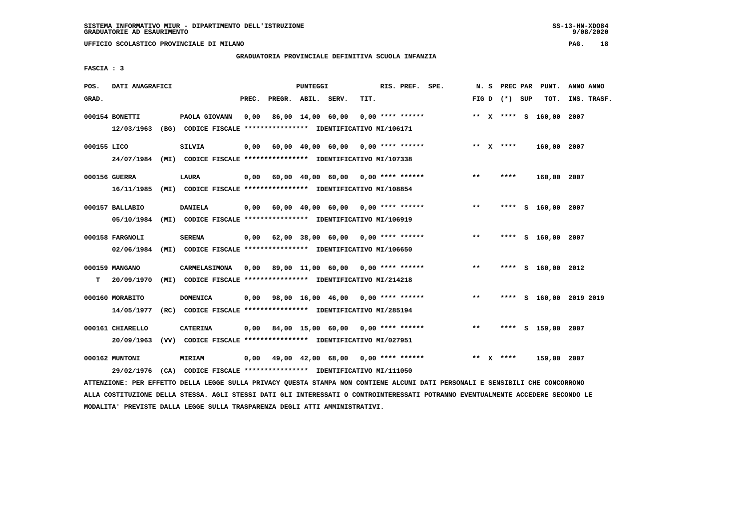SISTEMA INFORMATIVO MIUR - DIPARTIMENTO DELL'ISTRUZIONE
GRADUATORIE AD ESAURIMENTO

UFFICIO SCOLASTICO PROVINCIALE DI MILANO

GRADUATORIA PROVINCIALE DEFINITIVA SCUOLA INFANZIA

FASCIA : 3

| POS. GRAD. | DATI ANAGRAFICI | | PUNTEGGI PREC. | PREGR. | ABIL. | SERV. | TIT. | RIS. PREF. | SPE. | N. S FIG D | PREC PAR (*) | SUP | PUNT. TOT. | ANNO ANNO INS. TRASF. |
|---|---|---|---|---|---|---|---|---|---|---|---|---|---|---|
| 000154 | BONETTI | PAOLA GIOVANN | 0,00 | 86,00 | 14,00 | 60,00 | 0,00 | **** ****** | | ** X | **** | S | 160,00 | 2007 |
| | 12/03/1963 (BG) CODICE FISCALE **************** IDENTIFICATIVO MI/106171 | | | | | | | | | | | | | |
| 000155 | LICO | SILVIA | 0,00 | 60,00 | 40,00 | 60,00 | 0,00 | **** ****** | | ** X | **** | | 160,00 | 2007 |
| | 24/07/1984 (MI) CODICE FISCALE **************** IDENTIFICATIVO MI/107338 | | | | | | | | | | | | | |
| 000156 | GUERRA | LAURA | 0,00 | 60,00 | 40,00 | 60,00 | 0,00 | **** ****** | | ** | **** | | 160,00 | 2007 |
| | 16/11/1985 (MI) CODICE FISCALE **************** IDENTIFICATIVO MI/108854 | | | | | | | | | | | | | |
| 000157 | BALLABIO | DANIELA | 0,00 | 60,00 | 40,00 | 60,00 | 0,00 | **** ****** | | ** | **** | S | 160,00 | 2007 |
| | 05/10/1984 (MI) CODICE FISCALE **************** IDENTIFICATIVO MI/106919 | | | | | | | | | | | | | |
| 000158 | FARGNOLI | SERENA | 0,00 | 62,00 | 38,00 | 60,00 | 0,00 | **** ****** | | ** | **** | S | 160,00 | 2007 |
| | 02/06/1984 (MI) CODICE FISCALE **************** IDENTIFICATIVO MI/106650 | | | | | | | | | | | | | |
| 000159 | MANGANO | CARMELASIMONA | 0,00 | 89,00 | 11,00 | 60,00 | 0,00 | **** ****** | | ** | **** | S | 160,00 | 2012 |
| T | 20/09/1970 (MI) CODICE FISCALE **************** IDENTIFICATIVO MI/214218 | | | | | | | | | | | | | |
| 000160 | MORABITO | DOMENICA | 0,00 | 98,00 | 16,00 | 46,00 | 0,00 | **** ****** | | ** | **** | S | 160,00 | 2019 2019 |
| | 14/05/1977 (RC) CODICE FISCALE **************** IDENTIFICATIVO MI/285194 | | | | | | | | | | | | | |
| 000161 | CHIARELLO | CATERINA | 0,00 | 84,00 | 15,00 | 60,00 | 0,00 | **** ****** | | ** | **** | S | 159,00 | 2007 |
| | 20/09/1963 (VV) CODICE FISCALE **************** IDENTIFICATIVO MI/027951 | | | | | | | | | | | | | |
| 000162 | MUNTONI | MIRIAM | 0,00 | 49,00 | 42,00 | 68,00 | 0,00 | **** ****** | | ** X | **** | | 159,00 | 2007 |
| | 29/02/1976 (CA) CODICE FISCALE **************** IDENTIFICATIVO MI/111050 | | | | | | | | | | | | | |

ATTENZIONE: PER EFFETTO DELLA LEGGE SULLA PRIVACY QUESTA STAMPA NON CONTIENE ALCUNI DATI PERSONALI E SENSIBILI CHE CONCORRONO ALLA COSTITUZIONE DELLA STESSA. AGLI STESSI DATI GLI INTERESSATI O CONTROINTERESSATI POTRANNO EVENTUALMENTE ACCEDERE SECONDO LE MODALITA' PREVISTE DALLA LEGGE SULLA TRASPARENZA DEGLI ATTI AMMINISTRATIVI.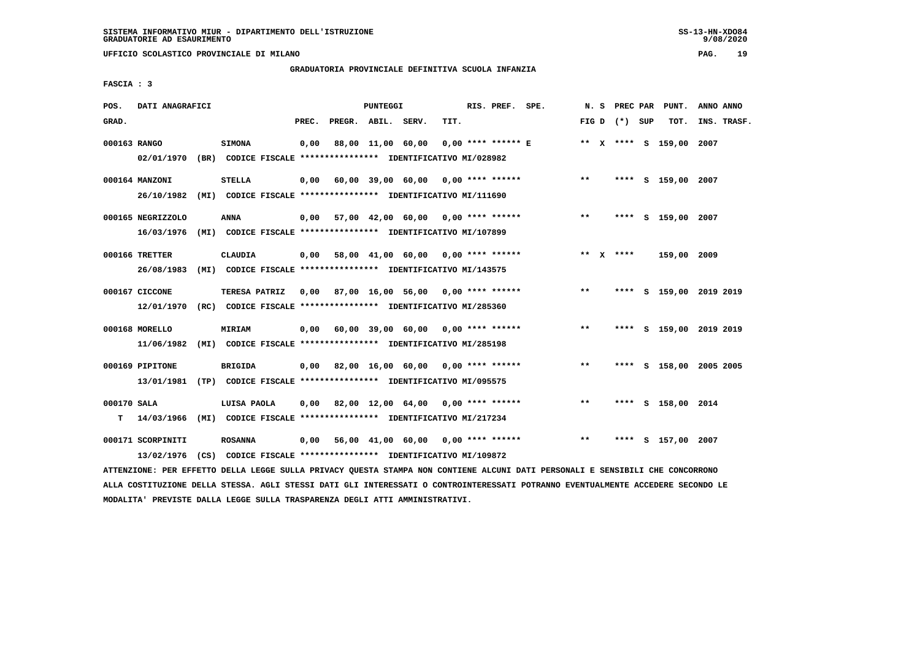SISTEMA INFORMATIVO MIUR - DIPARTIMENTO DELL'ISTRUZIONE
GRADUATORIE AD ESAURIMENTO

UFFICIO SCOLASTICO PROVINCIALE DI MILANO

GRADUATORIA PROVINCIALE DEFINITIVA SCUOLA INFANZIA

FASCIA : 3

| POS. GRAD. | DATI ANAGRAFICI | | PREC. | PREGR. | ABIL. | SERV. | TIT. | RIS. PREF. | SPE. | N. S FIG D | PREC PAR (*) | SUP | PUNT. TOT. | ANNO INS. | ANNO TRASF. |
|---|---|---|---|---|---|---|---|---|---|---|---|---|---|---|---|
| 000163 | RANGO | SIMONA | 0,00 | 88,00 | 11,00 | 60,00 | 0,00 | **** ****** | E | ** X | **** | S | 159,00 | 2007 | |
| | 02/01/1970 (BR) CODICE FISCALE **************** IDENTIFICATIVO MI/028982 | | | | | | | | | | | | | | |
| 000164 | MANZONI | STELLA | 0,00 | 60,00 | 39,00 | 60,00 | 0,00 | **** ****** | | ** | **** | S | 159,00 | 2007 | |
| | 26/10/1982 (MI) CODICE FISCALE **************** IDENTIFICATIVO MI/111690 | | | | | | | | | | | | | | |
| 000165 | NEGRIZZOLO | ANNA | 0,00 | 57,00 | 42,00 | 60,00 | 0,00 | **** ****** | | ** | **** | S | 159,00 | 2007 | |
| | 16/03/1976 (MI) CODICE FISCALE **************** IDENTIFICATIVO MI/107899 | | | | | | | | | | | | | | |
| 000166 | TRETTER | CLAUDIA | 0,00 | 58,00 | 41,00 | 60,00 | 0,00 | **** ****** | | ** X | **** | | 159,00 | 2009 | |
| | 26/08/1983 (MI) CODICE FISCALE **************** IDENTIFICATIVO MI/143575 | | | | | | | | | | | | | | |
| 000167 | CICCONE | TERESA PATRIZ | 0,00 | 87,00 | 16,00 | 56,00 | 0,00 | **** ****** | | ** | **** | S | 159,00 | 2019 | 2019 |
| | 12/01/1970 (RC) CODICE FISCALE **************** IDENTIFICATIVO MI/285360 | | | | | | | | | | | | | | |
| 000168 | MORELLO | MIRIAM | 0,00 | 60,00 | 39,00 | 60,00 | 0,00 | **** ****** | | ** | **** | S | 159,00 | 2019 | 2019 |
| | 11/06/1982 (MI) CODICE FISCALE **************** IDENTIFICATIVO MI/285198 | | | | | | | | | | | | | | |
| 000169 | PIPITONE | BRIGIDA | 0,00 | 82,00 | 16,00 | 60,00 | 0,00 | **** ****** | | ** | **** | S | 158,00 | 2005 | 2005 |
| | 13/01/1981 (TP) CODICE FISCALE **************** IDENTIFICATIVO MI/095575 | | | | | | | | | | | | | | |
| 000170 | SALA | LUISA PAOLA | 0,00 | 82,00 | 12,00 | 64,00 | 0,00 | **** ****** | | ** | **** | S | 158,00 | 2014 | |
| T | 14/03/1966 (MI) CODICE FISCALE **************** IDENTIFICATIVO MI/217234 | | | | | | | | | | | | | | |
| 000171 | SCORPINITI | ROSANNA | 0,00 | 56,00 | 41,00 | 60,00 | 0,00 | **** ****** | | ** | **** | S | 157,00 | 2007 | |
| | 13/02/1976 (CS) CODICE FISCALE **************** IDENTIFICATIVO MI/109872 | | | | | | | | | | | | | | |

ATTENZIONE: PER EFFETTO DELLA LEGGE SULLA PRIVACY QUESTA STAMPA NON CONTIENE ALCUNI DATI PERSONALI E SENSIBILI CHE CONCORRONO ALLA COSTITUZIONE DELLA STESSA. AGLI STESSI DATI GLI INTERESSATI O CONTROINTERESSATI POTRANNO EVENTUALMENTE ACCEDERE SECONDO LE MODALITA' PREVISTE DALLA LEGGE SULLA TRASPARENZA DEGLI ATTI AMMINISTRATIVI.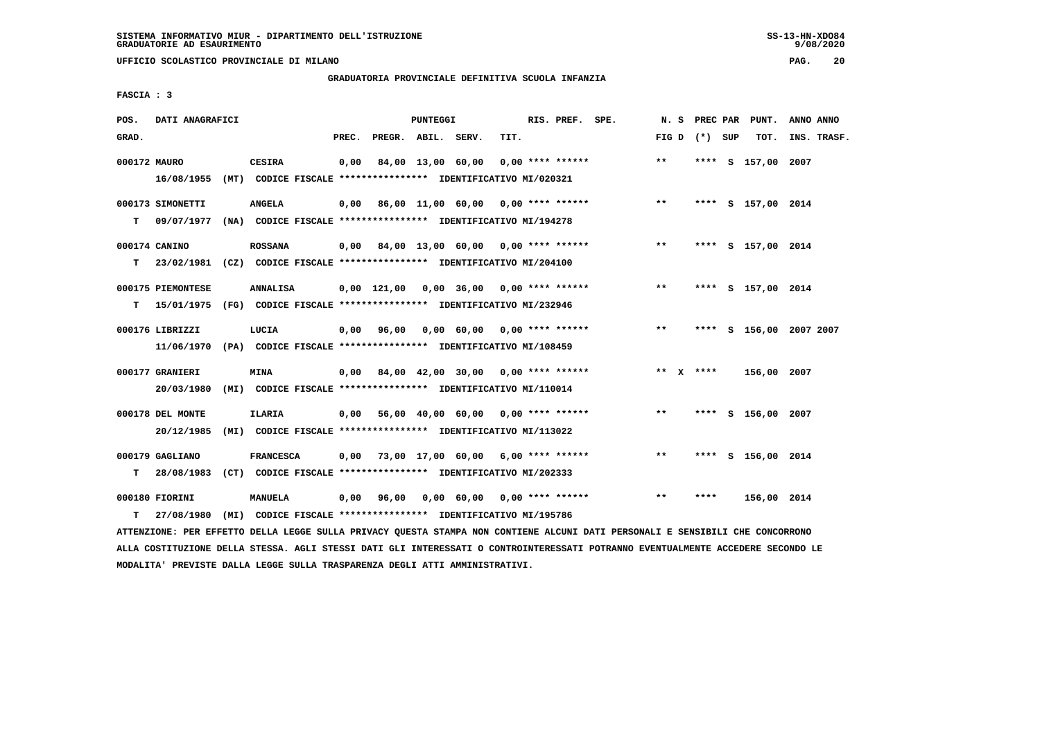SISTEMA INFORMATIVO MIUR - DIPARTIMENTO DELL'ISTRUZIONE
GRADUATORIE AD ESAURIMENTO

UFFICIO SCOLASTICO PROVINCIALE DI MILANO

GRADUATORIA PROVINCIALE DEFINITIVA SCUOLA INFANZIA

FASCIA : 3

| POS. GRAD. | DATI ANAGRAFICI | | PREC. | PREGR. | ABIL. | SERV. | TIT. | RIS. PREF. SPE. | N. S FIG D | PREC PAR (*) SUP | PUNT. TOT. | ANNO ANNO INS. TRASF. |
|---|---|---|---|---|---|---|---|---|---|---|---|---|
| 000172 | MAURO | CESIRA | 0,00 | 84,00 | 13,00 | 60,00 | 0,00 | **** ****** | ** | **** S | 157,00 | 2007 |
| | 16/08/1955 (MT) CODICE FISCALE **************** IDENTIFICATIVO MI/020321 | | | | | | | | | | | |
| 000173 | SIMONETTI | ANGELA | 0,00 | 86,00 | 11,00 | 60,00 | 0,00 | **** ****** | ** | **** S | 157,00 | 2014 |
| T | 09/07/1977 (NA) CODICE FISCALE **************** IDENTIFICATIVO MI/194278 | | | | | | | | | | | |
| 000174 | CANINO | ROSSANA | 0,00 | 84,00 | 13,00 | 60,00 | 0,00 | **** ****** | ** | **** S | 157,00 | 2014 |
| T | 23/02/1981 (CZ) CODICE FISCALE **************** IDENTIFICATIVO MI/204100 | | | | | | | | | | | |
| 000175 | PIEMONTESE | ANNALISA | 0,00 | 121,00 | 0,00 | 36,00 | 0,00 | **** ****** | ** | **** S | 157,00 | 2014 |
| T | 15/01/1975 (FG) CODICE FISCALE **************** IDENTIFICATIVO MI/232946 | | | | | | | | | | | |
| 000176 | LIBRIZZI | LUCIA | 0,00 | 96,00 | 0,00 | 60,00 | 0,00 | **** ****** | ** | **** S | 156,00 | 2007 2007 |
| | 11/06/1970 (PA) CODICE FISCALE **************** IDENTIFICATIVO MI/108459 | | | | | | | | | | | |
| 000177 | GRANIERI | MINA | 0,00 | 84,00 | 42,00 | 30,00 | 0,00 | **** ****** | ** X | **** | 156,00 | 2007 |
| | 20/03/1980 (MI) CODICE FISCALE **************** IDENTIFICATIVO MI/110014 | | | | | | | | | | | |
| 000178 | DEL MONTE | ILARIA | 0,00 | 56,00 | 40,00 | 60,00 | 0,00 | **** ****** | ** | **** S | 156,00 | 2007 |
| | 20/12/1985 (MI) CODICE FISCALE **************** IDENTIFICATIVO MI/113022 | | | | | | | | | | | |
| 000179 | GAGLIANO | FRANCESCA | 0,00 | 73,00 | 17,00 | 60,00 | 6,00 | **** ****** | ** | **** S | 156,00 | 2014 |
| T | 28/08/1983 (CT) CODICE FISCALE **************** IDENTIFICATIVO MI/202333 | | | | | | | | | | | |
| 000180 | FIORINI | MANUELA | 0,00 | 96,00 | 0,00 | 60,00 | 0,00 | **** ****** | ** | **** | 156,00 | 2014 |
| T | 27/08/1980 (MI) CODICE FISCALE **************** IDENTIFICATIVO MI/195786 | | | | | | | | | | | |

ATTENZIONE: PER EFFETTO DELLA LEGGE SULLA PRIVACY QUESTA STAMPA NON CONTIENE ALCUNI DATI PERSONALI E SENSIBILI CHE CONCORRONO ALLA COSTITUZIONE DELLA STESSA. AGLI STESSI DATI GLI INTERESSATI O CONTROINTERESSATI POTRANNO EVENTUALMENTE ACCEDERE SECONDO LE MODALITA' PREVISTE DALLA LEGGE SULLA TRASPARENZA DEGLI ATTI AMMINISTRATIVI.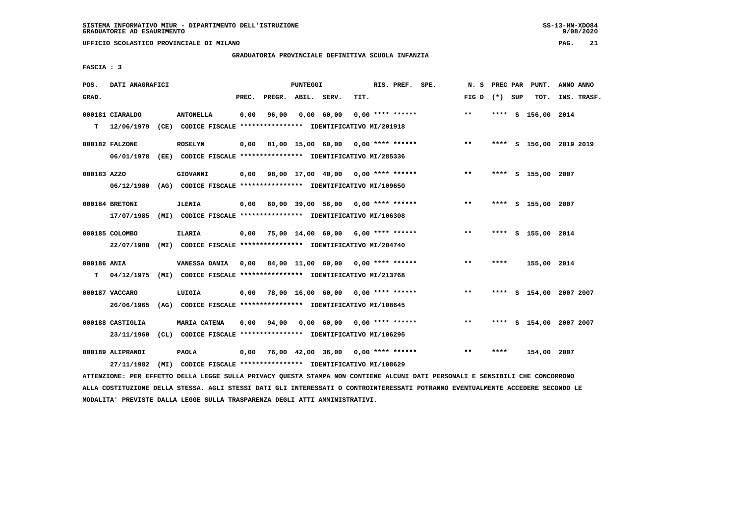SISTEMA INFORMATIVO MIUR - DIPARTIMENTO DELL'ISTRUZIONE
GRADUATORIE AD ESAURIMENTO

UFFICIO SCOLASTICO PROVINCIALE DI MILANO

GRADUATORIA PROVINCIALE DEFINITIVA SCUOLA INFANZIA

FASCIA : 3

| POS. GRAD. | DATI ANAGRAFICI | | PREC. | PREGR. | ABIL. | SERV. | TIT. | RIS. PREF. SPE. | N. S FIG D | PREC PAR (*) SUP | PUNT. TOT. | ANNO ANNO INS. TRASF. |
|---|---|---|---|---|---|---|---|---|---|---|---|---|
| 000181 | CIARALDO | ANTONELLA | 0,00 | 96,00 | 0,00 | 60,00 | 0,00 | **** ****** | ** | **** S | 156,00 | 2014 |
| T | 12/06/1979 (CE) CODICE FISCALE **************** IDENTIFICATIVO MI/201918 | | | | | | | | | | | |
| 000182 | FALZONE | ROSELYN | 0,00 | 81,00 | 15,00 | 60,00 | 0,00 | **** ****** | ** | **** S | 156,00 | 2019 2019 |
| | 06/01/1978 (EE) CODICE FISCALE **************** IDENTIFICATIVO MI/285336 | | | | | | | | | | | |
| 000183 | AZZO | GIOVANNI | 0,00 | 98,00 | 17,00 | 40,00 | 0,00 | **** ****** | ** | **** S | 155,00 | 2007 |
| | 06/12/1980 (AG) CODICE FISCALE **************** IDENTIFICATIVO MI/109650 | | | | | | | | | | | |
| 000184 | BRETONI | JLENIA | 0,00 | 60,00 | 39,00 | 56,00 | 0,00 | **** ****** | ** | **** S | 155,00 | 2007 |
| | 17/07/1985 (MI) CODICE FISCALE **************** IDENTIFICATIVO MI/106308 | | | | | | | | | | | |
| 000185 | COLOMBO | ILARIA | 0,00 | 75,00 | 14,00 | 60,00 | 6,00 | **** ****** | ** | **** S | 155,00 | 2014 |
| | 22/07/1980 (MI) CODICE FISCALE **************** IDENTIFICATIVO MI/204740 | | | | | | | | | | | |
| 000186 | ANIA | VANESSA DANIA | 0,00 | 84,00 | 11,00 | 60,00 | 0,00 | **** ****** | ** | **** | 155,00 | 2014 |
| T | 04/12/1975 (MI) CODICE FISCALE **************** IDENTIFICATIVO MI/213768 | | | | | | | | | | | |
| 000187 | VACCARO | LUIGIA | 0,00 | 78,00 | 16,00 | 60,00 | 0,00 | **** ****** | ** | **** S | 154,00 | 2007 2007 |
| | 26/06/1965 (AG) CODICE FISCALE **************** IDENTIFICATIVO MI/108645 | | | | | | | | | | | |
| 000188 | CASTIGLIA | MARIA CATENA | 0,00 | 94,00 | 0,00 | 60,00 | 0,00 | **** ****** | ** | **** S | 154,00 | 2007 2007 |
| | 23/11/1960 (CL) CODICE FISCALE **************** IDENTIFICATIVO MI/106295 | | | | | | | | | | | |
| 000189 | ALIPRANDI | PAOLA | 0,00 | 76,00 | 42,00 | 36,00 | 0,00 | **** ****** | ** | **** | 154,00 | 2007 |
| | 27/11/1982 (MI) CODICE FISCALE **************** IDENTIFICATIVO MI/108629 | | | | | | | | | | | |

ATTENZIONE: PER EFFETTO DELLA LEGGE SULLA PRIVACY QUESTA STAMPA NON CONTIENE ALCUNI DATI PERSONALI E SENSIBILI CHE CONCORRONO ALLA COSTITUZIONE DELLA STESSA. AGLI STESSI DATI GLI INTERESSATI O CONTROINTERESSATI POTRANNO EVENTUALMENTE ACCEDERE SECONDO LE MODALITA' PREVISTE DALLA LEGGE SULLA TRASPARENZA DEGLI ATTI AMMINISTRATIVI.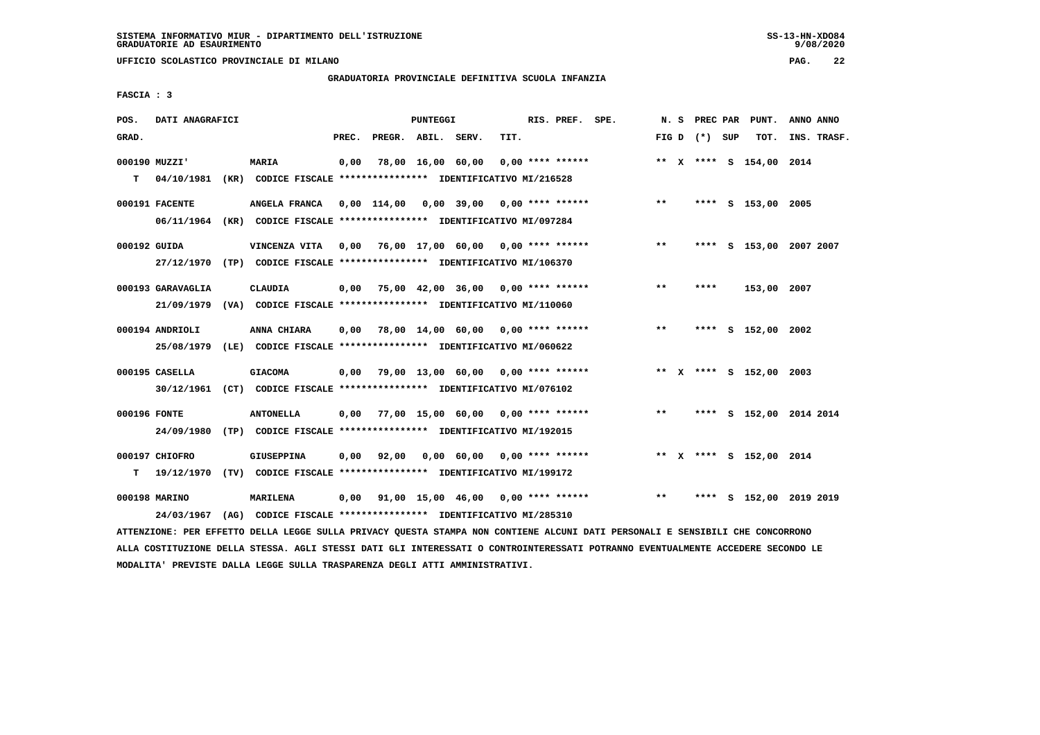SISTEMA INFORMATIVO MIUR - DIPARTIMENTO DELL'ISTRUZIONE
GRADUATORIE AD ESAURIMENTO

UFFICIO SCOLASTICO PROVINCIALE DI MILANO

GRADUATORIA PROVINCIALE DEFINITIVA SCUOLA INFANZIA

FASCIA : 3

| POS. GRAD. | DATI ANAGRAFICI | | PREC. | PREGR. | ABIL. | SERV. | TIT. | RIS. PREF. SPE. | N. S FIG D | PREC PAR (*) SUP | PUNT. TOT. | ANNO ANNO INS. TRASF. |
|---|---|---|---|---|---|---|---|---|---|---|---|---|
| 000190 MUZZI' | MARIA | | 0,00 | 78,00 | 16,00 | 60,00 | 0,00 | **** ****** | ** X | **** S | 154,00 | 2014 |
| T | 04/10/1981 (KR) CODICE FISCALE **************** IDENTIFICATIVO MI/216528 | | | | | | | | | | | |
| 000191 FACENTE | ANGELA FRANCA | | 0,00 | 114,00 | 0,00 | 39,00 | 0,00 | **** ****** | ** | **** S | 153,00 | 2005 |
| | 06/11/1964 (KR) CODICE FISCALE **************** IDENTIFICATIVO MI/097284 | | | | | | | | | | | |
| 000192 GUIDA | VINCENZA VITA | | 0,00 | 76,00 | 17,00 | 60,00 | 0,00 | **** ****** | ** | **** S | 153,00 | 2007 2007 |
| | 27/12/1970 (TP) CODICE FISCALE **************** IDENTIFICATIVO MI/106370 | | | | | | | | | | | |
| 000193 GARAVAGLIA | CLAUDIA | | 0,00 | 75,00 | 42,00 | 36,00 | 0,00 | **** ****** | ** | **** | 153,00 | 2007 |
| | 21/09/1979 (VA) CODICE FISCALE **************** IDENTIFICATIVO MI/110060 | | | | | | | | | | | |
| 000194 ANDRIOLI | ANNA CHIARA | | 0,00 | 78,00 | 14,00 | 60,00 | 0,00 | **** ****** | ** | **** S | 152,00 | 2002 |
| | 25/08/1979 (LE) CODICE FISCALE **************** IDENTIFICATIVO MI/060622 | | | | | | | | | | | |
| 000195 CASELLA | GIACOMA | | 0,00 | 79,00 | 13,00 | 60,00 | 0,00 | **** ****** | ** X | **** S | 152,00 | 2003 |
| | 30/12/1961 (CT) CODICE FISCALE **************** IDENTIFICATIVO MI/076102 | | | | | | | | | | | |
| 000196 FONTE | ANTONELLA | | 0,00 | 77,00 | 15,00 | 60,00 | 0,00 | **** ****** | ** | **** S | 152,00 | 2014 2014 |
| | 24/09/1980 (TP) CODICE FISCALE **************** IDENTIFICATIVO MI/192015 | | | | | | | | | | | |
| 000197 CHIOFRO | GIUSEPPINA | | 0,00 | 92,00 | 0,00 | 60,00 | 0,00 | **** ****** | ** X | **** S | 152,00 | 2014 |
| T | 19/12/1970 (TV) CODICE FISCALE **************** IDENTIFICATIVO MI/199172 | | | | | | | | | | | |
| 000198 MARINO | MARILENA | | 0,00 | 91,00 | 15,00 | 46,00 | 0,00 | **** ****** | ** | **** S | 152,00 | 2019 2019 |
| | 24/03/1967 (AG) CODICE FISCALE **************** IDENTIFICATIVO MI/285310 | | | | | | | | | | | |

ATTENZIONE: PER EFFETTO DELLA LEGGE SULLA PRIVACY QUESTA STAMPA NON CONTIENE ALCUNI DATI PERSONALI E SENSIBILI CHE CONCORRONO ALLA COSTITUZIONE DELLA STESSA. AGLI STESSI DATI GLI INTERESSATI O CONTROINTERESSATI POTRANNO EVENTUALMENTE ACCEDERE SECONDO LE MODALITA' PREVISTE DALLA LEGGE SULLA TRASPARENZA DEGLI ATTI AMMINISTRATIVI.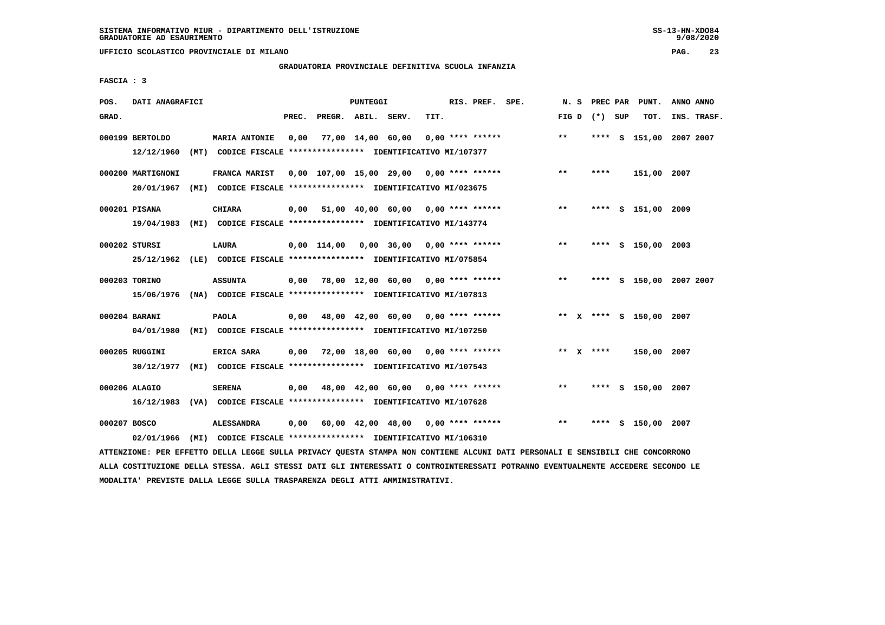SISTEMA INFORMATIVO MIUR - DIPARTIMENTO DELL'ISTRUZIONE
GRADUATORIE AD ESAURIMENTO

UFFICIO SCOLASTICO PROVINCIALE DI MILANO

GRADUATORIA PROVINCIALE DEFINITIVA SCUOLA INFANZIA

FASCIA : 3

| POS. GRAD. | DATI ANAGRAFICI | | PREC. | PREGR. | ABIL. | SERV. | TIT. | RIS. PREF. SPE. | N. S FIG D | PREC PAR (*) SUP | PUNT. TOT. | ANNO ANNO INS. TRASF. |
|---|---|---|---|---|---|---|---|---|---|---|---|---|
| 000199 | BERTOLDO | MARIA ANTONIE | 0,00 | 77,00 | 14,00 | 60,00 | 0,00 | **** ****** | ** | **** S | 151,00 | 2007 2007 |
| | 12/12/1960 (MT) CODICE FISCALE **************** IDENTIFICATIVO MI/107377 | | | | | | | | | | | |
| 000200 | MARTIGNONI | FRANCA MARIST | 0,00 | 107,00 | 15,00 | 29,00 | 0,00 | **** ****** | ** | **** | 151,00 | 2007 |
| | 20/01/1967 (MI) CODICE FISCALE **************** IDENTIFICATIVO MI/023675 | | | | | | | | | | | |
| 000201 | PISANA | CHIARA | 0,00 | 51,00 | 40,00 | 60,00 | 0,00 | **** ****** | ** | **** S | 151,00 | 2009 |
| | 19/04/1983 (MI) CODICE FISCALE **************** IDENTIFICATIVO MI/143774 | | | | | | | | | | | |
| 000202 | STURSI | LAURA | 0,00 | 114,00 | 0,00 | 36,00 | 0,00 | **** ****** | ** | **** S | 150,00 | 2003 |
| | 25/12/1962 (LE) CODICE FISCALE **************** IDENTIFICATIVO MI/075854 | | | | | | | | | | | |
| 000203 | TORINO | ASSUNTA | 0,00 | 78,00 | 12,00 | 60,00 | 0,00 | **** ****** | ** | **** S | 150,00 | 2007 2007 |
| | 15/06/1976 (NA) CODICE FISCALE **************** IDENTIFICATIVO MI/107813 | | | | | | | | | | | |
| 000204 | BARANI | PAOLA | 0,00 | 48,00 | 42,00 | 60,00 | 0,00 | **** ****** | ** X | **** S | 150,00 | 2007 |
| | 04/01/1980 (MI) CODICE FISCALE **************** IDENTIFICATIVO MI/107250 | | | | | | | | | | | |
| 000205 | RUGGINI | ERICA SARA | 0,00 | 72,00 | 18,00 | 60,00 | 0,00 | **** ****** | ** X | **** | 150,00 | 2007 |
| | 30/12/1977 (MI) CODICE FISCALE **************** IDENTIFICATIVO MI/107543 | | | | | | | | | | | |
| 000206 | ALAGIO | SERENA | 0,00 | 48,00 | 42,00 | 60,00 | 0,00 | **** ****** | ** | **** S | 150,00 | 2007 |
| | 16/12/1983 (VA) CODICE FISCALE **************** IDENTIFICATIVO MI/107628 | | | | | | | | | | | |
| 000207 | BOSCO | ALESSANDRA | 0,00 | 60,00 | 42,00 | 48,00 | 0,00 | **** ****** | ** | **** S | 150,00 | 2007 |
| | 02/01/1966 (MI) CODICE FISCALE **************** IDENTIFICATIVO MI/106310 | | | | | | | | | | | |

ATTENZIONE: PER EFFETTO DELLA LEGGE SULLA PRIVACY QUESTA STAMPA NON CONTIENE ALCUNI DATI PERSONALI E SENSIBILI CHE CONCORRONO ALLA COSTITUZIONE DELLA STESSA. AGLI STESSI DATI GLI INTERESSATI O CONTROINTERESSATI POTRANNO EVENTUALMENTE ACCEDERE SECONDO LE MODALITA' PREVISTE DALLA LEGGE SULLA TRASPARENZA DEGLI ATTI AMMINISTRATIVI.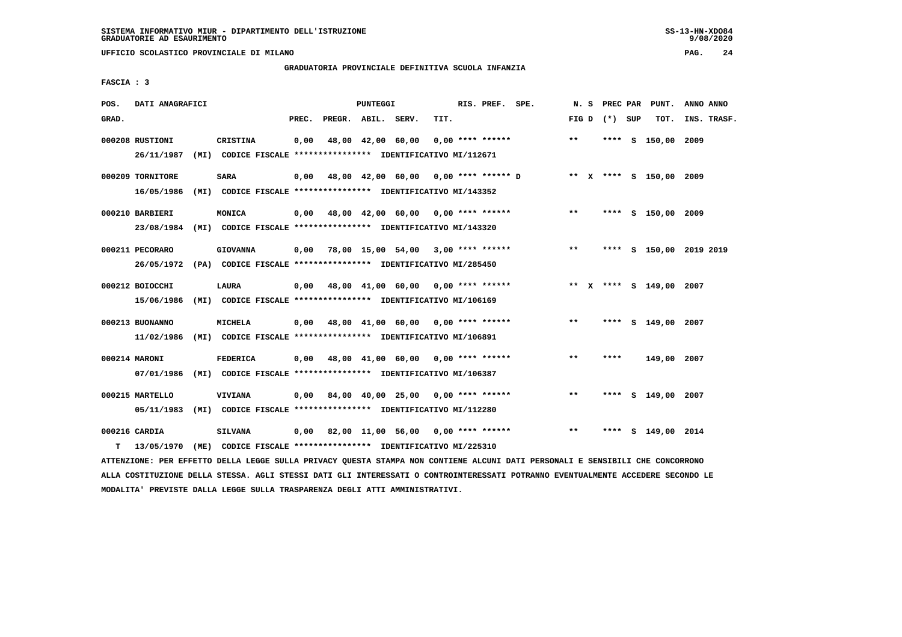SISTEMA INFORMATIVO MIUR - DIPARTIMENTO DELL'ISTRUZIONE
GRADUATORIE AD ESAURIMENTO

UFFICIO SCOLASTICO PROVINCIALE DI MILANO

GRADUATORIA PROVINCIALE DEFINITIVA SCUOLA INFANZIA

FASCIA : 3

| POS. GRAD. | DATI ANAGRAFICI | | PREC. | PREGR. | ABIL. | SERV. | TIT. | RIS. PREF. SPE. | N. S FIG D | PREC PAR (*) SUP | PUNT. TOT. | ANNO ANNO INS. TRASF. |
|---|---|---|---|---|---|---|---|---|---|---|---|---|
| 000208 | RUSTIONI | CRISTINA | 0,00 | 48,00 | 42,00 | 60,00 | 0,00 | **** ****** | ** | **** S | 150,00 | 2009 |
| | 26/11/1987 (MI) CODICE FISCALE **************** IDENTIFICATIVO MI/112671 | | | | | | | | | | | |
| 000209 | TORNITORE | SARA | 0,00 | 48,00 | 42,00 | 60,00 | 0,00 | **** ****** D | ** X | **** S | 150,00 | 2009 |
| | 16/05/1986 (MI) CODICE FISCALE **************** IDENTIFICATIVO MI/143352 | | | | | | | | | | | |
| 000210 | BARBIERI | MONICA | 0,00 | 48,00 | 42,00 | 60,00 | 0,00 | **** ****** | ** | **** S | 150,00 | 2009 |
| | 23/08/1984 (MI) CODICE FISCALE **************** IDENTIFICATIVO MI/143320 | | | | | | | | | | | |
| 000211 | PECORARO | GIOVANNA | 0,00 | 78,00 | 15,00 | 54,00 | 3,00 | **** ****** | ** | **** S | 150,00 | 2019 2019 |
| | 26/05/1972 (PA) CODICE FISCALE **************** IDENTIFICATIVO MI/285450 | | | | | | | | | | | |
| 000212 | BOIOCCHI | LAURA | 0,00 | 48,00 | 41,00 | 60,00 | 0,00 | **** ****** | ** X | **** S | 149,00 | 2007 |
| | 15/06/1986 (MI) CODICE FISCALE **************** IDENTIFICATIVO MI/106169 | | | | | | | | | | | |
| 000213 | BUONANNO | MICHELA | 0,00 | 48,00 | 41,00 | 60,00 | 0,00 | **** ****** | ** | **** S | 149,00 | 2007 |
| | 11/02/1986 (MI) CODICE FISCALE **************** IDENTIFICATIVO MI/106891 | | | | | | | | | | | |
| 000214 | MARONI | FEDERICA | 0,00 | 48,00 | 41,00 | 60,00 | 0,00 | **** ****** | ** | **** | 149,00 | 2007 |
| | 07/01/1986 (MI) CODICE FISCALE **************** IDENTIFICATIVO MI/106387 | | | | | | | | | | | |
| 000215 | MARTELLO | VIVIANA | 0,00 | 84,00 | 40,00 | 25,00 | 0,00 | **** ****** | ** | **** S | 149,00 | 2007 |
| | 05/11/1983 (MI) CODICE FISCALE **************** IDENTIFICATIVO MI/112280 | | | | | | | | | | | |
| 000216 | CARDIA | SILVANA | 0,00 | 82,00 | 11,00 | 56,00 | 0,00 | **** ****** | ** | **** S | 149,00 | 2014 |
| T | 13/05/1970 (ME) CODICE FISCALE **************** IDENTIFICATIVO MI/225310 | | | | | | | | | | | |

ATTENZIONE: PER EFFETTO DELLA LEGGE SULLA PRIVACY QUESTA STAMPA NON CONTIENE ALCUNI DATI PERSONALI E SENSIBILI CHE CONCORRONO ALLA COSTITUZIONE DELLA STESSA. AGLI STESSI DATI GLI INTERESSATI O CONTROINTERESSATI POTRANNO EVENTUALMENTE ACCEDERE SECONDO LE MODALITA' PREVISTE DALLA LEGGE SULLA TRASPARENZA DEGLI ATTI AMMINISTRATIVI.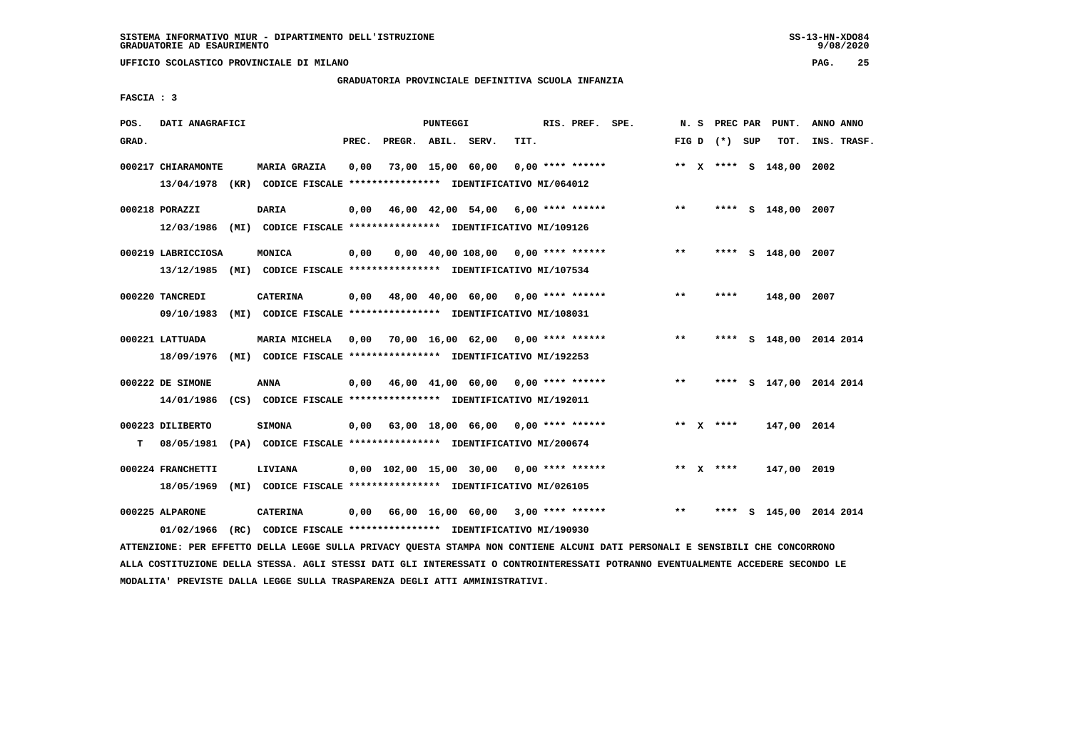SISTEMA INFORMATIVO MIUR - DIPARTIMENTO DELL'ISTRUZIONE
GRADUATORIE AD ESAURIMENTO

UFFICIO SCOLASTICO PROVINCIALE DI MILANO

GRADUATORIA PROVINCIALE DEFINITIVA SCUOLA INFANZIA

FASCIA : 3

| POS. GRAD. | DATI ANAGRAFICI | | PREC. | PREGR. | ABIL. | SERV. | TIT. | RIS. PREF. | SPE. | N. S FIG D | PREC (*) | PAR SUP | PUNT. TOT. | ANNO ANNO INS. TRASF. |
|---|---|---|---|---|---|---|---|---|---|---|---|---|---|---|
| 000217 | CHIARAMONTE | MARIA GRAZIA | 0,00 | 73,00 | 15,00 | 60,00 | 0,00 | **** ****** | | ** X | **** | S | 148,00 | 2002 |
| | 13/04/1978 (KR) CODICE FISCALE **************** IDENTIFICATIVO MI/064012 | | | | | | | | | | | | | |
| 000218 | PORAZZI | DARIA | 0,00 | 46,00 | 42,00 | 54,00 | 6,00 | **** ****** | | ** | **** | S | 148,00 | 2007 |
| | 12/03/1986 (MI) CODICE FISCALE **************** IDENTIFICATIVO MI/109126 | | | | | | | | | | | | | |
| 000219 | LABRICCIOSA | MONICA | 0,00 | 0,00 | 40,00 | 108,00 | 0,00 | **** ****** | | ** | **** | S | 148,00 | 2007 |
| | 13/12/1985 (MI) CODICE FISCALE **************** IDENTIFICATIVO MI/107534 | | | | | | | | | | | | | |
| 000220 | TANCREDI | CATERINA | 0,00 | 48,00 | 40,00 | 60,00 | 0,00 | **** ****** | | ** | **** | | 148,00 | 2007 |
| | 09/10/1983 (MI) CODICE FISCALE **************** IDENTIFICATIVO MI/108031 | | | | | | | | | | | | | |
| 000221 | LATTUADA | MARIA MICHELA | 0,00 | 70,00 | 16,00 | 62,00 | 0,00 | **** ****** | | ** | **** | S | 148,00 | 2014 2014 |
| | 18/09/1976 (MI) CODICE FISCALE **************** IDENTIFICATIVO MI/192253 | | | | | | | | | | | | | |
| 000222 | DE SIMONE | ANNA | 0,00 | 46,00 | 41,00 | 60,00 | 0,00 | **** ****** | | ** | **** | S | 147,00 | 2014 2014 |
| | 14/01/1986 (CS) CODICE FISCALE **************** IDENTIFICATIVO MI/192011 | | | | | | | | | | | | | |
| 000223 | DILIBERTO | SIMONA | 0,00 | 63,00 | 18,00 | 66,00 | 0,00 | **** ****** | | ** X | **** | | 147,00 | 2014 |
| T | 08/05/1981 (PA) CODICE FISCALE **************** IDENTIFICATIVO MI/200674 | | | | | | | | | | | | | |
| 000224 | FRANCHETTI | LIVIANA | 0,00 | 102,00 | 15,00 | 30,00 | 0,00 | **** ****** | | ** X | **** | | 147,00 | 2019 |
| | 18/05/1969 (MI) CODICE FISCALE **************** IDENTIFICATIVO MI/026105 | | | | | | | | | | | | | |
| 000225 | ALPARONE | CATERINA | 0,00 | 66,00 | 16,00 | 60,00 | 3,00 | **** ****** | | ** | **** | S | 145,00 | 2014 2014 |
| | 01/02/1966 (RC) CODICE FISCALE **************** IDENTIFICATIVO MI/190930 | | | | | | | | | | | | | |

ATTENZIONE: PER EFFETTO DELLA LEGGE SULLA PRIVACY QUESTA STAMPA NON CONTIENE ALCUNI DATI PERSONALI E SENSIBILI CHE CONCORRONO ALLA COSTITUZIONE DELLA STESSA. AGLI STESSI DATI GLI INTERESSATI O CONTROINTERESSATI POTRANNO EVENTUALMENTE ACCEDERE SECONDO LE MODALITA' PREVISTE DALLA LEGGE SULLA TRASPARENZA DEGLI ATTI AMMINISTRATIVI.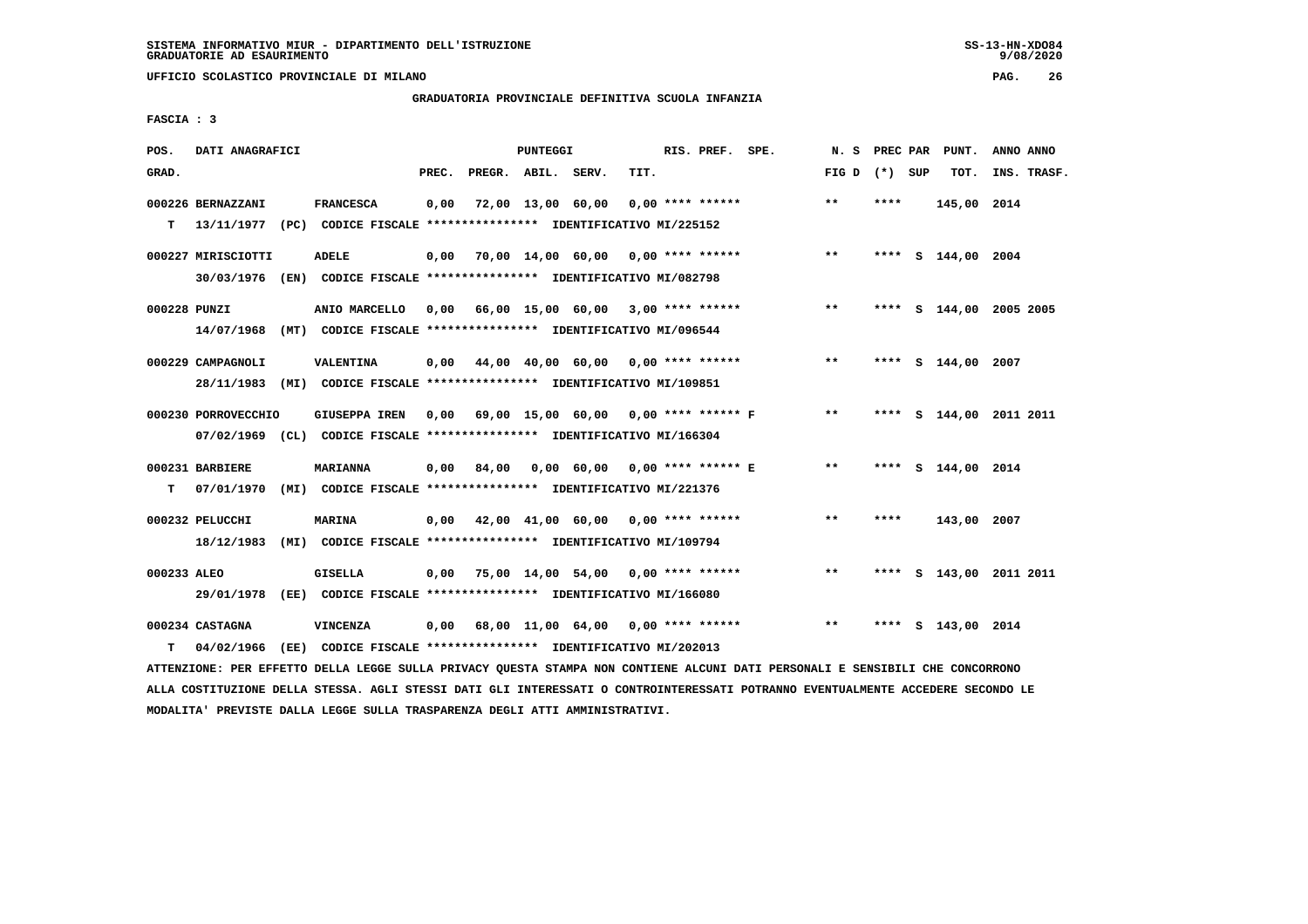SISTEMA INFORMATIVO MIUR - DIPARTIMENTO DELL'ISTRUZIONE
GRADUATORIE AD ESAURIMENTO

UFFICIO SCOLASTICO PROVINCIALE DI MILANO

GRADUATORIA PROVINCIALE DEFINITIVA SCUOLA INFANZIA

FASCIA : 3

| POS. GRAD. | DATI ANAGRAFICI | | PREC. | PREGR. | ABIL. | SERV. | TIT. | RIS. PREF. SPE. | N. S FIG D | PREC PAR (*) SUP | PUNT. TOT. | ANNO ANNO INS. TRASF. |
|---|---|---|---|---|---|---|---|---|---|---|---|---|
| 000226 BERNAZZANI | FRANCESCA | | 0,00 | 72,00 | 13,00 | 60,00 | 0,00 | **** ****** | ** | **** | 145,00 | 2014 |
| T 13/11/1977 (PC) | CODICE FISCALE **************** | IDENTIFICATIVO MI/225152 | | | | | | | | | | |
| 000227 MIRISCIOTTI | ADELE | | 0,00 | 70,00 | 14,00 | 60,00 | 0,00 | **** ****** | ** | **** S | 144,00 | 2004 |
| 30/03/1976 (EN) | CODICE FISCALE **************** | IDENTIFICATIVO MI/082798 | | | | | | | | | | |
| 000228 PUNZI | ANIO MARCELLO | | 0,00 | 66,00 | 15,00 | 60,00 | 3,00 | **** ****** | ** | **** S | 144,00 | 2005 2005 |
| 14/07/1968 (MT) | CODICE FISCALE **************** | IDENTIFICATIVO MI/096544 | | | | | | | | | | |
| 000229 CAMPAGNOLI | VALENTINA | | 0,00 | 44,00 | 40,00 | 60,00 | 0,00 | **** ****** | ** | **** S | 144,00 | 2007 |
| 28/11/1983 (MI) | CODICE FISCALE **************** | IDENTIFICATIVO MI/109851 | | | | | | | | | | |
| 000230 PORROVECCHIO | GIUSEPPA IREN | | 0,00 | 69,00 | 15,00 | 60,00 | 0,00 | **** ****** F | ** | **** S | 144,00 | 2011 2011 |
| 07/02/1969 (CL) | CODICE FISCALE **************** | IDENTIFICATIVO MI/166304 | | | | | | | | | | |
| 000231 BARBIERE | MARIANNA | | 0,00 | 84,00 | 0,00 | 60,00 | 0,00 | **** ****** E | ** | **** S | 144,00 | 2014 |
| T 07/01/1970 (MI) | CODICE FISCALE **************** | IDENTIFICATIVO MI/221376 | | | | | | | | | | |
| 000232 PELUCCHI | MARINA | | 0,00 | 42,00 | 41,00 | 60,00 | 0,00 | **** ****** | ** | **** | 143,00 | 2007 |
| 18/12/1983 (MI) | CODICE FISCALE **************** | IDENTIFICATIVO MI/109794 | | | | | | | | | | |
| 000233 ALEO | GISELLA | | 0,00 | 75,00 | 14,00 | 54,00 | 0,00 | **** ****** | ** | **** S | 143,00 | 2011 2011 |
| 29/01/1978 (EE) | CODICE FISCALE **************** | IDENTIFICATIVO MI/166080 | | | | | | | | | | |
| 000234 CASTAGNA | VINCENZA | | 0,00 | 68,00 | 11,00 | 64,00 | 0,00 | **** ****** | ** | **** S | 143,00 | 2014 |
| T 04/02/1966 (EE) | CODICE FISCALE **************** | IDENTIFICATIVO MI/202013 | | | | | | | | | | |

ATTENZIONE: PER EFFETTO DELLA LEGGE SULLA PRIVACY QUESTA STAMPA NON CONTIENE ALCUNI DATI PERSONALI E SENSIBILI CHE CONCORRONO ALLA COSTITUZIONE DELLA STESSA. AGLI STESSI DATI GLI INTERESSATI O CONTROINTERESSATI POTRANNO EVENTUALMENTE ACCEDERE SECONDO LE MODALITA' PREVISTE DALLA LEGGE SULLA TRASPARENZA DEGLI ATTI AMMINISTRATIVI.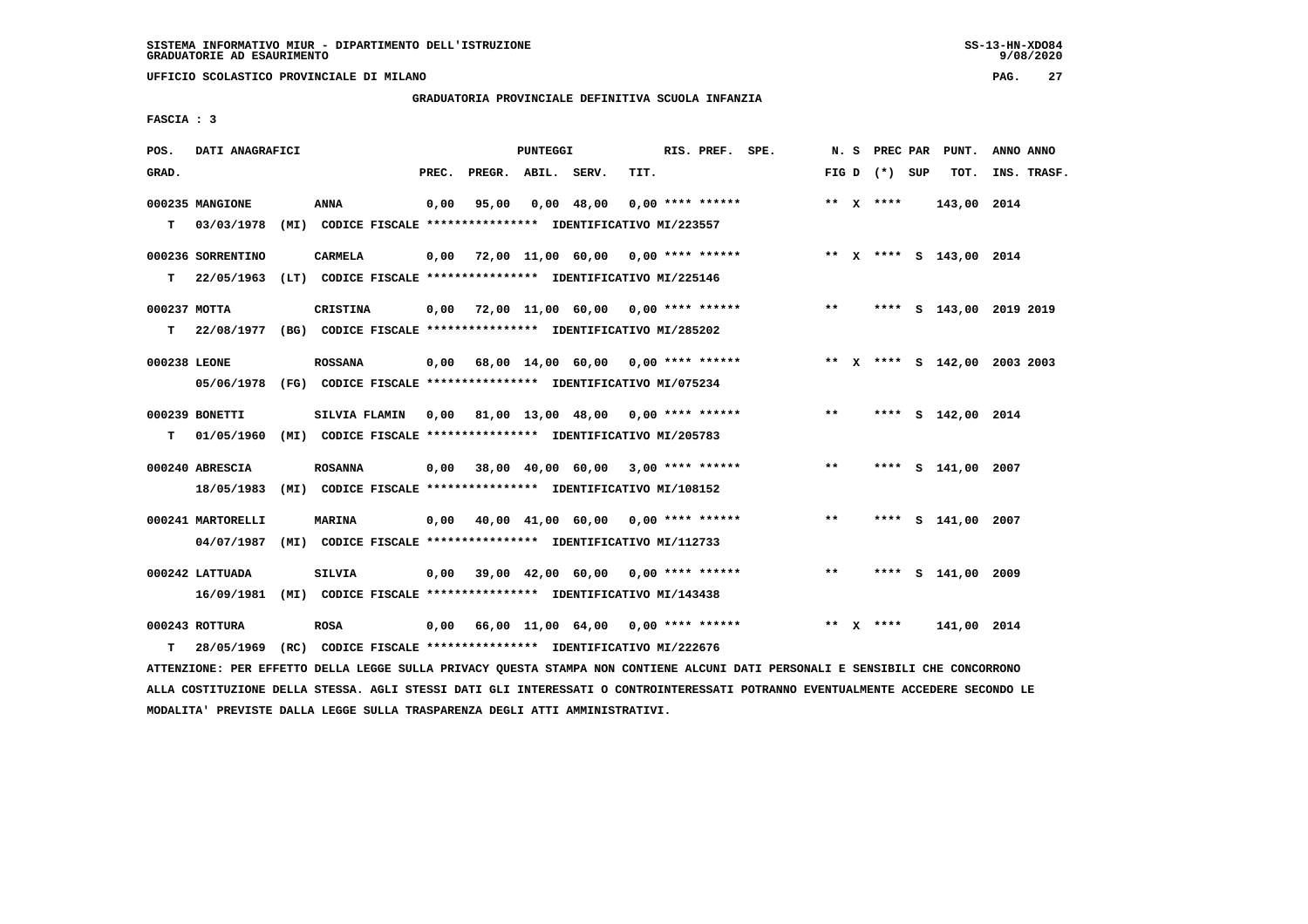SISTEMA INFORMATIVO MIUR - DIPARTIMENTO DELL'ISTRUZIONE
GRADUATORIE AD ESAURIMENTO

UFFICIO SCOLASTICO PROVINCIALE DI MILANO

GRADUATORIA PROVINCIALE DEFINITIVA SCUOLA INFANZIA

FASCIA : 3

| POS. GRAD. | DATI ANAGRAFICI | | PREC. | PREGR. | ABIL. | SERV. | TIT. | RIS. PREF. | SPE. | N. S FIG D | PREC PAR (*) | SUP | PUNT. TOT. | ANNO ANNO INS. TRASF. |
|---|---|---|---|---|---|---|---|---|---|---|---|---|---|---|
| 000235 | MANGIONE | ANNA | 0,00 | 95,00 | 0,00 | 48,00 | 0,00 | **** ****** | | ** X | **** | | 143,00 | 2014 |
| T | 03/03/1978 (MI) | CODICE FISCALE **************** IDENTIFICATIVO MI/223557 | | | | | | | | | | | | |
| 000236 | SORRENTINO | CARMELA | 0,00 | 72,00 | 11,00 | 60,00 | 0,00 | **** ****** | | ** X | **** | S | 143,00 | 2014 |
| T | 22/05/1963 (LT) | CODICE FISCALE **************** IDENTIFICATIVO MI/225146 | | | | | | | | | | | | |
| 000237 | MOTTA | CRISTINA | 0,00 | 72,00 | 11,00 | 60,00 | 0,00 | **** ****** | | ** | **** | S | 143,00 | 2019 2019 |
| T | 22/08/1977 (BG) | CODICE FISCALE **************** IDENTIFICATIVO MI/285202 | | | | | | | | | | | | |
| 000238 | LEONE | ROSSANA | 0,00 | 68,00 | 14,00 | 60,00 | 0,00 | **** ****** | | ** X | **** | S | 142,00 | 2003 2003 |
| | 05/06/1978 (FG) | CODICE FISCALE **************** IDENTIFICATIVO MI/075234 | | | | | | | | | | | | |
| 000239 | BONETTI | SILVIA FLAMIN | 0,00 | 81,00 | 13,00 | 48,00 | 0,00 | **** ****** | | ** | **** | S | 142,00 | 2014 |
| T | 01/05/1960 (MI) | CODICE FISCALE **************** IDENTIFICATIVO MI/205783 | | | | | | | | | | | | |
| 000240 | ABRESCIA | ROSANNA | 0,00 | 38,00 | 40,00 | 60,00 | 3,00 | **** ****** | | ** | **** | S | 141,00 | 2007 |
| | 18/05/1983 (MI) | CODICE FISCALE **************** IDENTIFICATIVO MI/108152 | | | | | | | | | | | | |
| 000241 | MARTORELLI | MARINA | 0,00 | 40,00 | 41,00 | 60,00 | 0,00 | **** ****** | | ** | **** | S | 141,00 | 2007 |
| | 04/07/1987 (MI) | CODICE FISCALE **************** IDENTIFICATIVO MI/112733 | | | | | | | | | | | | |
| 000242 | LATTUADA | SILVIA | 0,00 | 39,00 | 42,00 | 60,00 | 0,00 | **** ****** | | ** | **** | S | 141,00 | 2009 |
| | 16/09/1981 (MI) | CODICE FISCALE **************** IDENTIFICATIVO MI/143438 | | | | | | | | | | | | |
| 000243 | ROTTURA | ROSA | 0,00 | 66,00 | 11,00 | 64,00 | 0,00 | **** ****** | | ** X | **** | | 141,00 | 2014 |
| T | 28/05/1969 (RC) | CODICE FISCALE **************** IDENTIFICATIVO MI/222676 | | | | | | | | | | | | |

ATTENZIONE: PER EFFETTO DELLA LEGGE SULLA PRIVACY QUESTA STAMPA NON CONTIENE ALCUNI DATI PERSONALI E SENSIBILI CHE CONCORRONO ALLA COSTITUZIONE DELLA STESSA. AGLI STESSI DATI GLI INTERESSATI O CONTROINTERESSATI POTRANNO EVENTUALMENTE ACCEDERE SECONDO LE MODALITA' PREVISTE DALLA LEGGE SULLA TRASPARENZA DEGLI ATTI AMMINISTRATIVI.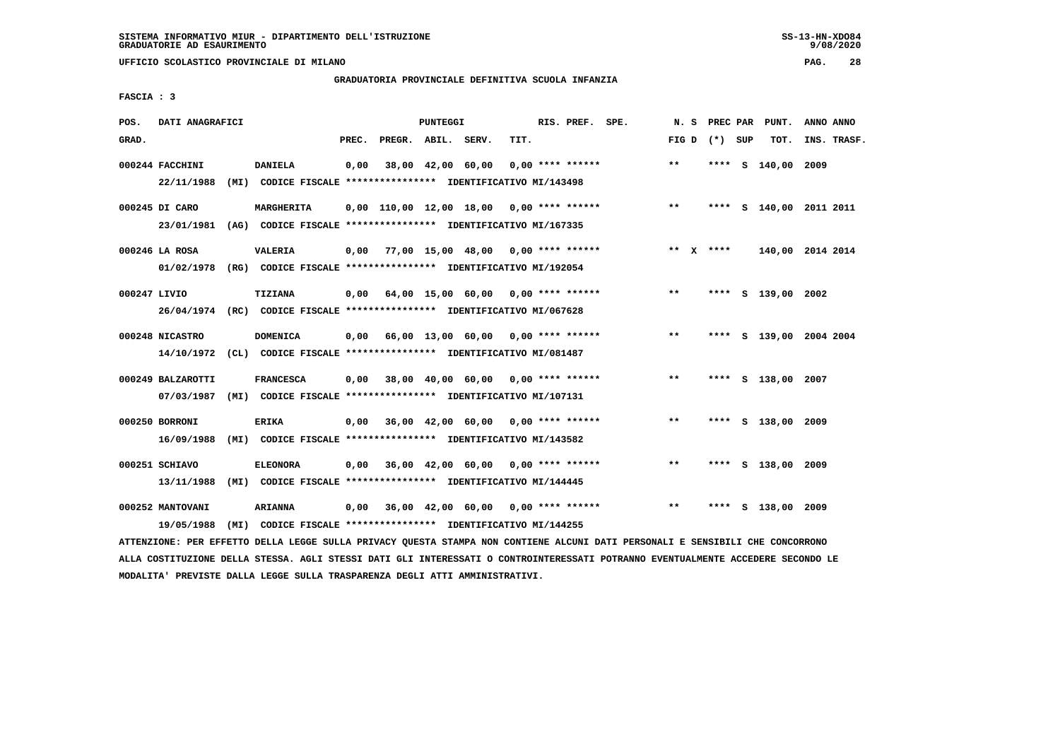SISTEMA INFORMATIVO MIUR - DIPARTIMENTO DELL'ISTRUZIONE
GRADUATORIE AD ESAURIMENTO

UFFICIO SCOLASTICO PROVINCIALE DI MILANO

GRADUATORIA PROVINCIALE DEFINITIVA SCUOLA INFANZIA

FASCIA : 3

| POS. GRAD. | DATI ANAGRAFICI | | PREC. | PREGR. | ABIL. | SERV. | TIT. | RIS. PREF. | SPE. | N. S FIG D | PREC PAR (*) SUP | PUNT. TOT. | ANNO ANNO INS. TRASF. |
|---|---|---|---|---|---|---|---|---|---|---|---|---|---|
| 000244 | FACCHINI | DANIELA | 0,00 | 38,00 | 42,00 | 60,00 | 0,00 | **** ****** | | ** | **** S | 140,00 | 2009 |
| | 22/11/1988 (MI) CODICE FISCALE **************** IDENTIFICATIVO MI/143498 | | | | | | | | | | | | |
| 000245 | DI CARO | MARGHERITA | 0,00 | 110,00 | 12,00 | 18,00 | 0,00 | **** ****** | | ** | **** S | 140,00 | 2011 2011 |
| | 23/01/1981 (AG) CODICE FISCALE **************** IDENTIFICATIVO MI/167335 | | | | | | | | | | | | |
| 000246 | LA ROSA | VALERIA | 0,00 | 77,00 | 15,00 | 48,00 | 0,00 | **** ****** | | ** X | **** | 140,00 | 2014 2014 |
| | 01/02/1978 (RG) CODICE FISCALE **************** IDENTIFICATIVO MI/192054 | | | | | | | | | | | | |
| 000247 | LIVIO | TIZIANA | 0,00 | 64,00 | 15,00 | 60,00 | 0,00 | **** ****** | | ** | **** S | 139,00 | 2002 |
| | 26/04/1974 (RC) CODICE FISCALE **************** IDENTIFICATIVO MI/067628 | | | | | | | | | | | | |
| 000248 | NICASTRO | DOMENICA | 0,00 | 66,00 | 13,00 | 60,00 | 0,00 | **** ****** | | ** | **** S | 139,00 | 2004 2004 |
| | 14/10/1972 (CL) CODICE FISCALE **************** IDENTIFICATIVO MI/081487 | | | | | | | | | | | | |
| 000249 | BALZAROTTI | FRANCESCA | 0,00 | 38,00 | 40,00 | 60,00 | 0,00 | **** ****** | | ** | **** S | 138,00 | 2007 |
| | 07/03/1987 (MI) CODICE FISCALE **************** IDENTIFICATIVO MI/107131 | | | | | | | | | | | | |
| 000250 | BORRONI | ERIKA | 0,00 | 36,00 | 42,00 | 60,00 | 0,00 | **** ****** | | ** | **** S | 138,00 | 2009 |
| | 16/09/1988 (MI) CODICE FISCALE **************** IDENTIFICATIVO MI/143582 | | | | | | | | | | | | |
| 000251 | SCHIAVO | ELEONORA | 0,00 | 36,00 | 42,00 | 60,00 | 0,00 | **** ****** | | ** | **** S | 138,00 | 2009 |
| | 13/11/1988 (MI) CODICE FISCALE **************** IDENTIFICATIVO MI/144445 | | | | | | | | | | | | |
| 000252 | MANTOVANI | ARIANNA | 0,00 | 36,00 | 42,00 | 60,00 | 0,00 | **** ****** | | ** | **** S | 138,00 | 2009 |
| | 19/05/1988 (MI) CODICE FISCALE **************** IDENTIFICATIVO MI/144255 | | | | | | | | | | | | |

ATTENZIONE: PER EFFETTO DELLA LEGGE SULLA PRIVACY QUESTA STAMPA NON CONTIENE ALCUNI DATI PERSONALI E SENSIBILI CHE CONCORRONO ALLA COSTITUZIONE DELLA STESSA. AGLI STESSI DATI GLI INTERESSATI O CONTROINTERESSATI POTRANNO EVENTUALMENTE ACCEDERE SECONDO LE MODALITA' PREVISTE DALLA LEGGE SULLA TRASPARENZA DEGLI ATTI AMMINISTRATIVI.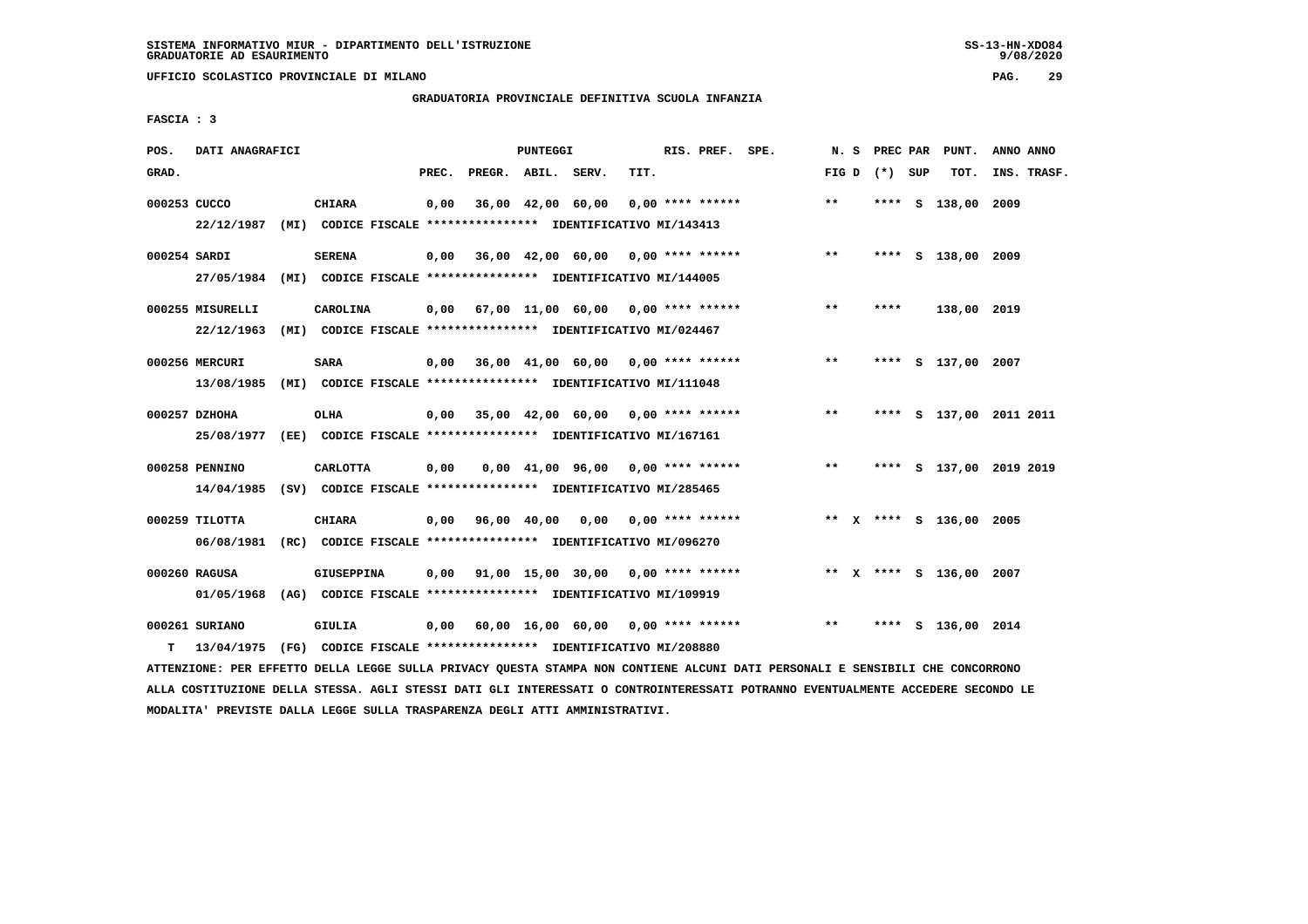SISTEMA INFORMATIVO MIUR - DIPARTIMENTO DELL'ISTRUZIONE
GRADUATORIE AD ESAURIMENTO

UFFICIO SCOLASTICO PROVINCIALE DI MILANO

GRADUATORIA PROVINCIALE DEFINITIVA SCUOLA INFANZIA

FASCIA : 3

| POS. GRAD. | DATI ANAGRAFICI | | PREC. | PREGR. | ABIL. | SERV. | TIT. | RIS. PREF. SPE. | N. S FIG D | PREC PAR (*) SUP | PUNT. TOT. | ANNO ANNO INS. TRASF. |
|---|---|---|---|---|---|---|---|---|---|---|---|---|
| 000253 | CUCCO | CHIARA | 0,00 | 36,00 | 42,00 | 60,00 | 0,00 | **** ****** | ** | **** S | 138,00 | 2009 |
| | 22/12/1987 (MI) CODICE FISCALE **************** IDENTIFICATIVO MI/143413 | | | | | | | | | | | |
| 000254 | SARDI | SERENA | 0,00 | 36,00 | 42,00 | 60,00 | 0,00 | **** ****** | ** | **** S | 138,00 | 2009 |
| | 27/05/1984 (MI) CODICE FISCALE **************** IDENTIFICATIVO MI/144005 | | | | | | | | | | | |
| 000255 | MISURELLI | CAROLINA | 0,00 | 67,00 | 11,00 | 60,00 | 0,00 | **** ****** | ** | **** | 138,00 | 2019 |
| | 22/12/1963 (MI) CODICE FISCALE **************** IDENTIFICATIVO MI/024467 | | | | | | | | | | | |
| 000256 | MERCURI | SARA | 0,00 | 36,00 | 41,00 | 60,00 | 0,00 | **** ****** | ** | **** S | 137,00 | 2007 |
| | 13/08/1985 (MI) CODICE FISCALE **************** IDENTIFICATIVO MI/111048 | | | | | | | | | | | |
| 000257 | DZHOHA | OLHA | 0,00 | 35,00 | 42,00 | 60,00 | 0,00 | **** ****** | ** | **** S | 137,00 | 2011 2011 |
| | 25/08/1977 (EE) CODICE FISCALE **************** IDENTIFICATIVO MI/167161 | | | | | | | | | | | |
| 000258 | PENNINO | CARLOTTA | 0,00 | 0,00 | 41,00 | 96,00 | 0,00 | **** ****** | ** | **** S | 137,00 | 2019 2019 |
| | 14/04/1985 (SV) CODICE FISCALE **************** IDENTIFICATIVO MI/285465 | | | | | | | | | | | |
| 000259 | TILOTTA | CHIARA | 0,00 | 96,00 | 40,00 | 0,00 | 0,00 | **** ****** | ** X | **** S | 136,00 | 2005 |
| | 06/08/1981 (RC) CODICE FISCALE **************** IDENTIFICATIVO MI/096270 | | | | | | | | | | | |
| 000260 | RAGUSA | GIUSEPPINA | 0,00 | 91,00 | 15,00 | 30,00 | 0,00 | **** ****** | ** X | **** S | 136,00 | 2007 |
| | 01/05/1968 (AG) CODICE FISCALE **************** IDENTIFICATIVO MI/109919 | | | | | | | | | | | |
| 000261 | SURIANO | GIULIA | 0,00 | 60,00 | 16,00 | 60,00 | 0,00 | **** ****** | ** | **** S | 136,00 | 2014 |
| T | 13/04/1975 (FG) CODICE FISCALE **************** IDENTIFICATIVO MI/208880 | | | | | | | | | | | |

ATTENZIONE: PER EFFETTO DELLA LEGGE SULLA PRIVACY QUESTA STAMPA NON CONTIENE ALCUNI DATI PERSONALI E SENSIBILI CHE CONCORRONO ALLA COSTITUZIONE DELLA STESSA. AGLI STESSI DATI GLI INTERESSATI O CONTROINTERESSATI POTRANNO EVENTUALMENTE ACCEDERE SECONDO LE MODALITA' PREVISTE DALLA LEGGE SULLA TRASPARENZA DEGLI ATTI AMMINISTRATIVI.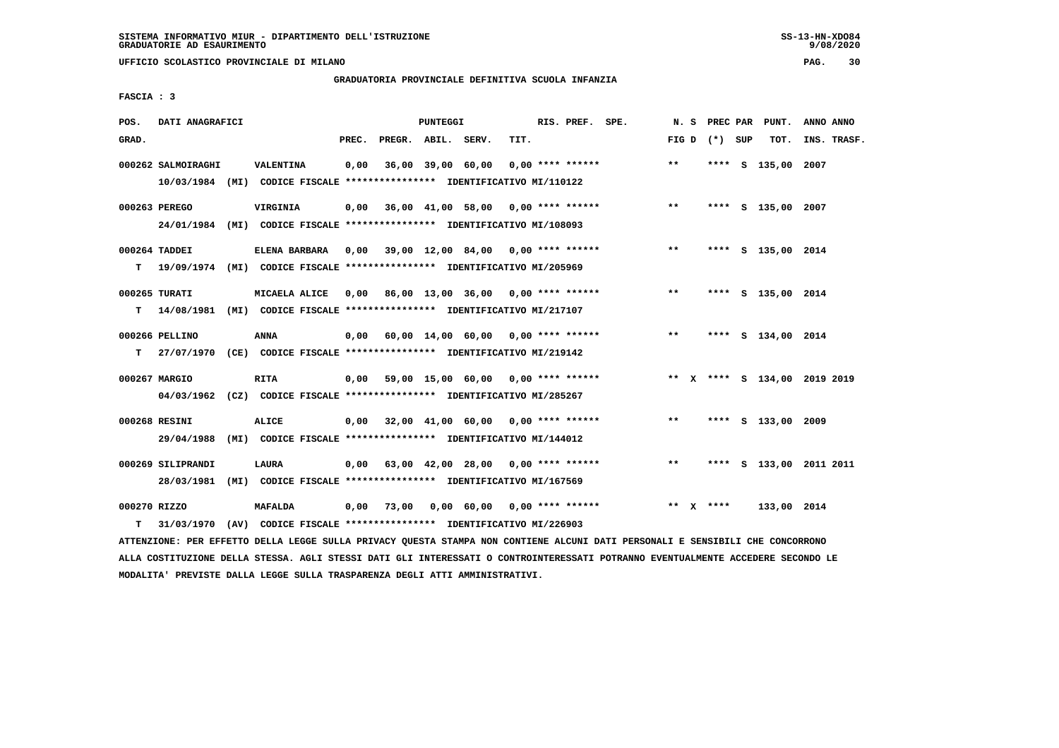SISTEMA INFORMATIVO MIUR - DIPARTIMENTO DELL'ISTRUZIONE
GRADUATORIE AD ESAURIMENTO

UFFICIO SCOLASTICO PROVINCIALE DI MILANO

GRADUATORIA PROVINCIALE DEFINITIVA SCUOLA INFANZIA

FASCIA : 3

| POS. GRAD. | DATI ANAGRAFICI | | PREC. | PREGR. | ABIL. | SERV. | TIT. | RIS. PREF. SPE. | N. S FIG D | PREC PAR (*) SUP | PUNT. TOT. | ANNO ANNO INS. TRASF. |
|---|---|---|---|---|---|---|---|---|---|---|---|---|
| 000262 | SALMOIRAGHI | VALENTINA | 0,00 | 36,00 | 39,00 | 60,00 | 0,00 | **** ****** | ** | **** S | 135,00 | 2007 |
| | 10/03/1984 (MI) CODICE FISCALE **************** IDENTIFICATIVO MI/110122 | | | | | | | | | | | |
| 000263 | PEREGO | VIRGINIA | 0,00 | 36,00 | 41,00 | 58,00 | 0,00 | **** ****** | ** | **** S | 135,00 | 2007 |
| | 24/01/1984 (MI) CODICE FISCALE **************** IDENTIFICATIVO MI/108093 | | | | | | | | | | | |
| 000264 | TADDEI | ELENA BARBARA | 0,00 | 39,00 | 12,00 | 84,00 | 0,00 | **** ****** | ** | **** S | 135,00 | 2014 |
| T | 19/09/1974 (MI) CODICE FISCALE **************** IDENTIFICATIVO MI/205969 | | | | | | | | | | | |
| 000265 | TURATI | MICAELA ALICE | 0,00 | 86,00 | 13,00 | 36,00 | 0,00 | **** ****** | ** | **** S | 135,00 | 2014 |
| T | 14/08/1981 (MI) CODICE FISCALE **************** IDENTIFICATIVO MI/217107 | | | | | | | | | | | |
| 000266 | PELLINO | ANNA | 0,00 | 60,00 | 14,00 | 60,00 | 0,00 | **** ****** | ** | **** S | 134,00 | 2014 |
| T | 27/07/1970 (CE) CODICE FISCALE **************** IDENTIFICATIVO MI/219142 | | | | | | | | | | | |
| 000267 | MARGIO | RITA | 0,00 | 59,00 | 15,00 | 60,00 | 0,00 | **** ****** | ** X | **** S | 134,00 | 2019 2019 |
| | 04/03/1962 (CZ) CODICE FISCALE **************** IDENTIFICATIVO MI/285267 | | | | | | | | | | | |
| 000268 | RESINI | ALICE | 0,00 | 32,00 | 41,00 | 60,00 | 0,00 | **** ****** | ** | **** S | 133,00 | 2009 |
| | 29/04/1988 (MI) CODICE FISCALE **************** IDENTIFICATIVO MI/144012 | | | | | | | | | | | |
| 000269 | SILIPRANDI | LAURA | 0,00 | 63,00 | 42,00 | 28,00 | 0,00 | **** ****** | ** | **** S | 133,00 | 2011 2011 |
| | 28/03/1981 (MI) CODICE FISCALE **************** IDENTIFICATIVO MI/167569 | | | | | | | | | | | |
| 000270 | RIZZO | MAFALDA | 0,00 | 73,00 | 0,00 | 60,00 | 0,00 | **** ****** | ** X | **** | 133,00 | 2014 |
| T | 31/03/1970 (AV) CODICE FISCALE **************** IDENTIFICATIVO MI/226903 | | | | | | | | | | | |

ATTENZIONE: PER EFFETTO DELLA LEGGE SULLA PRIVACY QUESTA STAMPA NON CONTIENE ALCUNI DATI PERSONALI E SENSIBILI CHE CONCORRONO ALLA COSTITUZIONE DELLA STESSA. AGLI STESSI DATI GLI INTERESSATI O CONTROINTERESSATI POTRANNO EVENTUALMENTE ACCEDERE SECONDO LE MODALITA' PREVISTE DALLA LEGGE SULLA TRASPARENZA DEGLI ATTI AMMINISTRATIVI.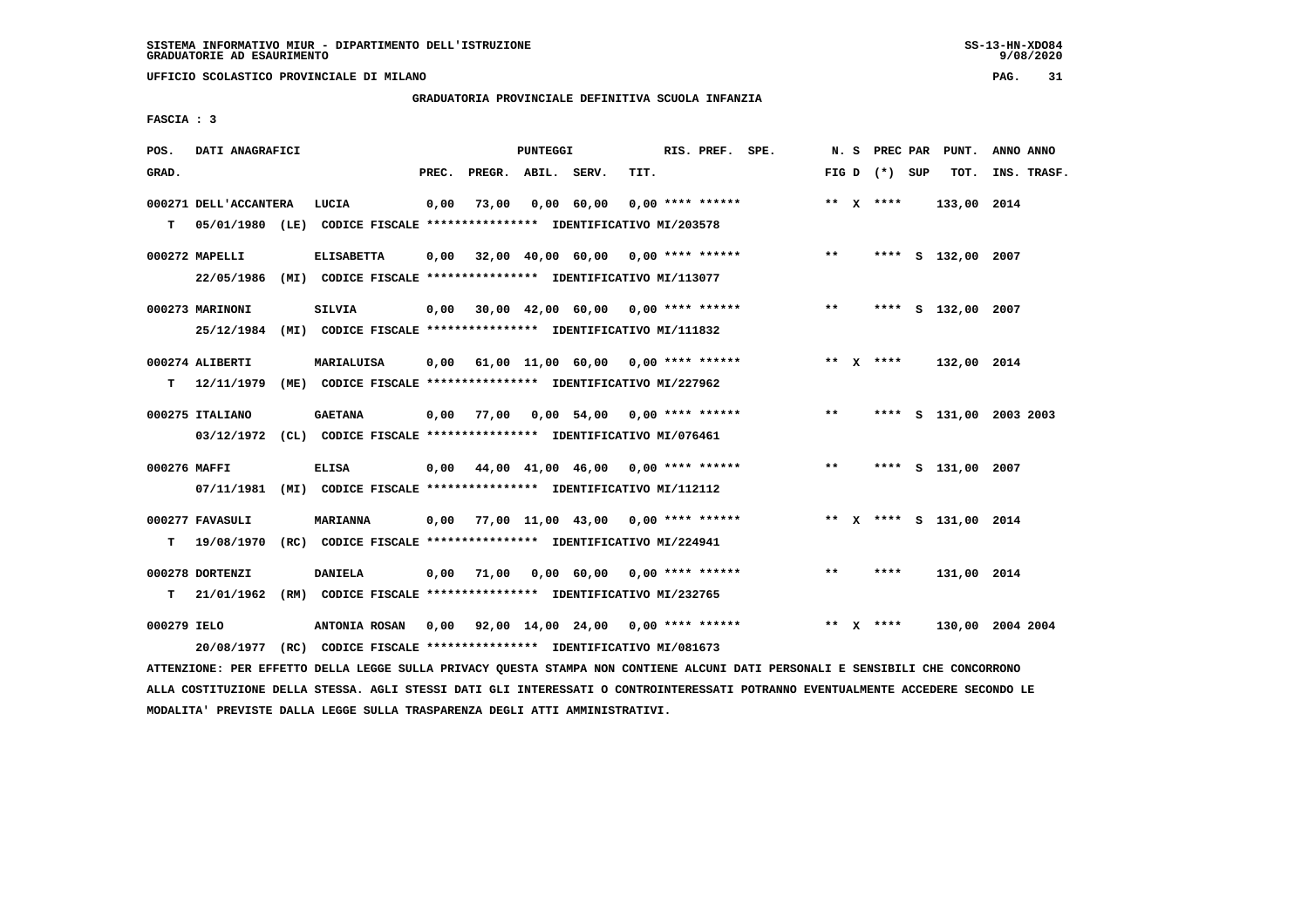SISTEMA INFORMATIVO MIUR - DIPARTIMENTO DELL'ISTRUZIONE
GRADUATORIE AD ESAURIMENTO

UFFICIO SCOLASTICO PROVINCIALE DI MILANO

GRADUATORIA PROVINCIALE DEFINITIVA SCUOLA INFANZIA

FASCIA : 3

| POS. GRAD. | | DATI ANAGRAFICI | | PREC. | PREGR. | ABIL. | SERV. | TIT. | RIS. PREF. SPE. | N. S FIG D | PREC PAR (*) SUP | PUNT. TOT. | ANNO ANNO INS. TRASF. |
|---|---|---|---|---|---|---|---|---|---|---|---|---|---|
| 000271 | | DELL'ACCANTERA | LUCIA | 0,00 | 73,00 | 0,00 | 60,00 | 0,00 | **** ****** | ** X | **** | 133,00 | 2014 |
| | T | 05/01/1980 (LE) | CODICE FISCALE **************** IDENTIFICATIVO MI/203578 | | | | | | | | | | |
| 000272 | | MAPELLI | ELISABETTA | 0,00 | 32,00 | 40,00 | 60,00 | 0,00 | **** ****** | ** | **** S | 132,00 | 2007 |
| | | 22/05/1986 (MI) | CODICE FISCALE **************** IDENTIFICATIVO MI/113077 | | | | | | | | | | |
| 000273 | | MARINONI | SILVIA | 0,00 | 30,00 | 42,00 | 60,00 | 0,00 | **** ****** | ** | **** S | 132,00 | 2007 |
| | | 25/12/1984 (MI) | CODICE FISCALE **************** IDENTIFICATIVO MI/111832 | | | | | | | | | | |
| 000274 | | ALIBERTI | MARIALUISA | 0,00 | 61,00 | 11,00 | 60,00 | 0,00 | **** ****** | ** X | **** | 132,00 | 2014 |
| | T | 12/11/1979 (ME) | CODICE FISCALE **************** IDENTIFICATIVO MI/227962 | | | | | | | | | | |
| 000275 | | ITALIANO | GAETANA | 0,00 | 77,00 | 0,00 | 54,00 | 0,00 | **** ****** | ** | **** S | 131,00 | 2003 2003 |
| | | 03/12/1972 (CL) | CODICE FISCALE **************** IDENTIFICATIVO MI/076461 | | | | | | | | | | |
| 000276 | | MAFFI | ELISA | 0,00 | 44,00 | 41,00 | 46,00 | 0,00 | **** ****** | ** | **** S | 131,00 | 2007 |
| | | 07/11/1981 (MI) | CODICE FISCALE **************** IDENTIFICATIVO MI/112112 | | | | | | | | | | |
| 000277 | | FAVASULI | MARIANNA | 0,00 | 77,00 | 11,00 | 43,00 | 0,00 | **** ****** | ** X | **** S | 131,00 | 2014 |
| | T | 19/08/1970 (RC) | CODICE FISCALE **************** IDENTIFICATIVO MI/224941 | | | | | | | | | | |
| 000278 | | DORTENZI | DANIELA | 0,00 | 71,00 | 0,00 | 60,00 | 0,00 | **** ****** | ** | **** | 131,00 | 2014 |
| | T | 21/01/1962 (RM) | CODICE FISCALE **************** IDENTIFICATIVO MI/232765 | | | | | | | | | | |
| 000279 | | IELO | ANTONIA ROSAN | 0,00 | 92,00 | 14,00 | 24,00 | 0,00 | **** ****** | ** X | **** | 130,00 | 2004 2004 |
| | | 20/08/1977 (RC) | CODICE FISCALE **************** IDENTIFICATIVO MI/081673 | | | | | | | | | | |

ATTENZIONE: PER EFFETTO DELLA LEGGE SULLA PRIVACY QUESTA STAMPA NON CONTIENE ALCUNI DATI PERSONALI E SENSIBILI CHE CONCORRONO ALLA COSTITUZIONE DELLA STESSA. AGLI STESSI DATI GLI INTERESSATI O CONTROINTERESSATI POTRANNO EVENTUALMENTE ACCEDERE SECONDO LE MODALITA' PREVISTE DALLA LEGGE SULLA TRASPARENZA DEGLI ATTI AMMINISTRATIVI.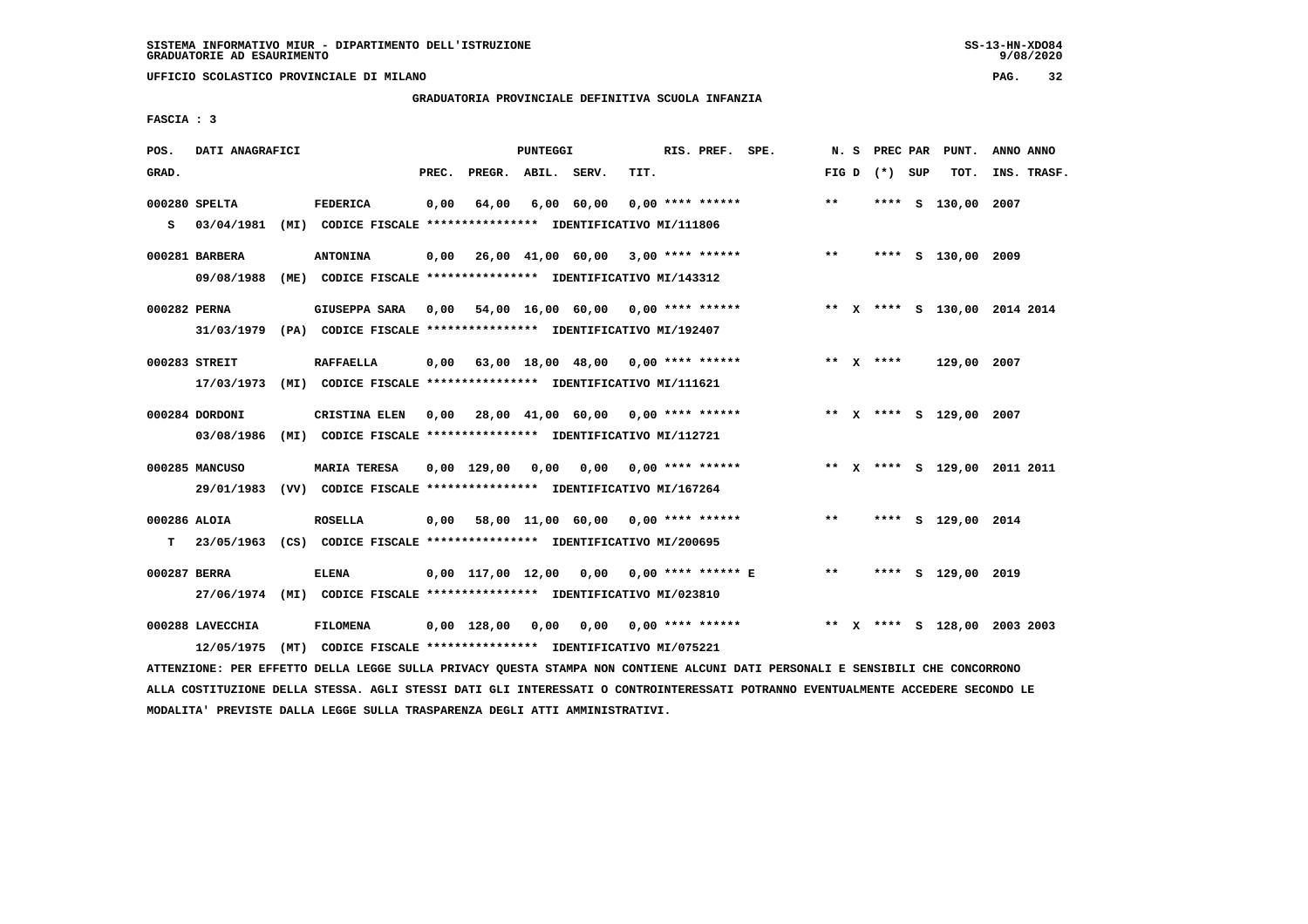SISTEMA INFORMATIVO MIUR - DIPARTIMENTO DELL'ISTRUZIONE
GRADUATORIE AD ESAURIMENTO

UFFICIO SCOLASTICO PROVINCIALE DI MILANO

GRADUATORIA PROVINCIALE DEFINITIVA SCUOLA INFANZIA

FASCIA : 3

| POS. GRAD. | DATI ANAGRAFICI | | PREC. | PREGR. | ABIL. | SERV. | TIT. | RIS. PREF. SPE. | N. S FIG D | PREC PAR (*) SUP | PUNT. TOT. | ANNO ANNO INS. TRASF. |
|---|---|---|---|---|---|---|---|---|---|---|---|---|
| 000280 | SPELTA | FEDERICA | 0,00 | 64,00 | 6,00 | 60,00 | 0,00 | **** ****** | ** | **** S | 130,00 | 2007 |
| S | 03/04/1981 (MI) CODICE FISCALE **************** IDENTIFICATIVO MI/111806 | | | | | | | | | | | |
| 000281 | BARBERA | ANTONINA | 0,00 | 26,00 | 41,00 | 60,00 | 3,00 | **** ****** | ** | **** S | 130,00 | 2009 |
| | 09/08/1988 (ME) CODICE FISCALE **************** IDENTIFICATIVO MI/143312 | | | | | | | | | | | |
| 000282 | PERNA | GIUSEPPA SARA | 0,00 | 54,00 | 16,00 | 60,00 | 0,00 | **** ****** | ** X | **** S | 130,00 | 2014 2014 |
| | 31/03/1979 (PA) CODICE FISCALE **************** IDENTIFICATIVO MI/192407 | | | | | | | | | | | |
| 000283 | STREIT | RAFFAELLA | 0,00 | 63,00 | 18,00 | 48,00 | 0,00 | **** ****** | ** X | **** | 129,00 | 2007 |
| | 17/03/1973 (MI) CODICE FISCALE **************** IDENTIFICATIVO MI/111621 | | | | | | | | | | | |
| 000284 | DORDONI | CRISTINA ELEN | 0,00 | 28,00 | 41,00 | 60,00 | 0,00 | **** ****** | ** X | **** S | 129,00 | 2007 |
| | 03/08/1986 (MI) CODICE FISCALE **************** IDENTIFICATIVO MI/112721 | | | | | | | | | | | |
| 000285 | MANCUSO | MARIA TERESA | 0,00 | 129,00 | 0,00 | 0,00 | 0,00 | **** ****** | ** X | **** S | 129,00 | 2011 2011 |
| | 29/01/1983 (VV) CODICE FISCALE **************** IDENTIFICATIVO MI/167264 | | | | | | | | | | | |
| 000286 | ALOIA | ROSELLA | 0,00 | 58,00 | 11,00 | 60,00 | 0,00 | **** ****** | ** | **** S | 129,00 | 2014 |
| T | 23/05/1963 (CS) CODICE FISCALE **************** IDENTIFICATIVO MI/200695 | | | | | | | | | | | |
| 000287 | BERRA | ELENA | 0,00 | 117,00 | 12,00 | 0,00 | 0,00 | **** ****** E | ** | **** S | 129,00 | 2019 |
| | 27/06/1974 (MI) CODICE FISCALE **************** IDENTIFICATIVO MI/023810 | | | | | | | | | | | |
| 000288 | LAVECCHIA | FILOMENA | 0,00 | 128,00 | 0,00 | 0,00 | 0,00 | **** ****** | ** X | **** S | 128,00 | 2003 2003 |
| | 12/05/1975 (MT) CODICE FISCALE **************** IDENTIFICATIVO MI/075221 | | | | | | | | | | | |

ATTENZIONE: PER EFFETTO DELLA LEGGE SULLA PRIVACY QUESTA STAMPA NON CONTIENE ALCUNI DATI PERSONALI E SENSIBILI CHE CONCORRONO ALLA COSTITUZIONE DELLA STESSA. AGLI STESSI DATI GLI INTERESSATI O CONTROINTERESSATI POTRANNO EVENTUALMENTE ACCEDERE SECONDO LE MODALITA' PREVISTE DALLA LEGGE SULLA TRASPARENZA DEGLI ATTI AMMINISTRATIVI.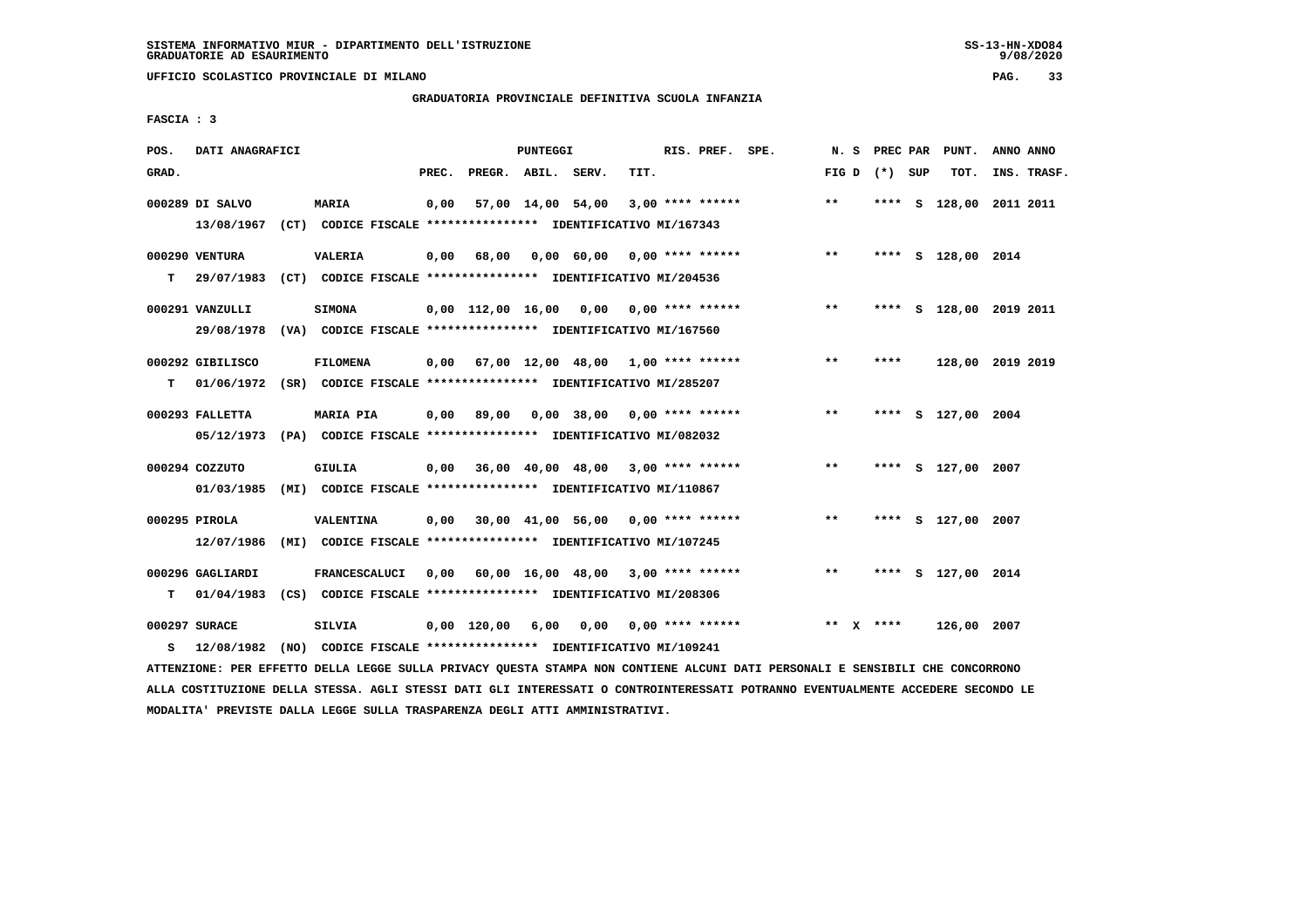SISTEMA INFORMATIVO MIUR - DIPARTIMENTO DELL'ISTRUZIONE
GRADUATORIE AD ESAURIMENTO

UFFICIO SCOLASTICO PROVINCIALE DI MILANO

GRADUATORIA PROVINCIALE DEFINITIVA SCUOLA INFANZIA

FASCIA : 3

| POS. GRAD. | DATI ANAGRAFICI | | PREC. | PREGR. | ABIL. | SERV. | TIT. | RIS. PREF. | SPE. | N. S FIG D | PREC PAR (*) | SUP | PUNT. TOT. | ANNO ANNO INS. TRASF. |
|---|---|---|---|---|---|---|---|---|---|---|---|---|---|---|
| 000289 DI SALVO | MARIA | | 0,00 | 57,00 | 14,00 | 54,00 | 3,00 | **** ****** | | ** | **** | S | 128,00 | 2011 2011 |
| | 13/08/1967 (CT) CODICE FISCALE **************** IDENTIFICATIVO MI/167343 | | | | | | | | | | | | | |
| 000290 VENTURA | VALERIA | | 0,00 | 68,00 | 0,00 | 60,00 | 0,00 | **** ****** | | ** | **** | S | 128,00 | 2014 |
| T | 29/07/1983 (CT) CODICE FISCALE **************** IDENTIFICATIVO MI/204536 | | | | | | | | | | | | | |
| 000291 VANZULLI | SIMONA | | 0,00 | 112,00 | 16,00 | 0,00 | 0,00 | **** ****** | | ** | **** | S | 128,00 | 2019 2011 |
| | 29/08/1978 (VA) CODICE FISCALE **************** IDENTIFICATIVO MI/167560 | | | | | | | | | | | | | |
| 000292 GIBILISCO | FILOMENA | | 0,00 | 67,00 | 12,00 | 48,00 | 1,00 | **** ****** | | ** | **** | | 128,00 | 2019 2019 |
| T | 01/06/1972 (SR) CODICE FISCALE **************** IDENTIFICATIVO MI/285207 | | | | | | | | | | | | | |
| 000293 FALLETTA | MARIA PIA | | 0,00 | 89,00 | 0,00 | 38,00 | 0,00 | **** ****** | | ** | **** | S | 127,00 | 2004 |
| | 05/12/1973 (PA) CODICE FISCALE **************** IDENTIFICATIVO MI/082032 | | | | | | | | | | | | | |
| 000294 COZZUTO | GIULIA | | 0,00 | 36,00 | 40,00 | 48,00 | 3,00 | **** ****** | | ** | **** | S | 127,00 | 2007 |
| | 01/03/1985 (MI) CODICE FISCALE **************** IDENTIFICATIVO MI/110867 | | | | | | | | | | | | | |
| 000295 PIROLA | VALENTINA | | 0,00 | 30,00 | 41,00 | 56,00 | 0,00 | **** ****** | | ** | **** | S | 127,00 | 2007 |
| | 12/07/1986 (MI) CODICE FISCALE **************** IDENTIFICATIVO MI/107245 | | | | | | | | | | | | | |
| 000296 GAGLIARDI | FRANCESCALUCI | | 0,00 | 60,00 | 16,00 | 48,00 | 3,00 | **** ****** | | ** | **** | S | 127,00 | 2014 |
| T | 01/04/1983 (CS) CODICE FISCALE **************** IDENTIFICATIVO MI/208306 | | | | | | | | | | | | | |
| 000297 SURACE | SILVIA | | 0,00 | 120,00 | 6,00 | 0,00 | 0,00 | **** ****** | | ** X | **** | | 126,00 | 2007 |
| S | 12/08/1982 (NO) CODICE FISCALE **************** IDENTIFICATIVO MI/109241 | | | | | | | | | | | | | |

ATTENZIONE: PER EFFETTO DELLA LEGGE SULLA PRIVACY QUESTA STAMPA NON CONTIENE ALCUNI DATI PERSONALI E SENSIBILI CHE CONCORRONO ALLA COSTITUZIONE DELLA STESSA. AGLI STESSI DATI GLI INTERESSATI O CONTROINTERESSATI POTRANNO EVENTUALMENTE ACCEDERE SECONDO LE MODALITA' PREVISTE DALLA LEGGE SULLA TRASPARENZA DEGLI ATTI AMMINISTRATIVI.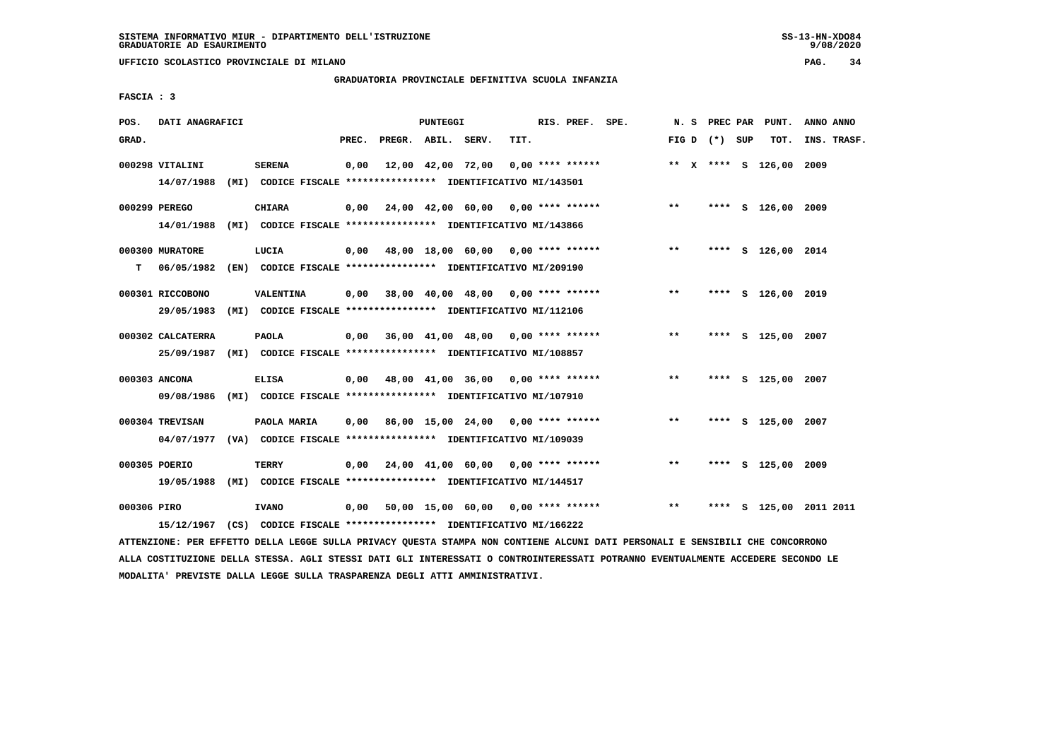SISTEMA INFORMATIVO MIUR - DIPARTIMENTO DELL'ISTRUZIONE
GRADUATORIE AD ESAURIMENTO

UFFICIO SCOLASTICO PROVINCIALE DI MILANO

GRADUATORIA PROVINCIALE DEFINITIVA SCUOLA INFANZIA

FASCIA : 3

| POS. GRAD. | DATI ANAGRAFICI | | PREC. | PREGR. | ABIL. | SERV. | TIT. | RIS. PREF. | SPE. | N. S FIG D | PREC (*) | PAR SUP | PUNT. TOT. | ANNO INS. | ANNO TRASF. |
|---|---|---|---|---|---|---|---|---|---|---|---|---|---|---|---|
| 000298 | VITALINI | SERENA | 0,00 | 12,00 | 42,00 | 72,00 | 0,00 | **** ****** | | ** X | **** | S | 126,00 | 2009 | |
| | 14/07/1988 (MI) CODICE FISCALE **************** IDENTIFICATIVO MI/143501 | | | | | | | | | | | | | | |
| 000299 | PEREGO | CHIARA | 0,00 | 24,00 | 42,00 | 60,00 | 0,00 | **** ****** | | ** | **** | S | 126,00 | 2009 | |
| | 14/01/1988 (MI) CODICE FISCALE **************** IDENTIFICATIVO MI/143866 | | | | | | | | | | | | | | |
| 000300 | MURATORE | LUCIA | 0,00 | 48,00 | 18,00 | 60,00 | 0,00 | **** ****** | | ** | **** | S | 126,00 | 2014 | |
| T | 06/05/1982 (EN) CODICE FISCALE **************** IDENTIFICATIVO MI/209190 | | | | | | | | | | | | | | |
| 000301 | RICCOBONO | VALENTINA | 0,00 | 38,00 | 40,00 | 48,00 | 0,00 | **** ****** | | ** | **** | S | 126,00 | 2019 | |
| | 29/05/1983 (MI) CODICE FISCALE **************** IDENTIFICATIVO MI/112106 | | | | | | | | | | | | | | |
| 000302 | CALCATERRA | PAOLA | 0,00 | 36,00 | 41,00 | 48,00 | 0,00 | **** ****** | | ** | **** | S | 125,00 | 2007 | |
| | 25/09/1987 (MI) CODICE FISCALE **************** IDENTIFICATIVO MI/108857 | | | | | | | | | | | | | | |
| 000303 | ANCONA | ELISA | 0,00 | 48,00 | 41,00 | 36,00 | 0,00 | **** ****** | | ** | **** | S | 125,00 | 2007 | |
| | 09/08/1986 (MI) CODICE FISCALE **************** IDENTIFICATIVO MI/107910 | | | | | | | | | | | | | | |
| 000304 | TREVISAN | PAOLA MARIA | 0,00 | 86,00 | 15,00 | 24,00 | 0,00 | **** ****** | | ** | **** | S | 125,00 | 2007 | |
| | 04/07/1977 (VA) CODICE FISCALE **************** IDENTIFICATIVO MI/109039 | | | | | | | | | | | | | | |
| 000305 | POERIO | TERRY | 0,00 | 24,00 | 41,00 | 60,00 | 0,00 | **** ****** | | ** | **** | S | 125,00 | 2009 | |
| | 19/05/1988 (MI) CODICE FISCALE **************** IDENTIFICATIVO MI/144517 | | | | | | | | | | | | | | |
| 000306 | PIRO | IVANO | 0,00 | 50,00 | 15,00 | 60,00 | 0,00 | **** ****** | | ** | **** | S | 125,00 | 2011 | 2011 |
| | 15/12/1967 (CS) CODICE FISCALE **************** IDENTIFICATIVO MI/166222 | | | | | | | | | | | | | | |

ATTENZIONE: PER EFFETTO DELLA LEGGE SULLA PRIVACY QUESTA STAMPA NON CONTIENE ALCUNI DATI PERSONALI E SENSIBILI CHE CONCORRONO ALLA COSTITUZIONE DELLA STESSA. AGLI STESSI DATI GLI INTERESSATI O CONTROINTERESSATI POTRANNO EVENTUALMENTE ACCEDERE SECONDO LE MODALITA' PREVISTE DALLA LEGGE SULLA TRASPARENZA DEGLI ATTI AMMINISTRATIVI.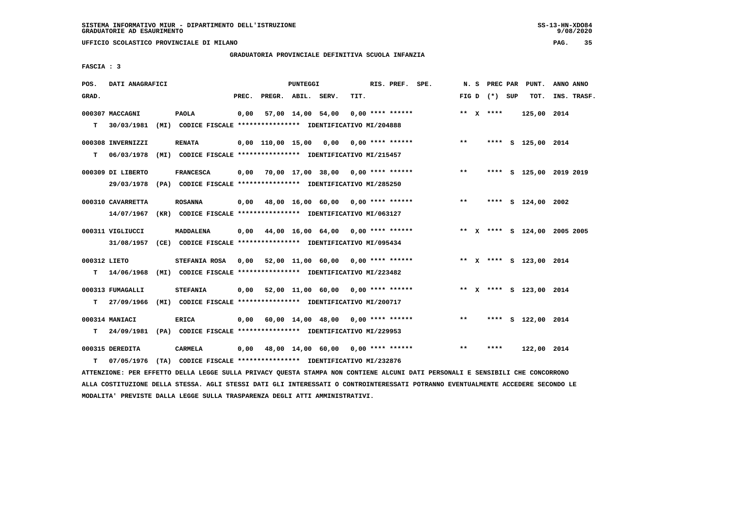SISTEMA INFORMATIVO MIUR - DIPARTIMENTO DELL'ISTRUZIONE
GRADUATORIE AD ESAURIMENTO

UFFICIO SCOLASTICO PROVINCIALE DI MILANO

GRADUATORIA PROVINCIALE DEFINITIVA SCUOLA INFANZIA

FASCIA : 3

| POS. GRAD. | DATI ANAGRAFICI | | PREC. | PREGR. | ABIL. | SERV. | TIT. | RIS. PREF. | SPE. | N. S FIG D | PREC PAR (*) | SUP | PUNT. TOT. | ANNO ANNO INS. TRASF. |
|---|---|---|---|---|---|---|---|---|---|---|---|---|---|---|
| 000307 MACCAGNI | PAOLA | | 0,00 | 57,00 | 14,00 | 54,00 | 0,00 | **** ****** | | ** X | **** | | 125,00 | 2014 |
| T | 30/03/1981 (MI) | CODICE FISCALE **************** IDENTIFICATIVO MI/204888 | | | | | | | | | | | | |
| 000308 INVERNIZZI | RENATA | | 0,00 | 110,00 | 15,00 | 0,00 | 0,00 | **** ****** | | ** | **** | S | 125,00 | 2014 |
| T | 06/03/1978 (MI) | CODICE FISCALE **************** IDENTIFICATIVO MI/215457 | | | | | | | | | | | | |
| 000309 DI LIBERTO | FRANCESCA | | 0,00 | 70,00 | 17,00 | 38,00 | 0,00 | **** ****** | | ** | **** | S | 125,00 | 2019 2019 |
| | 29/03/1978 (PA) | CODICE FISCALE **************** IDENTIFICATIVO MI/285250 | | | | | | | | | | | | |
| 000310 CAVARRETTA | ROSANNA | | 0,00 | 48,00 | 16,00 | 60,00 | 0,00 | **** ****** | | ** | **** | S | 124,00 | 2002 |
| | 14/07/1967 (KR) | CODICE FISCALE **************** IDENTIFICATIVO MI/063127 | | | | | | | | | | | | |
| 000311 VIGLIUCCI | MADDALENA | | 0,00 | 44,00 | 16,00 | 64,00 | 0,00 | **** ****** | | ** X | **** | S | 124,00 | 2005 2005 |
| | 31/08/1957 (CE) | CODICE FISCALE **************** IDENTIFICATIVO MI/095434 | | | | | | | | | | | | |
| 000312 LIETO | STEFANIA ROSA | | 0,00 | 52,00 | 11,00 | 60,00 | 0,00 | **** ****** | | ** X | **** | S | 123,00 | 2014 |
| T | 14/06/1968 (MI) | CODICE FISCALE **************** IDENTIFICATIVO MI/223482 | | | | | | | | | | | | |
| 000313 FUMAGALLI | STEFANIA | | 0,00 | 52,00 | 11,00 | 60,00 | 0,00 | **** ****** | | ** X | **** | S | 123,00 | 2014 |
| T | 27/09/1966 (MI) | CODICE FISCALE **************** IDENTIFICATIVO MI/200717 | | | | | | | | | | | | |
| 000314 MANIACI | ERICA | | 0,00 | 60,00 | 14,00 | 48,00 | 0,00 | **** ****** | | ** | **** | S | 122,00 | 2014 |
| T | 24/09/1981 (PA) | CODICE FISCALE **************** IDENTIFICATIVO MI/229953 | | | | | | | | | | | | |
| 000315 DEREDITA | CARMELA | | 0,00 | 48,00 | 14,00 | 60,00 | 0,00 | **** ****** | | ** | **** | | 122,00 | 2014 |
| T | 07/05/1976 (TA) | CODICE FISCALE **************** IDENTIFICATIVO MI/232876 | | | | | | | | | | | | |

ATTENZIONE: PER EFFETTO DELLA LEGGE SULLA PRIVACY QUESTA STAMPA NON CONTIENE ALCUNI DATI PERSONALI E SENSIBILI CHE CONCORRONO ALLA COSTITUZIONE DELLA STESSA. AGLI STESSI DATI GLI INTERESSATI O CONTROINTERESSATI POTRANNO EVENTUALMENTE ACCEDERE SECONDO LE MODALITA' PREVISTE DALLA LEGGE SULLA TRASPARENZA DEGLI ATTI AMMINISTRATIVI.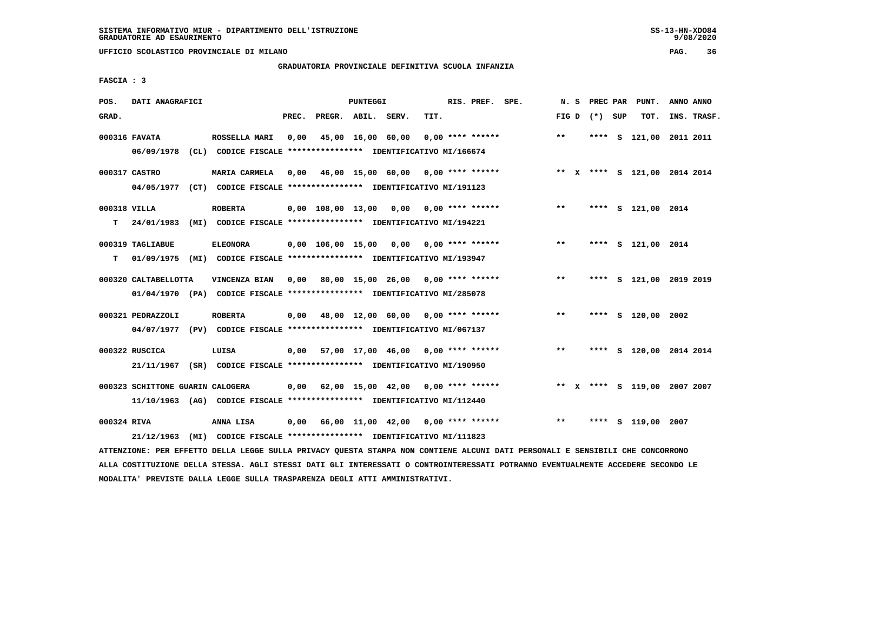SISTEMA INFORMATIVO MIUR - DIPARTIMENTO DELL'ISTRUZIONE
GRADUATORIE AD ESAURIMENTO

UFFICIO SCOLASTICO PROVINCIALE DI MILANO

GRADUATORIA PROVINCIALE DEFINITIVA SCUOLA INFANZIA

FASCIA : 3

| POS. GRAD. | DATI ANAGRAFICI | | PREC. | PREGR. | ABIL. | SERV. | TIT. | RIS. PREF. SPE. | N. S FIG D | PREC PAR (*) SUP | PUNT. TOT. | ANNO ANNO INS. TRASF. |
|---|---|---|---|---|---|---|---|---|---|---|---|---|
| 000316 | FAVATA | ROSSELLA MARI | 0,00 | 45,00 | 16,00 | 60,00 | 0,00 | **** ****** | ** | **** S | 121,00 | 2011 2011 |
| | 06/09/1978 (CL) CODICE FISCALE **************** IDENTIFICATIVO MI/166674 | | | | | | | | | | | |
| 000317 | CASTRO | MARIA CARMELA | 0,00 | 46,00 | 15,00 | 60,00 | 0,00 | **** ****** | ** X | **** S | 121,00 | 2014 2014 |
| | 04/05/1977 (CT) CODICE FISCALE **************** IDENTIFICATIVO MI/191123 | | | | | | | | | | | |
| 000318 | VILLA | ROBERTA | 0,00 | 108,00 | 13,00 | 0,00 | 0,00 | **** ****** | ** | **** S | 121,00 | 2014 |
| T | 24/01/1983 (MI) CODICE FISCALE **************** IDENTIFICATIVO MI/194221 | | | | | | | | | | | |
| 000319 | TAGLIABUE | ELEONORA | 0,00 | 106,00 | 15,00 | 0,00 | 0,00 | **** ****** | ** | **** S | 121,00 | 2014 |
| T | 01/09/1975 (MI) CODICE FISCALE **************** IDENTIFICATIVO MI/193947 | | | | | | | | | | | |
| 000320 | CALTABELLOTTA | VINCENZA BIAN | 0,00 | 80,00 | 15,00 | 26,00 | 0,00 | **** ****** | ** | **** S | 121,00 | 2019 2019 |
| | 01/04/1970 (PA) CODICE FISCALE **************** IDENTIFICATIVO MI/285078 | | | | | | | | | | | |
| 000321 | PEDRAZZOLI | ROBERTA | 0,00 | 48,00 | 12,00 | 60,00 | 0,00 | **** ****** | ** | **** S | 120,00 | 2002 |
| | 04/07/1977 (PV) CODICE FISCALE **************** IDENTIFICATIVO MI/067137 | | | | | | | | | | | |
| 000322 | RUSCICA | LUISA | 0,00 | 57,00 | 17,00 | 46,00 | 0,00 | **** ****** | ** | **** S | 120,00 | 2014 2014 |
| | 21/11/1967 (SR) CODICE FISCALE **************** IDENTIFICATIVO MI/190950 | | | | | | | | | | | |
| 000323 | SCHITTONE GUARIN | CALOGERA | 0,00 | 62,00 | 15,00 | 42,00 | 0,00 | **** ****** | ** X | **** S | 119,00 | 2007 2007 |
| | 11/10/1963 (AG) CODICE FISCALE **************** IDENTIFICATIVO MI/112440 | | | | | | | | | | | |
| 000324 | RIVA | ANNA LISA | 0,00 | 66,00 | 11,00 | 42,00 | 0,00 | **** ****** | ** | **** S | 119,00 | 2007 |
| | 21/12/1963 (MI) CODICE FISCALE **************** IDENTIFICATIVO MI/111823 | | | | | | | | | | | |

ATTENZIONE: PER EFFETTO DELLA LEGGE SULLA PRIVACY QUESTA STAMPA NON CONTIENE ALCUNI DATI PERSONALI E SENSIBILI CHE CONCORRONO ALLA COSTITUZIONE DELLA STESSA. AGLI STESSI DATI GLI INTERESSATI O CONTROINTERESSATI POTRANNO EVENTUALMENTE ACCEDERE SECONDO LE MODALITA' PREVISTE DALLA LEGGE SULLA TRASPARENZA DEGLI ATTI AMMINISTRATIVI.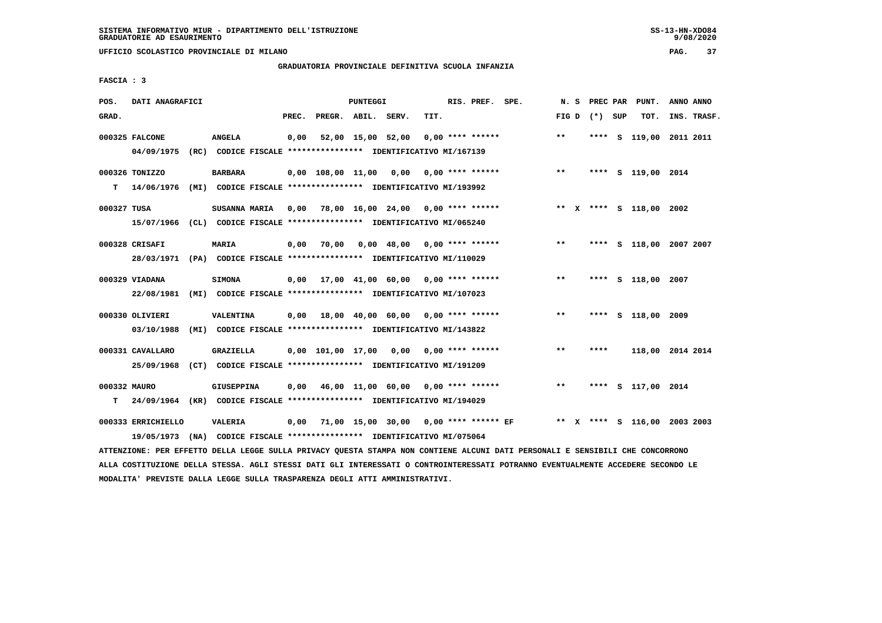SISTEMA INFORMATIVO MIUR - DIPARTIMENTO DELL'ISTRUZIONE
GRADUATORIE AD ESAURIMENTO

UFFICIO SCOLASTICO PROVINCIALE DI MILANO

GRADUATORIA PROVINCIALE DEFINITIVA SCUOLA INFANZIA

FASCIA : 3

| POS. GRAD. | DATI ANAGRAFICI | | PREC. | PREGR. | ABIL. | SERV. | TIT. | RIS. PREF. SPE. | N. S FIG D | PREC PAR (*) SUP | PUNT. TOT. | ANNO ANNO INS. TRASF. |
|---|---|---|---|---|---|---|---|---|---|---|---|---|
| 000325 | FALCONE | ANGELA | 0,00 | 52,00 | 15,00 | 52,00 | 0,00 | **** ****** | ** | **** S | 119,00 | 2011 2011 |
| | 04/09/1975 (RC) CODICE FISCALE **************** IDENTIFICATIVO MI/167139 | | | | | | | | | | | |
| 000326 | TONIZZO | BARBARA | 0,00 | 108,00 | 11,00 | 0,00 | 0,00 | **** ****** | ** | **** S | 119,00 | 2014 |
| T | 14/06/1976 (MI) CODICE FISCALE **************** IDENTIFICATIVO MI/193992 | | | | | | | | | | | |
| 000327 | TUSA | SUSANNA MARIA | 0,00 | 78,00 | 16,00 | 24,00 | 0,00 | **** ****** | ** X | **** S | 118,00 | 2002 |
| | 15/07/1966 (CL) CODICE FISCALE **************** IDENTIFICATIVO MI/065240 | | | | | | | | | | | |
| 000328 | CRISAFI | MARIA | 0,00 | 70,00 | 0,00 | 48,00 | 0,00 | **** ****** | ** | **** S | 118,00 | 2007 2007 |
| | 28/03/1971 (PA) CODICE FISCALE **************** IDENTIFICATIVO MI/110029 | | | | | | | | | | | |
| 000329 | VIADANA | SIMONA | 0,00 | 17,00 | 41,00 | 60,00 | 0,00 | **** ****** | ** | **** S | 118,00 | 2007 |
| | 22/08/1981 (MI) CODICE FISCALE **************** IDENTIFICATIVO MI/107023 | | | | | | | | | | | |
| 000330 | OLIVIERI | VALENTINA | 0,00 | 18,00 | 40,00 | 60,00 | 0,00 | **** ****** | ** | **** S | 118,00 | 2009 |
| | 03/10/1988 (MI) CODICE FISCALE **************** IDENTIFICATIVO MI/143822 | | | | | | | | | | | |
| 000331 | CAVALLARO | GRAZIELLA | 0,00 | 101,00 | 17,00 | 0,00 | 0,00 | **** ****** | ** | **** | 118,00 | 2014 2014 |
| | 25/09/1968 (CT) CODICE FISCALE **************** IDENTIFICATIVO MI/191209 | | | | | | | | | | | |
| 000332 | MAURO | GIUSEPPINA | 0,00 | 46,00 | 11,00 | 60,00 | 0,00 | **** ****** | ** | **** S | 117,00 | 2014 |
| T | 24/09/1964 (KR) CODICE FISCALE **************** IDENTIFICATIVO MI/194029 | | | | | | | | | | | |
| 000333 | ERRICHIELLO | VALERIA | 0,00 | 71,00 | 15,00 | 30,00 | 0,00 | **** ****** EF | ** X | **** S | 116,00 | 2003 2003 |
| | 19/05/1973 (NA) CODICE FISCALE **************** IDENTIFICATIVO MI/075064 | | | | | | | | | | | |

ATTENZIONE: PER EFFETTO DELLA LEGGE SULLA PRIVACY QUESTA STAMPA NON CONTIENE ALCUNI DATI PERSONALI E SENSIBILI CHE CONCORRONO ALLA COSTITUZIONE DELLA STESSA. AGLI STESSI DATI GLI INTERESSATI O CONTROINTERESSATI POTRANNO EVENTUALMENTE ACCEDERE SECONDO LE MODALITA' PREVISTE DALLA LEGGE SULLA TRASPARENZA DEGLI ATTI AMMINISTRATIVI.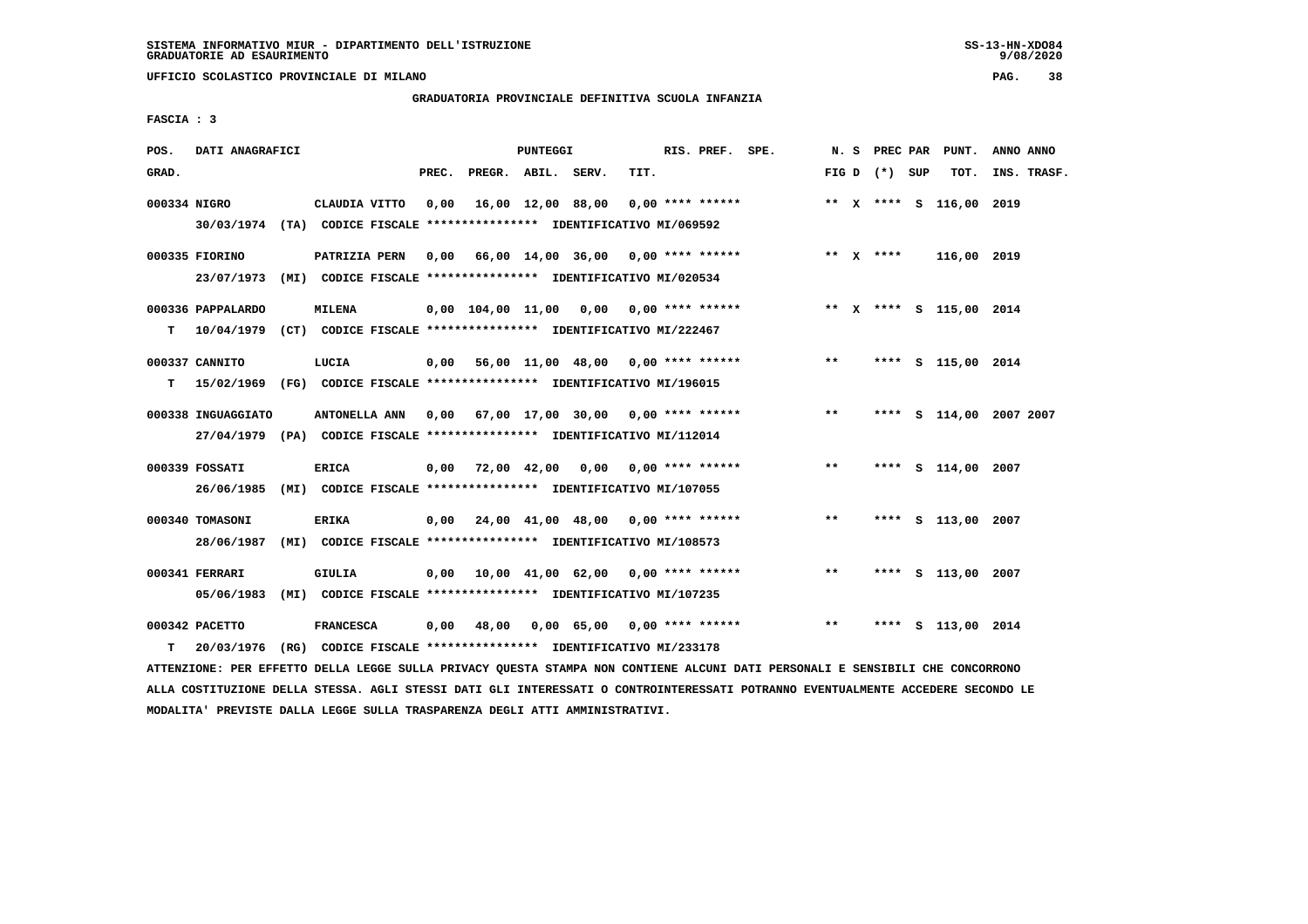SISTEMA INFORMATIVO MIUR - DIPARTIMENTO DELL'ISTRUZIONE
GRADUATORIE AD ESAURIMENTO

UFFICIO SCOLASTICO PROVINCIALE DI MILANO

GRADUATORIA PROVINCIALE DEFINITIVA SCUOLA INFANZIA

FASCIA : 3

| POS. GRAD. | DATI ANAGRAFICI | | PREC. | PREGR. | ABIL. | SERV. | TIT. | RIS. PREF. SPE. | N. S FIG D | PREC PAR (*) SUP | PUNT. TOT. | ANNO ANNO INS. TRASF. |
|---|---|---|---|---|---|---|---|---|---|---|---|---|
| 000334 | NIGRO | CLAUDIA VITTO | 0,00 | 16,00 | 12,00 | 88,00 | 0,00 | **** ****** | ** X | **** S | 116,00 | 2019 |
| | 30/03/1974 (TA) | CODICE FISCALE **************** IDENTIFICATIVO MI/069592 | | | | | | | | | | |
| 000335 | FIORINO | PATRIZIA PERN | 0,00 | 66,00 | 14,00 | 36,00 | 0,00 | **** ****** | ** X | **** | 116,00 | 2019 |
| | 23/07/1973 (MI) | CODICE FISCALE **************** IDENTIFICATIVO MI/020534 | | | | | | | | | | |
| 000336 | PAPPALARDO | MILENA | 0,00 | 104,00 | 11,00 | 0,00 | 0,00 | **** ****** | ** X | **** S | 115,00 | 2014 |
| T | 10/04/1979 (CT) | CODICE FISCALE **************** IDENTIFICATIVO MI/222467 | | | | | | | | | | |
| 000337 | CANNITO | LUCIA | 0,00 | 56,00 | 11,00 | 48,00 | 0,00 | **** ****** | ** | **** S | 115,00 | 2014 |
| T | 15/02/1969 (FG) | CODICE FISCALE **************** IDENTIFICATIVO MI/196015 | | | | | | | | | | |
| 000338 | INGUAGGIATO | ANTONELLA ANN | 0,00 | 67,00 | 17,00 | 30,00 | 0,00 | **** ****** | ** | **** S | 114,00 | 2007 2007 |
| | 27/04/1979 (PA) | CODICE FISCALE **************** IDENTIFICATIVO MI/112014 | | | | | | | | | | |
| 000339 | FOSSATI | ERICA | 0,00 | 72,00 | 42,00 | 0,00 | 0,00 | **** ****** | ** | **** S | 114,00 | 2007 |
| | 26/06/1985 (MI) | CODICE FISCALE **************** IDENTIFICATIVO MI/107055 | | | | | | | | | | |
| 000340 | TOMASONI | ERIKA | 0,00 | 24,00 | 41,00 | 48,00 | 0,00 | **** ****** | ** | **** S | 113,00 | 2007 |
| | 28/06/1987 (MI) | CODICE FISCALE **************** IDENTIFICATIVO MI/108573 | | | | | | | | | | |
| 000341 | FERRARI | GIULIA | 0,00 | 10,00 | 41,00 | 62,00 | 0,00 | **** ****** | ** | **** S | 113,00 | 2007 |
| | 05/06/1983 (MI) | CODICE FISCALE **************** IDENTIFICATIVO MI/107235 | | | | | | | | | | |
| 000342 | PACETTO | FRANCESCA | 0,00 | 48,00 | 0,00 | 65,00 | 0,00 | **** ****** | ** | **** S | 113,00 | 2014 |
| T | 20/03/1976 (RG) | CODICE FISCALE **************** IDENTIFICATIVO MI/233178 | | | | | | | | | | |

ATTENZIONE: PER EFFETTO DELLA LEGGE SULLA PRIVACY QUESTA STAMPA NON CONTIENE ALCUNI DATI PERSONALI E SENSIBILI CHE CONCORRONO ALLA COSTITUZIONE DELLA STESSA. AGLI STESSI DATI GLI INTERESSATI O CONTROINTERESSATI POTRANNO EVENTUALMENTE ACCEDERE SECONDO LE MODALITA' PREVISTE DALLA LEGGE SULLA TRASPARENZA DEGLI ATTI AMMINISTRATIVI.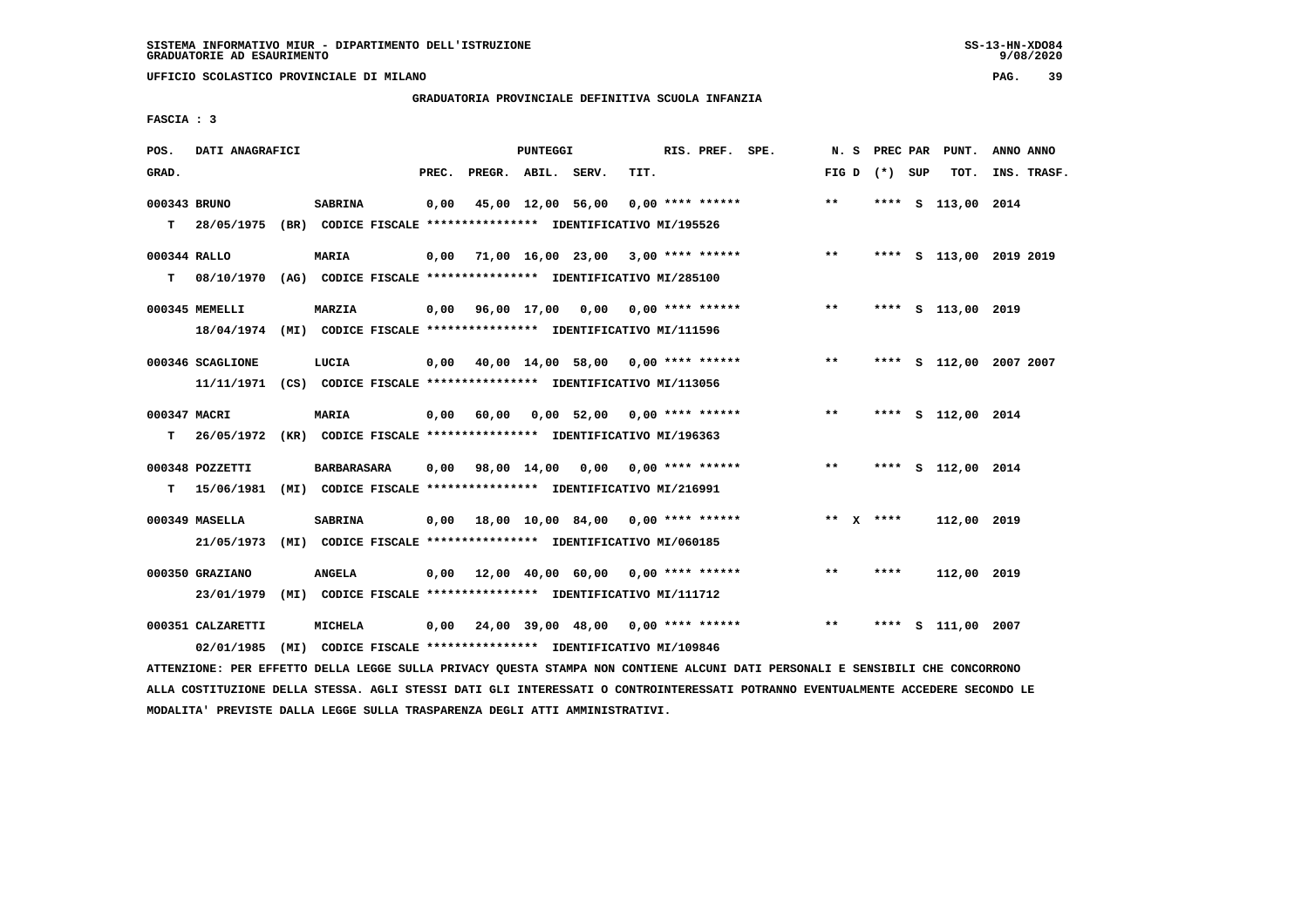SISTEMA INFORMATIVO MIUR - DIPARTIMENTO DELL'ISTRUZIONE
GRADUATORIE AD ESAURIMENTO

UFFICIO SCOLASTICO PROVINCIALE DI MILANO

GRADUATORIA PROVINCIALE DEFINITIVA SCUOLA INFANZIA

FASCIA : 3

| POS. GRAD. | DATI ANAGRAFICI | | PREC. | PREGR. | ABIL. | SERV. | TIT. | RIS. PREF. SPE. | N. S FIG D | PREC PAR (*) SUP | PUNT. TOT. | ANNO ANNO INS. TRASF. |
|---|---|---|---|---|---|---|---|---|---|---|---|---|
| 000343 | BRUNO | SABRINA | 0,00 | 45,00 | 12,00 | 56,00 | 0,00 | **** ****** | ** | **** S | 113,00 | 2014 |
| T | 28/05/1975 (BR) | CODICE FISCALE **************** IDENTIFICATIVO MI/195526 | | | | | | | | | | |
| 000344 | RALLO | MARIA | 0,00 | 71,00 | 16,00 | 23,00 | 3,00 | **** ****** | ** | **** S | 113,00 | 2019 2019 |
| T | 08/10/1970 (AG) | CODICE FISCALE **************** IDENTIFICATIVO MI/285100 | | | | | | | | | | |
| 000345 | MEMELLI | MARZIA | 0,00 | 96,00 | 17,00 | 0,00 | 0,00 | **** ****** | ** | **** S | 113,00 | 2019 |
| | 18/04/1974 (MI) | CODICE FISCALE **************** IDENTIFICATIVO MI/111596 | | | | | | | | | | |
| 000346 | SCAGLIONE | LUCIA | 0,00 | 40,00 | 14,00 | 58,00 | 0,00 | **** ****** | ** | **** S | 112,00 | 2007 2007 |
| | 11/11/1971 (CS) | CODICE FISCALE **************** IDENTIFICATIVO MI/113056 | | | | | | | | | | |
| 000347 | MACRI | MARIA | 0,00 | 60,00 | 0,00 | 52,00 | 0,00 | **** ****** | ** | **** S | 112,00 | 2014 |
| T | 26/05/1972 (KR) | CODICE FISCALE **************** IDENTIFICATIVO MI/196363 | | | | | | | | | | |
| 000348 | POZZETTI | BARBARASARA | 0,00 | 98,00 | 14,00 | 0,00 | 0,00 | **** ****** | ** | **** S | 112,00 | 2014 |
| T | 15/06/1981 (MI) | CODICE FISCALE **************** IDENTIFICATIVO MI/216991 | | | | | | | | | | |
| 000349 | MASELLA | SABRINA | 0,00 | 18,00 | 10,00 | 84,00 | 0,00 | **** ****** | ** X | **** | 112,00 | 2019 |
| | 21/05/1973 (MI) | CODICE FISCALE **************** IDENTIFICATIVO MI/060185 | | | | | | | | | | |
| 000350 | GRAZIANO | ANGELA | 0,00 | 12,00 | 40,00 | 60,00 | 0,00 | **** ****** | ** | **** | 112,00 | 2019 |
| | 23/01/1979 (MI) | CODICE FISCALE **************** IDENTIFICATIVO MI/111712 | | | | | | | | | | |
| 000351 | CALZARETTI | MICHELA | 0,00 | 24,00 | 39,00 | 48,00 | 0,00 | **** ****** | ** | **** S | 111,00 | 2007 |
| | 02/01/1985 (MI) | CODICE FISCALE **************** IDENTIFICATIVO MI/109846 | | | | | | | | | | |

ATTENZIONE: PER EFFETTO DELLA LEGGE SULLA PRIVACY QUESTA STAMPA NON CONTIENE ALCUNI DATI PERSONALI E SENSIBILI CHE CONCORRONO ALLA COSTITUZIONE DELLA STESSA. AGLI STESSI DATI GLI INTERESSATI O CONTROINTERESSATI POTRANNO EVENTUALMENTE ACCEDERE SECONDO LE MODALITA' PREVISTE DALLA LEGGE SULLA TRASPARENZA DEGLI ATTI AMMINISTRATIVI.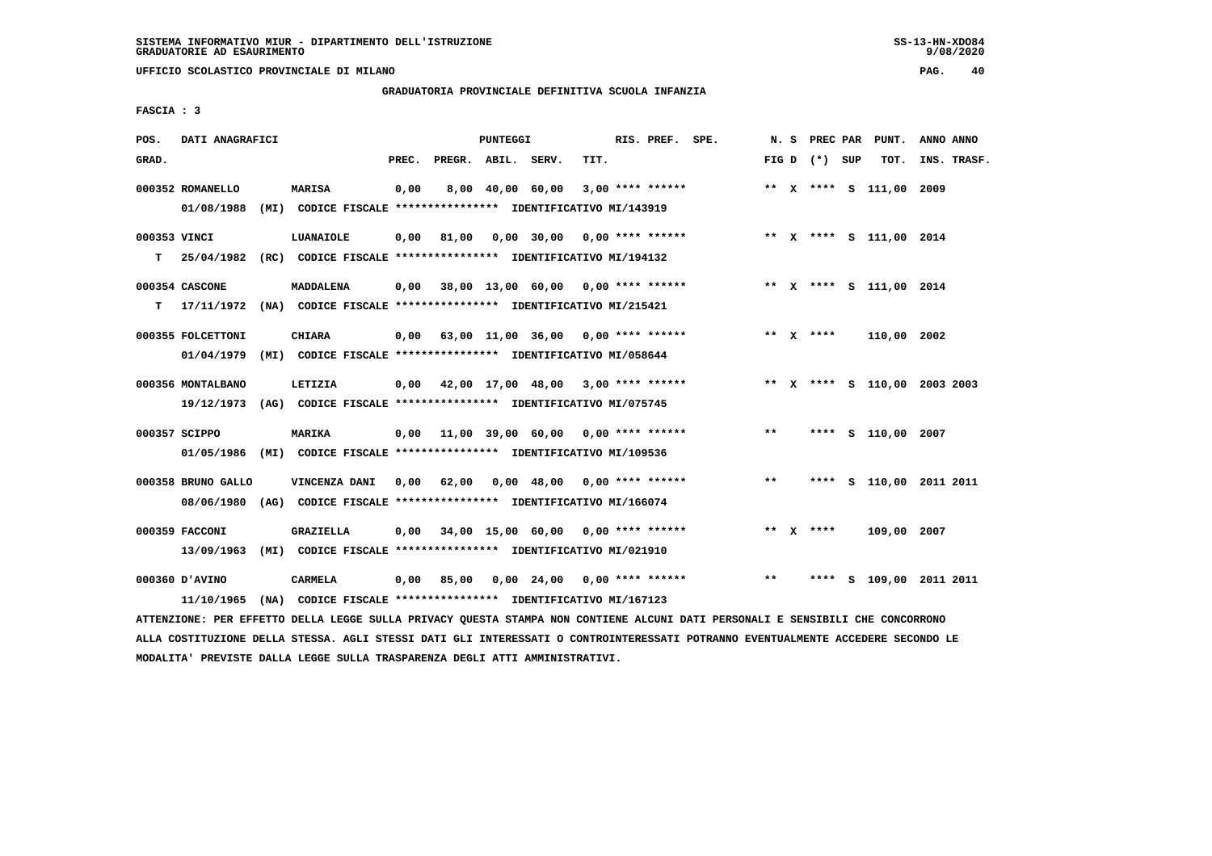SISTEMA INFORMATIVO MIUR - DIPARTIMENTO DELL'ISTRUZIONE
GRADUATORIE AD ESAURIMENTO

UFFICIO SCOLASTICO PROVINCIALE DI MILANO

GRADUATORIA PROVINCIALE DEFINITIVA SCUOLA INFANZIA

FASCIA : 3

| POS. GRAD. | DATI ANAGRAFICI | | PREC. | PREGR. | ABIL. | SERV. | TIT. | RIS. PREF. SPE. | N. S FIG D | PREC PAR (*) SUP | PUNT. TOT. | ANNO ANNO INS. TRASF. |
|---|---|---|---|---|---|---|---|---|---|---|---|---|
| 000352 | ROMANELLO | MARISA | 0,00 | 8,00 | 40,00 | 60,00 | 3,00 | **** ****** | ** X | **** S | 111,00 | 2009 |
| | 01/08/1988 (MI) | CODICE FISCALE **************** IDENTIFICATIVO MI/143919 | | | | | | | | | | |
| 000353 | VINCI | LUANAIOLE | 0,00 | 81,00 | 0,00 | 30,00 | 0,00 | **** ****** | ** X | **** S | 111,00 | 2014 |
| T | 25/04/1982 (RC) | CODICE FISCALE **************** IDENTIFICATIVO MI/194132 | | | | | | | | | | |
| 000354 | CASCONE | MADDALENA | 0,00 | 38,00 | 13,00 | 60,00 | 0,00 | **** ****** | ** X | **** S | 111,00 | 2014 |
| T | 17/11/1972 (NA) | CODICE FISCALE **************** IDENTIFICATIVO MI/215421 | | | | | | | | | | |
| 000355 | FOLCETTONI | CHIARA | 0,00 | 63,00 | 11,00 | 36,00 | 0,00 | **** ****** | ** X | **** | 110,00 | 2002 |
| | 01/04/1979 (MI) | CODICE FISCALE **************** IDENTIFICATIVO MI/058644 | | | | | | | | | | |
| 000356 | MONTALBANO | LETIZIA | 0,00 | 42,00 | 17,00 | 48,00 | 3,00 | **** ****** | ** X | **** S | 110,00 | 2003 2003 |
| | 19/12/1973 (AG) | CODICE FISCALE **************** IDENTIFICATIVO MI/075745 | | | | | | | | | | |
| 000357 | SCIPPO | MARIKA | 0,00 | 11,00 | 39,00 | 60,00 | 0,00 | **** ****** | ** | **** S | 110,00 | 2007 |
| | 01/05/1986 (MI) | CODICE FISCALE **************** IDENTIFICATIVO MI/109536 | | | | | | | | | | |
| 000358 | BRUNO GALLO | VINCENZA DANI | 0,00 | 62,00 | 0,00 | 48,00 | 0,00 | **** ****** | ** | **** S | 110,00 | 2011 2011 |
| | 08/06/1980 (AG) | CODICE FISCALE **************** IDENTIFICATIVO MI/166074 | | | | | | | | | | |
| 000359 | FACCONI | GRAZIELLA | 0,00 | 34,00 | 15,00 | 60,00 | 0,00 | **** ****** | ** X | **** | 109,00 | 2007 |
| | 13/09/1963 (MI) | CODICE FISCALE **************** IDENTIFICATIVO MI/021910 | | | | | | | | | | |
| 000360 | D'AVINO | CARMELA | 0,00 | 85,00 | 0,00 | 24,00 | 0,00 | **** ****** | ** | **** S | 109,00 | 2011 2011 |
| | 11/10/1965 (NA) | CODICE FISCALE **************** IDENTIFICATIVO MI/167123 | | | | | | | | | | |

ATTENZIONE: PER EFFETTO DELLA LEGGE SULLA PRIVACY QUESTA STAMPA NON CONTIENE ALCUNI DATI PERSONALI E SENSIBILI CHE CONCORRONO ALLA COSTITUZIONE DELLA STESSA. AGLI STESSI DATI GLI INTERESSATI O CONTROINTERESSATI POTRANNO EVENTUALMENTE ACCEDERE SECONDO LE MODALITA' PREVISTE DALLA LEGGE SULLA TRASPARENZA DEGLI ATTI AMMINISTRATIVI.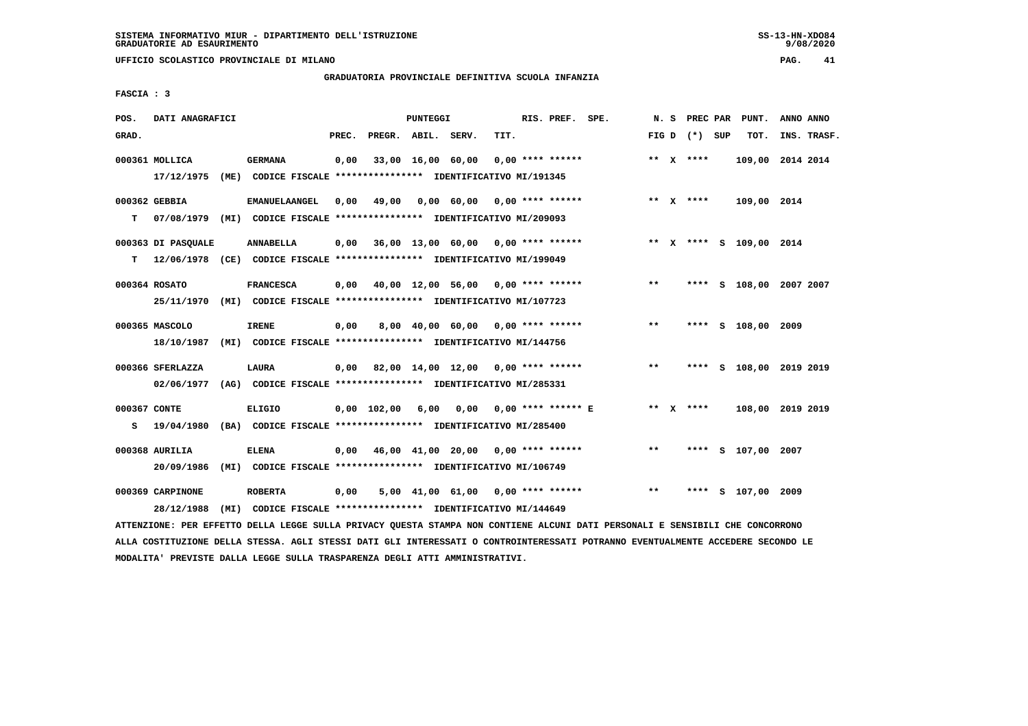GRADUATORIA PROVINCIALE DEFINITIVA SCUOLA INFANZIA

FASCIA : 3

| POS. GRAD. | DATI ANAGRAFICI | | PREC. | PREGR. | ABIL. | SERV. | TIT. | RIS. PREF. | SPE. | N. S FIG D | PREC PAR (*) SUP | PUNT. TOT. | ANNO ANNO INS. TRASF. |
|---|---|---|---|---|---|---|---|---|---|---|---|---|---|
| 000361 | MOLLICA | GERMANA | 0,00 | 33,00 | 16,00 | 60,00 | 0,00 | **** ****** | | ** X | **** | 109,00 | 2014 2014 |
| | 17/12/1975 (ME) CODICE FISCALE **************** IDENTIFICATIVO MI/191345 | | | | | | | | | | | | |
| 000362 | GEBBIA | EMANUELAANGEL | 0,00 | 49,00 | 0,00 | 60,00 | 0,00 | **** ****** | | ** X | **** | 109,00 | 2014 |
| T | 07/08/1979 (MI) CODICE FISCALE **************** IDENTIFICATIVO MI/209093 | | | | | | | | | | | | |
| 000363 | DI PASQUALE | ANNABELLA | 0,00 | 36,00 | 13,00 | 60,00 | 0,00 | **** ****** | | ** X | **** S | 109,00 | 2014 |
| T | 12/06/1978 (CE) CODICE FISCALE **************** IDENTIFICATIVO MI/199049 | | | | | | | | | | | | |
| 000364 | ROSATO | FRANCESCA | 0,00 | 40,00 | 12,00 | 56,00 | 0,00 | **** ****** | | ** | **** S | 108,00 | 2007 2007 |
| | 25/11/1970 (MI) CODICE FISCALE **************** IDENTIFICATIVO MI/107723 | | | | | | | | | | | | |
| 000365 | MASCOLO | IRENE | 0,00 | 8,00 | 40,00 | 60,00 | 0,00 | **** ****** | | ** | **** S | 108,00 | 2009 |
| | 18/10/1987 (MI) CODICE FISCALE **************** IDENTIFICATIVO MI/144756 | | | | | | | | | | | | |
| 000366 | SFERLAZZA | LAURA | 0,00 | 82,00 | 14,00 | 12,00 | 0,00 | **** ****** | | ** | **** S | 108,00 | 2019 2019 |
| | 02/06/1977 (AG) CODICE FISCALE **************** IDENTIFICATIVO MI/285331 | | | | | | | | | | | | |
| 000367 | CONTE | ELIGIO | 0,00 | 102,00 | 6,00 | 0,00 | 0,00 | **** ****** | E | ** X | **** | 108,00 | 2019 2019 |
| S | 19/04/1980 (BA) CODICE FISCALE **************** IDENTIFICATIVO MI/285400 | | | | | | | | | | | | |
| 000368 | AURILIA | ELENA | 0,00 | 46,00 | 41,00 | 20,00 | 0,00 | **** ****** | | ** | **** S | 107,00 | 2007 |
| | 20/09/1986 (MI) CODICE FISCALE **************** IDENTIFICATIVO MI/106749 | | | | | | | | | | | | |
| 000369 | CARPINONE | ROBERTA | 0,00 | 5,00 | 41,00 | 61,00 | 0,00 | **** ****** | | ** | **** S | 107,00 | 2009 |
| | 28/12/1988 (MI) CODICE FISCALE **************** IDENTIFICATIVO MI/144649 | | | | | | | | | | | | |

ATTENZIONE: PER EFFETTO DELLA LEGGE SULLA PRIVACY QUESTA STAMPA NON CONTIENE ALCUNI DATI PERSONALI E SENSIBILI CHE CONCORRONO ALLA COSTITUZIONE DELLA STESSA. AGLI STESSI DATI GLI INTERESSATI O CONTROINTERESSATI POTRANNO EVENTUALMENTE ACCEDERE SECONDO LE MODALITA' PREVISTE DALLA LEGGE SULLA TRASPARENZA DEGLI ATTI AMMINISTRATIVI.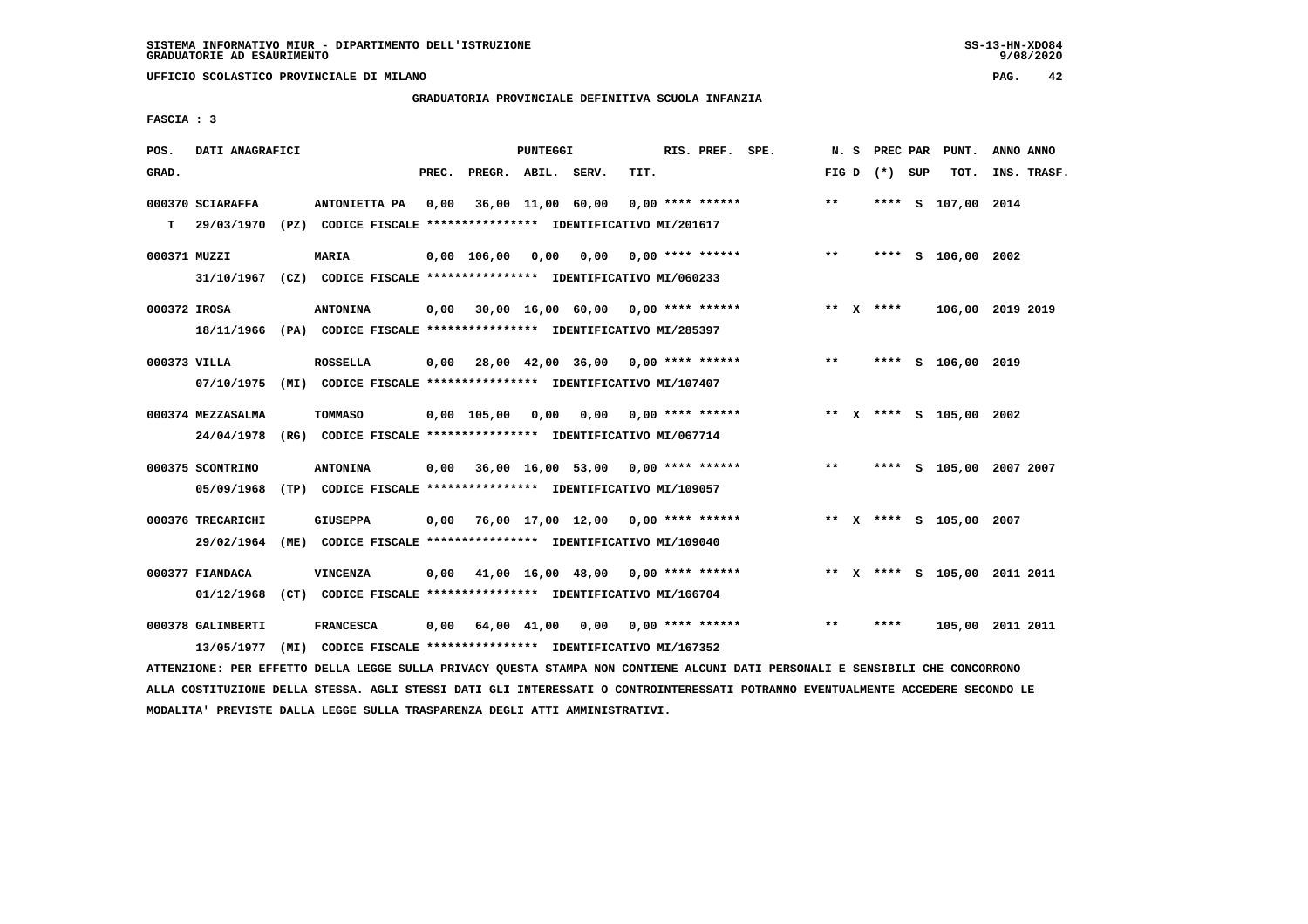SISTEMA INFORMATIVO MIUR - DIPARTIMENTO DELL'ISTRUZIONE
GRADUATORIE AD ESAURIMENTO

UFFICIO SCOLASTICO PROVINCIALE DI MILANO

GRADUATORIA PROVINCIALE DEFINITIVA SCUOLA INFANZIA

FASCIA : 3

| POS. GRAD. | DATI ANAGRAFICI | | PREC. | PREGR. | ABIL. | SERV. | TIT. | RIS. PREF. SPE. | N. S FIG D | PREC PAR (*) SUP | PUNT. TOT. | ANNO ANNO INS. TRASF. |
|---|---|---|---|---|---|---|---|---|---|---|---|---|
| 000370 | SCIARAFFA | ANTONIETTA PA | 0,00 | 36,00 | 11,00 | 60,00 | 0,00 | **** ****** | ** | **** S | 107,00 | 2014 |
| T | 29/03/1970 (PZ) CODICE FISCALE **************** IDENTIFICATIVO MI/201617 | | | | | | | | | | | |
| 000371 | MUZZI | MARIA | 0,00 | 106,00 | 0,00 | 0,00 | 0,00 | **** ****** | ** | **** S | 106,00 | 2002 |
| | 31/10/1967 (CZ) CODICE FISCALE **************** IDENTIFICATIVO MI/060233 | | | | | | | | | | | |
| 000372 | IROSA | ANTONINA | 0,00 | 30,00 | 16,00 | 60,00 | 0,00 | **** ****** | ** X | **** | 106,00 | 2019 2019 |
| | 18/11/1966 (PA) CODICE FISCALE **************** IDENTIFICATIVO MI/285397 | | | | | | | | | | | |
| 000373 | VILLA | ROSSELLA | 0,00 | 28,00 | 42,00 | 36,00 | 0,00 | **** ****** | ** | **** S | 106,00 | 2019 |
| | 07/10/1975 (MI) CODICE FISCALE **************** IDENTIFICATIVO MI/107407 | | | | | | | | | | | |
| 000374 | MEZZASALMA | TOMMASO | 0,00 | 105,00 | 0,00 | 0,00 | 0,00 | **** ****** | ** X | **** S | 105,00 | 2002 |
| | 24/04/1978 (RG) CODICE FISCALE **************** IDENTIFICATIVO MI/067714 | | | | | | | | | | | |
| 000375 | SCONTRINO | ANTONINA | 0,00 | 36,00 | 16,00 | 53,00 | 0,00 | **** ****** | ** | **** S | 105,00 | 2007 2007 |
| | 05/09/1968 (TP) CODICE FISCALE **************** IDENTIFICATIVO MI/109057 | | | | | | | | | | | |
| 000376 | TRECARICHI | GIUSEPPA | 0,00 | 76,00 | 17,00 | 12,00 | 0,00 | **** ****** | ** X | **** S | 105,00 | 2007 |
| | 29/02/1964 (ME) CODICE FISCALE **************** IDENTIFICATIVO MI/109040 | | | | | | | | | | | |
| 000377 | FIANDACA | VINCENZA | 0,00 | 41,00 | 16,00 | 48,00 | 0,00 | **** ****** | ** X | **** S | 105,00 | 2011 2011 |
| | 01/12/1968 (CT) CODICE FISCALE **************** IDENTIFICATIVO MI/166704 | | | | | | | | | | | |
| 000378 | GALIMBERTI | FRANCESCA | 0,00 | 64,00 | 41,00 | 0,00 | 0,00 | **** ****** | ** | **** | 105,00 | 2011 2011 |
| | 13/05/1977 (MI) CODICE FISCALE **************** IDENTIFICATIVO MI/167352 | | | | | | | | | | | |

ATTENZIONE: PER EFFETTO DELLA LEGGE SULLA PRIVACY QUESTA STAMPA NON CONTIENE ALCUNI DATI PERSONALI E SENSIBILI CHE CONCORRONO ALLA COSTITUZIONE DELLA STESSA. AGLI STESSI DATI GLI INTERESSATI O CONTROINTERESSATI POTRANNO EVENTUALMENTE ACCEDERE SECONDO LE MODALITA' PREVISTE DALLA LEGGE SULLA TRASPARENZA DEGLI ATTI AMMINISTRATIVI.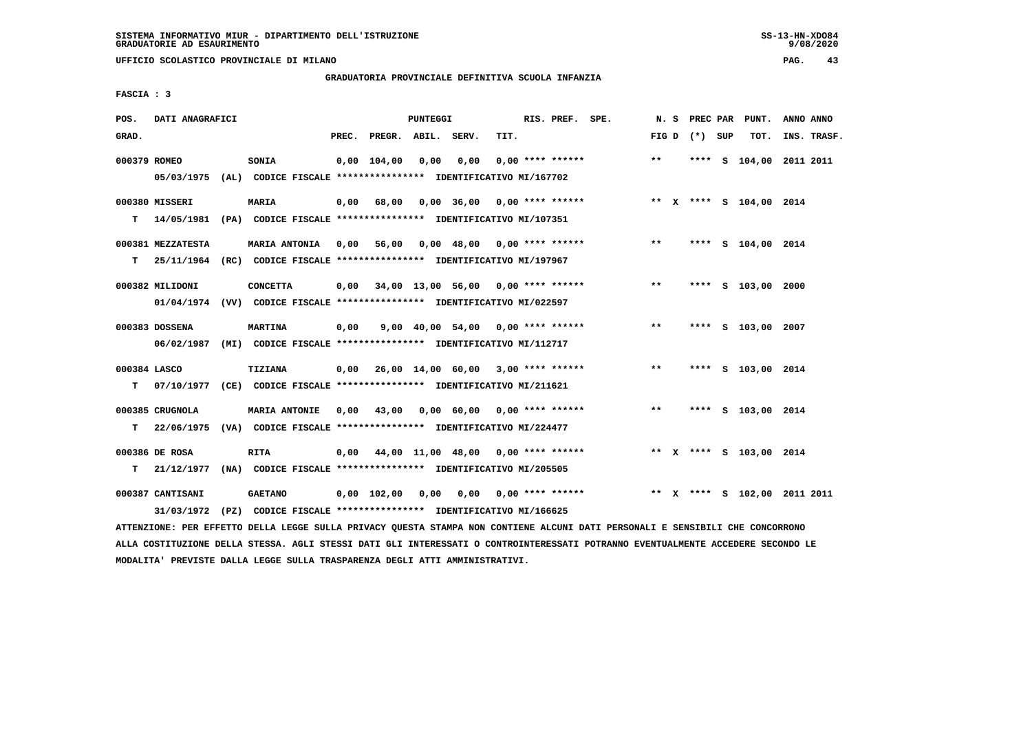SISTEMA INFORMATIVO MIUR - DIPARTIMENTO DELL'ISTRUZIONE
GRADUATORIE AD ESAURIMENTO

UFFICIO SCOLASTICO PROVINCIALE DI MILANO

GRADUATORIA PROVINCIALE DEFINITIVA SCUOLA INFANZIA

FASCIA : 3

| POS. GRAD. | DATI ANAGRAFICI | | PREC. | PREGR. | ABIL. | SERV. | TIT. | RIS. PREF. SPE. | N. S FIG D | PREC PAR (*) SUP | PUNT. TOT. | ANNO ANNO INS. TRASF. |
|---|---|---|---|---|---|---|---|---|---|---|---|---|
| 000379 ROMEO | SONIA | | 0,00 | 104,00 | 0,00 | 0,00 | 0,00 | **** ****** | ** | **** S | 104,00 | 2011 2011 |
| | 05/03/1975 (AL) CODICE FISCALE **************** IDENTIFICATIVO MI/167702 | | | | | | | | | | | |
| 000380 MISSERI | MARIA | | 0,00 | 68,00 | 0,00 | 36,00 | 0,00 | **** ****** | ** X | **** S | 104,00 | 2014 |
| T | 14/05/1981 (PA) CODICE FISCALE **************** IDENTIFICATIVO MI/107351 | | | | | | | | | | | |
| 000381 MEZZATESTA | MARIA ANTONIA | | 0,00 | 56,00 | 0,00 | 48,00 | 0,00 | **** ****** | ** | **** S | 104,00 | 2014 |
| T | 25/11/1964 (RC) CODICE FISCALE **************** IDENTIFICATIVO MI/197967 | | | | | | | | | | | |
| 000382 MILIDONI | CONCETTA | | 0,00 | 34,00 | 13,00 | 56,00 | 0,00 | **** ****** | ** | **** S | 103,00 | 2000 |
| | 01/04/1974 (VV) CODICE FISCALE **************** IDENTIFICATIVO MI/022597 | | | | | | | | | | | |
| 000383 DOSSENA | MARTINA | | 0,00 | 9,00 | 40,00 | 54,00 | 0,00 | **** ****** | ** | **** S | 103,00 | 2007 |
| | 06/02/1987 (MI) CODICE FISCALE **************** IDENTIFICATIVO MI/112717 | | | | | | | | | | | |
| 000384 LASCO | TIZIANA | | 0,00 | 26,00 | 14,00 | 60,00 | 3,00 | **** ****** | ** | **** S | 103,00 | 2014 |
| T | 07/10/1977 (CE) CODICE FISCALE **************** IDENTIFICATIVO MI/211621 | | | | | | | | | | | |
| 000385 CRUGNOLA | MARIA ANTONIE | | 0,00 | 43,00 | 0,00 | 60,00 | 0,00 | **** ****** | ** | **** S | 103,00 | 2014 |
| T | 22/06/1975 (VA) CODICE FISCALE **************** IDENTIFICATIVO MI/224477 | | | | | | | | | | | |
| 000386 DE ROSA | RITA | | 0,00 | 44,00 | 11,00 | 48,00 | 0,00 | **** ****** | ** X | **** S | 103,00 | 2014 |
| T | 21/12/1977 (NA) CODICE FISCALE **************** IDENTIFICATIVO MI/205505 | | | | | | | | | | | |
| 000387 CANTISANI | GAETANO | | 0,00 | 102,00 | 0,00 | 0,00 | 0,00 | **** ****** | ** X | **** S | 102,00 | 2011 2011 |
| | 31/03/1972 (PZ) CODICE FISCALE **************** IDENTIFICATIVO MI/166625 | | | | | | | | | | | |

ATTENZIONE: PER EFFETTO DELLA LEGGE SULLA PRIVACY QUESTA STAMPA NON CONTIENE ALCUNI DATI PERSONALI E SENSIBILI CHE CONCORRONO ALLA COSTITUZIONE DELLA STESSA. AGLI STESSI DATI GLI INTERESSATI O CONTROINTERESSATI POTRANNO EVENTUALMENTE ACCEDERE SECONDO LE MODALITA' PREVISTE DALLA LEGGE SULLA TRASPARENZA DEGLI ATTI AMMINISTRATIVI.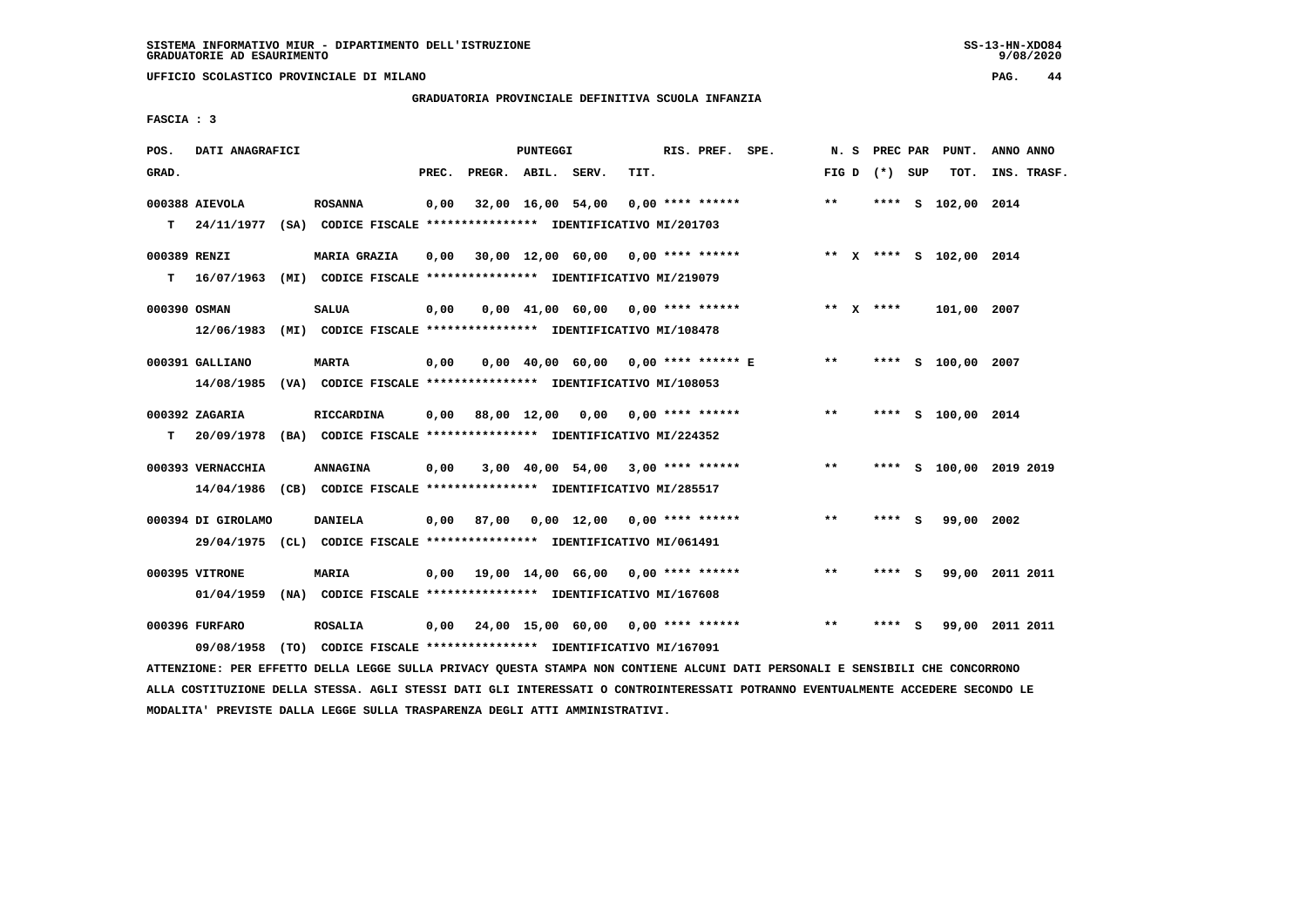SISTEMA INFORMATIVO MIUR - DIPARTIMENTO DELL'ISTRUZIONE
GRADUATORIE AD ESAURIMENTO

UFFICIO SCOLASTICO PROVINCIALE DI MILANO

GRADUATORIA PROVINCIALE DEFINITIVA SCUOLA INFANZIA

FASCIA : 3

| POS. GRAD. | DATI ANAGRAFICI | | PREC. | PREGR. | ABIL. | SERV. | TIT. | RIS. PREF. SPE. | N. S FIG D | PREC PAR (*) SUP | PUNT. TOT. | ANNO ANNO INS. TRASF. |
|---|---|---|---|---|---|---|---|---|---|---|---|---|
| 000388 | AIEVOLA | ROSANNA | 0,00 | 32,00 | 16,00 | 54,00 | 0,00 | **** ****** | ** | **** S | 102,00 | 2014 |
| T | 24/11/1977 (SA) CODICE FISCALE **************** IDENTIFICATIVO MI/201703 | | | | | | | | | | | |
| 000389 | RENZI | MARIA GRAZIA | 0,00 | 30,00 | 12,00 | 60,00 | 0,00 | **** ****** | ** X | **** S | 102,00 | 2014 |
| T | 16/07/1963 (MI) CODICE FISCALE **************** IDENTIFICATIVO MI/219079 | | | | | | | | | | | |
| 000390 | OSMAN | SALUA | 0,00 | 0,00 | 41,00 | 60,00 | 0,00 | **** ****** | ** X | **** | 101,00 | 2007 |
| | 12/06/1983 (MI) CODICE FISCALE **************** IDENTIFICATIVO MI/108478 | | | | | | | | | | | |
| 000391 | GALLIANO | MARTA | 0,00 | 0,00 | 40,00 | 60,00 | 0,00 | **** ****** E | ** | **** S | 100,00 | 2007 |
| | 14/08/1985 (VA) CODICE FISCALE **************** IDENTIFICATIVO MI/108053 | | | | | | | | | | | |
| 000392 | ZAGARIA | RICCARDINA | 0,00 | 88,00 | 12,00 | 0,00 | 0,00 | **** ****** | ** | **** S | 100,00 | 2014 |
| T | 20/09/1978 (BA) CODICE FISCALE **************** IDENTIFICATIVO MI/224352 | | | | | | | | | | | |
| 000393 | VERNACCHIA | ANNAGINA | 0,00 | 3,00 | 40,00 | 54,00 | 3,00 | **** ****** | ** | **** S | 100,00 | 2019 2019 |
| | 14/04/1986 (CB) CODICE FISCALE **************** IDENTIFICATIVO MI/285517 | | | | | | | | | | | |
| 000394 | DI GIROLAMO | DANIELA | 0,00 | 87,00 | 0,00 | 12,00 | 0,00 | **** ****** | ** | **** S | 99,00 | 2002 |
| | 29/04/1975 (CL) CODICE FISCALE **************** IDENTIFICATIVO MI/061491 | | | | | | | | | | | |
| 000395 | VITRONE | MARIA | 0,00 | 19,00 | 14,00 | 66,00 | 0,00 | **** ****** | ** | **** S | 99,00 | 2011 2011 |
| | 01/04/1959 (NA) CODICE FISCALE **************** IDENTIFICATIVO MI/167608 | | | | | | | | | | | |
| 000396 | FURFARO | ROSALIA | 0,00 | 24,00 | 15,00 | 60,00 | 0,00 | **** ****** | ** | **** S | 99,00 | 2011 2011 |
| | 09/08/1958 (TO) CODICE FISCALE **************** IDENTIFICATIVO MI/167091 | | | | | | | | | | | |

ATTENZIONE: PER EFFETTO DELLA LEGGE SULLA PRIVACY QUESTA STAMPA NON CONTIENE ALCUNI DATI PERSONALI E SENSIBILI CHE CONCORRONO ALLA COSTITUZIONE DELLA STESSA. AGLI STESSI DATI GLI INTERESSATI O CONTROINTERESSATI POTRANNO EVENTUALMENTE ACCEDERE SECONDO LE MODALITA' PREVISTE DALLA LEGGE SULLA TRASPARENZA DEGLI ATTI AMMINISTRATIVI.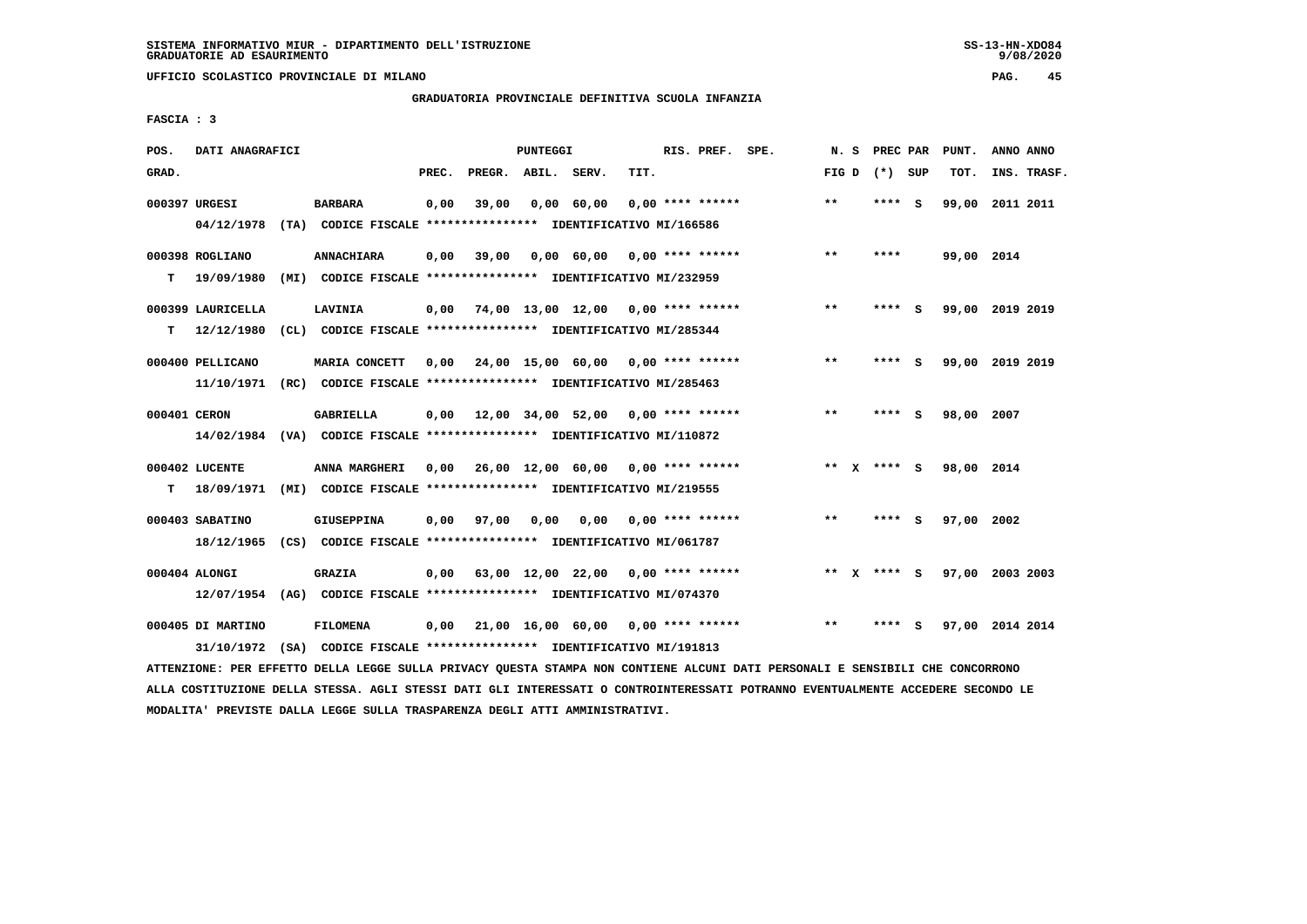SISTEMA INFORMATIVO MIUR - DIPARTIMENTO DELL'ISTRUZIONE
GRADUATORIE AD ESAURIMENTO

UFFICIO SCOLASTICO PROVINCIALE DI MILANO

GRADUATORIA PROVINCIALE DEFINITIVA SCUOLA INFANZIA

FASCIA : 3

| POS. GRAD. | DATI ANAGRAFICI | | PREC. | PREGR. | ABIL. | SERV. | TIT. | RIS. PREF. | SPE. | N. S FIG D | PREC PAR (*) SUP | PUNT. TOT. | ANNO ANNO INS. TRASF. |
|---|---|---|---|---|---|---|---|---|---|---|---|---|---|
| 000397 URGESI | | BARBARA | 0,00 | 39,00 | 0,00 | 60,00 | 0,00 | **** ****** | | ** | **** S | 99,00 | 2011 2011 |
| | 04/12/1978 (TA) CODICE FISCALE **************** IDENTIFICATIVO MI/166586 | | | | | | | | | | | | |
| 000398 ROGLIANO | | ANNACHIARA | 0,00 | 39,00 | 0,00 | 60,00 | 0,00 | **** ****** | | ** | **** | 99,00 | 2014 |
| T | 19/09/1980 (MI) CODICE FISCALE **************** IDENTIFICATIVO MI/232959 | | | | | | | | | | | | |
| 000399 LAURICELLA | | LAVINIA | 0,00 | 74,00 | 13,00 | 12,00 | 0,00 | **** ****** | | ** | **** S | 99,00 | 2019 2019 |
| T | 12/12/1980 (CL) CODICE FISCALE **************** IDENTIFICATIVO MI/285344 | | | | | | | | | | | | |
| 000400 PELLICANO | | MARIA CONCETT | 0,00 | 24,00 | 15,00 | 60,00 | 0,00 | **** ****** | | ** | **** S | 99,00 | 2019 2019 |
| | 11/10/1971 (RC) CODICE FISCALE **************** IDENTIFICATIVO MI/285463 | | | | | | | | | | | | |
| 000401 CERON | | GABRIELLA | 0,00 | 12,00 | 34,00 | 52,00 | 0,00 | **** ****** | | ** | **** S | 98,00 | 2007 |
| | 14/02/1984 (VA) CODICE FISCALE **************** IDENTIFICATIVO MI/110872 | | | | | | | | | | | | |
| 000402 LUCENTE | | ANNA MARGHERI | 0,00 | 26,00 | 12,00 | 60,00 | 0,00 | **** ****** | | ** X | **** S | 98,00 | 2014 |
| T | 18/09/1971 (MI) CODICE FISCALE **************** IDENTIFICATIVO MI/219555 | | | | | | | | | | | | |
| 000403 SABATINO | | GIUSEPPINA | 0,00 | 97,00 | 0,00 | 0,00 | 0,00 | **** ****** | | ** | **** S | 97,00 | 2002 |
| | 18/12/1965 (CS) CODICE FISCALE **************** IDENTIFICATIVO MI/061787 | | | | | | | | | | | | |
| 000404 ALONGI | | GRAZIA | 0,00 | 63,00 | 12,00 | 22,00 | 0,00 | **** ****** | | ** X | **** S | 97,00 | 2003 2003 |
| | 12/07/1954 (AG) CODICE FISCALE **************** IDENTIFICATIVO MI/074370 | | | | | | | | | | | | |
| 000405 DI MARTINO | | FILOMENA | 0,00 | 21,00 | 16,00 | 60,00 | 0,00 | **** ****** | | ** | **** S | 97,00 | 2014 2014 |
| | 31/10/1972 (SA) CODICE FISCALE **************** IDENTIFICATIVO MI/191813 | | | | | | | | | | | | |

ATTENZIONE: PER EFFETTO DELLA LEGGE SULLA PRIVACY QUESTA STAMPA NON CONTIENE ALCUNI DATI PERSONALI E SENSIBILI CHE CONCORRONO ALLA COSTITUZIONE DELLA STESSA. AGLI STESSI DATI GLI INTERESSATI O CONTROINTERESSATI POTRANNO EVENTUALMENTE ACCEDERE SECONDO LE MODALITA' PREVISTE DALLA LEGGE SULLA TRASPARENZA DEGLI ATTI AMMINISTRATIVI.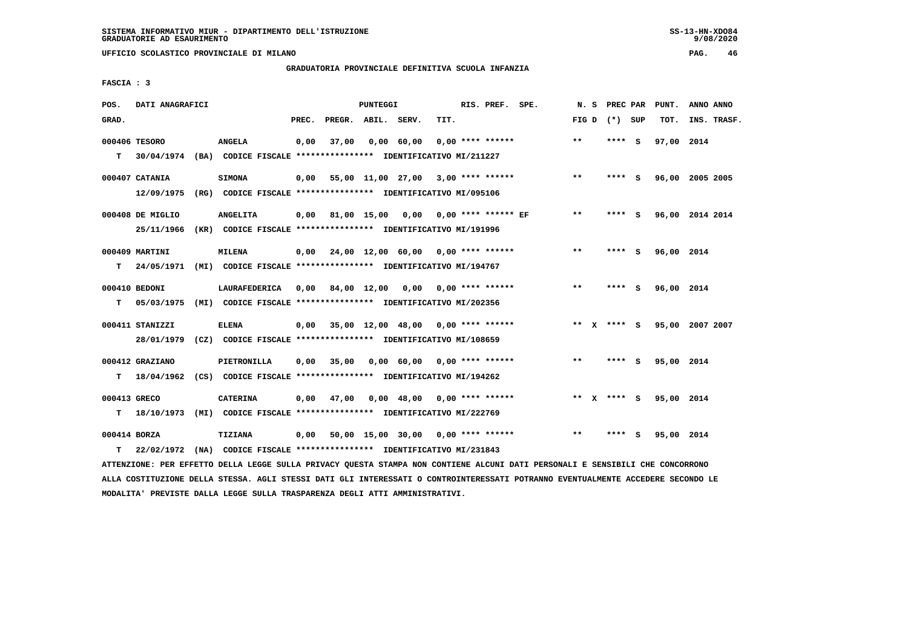SISTEMA INFORMATIVO MIUR - DIPARTIMENTO DELL'ISTRUZIONE
GRADUATORIE AD ESAURIMENTO

UFFICIO SCOLASTICO PROVINCIALE DI MILANO

GRADUATORIA PROVINCIALE DEFINITIVA SCUOLA INFANZIA

FASCIA : 3

| POS. GRAD. | DATI ANAGRAFICI | | PREC. | PREGR. | ABIL. | SERV. | TIT. | RIS. PREF. SPE. | N. S FIG D | PREC PAR (*) SUP | PUNT. TOT. | ANNO ANNO INS. TRASF. |
|---|---|---|---|---|---|---|---|---|---|---|---|---|
| 000406 TESORO | ANGELA | | 0,00 | 37,00 | 0,00 | 60,00 | 0,00 | **** ****** | ** | **** S | 97,00 | 2014 |
| T | 30/04/1974 (BA) | CODICE FISCALE **************** IDENTIFICATIVO MI/211227 | | | | | | | | | | |
| 000407 CATANIA | SIMONA | | 0,00 | 55,00 | 11,00 | 27,00 | 3,00 | **** ****** | ** | **** S | 96,00 | 2005 2005 |
| | 12/09/1975 (RG) | CODICE FISCALE **************** IDENTIFICATIVO MI/095106 | | | | | | | | | | |
| 000408 DE MIGLIO | ANGELITA | | 0,00 | 81,00 | 15,00 | 0,00 | 0,00 | **** ****** EF | ** | **** S | 96,00 | 2014 2014 |
| | 25/11/1966 (KR) | CODICE FISCALE **************** IDENTIFICATIVO MI/191996 | | | | | | | | | | |
| 000409 MARTINI | MILENA | | 0,00 | 24,00 | 12,00 | 60,00 | 0,00 | **** ****** | ** | **** S | 96,00 | 2014 |
| T | 24/05/1971 (MI) | CODICE FISCALE **************** IDENTIFICATIVO MI/194767 | | | | | | | | | | |
| 000410 BEDONI | LAURAFEDERICA | | 0,00 | 84,00 | 12,00 | 0,00 | 0,00 | **** ****** | ** | **** S | 96,00 | 2014 |
| T | 05/03/1975 (MI) | CODICE FISCALE **************** IDENTIFICATIVO MI/202356 | | | | | | | | | | |
| 000411 STANIZZI | ELENA | | 0,00 | 35,00 | 12,00 | 48,00 | 0,00 | **** ****** | ** X | **** S | 95,00 | 2007 2007 |
| | 28/01/1979 (CZ) | CODICE FISCALE **************** IDENTIFICATIVO MI/108659 | | | | | | | | | | |
| 000412 GRAZIANO | PIETRONILLA | | 0,00 | 35,00 | 0,00 | 60,00 | 0,00 | **** ****** | ** | **** S | 95,00 | 2014 |
| T | 18/04/1962 (CS) | CODICE FISCALE **************** IDENTIFICATIVO MI/194262 | | | | | | | | | | |
| 000413 GRECO | CATERINA | | 0,00 | 47,00 | 0,00 | 48,00 | 0,00 | **** ****** | ** X | **** S | 95,00 | 2014 |
| T | 18/10/1973 (MI) | CODICE FISCALE **************** IDENTIFICATIVO MI/222769 | | | | | | | | | | |
| 000414 BORZA | TIZIANA | | 0,00 | 50,00 | 15,00 | 30,00 | 0,00 | **** ****** | ** | **** S | 95,00 | 2014 |
| T | 22/02/1972 (NA) | CODICE FISCALE **************** IDENTIFICATIVO MI/231843 | | | | | | | | | | |

ATTENZIONE: PER EFFETTO DELLA LEGGE SULLA PRIVACY QUESTA STAMPA NON CONTIENE ALCUNI DATI PERSONALI E SENSIBILI CHE CONCORRONO ALLA COSTITUZIONE DELLA STESSA. AGLI STESSI DATI GLI INTERESSATI O CONTROINTERESSATI POTRANNO EVENTUALMENTE ACCEDERE SECONDO LE MODALITA' PREVISTE DALLA LEGGE SULLA TRASPARENZA DEGLI ATTI AMMINISTRATIVI.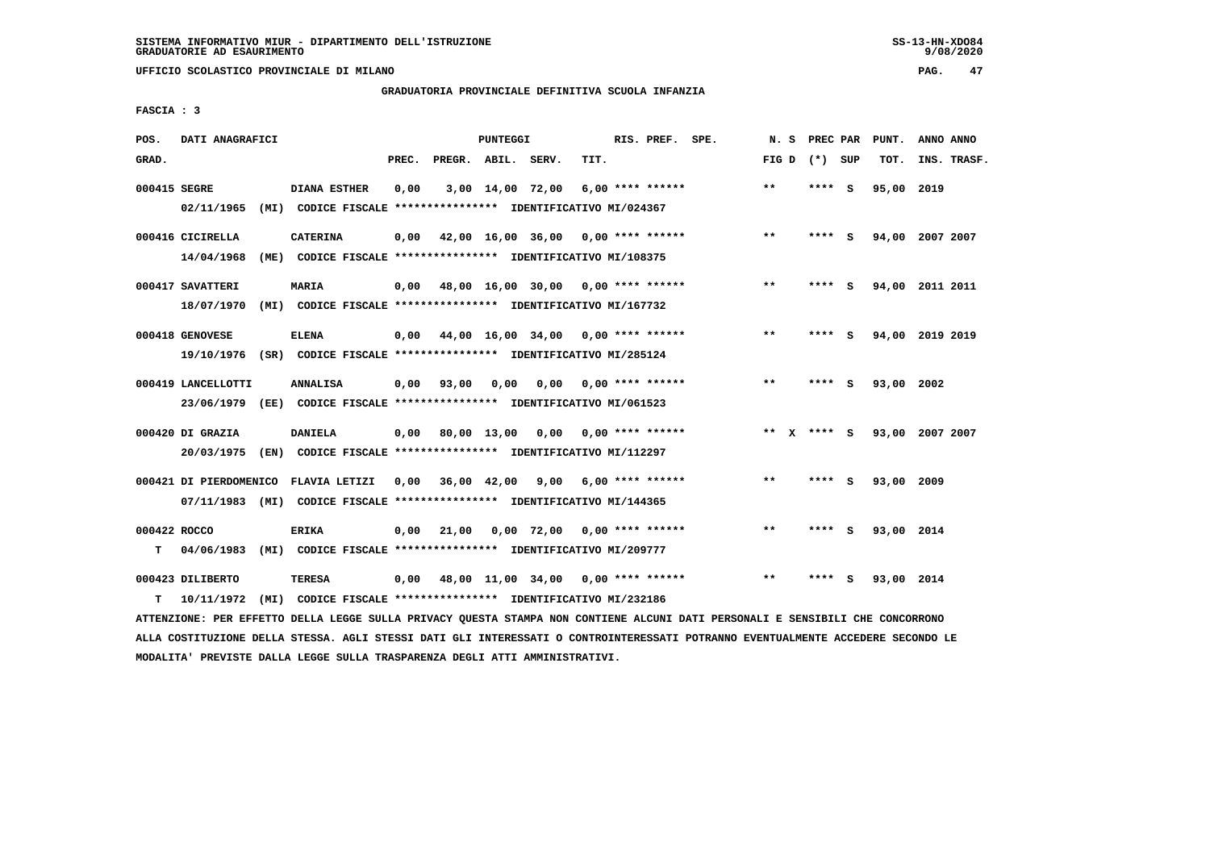SISTEMA INFORMATIVO MIUR - DIPARTIMENTO DELL'ISTRUZIONE
GRADUATORIE AD ESAURIMENTO

UFFICIO SCOLASTICO PROVINCIALE DI MILANO

GRADUATORIA PROVINCIALE DEFINITIVA SCUOLA INFANZIA

FASCIA : 3

| POS. GRAD. | DATI ANAGRAFICI | | PREC. | PREGR. | ABIL. | SERV. | TIT. | RIS. PREF. | SPE. | N. S FIG D | PREC PAR (*) | SUP | PUNT. TOT. | ANNO ANNO INS. TRASF. |
|---|---|---|---|---|---|---|---|---|---|---|---|---|---|---|
| 000415 SEGRE | DIANA ESTHER | | 0,00 | 3,00 | 14,00 | 72,00 | 6,00 | **** ****** | | ** | **** | S | 95,00 | 2019 |
| | 02/11/1965 (MI) CODICE FISCALE **************** IDENTIFICATIVO MI/024367 | | | | | | | | | | | | | |
| 000416 CICIRELLA | CATERINA | | 0,00 | 42,00 | 16,00 | 36,00 | 0,00 | **** ****** | | ** | **** | S | 94,00 | 2007 2007 |
| | 14/04/1968 (ME) CODICE FISCALE **************** IDENTIFICATIVO MI/108375 | | | | | | | | | | | | | |
| 000417 SAVATTERI | MARIA | | 0,00 | 48,00 | 16,00 | 30,00 | 0,00 | **** ****** | | ** | **** | S | 94,00 | 2011 2011 |
| | 18/07/1970 (MI) CODICE FISCALE **************** IDENTIFICATIVO MI/167732 | | | | | | | | | | | | | |
| 000418 GENOVESE | ELENA | | 0,00 | 44,00 | 16,00 | 34,00 | 0,00 | **** ****** | | ** | **** | S | 94,00 | 2019 2019 |
| | 19/10/1976 (SR) CODICE FISCALE **************** IDENTIFICATIVO MI/285124 | | | | | | | | | | | | | |
| 000419 LANCELLOTTI | ANNALISA | | 0,00 | 93,00 | 0,00 | 0,00 | 0,00 | **** ****** | | ** | **** | S | 93,00 | 2002 |
| | 23/06/1979 (EE) CODICE FISCALE **************** IDENTIFICATIVO MI/061523 | | | | | | | | | | | | | |
| 000420 DI GRAZIA | DANIELA | | 0,00 | 80,00 | 13,00 | 0,00 | 0,00 | **** ****** | | ** X | **** | S | 93,00 | 2007 2007 |
| | 20/03/1975 (EN) CODICE FISCALE **************** IDENTIFICATIVO MI/112297 | | | | | | | | | | | | | |
| 000421 DI PIERDOMENICO | FLAVIA LETIZI | | 0,00 | 36,00 | 42,00 | 9,00 | 6,00 | **** ****** | | ** | **** | S | 93,00 | 2009 |
| | 07/11/1983 (MI) CODICE FISCALE **************** IDENTIFICATIVO MI/144365 | | | | | | | | | | | | | |
| 000422 ROCCO | ERIKA | | 0,00 | 21,00 | 0,00 | 72,00 | 0,00 | **** ****** | | ** | **** | S | 93,00 | 2014 |
| T | 04/06/1983 (MI) CODICE FISCALE **************** IDENTIFICATIVO MI/209777 | | | | | | | | | | | | | |
| 000423 DILIBERTO | TERESA | | 0,00 | 48,00 | 11,00 | 34,00 | 0,00 | **** ****** | | ** | **** | S | 93,00 | 2014 |
| T | 10/11/1972 (MI) CODICE FISCALE **************** IDENTIFICATIVO MI/232186 | | | | | | | | | | | | | |

ATTENZIONE: PER EFFETTO DELLA LEGGE SULLA PRIVACY QUESTA STAMPA NON CONTIENE ALCUNI DATI PERSONALI E SENSIBILI CHE CONCORRONO ALLA COSTITUZIONE DELLA STESSA. AGLI STESSI DATI GLI INTERESSATI O CONTROINTERESSATI POTRANNO EVENTUALMENTE ACCEDERE SECONDO LE MODALITA' PREVISTE DALLA LEGGE SULLA TRASPARENZA DEGLI ATTI AMMINISTRATIVI.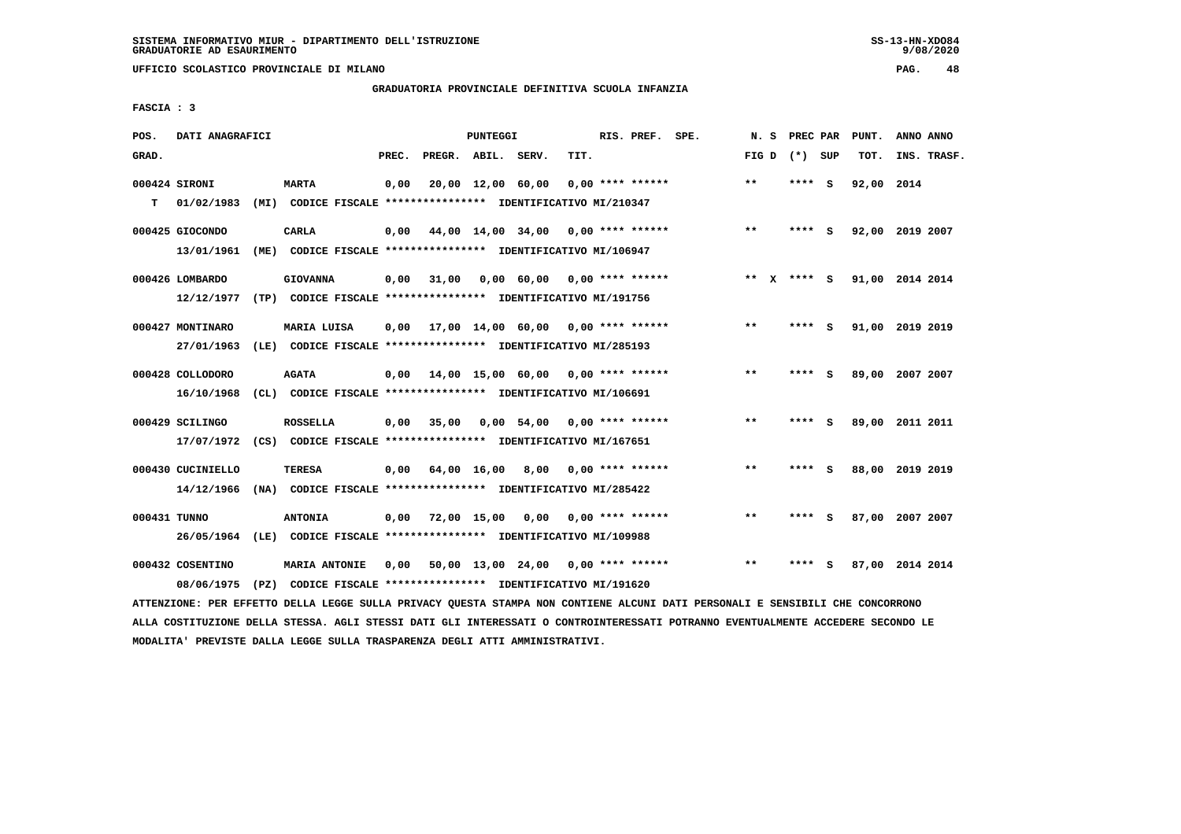SISTEMA INFORMATIVO MIUR - DIPARTIMENTO DELL'ISTRUZIONE
GRADUATORIE AD ESAURIMENTO

UFFICIO SCOLASTICO PROVINCIALE DI MILANO

GRADUATORIA PROVINCIALE DEFINITIVA SCUOLA INFANZIA

FASCIA : 3

| POS. GRAD. | DATI ANAGRAFICI | | | PREC. | PREGR. | ABIL. | SERV. | TIT. | RIS. PREF. | SPE. | N. S FIG D | PREC PAR (*) SUP | | PUNT. TOT. | ANNO ANNO INS. TRASF. |
|---|---|---|---|---|---|---|---|---|---|---|---|---|---|---|---|
| 000424 | SIRONI | MARTA | | 0,00 | 20,00 | 12,00 | 60,00 | 0,00 | **** ****** | | ** | **** | S | 92,00 | 2014 |
| T | 01/02/1983 | (MI) | CODICE FISCALE **************** IDENTIFICATIVO MI/210347 | | | | | | | | | | | | |
| 000425 | GIOCONDO | CARLA | | 0,00 | 44,00 | 14,00 | 34,00 | 0,00 | **** ****** | | ** | **** | S | 92,00 | 2019 2007 |
| | 13/01/1961 | (ME) | CODICE FISCALE **************** IDENTIFICATIVO MI/106947 | | | | | | | | | | | | |
| 000426 | LOMBARDO | GIOVANNA | | 0,00 | 31,00 | 0,00 | 60,00 | 0,00 | **** ****** | | ** X | **** | S | 91,00 | 2014 2014 |
| | 12/12/1977 | (TP) | CODICE FISCALE **************** IDENTIFICATIVO MI/191756 | | | | | | | | | | | | |
| 000427 | MONTINARO | MARIA LUISA | | 0,00 | 17,00 | 14,00 | 60,00 | 0,00 | **** ****** | | ** | **** | S | 91,00 | 2019 2019 |
| | 27/01/1963 | (LE) | CODICE FISCALE **************** IDENTIFICATIVO MI/285193 | | | | | | | | | | | | |
| 000428 | COLLODORO | AGATA | | 0,00 | 14,00 | 15,00 | 60,00 | 0,00 | **** ****** | | ** | **** | S | 89,00 | 2007 2007 |
| | 16/10/1968 | (CL) | CODICE FISCALE **************** IDENTIFICATIVO MI/106691 | | | | | | | | | | | | |
| 000429 | SCILINGO | ROSSELLA | | 0,00 | 35,00 | 0,00 | 54,00 | 0,00 | **** ****** | | ** | **** | S | 89,00 | 2011 2011 |
| | 17/07/1972 | (CS) | CODICE FISCALE **************** IDENTIFICATIVO MI/167651 | | | | | | | | | | | | |
| 000430 | CUCINIELLO | TERESA | | 0,00 | 64,00 | 16,00 | 8,00 | 0,00 | **** ****** | | ** | **** | S | 88,00 | 2019 2019 |
| | 14/12/1966 | (NA) | CODICE FISCALE **************** IDENTIFICATIVO MI/285422 | | | | | | | | | | | | |
| 000431 | TUNNO | ANTONIA | | 0,00 | 72,00 | 15,00 | 0,00 | 0,00 | **** ****** | | ** | **** | S | 87,00 | 2007 2007 |
| | 26/05/1964 | (LE) | CODICE FISCALE **************** IDENTIFICATIVO MI/109988 | | | | | | | | | | | | |
| 000432 | COSENTINO | MARIA ANTONIE | | 0,00 | 50,00 | 13,00 | 24,00 | 0,00 | **** ****** | | ** | **** | S | 87,00 | 2014 2014 |
| | 08/06/1975 | (PZ) | CODICE FISCALE **************** IDENTIFICATIVO MI/191620 | | | | | | | | | | | | |

ATTENZIONE: PER EFFETTO DELLA LEGGE SULLA PRIVACY QUESTA STAMPA NON CONTIENE ALCUNI DATI PERSONALI E SENSIBILI CHE CONCORRONO ALLA COSTITUZIONE DELLA STESSA. AGLI STESSI DATI GLI INTERESSATI O CONTROINTERESSATI POTRANNO EVENTUALMENTE ACCEDERE SECONDO LE MODALITA' PREVISTE DALLA LEGGE SULLA TRASPARENZA DEGLI ATTI AMMINISTRATIVI.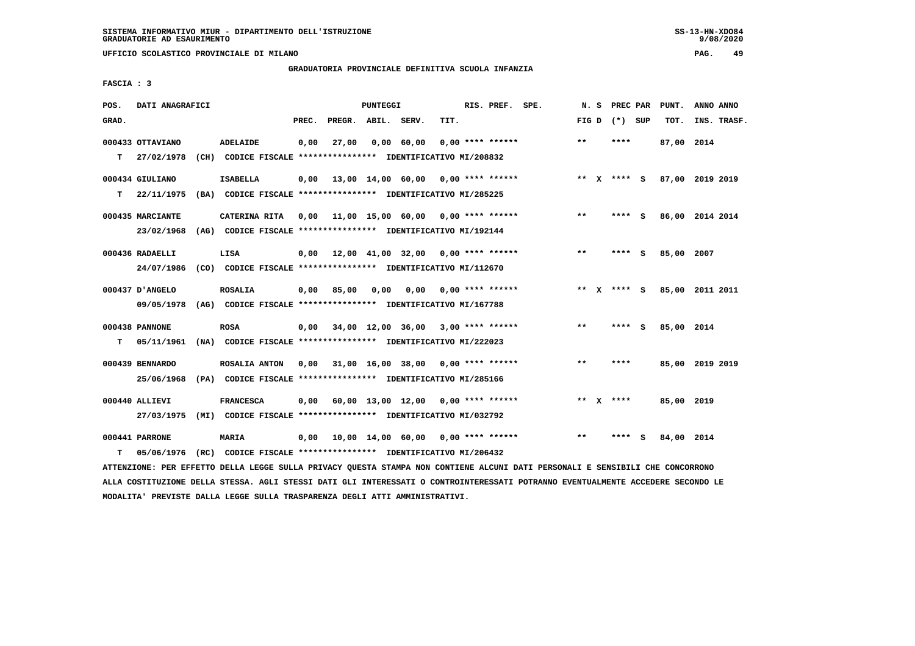SISTEMA INFORMATIVO MIUR - DIPARTIMENTO DELL'ISTRUZIONE
GRADUATORIE AD ESAURIMENTO

UFFICIO SCOLASTICO PROVINCIALE DI MILANO

GRADUATORIA PROVINCIALE DEFINITIVA SCUOLA INFANZIA

FASCIA : 3

| POS. GRAD. | DATI ANAGRAFICI | | PREC. | PREGR. | ABIL. | SERV. | TIT. | RIS. PREF. SPE. | N. S FIG D | PREC PAR (*) SUP | PUNT. TOT. | ANNO ANNO INS. TRASF. |
|---|---|---|---|---|---|---|---|---|---|---|---|---|
| 000433 OTTAVIANO | ADELAIDE | | 0,00 | 27,00 | 0,00 | 60,00 | 0,00 | **** ****** | ** | **** | 87,00 | 2014 |
| T 27/02/1978 | (CH) CODICE FISCALE **************** | IDENTIFICATIVO MI/208832 | | | | | | | | | | |
| 000434 GIULIANO | ISABELLA | | 0,00 | 13,00 | 14,00 | 60,00 | 0,00 | **** ****** | ** X | **** S | 87,00 | 2019 2019 |
| T 22/11/1975 | (BA) CODICE FISCALE **************** | IDENTIFICATIVO MI/285225 | | | | | | | | | | |
| 000435 MARCIANTE | CATERINA RITA | | 0,00 | 11,00 | 15,00 | 60,00 | 0,00 | **** ****** | ** | **** S | 86,00 | 2014 2014 |
| 23/02/1968 | (AG) CODICE FISCALE **************** | IDENTIFICATIVO MI/192144 | | | | | | | | | | |
| 000436 RADAELLI | LISA | | 0,00 | 12,00 | 41,00 | 32,00 | 0,00 | **** ****** | ** | **** S | 85,00 | 2007 |
| 24/07/1986 | (CO) CODICE FISCALE **************** | IDENTIFICATIVO MI/112670 | | | | | | | | | | |
| 000437 D'ANGELO | ROSALIA | | 0,00 | 85,00 | 0,00 | 0,00 | 0,00 | **** ****** | ** X | **** S | 85,00 | 2011 2011 |
| 09/05/1978 | (AG) CODICE FISCALE **************** | IDENTIFICATIVO MI/167788 | | | | | | | | | | |
| 000438 PANNONE | ROSA | | 0,00 | 34,00 | 12,00 | 36,00 | 3,00 | **** ****** | ** | **** S | 85,00 | 2014 |
| T 05/11/1961 | (NA) CODICE FISCALE **************** | IDENTIFICATIVO MI/222023 | | | | | | | | | | |
| 000439 BENNARDO | ROSALIA ANTON | | 0,00 | 31,00 | 16,00 | 38,00 | 0,00 | **** ****** | ** | **** | 85,00 | 2019 2019 |
| 25/06/1968 | (PA) CODICE FISCALE **************** | IDENTIFICATIVO MI/285166 | | | | | | | | | | |
| 000440 ALLIEVI | FRANCESCA | | 0,00 | 60,00 | 13,00 | 12,00 | 0,00 | **** ****** | ** X | **** | 85,00 | 2019 |
| 27/03/1975 | (MI) CODICE FISCALE **************** | IDENTIFICATIVO MI/032792 | | | | | | | | | | |
| 000441 PARRONE | MARIA | | 0,00 | 10,00 | 14,00 | 60,00 | 0,00 | **** ****** | ** | **** S | 84,00 | 2014 |
| T 05/06/1976 | (RC) CODICE FISCALE **************** | IDENTIFICATIVO MI/206432 | | | | | | | | | | |

ATTENZIONE: PER EFFETTO DELLA LEGGE SULLA PRIVACY QUESTA STAMPA NON CONTIENE ALCUNI DATI PERSONALI E SENSIBILI CHE CONCORRONO ALLA COSTITUZIONE DELLA STESSA. AGLI STESSI DATI GLI INTERESSATI O CONTROINTERESSATI POTRANNO EVENTUALMENTE ACCEDERE SECONDO LE MODALITA' PREVISTE DALLA LEGGE SULLA TRASPARENZA DEGLI ATTI AMMINISTRATIVI.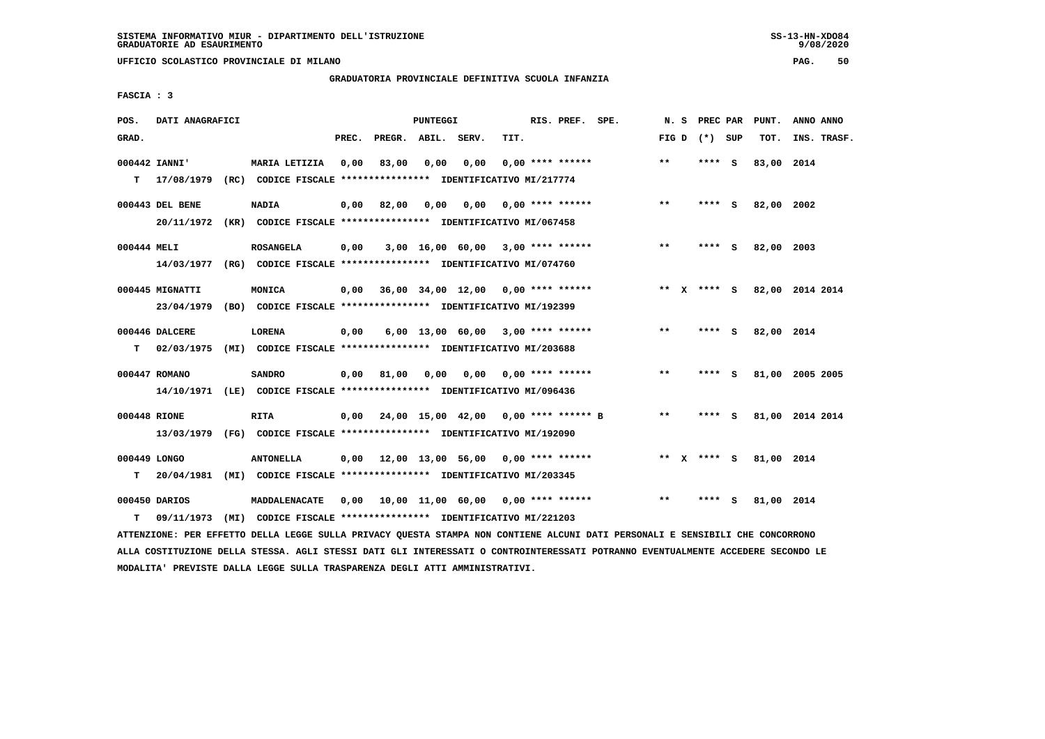SISTEMA INFORMATIVO MIUR - DIPARTIMENTO DELL'ISTRUZIONE
GRADUATORIE AD ESAURIMENTO

UFFICIO SCOLASTICO PROVINCIALE DI MILANO

GRADUATORIA PROVINCIALE DEFINITIVA SCUOLA INFANZIA

FASCIA : 3

| POS. GRAD. | DATI ANAGRAFICI | | PREC. | PREGR. | ABIL. | SERV. | TIT. | RIS. PREF. | SPE. | N. S FIG D | PREC PAR (*) SUP | PUNT. TOT. | ANNO INS. | ANNO TRASF. |
|---|---|---|---|---|---|---|---|---|---|---|---|---|---|---|
| 000442 | IANNI' | MARIA LETIZIA | 0,00 | 83,00 | 0,00 | 0,00 | 0,00 | **** ****** | | ** | **** S | 83,00 | 2014 | |
| T | 17/08/1979 (RC) | CODICE FISCALE **************** IDENTIFICATIVO MI/217774 | | | | | | | | | | | | |
| 000443 | DEL BENE | NADIA | 0,00 | 82,00 | 0,00 | 0,00 | 0,00 | **** ****** | | ** | **** S | 82,00 | 2002 | |
| | 20/11/1972 (KR) | CODICE FISCALE **************** IDENTIFICATIVO MI/067458 | | | | | | | | | | | | |
| 000444 | MELI | ROSANGELA | 0,00 | 3,00 | 16,00 | 60,00 | 3,00 | **** ****** | | ** | **** S | 82,00 | 2003 | |
| | 14/03/1977 (RG) | CODICE FISCALE **************** IDENTIFICATIVO MI/074760 | | | | | | | | | | | | |
| 000445 | MIGNATTI | MONICA | 0,00 | 36,00 | 34,00 | 12,00 | 0,00 | **** ****** | | ** X | **** S | 82,00 | 2014 | 2014 |
| | 23/04/1979 (BO) | CODICE FISCALE **************** IDENTIFICATIVO MI/192399 | | | | | | | | | | | | |
| 000446 | DALCERE | LORENA | 0,00 | 6,00 | 13,00 | 60,00 | 3,00 | **** ****** | | ** | **** S | 82,00 | 2014 | |
| T | 02/03/1975 (MI) | CODICE FISCALE **************** IDENTIFICATIVO MI/203688 | | | | | | | | | | | | |
| 000447 | ROMANO | SANDRO | 0,00 | 81,00 | 0,00 | 0,00 | 0,00 | **** ****** | | ** | **** S | 81,00 | 2005 | 2005 |
| | 14/10/1971 (LE) | CODICE FISCALE **************** IDENTIFICATIVO MI/096436 | | | | | | | | | | | | |
| 000448 | RIONE | RITA | 0,00 | 24,00 | 15,00 | 42,00 | 0,00 | **** ****** | B | ** | **** S | 81,00 | 2014 | 2014 |
| | 13/03/1979 (FG) | CODICE FISCALE **************** IDENTIFICATIVO MI/192090 | | | | | | | | | | | | |
| 000449 | LONGO | ANTONELLA | 0,00 | 12,00 | 13,00 | 56,00 | 0,00 | **** ****** | | ** X | **** S | 81,00 | 2014 | |
| T | 20/04/1981 (MI) | CODICE FISCALE **************** IDENTIFICATIVO MI/203345 | | | | | | | | | | | | |
| 000450 | DARIOS | MADDALENACATE | 0,00 | 10,00 | 11,00 | 60,00 | 0,00 | **** ****** | | ** | **** S | 81,00 | 2014 | |
| T | 09/11/1973 (MI) | CODICE FISCALE **************** IDENTIFICATIVO MI/221203 | | | | | | | | | | | | |

ATTENZIONE: PER EFFETTO DELLA LEGGE SULLA PRIVACY QUESTA STAMPA NON CONTIENE ALCUNI DATI PERSONALI E SENSIBILI CHE CONCORRONO ALLA COSTITUZIONE DELLA STESSA. AGLI STESSI DATI GLI INTERESSATI O CONTROINTERESSATI POTRANNO EVENTUALMENTE ACCEDERE SECONDO LE MODALITA' PREVISTE DALLA LEGGE SULLA TRASPARENZA DEGLI ATTI AMMINISTRATIVI.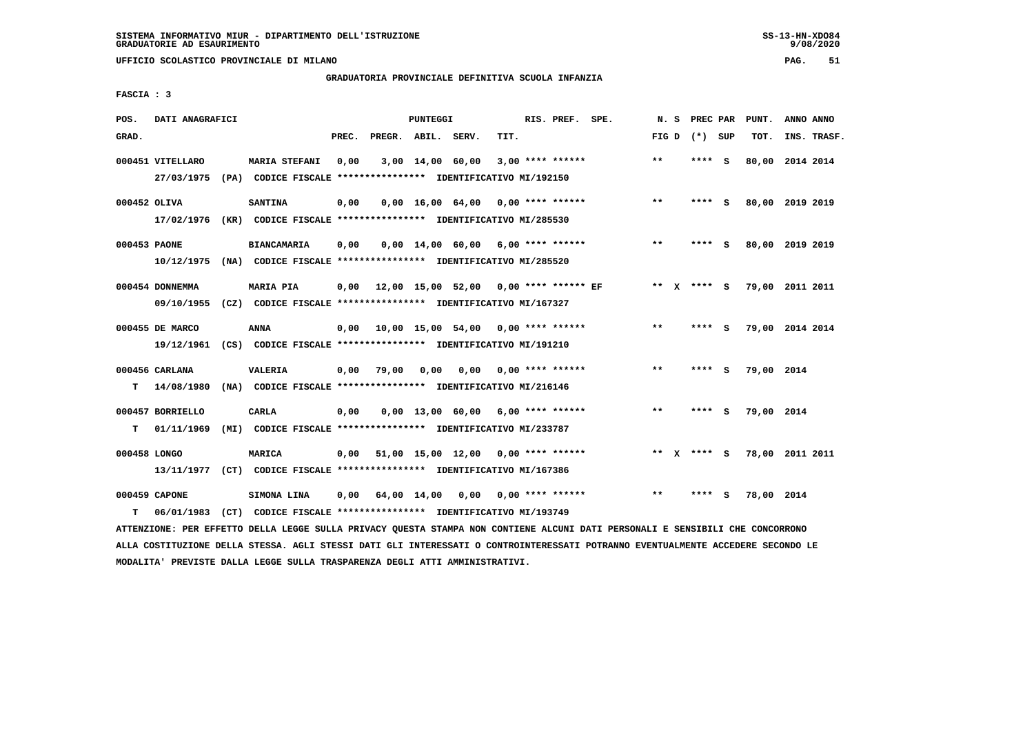SISTEMA INFORMATIVO MIUR - DIPARTIMENTO DELL'ISTRUZIONE
GRADUATORIE AD ESAURIMENTO

UFFICIO SCOLASTICO PROVINCIALE DI MILANO

GRADUATORIA PROVINCIALE DEFINITIVA SCUOLA INFANZIA

FASCIA : 3

| POS. GRAD. | DATI ANAGRAFICI | | PREC. | PREGR. | ABIL. | SERV. | TIT. | RIS. PREF. SPE. | N. S FIG D | PREC PAR (*) SUP | PUNT. TOT. | ANNO ANNO INS. TRASF. |
|---|---|---|---|---|---|---|---|---|---|---|---|---|
| 000451 | VITELLARO 27/03/1975 (PA) CODICE FISCALE **************** IDENTIFICATIVO MI/192150 | MARIA STEFANI | 0,00 | 3,00 | 14,00 | 60,00 | 3,00 | **** ****** | ** | **** S | 80,00 | 2014 2014 |
| 000452 | OLIVA 17/02/1976 (KR) CODICE FISCALE **************** IDENTIFICATIVO MI/285530 | SANTINA | 0,00 | 0,00 | 16,00 | 64,00 | 0,00 | **** ****** | ** | **** S | 80,00 | 2019 2019 |
| 000453 | PAONE 10/12/1975 (NA) CODICE FISCALE **************** IDENTIFICATIVO MI/285520 | BIANCAMARIA | 0,00 | 0,00 | 14,00 | 60,00 | 6,00 | **** ****** | ** | **** S | 80,00 | 2019 2019 |
| 000454 | DONNEMMA 09/10/1955 (CZ) CODICE FISCALE **************** IDENTIFICATIVO MI/167327 | MARIA PIA | 0,00 | 12,00 | 15,00 | 52,00 | 0,00 | **** ****** EF | ** X | **** S | 79,00 | 2011 2011 |
| 000455 | DE MARCO 19/12/1961 (CS) CODICE FISCALE **************** IDENTIFICATIVO MI/191210 | ANNA | 0,00 | 10,00 | 15,00 | 54,00 | 0,00 | **** ****** | ** | **** S | 79,00 | 2014 2014 |
| 000456 | CARLANA T 14/08/1980 (NA) CODICE FISCALE **************** IDENTIFICATIVO MI/216146 | VALERIA | 0,00 | 79,00 | 0,00 | 0,00 | 0,00 | **** ****** | ** | **** S | 79,00 | 2014 |
| 000457 | BORRIELLO T 01/11/1969 (MI) CODICE FISCALE **************** IDENTIFICATIVO MI/233787 | CARLA | 0,00 | 0,00 | 13,00 | 60,00 | 6,00 | **** ****** | ** | **** S | 79,00 | 2014 |
| 000458 | LONGO 13/11/1977 (CT) CODICE FISCALE **************** IDENTIFICATIVO MI/167386 | MARICA | 0,00 | 51,00 | 15,00 | 12,00 | 0,00 | **** ****** | ** X | **** S | 78,00 | 2011 2011 |
| 000459 | CAPONE T 06/01/1983 (CT) CODICE FISCALE **************** IDENTIFICATIVO MI/193749 | SIMONA LINA | 0,00 | 64,00 | 14,00 | 0,00 | 0,00 | **** ****** | ** | **** S | 78,00 | 2014 |

ATTENZIONE: PER EFFETTO DELLA LEGGE SULLA PRIVACY QUESTA STAMPA NON CONTIENE ALCUNI DATI PERSONALI E SENSIBILI CHE CONCORRONO ALLA COSTITUZIONE DELLA STESSA. AGLI STESSI DATI GLI INTERESSATI O CONTROINTERESSATI POTRANNO EVENTUALMENTE ACCEDERE SECONDO LE MODALITA' PREVISTE DALLA LEGGE SULLA TRASPARENZA DEGLI ATTI AMMINISTRATIVI.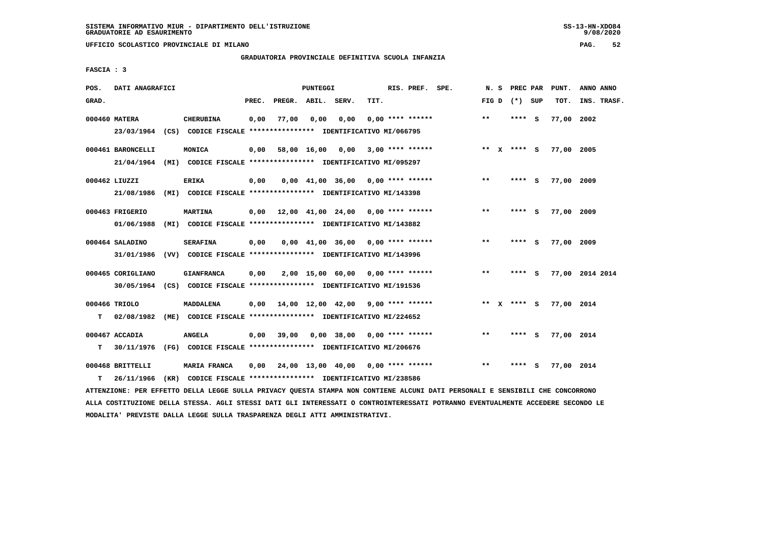SISTEMA INFORMATIVO MIUR - DIPARTIMENTO DELL'ISTRUZIONE
GRADUATORIE AD ESAURIMENTO

UFFICIO SCOLASTICO PROVINCIALE DI MILANO

GRADUATORIA PROVINCIALE DEFINITIVA SCUOLA INFANZIA

FASCIA : 3

| POS. GRAD. | DATI ANAGRAFICI | | PREC. | PREGR. | ABIL. | SERV. | TIT. | RIS. PREF. SPE. | N. S FIG D | PREC PAR (*) SUP | PUNT. TOT. | ANNO ANNO INS. TRASF. |
|---|---|---|---|---|---|---|---|---|---|---|---|---|
| 000460 | MATERA | CHERUBINA | 0,00 | 77,00 | 0,00 | 0,00 | 0,00 | **** ****** | ** | **** S | 77,00 | 2002 |
| | 23/03/1964 (CS) | CODICE FISCALE **************** IDENTIFICATIVO MI/066795 | | | | | | | | | | |
| 000461 | BARONCELLI | MONICA | 0,00 | 58,00 | 16,00 | 0,00 | 3,00 | **** ****** | ** X | **** S | 77,00 | 2005 |
| | 21/04/1964 (MI) | CODICE FISCALE **************** IDENTIFICATIVO MI/095297 | | | | | | | | | | |
| 000462 | LIUZZI | ERIKA | 0,00 | 0,00 | 41,00 | 36,00 | 0,00 | **** ****** | ** | **** S | 77,00 | 2009 |
| | 21/08/1986 (MI) | CODICE FISCALE **************** IDENTIFICATIVO MI/143398 | | | | | | | | | | |
| 000463 | FRIGERIO | MARTINA | 0,00 | 12,00 | 41,00 | 24,00 | 0,00 | **** ****** | ** | **** S | 77,00 | 2009 |
| | 01/06/1988 (MI) | CODICE FISCALE **************** IDENTIFICATIVO MI/143882 | | | | | | | | | | |
| 000464 | SALADINO | SERAFINA | 0,00 | 0,00 | 41,00 | 36,00 | 0,00 | **** ****** | ** | **** S | 77,00 | 2009 |
| | 31/01/1986 (VV) | CODICE FISCALE **************** IDENTIFICATIVO MI/143996 | | | | | | | | | | |
| 000465 | CORIGLIANO | GIANFRANCA | 0,00 | 2,00 | 15,00 | 60,00 | 0,00 | **** ****** | ** | **** S | 77,00 | 2014 2014 |
| | 30/05/1964 (CS) | CODICE FISCALE **************** IDENTIFICATIVO MI/191536 | | | | | | | | | | |
| 000466 | TRIOLO | MADDALENA | 0,00 | 14,00 | 12,00 | 42,00 | 9,00 | **** ****** | ** X | **** S | 77,00 | 2014 |
| T | 02/08/1982 (ME) | CODICE FISCALE **************** IDENTIFICATIVO MI/224652 | | | | | | | | | | |
| 000467 | ACCADIA | ANGELA | 0,00 | 39,00 | 0,00 | 38,00 | 0,00 | **** ****** | ** | **** S | 77,00 | 2014 |
| T | 30/11/1976 (FG) | CODICE FISCALE **************** IDENTIFICATIVO MI/206676 | | | | | | | | | | |
| 000468 | BRITTELLI | MARIA FRANCA | 0,00 | 24,00 | 13,00 | 40,00 | 0,00 | **** ****** | ** | **** S | 77,00 | 2014 |
| T | 26/11/1966 (KR) | CODICE FISCALE **************** IDENTIFICATIVO MI/238586 | | | | | | | | | | |

ATTENZIONE: PER EFFETTO DELLA LEGGE SULLA PRIVACY QUESTA STAMPA NON CONTIENE ALCUNI DATI PERSONALI E SENSIBILI CHE CONCORRONO ALLA COSTITUZIONE DELLA STESSA. AGLI STESSI DATI GLI INTERESSATI O CONTROINTERESSATI POTRANNO EVENTUALMENTE ACCEDERE SECONDO LE MODALITA' PREVISTE DALLA LEGGE SULLA TRASPARENZA DEGLI ATTI AMMINISTRATIVI.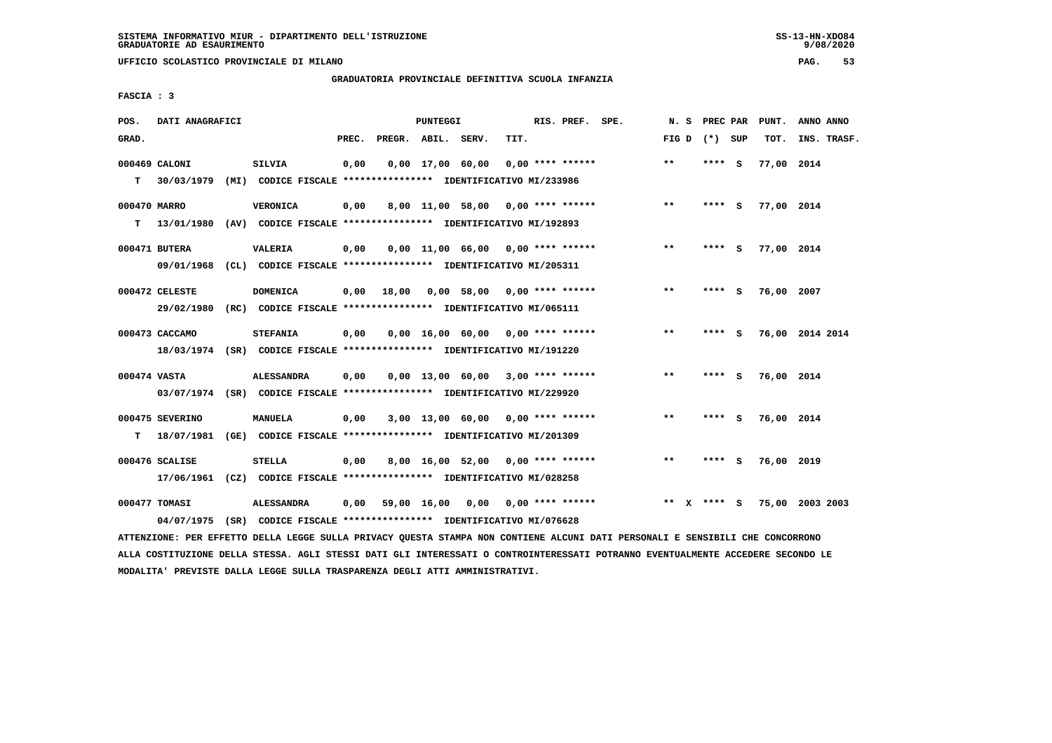SISTEMA INFORMATIVO MIUR - DIPARTIMENTO DELL'ISTRUZIONE
GRADUATORIE AD ESAURIMENTO

UFFICIO SCOLASTICO PROVINCIALE DI MILANO

GRADUATORIA PROVINCIALE DEFINITIVA SCUOLA INFANZIA

FASCIA : 3

| POS. GRAD. | DATI ANAGRAFICI | | PREC. | PREGR. | ABIL. | SERV. | TIT. | RIS. PREF. | SPE. | N. S FIG D | PREC PAR (*) | SUP | PUNT. TOT. | ANNO ANNO INS. TRASF. |
|---|---|---|---|---|---|---|---|---|---|---|---|---|---|---|
| 000469 CALONI | SILVIA | | 0,00 | 0,00 | 17,00 | 60,00 | 0,00 | **** ****** | | ** | **** | S | 77,00 | 2014 |
| T | 30/03/1979 (MI) | CODICE FISCALE **************** IDENTIFICATIVO MI/233986 | | | | | | | | | | | | |
| 000470 MARRO | VERONICA | | 0,00 | 8,00 | 11,00 | 58,00 | 0,00 | **** ****** | | ** | **** | S | 77,00 | 2014 |
| T | 13/01/1980 (AV) | CODICE FISCALE **************** IDENTIFICATIVO MI/192893 | | | | | | | | | | | | |
| 000471 BUTERA | VALERIA | | 0,00 | 0,00 | 11,00 | 66,00 | 0,00 | **** ****** | | ** | **** | S | 77,00 | 2014 |
| | 09/01/1968 (CL) | CODICE FISCALE **************** IDENTIFICATIVO MI/205311 | | | | | | | | | | | | |
| 000472 CELESTE | DOMENICA | | 0,00 | 18,00 | 0,00 | 58,00 | 0,00 | **** ****** | | ** | **** | S | 76,00 | 2007 |
| | 29/02/1980 (RC) | CODICE FISCALE **************** IDENTIFICATIVO MI/065111 | | | | | | | | | | | | |
| 000473 CACCAMO | STEFANIA | | 0,00 | 0,00 | 16,00 | 60,00 | 0,00 | **** ****** | | ** | **** | S | 76,00 | 2014 2014 |
| | 18/03/1974 (SR) | CODICE FISCALE **************** IDENTIFICATIVO MI/191220 | | | | | | | | | | | | |
| 000474 VASTA | ALESSANDRA | | 0,00 | 0,00 | 13,00 | 60,00 | 3,00 | **** ****** | | ** | **** | S | 76,00 | 2014 |
| | 03/07/1974 (SR) | CODICE FISCALE **************** IDENTIFICATIVO MI/229920 | | | | | | | | | | | | |
| 000475 SEVERINO | MANUELA | | 0,00 | 3,00 | 13,00 | 60,00 | 0,00 | **** ****** | | ** | **** | S | 76,00 | 2014 |
| T | 18/07/1981 (GE) | CODICE FISCALE **************** IDENTIFICATIVO MI/201309 | | | | | | | | | | | | |
| 000476 SCALISE | STELLA | | 0,00 | 8,00 | 16,00 | 52,00 | 0,00 | **** ****** | | ** | **** | S | 76,00 | 2019 |
| | 17/06/1961 (CZ) | CODICE FISCALE **************** IDENTIFICATIVO MI/028258 | | | | | | | | | | | | |
| 000477 TOMASI | ALESSANDRA | | 0,00 | 59,00 | 16,00 | 0,00 | 0,00 | **** ****** | | ** X | **** | S | 75,00 | 2003 2003 |
| | 04/07/1975 (SR) | CODICE FISCALE **************** IDENTIFICATIVO MI/076628 | | | | | | | | | | | | |

ATTENZIONE: PER EFFETTO DELLA LEGGE SULLA PRIVACY QUESTA STAMPA NON CONTIENE ALCUNI DATI PERSONALI E SENSIBILI CHE CONCORRONO ALLA COSTITUZIONE DELLA STESSA. AGLI STESSI DATI GLI INTERESSATI O CONTROINTERESSATI POTRANNO EVENTUALMENTE ACCEDERE SECONDO LE MODALITA' PREVISTE DALLA LEGGE SULLA TRASPARENZA DEGLI ATTI AMMINISTRATIVI.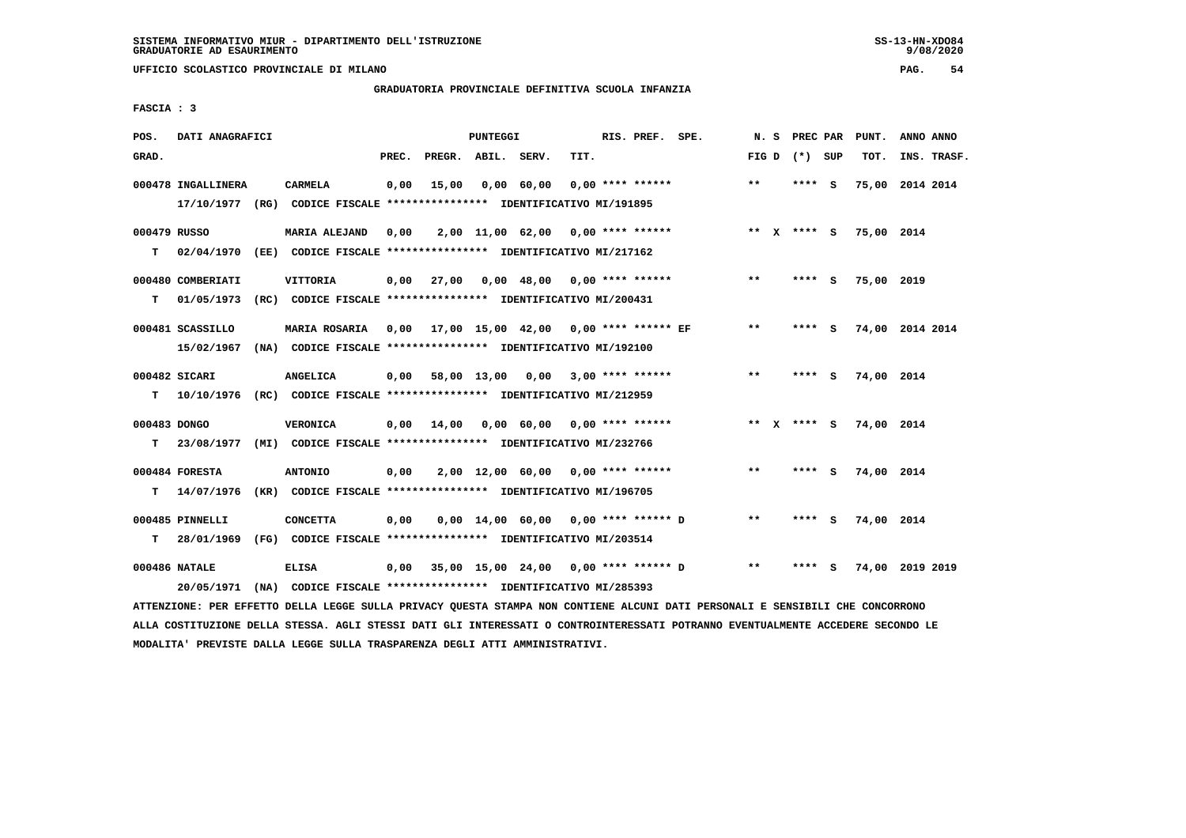SISTEMA INFORMATIVO MIUR - DIPARTIMENTO DELL'ISTRUZIONE
GRADUATORIE AD ESAURIMENTO

UFFICIO SCOLASTICO PROVINCIALE DI MILANO

GRADUATORIA PROVINCIALE DEFINITIVA SCUOLA INFANZIA

FASCIA : 3

| POS. GRAD. | DATI ANAGRAFICI | | PREC. | PREGR. | ABIL. | SERV. | TIT. | RIS. PREF. SPE. | N. S FIG D | PREC PAR (*) SUP | PUNT. TOT. | ANNO ANNO INS. TRASF. |
|---|---|---|---|---|---|---|---|---|---|---|---|---|
| 000478 | INGALLINERA 17/10/1977 (RG) CODICE FISCALE **************** IDENTIFICATIVO MI/191895 | CARMELA | 0,00 | 15,00 | 0,00 | 60,00 | 0,00 | **** ****** | ** | **** S | 75,00 | 2014 2014 |
| 000479 T | RUSSO 02/04/1970 (EE) CODICE FISCALE **************** IDENTIFICATIVO MI/217162 | MARIA ALEJAND | 0,00 | 2,00 | 11,00 | 62,00 | 0,00 | **** ****** | ** X | **** S | 75,00 | 2014 |
| 000480 T | COMBERIATI 01/05/1973 (RC) CODICE FISCALE **************** IDENTIFICATIVO MI/200431 | VITTORIA | 0,00 | 27,00 | 0,00 | 48,00 | 0,00 | **** ****** | ** | **** S | 75,00 | 2019 |
| 000481 | SCASSILLO 15/02/1967 (NA) CODICE FISCALE **************** IDENTIFICATIVO MI/192100 | MARIA ROSARIA | 0,00 | 17,00 | 15,00 | 42,00 | 0,00 | **** ****** EF | ** | **** S | 74,00 | 2014 2014 |
| 000482 T | SICARI 10/10/1976 (RC) CODICE FISCALE **************** IDENTIFICATIVO MI/212959 | ANGELICA | 0,00 | 58,00 | 13,00 | 0,00 | 3,00 | **** ****** | ** | **** S | 74,00 | 2014 |
| 000483 T | DONGO 23/08/1977 (MI) CODICE FISCALE **************** IDENTIFICATIVO MI/232766 | VERONICA | 0,00 | 14,00 | 0,00 | 60,00 | 0,00 | **** ****** | ** X | **** S | 74,00 | 2014 |
| 000484 T | FORESTA 14/07/1976 (KR) CODICE FISCALE **************** IDENTIFICATIVO MI/196705 | ANTONIO | 0,00 | 2,00 | 12,00 | 60,00 | 0,00 | **** ****** | ** | **** S | 74,00 | 2014 |
| 000485 T | PINNELLI 28/01/1969 (FG) CODICE FISCALE **************** IDENTIFICATIVO MI/203514 | CONCETTA | 0,00 | 0,00 | 14,00 | 60,00 | 0,00 | **** ****** D | ** | **** S | 74,00 | 2014 |
| 000486 | NATALE 20/05/1971 (NA) CODICE FISCALE **************** IDENTIFICATIVO MI/285393 | ELISA | 0,00 | 35,00 | 15,00 | 24,00 | 0,00 | **** ****** D | ** | **** S | 74,00 | 2019 2019 |

ATTENZIONE: PER EFFETTO DELLA LEGGE SULLA PRIVACY QUESTA STAMPA NON CONTIENE ALCUNI DATI PERSONALI E SENSIBILI CHE CONCORRONO ALLA COSTITUZIONE DELLA STESSA. AGLI STESSI DATI GLI INTERESSATI O CONTROINTERESSATI POTRANNO EVENTUALMENTE ACCEDERE SECONDO LE MODALITA' PREVISTE DALLA LEGGE SULLA TRASPARENZA DEGLI ATTI AMMINISTRATIVI.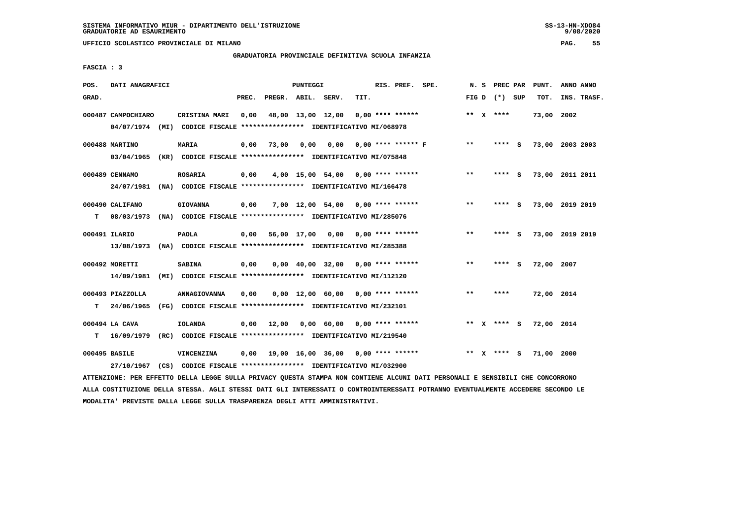SISTEMA INFORMATIVO MIUR - DIPARTIMENTO DELL'ISTRUZIONE
GRADUATORIE AD ESAURIMENTO

UFFICIO SCOLASTICO PROVINCIALE DI MILANO

GRADUATORIA PROVINCIALE DEFINITIVA SCUOLA INFANZIA

FASCIA : 3

| POS. GRAD. | DATI ANAGRAFICI | | PREC. | PREGR. | ABIL. | SERV. | TIT. | RIS. PREF. SPE. | N. S FIG D | PREC PAR (*) SUP | PUNT. TOT. | ANNO ANNO INS. TRASF. |
|---|---|---|---|---|---|---|---|---|---|---|---|---|
| 000487 | CAMPOCHIARO | CRISTINA MARI | 0,00 | 48,00 | 13,00 | 12,00 | 0,00 | **** ****** | ** X | **** | 73,00 | 2002 |
| | 04/07/1974 (MI) CODICE FISCALE **************** IDENTIFICATIVO MI/068978 | | | | | | | | | | | |
| 000488 | MARTINO | MARIA | 0,00 | 73,00 | 0,00 | 0,00 | 0,00 | **** ****** F | ** | **** S | 73,00 | 2003 2003 |
| | 03/04/1965 (KR) CODICE FISCALE **************** IDENTIFICATIVO MI/075848 | | | | | | | | | | | |
| 000489 | CENNAMO | ROSARIA | 0,00 | 4,00 | 15,00 | 54,00 | 0,00 | **** ****** | ** | **** S | 73,00 | 2011 2011 |
| | 24/07/1981 (NA) CODICE FISCALE **************** IDENTIFICATIVO MI/166478 | | | | | | | | | | | |
| 000490 | CALIFANO | GIOVANNA | 0,00 | 7,00 | 12,00 | 54,00 | 0,00 | **** ****** | ** | **** S | 73,00 | 2019 2019 |
| T | 08/03/1973 (NA) CODICE FISCALE **************** IDENTIFICATIVO MI/285076 | | | | | | | | | | | |
| 000491 | ILARIO | PAOLA | 0,00 | 56,00 | 17,00 | 0,00 | 0,00 | **** ****** | ** | **** S | 73,00 | 2019 2019 |
| | 13/08/1973 (NA) CODICE FISCALE **************** IDENTIFICATIVO MI/285388 | | | | | | | | | | | |
| 000492 | MORETTI | SABINA | 0,00 | 0,00 | 40,00 | 32,00 | 0,00 | **** ****** | ** | **** S | 72,00 | 2007 |
| | 14/09/1981 (MI) CODICE FISCALE **************** IDENTIFICATIVO MI/112120 | | | | | | | | | | | |
| 000493 | PIAZZOLLA | ANNAGIOVANNA | 0,00 | 0,00 | 12,00 | 60,00 | 0,00 | **** ****** | ** | **** | 72,00 | 2014 |
| T | 24/06/1965 (FG) CODICE FISCALE **************** IDENTIFICATIVO MI/232101 | | | | | | | | | | | |
| 000494 | LA CAVA | IOLANDA | 0,00 | 12,00 | 0,00 | 60,00 | 0,00 | **** ****** | ** X | **** S | 72,00 | 2014 |
| T | 16/09/1979 (RC) CODICE FISCALE **************** IDENTIFICATIVO MI/219540 | | | | | | | | | | | |
| 000495 | BASILE | VINCENZINA | 0,00 | 19,00 | 16,00 | 36,00 | 0,00 | **** ****** | ** X | **** S | 71,00 | 2000 |
| | 27/10/1967 (CS) CODICE FISCALE **************** IDENTIFICATIVO MI/032900 | | | | | | | | | | | |

ATTENZIONE: PER EFFETTO DELLA LEGGE SULLA PRIVACY QUESTA STAMPA NON CONTIENE ALCUNI DATI PERSONALI E SENSIBILI CHE CONCORRONO ALLA COSTITUZIONE DELLA STESSA. AGLI STESSI DATI GLI INTERESSATI O CONTROINTERESSATI POTRANNO EVENTUALMENTE ACCEDERE SECONDO LE MODALITA' PREVISTE DALLA LEGGE SULLA TRASPARENZA DEGLI ATTI AMMINISTRATIVI.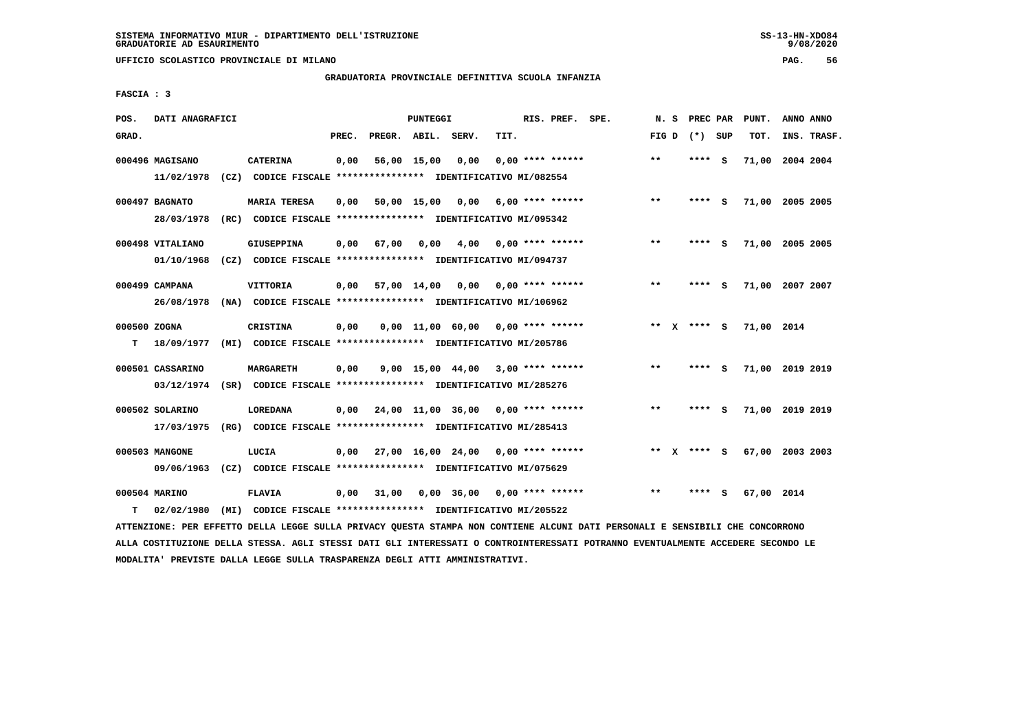SISTEMA INFORMATIVO MIUR - DIPARTIMENTO DELL'ISTRUZIONE
GRADUATORIE AD ESAURIMENTO

UFFICIO SCOLASTICO PROVINCIALE DI MILANO

GRADUATORIA PROVINCIALE DEFINITIVA SCUOLA INFANZIA

FASCIA : 3

| POS. GRAD. | DATI ANAGRAFICI | | PREC. | PREGR. | ABIL. | SERV. | TIT. | RIS. PREF. SPE. | N. S FIG D | PREC PAR (*) SUP | PUNT. TOT. | ANNO ANNO INS. TRASF. |
|---|---|---|---|---|---|---|---|---|---|---|---|---|
| 000496 | MAGISANO 11/02/1978 (CZ) CODICE FISCALE **************** IDENTIFICATIVO MI/082554 | CATERINA | 0,00 | 56,00 | 15,00 | 0,00 | 0,00 | **** ****** | ** | **** S | 71,00 | 2004 2004 |
| 000497 | BAGNATO 28/03/1978 (RC) CODICE FISCALE **************** IDENTIFICATIVO MI/095342 | MARIA TERESA | 0,00 | 50,00 | 15,00 | 0,00 | 6,00 | **** ****** | ** | **** S | 71,00 | 2005 2005 |
| 000498 | VITALIANO 01/10/1968 (CZ) CODICE FISCALE **************** IDENTIFICATIVO MI/094737 | GIUSEPPINA | 0,00 | 67,00 | 0,00 | 4,00 | 0,00 | **** ****** | ** | **** S | 71,00 | 2005 2005 |
| 000499 | CAMPANA 26/08/1978 (NA) CODICE FISCALE **************** IDENTIFICATIVO MI/106962 | VITTORIA | 0,00 | 57,00 | 14,00 | 0,00 | 0,00 | **** ****** | ** | **** S | 71,00 | 2007 2007 |
| 000500 T | ZOGNA 18/09/1977 (MI) CODICE FISCALE **************** IDENTIFICATIVO MI/205786 | CRISTINA | 0,00 | 0,00 | 11,00 | 60,00 | 0,00 | **** ****** | ** X | **** S | 71,00 | 2014 |
| 000501 | CASSARINO 03/12/1974 (SR) CODICE FISCALE **************** IDENTIFICATIVO MI/285276 | MARGARETH | 0,00 | 9,00 | 15,00 | 44,00 | 3,00 | **** ****** | ** | **** S | 71,00 | 2019 2019 |
| 000502 | SOLARINO 17/03/1975 (RG) CODICE FISCALE **************** IDENTIFICATIVO MI/285413 | LOREDANA | 0,00 | 24,00 | 11,00 | 36,00 | 0,00 | **** ****** | ** | **** S | 71,00 | 2019 2019 |
| 000503 | MANGONE 09/06/1963 (CZ) CODICE FISCALE **************** IDENTIFICATIVO MI/075629 | LUCIA | 0,00 | 27,00 | 16,00 | 24,00 | 0,00 | **** ****** | ** X | **** S | 67,00 | 2003 2003 |
| 000504 T | MARINO 02/02/1980 (MI) CODICE FISCALE **************** IDENTIFICATIVO MI/205522 | FLAVIA | 0,00 | 31,00 | 0,00 | 36,00 | 0,00 | **** ****** | ** | **** S | 67,00 | 2014 |

ATTENZIONE: PER EFFETTO DELLA LEGGE SULLA PRIVACY QUESTA STAMPA NON CONTIENE ALCUNI DATI PERSONALI E SENSIBILI CHE CONCORRONO ALLA COSTITUZIONE DELLA STESSA. AGLI STESSI DATI GLI INTERESSATI O CONTROINTERESSATI POTRANNO EVENTUALMENTE ACCEDERE SECONDO LE MODALITA' PREVISTE DALLA LEGGE SULLA TRASPARENZA DEGLI ATTI AMMINISTRATIVI.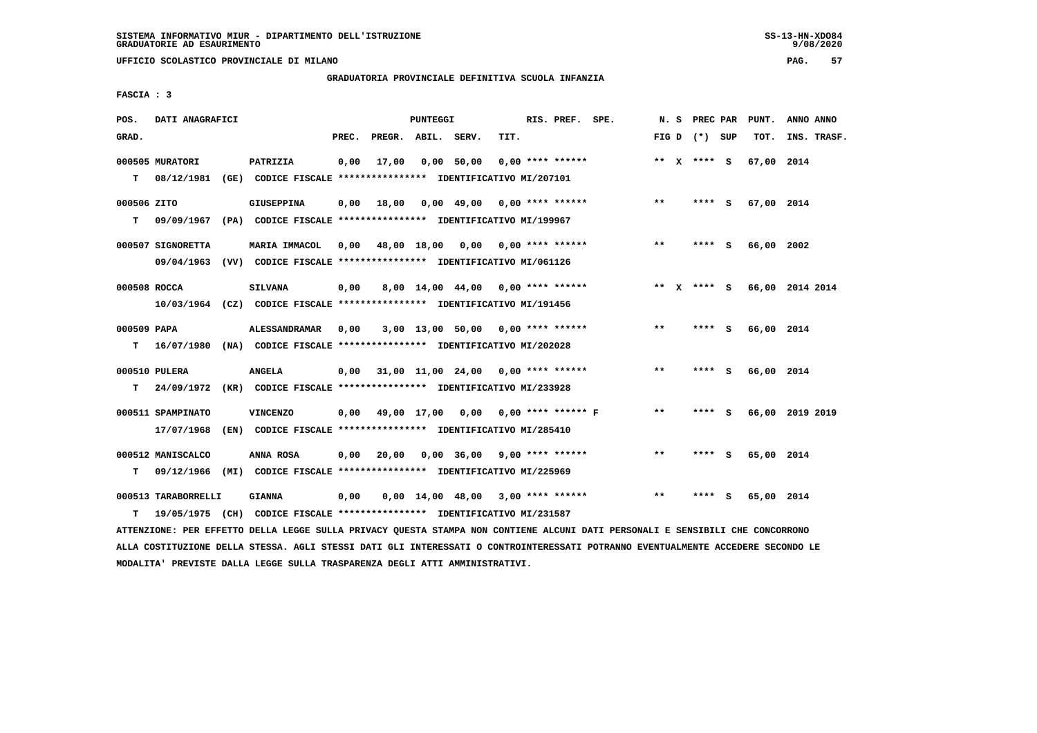SISTEMA INFORMATIVO MIUR - DIPARTIMENTO DELL'ISTRUZIONE
GRADUATORIE AD ESAURIMENTO

UFFICIO SCOLASTICO PROVINCIALE DI MILANO

GRADUATORIA PROVINCIALE DEFINITIVA SCUOLA INFANZIA

FASCIA : 3

| POS. GRAD. | DATI ANAGRAFICI | | PREC. | PREGR. | ABIL. | SERV. | TIT. | RIS. PREF. SPE. | N. S FIG D | PREC PAR (*) SUP | PUNT. TOT. | ANNO ANNO INS. TRASF. |
|---|---|---|---|---|---|---|---|---|---|---|---|---|
| 000505 MURATORI | | PATRIZIA | 0,00 | 17,00 | 0,00 | 50,00 | 0,00 | **** ****** | ** X | **** S | 67,00 | 2014 |
| T | 08/12/1981 (GE) CODICE FISCALE **************** IDENTIFICATIVO MI/207101 | | | | | | | | | | | |
| 000506 ZITO | | GIUSEPPINA | 0,00 | 18,00 | 0,00 | 49,00 | 0,00 | **** ****** | ** | **** S | 67,00 | 2014 |
| T | 09/09/1967 (PA) CODICE FISCALE **************** IDENTIFICATIVO MI/199967 | | | | | | | | | | | |
| 000507 SIGNORETTA | | MARIA IMMACOL | 0,00 | 48,00 | 18,00 | 0,00 | 0,00 | **** ****** | ** | **** S | 66,00 | 2002 |
| | 09/04/1963 (VV) CODICE FISCALE **************** IDENTIFICATIVO MI/061126 | | | | | | | | | | | |
| 000508 ROCCA | | SILVANA | 0,00 | 8,00 | 14,00 | 44,00 | 0,00 | **** ****** | ** X | **** S | 66,00 | 2014 2014 |
| | 10/03/1964 (CZ) CODICE FISCALE **************** IDENTIFICATIVO MI/191456 | | | | | | | | | | | |
| 000509 PAPA | | ALESSANDRAMAR | 0,00 | 3,00 | 13,00 | 50,00 | 0,00 | **** ****** | ** | **** S | 66,00 | 2014 |
| T | 16/07/1980 (NA) CODICE FISCALE **************** IDENTIFICATIVO MI/202028 | | | | | | | | | | | |
| 000510 PULERA | | ANGELA | 0,00 | 31,00 | 11,00 | 24,00 | 0,00 | **** ****** | ** | **** S | 66,00 | 2014 |
| T | 24/09/1972 (KR) CODICE FISCALE **************** IDENTIFICATIVO MI/233928 | | | | | | | | | | | |
| 000511 SPAMPINATO | | VINCENZO | 0,00 | 49,00 | 17,00 | 0,00 | 0,00 | **** ****** F | ** | **** S | 66,00 | 2019 2019 |
| | 17/07/1968 (EN) CODICE FISCALE **************** IDENTIFICATIVO MI/285410 | | | | | | | | | | | |
| 000512 MANISCALCO | | ANNA ROSA | 0,00 | 20,00 | 0,00 | 36,00 | 9,00 | **** ****** | ** | **** S | 65,00 | 2014 |
| T | 09/12/1966 (MI) CODICE FISCALE **************** IDENTIFICATIVO MI/225969 | | | | | | | | | | | |
| 000513 TARABORRELLI | | GIANNA | 0,00 | 0,00 | 14,00 | 48,00 | 3,00 | **** ****** | ** | **** S | 65,00 | 2014 |
| T | 19/05/1975 (CH) CODICE FISCALE **************** IDENTIFICATIVO MI/231587 | | | | | | | | | | | |

ATTENZIONE: PER EFFETTO DELLA LEGGE SULLA PRIVACY QUESTA STAMPA NON CONTIENE ALCUNI DATI PERSONALI E SENSIBILI CHE CONCORRONO ALLA COSTITUZIONE DELLA STESSA. AGLI STESSI DATI GLI INTERESSATI O CONTROINTERESSATI POTRANNO EVENTUALMENTE ACCEDERE SECONDO LE MODALITA' PREVISTE DALLA LEGGE SULLA TRASPARENZA DEGLI ATTI AMMINISTRATIVI.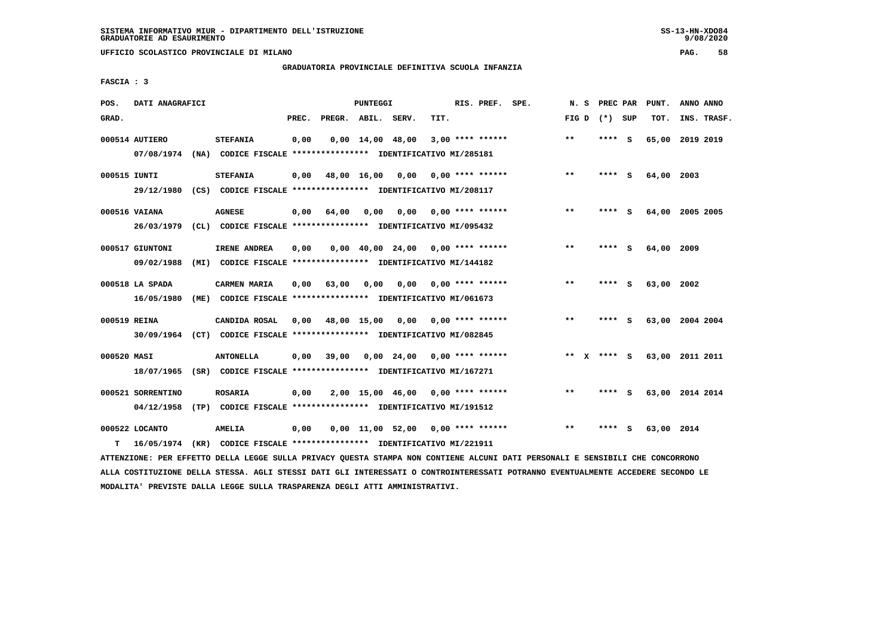GRADUATORIA PROVINCIALE DEFINITIVA SCUOLA INFANZIA

FASCIA : 3

| POS. GRAD. | DATI ANAGRAFICI | | PREC. | PREGR. | ABIL. | SERV. | TIT. | RIS. PREF. SPE. | N. S FIG D | PREC PAR (*) SUP | PUNT. TOT. | ANNO ANNO INS. TRASF. |
|---|---|---|---|---|---|---|---|---|---|---|---|---|
| 000514 | AUTIERO | STEFANIA | 0,00 | 0,00 | 14,00 | 48,00 | 3,00 | **** ****** | ** | **** S | 65,00 | 2019 2019 |
| | 07/08/1974 (NA) CODICE FISCALE **************** IDENTIFICATIVO MI/285181 | | | | | | | | | | | |
| 000515 | IUNTI | STEFANIA | 0,00 | 48,00 | 16,00 | 0,00 | 0,00 | **** ****** | ** | **** S | 64,00 | 2003 |
| | 29/12/1980 (CS) CODICE FISCALE **************** IDENTIFICATIVO MI/208117 | | | | | | | | | | | |
| 000516 | VAIANA | AGNESE | 0,00 | 64,00 | 0,00 | 0,00 | 0,00 | **** ****** | ** | **** S | 64,00 | 2005 2005 |
| | 26/03/1979 (CL) CODICE FISCALE **************** IDENTIFICATIVO MI/095432 | | | | | | | | | | | |
| 000517 | GIUNTONI | IRENE ANDREA | 0,00 | 0,00 | 40,00 | 24,00 | 0,00 | **** ****** | ** | **** S | 64,00 | 2009 |
| | 09/02/1988 (MI) CODICE FISCALE **************** IDENTIFICATIVO MI/144182 | | | | | | | | | | | |
| 000518 | LA SPADA | CARMEN MARIA | 0,00 | 63,00 | 0,00 | 0,00 | 0,00 | **** ****** | ** | **** S | 63,00 | 2002 |
| | 16/05/1980 (ME) CODICE FISCALE **************** IDENTIFICATIVO MI/061673 | | | | | | | | | | | |
| 000519 | REINA | CANDIDA ROSAL | 0,00 | 48,00 | 15,00 | 0,00 | 0,00 | **** ****** | ** | **** S | 63,00 | 2004 2004 |
| | 30/09/1964 (CT) CODICE FISCALE **************** IDENTIFICATIVO MI/082845 | | | | | | | | | | | |
| 000520 | MASI | ANTONELLA | 0,00 | 39,00 | 0,00 | 24,00 | 0,00 | **** ****** | ** X | **** S | 63,00 | 2011 2011 |
| | 18/07/1965 (SR) CODICE FISCALE **************** IDENTIFICATIVO MI/167271 | | | | | | | | | | | |
| 000521 | SORRENTINO | ROSARIA | 0,00 | 2,00 | 15,00 | 46,00 | 0,00 | **** ****** | ** | **** S | 63,00 | 2014 2014 |
| | 04/12/1958 (TP) CODICE FISCALE **************** IDENTIFICATIVO MI/191512 | | | | | | | | | | | |
| 000522 | LOCANTO | AMELIA | 0,00 | 0,00 | 11,00 | 52,00 | 0,00 | **** ****** | ** | **** S | 63,00 | 2014 |
| T | 16/05/1974 (KR) CODICE FISCALE **************** IDENTIFICATIVO MI/221911 | | | | | | | | | | | |

ATTENZIONE: PER EFFETTO DELLA LEGGE SULLA PRIVACY QUESTA STAMPA NON CONTIENE ALCUNI DATI PERSONALI E SENSIBILI CHE CONCORRONO ALLA COSTITUZIONE DELLA STESSA. AGLI STESSI DATI GLI INTERESSATI O CONTROINTERESSATI POTRANNO EVENTUALMENTE ACCEDERE SECONDO LE MODALITA' PREVISTE DALLA LEGGE SULLA TRASPARENZA DEGLI ATTI AMMINISTRATIVI.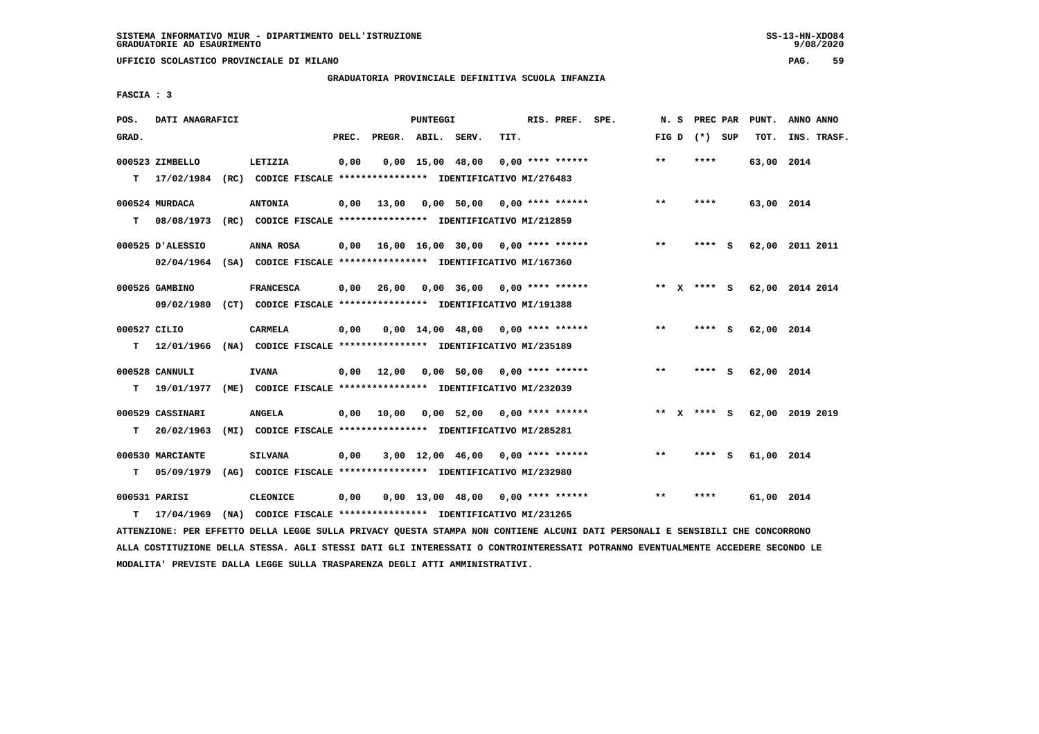SISTEMA INFORMATIVO MIUR - DIPARTIMENTO DELL'ISTRUZIONE
GRADUATORIE AD ESAURIMENTO

UFFICIO SCOLASTICO PROVINCIALE DI MILANO

GRADUATORIA PROVINCIALE DEFINITIVA SCUOLA INFANZIA

FASCIA : 3

| POS. GRAD. | DATI ANAGRAFICI | | PREC. | PREGR. | ABIL. | SERV. | TIT. | RIS. PREF. | SPE. | N. S FIG D | PREC PAR (*) SUP | PUNT. TOT. | ANNO ANNO INS. TRASF. |
|---|---|---|---|---|---|---|---|---|---|---|---|---|---|
| 000523 ZIMBELLO | LETIZIA | | 0,00 | 0,00 | 15,00 | 48,00 | 0,00 | **** ****** | | ** | **** | 63,00 | 2014 |
| T | 17/02/1984 (RC) | CODICE FISCALE **************** IDENTIFICATIVO MI/276483 | | | | | | | | | | | |
| 000524 MURDACA | ANTONIA | | 0,00 | 13,00 | 0,00 | 50,00 | 0,00 | **** ****** | | ** | **** | 63,00 | 2014 |
| T | 08/08/1973 (RC) | CODICE FISCALE **************** IDENTIFICATIVO MI/212859 | | | | | | | | | | | |
| 000525 D'ALESSIO | ANNA ROSA | | 0,00 | 16,00 | 16,00 | 30,00 | 0,00 | **** ****** | | ** | **** S | 62,00 | 2011 2011 |
| | 02/04/1964 (SA) | CODICE FISCALE **************** IDENTIFICATIVO MI/167360 | | | | | | | | | | | |
| 000526 GAMBINO | FRANCESCA | | 0,00 | 26,00 | 0,00 | 36,00 | 0,00 | **** ****** | | ** X | **** S | 62,00 | 2014 2014 |
| | 09/02/1980 (CT) | CODICE FISCALE **************** IDENTIFICATIVO MI/191388 | | | | | | | | | | | |
| 000527 CILIO | CARMELA | | 0,00 | 0,00 | 14,00 | 48,00 | 0,00 | **** ****** | | ** | **** S | 62,00 | 2014 |
| T | 12/01/1966 (NA) | CODICE FISCALE **************** IDENTIFICATIVO MI/235189 | | | | | | | | | | | |
| 000528 CANNULI | IVANA | | 0,00 | 12,00 | 0,00 | 50,00 | 0,00 | **** ****** | | ** | **** S | 62,00 | 2014 |
| T | 19/01/1977 (ME) | CODICE FISCALE **************** IDENTIFICATIVO MI/232039 | | | | | | | | | | | |
| 000529 CASSINARI | ANGELA | | 0,00 | 10,00 | 0,00 | 52,00 | 0,00 | **** ****** | | ** X | **** S | 62,00 | 2019 2019 |
| T | 20/02/1963 (MI) | CODICE FISCALE **************** IDENTIFICATIVO MI/285281 | | | | | | | | | | | |
| 000530 MARCIANTE | SILVANA | | 0,00 | 3,00 | 12,00 | 46,00 | 0,00 | **** ****** | | ** | **** S | 61,00 | 2014 |
| T | 05/09/1979 (AG) | CODICE FISCALE **************** IDENTIFICATIVO MI/232980 | | | | | | | | | | | |
| 000531 PARISI | CLEONICE | | 0,00 | 0,00 | 13,00 | 48,00 | 0,00 | **** ****** | | ** | **** | 61,00 | 2014 |
| T | 17/04/1969 (NA) | CODICE FISCALE **************** IDENTIFICATIVO MI/231265 | | | | | | | | | | | |

ATTENZIONE: PER EFFETTO DELLA LEGGE SULLA PRIVACY QUESTA STAMPA NON CONTIENE ALCUNI DATI PERSONALI E SENSIBILI CHE CONCORRONO ALLA COSTITUZIONE DELLA STESSA. AGLI STESSI DATI GLI INTERESSATI O CONTROINTERESSATI POTRANNO EVENTUALMENTE ACCEDERE SECONDO LE MODALITA' PREVISTE DALLA LEGGE SULLA TRASPARENZA DEGLI ATTI AMMINISTRATIVI.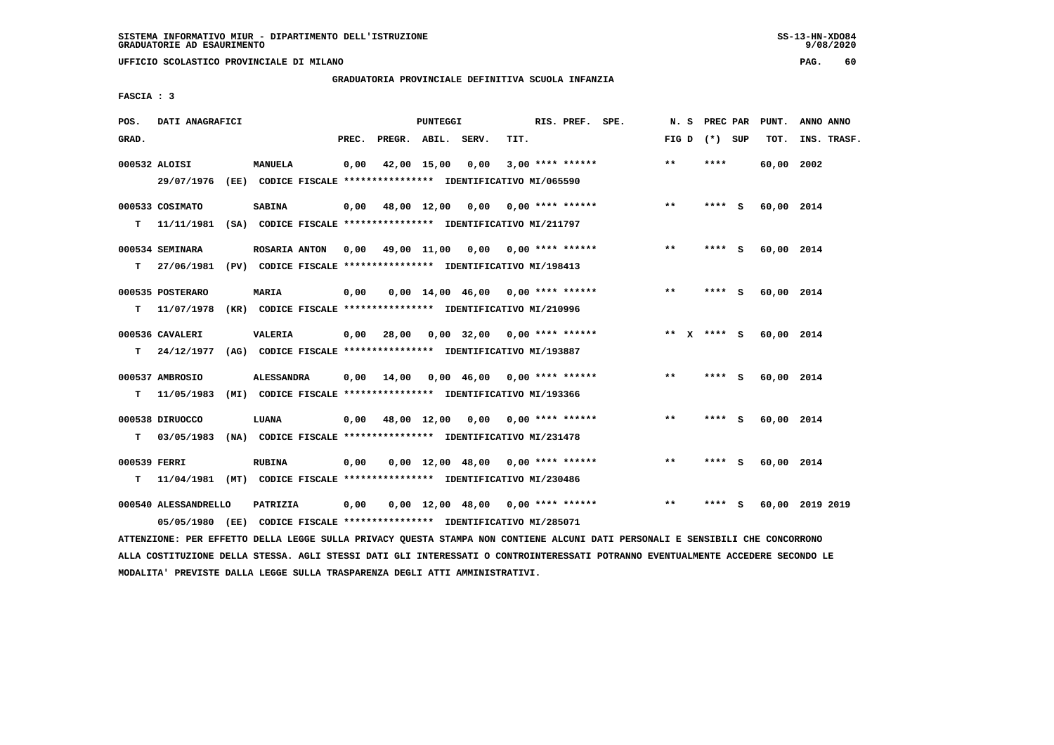SISTEMA INFORMATIVO MIUR - DIPARTIMENTO DELL'ISTRUZIONE
GRADUATORIE AD ESAURIMENTO

UFFICIO SCOLASTICO PROVINCIALE DI MILANO

GRADUATORIA PROVINCIALE DEFINITIVA SCUOLA INFANZIA

FASCIA : 3

| POS. GRAD. | DATI ANAGRAFICI | | PREC. | PREGR. | ABIL. | SERV. | TIT. | RIS. PREF. SPE. | N. S FIG D | PREC PAR (*) SUP | PUNT. TOT. | ANNO ANNO INS. TRASF. |
|---|---|---|---|---|---|---|---|---|---|---|---|---|
| 000532 ALOISI | MANUELA | | 0,00 | 42,00 | 15,00 | 0,00 | 3,00 | **** ****** | ** | **** | 60,00 | 2002 |
| | 29/07/1976 (EE) CODICE FISCALE **************** IDENTIFICATIVO MI/065590 | | | | | | | | | | | |
| 000533 COSIMATO | SABINA | | 0,00 | 48,00 | 12,00 | 0,00 | 0,00 | **** ****** | ** | **** S | 60,00 | 2014 |
| T | 11/11/1981 (SA) CODICE FISCALE **************** IDENTIFICATIVO MI/211797 | | | | | | | | | | | |
| 000534 SEMINARA | ROSARIA ANTON | | 0,00 | 49,00 | 11,00 | 0,00 | 0,00 | **** ****** | ** | **** S | 60,00 | 2014 |
| T | 27/06/1981 (PV) CODICE FISCALE **************** IDENTIFICATIVO MI/198413 | | | | | | | | | | | |
| 000535 POSTERARO | MARIA | | 0,00 | 0,00 | 14,00 | 46,00 | 0,00 | **** ****** | ** | **** S | 60,00 | 2014 |
| T | 11/07/1978 (KR) CODICE FISCALE **************** IDENTIFICATIVO MI/210996 | | | | | | | | | | | |
| 000536 CAVALERI | VALERIA | | 0,00 | 28,00 | 0,00 | 32,00 | 0,00 | **** ****** | ** X | **** S | 60,00 | 2014 |
| T | 24/12/1977 (AG) CODICE FISCALE **************** IDENTIFICATIVO MI/193887 | | | | | | | | | | | |
| 000537 AMBROSIO | ALESSANDRA | | 0,00 | 14,00 | 0,00 | 46,00 | 0,00 | **** ****** | ** | **** S | 60,00 | 2014 |
| T | 11/05/1983 (MI) CODICE FISCALE **************** IDENTIFICATIVO MI/193366 | | | | | | | | | | | |
| 000538 DIRUOCCO | LUANA | | 0,00 | 48,00 | 12,00 | 0,00 | 0,00 | **** ****** | ** | **** S | 60,00 | 2014 |
| T | 03/05/1983 (NA) CODICE FISCALE **************** IDENTIFICATIVO MI/231478 | | | | | | | | | | | |
| 000539 FERRI | RUBINA | | 0,00 | 0,00 | 12,00 | 48,00 | 0,00 | **** ****** | ** | **** S | 60,00 | 2014 |
| T | 11/04/1981 (MT) CODICE FISCALE **************** IDENTIFICATIVO MI/230486 | | | | | | | | | | | |
| 000540 ALESSANDRELLO | PATRIZIA | | 0,00 | 0,00 | 12,00 | 48,00 | 0,00 | **** ****** | ** | **** S | 60,00 | 2019 2019 |
| | 05/05/1980 (EE) CODICE FISCALE **************** IDENTIFICATIVO MI/285071 | | | | | | | | | | | |

ATTENZIONE: PER EFFETTO DELLA LEGGE SULLA PRIVACY QUESTA STAMPA NON CONTIENE ALCUNI DATI PERSONALI E SENSIBILI CHE CONCORRONO ALLA COSTITUZIONE DELLA STESSA. AGLI STESSI DATI GLI INTERESSATI O CONTROINTERESSATI POTRANNO EVENTUALMENTE ACCEDERE SECONDO LE MODALITA' PREVISTE DALLA LEGGE SULLA TRASPARENZA DEGLI ATTI AMMINISTRATIVI.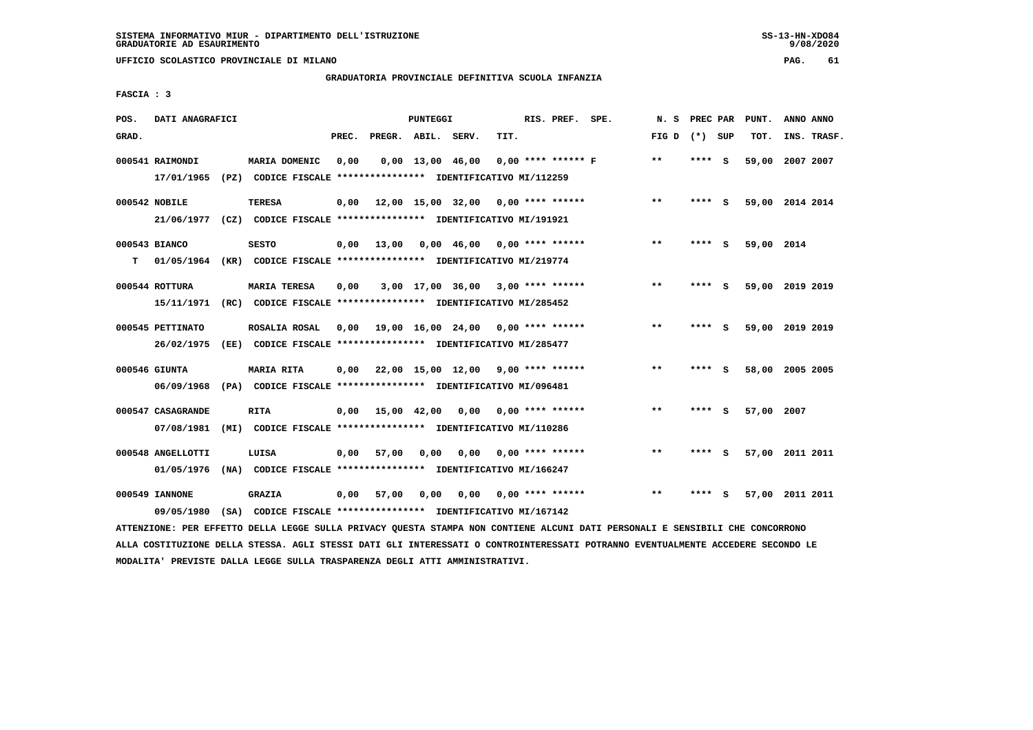SISTEMA INFORMATIVO MIUR - DIPARTIMENTO DELL'ISTRUZIONE
GRADUATORIE AD ESAURIMENTO

UFFICIO SCOLASTICO PROVINCIALE DI MILANO

GRADUATORIA PROVINCIALE DEFINITIVA SCUOLA INFANZIA

FASCIA : 3

| POS. GRAD. | DATI ANAGRAFICI | | PREC. | PREGR. | ABIL. | SERV. | TIT. | RIS. PREF. | SPE. | N. S FIG D | PREC PAR (*) | SUP | PUNT. TOT. | ANNO ANNO INS. TRASF. |
|---|---|---|---|---|---|---|---|---|---|---|---|---|---|---|
| 000541 RAIMONDI | MARIA DOMENIC | | 0,00 | 0,00 | 13,00 | 46,00 | 0,00 | **** ****** F | | ** | **** | S | 59,00 | 2007 2007 |
| | 17/01/1965 (PZ) CODICE FISCALE **************** IDENTIFICATIVO MI/112259 | | | | | | | | | | | | | |
| 000542 NOBILE | TERESA | | 0,00 | 12,00 | 15,00 | 32,00 | 0,00 | **** ****** | | ** | **** | S | 59,00 | 2014 2014 |
| | 21/06/1977 (CZ) CODICE FISCALE **************** IDENTIFICATIVO MI/191921 | | | | | | | | | | | | | |
| 000543 BIANCO | SESTO | | 0,00 | 13,00 | 0,00 | 46,00 | 0,00 | **** ****** | | ** | **** | S | 59,00 | 2014 |
| T | 01/05/1964 (KR) CODICE FISCALE **************** IDENTIFICATIVO MI/219774 | | | | | | | | | | | | | |
| 000544 ROTTURA | MARIA TERESA | | 0,00 | 3,00 | 17,00 | 36,00 | 3,00 | **** ****** | | ** | **** | S | 59,00 | 2019 2019 |
| | 15/11/1971 (RC) CODICE FISCALE **************** IDENTIFICATIVO MI/285452 | | | | | | | | | | | | | |
| 000545 PETTINATO | ROSALIA ROSAL | | 0,00 | 19,00 | 16,00 | 24,00 | 0,00 | **** ****** | | ** | **** | S | 59,00 | 2019 2019 |
| | 26/02/1975 (EE) CODICE FISCALE **************** IDENTIFICATIVO MI/285477 | | | | | | | | | | | | | |
| 000546 GIUNTA | MARIA RITA | | 0,00 | 22,00 | 15,00 | 12,00 | 9,00 | **** ****** | | ** | **** | S | 58,00 | 2005 2005 |
| | 06/09/1968 (PA) CODICE FISCALE **************** IDENTIFICATIVO MI/096481 | | | | | | | | | | | | | |
| 000547 CASAGRANDE | RITA | | 0,00 | 15,00 | 42,00 | 0,00 | 0,00 | **** ****** | | ** | **** | S | 57,00 | 2007 |
| | 07/08/1981 (MI) CODICE FISCALE **************** IDENTIFICATIVO MI/110286 | | | | | | | | | | | | | |
| 000548 ANGELLOTTI | LUISA | | 0,00 | 57,00 | 0,00 | 0,00 | 0,00 | **** ****** | | ** | **** | S | 57,00 | 2011 2011 |
| | 01/05/1976 (NA) CODICE FISCALE **************** IDENTIFICATIVO MI/166247 | | | | | | | | | | | | | |
| 000549 IANNONE | GRAZIA | | 0,00 | 57,00 | 0,00 | 0,00 | 0,00 | **** ****** | | ** | **** | S | 57,00 | 2011 2011 |
| | 09/05/1980 (SA) CODICE FISCALE **************** IDENTIFICATIVO MI/167142 | | | | | | | | | | | | | |

ATTENZIONE: PER EFFETTO DELLA LEGGE SULLA PRIVACY QUESTA STAMPA NON CONTIENE ALCUNI DATI PERSONALI E SENSIBILI CHE CONCORRONO ALLA COSTITUZIONE DELLA STESSA. AGLI STESSI DATI GLI INTERESSATI O CONTROINTERESSATI POTRANNO EVENTUALMENTE ACCEDERE SECONDO LE MODALITA' PREVISTE DALLA LEGGE SULLA TRASPARENZA DEGLI ATTI AMMINISTRATIVI.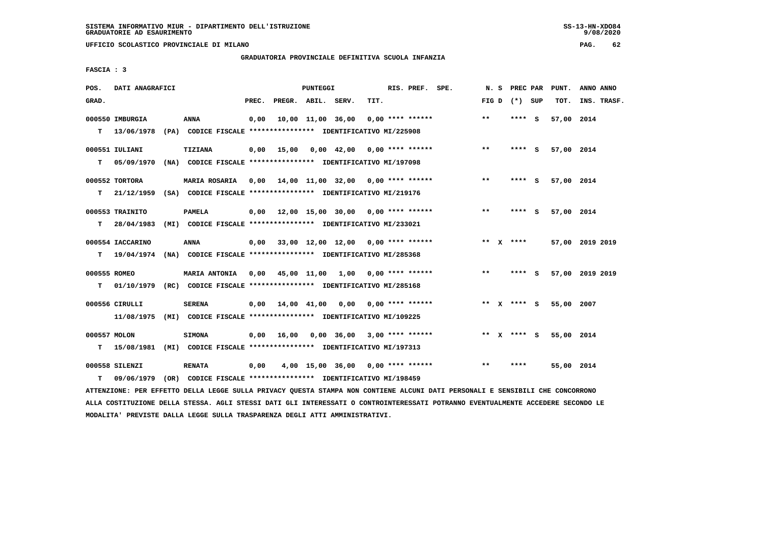SISTEMA INFORMATIVO MIUR - DIPARTIMENTO DELL'ISTRUZIONE
GRADUATORIE AD ESAURIMENTO

UFFICIO SCOLASTICO PROVINCIALE DI MILANO

GRADUATORIA PROVINCIALE DEFINITIVA SCUOLA INFANZIA

FASCIA : 3

| POS. GRAD. | DATI ANAGRAFICI | | PREC. | PREGR. | ABIL. | SERV. | TIT. | RIS. PREF. SPE. | N. S FIG D | PREC PAR (*) SUP | PUNT. TOT. | ANNO ANNO INS. TRASF. |
|---|---|---|---|---|---|---|---|---|---|---|---|---|
| 000550 | IMBURGIA | ANNA | 0,00 | 10,00 | 11,00 | 36,00 | 0,00 | **** ****** | ** | **** S | 57,00 | 2014 |
| T | 13/06/1978 (PA) | CODICE FISCALE **************** IDENTIFICATIVO MI/225908 | | | | | | | | | | |
| 000551 | IULIANI | TIZIANA | 0,00 | 15,00 | 0,00 | 42,00 | 0,00 | **** ****** | ** | **** S | 57,00 | 2014 |
| T | 05/09/1970 (NA) | CODICE FISCALE **************** IDENTIFICATIVO MI/197098 | | | | | | | | | | |
| 000552 | TORTORA | MARIA ROSARIA | 0,00 | 14,00 | 11,00 | 32,00 | 0,00 | **** ****** | ** | **** S | 57,00 | 2014 |
| T | 21/12/1959 (SA) | CODICE FISCALE **************** IDENTIFICATIVO MI/219176 | | | | | | | | | | |
| 000553 | TRAINITO | PAMELA | 0,00 | 12,00 | 15,00 | 30,00 | 0,00 | **** ****** | ** | **** S | 57,00 | 2014 |
| T | 28/04/1983 (MI) | CODICE FISCALE **************** IDENTIFICATIVO MI/233021 | | | | | | | | | | |
| 000554 | IACCARINO | ANNA | 0,00 | 33,00 | 12,00 | 12,00 | 0,00 | **** ****** | ** X | **** | 57,00 | 2019 2019 |
| T | 19/04/1974 (NA) | CODICE FISCALE **************** IDENTIFICATIVO MI/285368 | | | | | | | | | | |
| 000555 | ROMEO | MARIA ANTONIA | 0,00 | 45,00 | 11,00 | 1,00 | 0,00 | **** ****** | ** | **** S | 57,00 | 2019 2019 |
| T | 01/10/1979 (RC) | CODICE FISCALE **************** IDENTIFICATIVO MI/285168 | | | | | | | | | | |
| 000556 | CIRULLI | SERENA | 0,00 | 14,00 | 41,00 | 0,00 | 0,00 | **** ****** | ** X | **** S | 55,00 | 2007 |
| | 11/08/1975 (MI) | CODICE FISCALE **************** IDENTIFICATIVO MI/109225 | | | | | | | | | | |
| 000557 | MOLON | SIMONA | 0,00 | 16,00 | 0,00 | 36,00 | 3,00 | **** ****** | ** X | **** S | 55,00 | 2014 |
| T | 15/08/1981 (MI) | CODICE FISCALE **************** IDENTIFICATIVO MI/197313 | | | | | | | | | | |
| 000558 | SILENZI | RENATA | 0,00 | 4,00 | 15,00 | 36,00 | 0,00 | **** ****** | ** | **** | 55,00 | 2014 |
| T | 09/06/1979 (OR) | CODICE FISCALE **************** IDENTIFICATIVO MI/198459 | | | | | | | | | | |

ATTENZIONE: PER EFFETTO DELLA LEGGE SULLA PRIVACY QUESTA STAMPA NON CONTIENE ALCUNI DATI PERSONALI E SENSIBILI CHE CONCORRONO ALLA COSTITUZIONE DELLA STESSA. AGLI STESSI DATI GLI INTERESSATI O CONTROINTERESSATI POTRANNO EVENTUALMENTE ACCEDERE SECONDO LE MODALITA' PREVISTE DALLA LEGGE SULLA TRASPARENZA DEGLI ATTI AMMINISTRATIVI.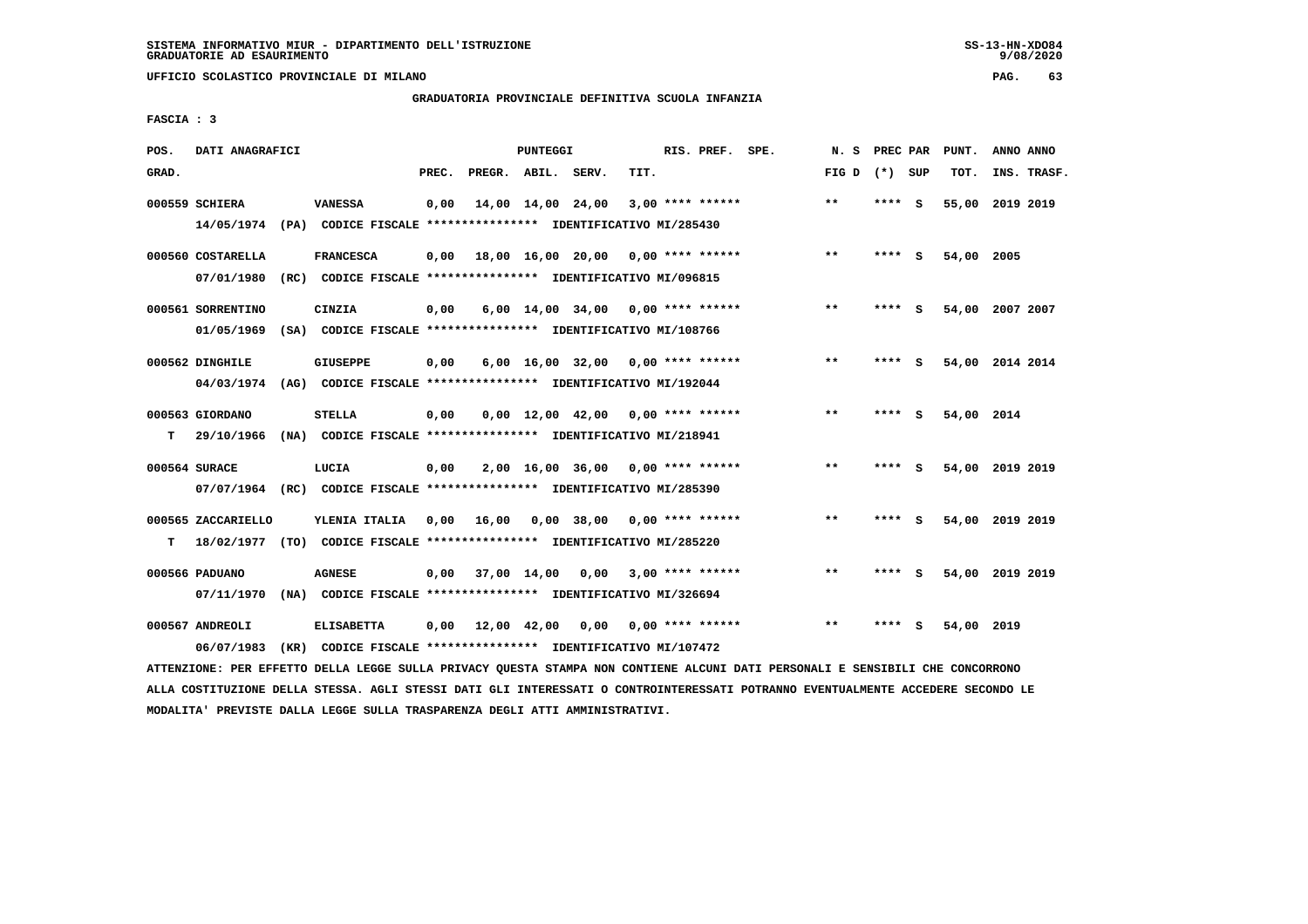SISTEMA INFORMATIVO MIUR - DIPARTIMENTO DELL'ISTRUZIONE
GRADUATORIE AD ESAURIMENTO

UFFICIO SCOLASTICO PROVINCIALE DI MILANO

GRADUATORIA PROVINCIALE DEFINITIVA SCUOLA INFANZIA

FASCIA : 3

| POS. GRAD. | DATI ANAGRAFICI | | PREC. | PREGR. | ABIL. | SERV. | TIT. | RIS. PREF. SPE. | N. S FIG D | PREC PAR (*) SUP | PUNT. TOT. | ANNO ANNO INS. TRASF. |
|---|---|---|---|---|---|---|---|---|---|---|---|---|
| 000559 | SCHIERA | VANESSA | 0,00 | 14,00 | 14,00 | 24,00 | 3,00 | **** ****** | ** | **** S | 55,00 | 2019 2019 |
| | 14/05/1974 (PA) CODICE FISCALE **************** IDENTIFICATIVO MI/285430 | | | | | | | | | | | |
| 000560 | COSTARELLA | FRANCESCA | 0,00 | 18,00 | 16,00 | 20,00 | 0,00 | **** ****** | ** | **** S | 54,00 | 2005 |
| | 07/01/1980 (RC) CODICE FISCALE **************** IDENTIFICATIVO MI/096815 | | | | | | | | | | | |
| 000561 | SORRENTINO | CINZIA | 0,00 | 6,00 | 14,00 | 34,00 | 0,00 | **** ****** | ** | **** S | 54,00 | 2007 2007 |
| | 01/05/1969 (SA) CODICE FISCALE **************** IDENTIFICATIVO MI/108766 | | | | | | | | | | | |
| 000562 | DINGHILE | GIUSEPPE | 0,00 | 6,00 | 16,00 | 32,00 | 0,00 | **** ****** | ** | **** S | 54,00 | 2014 2014 |
| | 04/03/1974 (AG) CODICE FISCALE **************** IDENTIFICATIVO MI/192044 | | | | | | | | | | | |
| 000563 | GIORDANO | STELLA | 0,00 | 0,00 | 12,00 | 42,00 | 0,00 | **** ****** | ** | **** S | 54,00 | 2014 |
| T | 29/10/1966 (NA) CODICE FISCALE **************** IDENTIFICATIVO MI/218941 | | | | | | | | | | | |
| 000564 | SURACE | LUCIA | 0,00 | 2,00 | 16,00 | 36,00 | 0,00 | **** ****** | ** | **** S | 54,00 | 2019 2019 |
| | 07/07/1964 (RC) CODICE FISCALE **************** IDENTIFICATIVO MI/285390 | | | | | | | | | | | |
| 000565 | ZACCARIELLO | YLENIA ITALIA | 0,00 | 16,00 | 0,00 | 38,00 | 0,00 | **** ****** | ** | **** S | 54,00 | 2019 2019 |
| T | 18/02/1977 (TO) CODICE FISCALE **************** IDENTIFICATIVO MI/285220 | | | | | | | | | | | |
| 000566 | PADUANO | AGNESE | 0,00 | 37,00 | 14,00 | 0,00 | 3,00 | **** ****** | ** | **** S | 54,00 | 2019 2019 |
| | 07/11/1970 (NA) CODICE FISCALE **************** IDENTIFICATIVO MI/326694 | | | | | | | | | | | |
| 000567 | ANDREOLI | ELISABETTA | 0,00 | 12,00 | 42,00 | 0,00 | 0,00 | **** ****** | ** | **** S | 54,00 | 2019 |
| | 06/07/1983 (KR) CODICE FISCALE **************** IDENTIFICATIVO MI/107472 | | | | | | | | | | | |

ATTENZIONE: PER EFFETTO DELLA LEGGE SULLA PRIVACY QUESTA STAMPA NON CONTIENE ALCUNI DATI PERSONALI E SENSIBILI CHE CONCORRONO ALLA COSTITUZIONE DELLA STESSA. AGLI STESSI DATI GLI INTERESSATI O CONTROINTERESSATI POTRANNO EVENTUALMENTE ACCEDERE SECONDO LE MODALITA' PREVISTE DALLA LEGGE SULLA TRASPARENZA DEGLI ATTI AMMINISTRATIVI.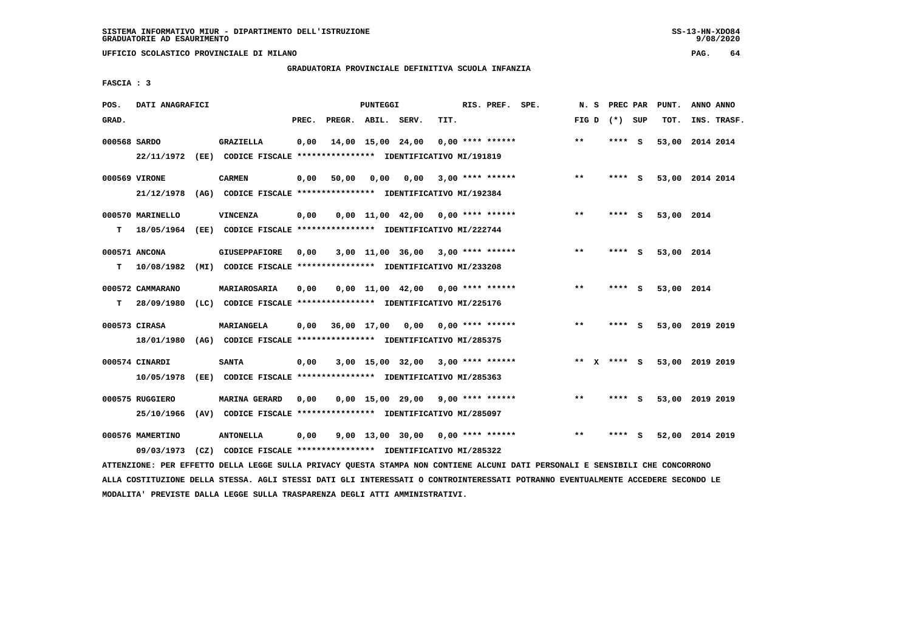SISTEMA INFORMATIVO MIUR - DIPARTIMENTO DELL'ISTRUZIONE
GRADUATORIE AD ESAURIMENTO

UFFICIO SCOLASTICO PROVINCIALE DI MILANO

GRADUATORIA PROVINCIALE DEFINITIVA SCUOLA INFANZIA

FASCIA : 3

| POS. GRAD. | DATI ANAGRAFICI | | PREC. | PREGR. | ABIL. | SERV. | TIT. | RIS. PREF. | SPE. | N. S FIG D | PREC PAR (*) SUP | PUNT. TOT. | ANNO ANNO INS. TRASF. |
|---|---|---|---|---|---|---|---|---|---|---|---|---|---|
| 000568 SARDO | GRAZIELLA | | 0,00 | 14,00 | 15,00 | 24,00 | 0,00 | **** ****** | | ** | **** S | 53,00 | 2014 2014 |
| | 22/11/1972 (EE) CODICE FISCALE **************** IDENTIFICATIVO MI/191819 | | | | | | | | | | | | |
| 000569 VIRONE | CARMEN | | 0,00 | 50,00 | 0,00 | 0,00 | 3,00 | **** ****** | | ** | **** S | 53,00 | 2014 2014 |
| | 21/12/1978 (AG) CODICE FISCALE **************** IDENTIFICATIVO MI/192384 | | | | | | | | | | | | |
| 000570 MARINELLO | VINCENZA | | 0,00 | 0,00 | 11,00 | 42,00 | 0,00 | **** ****** | | ** | **** S | 53,00 | 2014 |
| T | 18/05/1964 (EE) CODICE FISCALE **************** IDENTIFICATIVO MI/222744 | | | | | | | | | | | | |
| 000571 ANCONA | GIUSEPPAFIORE | | 0,00 | 3,00 | 11,00 | 36,00 | 3,00 | **** ****** | | ** | **** S | 53,00 | 2014 |
| T | 10/08/1982 (MI) CODICE FISCALE **************** IDENTIFICATIVO MI/233208 | | | | | | | | | | | | |
| 000572 CAMMARANO | MARIAROSARIA | | 0,00 | 0,00 | 11,00 | 42,00 | 0,00 | **** ****** | | ** | **** S | 53,00 | 2014 |
| T | 28/09/1980 (LC) CODICE FISCALE **************** IDENTIFICATIVO MI/225176 | | | | | | | | | | | | |
| 000573 CIRASA | MARIANGELA | | 0,00 | 36,00 | 17,00 | 0,00 | 0,00 | **** ****** | | ** | **** S | 53,00 | 2019 2019 |
| | 18/01/1980 (AG) CODICE FISCALE **************** IDENTIFICATIVO MI/285375 | | | | | | | | | | | | |
| 000574 CINARDI | SANTA | | 0,00 | 3,00 | 15,00 | 32,00 | 3,00 | **** ****** | | ** X | **** S | 53,00 | 2019 2019 |
| | 10/05/1978 (EE) CODICE FISCALE **************** IDENTIFICATIVO MI/285363 | | | | | | | | | | | | |
| 000575 RUGGIERO | MARINA GERARD | | 0,00 | 0,00 | 15,00 | 29,00 | 9,00 | **** ****** | | ** | **** S | 53,00 | 2019 2019 |
| | 25/10/1966 (AV) CODICE FISCALE **************** IDENTIFICATIVO MI/285097 | | | | | | | | | | | | |
| 000576 MAMERTINO | ANTONELLA | | 0,00 | 9,00 | 13,00 | 30,00 | 0,00 | **** ****** | | ** | **** S | 52,00 | 2014 2019 |
| | 09/03/1973 (CZ) CODICE FISCALE **************** IDENTIFICATIVO MI/285322 | | | | | | | | | | | | |

ATTENZIONE: PER EFFETTO DELLA LEGGE SULLA PRIVACY QUESTA STAMPA NON CONTIENE ALCUNI DATI PERSONALI E SENSIBILI CHE CONCORRONO ALLA COSTITUZIONE DELLA STESSA. AGLI STESSI DATI GLI INTERESSATI O CONTROINTERESSATI POTRANNO EVENTUALMENTE ACCEDERE SECONDO LE MODALITA' PREVISTE DALLA LEGGE SULLA TRASPARENZA DEGLI ATTI AMMINISTRATIVI.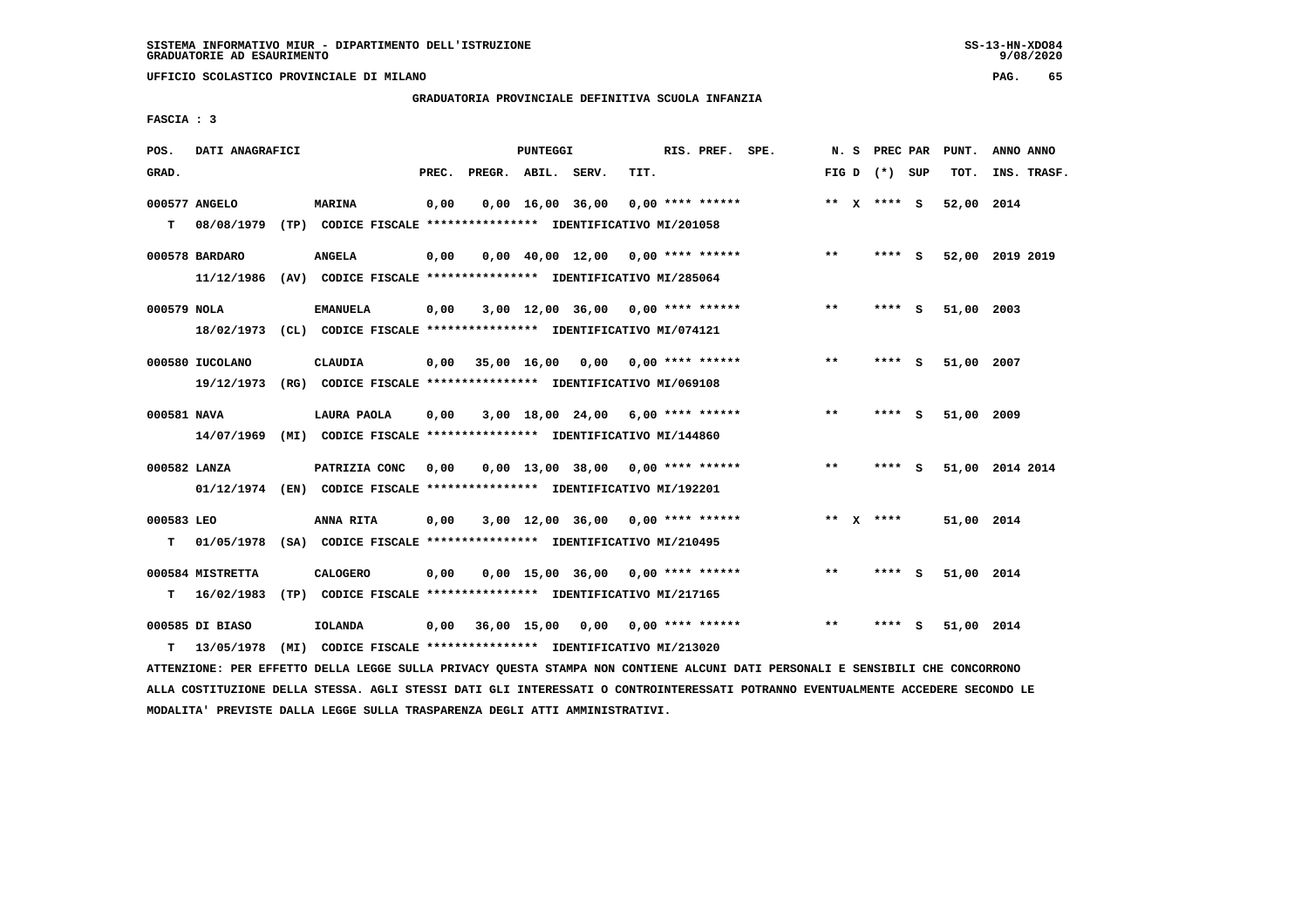SISTEMA INFORMATIVO MIUR - DIPARTIMENTO DELL'ISTRUZIONE
GRADUATORIE AD ESAURIMENTO

UFFICIO SCOLASTICO PROVINCIALE DI MILANO

GRADUATORIA PROVINCIALE DEFINITIVA SCUOLA INFANZIA

FASCIA : 3

| POS. GRAD. | DATI ANAGRAFICI | | PREC. | PREGR. | ABIL. | SERV. | TIT. | RIS. PREF. SPE. | N. S FIG D | PREC PAR (*) SUP | PUNT. TOT. | ANNO ANNO INS. TRASF. |
|---|---|---|---|---|---|---|---|---|---|---|---|---|
| 000577 | ANGELO | MARINA | 0,00 | 0,00 | 16,00 | 36,00 | 0,00 | **** ****** | ** X | **** S | 52,00 | 2014 |
| T | 08/08/1979 (TP) CODICE FISCALE **************** IDENTIFICATIVO MI/201058 | | | | | | | | | | | |
| 000578 | BARDARO | ANGELA | 0,00 | 0,00 | 40,00 | 12,00 | 0,00 | **** ****** | ** | **** S | 52,00 | 2019 2019 |
| | 11/12/1986 (AV) CODICE FISCALE **************** IDENTIFICATIVO MI/285064 | | | | | | | | | | | |
| 000579 | NOLA | EMANUELA | 0,00 | 3,00 | 12,00 | 36,00 | 0,00 | **** ****** | ** | **** S | 51,00 | 2003 |
| | 18/02/1973 (CL) CODICE FISCALE **************** IDENTIFICATIVO MI/074121 | | | | | | | | | | | |
| 000580 | IUCOLANO | CLAUDIA | 0,00 | 35,00 | 16,00 | 0,00 | 0,00 | **** ****** | ** | **** S | 51,00 | 2007 |
| | 19/12/1973 (RG) CODICE FISCALE **************** IDENTIFICATIVO MI/069108 | | | | | | | | | | | |
| 000581 | NAVA | LAURA PAOLA | 0,00 | 3,00 | 18,00 | 24,00 | 6,00 | **** ****** | ** | **** S | 51,00 | 2009 |
| | 14/07/1969 (MI) CODICE FISCALE **************** IDENTIFICATIVO MI/144860 | | | | | | | | | | | |
| 000582 | LANZA | PATRIZIA CONC | 0,00 | 0,00 | 13,00 | 38,00 | 0,00 | **** ****** | ** | **** S | 51,00 | 2014 2014 |
| | 01/12/1974 (EN) CODICE FISCALE **************** IDENTIFICATIVO MI/192201 | | | | | | | | | | | |
| 000583 | LEO | ANNA RITA | 0,00 | 3,00 | 12,00 | 36,00 | 0,00 | **** ****** | ** X | **** | 51,00 | 2014 |
| T | 01/05/1978 (SA) CODICE FISCALE **************** IDENTIFICATIVO MI/210495 | | | | | | | | | | | |
| 000584 | MISTRETTA | CALOGERO | 0,00 | 0,00 | 15,00 | 36,00 | 0,00 | **** ****** | ** | **** S | 51,00 | 2014 |
| T | 16/02/1983 (TP) CODICE FISCALE **************** IDENTIFICATIVO MI/217165 | | | | | | | | | | | |
| 000585 | DI BIASO | IOLANDA | 0,00 | 36,00 | 15,00 | 0,00 | 0,00 | **** ****** | ** | **** S | 51,00 | 2014 |
| T | 13/05/1978 (MI) CODICE FISCALE **************** IDENTIFICATIVO MI/213020 | | | | | | | | | | | |

ATTENZIONE: PER EFFETTO DELLA LEGGE SULLA PRIVACY QUESTA STAMPA NON CONTIENE ALCUNI DATI PERSONALI E SENSIBILI CHE CONCORRONO ALLA COSTITUZIONE DELLA STESSA. AGLI STESSI DATI GLI INTERESSATI O CONTROINTERESSATI POTRANNO EVENTUALMENTE ACCEDERE SECONDO LE MODALITA' PREVISTE DALLA LEGGE SULLA TRASPARENZA DEGLI ATTI AMMINISTRATIVI.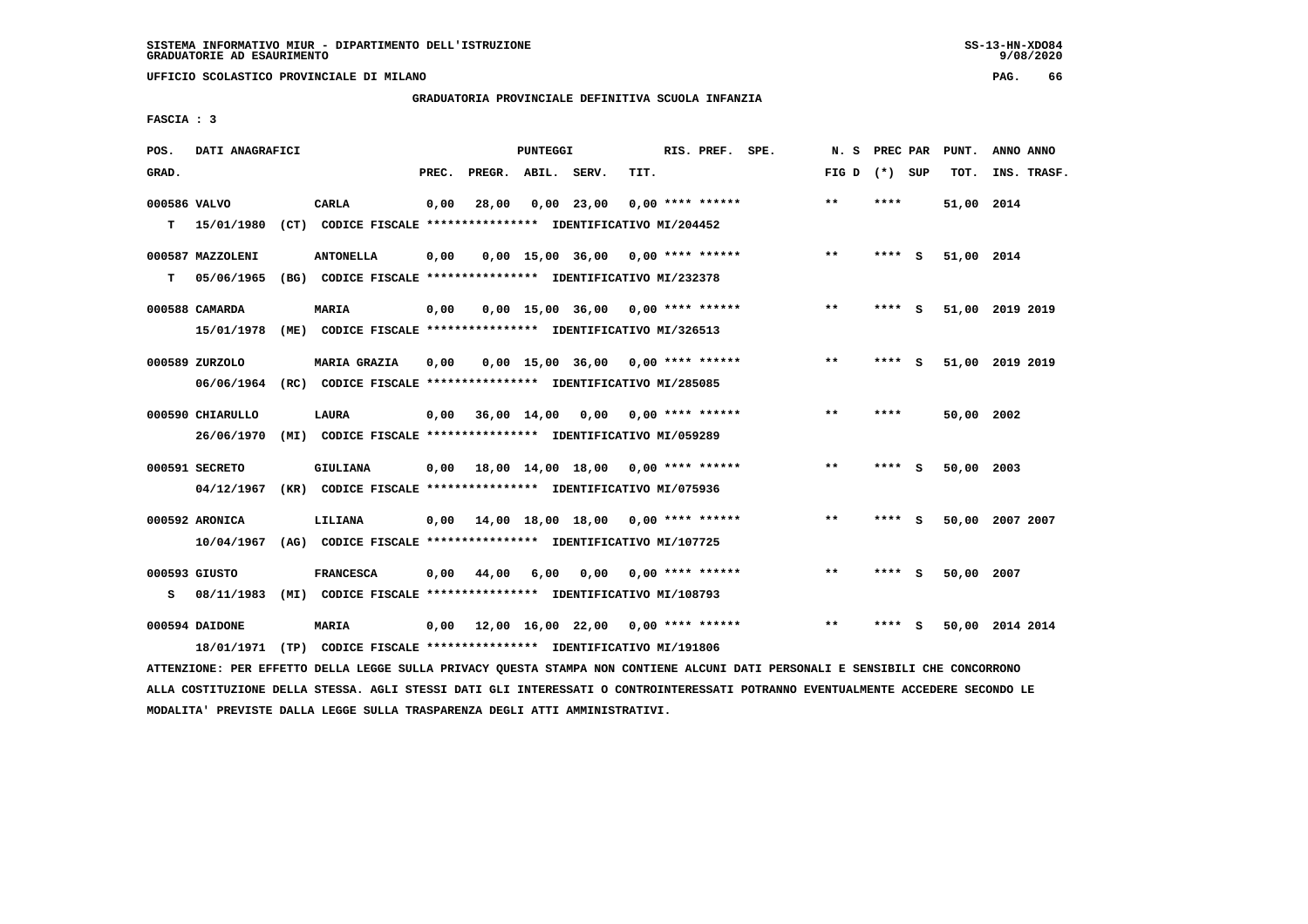SISTEMA INFORMATIVO MIUR - DIPARTIMENTO DELL'ISTRUZIONE
GRADUATORIE AD ESAURIMENTO

UFFICIO SCOLASTICO PROVINCIALE DI MILANO

GRADUATORIA PROVINCIALE DEFINITIVA SCUOLA INFANZIA

FASCIA : 3

| POS. GRAD. | DATI ANAGRAFICI | | PREC. | PREGR. | ABIL. | SERV. | TIT. | RIS. PREF. SPE. | N. S FIG D | PREC PAR (*) SUP | PUNT. TOT. | ANNO ANNO INS. TRASF. |
|---|---|---|---|---|---|---|---|---|---|---|---|---|
| 000586 VALVO | CARLA | | 0,00 | 28,00 | 0,00 | 23,00 | 0,00 | **** ****** | ** | **** | 51,00 | 2014 |
| T | 15/01/1980 (CT) CODICE FISCALE **************** IDENTIFICATIVO MI/204452 | | | | | | | | | | | |
| 000587 MAZZOLENI | ANTONELLA | | 0,00 | 0,00 | 15,00 | 36,00 | 0,00 | **** ****** | ** | **** S | 51,00 | 2014 |
| T | 05/06/1965 (BG) CODICE FISCALE **************** IDENTIFICATIVO MI/232378 | | | | | | | | | | | |
| 000588 CAMARDA | MARIA | | 0,00 | 0,00 | 15,00 | 36,00 | 0,00 | **** ****** | ** | **** S | 51,00 | 2019 2019 |
| | 15/01/1978 (ME) CODICE FISCALE **************** IDENTIFICATIVO MI/326513 | | | | | | | | | | | |
| 000589 ZURZOLO | MARIA GRAZIA | | 0,00 | 0,00 | 15,00 | 36,00 | 0,00 | **** ****** | ** | **** S | 51,00 | 2019 2019 |
| | 06/06/1964 (RC) CODICE FISCALE **************** IDENTIFICATIVO MI/285085 | | | | | | | | | | | |
| 000590 CHIARULLO | LAURA | | 0,00 | 36,00 | 14,00 | 0,00 | 0,00 | **** ****** | ** | **** | 50,00 | 2002 |
| | 26/06/1970 (MI) CODICE FISCALE **************** IDENTIFICATIVO MI/059289 | | | | | | | | | | | |
| 000591 SECRETO | GIULIANA | | 0,00 | 18,00 | 14,00 | 18,00 | 0,00 | **** ****** | ** | **** S | 50,00 | 2003 |
| | 04/12/1967 (KR) CODICE FISCALE **************** IDENTIFICATIVO MI/075936 | | | | | | | | | | | |
| 000592 ARONICA | LILIANA | | 0,00 | 14,00 | 18,00 | 18,00 | 0,00 | **** ****** | ** | **** S | 50,00 | 2007 2007 |
| | 10/04/1967 (AG) CODICE FISCALE **************** IDENTIFICATIVO MI/107725 | | | | | | | | | | | |
| 000593 GIUSTO | FRANCESCA | | 0,00 | 44,00 | 6,00 | 0,00 | 0,00 | **** ****** | ** | **** S | 50,00 | 2007 |
| S | 08/11/1983 (MI) CODICE FISCALE **************** IDENTIFICATIVO MI/108793 | | | | | | | | | | | |
| 000594 DAIDONE | MARIA | | 0,00 | 12,00 | 16,00 | 22,00 | 0,00 | **** ****** | ** | **** S | 50,00 | 2014 2014 |
| | 18/01/1971 (TP) CODICE FISCALE **************** IDENTIFICATIVO MI/191806 | | | | | | | | | | | |

ATTENZIONE: PER EFFETTO DELLA LEGGE SULLA PRIVACY QUESTA STAMPA NON CONTIENE ALCUNI DATI PERSONALI E SENSIBILI CHE CONCORRONO ALLA COSTITUZIONE DELLA STESSA. AGLI STESSI DATI GLI INTERESSATI O CONTROINTERESSATI POTRANNO EVENTUALMENTE ACCEDERE SECONDO LE MODALITA' PREVISTE DALLA LEGGE SULLA TRASPARENZA DEGLI ATTI AMMINISTRATIVI.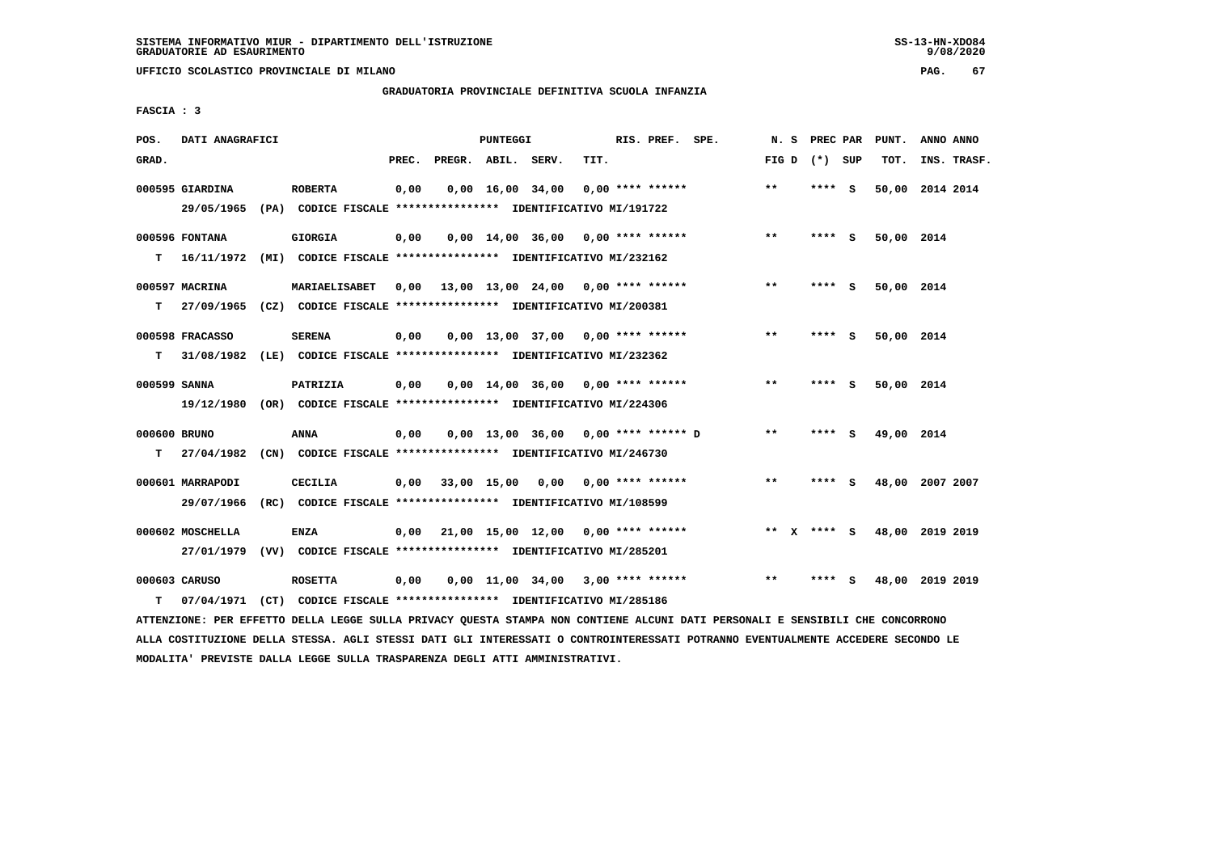SISTEMA INFORMATIVO MIUR - DIPARTIMENTO DELL'ISTRUZIONE
GRADUATORIE AD ESAURIMENTO

UFFICIO SCOLASTICO PROVINCIALE DI MILANO

GRADUATORIA PROVINCIALE DEFINITIVA SCUOLA INFANZIA

FASCIA : 3

| POS. GRAD. | DATI ANAGRAFICI | | PREC. | PREGR. | ABIL. | SERV. | TIT. | RIS. PREF. SPE. | N. S FIG D | PREC PAR (*) SUP | PUNT. TOT. | ANNO ANNO INS. TRASF. |
|---|---|---|---|---|---|---|---|---|---|---|---|---|
| 000595 | GIARDINA 29/05/1965 (PA) CODICE FISCALE **************** IDENTIFICATIVO MI/191722 | ROBERTA | 0,00 | 0,00 | 16,00 | 34,00 | 0,00 | **** ****** | ** | **** S | 50,00 | 2014 2014 |
| 000596 | FONTANA T 16/11/1972 (MI) CODICE FISCALE **************** IDENTIFICATIVO MI/232162 | GIORGIA | 0,00 | 0,00 | 14,00 | 36,00 | 0,00 | **** ****** | ** | **** S | 50,00 | 2014 |
| 000597 | MACRINA T 27/09/1965 (CZ) CODICE FISCALE **************** IDENTIFICATIVO MI/200381 | MARIAELISABET | 0,00 | 13,00 | 13,00 | 24,00 | 0,00 | **** ****** | ** | **** S | 50,00 | 2014 |
| 000598 | FRACASSO T 31/08/1982 (LE) CODICE FISCALE **************** IDENTIFICATIVO MI/232362 | SERENA | 0,00 | 0,00 | 13,00 | 37,00 | 0,00 | **** ****** | ** | **** S | 50,00 | 2014 |
| 000599 | SANNA 19/12/1980 (OR) CODICE FISCALE **************** IDENTIFICATIVO MI/224306 | PATRIZIA | 0,00 | 0,00 | 14,00 | 36,00 | 0,00 | **** ****** | ** | **** S | 50,00 | 2014 |
| 000600 | BRUNO T 27/04/1982 (CN) CODICE FISCALE **************** IDENTIFICATIVO MI/246730 | ANNA | 0,00 | 0,00 | 13,00 | 36,00 | 0,00 | **** ****** D | ** | **** S | 49,00 | 2014 |
| 000601 | MARRAPODI 29/07/1966 (RC) CODICE FISCALE **************** IDENTIFICATIVO MI/108599 | CECILIA | 0,00 | 33,00 | 15,00 | 0,00 | 0,00 | **** ****** | ** | **** S | 48,00 | 2007 2007 |
| 000602 | MOSCHELLA 27/01/1979 (VV) CODICE FISCALE **************** IDENTIFICATIVO MI/285201 | ENZA | 0,00 | 21,00 | 15,00 | 12,00 | 0,00 | **** ****** | ** X | **** S | 48,00 | 2019 2019 |
| 000603 | CARUSO T 07/04/1971 (CT) CODICE FISCALE **************** IDENTIFICATIVO MI/285186 | ROSETTA | 0,00 | 0,00 | 11,00 | 34,00 | 3,00 | **** ****** | ** | **** S | 48,00 | 2019 2019 |

ATTENZIONE: PER EFFETTO DELLA LEGGE SULLA PRIVACY QUESTA STAMPA NON CONTIENE ALCUNI DATI PERSONALI E SENSIBILI CHE CONCORRONO ALLA COSTITUZIONE DELLA STESSA. AGLI STESSI DATI GLI INTERESSATI O CONTROINTERESSATI POTRANNO EVENTUALMENTE ACCEDERE SECONDO LE MODALITA' PREVISTE DALLA LEGGE SULLA TRASPARENZA DEGLI ATTI AMMINISTRATIVI.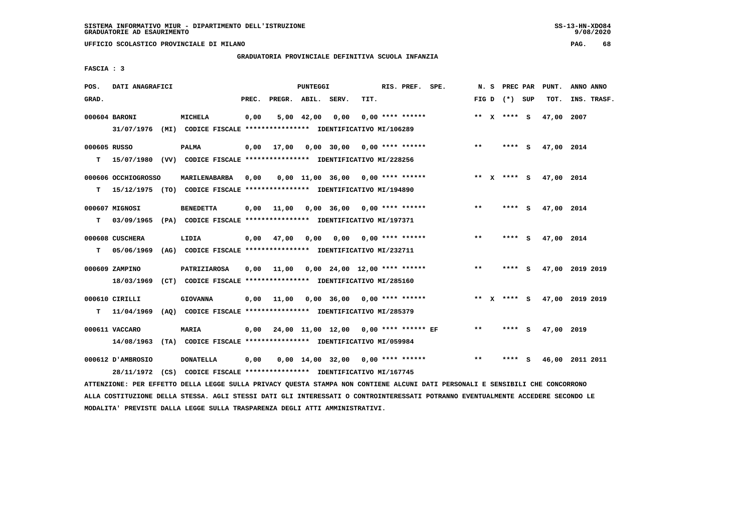SISTEMA INFORMATIVO MIUR - DIPARTIMENTO DELL'ISTRUZIONE
GRADUATORIE AD ESAURIMENTO

UFFICIO SCOLASTICO PROVINCIALE DI MILANO

GRADUATORIA PROVINCIALE DEFINITIVA SCUOLA INFANZIA

FASCIA : 3

| POS. GRAD. | DATI ANAGRAFICI | | PREC. | PREGR. | ABIL. | SERV. | TIT. | RIS. PREF. | SPE. | N. S FIG D | PREC PAR (*) SUP | PUNT. TOT. | ANNO ANNO INS. TRASF. |
|---|---|---|---|---|---|---|---|---|---|---|---|---|---|
| 000604 | BARONI | MICHELA | 0,00 | 5,00 | 42,00 | 0,00 | 0,00 | **** ****** | | ** X | **** S | 47,00 | 2007 |
| | 31/07/1976 (MI) CODICE FISCALE **************** IDENTIFICATIVO MI/106289 | | | | | | | | | | | | |
| 000605 | RUSSO | PALMA | 0,00 | 17,00 | 0,00 | 30,00 | 0,00 | **** ****** | | ** | **** S | 47,00 | 2014 |
| T | 15/07/1980 (VV) CODICE FISCALE **************** IDENTIFICATIVO MI/228256 | | | | | | | | | | | | |
| 000606 | OCCHIOGROSSO | MARILENABARBA | 0,00 | 0,00 | 11,00 | 36,00 | 0,00 | **** ****** | | ** X | **** S | 47,00 | 2014 |
| T | 15/12/1975 (TO) CODICE FISCALE **************** IDENTIFICATIVO MI/194890 | | | | | | | | | | | | |
| 000607 | MIGNOSI | BENEDETTA | 0,00 | 11,00 | 0,00 | 36,00 | 0,00 | **** ****** | | ** | **** S | 47,00 | 2014 |
| T | 03/09/1965 (PA) CODICE FISCALE **************** IDENTIFICATIVO MI/197371 | | | | | | | | | | | | |
| 000608 | CUSCHERA | LIDIA | 0,00 | 47,00 | 0,00 | 0,00 | 0,00 | **** ****** | | ** | **** S | 47,00 | 2014 |
| T | 05/06/1969 (AG) CODICE FISCALE **************** IDENTIFICATIVO MI/232711 | | | | | | | | | | | | |
| 000609 | ZAMPINO | PATRIZIAROSA | 0,00 | 11,00 | 0,00 | 24,00 | 12,00 | **** ****** | | ** | **** S | 47,00 | 2019 2019 |
| | 18/03/1969 (CT) CODICE FISCALE **************** IDENTIFICATIVO MI/285160 | | | | | | | | | | | | |
| 000610 | CIRILLI | GIOVANNA | 0,00 | 11,00 | 0,00 | 36,00 | 0,00 | **** ****** | | ** X | **** S | 47,00 | 2019 2019 |
| T | 11/04/1969 (AQ) CODICE FISCALE **************** IDENTIFICATIVO MI/285379 | | | | | | | | | | | | |
| 000611 | VACCARO | MARIA | 0,00 | 24,00 | 11,00 | 12,00 | 0,00 | **** ****** | EF | ** | **** S | 47,00 | 2019 |
| | 14/08/1963 (TA) CODICE FISCALE **************** IDENTIFICATIVO MI/059984 | | | | | | | | | | | | |
| 000612 | D'AMBROSIO | DONATELLA | 0,00 | 0,00 | 14,00 | 32,00 | 0,00 | **** ****** | | ** | **** S | 46,00 | 2011 2011 |
| | 28/11/1972 (CS) CODICE FISCALE **************** IDENTIFICATIVO MI/167745 | | | | | | | | | | | | |

ATTENZIONE: PER EFFETTO DELLA LEGGE SULLA PRIVACY QUESTA STAMPA NON CONTIENE ALCUNI DATI PERSONALI E SENSIBILI CHE CONCORRONO ALLA COSTITUZIONE DELLA STESSA. AGLI STESSI DATI GLI INTERESSATI O CONTROINTERESSATI POTRANNO EVENTUALMENTE ACCEDERE SECONDO LE MODALITA' PREVISTE DALLA LEGGE SULLA TRASPARENZA DEGLI ATTI AMMINISTRATIVI.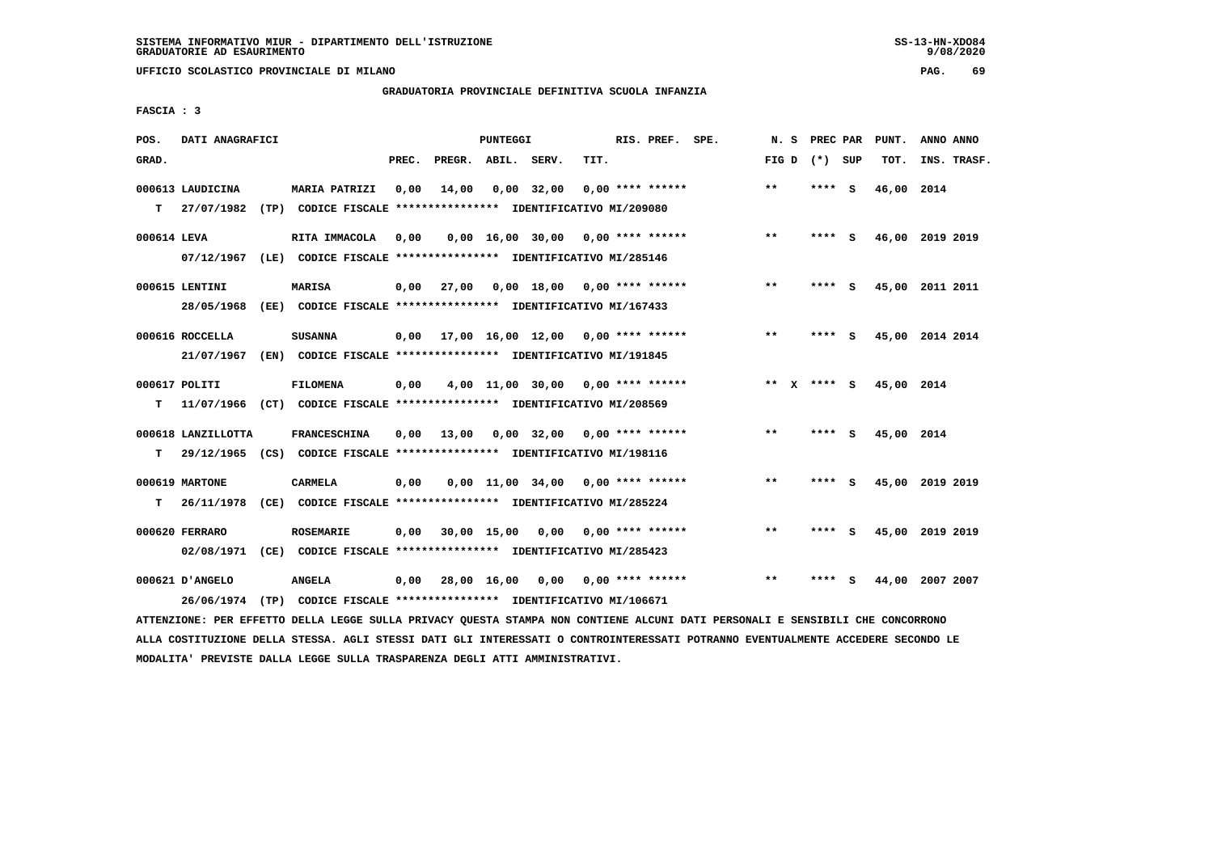SISTEMA INFORMATIVO MIUR - DIPARTIMENTO DELL'ISTRUZIONE
GRADUATORIE AD ESAURIMENTO

UFFICIO SCOLASTICO PROVINCIALE DI MILANO

GRADUATORIA PROVINCIALE DEFINITIVA SCUOLA INFANZIA

FASCIA : 3

| POS. GRAD. | DATI ANAGRAFICI | | PREC. | PREGR. | ABIL. | SERV. | TIT. | RIS. PREF. SPE. | N. S FIG D | PREC PAR (*) SUP | PUNT. TOT. | ANNO ANNO INS. TRASF. |
|---|---|---|---|---|---|---|---|---|---|---|---|---|
| 000613 | LAUDICINA | MARIA PATRIZI | 0,00 | 14,00 | 0,00 | 32,00 | 0,00 | **** ****** | ** | **** S | 46,00 | 2014 |
| T | 27/07/1982 (TP) CODICE FISCALE **************** IDENTIFICATIVO MI/209080 | | | | | | | | | | | |
| 000614 | LEVA | RITA IMMACOLA | 0,00 | 0,00 | 16,00 | 30,00 | 0,00 | **** ****** | ** | **** S | 46,00 | 2019 2019 |
| | 07/12/1967 (LE) CODICE FISCALE **************** IDENTIFICATIVO MI/285146 | | | | | | | | | | | |
| 000615 | LENTINI | MARISA | 0,00 | 27,00 | 0,00 | 18,00 | 0,00 | **** ****** | ** | **** S | 45,00 | 2011 2011 |
| | 28/05/1968 (EE) CODICE FISCALE **************** IDENTIFICATIVO MI/167433 | | | | | | | | | | | |
| 000616 | ROCCELLA | SUSANNA | 0,00 | 17,00 | 16,00 | 12,00 | 0,00 | **** ****** | ** | **** S | 45,00 | 2014 2014 |
| | 21/07/1967 (EN) CODICE FISCALE **************** IDENTIFICATIVO MI/191845 | | | | | | | | | | | |
| 000617 | POLITI | FILOMENA | 0,00 | 4,00 | 11,00 | 30,00 | 0,00 | **** ****** | ** X | **** S | 45,00 | 2014 |
| T | 11/07/1966 (CT) CODICE FISCALE **************** IDENTIFICATIVO MI/208569 | | | | | | | | | | | |
| 000618 | LANZILLOTTA | FRANCESCHINA | 0,00 | 13,00 | 0,00 | 32,00 | 0,00 | **** ****** | ** | **** S | 45,00 | 2014 |
| T | 29/12/1965 (CS) CODICE FISCALE **************** IDENTIFICATIVO MI/198116 | | | | | | | | | | | |
| 000619 | MARTONE | CARMELA | 0,00 | 0,00 | 11,00 | 34,00 | 0,00 | **** ****** | ** | **** S | 45,00 | 2019 2019 |
| T | 26/11/1978 (CE) CODICE FISCALE **************** IDENTIFICATIVO MI/285224 | | | | | | | | | | | |
| 000620 | FERRARO | ROSEMARIE | 0,00 | 30,00 | 15,00 | 0,00 | 0,00 | **** ****** | ** | **** S | 45,00 | 2019 2019 |
| | 02/08/1971 (CE) CODICE FISCALE **************** IDENTIFICATIVO MI/285423 | | | | | | | | | | | |
| 000621 | D'ANGELO | ANGELA | 0,00 | 28,00 | 16,00 | 0,00 | 0,00 | **** ****** | ** | **** S | 44,00 | 2007 2007 |
| | 26/06/1974 (TP) CODICE FISCALE **************** IDENTIFICATIVO MI/106671 | | | | | | | | | | | |

ATTENZIONE: PER EFFETTO DELLA LEGGE SULLA PRIVACY QUESTA STAMPA NON CONTIENE ALCUNI DATI PERSONALI E SENSIBILI CHE CONCORRONO ALLA COSTITUZIONE DELLA STESSA. AGLI STESSI DATI GLI INTERESSATI O CONTROINTERESSATI POTRANNO EVENTUALMENTE ACCEDERE SECONDO LE MODALITA' PREVISTE DALLA LEGGE SULLA TRASPARENZA DEGLI ATTI AMMINISTRATIVI.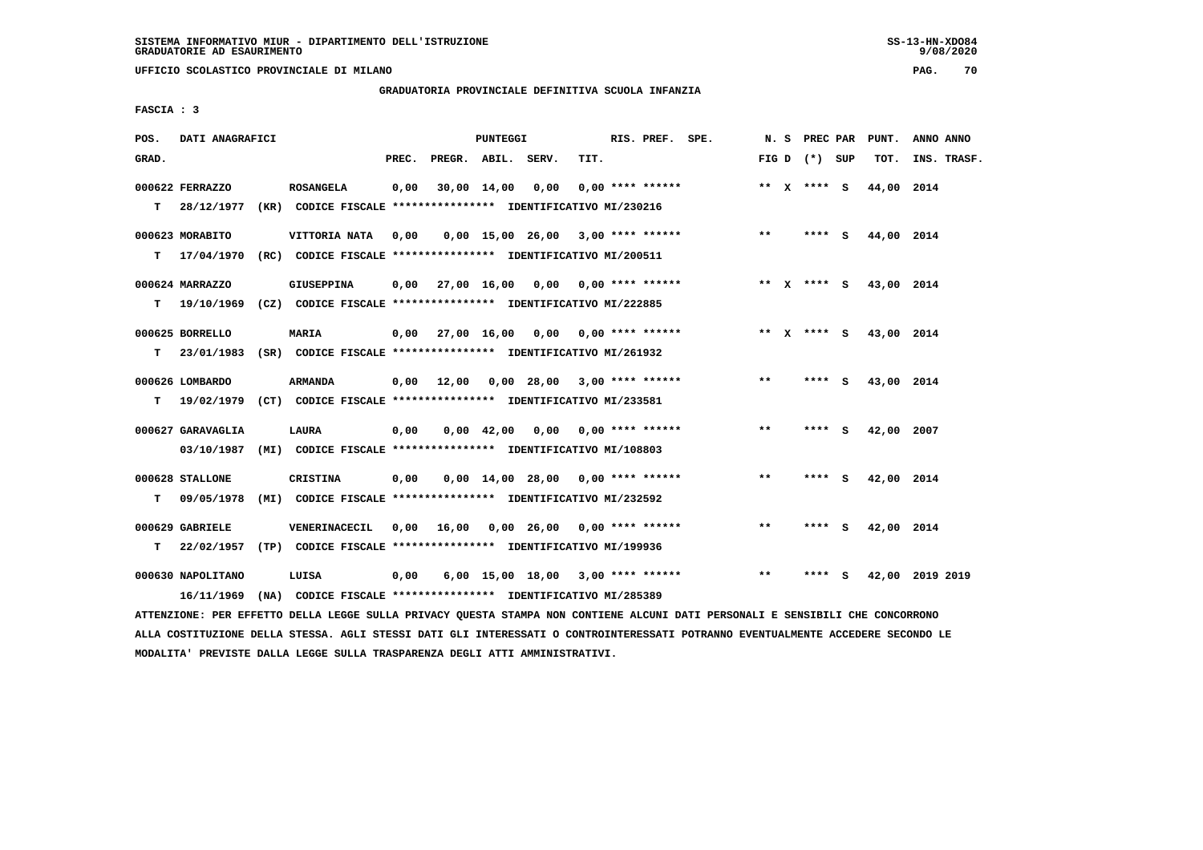SISTEMA INFORMATIVO MIUR - DIPARTIMENTO DELL'ISTRUZIONE
GRADUATORIE AD ESAURIMENTO

UFFICIO SCOLASTICO PROVINCIALE DI MILANO

GRADUATORIA PROVINCIALE DEFINITIVA SCUOLA INFANZIA

FASCIA : 3

| POS. GRAD. | DATI ANAGRAFICI | | PREC. | PREGR. | ABIL. | SERV. | TIT. | RIS. PREF. | N. S FIG D | PREC PAR (*) SUP | PUNT. TOT. | ANNO ANNO INS. TRASF. |
|---|---|---|---|---|---|---|---|---|---|---|---|---|
| 000622 | FERRAZZO | ROSANGELA | 0,00 | 30,00 | 14,00 | 0,00 | 0,00 | **** ****** | ** X | **** S | 44,00 | 2014 |
| T | 28/12/1977 (KR) | CODICE FISCALE **************** IDENTIFICATIVO MI/230216 | | | | | | | | | | |
| 000623 | MORABITO | VITTORIA NATA | 0,00 | 0,00 | 15,00 | 26,00 | 3,00 | **** ****** | ** | **** S | 44,00 | 2014 |
| T | 17/04/1970 (RC) | CODICE FISCALE **************** IDENTIFICATIVO MI/200511 | | | | | | | | | | |
| 000624 | MARRAZZO | GIUSEPPINA | 0,00 | 27,00 | 16,00 | 0,00 | 0,00 | **** ****** | ** X | **** S | 43,00 | 2014 |
| T | 19/10/1969 (CZ) | CODICE FISCALE **************** IDENTIFICATIVO MI/222885 | | | | | | | | | | |
| 000625 | BORRELLO | MARIA | 0,00 | 27,00 | 16,00 | 0,00 | 0,00 | **** ****** | ** X | **** S | 43,00 | 2014 |
| T | 23/01/1983 (SR) | CODICE FISCALE **************** IDENTIFICATIVO MI/261932 | | | | | | | | | | |
| 000626 | LOMBARDO | ARMANDA | 0,00 | 12,00 | 0,00 | 28,00 | 3,00 | **** ****** | ** | **** S | 43,00 | 2014 |
| T | 19/02/1979 (CT) | CODICE FISCALE **************** IDENTIFICATIVO MI/233581 | | | | | | | | | | |
| 000627 | GARAVAGLIA | LAURA | 0,00 | 0,00 | 42,00 | 0,00 | 0,00 | **** ****** | ** | **** S | 42,00 | 2007 |
| | 03/10/1987 (MI) | CODICE FISCALE **************** IDENTIFICATIVO MI/108803 | | | | | | | | | | |
| 000628 | STALLONE | CRISTINA | 0,00 | 0,00 | 14,00 | 28,00 | 0,00 | **** ****** | ** | **** S | 42,00 | 2014 |
| T | 09/05/1978 (MI) | CODICE FISCALE **************** IDENTIFICATIVO MI/232592 | | | | | | | | | | |
| 000629 | GABRIELE | VENERINACECIL | 0,00 | 16,00 | 0,00 | 26,00 | 0,00 | **** ****** | ** | **** S | 42,00 | 2014 |
| T | 22/02/1957 (TP) | CODICE FISCALE **************** IDENTIFICATIVO MI/199936 | | | | | | | | | | |
| 000630 | NAPOLITANO | LUISA | 0,00 | 6,00 | 15,00 | 18,00 | 3,00 | **** ****** | ** | **** S | 42,00 | 2019 2019 |
| | 16/11/1969 (NA) | CODICE FISCALE **************** IDENTIFICATIVO MI/285389 | | | | | | | | | | |

ATTENZIONE: PER EFFETTO DELLA LEGGE SULLA PRIVACY QUESTA STAMPA NON CONTIENE ALCUNI DATI PERSONALI E SENSIBILI CHE CONCORRONO ALLA COSTITUZIONE DELLA STESSA. AGLI STESSI DATI GLI INTERESSATI O CONTROINTERESSATI POTRANNO EVENTUALMENTE ACCEDERE SECONDO LE MODALITA' PREVISTE DALLA LEGGE SULLA TRASPARENZA DEGLI ATTI AMMINISTRATIVI.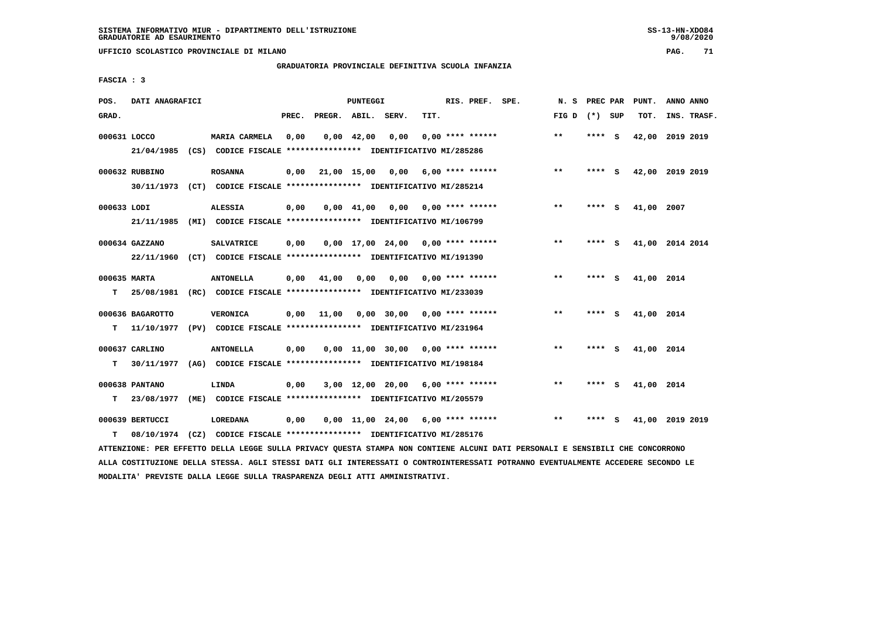SISTEMA INFORMATIVO MIUR - DIPARTIMENTO DELL'ISTRUZIONE
GRADUATORIE AD ESAURIMENTO

UFFICIO SCOLASTICO PROVINCIALE DI MILANO

GRADUATORIA PROVINCIALE DEFINITIVA SCUOLA INFANZIA

FASCIA : 3

| POS. GRAD. | DATI ANAGRAFICI | | PREC. | PREGR. | ABIL. | SERV. | TIT. | RIS. PREF. SPE. | N. S FIG D | PREC PAR (*) SUP | PUNT. TOT. | ANNO ANNO INS. TRASF. |
|---|---|---|---|---|---|---|---|---|---|---|---|---|
| 000631 LOCCO | MARIA CARMELA | | 0,00 | 0,00 | 42,00 | 0,00 | 0,00 | **** ****** | ** | **** S | 42,00 | 2019 2019 |
| | 21/04/1985 (CS) CODICE FISCALE **************** IDENTIFICATIVO MI/285286 | | | | | | | | | | | |
| 000632 RUBBINO | ROSANNA | | 0,00 | 21,00 | 15,00 | 0,00 | 6,00 | **** ****** | ** | **** S | 42,00 | 2019 2019 |
| | 30/11/1973 (CT) CODICE FISCALE **************** IDENTIFICATIVO MI/285214 | | | | | | | | | | | |
| 000633 LODI | ALESSIA | | 0,00 | 0,00 | 41,00 | 0,00 | 0,00 | **** ****** | ** | **** S | 41,00 | 2007 |
| | 21/11/1985 (MI) CODICE FISCALE **************** IDENTIFICATIVO MI/106799 | | | | | | | | | | | |
| 000634 GAZZANO | SALVATRICE | | 0,00 | 0,00 | 17,00 | 24,00 | 0,00 | **** ****** | ** | **** S | 41,00 | 2014 2014 |
| | 22/11/1960 (CT) CODICE FISCALE **************** IDENTIFICATIVO MI/191390 | | | | | | | | | | | |
| 000635 MARTA | ANTONELLA | | 0,00 | 41,00 | 0,00 | 0,00 | 0,00 | **** ****** | ** | **** S | 41,00 | 2014 |
| T | 25/08/1981 (RC) CODICE FISCALE **************** IDENTIFICATIVO MI/233039 | | | | | | | | | | | |
| 000636 BAGAROTTO | VERONICA | | 0,00 | 11,00 | 0,00 | 30,00 | 0,00 | **** ****** | ** | **** S | 41,00 | 2014 |
| T | 11/10/1977 (PV) CODICE FISCALE **************** IDENTIFICATIVO MI/231964 | | | | | | | | | | | |
| 000637 CARLINO | ANTONELLA | | 0,00 | 0,00 | 11,00 | 30,00 | 0,00 | **** ****** | ** | **** S | 41,00 | 2014 |
| T | 30/11/1977 (AG) CODICE FISCALE **************** IDENTIFICATIVO MI/198184 | | | | | | | | | | | |
| 000638 PANTANO | LINDA | | 0,00 | 3,00 | 12,00 | 20,00 | 6,00 | **** ****** | ** | **** S | 41,00 | 2014 |
| T | 23/08/1977 (ME) CODICE FISCALE **************** IDENTIFICATIVO MI/205579 | | | | | | | | | | | |
| 000639 BERTUCCI | LOREDANA | | 0,00 | 0,00 | 11,00 | 24,00 | 6,00 | **** ****** | ** | **** S | 41,00 | 2019 2019 |
| T | 08/10/1974 (CZ) CODICE FISCALE **************** IDENTIFICATIVO MI/285176 | | | | | | | | | | | |

ATTENZIONE: PER EFFETTO DELLA LEGGE SULLA PRIVACY QUESTA STAMPA NON CONTIENE ALCUNI DATI PERSONALI E SENSIBILI CHE CONCORRONO ALLA COSTITUZIONE DELLA STESSA. AGLI STESSI DATI GLI INTERESSATI O CONTROINTERESSATI POTRANNO EVENTUALMENTE ACCEDERE SECONDO LE MODALITA' PREVISTE DALLA LEGGE SULLA TRASPARENZA DEGLI ATTI AMMINISTRATIVI.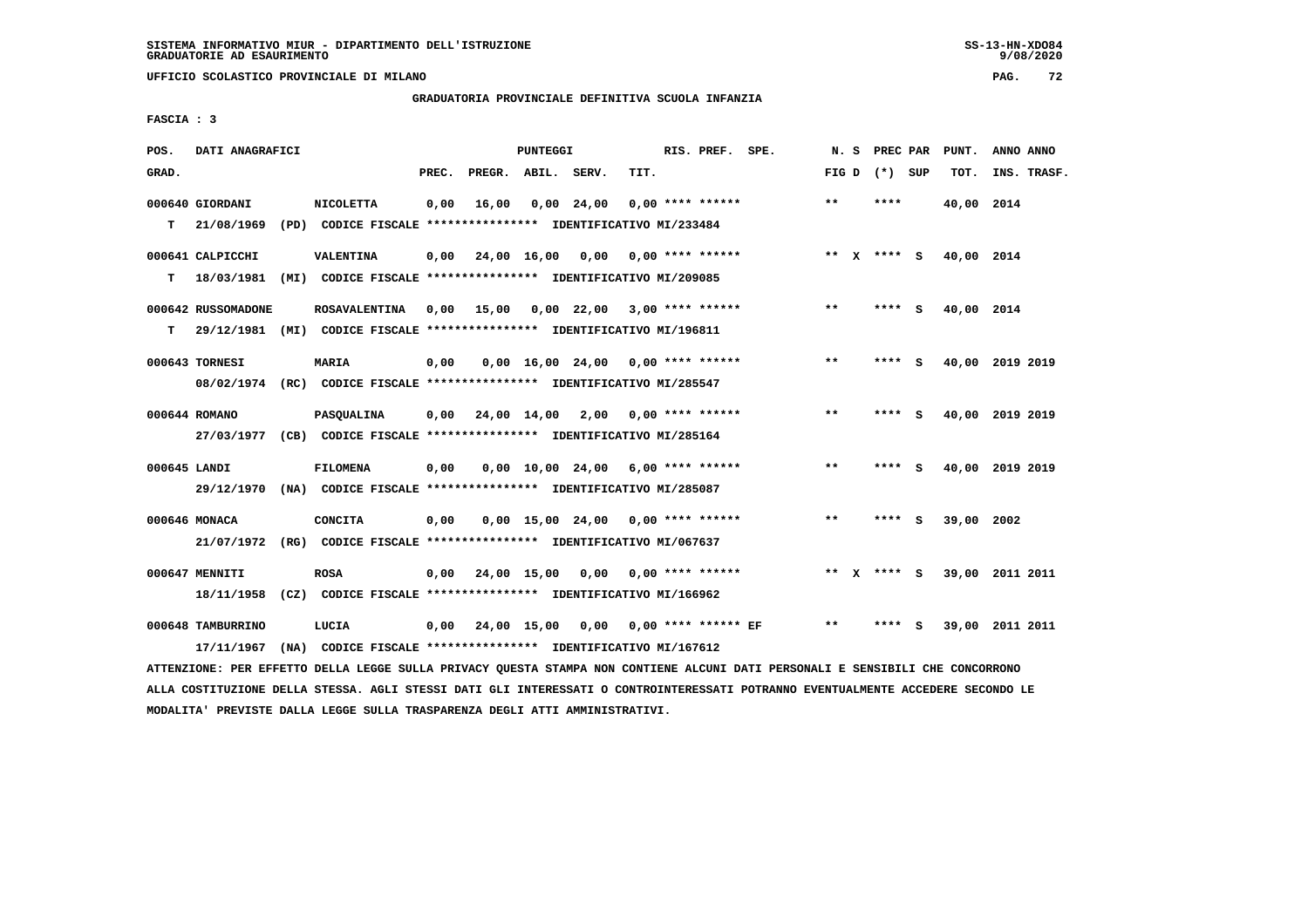SISTEMA INFORMATIVO MIUR - DIPARTIMENTO DELL'ISTRUZIONE
GRADUATORIE AD ESAURIMENTO

UFFICIO SCOLASTICO PROVINCIALE DI MILANO

GRADUATORIA PROVINCIALE DEFINITIVA SCUOLA INFANZIA

FASCIA : 3

| POS. GRAD. | DATI ANAGRAFICI | | PREC. | PREGR. | ABIL. | SERV. | TIT. | RIS. PREF. SPE. | N. S FIG D | PREC PAR (*) SUP | PUNT. TOT. | ANNO ANNO INS. TRASF. |
|---|---|---|---|---|---|---|---|---|---|---|---|---|
| 000640 | GIORDANI | NICOLETTA | 0,00 | 16,00 | 0,00 | 24,00 | 0,00 | **** ****** | ** | **** | 40,00 | 2014 |
| T | 21/08/1969 (PD) | CODICE FISCALE **************** IDENTIFICATIVO MI/233484 | | | | | | | | | | |
| 000641 | CALPICCHI | VALENTINA | 0,00 | 24,00 | 16,00 | 0,00 | 0,00 | **** ****** | ** X | **** S | 40,00 | 2014 |
| T | 18/03/1981 (MI) | CODICE FISCALE **************** IDENTIFICATIVO MI/209085 | | | | | | | | | | |
| 000642 | RUSSOMADONE | ROSAVALENTINA | 0,00 | 15,00 | 0,00 | 22,00 | 3,00 | **** ****** | ** | **** S | 40,00 | 2014 |
| T | 29/12/1981 (MI) | CODICE FISCALE **************** IDENTIFICATIVO MI/196811 | | | | | | | | | | |
| 000643 | TORNESI | MARIA | 0,00 | 0,00 | 16,00 | 24,00 | 0,00 | **** ****** | ** | **** S | 40,00 | 2019 2019 |
| | 08/02/1974 (RC) | CODICE FISCALE **************** IDENTIFICATIVO MI/285547 | | | | | | | | | | |
| 000644 | ROMANO | PASQUALINA | 0,00 | 24,00 | 14,00 | 2,00 | 0,00 | **** ****** | ** | **** S | 40,00 | 2019 2019 |
| | 27/03/1977 (CB) | CODICE FISCALE **************** IDENTIFICATIVO MI/285164 | | | | | | | | | | |
| 000645 | LANDI | FILOMENA | 0,00 | 0,00 | 10,00 | 24,00 | 6,00 | **** ****** | ** | **** S | 40,00 | 2019 2019 |
| | 29/12/1970 (NA) | CODICE FISCALE **************** IDENTIFICATIVO MI/285087 | | | | | | | | | | |
| 000646 | MONACA | CONCITA | 0,00 | 0,00 | 15,00 | 24,00 | 0,00 | **** ****** | ** | **** S | 39,00 | 2002 |
| | 21/07/1972 (RG) | CODICE FISCALE **************** IDENTIFICATIVO MI/067637 | | | | | | | | | | |
| 000647 | MENNITI | ROSA | 0,00 | 24,00 | 15,00 | 0,00 | 0,00 | **** ****** | ** X | **** S | 39,00 | 2011 2011 |
| | 18/11/1958 (CZ) | CODICE FISCALE **************** IDENTIFICATIVO MI/166962 | | | | | | | | | | |
| 000648 | TAMBURRINO | LUCIA | 0,00 | 24,00 | 15,00 | 0,00 | 0,00 | **** ****** EF | ** | **** S | 39,00 | 2011 2011 |
| | 17/11/1967 (NA) | CODICE FISCALE **************** IDENTIFICATIVO MI/167612 | | | | | | | | | | |

ATTENZIONE: PER EFFETTO DELLA LEGGE SULLA PRIVACY QUESTA STAMPA NON CONTIENE ALCUNI DATI PERSONALI E SENSIBILI CHE CONCORRONO ALLA COSTITUZIONE DELLA STESSA. AGLI STESSI DATI GLI INTERESSATI O CONTROINTERESSATI POTRANNO EVENTUALMENTE ACCEDERE SECONDO LE MODALITA' PREVISTE DALLA LEGGE SULLA TRASPARENZA DEGLI ATTI AMMINISTRATIVI.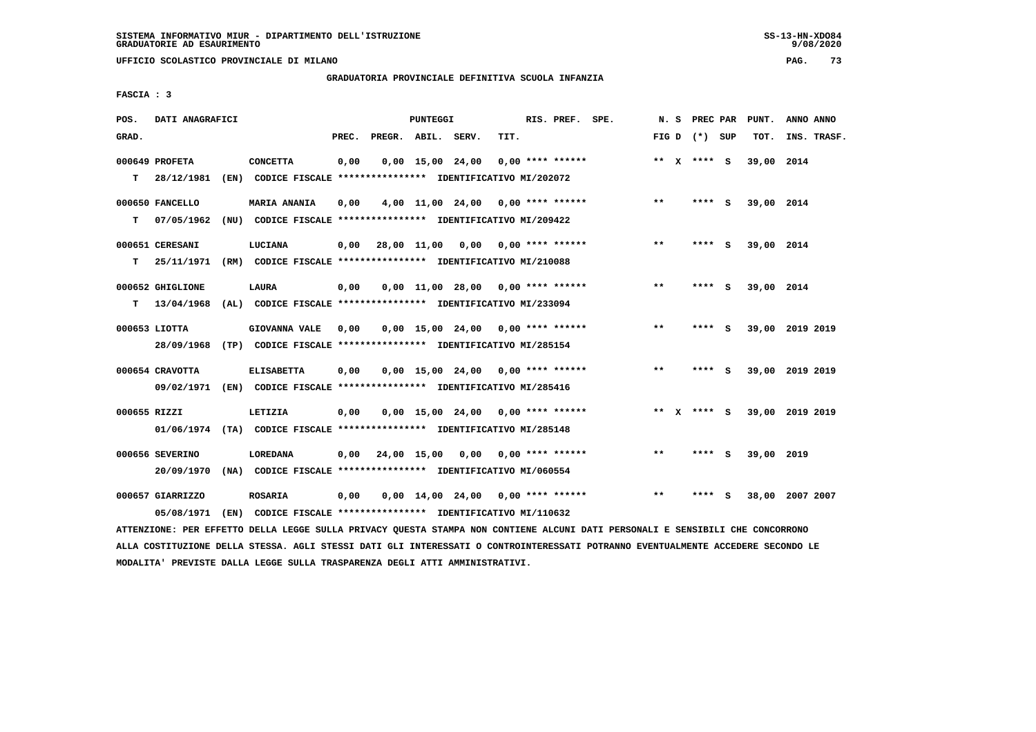SISTEMA INFORMATIVO MIUR - DIPARTIMENTO DELL'ISTRUZIONE
GRADUATORIE AD ESAURIMENTO

UFFICIO SCOLASTICO PROVINCIALE DI MILANO

GRADUATORIA PROVINCIALE DEFINITIVA SCUOLA INFANZIA

FASCIA : 3

| POS. GRAD. | DATI ANAGRAFICI | | PREC. | PREGR. | ABIL. | SERV. | TIT. | RIS. PREF. SPE. | N. S FIG D | PREC PAR (*) SUP | PUNT. TOT. | ANNO ANNO INS. TRASF. |
|---|---|---|---|---|---|---|---|---|---|---|---|---|
| 000649 | PROFETA | CONCETTA | 0,00 | 0,00 | 15,00 | 24,00 | 0,00 | **** ****** | ** X | **** S | 39,00 | 2014 |
| T | 28/12/1981 (EN) CODICE FISCALE **************** IDENTIFICATIVO MI/202072 | | | | | | | | | | | |
| 000650 | FANCELLO | MARIA ANANIA | 0,00 | 4,00 | 11,00 | 24,00 | 0,00 | **** ****** | ** | **** S | 39,00 | 2014 |
| T | 07/05/1962 (NU) CODICE FISCALE **************** IDENTIFICATIVO MI/209422 | | | | | | | | | | | |
| 000651 | CERESANI | LUCIANA | 0,00 | 28,00 | 11,00 | 0,00 | 0,00 | **** ****** | ** | **** S | 39,00 | 2014 |
| T | 25/11/1971 (RM) CODICE FISCALE **************** IDENTIFICATIVO MI/210088 | | | | | | | | | | | |
| 000652 | GHIGLIONE | LAURA | 0,00 | 0,00 | 11,00 | 28,00 | 0,00 | **** ****** | ** | **** S | 39,00 | 2014 |
| T | 13/04/1968 (AL) CODICE FISCALE **************** IDENTIFICATIVO MI/233094 | | | | | | | | | | | |
| 000653 | LIOTTA | GIOVANNA VALE | 0,00 | 0,00 | 15,00 | 24,00 | 0,00 | **** ****** | ** | **** S | 39,00 | 2019 2019 |
| | 28/09/1968 (TP) CODICE FISCALE **************** IDENTIFICATIVO MI/285154 | | | | | | | | | | | |
| 000654 | CRAVOTTA | ELISABETTA | 0,00 | 0,00 | 15,00 | 24,00 | 0,00 | **** ****** | ** | **** S | 39,00 | 2019 2019 |
| | 09/02/1971 (EN) CODICE FISCALE **************** IDENTIFICATIVO MI/285416 | | | | | | | | | | | |
| 000655 | RIZZI | LETIZIA | 0,00 | 0,00 | 15,00 | 24,00 | 0,00 | **** ****** | ** X | **** S | 39,00 | 2019 2019 |
| | 01/06/1974 (TA) CODICE FISCALE **************** IDENTIFICATIVO MI/285148 | | | | | | | | | | | |
| 000656 | SEVERINO | LOREDANA | 0,00 | 24,00 | 15,00 | 0,00 | 0,00 | **** ****** | ** | **** S | 39,00 | 2019 |
| | 20/09/1970 (NA) CODICE FISCALE **************** IDENTIFICATIVO MI/060554 | | | | | | | | | | | |
| 000657 | GIARRIZZO | ROSARIA | 0,00 | 0,00 | 14,00 | 24,00 | 0,00 | **** ****** | ** | **** S | 38,00 | 2007 2007 |
| | 05/08/1971 (EN) CODICE FISCALE **************** IDENTIFICATIVO MI/110632 | | | | | | | | | | | |

ATTENZIONE: PER EFFETTO DELLA LEGGE SULLA PRIVACY QUESTA STAMPA NON CONTIENE ALCUNI DATI PERSONALI E SENSIBILI CHE CONCORRONO ALLA COSTITUZIONE DELLA STESSA. AGLI STESSI DATI GLI INTERESSATI O CONTROINTERESSATI POTRANNO EVENTUALMENTE ACCEDERE SECONDO LE MODALITA' PREVISTE DALLA LEGGE SULLA TRASPARENZA DEGLI ATTI AMMINISTRATIVI.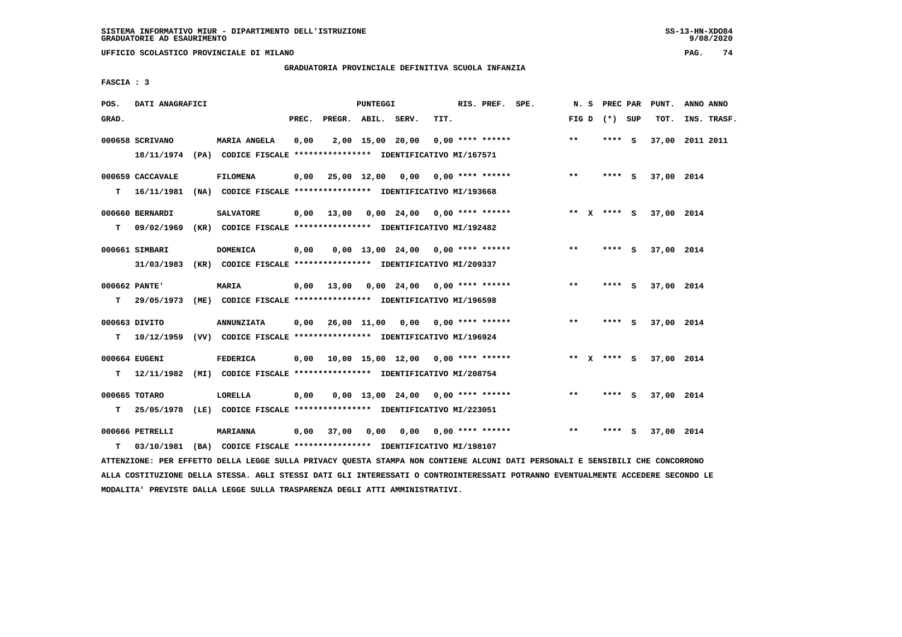SISTEMA INFORMATIVO MIUR - DIPARTIMENTO DELL'ISTRUZIONE
GRADUATORIE AD ESAURIMENTO

UFFICIO SCOLASTICO PROVINCIALE DI MILANO

GRADUATORIA PROVINCIALE DEFINITIVA SCUOLA INFANZIA

FASCIA : 3

| POS. GRAD. | DATI ANAGRAFICI | | PREC. | PREGR. | ABIL. | SERV. | TIT. | RIS. PREF. | N. S FIG D | PREC PAR (*) SUP | PUNT. TOT. | ANNO ANNO INS. TRASF. |
|---|---|---|---|---|---|---|---|---|---|---|---|---|
| 000658 | SCRIVANO | MARIA ANGELA | 0,00 | 2,00 | 15,00 | 20,00 | 0,00 | **** ****** | ** | **** S | 37,00 | 2011 2011 |
| | 18/11/1974 (PA) | CODICE FISCALE **************** IDENTIFICATIVO MI/167571 | | | | | | | | | | |
| 000659 | CACCAVALE | FILOMENA | 0,00 | 25,00 | 12,00 | 0,00 | 0,00 | **** ****** | ** | **** S | 37,00 | 2014 |
| T | 16/11/1981 (NA) | CODICE FISCALE **************** IDENTIFICATIVO MI/193668 | | | | | | | | | | |
| 000660 | BERNARDI | SALVATORE | 0,00 | 13,00 | 0,00 | 24,00 | 0,00 | **** ****** | ** X | **** S | 37,00 | 2014 |
| T | 09/02/1969 (KR) | CODICE FISCALE **************** IDENTIFICATIVO MI/192482 | | | | | | | | | | |
| 000661 | SIMBARI | DOMENICA | 0,00 | 0,00 | 13,00 | 24,00 | 0,00 | **** ****** | ** | **** S | 37,00 | 2014 |
| | 31/03/1983 (KR) | CODICE FISCALE **************** IDENTIFICATIVO MI/209337 | | | | | | | | | | |
| 000662 | PANTE' | MARIA | 0,00 | 13,00 | 0,00 | 24,00 | 0,00 | **** ****** | ** | **** S | 37,00 | 2014 |
| T | 29/05/1973 (ME) | CODICE FISCALE **************** IDENTIFICATIVO MI/196598 | | | | | | | | | | |
| 000663 | DIVITO | ANNUNZIATA | 0,00 | 26,00 | 11,00 | 0,00 | 0,00 | **** ****** | ** | **** S | 37,00 | 2014 |
| T | 10/12/1959 (VV) | CODICE FISCALE **************** IDENTIFICATIVO MI/196924 | | | | | | | | | | |
| 000664 | EUGENI | FEDERICA | 0,00 | 10,00 | 15,00 | 12,00 | 0,00 | **** ****** | ** X | **** S | 37,00 | 2014 |
| T | 12/11/1982 (MI) | CODICE FISCALE **************** IDENTIFICATIVO MI/208754 | | | | | | | | | | |
| 000665 | TOTARO | LORELLA | 0,00 | 0,00 | 13,00 | 24,00 | 0,00 | **** ****** | ** | **** S | 37,00 | 2014 |
| T | 25/05/1978 (LE) | CODICE FISCALE **************** IDENTIFICATIVO MI/223051 | | | | | | | | | | |
| 000666 | PETRELLI | MARIANNA | 0,00 | 37,00 | 0,00 | 0,00 | 0,00 | **** ****** | ** | **** S | 37,00 | 2014 |
| T | 03/10/1981 (BA) | CODICE FISCALE **************** IDENTIFICATIVO MI/198107 | | | | | | | | | | |

ATTENZIONE: PER EFFETTO DELLA LEGGE SULLA PRIVACY QUESTA STAMPA NON CONTIENE ALCUNI DATI PERSONALI E SENSIBILI CHE CONCORRONO ALLA COSTITUZIONE DELLA STESSA. AGLI STESSI DATI GLI INTERESSATI O CONTROINTERESSATI POTRANNO EVENTUALMENTE ACCEDERE SECONDO LE MODALITA' PREVISTE DALLA LEGGE SULLA TRASPARENZA DEGLI ATTI AMMINISTRATIVI.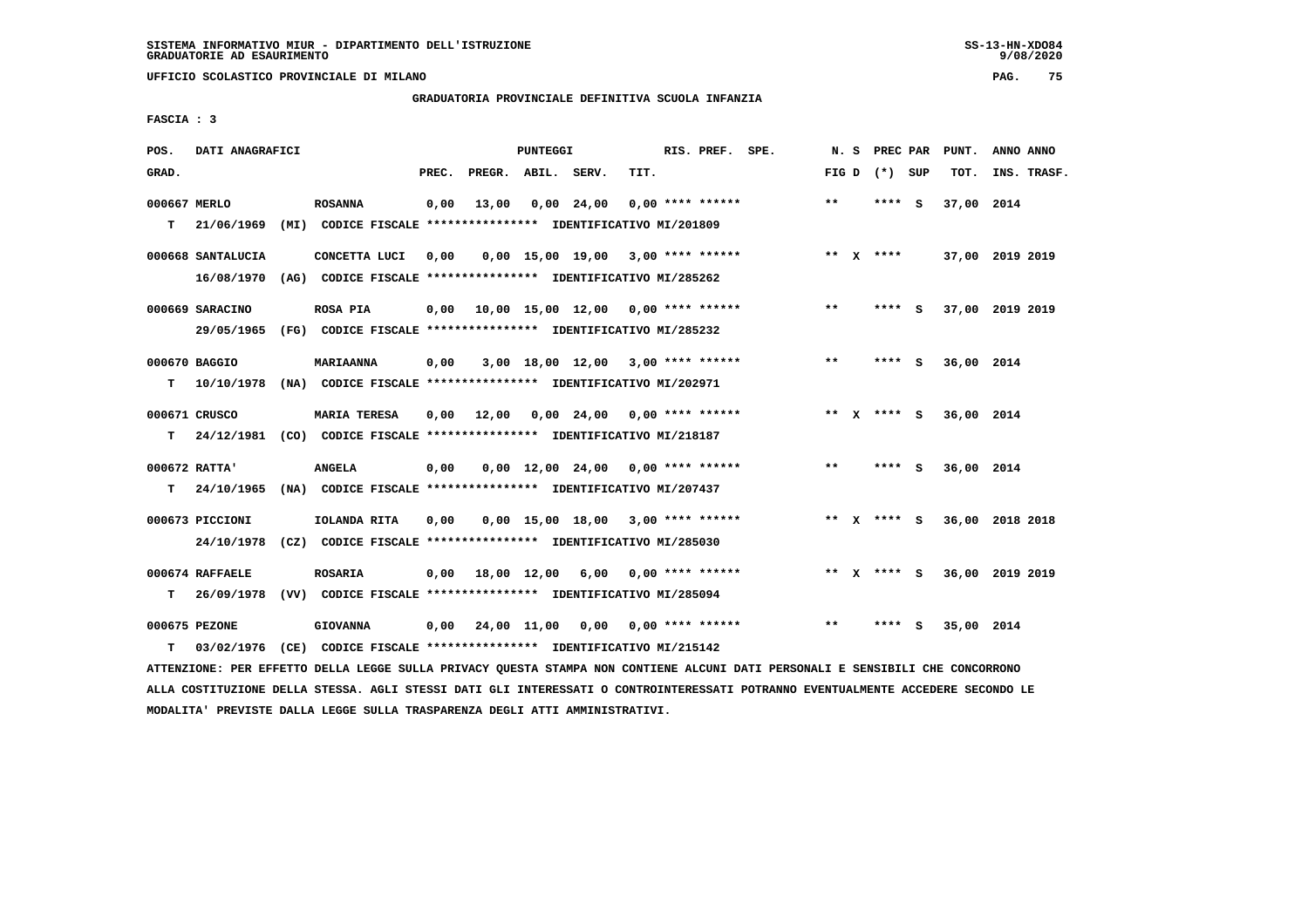SISTEMA INFORMATIVO MIUR - DIPARTIMENTO DELL'ISTRUZIONE
GRADUATORIE AD ESAURIMENTO

UFFICIO SCOLASTICO PROVINCIALE DI MILANO

GRADUATORIA PROVINCIALE DEFINITIVA SCUOLA INFANZIA

FASCIA : 3

| POS. GRAD. | DATI ANAGRAFICI | | PUNTEGGI PREC. | PREGR. | ABIL. | SERV. | TIT. | RIS. PREF. | SPE. | N. S FIG D | PREC PAR (*) | SUP | PUNT. TOT. | ANNO ANNO INS. TRASF. |
|---|---|---|---|---|---|---|---|---|---|---|---|---|---|---|
| 000667 | MERLO | ROSANNA | 0,00 | 13,00 | 0,00 | 24,00 | 0,00 | **** ****** | | ** | **** | S | 37,00 | 2014 |
| T | 21/06/1969 (MI) CODICE FISCALE **************** IDENTIFICATIVO MI/201809 | | | | | | | | | | | | | |
| 000668 | SANTALUCIA | CONCETTA LUCI | 0,00 | 0,00 | 15,00 | 19,00 | 3,00 | **** ****** | | ** X | **** | | 37,00 | 2019 2019 |
| | 16/08/1970 (AG) CODICE FISCALE **************** IDENTIFICATIVO MI/285262 | | | | | | | | | | | | | |
| 000669 | SARACINO | ROSA PIA | 0,00 | 10,00 | 15,00 | 12,00 | 0,00 | **** ****** | | ** | **** | S | 37,00 | 2019 2019 |
| | 29/05/1965 (FG) CODICE FISCALE **************** IDENTIFICATIVO MI/285232 | | | | | | | | | | | | | |
| 000670 | BAGGIO | MARIAANNA | 0,00 | 3,00 | 18,00 | 12,00 | 3,00 | **** ****** | | ** | **** | S | 36,00 | 2014 |
| T | 10/10/1978 (NA) CODICE FISCALE **************** IDENTIFICATIVO MI/202971 | | | | | | | | | | | | | |
| 000671 | CRUSCO | MARIA TERESA | 0,00 | 12,00 | 0,00 | 24,00 | 0,00 | **** ****** | | ** X | **** | S | 36,00 | 2014 |
| T | 24/12/1981 (CO) CODICE FISCALE **************** IDENTIFICATIVO MI/218187 | | | | | | | | | | | | | |
| 000672 | RATTA' | ANGELA | 0,00 | 0,00 | 12,00 | 24,00 | 0,00 | **** ****** | | ** | **** | S | 36,00 | 2014 |
| T | 24/10/1965 (NA) CODICE FISCALE **************** IDENTIFICATIVO MI/207437 | | | | | | | | | | | | | |
| 000673 | PICCIONI | IOLANDA RITA | 0,00 | 0,00 | 15,00 | 18,00 | 3,00 | **** ****** | | ** X | **** | S | 36,00 | 2018 2018 |
| | 24/10/1978 (CZ) CODICE FISCALE **************** IDENTIFICATIVO MI/285030 | | | | | | | | | | | | | |
| 000674 | RAFFAELE | ROSARIA | 0,00 | 18,00 | 12,00 | 6,00 | 0,00 | **** ****** | | ** X | **** | S | 36,00 | 2019 2019 |
| T | 26/09/1978 (VV) CODICE FISCALE **************** IDENTIFICATIVO MI/285094 | | | | | | | | | | | | | |
| 000675 | PEZONE | GIOVANNA | 0,00 | 24,00 | 11,00 | 0,00 | 0,00 | **** ****** | | ** | **** | S | 35,00 | 2014 |
| T | 03/02/1976 (CE) CODICE FISCALE **************** IDENTIFICATIVO MI/215142 | | | | | | | | | | | | | |

ATTENZIONE: PER EFFETTO DELLA LEGGE SULLA PRIVACY QUESTA STAMPA NON CONTIENE ALCUNI DATI PERSONALI E SENSIBILI CHE CONCORRONO ALLA COSTITUZIONE DELLA STESSA. AGLI STESSI DATI GLI INTERESSATI O CONTROINTERESSATI POTRANNO EVENTUALMENTE ACCEDERE SECONDO LE MODALITA' PREVISTE DALLA LEGGE SULLA TRASPARENZA DEGLI ATTI AMMINISTRATIVI.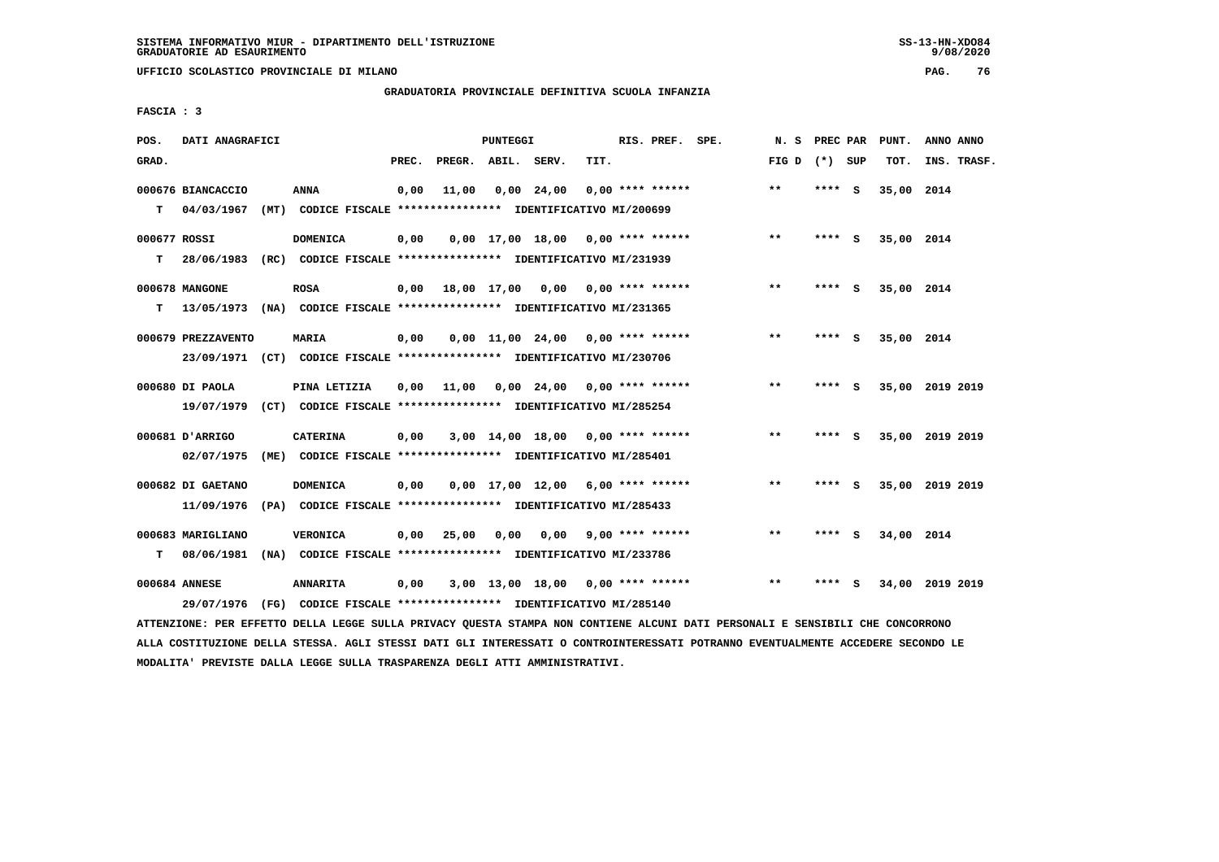SISTEMA INFORMATIVO MIUR - DIPARTIMENTO DELL'ISTRUZIONE
GRADUATORIE AD ESAURIMENTO

UFFICIO SCOLASTICO PROVINCIALE DI MILANO

GRADUATORIA PROVINCIALE DEFINITIVA SCUOLA INFANZIA

FASCIA : 3

| POS. GRAD. | DATI ANAGRAFICI | | PREC. | PREGR. | ABIL. | SERV. | TIT. | RIS. PREF. | SPE. | N. S FIG D | PREC PAR (*) SUP | PUNT. TOT. | ANNO ANNO INS. TRASF. |
|---|---|---|---|---|---|---|---|---|---|---|---|---|---|
| 000676 | BIANCACCIO | ANNA | 0,00 | 11,00 | 0,00 | 24,00 | 0,00 | **** ****** | | ** | **** S | 35,00 | 2014 |
| T | 04/03/1967 (MT) CODICE FISCALE **************** IDENTIFICATIVO MI/200699 | | | | | | | | | | | | |
| 000677 | ROSSI | DOMENICA | 0,00 | 0,00 | 17,00 | 18,00 | 0,00 | **** ****** | | ** | **** S | 35,00 | 2014 |
| T | 28/06/1983 (RC) CODICE FISCALE **************** IDENTIFICATIVO MI/231939 | | | | | | | | | | | | |
| 000678 | MANGONE | ROSA | 0,00 | 18,00 | 17,00 | 0,00 | 0,00 | **** ****** | | ** | **** S | 35,00 | 2014 |
| T | 13/05/1973 (NA) CODICE FISCALE **************** IDENTIFICATIVO MI/231365 | | | | | | | | | | | | |
| 000679 | PREZZAVENTO | MARIA | 0,00 | 0,00 | 11,00 | 24,00 | 0,00 | **** ****** | | ** | **** S | 35,00 | 2014 |
| | 23/09/1971 (CT) CODICE FISCALE **************** IDENTIFICATIVO MI/230706 | | | | | | | | | | | | |
| 000680 | DI PAOLA | PINA LETIZIA | 0,00 | 11,00 | 0,00 | 24,00 | 0,00 | **** ****** | | ** | **** S | 35,00 | 2019 2019 |
| | 19/07/1979 (CT) CODICE FISCALE **************** IDENTIFICATIVO MI/285254 | | | | | | | | | | | | |
| 000681 | D'ARRIGO | CATERINA | 0,00 | 3,00 | 14,00 | 18,00 | 0,00 | **** ****** | | ** | **** S | 35,00 | 2019 2019 |
| | 02/07/1975 (ME) CODICE FISCALE **************** IDENTIFICATIVO MI/285401 | | | | | | | | | | | | |
| 000682 | DI GAETANO | DOMENICA | 0,00 | 0,00 | 17,00 | 12,00 | 6,00 | **** ****** | | ** | **** S | 35,00 | 2019 2019 |
| | 11/09/1976 (PA) CODICE FISCALE **************** IDENTIFICATIVO MI/285433 | | | | | | | | | | | | |
| 000683 | MARIGLIANO | VERONICA | 0,00 | 25,00 | 0,00 | 0,00 | 9,00 | **** ****** | | ** | **** S | 34,00 | 2014 |
| T | 08/06/1981 (NA) CODICE FISCALE **************** IDENTIFICATIVO MI/233786 | | | | | | | | | | | | |
| 000684 | ANNESE | ANNARITA | 0,00 | 3,00 | 13,00 | 18,00 | 0,00 | **** ****** | | ** | **** S | 34,00 | 2019 2019 |
| | 29/07/1976 (FG) CODICE FISCALE **************** IDENTIFICATIVO MI/285140 | | | | | | | | | | | | |

ATTENZIONE: PER EFFETTO DELLA LEGGE SULLA PRIVACY QUESTA STAMPA NON CONTIENE ALCUNI DATI PERSONALI E SENSIBILI CHE CONCORRONO ALLA COSTITUZIONE DELLA STESSA. AGLI STESSI DATI GLI INTERESSATI O CONTROINTERESSATI POTRANNO EVENTUALMENTE ACCEDERE SECONDO LE MODALITA' PREVISTE DALLA LEGGE SULLA TRASPARENZA DEGLI ATTI AMMINISTRATIVI.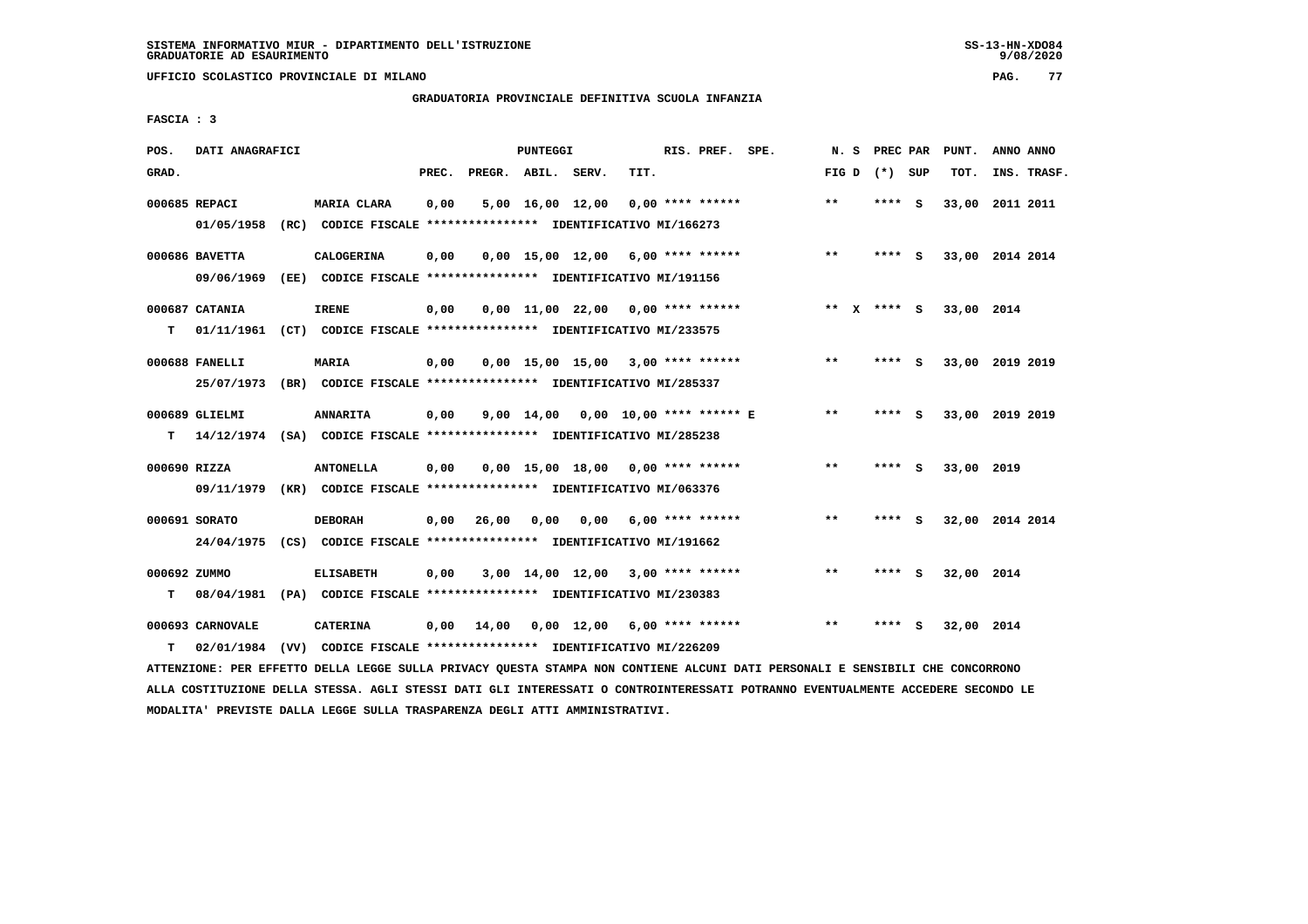SISTEMA INFORMATIVO MIUR - DIPARTIMENTO DELL'ISTRUZIONE
GRADUATORIE AD ESAURIMENTO

UFFICIO SCOLASTICO PROVINCIALE DI MILANO

GRADUATORIA PROVINCIALE DEFINITIVA SCUOLA INFANZIA

FASCIA : 3

| POS. GRAD. | DATI ANAGRAFICI | | PREC. | PREGR. | ABIL. | SERV. | TIT. | RIS. PREF. SPE. | N. S FIG D | PREC PAR (*) SUP | PUNT. TOT. | ANNO ANNO INS. TRASF. |
|---|---|---|---|---|---|---|---|---|---|---|---|---|
| 000685 REPACI | MARIA CLARA | | 0,00 | 5,00 | 16,00 | 12,00 | 0,00 | **** ****** | ** | **** S | 33,00 | 2011 2011 |
| | 01/05/1958 (RC) CODICE FISCALE **************** IDENTIFICATIVO MI/166273 | | | | | | | | | | | |
| 000686 BAVETTA | CALOGERINA | | 0,00 | 0,00 | 15,00 | 12,00 | 6,00 | **** ****** | ** | **** S | 33,00 | 2014 2014 |
| | 09/06/1969 (EE) CODICE FISCALE **************** IDENTIFICATIVO MI/191156 | | | | | | | | | | | |
| 000687 CATANIA | IRENE | | 0,00 | 0,00 | 11,00 | 22,00 | 0,00 | **** ****** | ** X | **** S | 33,00 | 2014 |
| T | 01/11/1961 (CT) CODICE FISCALE **************** IDENTIFICATIVO MI/233575 | | | | | | | | | | | |
| 000688 FANELLI | MARIA | | 0,00 | 0,00 | 15,00 | 15,00 | 3,00 | **** ****** | ** | **** S | 33,00 | 2019 2019 |
| | 25/07/1973 (BR) CODICE FISCALE **************** IDENTIFICATIVO MI/285337 | | | | | | | | | | | |
| 000689 GLIELMI | ANNARITA | | 0,00 | 9,00 | 14,00 | 0,00 | 10,00 | **** ****** E | ** | **** S | 33,00 | 2019 2019 |
| T | 14/12/1974 (SA) CODICE FISCALE **************** IDENTIFICATIVO MI/285238 | | | | | | | | | | | |
| 000690 RIZZA | ANTONELLA | | 0,00 | 0,00 | 15,00 | 18,00 | 0,00 | **** ****** | ** | **** S | 33,00 | 2019 |
| | 09/11/1979 (KR) CODICE FISCALE **************** IDENTIFICATIVO MI/063376 | | | | | | | | | | | |
| 000691 SORATO | DEBORAH | | 0,00 | 26,00 | 0,00 | 0,00 | 6,00 | **** ****** | ** | **** S | 32,00 | 2014 2014 |
| | 24/04/1975 (CS) CODICE FISCALE **************** IDENTIFICATIVO MI/191662 | | | | | | | | | | | |
| 000692 ZUMMO | ELISABETH | | 0,00 | 3,00 | 14,00 | 12,00 | 3,00 | **** ****** | ** | **** S | 32,00 | 2014 |
| T | 08/04/1981 (PA) CODICE FISCALE **************** IDENTIFICATIVO MI/230383 | | | | | | | | | | | |
| 000693 CARNOVALE | CATERINA | | 0,00 | 14,00 | 0,00 | 12,00 | 6,00 | **** ****** | ** | **** S | 32,00 | 2014 |
| T | 02/01/1984 (VV) CODICE FISCALE **************** IDENTIFICATIVO MI/226209 | | | | | | | | | | | |

ATTENZIONE: PER EFFETTO DELLA LEGGE SULLA PRIVACY QUESTA STAMPA NON CONTIENE ALCUNI DATI PERSONALI E SENSIBILI CHE CONCORRONO ALLA COSTITUZIONE DELLA STESSA. AGLI STESSI DATI GLI INTERESSATI O CONTROINTERESSATI POTRANNO EVENTUALMENTE ACCEDERE SECONDO LE MODALITA' PREVISTE DALLA LEGGE SULLA TRASPARENZA DEGLI ATTI AMMINISTRATIVI.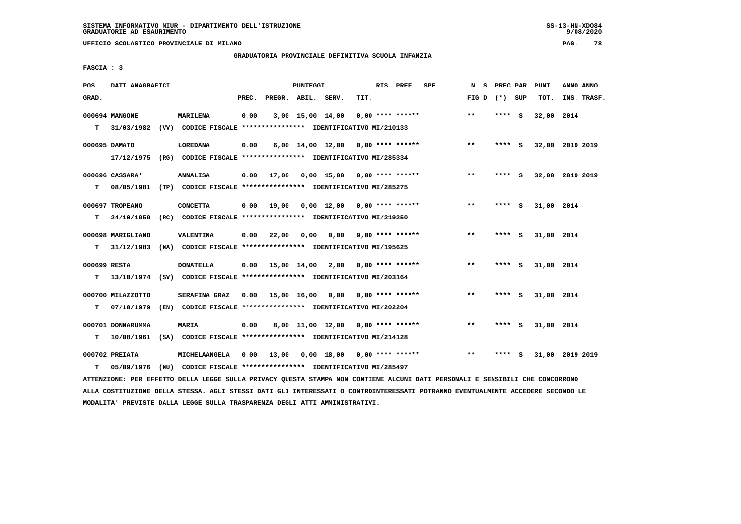SISTEMA INFORMATIVO MIUR - DIPARTIMENTO DELL'ISTRUZIONE
GRADUATORIE AD ESAURIMENTO

UFFICIO SCOLASTICO PROVINCIALE DI MILANO

GRADUATORIA PROVINCIALE DEFINITIVA SCUOLA INFANZIA

FASCIA : 3

| POS. GRAD. | DATI ANAGRAFICI | | PREC. | PREGR. | ABIL. | SERV. | TIT. | RIS. PREF. SPE. | N. S FIG D | PREC PAR (*) SUP | PUNT. TOT. | ANNO ANNO INS. TRASF. |
|---|---|---|---|---|---|---|---|---|---|---|---|---|
| 000694 MANGONE | | MARILENA | 0,00 | 3,00 | 15,00 | 14,00 | 0,00 | **** ****** | ** | **** S | 32,00 | 2014 |
| T | 31/03/1982 (VV) CODICE FISCALE **************** IDENTIFICATIVO MI/210133 | | | | | | | | | | | |
| 000695 DAMATO | | LOREDANA | 0,00 | 6,00 | 14,00 | 12,00 | 0,00 | **** ****** | ** | **** S | 32,00 | 2019 2019 |
| | 17/12/1975 (RG) CODICE FISCALE **************** IDENTIFICATIVO MI/285334 | | | | | | | | | | | |
| 000696 CASSARA' | | ANNALISA | 0,00 | 17,00 | 0,00 | 15,00 | 0,00 | **** ****** | ** | **** S | 32,00 | 2019 2019 |
| T | 08/05/1981 (TP) CODICE FISCALE **************** IDENTIFICATIVO MI/285275 | | | | | | | | | | | |
| 000697 TROPEANO | | CONCETTA | 0,00 | 19,00 | 0,00 | 12,00 | 0,00 | **** ****** | ** | **** S | 31,00 | 2014 |
| T | 24/10/1959 (RC) CODICE FISCALE **************** IDENTIFICATIVO MI/219250 | | | | | | | | | | | |
| 000698 MARIGLIANO | | VALENTINA | 0,00 | 22,00 | 0,00 | 0,00 | 9,00 | **** ****** | ** | **** S | 31,00 | 2014 |
| T | 31/12/1983 (NA) CODICE FISCALE **************** IDENTIFICATIVO MI/195625 | | | | | | | | | | | |
| 000699 RESTA | | DONATELLA | 0,00 | 15,00 | 14,00 | 2,00 | 0,00 | **** ****** | ** | **** S | 31,00 | 2014 |
| T | 13/10/1974 (SV) CODICE FISCALE **************** IDENTIFICATIVO MI/203164 | | | | | | | | | | | |
| 000700 MILAZZOTTO | | SERAFINA GRAZ | 0,00 | 15,00 | 16,00 | 0,00 | 0,00 | **** ****** | ** | **** S | 31,00 | 2014 |
| T | 07/10/1979 (EN) CODICE FISCALE **************** IDENTIFICATIVO MI/202204 | | | | | | | | | | | |
| 000701 DONNARUMMA | | MARIA | 0,00 | 8,00 | 11,00 | 12,00 | 0,00 | **** ****** | ** | **** S | 31,00 | 2014 |
| T | 10/08/1961 (SA) CODICE FISCALE **************** IDENTIFICATIVO MI/214128 | | | | | | | | | | | |
| 000702 PREIATA | | MICHELAANGELA | 0,00 | 13,00 | 0,00 | 18,00 | 0,00 | **** ****** | ** | **** S | 31,00 | 2019 2019 |
| T | 05/09/1976 (NU) CODICE FISCALE **************** IDENTIFICATIVO MI/285497 | | | | | | | | | | | |

ATTENZIONE: PER EFFETTO DELLA LEGGE SULLA PRIVACY QUESTA STAMPA NON CONTIENE ALCUNI DATI PERSONALI E SENSIBILI CHE CONCORRONO ALLA COSTITUZIONE DELLA STESSA. AGLI STESSI DATI GLI INTERESSATI O CONTROINTERESSATI POTRANNO EVENTUALMENTE ACCEDERE SECONDO LE MODALITA' PREVISTE DALLA LEGGE SULLA TRASPARENZA DEGLI ATTI AMMINISTRATIVI.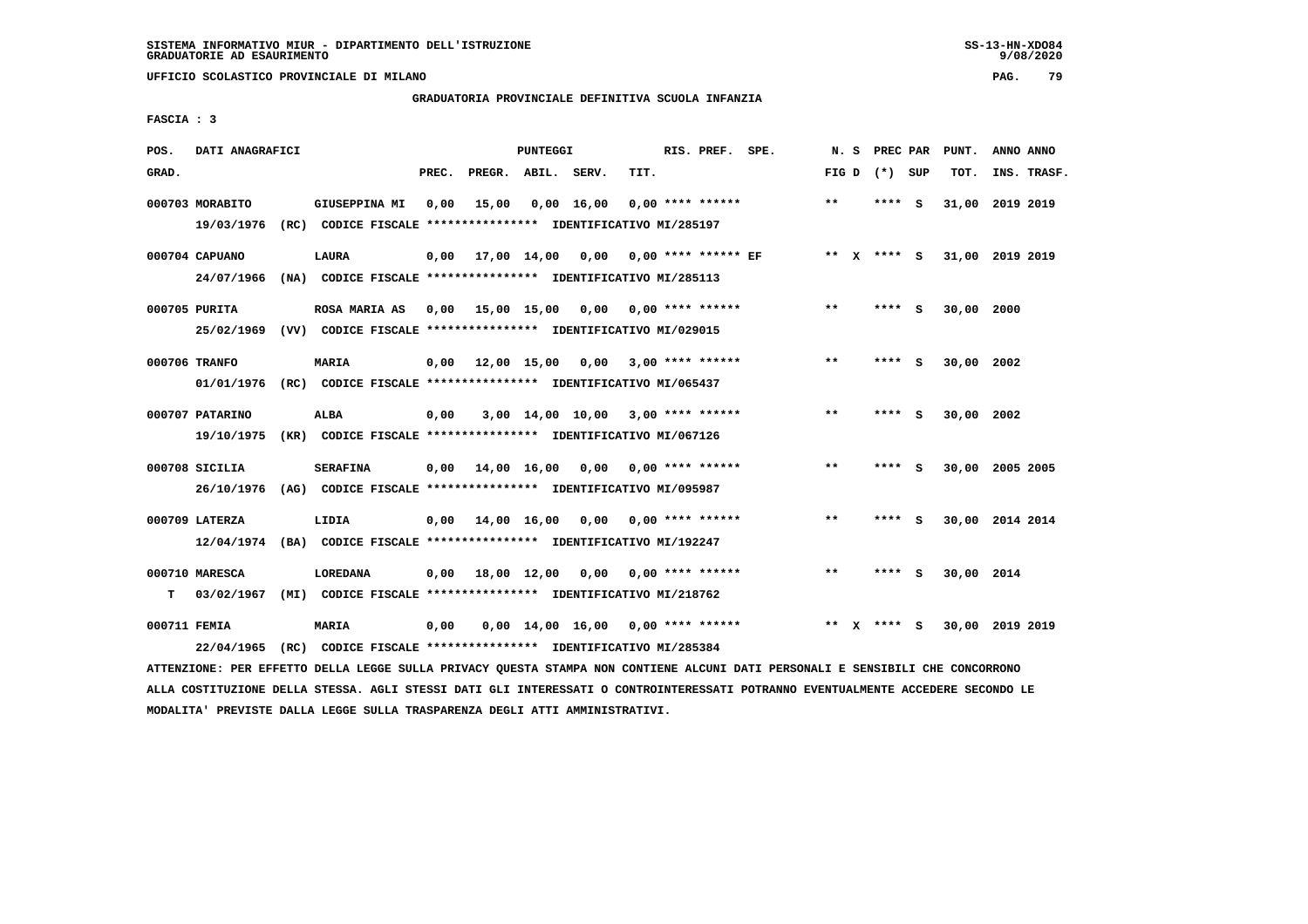SISTEMA INFORMATIVO MIUR - DIPARTIMENTO DELL'ISTRUZIONE
GRADUATORIE AD ESAURIMENTO

UFFICIO SCOLASTICO PROVINCIALE DI MILANO

GRADUATORIA PROVINCIALE DEFINITIVA SCUOLA INFANZIA

FASCIA : 3

| POS. GRAD. | DATI ANAGRAFICI | | PREC. | PREGR. | ABIL. | SERV. | TIT. | RIS. PREF. SPE. | N. S FIG D | PREC PAR (*) SUP | PUNT. TOT. | ANNO ANNO INS. TRASF. |
|---|---|---|---|---|---|---|---|---|---|---|---|---|
| 000703 MORABITO | GIUSEPPINA MI | | 0,00 | 15,00 | 0,00 | 16,00 | 0,00 | **** ****** | ** | **** S | 31,00 | 2019 2019 |
| | 19/03/1976 (RC) CODICE FISCALE **************** IDENTIFICATIVO MI/285197 | | | | | | | | | | | |
| 000704 CAPUANO | LAURA | | 0,00 | 17,00 | 14,00 | 0,00 | 0,00 | **** ****** EF | ** X | **** S | 31,00 | 2019 2019 |
| | 24/07/1966 (NA) CODICE FISCALE **************** IDENTIFICATIVO MI/285113 | | | | | | | | | | | |
| 000705 PURITA | ROSA MARIA AS | | 0,00 | 15,00 | 15,00 | 0,00 | 0,00 | **** ****** | ** | **** S | 30,00 | 2000 |
| | 25/02/1969 (VV) CODICE FISCALE **************** IDENTIFICATIVO MI/029015 | | | | | | | | | | | |
| 000706 TRANFO | MARIA | | 0,00 | 12,00 | 15,00 | 0,00 | 3,00 | **** ****** | ** | **** S | 30,00 | 2002 |
| | 01/01/1976 (RC) CODICE FISCALE **************** IDENTIFICATIVO MI/065437 | | | | | | | | | | | |
| 000707 PATARINO | ALBA | | 0,00 | 3,00 | 14,00 | 10,00 | 3,00 | **** ****** | ** | **** S | 30,00 | 2002 |
| | 19/10/1975 (KR) CODICE FISCALE **************** IDENTIFICATIVO MI/067126 | | | | | | | | | | | |
| 000708 SICILIA | SERAFINA | | 0,00 | 14,00 | 16,00 | 0,00 | 0,00 | **** ****** | ** | **** S | 30,00 | 2005 2005 |
| | 26/10/1976 (AG) CODICE FISCALE **************** IDENTIFICATIVO MI/095987 | | | | | | | | | | | |
| 000709 LATERZA | LIDIA | | 0,00 | 14,00 | 16,00 | 0,00 | 0,00 | **** ****** | ** | **** S | 30,00 | 2014 2014 |
| | 12/04/1974 (BA) CODICE FISCALE **************** IDENTIFICATIVO MI/192247 | | | | | | | | | | | |
| 000710 MARESCA | LOREDANA | | 0,00 | 18,00 | 12,00 | 0,00 | 0,00 | **** ****** | ** | **** S | 30,00 | 2014 |
| T | 03/02/1967 (MI) CODICE FISCALE **************** IDENTIFICATIVO MI/218762 | | | | | | | | | | | |
| 000711 FEMIA | MARIA | | 0,00 | 0,00 | 14,00 | 16,00 | 0,00 | **** ****** | ** X | **** S | 30,00 | 2019 2019 |
| | 22/04/1965 (RC) CODICE FISCALE **************** IDENTIFICATIVO MI/285384 | | | | | | | | | | | |

ATTENZIONE: PER EFFETTO DELLA LEGGE SULLA PRIVACY QUESTA STAMPA NON CONTIENE ALCUNI DATI PERSONALI E SENSIBILI CHE CONCORRONO ALLA COSTITUZIONE DELLA STESSA. AGLI STESSI DATI GLI INTERESSATI O CONTROINTERESSATI POTRANNO EVENTUALMENTE ACCEDERE SECONDO LE MODALITA' PREVISTE DALLA LEGGE SULLA TRASPARENZA DEGLI ATTI AMMINISTRATIVI.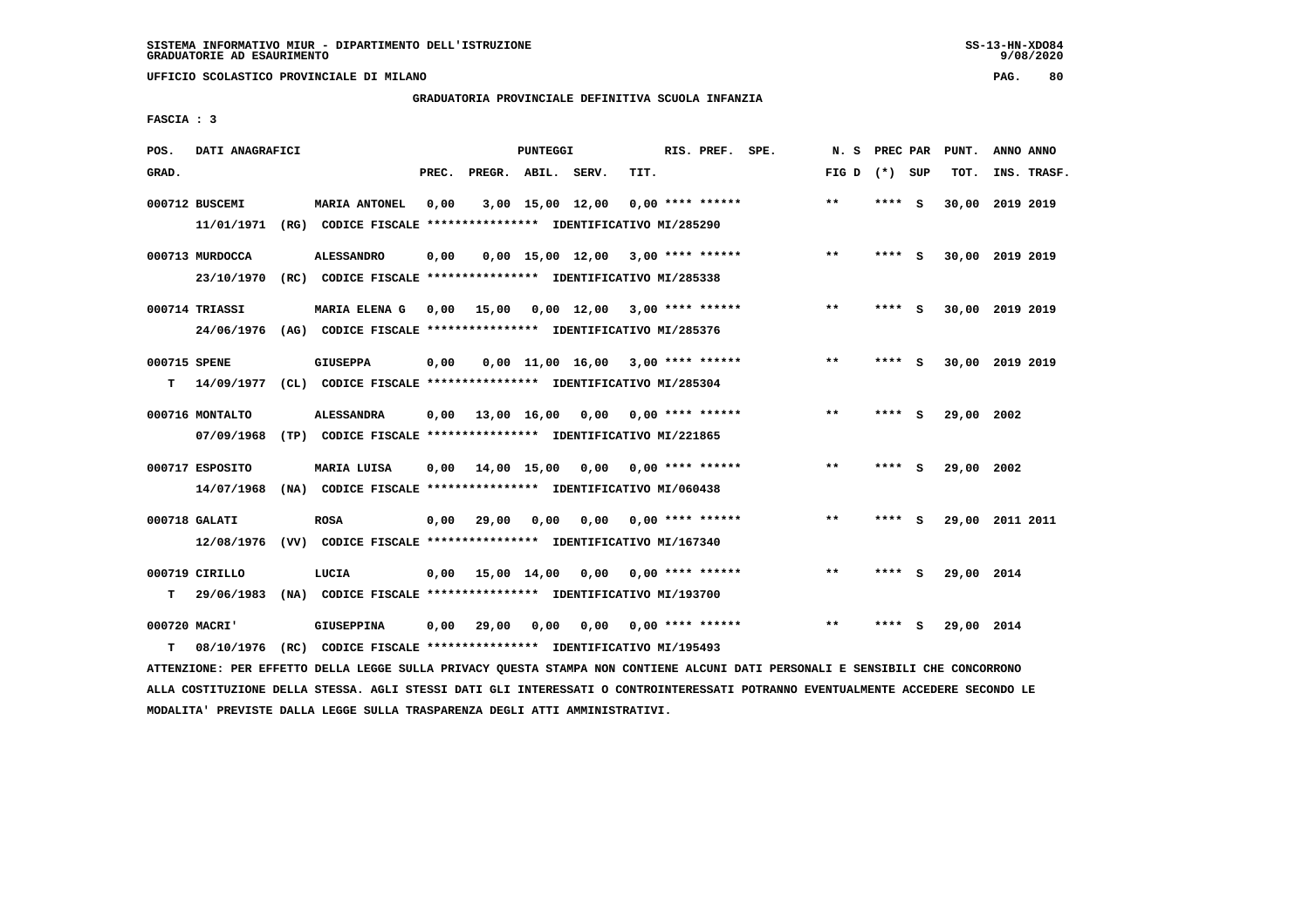SISTEMA INFORMATIVO MIUR - DIPARTIMENTO DELL'ISTRUZIONE
GRADUATORIE AD ESAURIMENTO

UFFICIO SCOLASTICO PROVINCIALE DI MILANO

GRADUATORIA PROVINCIALE DEFINITIVA SCUOLA INFANZIA

FASCIA : 3

| POS. GRAD. | DATI ANAGRAFICI | | PREC. | PREGR. | ABIL. | SERV. | TIT. | RIS. PREF. SPE. | N. S FIG D | PREC PAR (*) SUP | PUNT. TOT. | ANNO ANNO INS. TRASF. |
|---|---|---|---|---|---|---|---|---|---|---|---|---|
| 000712 BUSCEMI | MARIA ANTONEL | | 0,00 | 3,00 | 15,00 | 12,00 | 0,00 | **** ****** | ** | **** S | 30,00 | 2019 2019 |
| | 11/01/1971 (RG) CODICE FISCALE **************** IDENTIFICATIVO MI/285290 | | | | | | | | | | | |
| 000713 MURDOCCA | ALESSANDRO | | 0,00 | 0,00 | 15,00 | 12,00 | 3,00 | **** ****** | ** | **** S | 30,00 | 2019 2019 |
| | 23/10/1970 (RC) CODICE FISCALE **************** IDENTIFICATIVO MI/285338 | | | | | | | | | | | |
| 000714 TRIASSI | MARIA ELENA G | | 0,00 | 15,00 | 0,00 | 12,00 | 3,00 | **** ****** | ** | **** S | 30,00 | 2019 2019 |
| | 24/06/1976 (AG) CODICE FISCALE **************** IDENTIFICATIVO MI/285376 | | | | | | | | | | | |
| 000715 SPENE | GIUSEPPA | | 0,00 | 0,00 | 11,00 | 16,00 | 3,00 | **** ****** | ** | **** S | 30,00 | 2019 2019 |
| T | 14/09/1977 (CL) CODICE FISCALE **************** IDENTIFICATIVO MI/285304 | | | | | | | | | | | |
| 000716 MONTALTO | ALESSANDRA | | 0,00 | 13,00 | 16,00 | 0,00 | 0,00 | **** ****** | ** | **** S | 29,00 | 2002 |
| | 07/09/1968 (TP) CODICE FISCALE **************** IDENTIFICATIVO MI/221865 | | | | | | | | | | | |
| 000717 ESPOSITO | MARIA LUISA | | 0,00 | 14,00 | 15,00 | 0,00 | 0,00 | **** ****** | ** | **** S | 29,00 | 2002 |
| | 14/07/1968 (NA) CODICE FISCALE **************** IDENTIFICATIVO MI/060438 | | | | | | | | | | | |
| 000718 GALATI | ROSA | | 0,00 | 29,00 | 0,00 | 0,00 | 0,00 | **** ****** | ** | **** S | 29,00 | 2011 2011 |
| | 12/08/1976 (VV) CODICE FISCALE **************** IDENTIFICATIVO MI/167340 | | | | | | | | | | | |
| 000719 CIRILLO | LUCIA | | 0,00 | 15,00 | 14,00 | 0,00 | 0,00 | **** ****** | ** | **** S | 29,00 | 2014 |
| T | 29/06/1983 (NA) CODICE FISCALE **************** IDENTIFICATIVO MI/193700 | | | | | | | | | | | |
| 000720 MACRI' | GIUSEPPINA | | 0,00 | 29,00 | 0,00 | 0,00 | 0,00 | **** ****** | ** | **** S | 29,00 | 2014 |
| T | 08/10/1976 (RC) CODICE FISCALE **************** IDENTIFICATIVO MI/195493 | | | | | | | | | | | |

ATTENZIONE: PER EFFETTO DELLA LEGGE SULLA PRIVACY QUESTA STAMPA NON CONTIENE ALCUNI DATI PERSONALI E SENSIBILI CHE CONCORRONO ALLA COSTITUZIONE DELLA STESSA. AGLI STESSI DATI GLI INTERESSATI O CONTROINTERESSATI POTRANNO EVENTUALMENTE ACCEDERE SECONDO LE MODALITA' PREVISTE DALLA LEGGE SULLA TRASPARENZA DEGLI ATTI AMMINISTRATIVI.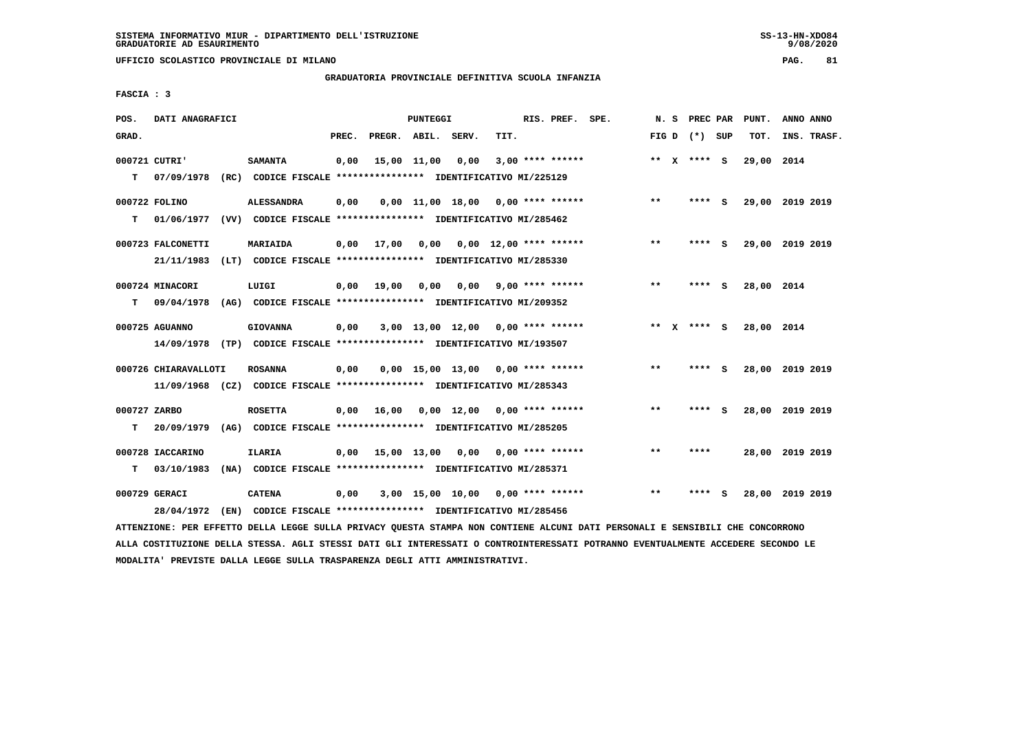SISTEMA INFORMATIVO MIUR - DIPARTIMENTO DELL'ISTRUZIONE
GRADUATORIE AD ESAURIMENTO

UFFICIO SCOLASTICO PROVINCIALE DI MILANO

GRADUATORIA PROVINCIALE DEFINITIVA SCUOLA INFANZIA

FASCIA : 3

| POS. GRAD. | DATI ANAGRAFICI | | PREC. | PREGR. | ABIL. | SERV. | TIT. | RIS. PREF. | SPE. | N. S FIG D | PREC PAR (*) | SUP | PUNT. TOT. | ANNO ANNO INS. TRASF. |
|---|---|---|---|---|---|---|---|---|---|---|---|---|---|---|
| 000721 CUTRI' | SAMANTA | | 0,00 | 15,00 | 11,00 | 0,00 | 3,00 | **** ****** | | ** X | **** | S | 29,00 | 2014 |
| T | 07/09/1978 (RC) | CODICE FISCALE **************** IDENTIFICATIVO MI/225129 | | | | | | | | | | | | |
| 000722 FOLINO | ALESSANDRA | | 0,00 | 0,00 | 11,00 | 18,00 | 0,00 | **** ****** | | ** | **** | S | 29,00 | 2019 2019 |
| T | 01/06/1977 (VV) | CODICE FISCALE **************** IDENTIFICATIVO MI/285462 | | | | | | | | | | | | |
| 000723 FALCONETTI | MARIAIDA | | 0,00 | 17,00 | 0,00 | 0,00 | 12,00 | **** ****** | | ** | **** | S | 29,00 | 2019 2019 |
| | 21/11/1983 (LT) | CODICE FISCALE **************** IDENTIFICATIVO MI/285330 | | | | | | | | | | | | |
| 000724 MINACORI | LUIGI | | 0,00 | 19,00 | 0,00 | 0,00 | 9,00 | **** ****** | | ** | **** | S | 28,00 | 2014 |
| T | 09/04/1978 (AG) | CODICE FISCALE **************** IDENTIFICATIVO MI/209352 | | | | | | | | | | | | |
| 000725 AGUANNO | GIOVANNA | | 0,00 | 3,00 | 13,00 | 12,00 | 0,00 | **** ****** | | ** X | **** | S | 28,00 | 2014 |
| | 14/09/1978 (TP) | CODICE FISCALE **************** IDENTIFICATIVO MI/193507 | | | | | | | | | | | | |
| 000726 CHIARAVALLOTI | ROSANNA | | 0,00 | 0,00 | 15,00 | 13,00 | 0,00 | **** ****** | | ** | **** | S | 28,00 | 2019 2019 |
| | 11/09/1968 (CZ) | CODICE FISCALE **************** IDENTIFICATIVO MI/285343 | | | | | | | | | | | | |
| 000727 ZARBO | ROSETTA | | 0,00 | 16,00 | 0,00 | 12,00 | 0,00 | **** ****** | | ** | **** | S | 28,00 | 2019 2019 |
| T | 20/09/1979 (AG) | CODICE FISCALE **************** IDENTIFICATIVO MI/285205 | | | | | | | | | | | | |
| 000728 IACCARINO | ILARIA | | 0,00 | 15,00 | 13,00 | 0,00 | 0,00 | **** ****** | | ** | **** | | 28,00 | 2019 2019 |
| T | 03/10/1983 (NA) | CODICE FISCALE **************** IDENTIFICATIVO MI/285371 | | | | | | | | | | | | |
| 000729 GERACI | CATENA | | 0,00 | 3,00 | 15,00 | 10,00 | 0,00 | **** ****** | | ** | **** | S | 28,00 | 2019 2019 |
| | 28/04/1972 (EN) | CODICE FISCALE **************** IDENTIFICATIVO MI/285456 | | | | | | | | | | | | |

ATTENZIONE: PER EFFETTO DELLA LEGGE SULLA PRIVACY QUESTA STAMPA NON CONTIENE ALCUNI DATI PERSONALI E SENSIBILI CHE CONCORRONO ALLA COSTITUZIONE DELLA STESSA. AGLI STESSI DATI GLI INTERESSATI O CONTROINTERESSATI POTRANNO EVENTUALMENTE ACCEDERE SECONDO LE MODALITA' PREVISTE DALLA LEGGE SULLA TRASPARENZA DEGLI ATTI AMMINISTRATIVI.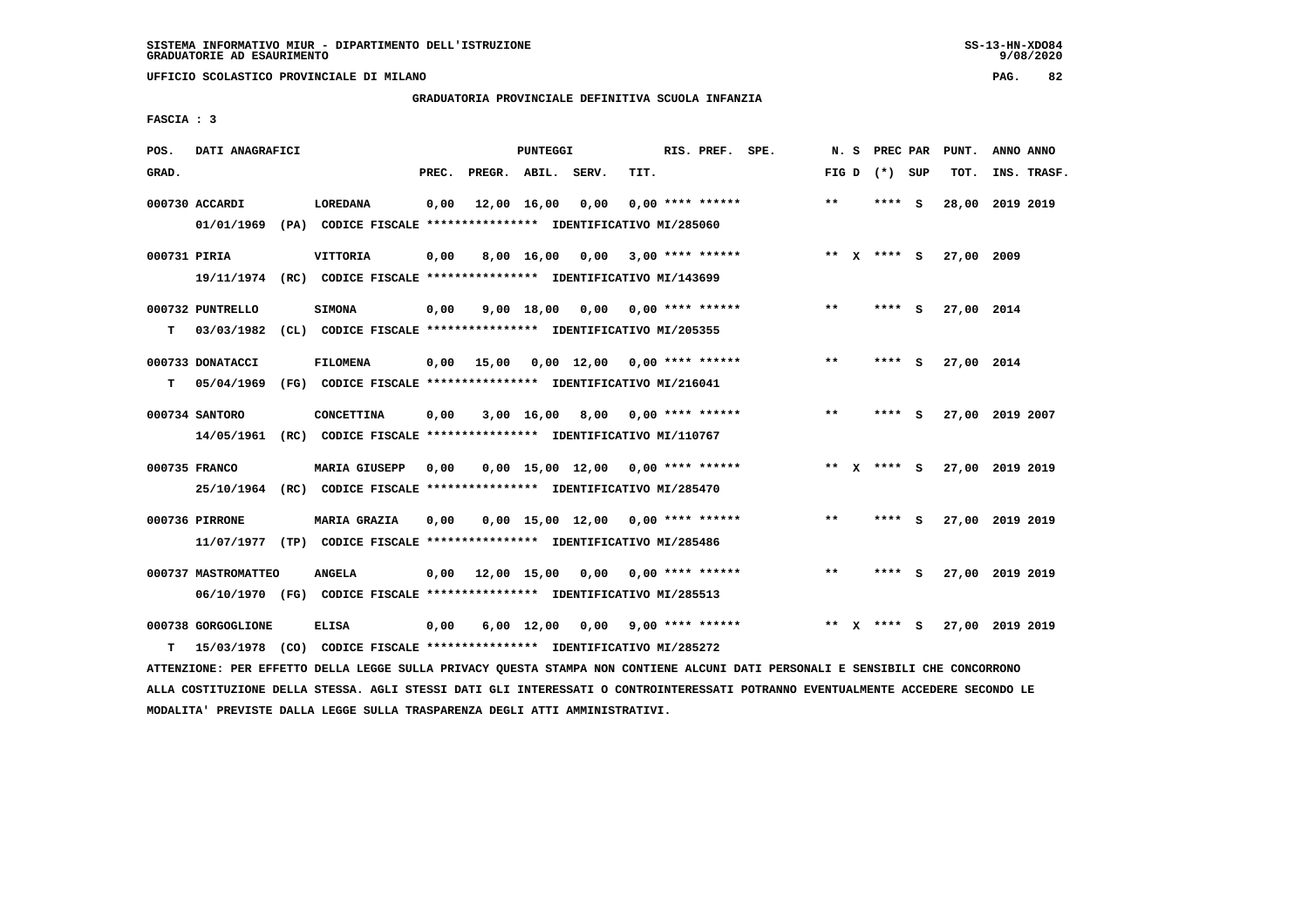SISTEMA INFORMATIVO MIUR - DIPARTIMENTO DELL'ISTRUZIONE
GRADUATORIE AD ESAURIMENTO

UFFICIO SCOLASTICO PROVINCIALE DI MILANO

GRADUATORIA PROVINCIALE DEFINITIVA SCUOLA INFANZIA

FASCIA : 3

| POS. GRAD. | DATI ANAGRAFICI | | PREC. | PREGR. | ABIL. | SERV. | TIT. | RIS. PREF. SPE. | N. S FIG D | PREC PAR (*) SUP | PUNT. TOT. | ANNO ANNO INS. TRASF. |
|---|---|---|---|---|---|---|---|---|---|---|---|---|
| 000730 ACCARDI | LOREDANA | | 0,00 | 12,00 | 16,00 | 0,00 | 0,00 | **** ****** | ** | **** S | 28,00 | 2019 2019 |
| | 01/01/1969 (PA) CODICE FISCALE **************** IDENTIFICATIVO MI/285060 | | | | | | | | | | | |
| 000731 PIRIA | VITTORIA | | 0,00 | 8,00 | 16,00 | 0,00 | 3,00 | **** ****** | ** X | **** S | 27,00 | 2009 |
| | 19/11/1974 (RC) CODICE FISCALE **************** IDENTIFICATIVO MI/143699 | | | | | | | | | | | |
| 000732 PUNTRELLO | SIMONA | | 0,00 | 9,00 | 18,00 | 0,00 | 0,00 | **** ****** | ** | **** S | 27,00 | 2014 |
| T | 03/03/1982 (CL) CODICE FISCALE **************** IDENTIFICATIVO MI/205355 | | | | | | | | | | | |
| 000733 DONATACCI | FILOMENA | | 0,00 | 15,00 | 0,00 | 12,00 | 0,00 | **** ****** | ** | **** S | 27,00 | 2014 |
| T | 05/04/1969 (FG) CODICE FISCALE **************** IDENTIFICATIVO MI/216041 | | | | | | | | | | | |
| 000734 SANTORO | CONCETTINA | | 0,00 | 3,00 | 16,00 | 8,00 | 0,00 | **** ****** | ** | **** S | 27,00 | 2019 2007 |
| | 14/05/1961 (RC) CODICE FISCALE **************** IDENTIFICATIVO MI/110767 | | | | | | | | | | | |
| 000735 FRANCO | MARIA GIUSEPP | | 0,00 | 0,00 | 15,00 | 12,00 | 0,00 | **** ****** | ** X | **** S | 27,00 | 2019 2019 |
| | 25/10/1964 (RC) CODICE FISCALE **************** IDENTIFICATIVO MI/285470 | | | | | | | | | | | |
| 000736 PIRRONE | MARIA GRAZIA | | 0,00 | 0,00 | 15,00 | 12,00 | 0,00 | **** ****** | ** | **** S | 27,00 | 2019 2019 |
| | 11/07/1977 (TP) CODICE FISCALE **************** IDENTIFICATIVO MI/285486 | | | | | | | | | | | |
| 000737 MASTROMATTEO | ANGELA | | 0,00 | 12,00 | 15,00 | 0,00 | 0,00 | **** ****** | ** | **** S | 27,00 | 2019 2019 |
| | 06/10/1970 (FG) CODICE FISCALE **************** IDENTIFICATIVO MI/285513 | | | | | | | | | | | |
| 000738 GORGOGLIONE | ELISA | | 0,00 | 6,00 | 12,00 | 0,00 | 9,00 | **** ****** | ** X | **** S | 27,00 | 2019 2019 |
| T | 15/03/1978 (CO) CODICE FISCALE **************** IDENTIFICATIVO MI/285272 | | | | | | | | | | | |

ATTENZIONE: PER EFFETTO DELLA LEGGE SULLA PRIVACY QUESTA STAMPA NON CONTIENE ALCUNI DATI PERSONALI E SENSIBILI CHE CONCORRONO ALLA COSTITUZIONE DELLA STESSA. AGLI STESSI DATI GLI INTERESSATI O CONTROINTERESSATI POTRANNO EVENTUALMENTE ACCEDERE SECONDO LE MODALITA' PREVISTE DALLA LEGGE SULLA TRASPARENZA DEGLI ATTI AMMINISTRATIVI.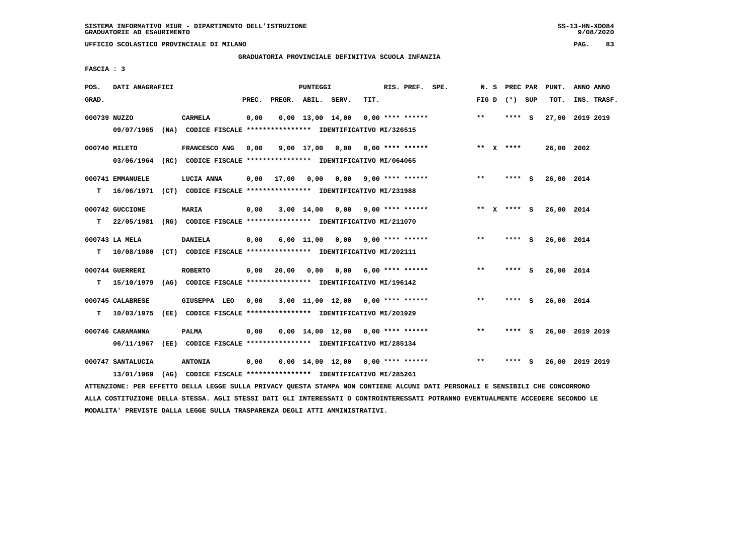SISTEMA INFORMATIVO MIUR - DIPARTIMENTO DELL'ISTRUZIONE
GRADUATORIE AD ESAURIMENTO

UFFICIO SCOLASTICO PROVINCIALE DI MILANO

GRADUATORIA PROVINCIALE DEFINITIVA SCUOLA INFANZIA

FASCIA : 3

| POS. GRAD. | DATI ANAGRAFICI | | PREC. | PREGR. | ABIL. | SERV. | TIT. | RIS. PREF. SPE. | N. S FIG D | PREC PAR (*) SUP | PUNT. TOT. | ANNO ANNO INS. TRASF. |
|---|---|---|---|---|---|---|---|---|---|---|---|---|
| 000739 | NUZZO | CARMELA | 0,00 | 0,00 | 13,00 | 14,00 | 0,00 | **** ****** | ** | **** S | 27,00 | 2019 2019 |
| | 09/07/1965 (NA) CODICE FISCALE **************** IDENTIFICATIVO MI/326515 | | | | | | | | | | | |
| 000740 | MILETO | FRANCESCO ANG | 0,00 | 9,00 | 17,00 | 0,00 | 0,00 | **** ****** | ** X | **** | 26,00 | 2002 |
| | 03/06/1964 (RC) CODICE FISCALE **************** IDENTIFICATIVO MI/064065 | | | | | | | | | | | |
| 000741 | EMMANUELE | LUCIA ANNA | 0,00 | 17,00 | 0,00 | 0,00 | 9,00 | **** ****** | ** | **** S | 26,00 | 2014 |
| T | 16/06/1971 (CT) CODICE FISCALE **************** IDENTIFICATIVO MI/231988 | | | | | | | | | | | |
| 000742 | GUCCIONE | MARIA | 0,00 | 3,00 | 14,00 | 0,00 | 9,00 | **** ****** | ** X | **** S | 26,00 | 2014 |
| T | 22/05/1981 (RG) CODICE FISCALE **************** IDENTIFICATIVO MI/211070 | | | | | | | | | | | |
| 000743 | LA MELA | DANIELA | 0,00 | 6,00 | 11,00 | 0,00 | 9,00 | **** ****** | ** | **** S | 26,00 | 2014 |
| T | 10/08/1980 (CT) CODICE FISCALE **************** IDENTIFICATIVO MI/202111 | | | | | | | | | | | |
| 000744 | GUERRERI | ROBERTO | 0,00 | 20,00 | 0,00 | 0,00 | 6,00 | **** ****** | ** | **** S | 26,00 | 2014 |
| T | 15/10/1979 (AG) CODICE FISCALE **************** IDENTIFICATIVO MI/196142 | | | | | | | | | | | |
| 000745 | CALABRESE | GIUSEPPA LEO | 0,00 | 3,00 | 11,00 | 12,00 | 0,00 | **** ****** | ** | **** S | 26,00 | 2014 |
| T | 10/03/1975 (EE) CODICE FISCALE **************** IDENTIFICATIVO MI/201929 | | | | | | | | | | | |
| 000746 | CARAMANNA | PALMA | 0,00 | 0,00 | 14,00 | 12,00 | 0,00 | **** ****** | ** | **** S | 26,00 | 2019 2019 |
| | 06/11/1967 (EE) CODICE FISCALE **************** IDENTIFICATIVO MI/285134 | | | | | | | | | | | |
| 000747 | SANTALUCIA | ANTONIA | 0,00 | 0,00 | 14,00 | 12,00 | 0,00 | **** ****** | ** | **** S | 26,00 | 2019 2019 |
| | 13/01/1969 (AG) CODICE FISCALE **************** IDENTIFICATIVO MI/285261 | | | | | | | | | | | |

ATTENZIONE: PER EFFETTO DELLA LEGGE SULLA PRIVACY QUESTA STAMPA NON CONTIENE ALCUNI DATI PERSONALI E SENSIBILI CHE CONCORRONO ALLA COSTITUZIONE DELLA STESSA. AGLI STESSI DATI GLI INTERESSATI O CONTROINTERESSATI POTRANNO EVENTUALMENTE ACCEDERE SECONDO LE MODALITA' PREVISTE DALLA LEGGE SULLA TRASPARENZA DEGLI ATTI AMMINISTRATIVI.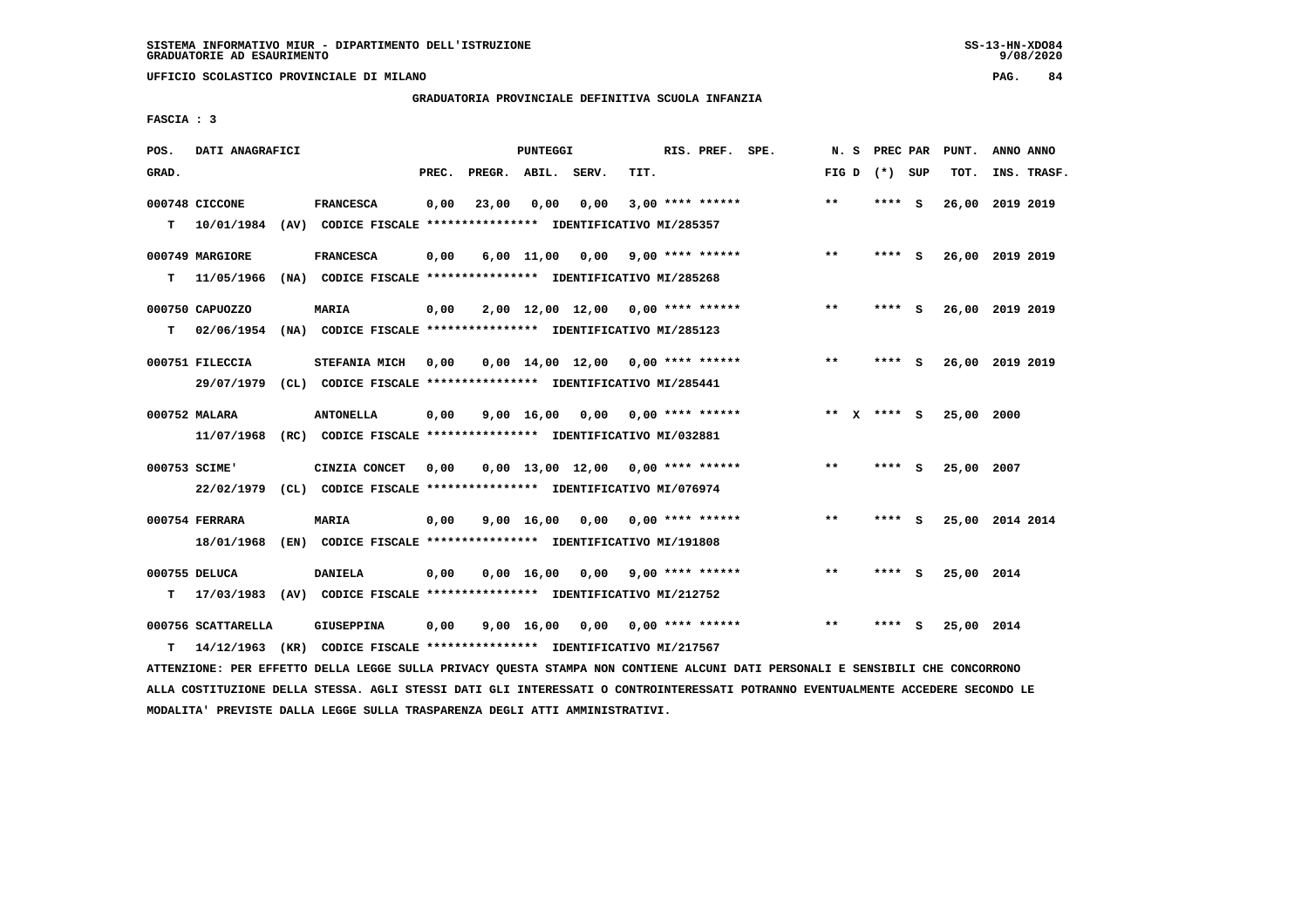SISTEMA INFORMATIVO MIUR - DIPARTIMENTO DELL'ISTRUZIONE
GRADUATORIE AD ESAURIMENTO

UFFICIO SCOLASTICO PROVINCIALE DI MILANO

GRADUATORIA PROVINCIALE DEFINITIVA SCUOLA INFANZIA

FASCIA : 3

| POS. GRAD. | DATI ANAGRAFICI | | PREC. | PREGR. | ABIL. | SERV. | TIT. | RIS. PREF. | SPE. | N. S FIG D | PREC PAR (*) SUP | PUNT. TOT. | ANNO ANNO INS. TRASF. |
|---|---|---|---|---|---|---|---|---|---|---|---|---|---|
| 000748 | CICCONE | FRANCESCA | 0,00 | 23,00 | 0,00 | 0,00 | 3,00 | **** ****** | | ** | **** S | 26,00 | 2019 2019 |
| T | 10/01/1984 (AV) | CODICE FISCALE **************** IDENTIFICATIVO MI/285357 | | | | | | | | | | | |
| 000749 | MARGIORE | FRANCESCA | 0,00 | 6,00 | 11,00 | 0,00 | 9,00 | **** ****** | | ** | **** S | 26,00 | 2019 2019 |
| T | 11/05/1966 (NA) | CODICE FISCALE **************** IDENTIFICATIVO MI/285268 | | | | | | | | | | | |
| 000750 | CAPUOZZO | MARIA | 0,00 | 2,00 | 12,00 | 12,00 | 0,00 | **** ****** | | ** | **** S | 26,00 | 2019 2019 |
| T | 02/06/1954 (NA) | CODICE FISCALE **************** IDENTIFICATIVO MI/285123 | | | | | | | | | | | |
| 000751 | FILECCIA | STEFANIA MICH | 0,00 | 0,00 | 14,00 | 12,00 | 0,00 | **** ****** | | ** | **** S | 26,00 | 2019 2019 |
| | 29/07/1979 (CL) | CODICE FISCALE **************** IDENTIFICATIVO MI/285441 | | | | | | | | | | | |
| 000752 | MALARA | ANTONELLA | 0,00 | 9,00 | 16,00 | 0,00 | 0,00 | **** ****** | | ** X | **** S | 25,00 | 2000 |
| | 11/07/1968 (RC) | CODICE FISCALE **************** IDENTIFICATIVO MI/032881 | | | | | | | | | | | |
| 000753 | SCIME' | CINZIA CONCET | 0,00 | 0,00 | 13,00 | 12,00 | 0,00 | **** ****** | | ** | **** S | 25,00 | 2007 |
| | 22/02/1979 (CL) | CODICE FISCALE **************** IDENTIFICATIVO MI/076974 | | | | | | | | | | | |
| 000754 | FERRARA | MARIA | 0,00 | 9,00 | 16,00 | 0,00 | 0,00 | **** ****** | | ** | **** S | 25,00 | 2014 2014 |
| | 18/01/1968 (EN) | CODICE FISCALE **************** IDENTIFICATIVO MI/191808 | | | | | | | | | | | |
| 000755 | DELUCA | DANIELA | 0,00 | 0,00 | 16,00 | 0,00 | 9,00 | **** ****** | | ** | **** S | 25,00 | 2014 |
| T | 17/03/1983 (AV) | CODICE FISCALE **************** IDENTIFICATIVO MI/212752 | | | | | | | | | | | |
| 000756 | SCATTARELLA | GIUSEPPINA | 0,00 | 9,00 | 16,00 | 0,00 | 0,00 | **** ****** | | ** | **** S | 25,00 | 2014 |
| T | 14/12/1963 (KR) | CODICE FISCALE **************** IDENTIFICATIVO MI/217567 | | | | | | | | | | | |

ATTENZIONE: PER EFFETTO DELLA LEGGE SULLA PRIVACY QUESTA STAMPA NON CONTIENE ALCUNI DATI PERSONALI E SENSIBILI CHE CONCORRONO ALLA COSTITUZIONE DELLA STESSA. AGLI STESSI DATI GLI INTERESSATI O CONTROINTERESSATI POTRANNO EVENTUALMENTE ACCEDERE SECONDO LE MODALITA' PREVISTE DALLA LEGGE SULLA TRASPARENZA DEGLI ATTI AMMINISTRATIVI.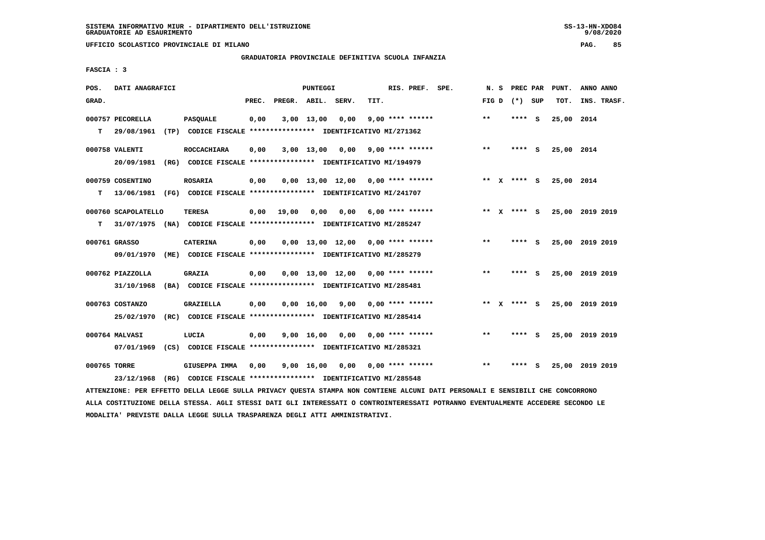SISTEMA INFORMATIVO MIUR - DIPARTIMENTO DELL'ISTRUZIONE
GRADUATORIE AD ESAURIMENTO

UFFICIO SCOLASTICO PROVINCIALE DI MILANO

GRADUATORIA PROVINCIALE DEFINITIVA SCUOLA INFANZIA

FASCIA : 3

| POS. GRAD. | DATI ANAGRAFICI | | PUNTEGGI PREC. | PREGR. | ABIL. | SERV. | TIT. | RIS. PREF. | SPE. | N. S FIG D | PREC PAR (*) SUP | PUNT. TOT. | ANNO ANNO INS. TRASF. |
|---|---|---|---|---|---|---|---|---|---|---|---|---|---|
| 000757 | PECORELLA | PASQUALE | 0,00 | 3,00 | 13,00 | 0,00 | 9,00 | **** ****** | | ** | **** S | 25,00 | 2014 |
| T | 29/08/1961 (TP) CODICE FISCALE **************** IDENTIFICATIVO MI/271362 | | | | | | | | | | | | |
| 000758 | VALENTI | ROCCACHIARA | 0,00 | 3,00 | 13,00 | 0,00 | 9,00 | **** ****** | | ** | **** S | 25,00 | 2014 |
| | 20/09/1981 (RG) CODICE FISCALE **************** IDENTIFICATIVO MI/194979 | | | | | | | | | | | | |
| 000759 | COSENTINO | ROSARIA | 0,00 | 0,00 | 13,00 | 12,00 | 0,00 | **** ****** | | ** X | **** S | 25,00 | 2014 |
| T | 13/06/1981 (FG) CODICE FISCALE **************** IDENTIFICATIVO MI/241707 | | | | | | | | | | | | |
| 000760 | SCAPOLATELLO | TERESA | 0,00 | 19,00 | 0,00 | 0,00 | 6,00 | **** ****** | | ** X | **** S | 25,00 | 2019 2019 |
| T | 31/07/1975 (NA) CODICE FISCALE **************** IDENTIFICATIVO MI/285247 | | | | | | | | | | | | |
| 000761 | GRASSO | CATERINA | 0,00 | 0,00 | 13,00 | 12,00 | 0,00 | **** ****** | | ** | **** S | 25,00 | 2019 2019 |
| | 09/01/1970 (ME) CODICE FISCALE **************** IDENTIFICATIVO MI/285279 | | | | | | | | | | | | |
| 000762 | PIAZZOLLA | GRAZIA | 0,00 | 0,00 | 13,00 | 12,00 | 0,00 | **** ****** | | ** | **** S | 25,00 | 2019 2019 |
| | 31/10/1968 (BA) CODICE FISCALE **************** IDENTIFICATIVO MI/285481 | | | | | | | | | | | | |
| 000763 | COSTANZO | GRAZIELLA | 0,00 | 0,00 | 16,00 | 9,00 | 0,00 | **** ****** | | ** X | **** S | 25,00 | 2019 2019 |
| | 25/02/1970 (RC) CODICE FISCALE **************** IDENTIFICATIVO MI/285414 | | | | | | | | | | | | |
| 000764 | MALVASI | LUCIA | 0,00 | 9,00 | 16,00 | 0,00 | 0,00 | **** ****** | | ** | **** S | 25,00 | 2019 2019 |
| | 07/01/1969 (CS) CODICE FISCALE **************** IDENTIFICATIVO MI/285321 | | | | | | | | | | | | |
| 000765 | TORRE | GIUSEPPA IMMA | 0,00 | 9,00 | 16,00 | 0,00 | 0,00 | **** ****** | | ** | **** S | 25,00 | 2019 2019 |
| | 23/12/1968 (RG) CODICE FISCALE **************** IDENTIFICATIVO MI/285548 | | | | | | | | | | | | |

ATTENZIONE: PER EFFETTO DELLA LEGGE SULLA PRIVACY QUESTA STAMPA NON CONTIENE ALCUNI DATI PERSONALI E SENSIBILI CHE CONCORRONO ALLA COSTITUZIONE DELLA STESSA. AGLI STESSI DATI GLI INTERESSATI O CONTROINTERESSATI POTRANNO EVENTUALMENTE ACCEDERE SECONDO LE MODALITA' PREVISTE DALLA LEGGE SULLA TRASPARENZA DEGLI ATTI AMMINISTRATIVI.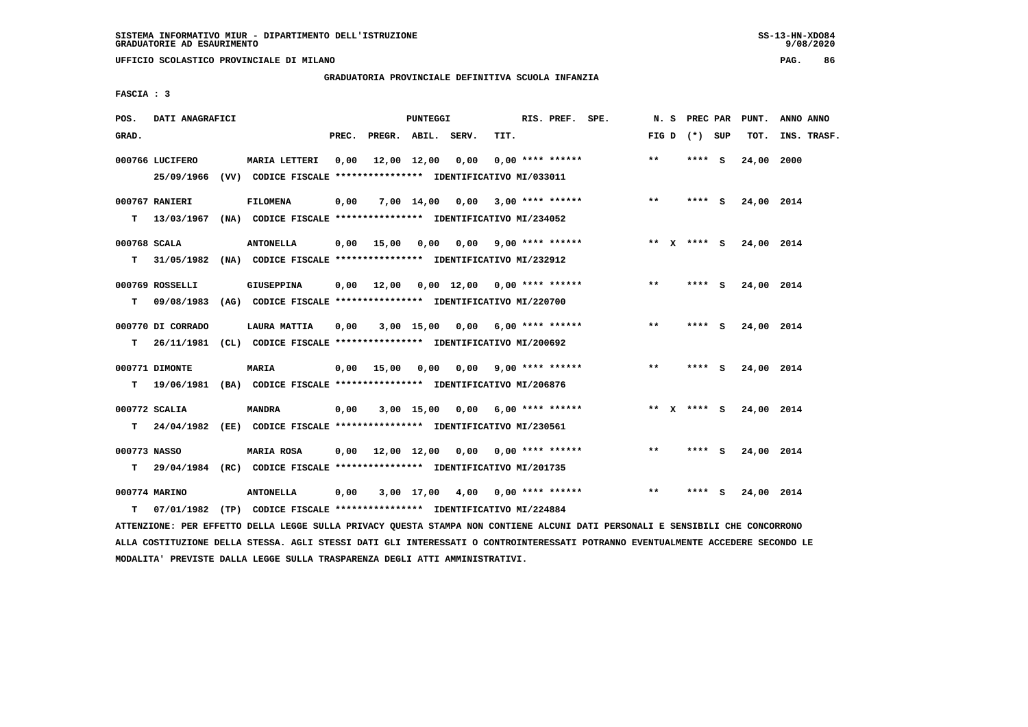SISTEMA INFORMATIVO MIUR - DIPARTIMENTO DELL'ISTRUZIONE
GRADUATORIE AD ESAURIMENTO

UFFICIO SCOLASTICO PROVINCIALE DI MILANO

GRADUATORIA PROVINCIALE DEFINITIVA SCUOLA INFANZIA

FASCIA : 3

| POS. GRAD. | DATI ANAGRAFICI | | PREC. | PREGR. | ABIL. | SERV. | TIT. | RIS. PREF. SPE. | N. S FIG D | PREC PAR (*) SUP | PUNT. TOT. | ANNO ANNO INS. TRASF. |
|---|---|---|---|---|---|---|---|---|---|---|---|---|
| 000766 | LUCIFERO 25/09/1966 (VV) CODICE FISCALE **************** IDENTIFICATIVO MI/033011 | MARIA LETTERI | 0,00 | 12,00 | 12,00 | 0,00 | 0,00 | **** ****** | ** | **** S | 24,00 | 2000 |
| 000767 | RANIERI T 13/03/1967 (NA) CODICE FISCALE **************** IDENTIFICATIVO MI/234052 | FILOMENA | 0,00 | 7,00 | 14,00 | 0,00 | 3,00 | **** ****** | ** | **** S | 24,00 | 2014 |
| 000768 | SCALA T 31/05/1982 (NA) CODICE FISCALE **************** IDENTIFICATIVO MI/232912 | ANTONELLA | 0,00 | 15,00 | 0,00 | 0,00 | 9,00 | **** ****** | ** X | **** S | 24,00 | 2014 |
| 000769 | ROSSELLI T 09/08/1983 (AG) CODICE FISCALE **************** IDENTIFICATIVO MI/220700 | GIUSEPPINA | 0,00 | 12,00 | 0,00 | 12,00 | 0,00 | **** ****** | ** | **** S | 24,00 | 2014 |
| 000770 | DI CORRADO T 26/11/1981 (CL) CODICE FISCALE **************** IDENTIFICATIVO MI/200692 | LAURA MATTIA | 0,00 | 3,00 | 15,00 | 0,00 | 6,00 | **** ****** | ** | **** S | 24,00 | 2014 |
| 000771 | DIMONTE T 19/06/1981 (BA) CODICE FISCALE **************** IDENTIFICATIVO MI/206876 | MARIA | 0,00 | 15,00 | 0,00 | 0,00 | 9,00 | **** ****** | ** | **** S | 24,00 | 2014 |
| 000772 | SCALIA T 24/04/1982 (EE) CODICE FISCALE **************** IDENTIFICATIVO MI/230561 | MANDRA | 0,00 | 3,00 | 15,00 | 0,00 | 6,00 | **** ****** | ** X | **** S | 24,00 | 2014 |
| 000773 | NASSO T 29/04/1984 (RC) CODICE FISCALE **************** IDENTIFICATIVO MI/201735 | MARIA ROSA | 0,00 | 12,00 | 12,00 | 0,00 | 0,00 | **** ****** | ** | **** S | 24,00 | 2014 |
| 000774 | MARINO T 07/01/1982 (TP) CODICE FISCALE **************** IDENTIFICATIVO MI/224884 | ANTONELLA | 0,00 | 3,00 | 17,00 | 4,00 | 0,00 | **** ****** | ** | **** S | 24,00 | 2014 |

ATTENZIONE: PER EFFETTO DELLA LEGGE SULLA PRIVACY QUESTA STAMPA NON CONTIENE ALCUNI DATI PERSONALI E SENSIBILI CHE CONCORRONO ALLA COSTITUZIONE DELLA STESSA. AGLI STESSI DATI GLI INTERESSATI O CONTROINTERESSATI POTRANNO EVENTUALMENTE ACCEDERE SECONDO LE MODALITA' PREVISTE DALLA LEGGE SULLA TRASPARENZA DEGLI ATTI AMMINISTRATIVI.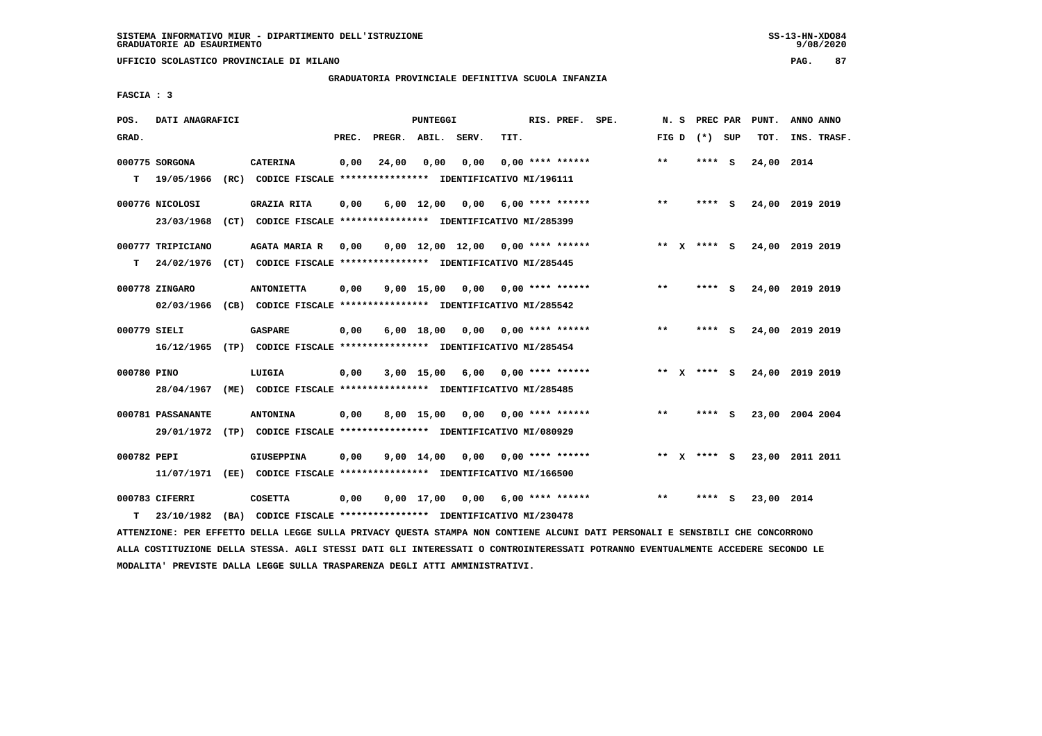SISTEMA INFORMATIVO MIUR - DIPARTIMENTO DELL'ISTRUZIONE
GRADUATORIE AD ESAURIMENTO

UFFICIO SCOLASTICO PROVINCIALE DI MILANO

GRADUATORIA PROVINCIALE DEFINITIVA SCUOLA INFANZIA

FASCIA : 3

| POS. GRAD. | DATI ANAGRAFICI | | PREC. | PREGR. | ABIL. | SERV. | TIT. | RIS. PREF. SPE. | N. S FIG D | PREC PAR (*) SUP | PUNT. TOT. | ANNO ANNO INS. TRASF. |
|---|---|---|---|---|---|---|---|---|---|---|---|---|
| 000775 | SORGONA | CATERINA | 0,00 | 24,00 | 0,00 | 0,00 | 0,00 | **** ****** | ** | **** S | 24,00 | 2014 |
| T | 19/05/1966 (RC) CODICE FISCALE **************** IDENTIFICATIVO MI/196111 | | | | | | | | | | | |
| 000776 | NICOLOSI | GRAZIA RITA | 0,00 | 6,00 | 12,00 | 0,00 | 6,00 | **** ****** | ** | **** S | 24,00 | 2019 2019 |
| | 23/03/1968 (CT) CODICE FISCALE **************** IDENTIFICATIVO MI/285399 | | | | | | | | | | | |
| 000777 | TRIPICIANO | AGATA MARIA R | 0,00 | 0,00 | 12,00 | 12,00 | 0,00 | **** ****** | ** X | **** S | 24,00 | 2019 2019 |
| T | 24/02/1976 (CT) CODICE FISCALE **************** IDENTIFICATIVO MI/285445 | | | | | | | | | | | |
| 000778 | ZINGARO | ANTONIETTA | 0,00 | 9,00 | 15,00 | 0,00 | 0,00 | **** ****** | ** | **** S | 24,00 | 2019 2019 |
| | 02/03/1966 (CB) CODICE FISCALE **************** IDENTIFICATIVO MI/285542 | | | | | | | | | | | |
| 000779 | SIELI | GASPARE | 0,00 | 6,00 | 18,00 | 0,00 | 0,00 | **** ****** | ** | **** S | 24,00 | 2019 2019 |
| | 16/12/1965 (TP) CODICE FISCALE **************** IDENTIFICATIVO MI/285454 | | | | | | | | | | | |
| 000780 | PINO | LUIGIA | 0,00 | 3,00 | 15,00 | 6,00 | 0,00 | **** ****** | ** X | **** S | 24,00 | 2019 2019 |
| | 28/04/1967 (ME) CODICE FISCALE **************** IDENTIFICATIVO MI/285485 | | | | | | | | | | | |
| 000781 | PASSANANTE | ANTONINA | 0,00 | 8,00 | 15,00 | 0,00 | 0,00 | **** ****** | ** | **** S | 23,00 | 2004 2004 |
| | 29/01/1972 (TP) CODICE FISCALE **************** IDENTIFICATIVO MI/080929 | | | | | | | | | | | |
| 000782 | PEPI | GIUSEPPINA | 0,00 | 9,00 | 14,00 | 0,00 | 0,00 | **** ****** | ** X | **** S | 23,00 | 2011 2011 |
| | 11/07/1971 (EE) CODICE FISCALE **************** IDENTIFICATIVO MI/166500 | | | | | | | | | | | |
| 000783 | CIFERRI | COSETTA | 0,00 | 0,00 | 17,00 | 0,00 | 6,00 | **** ****** | ** | **** S | 23,00 | 2014 |
| T | 23/10/1982 (BA) CODICE FISCALE **************** IDENTIFICATIVO MI/230478 | | | | | | | | | | | |

ATTENZIONE: PER EFFETTO DELLA LEGGE SULLA PRIVACY QUESTA STAMPA NON CONTIENE ALCUNI DATI PERSONALI E SENSIBILI CHE CONCORRONO ALLA COSTITUZIONE DELLA STESSA. AGLI STESSI DATI GLI INTERESSATI O CONTROINTERESSATI POTRANNO EVENTUALMENTE ACCEDERE SECONDO LE MODALITA' PREVISTE DALLA LEGGE SULLA TRASPARENZA DEGLI ATTI AMMINISTRATIVI.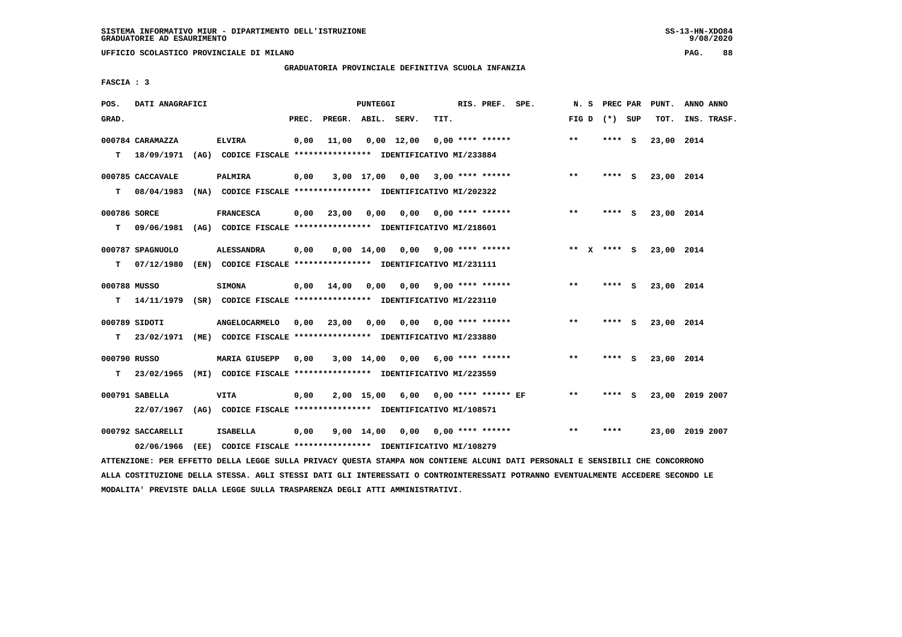SISTEMA INFORMATIVO MIUR - DIPARTIMENTO DELL'ISTRUZIONE
GRADUATORIE AD ESAURIMENTO

UFFICIO SCOLASTICO PROVINCIALE DI MILANO

GRADUATORIA PROVINCIALE DEFINITIVA SCUOLA INFANZIA

FASCIA : 3

| POS. GRAD. | DATI ANAGRAFICI | | PREC. | PREGR. | ABIL. | SERV. | TIT. | RIS. PREF. SPE. | N. S FIG D | PREC PAR (*) SUP | PUNT. TOT. | ANNO ANNO INS. TRASF. |
|---|---|---|---|---|---|---|---|---|---|---|---|---|
| 000784 CARAMAZZA | ELVIRA | | 0,00 | 11,00 | 0,00 | 12,00 | 0,00 | **** ****** | ** | **** S | 23,00 | 2014 |
| T 18/09/1971 (AG) | CODICE FISCALE **************** | IDENTIFICATIVO MI/233884 | | | | | | | | | | |
| 000785 CACCAVALE | PALMIRA | | 0,00 | 3,00 | 17,00 | 0,00 | 3,00 | **** ****** | ** | **** S | 23,00 | 2014 |
| T 08/04/1983 (NA) | CODICE FISCALE **************** | IDENTIFICATIVO MI/202322 | | | | | | | | | | |
| 000786 SORCE | FRANCESCA | | 0,00 | 23,00 | 0,00 | 0,00 | 0,00 | **** ****** | ** | **** S | 23,00 | 2014 |
| T 09/06/1981 (AG) | CODICE FISCALE **************** | IDENTIFICATIVO MI/218601 | | | | | | | | | | |
| 000787 SPAGNUOLO | ALESSANDRA | | 0,00 | 0,00 | 14,00 | 0,00 | 9,00 | **** ****** | ** X | **** S | 23,00 | 2014 |
| T 07/12/1980 (EN) | CODICE FISCALE **************** | IDENTIFICATIVO MI/231111 | | | | | | | | | | |
| 000788 MUSSO | SIMONA | | 0,00 | 14,00 | 0,00 | 0,00 | 9,00 | **** ****** | ** | **** S | 23,00 | 2014 |
| T 14/11/1979 (SR) | CODICE FISCALE **************** | IDENTIFICATIVO MI/223110 | | | | | | | | | | |
| 000789 SIDOTI | ANGELOCARMELO | | 0,00 | 23,00 | 0,00 | 0,00 | 0,00 | **** ****** | ** | **** S | 23,00 | 2014 |
| T 23/02/1971 (ME) | CODICE FISCALE **************** | IDENTIFICATIVO MI/233880 | | | | | | | | | | |
| 000790 RUSSO | MARIA GIUSEPP | | 0,00 | 3,00 | 14,00 | 0,00 | 6,00 | **** ****** | ** | **** S | 23,00 | 2014 |
| T 23/02/1965 (MI) | CODICE FISCALE **************** | IDENTIFICATIVO MI/223559 | | | | | | | | | | |
| 000791 SABELLA | VITA | | 0,00 | 2,00 | 15,00 | 6,00 | 0,00 | **** ****** EF | ** | **** S | 23,00 | 2019 2007 |
| 22/07/1967 (AG) | CODICE FISCALE **************** | IDENTIFICATIVO MI/108571 | | | | | | | | | | |
| 000792 SACCARELLI | ISABELLA | | 0,00 | 9,00 | 14,00 | 0,00 | 0,00 | **** ****** | ** | **** | 23,00 | 2019 2007 |
| 02/06/1966 (EE) | CODICE FISCALE **************** | IDENTIFICATIVO MI/108279 | | | | | | | | | | |

ATTENZIONE: PER EFFETTO DELLA LEGGE SULLA PRIVACY QUESTA STAMPA NON CONTIENE ALCUNI DATI PERSONALI E SENSIBILI CHE CONCORRONO ALLA COSTITUZIONE DELLA STESSA. AGLI STESSI DATI GLI INTERESSATI O CONTROINTERESSATI POTRANNO EVENTUALMENTE ACCEDERE SECONDO LE MODALITA' PREVISTE DALLA LEGGE SULLA TRASPARENZA DEGLI ATTI AMMINISTRATIVI.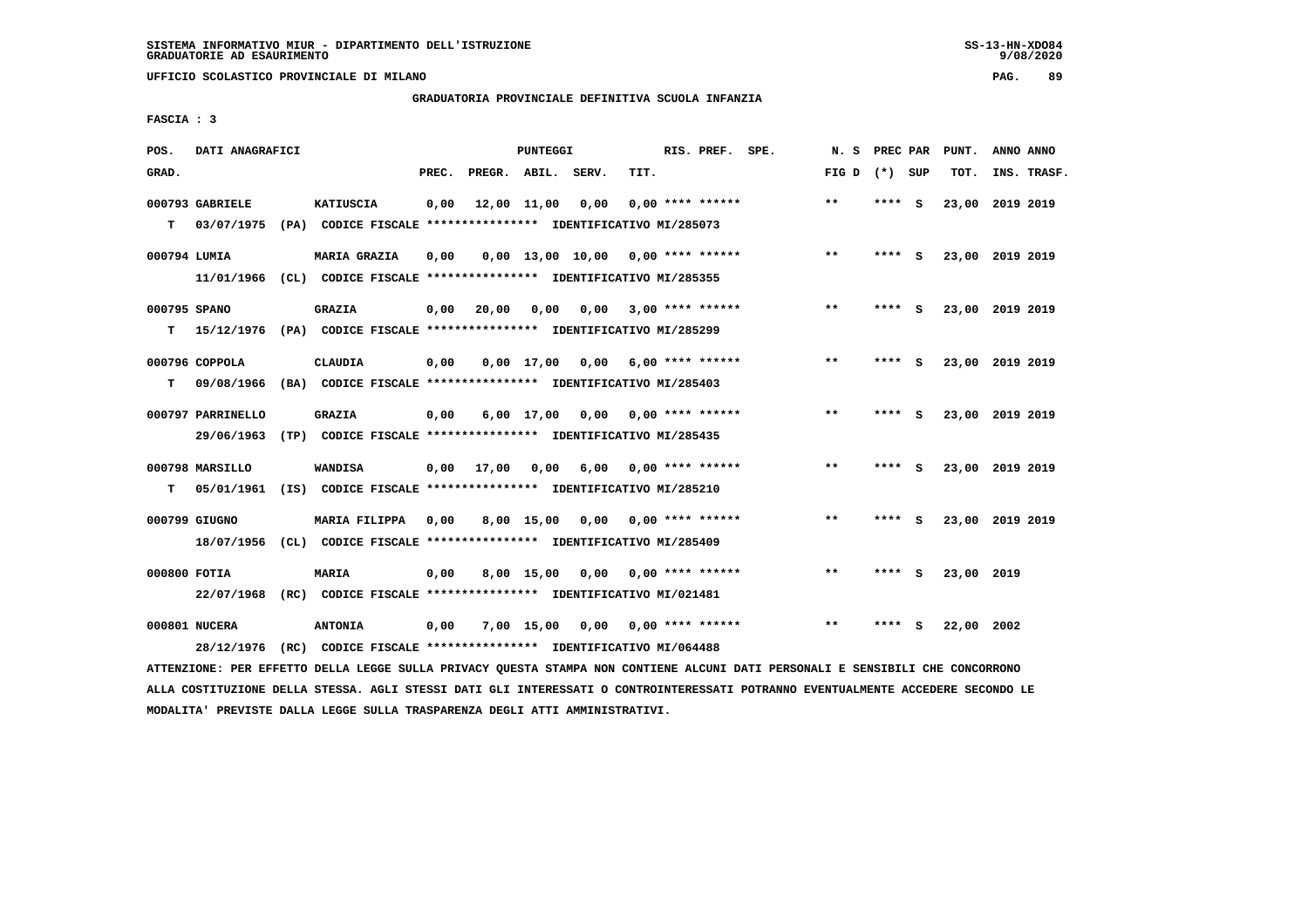SISTEMA INFORMATIVO MIUR - DIPARTIMENTO DELL'ISTRUZIONE
GRADUATORIE AD ESAURIMENTO

UFFICIO SCOLASTICO PROVINCIALE DI MILANO

GRADUATORIA PROVINCIALE DEFINITIVA SCUOLA INFANZIA

FASCIA : 3

| POS. GRAD. | DATI ANAGRAFICI | | PREC. | PREGR. | ABIL. | SERV. | TIT. | RIS. PREF. SPE. | N. S FIG D | PREC PAR (*) SUP | PUNT. TOT. | ANNO ANNO INS. TRASF. |
|---|---|---|---|---|---|---|---|---|---|---|---|---|
| 000793 | GABRIELE | KATIUSCIA | 0,00 | 12,00 | 11,00 | 0,00 | 0,00 | **** ****** | ** | **** S | 23,00 | 2019 2019 |
| T | 03/07/1975 (PA) CODICE FISCALE **************** IDENTIFICATIVO MI/285073 | | | | | | | | | | | |
| 000794 | LUMIA | MARIA GRAZIA | 0,00 | 0,00 | 13,00 | 10,00 | 0,00 | **** ****** | ** | **** S | 23,00 | 2019 2019 |
| | 11/01/1966 (CL) CODICE FISCALE **************** IDENTIFICATIVO MI/285355 | | | | | | | | | | | |
| 000795 | SPANO | GRAZIA | 0,00 | 20,00 | 0,00 | 0,00 | 3,00 | **** ****** | ** | **** S | 23,00 | 2019 2019 |
| T | 15/12/1976 (PA) CODICE FISCALE **************** IDENTIFICATIVO MI/285299 | | | | | | | | | | | |
| 000796 | COPPOLA | CLAUDIA | 0,00 | 0,00 | 17,00 | 0,00 | 6,00 | **** ****** | ** | **** S | 23,00 | 2019 2019 |
| T | 09/08/1966 (BA) CODICE FISCALE **************** IDENTIFICATIVO MI/285403 | | | | | | | | | | | |
| 000797 | PARRINELLO | GRAZIA | 0,00 | 6,00 | 17,00 | 0,00 | 0,00 | **** ****** | ** | **** S | 23,00 | 2019 2019 |
| | 29/06/1963 (TP) CODICE FISCALE **************** IDENTIFICATIVO MI/285435 | | | | | | | | | | | |
| 000798 | MARSILLO | WANDISA | 0,00 | 17,00 | 0,00 | 6,00 | 0,00 | **** ****** | ** | **** S | 23,00 | 2019 2019 |
| T | 05/01/1961 (IS) CODICE FISCALE **************** IDENTIFICATIVO MI/285210 | | | | | | | | | | | |
| 000799 | GIUGNO | MARIA FILIPPA | 0,00 | 8,00 | 15,00 | 0,00 | 0,00 | **** ****** | ** | **** S | 23,00 | 2019 2019 |
| | 18/07/1956 (CL) CODICE FISCALE **************** IDENTIFICATIVO MI/285409 | | | | | | | | | | | |
| 000800 | FOTIA | MARIA | 0,00 | 8,00 | 15,00 | 0,00 | 0,00 | **** ****** | ** | **** S | 23,00 | 2019 |
| | 22/07/1968 (RC) CODICE FISCALE **************** IDENTIFICATIVO MI/021481 | | | | | | | | | | | |
| 000801 | NUCERA | ANTONIA | 0,00 | 7,00 | 15,00 | 0,00 | 0,00 | **** ****** | ** | **** S | 22,00 | 2002 |
| | 28/12/1976 (RC) CODICE FISCALE **************** IDENTIFICATIVO MI/064488 | | | | | | | | | | | |

ATTENZIONE: PER EFFETTO DELLA LEGGE SULLA PRIVACY QUESTA STAMPA NON CONTIENE ALCUNI DATI PERSONALI E SENSIBILI CHE CONCORRONO ALLA COSTITUZIONE DELLA STESSA. AGLI STESSI DATI GLI INTERESSATI O CONTROINTERESSATI POTRANNO EVENTUALMENTE ACCEDERE SECONDO LE MODALITA' PREVISTE DALLA LEGGE SULLA TRASPARENZA DEGLI ATTI AMMINISTRATIVI.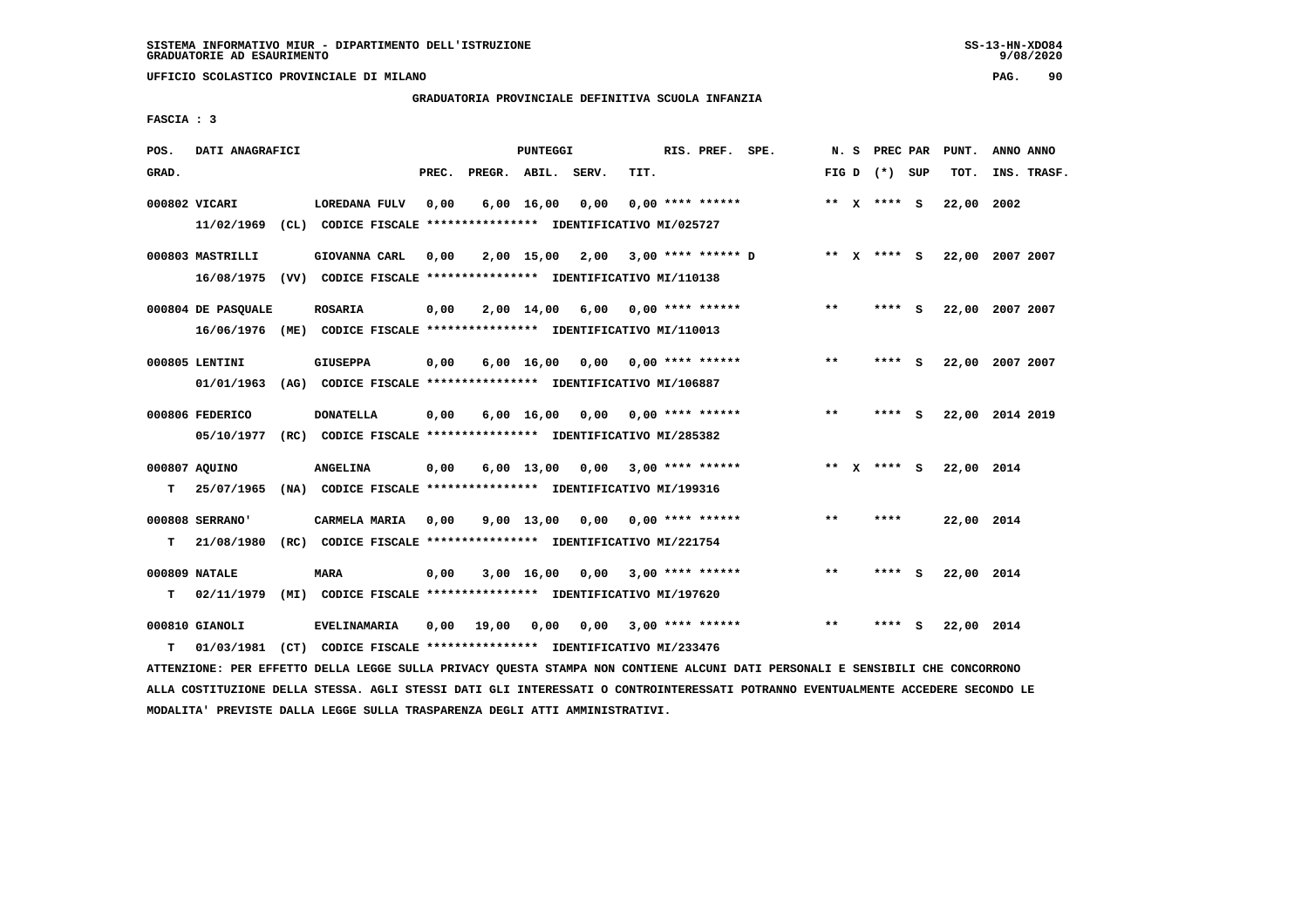SISTEMA INFORMATIVO MIUR - DIPARTIMENTO DELL'ISTRUZIONE
GRADUATORIE AD ESAURIMENTO

UFFICIO SCOLASTICO PROVINCIALE DI MILANO

GRADUATORIA PROVINCIALE DEFINITIVA SCUOLA INFANZIA

FASCIA : 3

| POS. GRAD. | DATI ANAGRAFICI | | PREC. | PREGR. | ABIL. | SERV. | TIT. | RIS. PREF. SPE. | N. S FIG D | PREC PAR (*) SUP | PUNT. TOT. | ANNO ANNO INS. TRASF. |
|---|---|---|---|---|---|---|---|---|---|---|---|---|
| 000802 | VICARI 11/02/1969 (CL) CODICE FISCALE **************** IDENTIFICATIVO MI/025727 | LOREDANA FULV | 0,00 | 6,00 | 16,00 | 0,00 | 0,00 | **** ****** | ** X | **** S | 22,00 | 2002 |
| 000803 | MASTRILLI 16/08/1975 (VV) CODICE FISCALE **************** IDENTIFICATIVO MI/110138 | GIOVANNA CARL | 0,00 | 2,00 | 15,00 | 2,00 | 3,00 | **** ****** D | ** X | **** S | 22,00 | 2007 2007 |
| 000804 | DE PASQUALE 16/06/1976 (ME) CODICE FISCALE **************** IDENTIFICATIVO MI/110013 | ROSARIA | 0,00 | 2,00 | 14,00 | 6,00 | 0,00 | **** ****** | ** | **** S | 22,00 | 2007 2007 |
| 000805 | LENTINI 01/01/1963 (AG) CODICE FISCALE **************** IDENTIFICATIVO MI/106887 | GIUSEPPA | 0,00 | 6,00 | 16,00 | 0,00 | 0,00 | **** ****** | ** | **** S | 22,00 | 2007 2007 |
| 000806 | FEDERICO 05/10/1977 (RC) CODICE FISCALE **************** IDENTIFICATIVO MI/285382 | DONATELLA | 0,00 | 6,00 | 16,00 | 0,00 | 0,00 | **** ****** | ** | **** S | 22,00 | 2014 2019 |
| 000807 | AQUINO T 25/07/1965 (NA) CODICE FISCALE **************** IDENTIFICATIVO MI/199316 | ANGELINA | 0,00 | 6,00 | 13,00 | 0,00 | 3,00 | **** ****** | ** X | **** S | 22,00 | 2014 |
| 000808 | SERRANO' T 21/08/1980 (RC) CODICE FISCALE **************** IDENTIFICATIVO MI/221754 | CARMELA MARIA | 0,00 | 9,00 | 13,00 | 0,00 | 0,00 | **** ****** | ** | **** | 22,00 | 2014 |
| 000809 | NATALE T 02/11/1979 (MI) CODICE FISCALE **************** IDENTIFICATIVO MI/197620 | MARA | 0,00 | 3,00 | 16,00 | 0,00 | 3,00 | **** ****** | ** | **** S | 22,00 | 2014 |
| 000810 | GIANOLI T 01/03/1981 (CT) CODICE FISCALE **************** IDENTIFICATIVO MI/233476 | EVELINAMARIA | 0,00 | 19,00 | 0,00 | 0,00 | 3,00 | **** ****** | ** | **** S | 22,00 | 2014 |

ATTENZIONE: PER EFFETTO DELLA LEGGE SULLA PRIVACY QUESTA STAMPA NON CONTIENE ALCUNI DATI PERSONALI E SENSIBILI CHE CONCORRONO ALLA COSTITUZIONE DELLA STESSA. AGLI STESSI DATI GLI INTERESSATI O CONTROINTERESSATI POTRANNO EVENTUALMENTE ACCEDERE SECONDO LE MODALITA' PREVISTE DALLA LEGGE SULLA TRASPARENZA DEGLI ATTI AMMINISTRATIVI.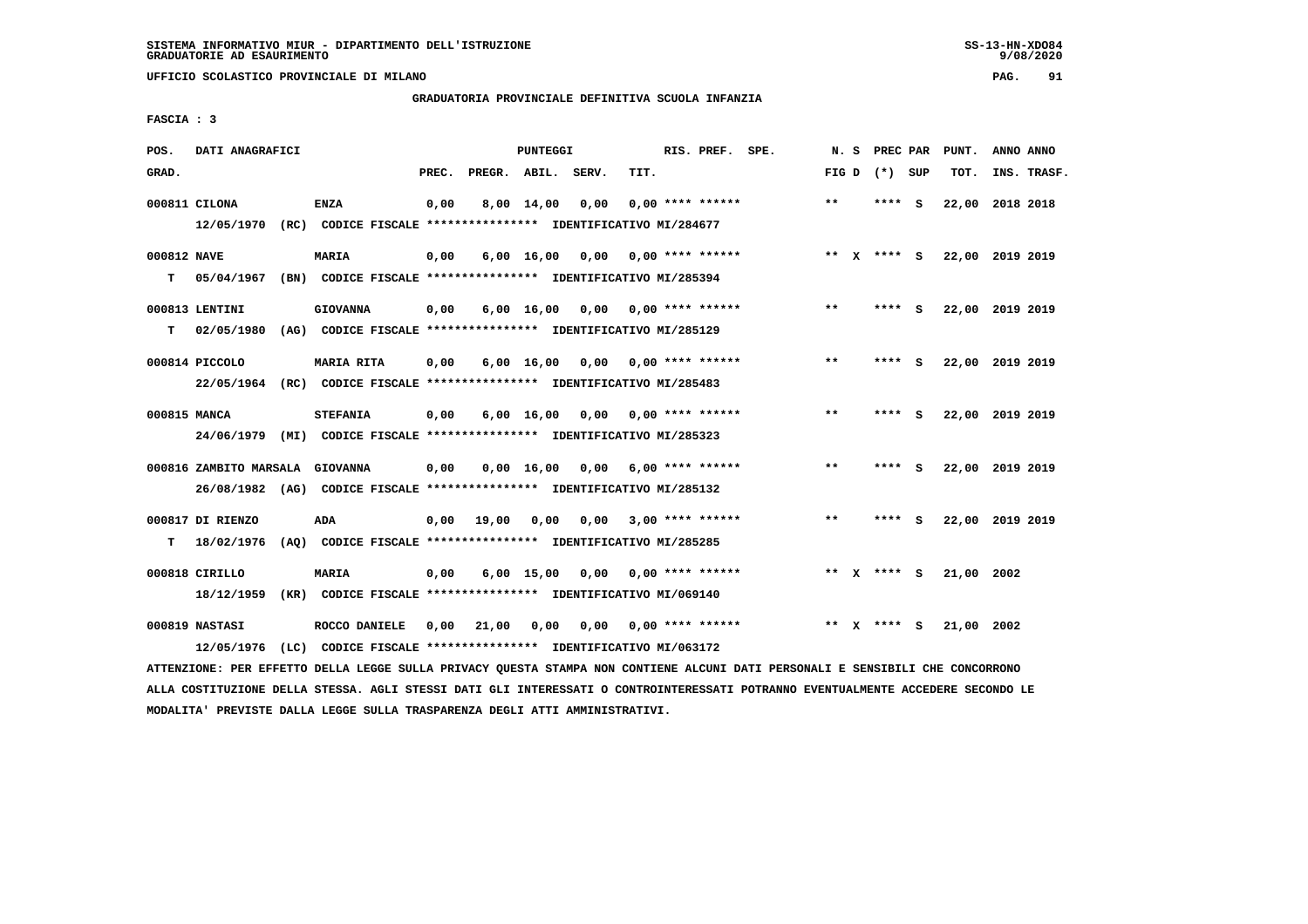SISTEMA INFORMATIVO MIUR - DIPARTIMENTO DELL'ISTRUZIONE
GRADUATORIE AD ESAURIMENTO

UFFICIO SCOLASTICO PROVINCIALE DI MILANO

GRADUATORIA PROVINCIALE DEFINITIVA SCUOLA INFANZIA

FASCIA : 3

| POS. GRAD. | DATI ANAGRAFICI | | PREC. | PREGR. | ABIL. | SERV. | TIT. | RIS. PREF. SPE. | N. S FIG D | PREC PAR (*) SUP | PUNT. TOT. | ANNO ANNO INS. TRASF. |
|---|---|---|---|---|---|---|---|---|---|---|---|---|
| 000811 | CILONA | ENZA | 0,00 | 8,00 | 14,00 | 0,00 | 0,00 | **** ****** | ** | **** S | 22,00 | 2018 2018 |
| | 12/05/1970 (RC) CODICE FISCALE **************** IDENTIFICATIVO MI/284677 | | | | | | | | | | | |
| 000812 | NAVE | MARIA | 0,00 | 6,00 | 16,00 | 0,00 | 0,00 | **** ****** | ** X | **** S | 22,00 | 2019 2019 |
| T | 05/04/1967 (BN) CODICE FISCALE **************** IDENTIFICATIVO MI/285394 | | | | | | | | | | | |
| 000813 | LENTINI | GIOVANNA | 0,00 | 6,00 | 16,00 | 0,00 | 0,00 | **** ****** | ** | **** S | 22,00 | 2019 2019 |
| T | 02/05/1980 (AG) CODICE FISCALE **************** IDENTIFICATIVO MI/285129 | | | | | | | | | | | |
| 000814 | PICCOLO | MARIA RITA | 0,00 | 6,00 | 16,00 | 0,00 | 0,00 | **** ****** | ** | **** S | 22,00 | 2019 2019 |
| | 22/05/1964 (RC) CODICE FISCALE **************** IDENTIFICATIVO MI/285483 | | | | | | | | | | | |
| 000815 | MANCA | STEFANIA | 0,00 | 6,00 | 16,00 | 0,00 | 0,00 | **** ****** | ** | **** S | 22,00 | 2019 2019 |
| | 24/06/1979 (MI) CODICE FISCALE **************** IDENTIFICATIVO MI/285323 | | | | | | | | | | | |
| 000816 | ZAMBITO MARSALA | GIOVANNA | 0,00 | 0,00 | 16,00 | 0,00 | 6,00 | **** ****** | ** | **** S | 22,00 | 2019 2019 |
| | 26/08/1982 (AG) CODICE FISCALE **************** IDENTIFICATIVO MI/285132 | | | | | | | | | | | |
| 000817 | DI RIENZO | ADA | 0,00 | 19,00 | 0,00 | 0,00 | 3,00 | **** ****** | ** | **** S | 22,00 | 2019 2019 |
| T | 18/02/1976 (AQ) CODICE FISCALE **************** IDENTIFICATIVO MI/285285 | | | | | | | | | | | |
| 000818 | CIRILLO | MARIA | 0,00 | 6,00 | 15,00 | 0,00 | 0,00 | **** ****** | ** X | **** S | 21,00 | 2002 |
| | 18/12/1959 (KR) CODICE FISCALE **************** IDENTIFICATIVO MI/069140 | | | | | | | | | | | |
| 000819 | NASTASI | ROCCO DANIELE | 0,00 | 21,00 | 0,00 | 0,00 | 0,00 | **** ****** | ** X | **** S | 21,00 | 2002 |
| | 12/05/1976 (LC) CODICE FISCALE **************** IDENTIFICATIVO MI/063172 | | | | | | | | | | | |

ATTENZIONE: PER EFFETTO DELLA LEGGE SULLA PRIVACY QUESTA STAMPA NON CONTIENE ALCUNI DATI PERSONALI E SENSIBILI CHE CONCORRONO ALLA COSTITUZIONE DELLA STESSA. AGLI STESSI DATI GLI INTERESSATI O CONTROINTERESSATI POTRANNO EVENTUALMENTE ACCEDERE SECONDO LE MODALITA' PREVISTE DALLA LEGGE SULLA TRASPARENZA DEGLI ATTI AMMINISTRATIVI.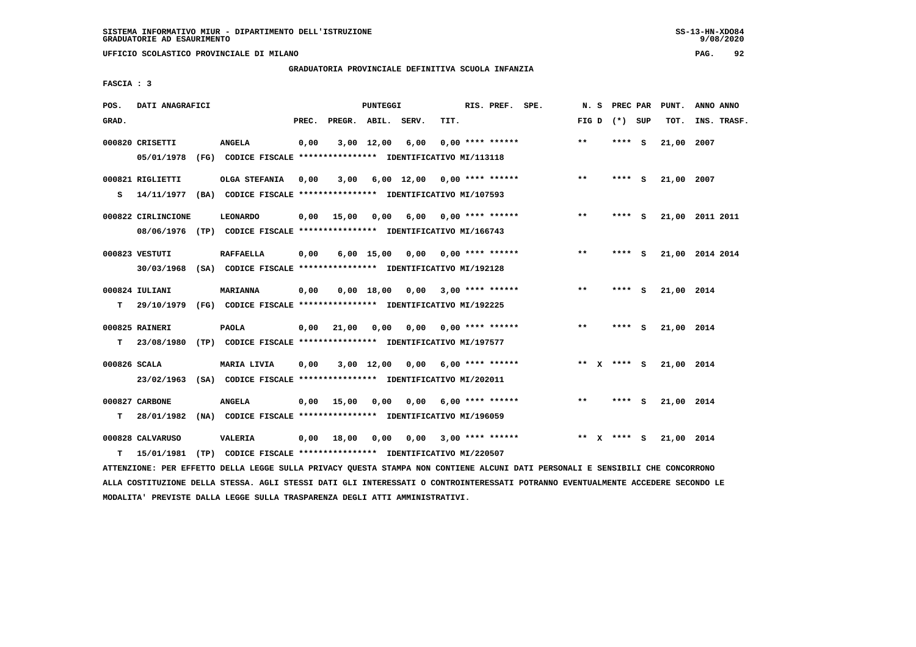SISTEMA INFORMATIVO MIUR - DIPARTIMENTO DELL'ISTRUZIONE
GRADUATORIE AD ESAURIMENTO

UFFICIO SCOLASTICO PROVINCIALE DI MILANO

GRADUATORIA PROVINCIALE DEFINITIVA SCUOLA INFANZIA

FASCIA : 3

| POS. GRAD. | DATI ANAGRAFICI | | PREC. | PREGR. | ABIL. | SERV. | TIT. | RIS. PREF. | SPE. | N. S FIG D | PREC PAR (*) SUP | PUNT. TOT. | ANNO ANNO INS. TRASF. |
|---|---|---|---|---|---|---|---|---|---|---|---|---|---|
| 000820 | CRISETTI | ANGELA | 0,00 | 3,00 | 12,00 | 6,00 | 0,00 | **** ****** | | ** | **** S | 21,00 | 2007 |
| | 05/01/1978 (FG) CODICE FISCALE **************** IDENTIFICATIVO MI/113118 | | | | | | | | | | | | |
| 000821 | RIGLIETTI | OLGA STEFANIA | 0,00 | 3,00 | 6,00 | 12,00 | 0,00 | **** ****** | | ** | **** S | 21,00 | 2007 |
| S | 14/11/1977 (BA) CODICE FISCALE **************** IDENTIFICATIVO MI/107593 | | | | | | | | | | | | |
| 000822 | CIRLINCIONE | LEONARDO | 0,00 | 15,00 | 0,00 | 6,00 | 0,00 | **** ****** | | ** | **** S | 21,00 | 2011 2011 |
| | 08/06/1976 (TP) CODICE FISCALE **************** IDENTIFICATIVO MI/166743 | | | | | | | | | | | | |
| 000823 | VESTUTI | RAFFAELLA | 0,00 | 6,00 | 15,00 | 0,00 | 0,00 | **** ****** | | ** | **** S | 21,00 | 2014 2014 |
| | 30/03/1968 (SA) CODICE FISCALE **************** IDENTIFICATIVO MI/192128 | | | | | | | | | | | | |
| 000824 | IULIANI | MARIANNA | 0,00 | 0,00 | 18,00 | 0,00 | 3,00 | **** ****** | | ** | **** S | 21,00 | 2014 |
| T | 29/10/1979 (FG) CODICE FISCALE **************** IDENTIFICATIVO MI/192225 | | | | | | | | | | | | |
| 000825 | RAINERI | PAOLA | 0,00 | 21,00 | 0,00 | 0,00 | 0,00 | **** ****** | | ** | **** S | 21,00 | 2014 |
| T | 23/08/1980 (TP) CODICE FISCALE **************** IDENTIFICATIVO MI/197577 | | | | | | | | | | | | |
| 000826 | SCALA | MARIA LIVIA | 0,00 | 3,00 | 12,00 | 0,00 | 6,00 | **** ****** | | ** X | **** S | 21,00 | 2014 |
| | 23/02/1963 (SA) CODICE FISCALE **************** IDENTIFICATIVO MI/202011 | | | | | | | | | | | | |
| 000827 | CARBONE | ANGELA | 0,00 | 15,00 | 0,00 | 0,00 | 6,00 | **** ****** | | ** | **** S | 21,00 | 2014 |
| T | 28/01/1982 (NA) CODICE FISCALE **************** IDENTIFICATIVO MI/196059 | | | | | | | | | | | | |
| 000828 | CALVARUSO | VALERIA | 0,00 | 18,00 | 0,00 | 0,00 | 3,00 | **** ****** | | ** X | **** S | 21,00 | 2014 |
| T | 15/01/1981 (TP) CODICE FISCALE **************** IDENTIFICATIVO MI/220507 | | | | | | | | | | | | |

ATTENZIONE: PER EFFETTO DELLA LEGGE SULLA PRIVACY QUESTA STAMPA NON CONTIENE ALCUNI DATI PERSONALI E SENSIBILI CHE CONCORRONO ALLA COSTITUZIONE DELLA STESSA. AGLI STESSI DATI GLI INTERESSATI O CONTROINTERESSATI POTRANNO EVENTUALMENTE ACCEDERE SECONDO LE MODALITA' PREVISTE DALLA LEGGE SULLA TRASPARENZA DEGLI ATTI AMMINISTRATIVI.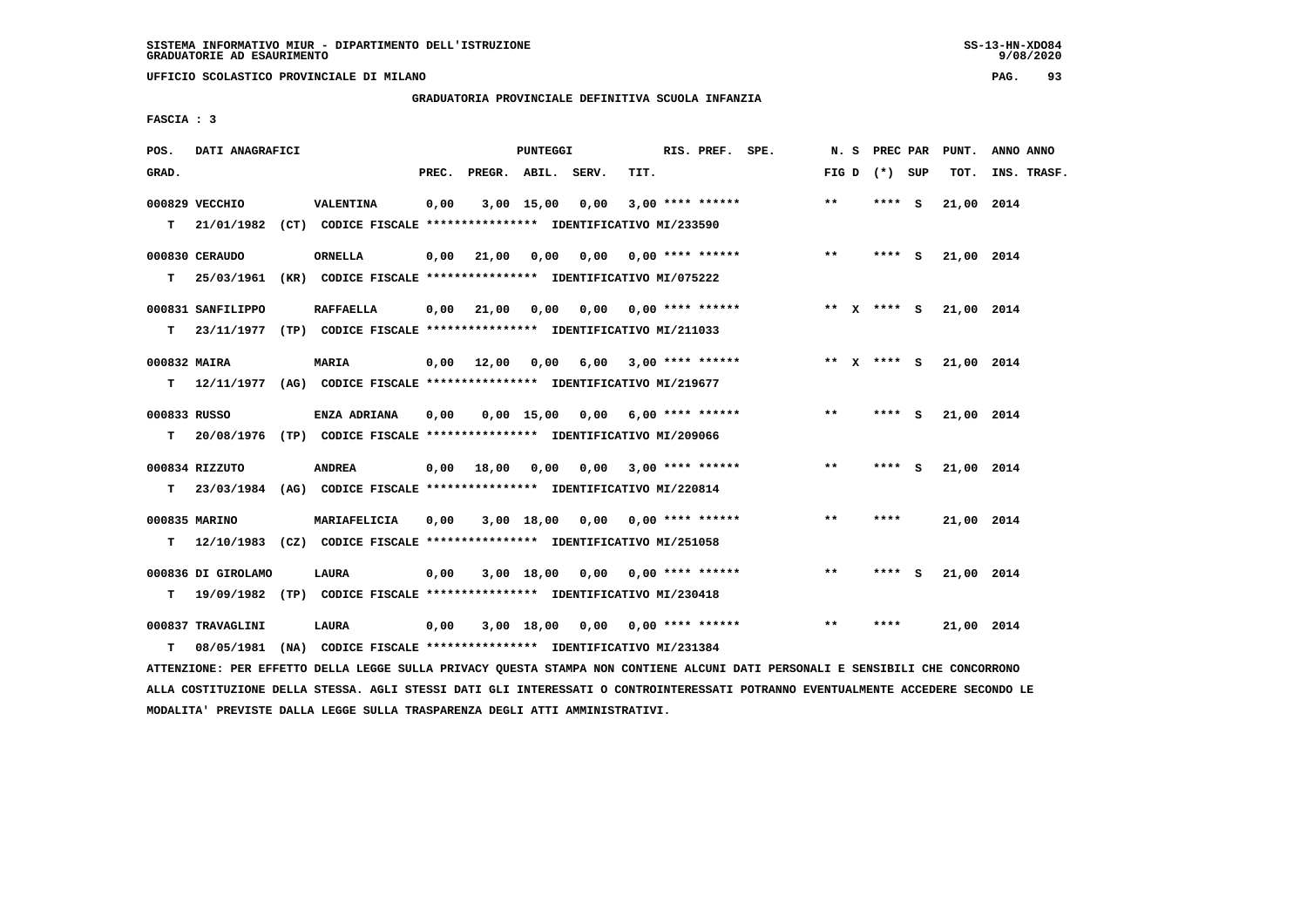SISTEMA INFORMATIVO MIUR - DIPARTIMENTO DELL'ISTRUZIONE
GRADUATORIE AD ESAURIMENTO

UFFICIO SCOLASTICO PROVINCIALE DI MILANO

GRADUATORIA PROVINCIALE DEFINITIVA SCUOLA INFANZIA

FASCIA : 3

| POS. GRAD. | DATI ANAGRAFICI | | PREC. | PREGR. | ABIL. | SERV. | TIT. | RIS. PREF. | SPE. | N. S FIG D | PREC PAR (*) | SUP | PUNT. TOT. | ANNO INS. | ANNO TRASF. |
|---|---|---|---|---|---|---|---|---|---|---|---|---|---|---|---|
| 000829 | VECCHIO | VALENTINA | 0,00 | 3,00 | 15,00 | 0,00 | 3,00 | **** ****** | | ** | **** | S | 21,00 | 2014 | |
| T | 21/01/1982 (CT) CODICE FISCALE **************** IDENTIFICATIVO MI/233590 | | | | | | | | | | | | | | |
| 000830 | CERAUDO | ORNELLA | 0,00 | 21,00 | 0,00 | 0,00 | 0,00 | **** ****** | | ** | **** | S | 21,00 | 2014 | |
| T | 25/03/1961 (KR) CODICE FISCALE **************** IDENTIFICATIVO MI/075222 | | | | | | | | | | | | | | |
| 000831 | SANFILIPPO | RAFFAELLA | 0,00 | 21,00 | 0,00 | 0,00 | 0,00 | **** ****** | | ** X | **** | S | 21,00 | 2014 | |
| T | 23/11/1977 (TP) CODICE FISCALE **************** IDENTIFICATIVO MI/211033 | | | | | | | | | | | | | | |
| 000832 | MAIRA | MARIA | 0,00 | 12,00 | 0,00 | 6,00 | 3,00 | **** ****** | | ** X | **** | S | 21,00 | 2014 | |
| T | 12/11/1977 (AG) CODICE FISCALE **************** IDENTIFICATIVO MI/219677 | | | | | | | | | | | | | | |
| 000833 | RUSSO | ENZA ADRIANA | 0,00 | 0,00 | 15,00 | 0,00 | 6,00 | **** ****** | | ** | **** | S | 21,00 | 2014 | |
| T | 20/08/1976 (TP) CODICE FISCALE **************** IDENTIFICATIVO MI/209066 | | | | | | | | | | | | | | |
| 000834 | RIZZUTO | ANDREA | 0,00 | 18,00 | 0,00 | 0,00 | 3,00 | **** ****** | | ** | **** | S | 21,00 | 2014 | |
| T | 23/03/1984 (AG) CODICE FISCALE **************** IDENTIFICATIVO MI/220814 | | | | | | | | | | | | | | |
| 000835 | MARINO | MARIAFELICIA | 0,00 | 3,00 | 18,00 | 0,00 | 0,00 | **** ****** | | ** | **** | | 21,00 | 2014 | |
| T | 12/10/1983 (CZ) CODICE FISCALE **************** IDENTIFICATIVO MI/251058 | | | | | | | | | | | | | | |
| 000836 | DI GIROLAMO | LAURA | 0,00 | 3,00 | 18,00 | 0,00 | 0,00 | **** ****** | | ** | **** | S | 21,00 | 2014 | |
| T | 19/09/1982 (TP) CODICE FISCALE **************** IDENTIFICATIVO MI/230418 | | | | | | | | | | | | | | |
| 000837 | TRAVAGLINI | LAURA | 0,00 | 3,00 | 18,00 | 0,00 | 0,00 | **** ****** | | ** | **** | | 21,00 | 2014 | |
| T | 08/05/1981 (NA) CODICE FISCALE **************** IDENTIFICATIVO MI/231384 | | | | | | | | | | | | | | |

ATTENZIONE: PER EFFETTO DELLA LEGGE SULLA PRIVACY QUESTA STAMPA NON CONTIENE ALCUNI DATI PERSONALI E SENSIBILI CHE CONCORRONO ALLA COSTITUZIONE DELLA STESSA. AGLI STESSI DATI GLI INTERESSATI O CONTROINTERESSATI POTRANNO EVENTUALMENTE ACCEDERE SECONDO LE MODALITA' PREVISTE DALLA LEGGE SULLA TRASPARENZA DEGLI ATTI AMMINISTRATIVI.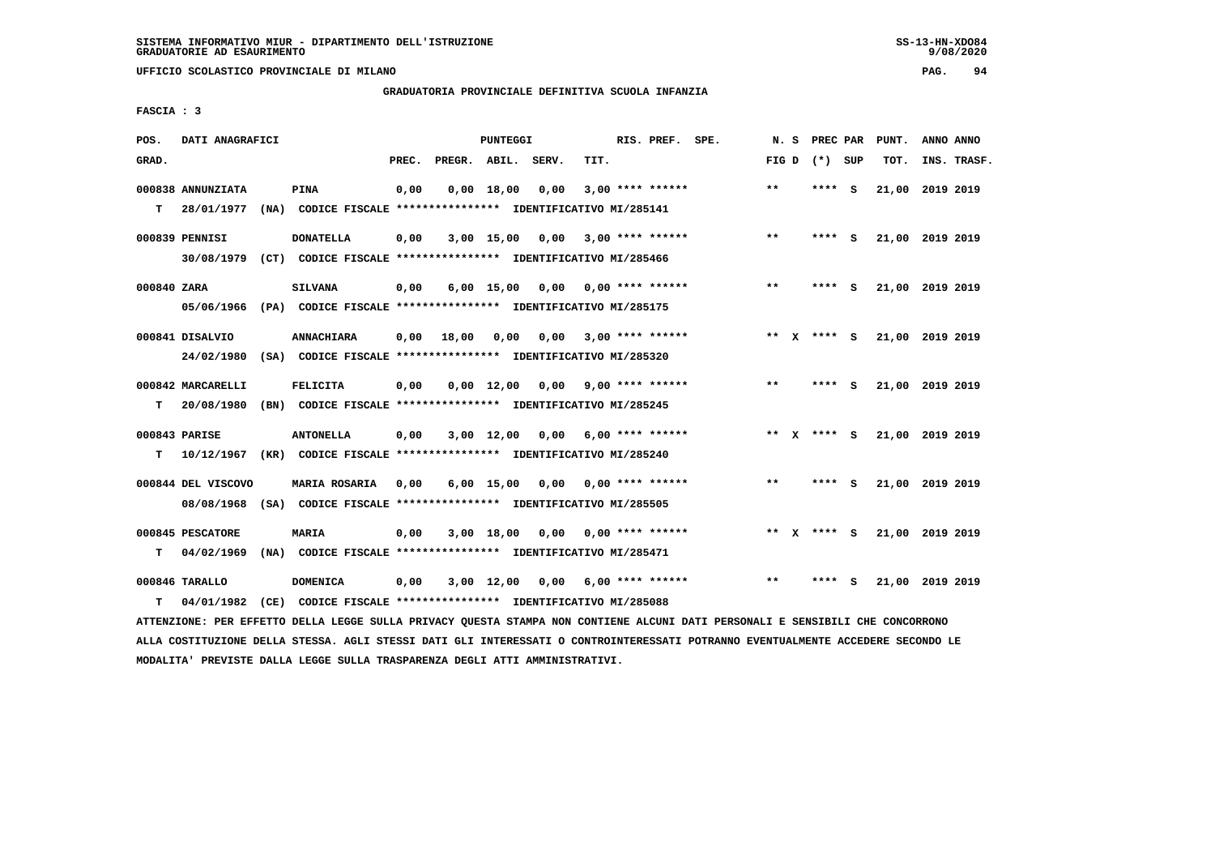SISTEMA INFORMATIVO MIUR - DIPARTIMENTO DELL'ISTRUZIONE
GRADUATORIE AD ESAURIMENTO

UFFICIO SCOLASTICO PROVINCIALE DI MILANO

GRADUATORIA PROVINCIALE DEFINITIVA SCUOLA INFANZIA

FASCIA : 3

| POS. GRAD. | DATI ANAGRAFICI | | PREC. | PREGR. | ABIL. | SERV. | TIT. | RIS. PREF. SPE. | N. S FIG D | PREC PAR (*) SUP | PUNT. TOT. | ANNO ANNO INS. TRASF. |
|---|---|---|---|---|---|---|---|---|---|---|---|---|
| 000838 | ANNUNZIATA | PINA | 0,00 | 0,00 | 18,00 | 0,00 | 3,00 | **** ****** | ** | **** S | 21,00 | 2019 2019 |
| T | 28/01/1977 (NA) CODICE FISCALE **************** IDENTIFICATIVO MI/285141 | | | | | | | | | | | |
| 000839 | PENNISI | DONATELLA | 0,00 | 3,00 | 15,00 | 0,00 | 3,00 | **** ****** | ** | **** S | 21,00 | 2019 2019 |
| | 30/08/1979 (CT) CODICE FISCALE **************** IDENTIFICATIVO MI/285466 | | | | | | | | | | | |
| 000840 | ZARA | SILVANA | 0,00 | 6,00 | 15,00 | 0,00 | 0,00 | **** ****** | ** | **** S | 21,00 | 2019 2019 |
| | 05/06/1966 (PA) CODICE FISCALE **************** IDENTIFICATIVO MI/285175 | | | | | | | | | | | |
| 000841 | DISALVIO | ANNACHIARA | 0,00 | 18,00 | 0,00 | 0,00 | 3,00 | **** ****** | ** X | **** S | 21,00 | 2019 2019 |
| | 24/02/1980 (SA) CODICE FISCALE **************** IDENTIFICATIVO MI/285320 | | | | | | | | | | | |
| 000842 | MARCARELLI | FELICITA | 0,00 | 0,00 | 12,00 | 0,00 | 9,00 | **** ****** | ** | **** S | 21,00 | 2019 2019 |
| T | 20/08/1980 (BN) CODICE FISCALE **************** IDENTIFICATIVO MI/285245 | | | | | | | | | | | |
| 000843 | PARISE | ANTONELLA | 0,00 | 3,00 | 12,00 | 0,00 | 6,00 | **** ****** | ** X | **** S | 21,00 | 2019 2019 |
| T | 10/12/1967 (KR) CODICE FISCALE **************** IDENTIFICATIVO MI/285240 | | | | | | | | | | | |
| 000844 | DEL VISCOVO | MARIA ROSARIA | 0,00 | 6,00 | 15,00 | 0,00 | 0,00 | **** ****** | ** | **** S | 21,00 | 2019 2019 |
| | 08/08/1968 (SA) CODICE FISCALE **************** IDENTIFICATIVO MI/285505 | | | | | | | | | | | |
| 000845 | PESCATORE | MARIA | 0,00 | 3,00 | 18,00 | 0,00 | 0,00 | **** ****** | ** X | **** S | 21,00 | 2019 2019 |
| T | 04/02/1969 (NA) CODICE FISCALE **************** IDENTIFICATIVO MI/285471 | | | | | | | | | | | |
| 000846 | TARALLO | DOMENICA | 0,00 | 3,00 | 12,00 | 0,00 | 6,00 | **** ****** | ** | **** S | 21,00 | 2019 2019 |
| T | 04/01/1982 (CE) CODICE FISCALE **************** IDENTIFICATIVO MI/285088 | | | | | | | | | | | |

ATTENZIONE: PER EFFETTO DELLA LEGGE SULLA PRIVACY QUESTA STAMPA NON CONTIENE ALCUNI DATI PERSONALI E SENSIBILI CHE CONCORRONO ALLA COSTITUZIONE DELLA STESSA. AGLI STESSI DATI GLI INTERESSATI O CONTROINTERESSATI POTRANNO EVENTUALMENTE ACCEDERE SECONDO LE MODALITA' PREVISTE DALLA LEGGE SULLA TRASPARENZA DEGLI ATTI AMMINISTRATIVI.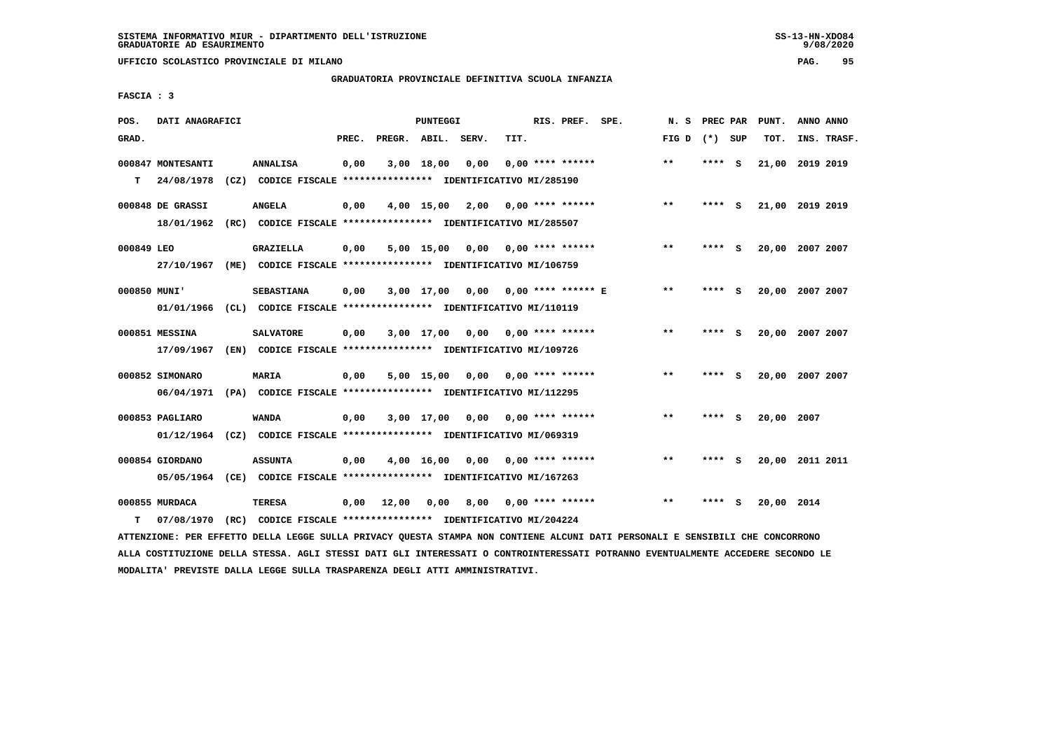SISTEMA INFORMATIVO MIUR - DIPARTIMENTO DELL'ISTRUZIONE
GRADUATORIE AD ESAURIMENTO

UFFICIO SCOLASTICO PROVINCIALE DI MILANO

GRADUATORIA PROVINCIALE DEFINITIVA SCUOLA INFANZIA

FASCIA : 3

| POS. GRAD. | DATI ANAGRAFICI | | PREC. | PREGR. | ABIL. | SERV. | TIT. | RIS. PREF. SPE. | N. S FIG D | PREC PAR (*) SUP | PUNT. TOT. | ANNO ANNO INS. TRASF. |
|---|---|---|---|---|---|---|---|---|---|---|---|---|
| 000847 | MONTESANTI | ANNALISA | 0,00 | 3,00 | 18,00 | 0,00 | 0,00 | **** ****** | ** | **** S | 21,00 | 2019 2019 |
| T | 24/08/1978 (CZ) CODICE FISCALE **************** IDENTIFICATIVO MI/285190 | | | | | | | | | | | |
| 000848 | DE GRASSI | ANGELA | 0,00 | 4,00 | 15,00 | 2,00 | 0,00 | **** ****** | ** | **** S | 21,00 | 2019 2019 |
| | 18/01/1962 (RC) CODICE FISCALE **************** IDENTIFICATIVO MI/285507 | | | | | | | | | | | |
| 000849 | LEO | GRAZIELLA | 0,00 | 5,00 | 15,00 | 0,00 | 0,00 | **** ****** | ** | **** S | 20,00 | 2007 2007 |
| | 27/10/1967 (ME) CODICE FISCALE **************** IDENTIFICATIVO MI/106759 | | | | | | | | | | | |
| 000850 | MUNI' | SEBASTIANA | 0,00 | 3,00 | 17,00 | 0,00 | 0,00 | **** ****** E | ** | **** S | 20,00 | 2007 2007 |
| | 01/01/1966 (CL) CODICE FISCALE **************** IDENTIFICATIVO MI/110119 | | | | | | | | | | | |
| 000851 | MESSINA | SALVATORE | 0,00 | 3,00 | 17,00 | 0,00 | 0,00 | **** ****** | ** | **** S | 20,00 | 2007 2007 |
| | 17/09/1967 (EN) CODICE FISCALE **************** IDENTIFICATIVO MI/109726 | | | | | | | | | | | |
| 000852 | SIMONARO | MARIA | 0,00 | 5,00 | 15,00 | 0,00 | 0,00 | **** ****** | ** | **** S | 20,00 | 2007 2007 |
| | 06/04/1971 (PA) CODICE FISCALE **************** IDENTIFICATIVO MI/112295 | | | | | | | | | | | |
| 000853 | PAGLIARO | WANDA | 0,00 | 3,00 | 17,00 | 0,00 | 0,00 | **** ****** | ** | **** S | 20,00 | 2007 |
| | 01/12/1964 (CZ) CODICE FISCALE **************** IDENTIFICATIVO MI/069319 | | | | | | | | | | | |
| 000854 | GIORDANO | ASSUNTA | 0,00 | 4,00 | 16,00 | 0,00 | 0,00 | **** ****** | ** | **** S | 20,00 | 2011 2011 |
| | 05/05/1964 (CE) CODICE FISCALE **************** IDENTIFICATIVO MI/167263 | | | | | | | | | | | |
| 000855 | MURDACA | TERESA | 0,00 | 12,00 | 0,00 | 8,00 | 0,00 | **** ****** | ** | **** S | 20,00 | 2014 |
| T | 07/08/1970 (RC) CODICE FISCALE **************** IDENTIFICATIVO MI/204224 | | | | | | | | | | | |

ATTENZIONE: PER EFFETTO DELLA LEGGE SULLA PRIVACY QUESTA STAMPA NON CONTIENE ALCUNI DATI PERSONALI E SENSIBILI CHE CONCORRONO ALLA COSTITUZIONE DELLA STESSA. AGLI STESSI DATI GLI INTERESSATI O CONTROINTERESSATI POTRANNO EVENTUALMENTE ACCEDERE SECONDO LE MODALITA' PREVISTE DALLA LEGGE SULLA TRASPARENZA DEGLI ATTI AMMINISTRATIVI.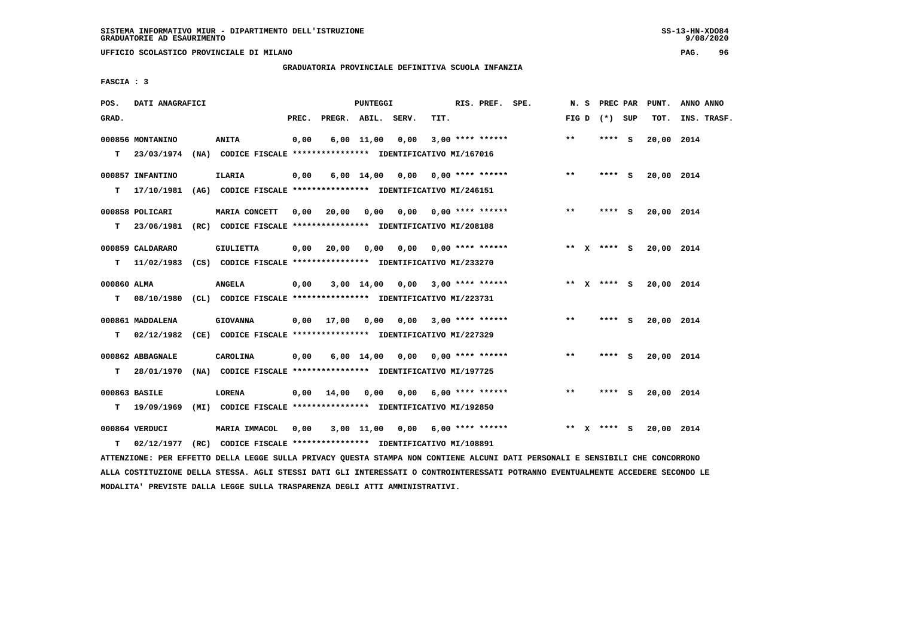SISTEMA INFORMATIVO MIUR - DIPARTIMENTO DELL'ISTRUZIONE
GRADUATORIE AD ESAURIMENTO

UFFICIO SCOLASTICO PROVINCIALE DI MILANO

GRADUATORIA PROVINCIALE DEFINITIVA SCUOLA INFANZIA

FASCIA : 3

| POS. GRAD. | DATI ANAGRAFICI | | PREC. | PREGR. | ABIL. | SERV. | TIT. | RIS. PREF. | SPE. | N. S FIG D | PREC PAR (*) SUP | PUNT. TOT. | ANNO ANNO INS. TRASF. |
|---|---|---|---|---|---|---|---|---|---|---|---|---|---|
| 000856 | MONTANINO | ANITA | 0,00 | 6,00 | 11,00 | 0,00 | 3,00 | **** ****** | | ** | **** S | 20,00 | 2014 |
| T | 23/03/1974 (NA) | CODICE FISCALE **************** IDENTIFICATIVO MI/167016 | | | | | | | | | | | |
| 000857 | INFANTINO | ILARIA | 0,00 | 6,00 | 14,00 | 0,00 | 0,00 | **** ****** | | ** | **** S | 20,00 | 2014 |
| T | 17/10/1981 (AG) | CODICE FISCALE **************** IDENTIFICATIVO MI/246151 | | | | | | | | | | | |
| 000858 | POLICARI | MARIA CONCETT | 0,00 | 20,00 | 0,00 | 0,00 | 0,00 | **** ****** | | ** | **** S | 20,00 | 2014 |
| T | 23/06/1981 (RC) | CODICE FISCALE **************** IDENTIFICATIVO MI/208188 | | | | | | | | | | | |
| 000859 | CALDARARO | GIULIETTA | 0,00 | 20,00 | 0,00 | 0,00 | 0,00 | **** ****** | | ** X | **** S | 20,00 | 2014 |
| T | 11/02/1983 (CS) | CODICE FISCALE **************** IDENTIFICATIVO MI/233270 | | | | | | | | | | | |
| 000860 | ALMA | ANGELA | 0,00 | 3,00 | 14,00 | 0,00 | 3,00 | **** ****** | | ** X | **** S | 20,00 | 2014 |
| T | 08/10/1980 (CL) | CODICE FISCALE **************** IDENTIFICATIVO MI/223731 | | | | | | | | | | | |
| 000861 | MADDALENA | GIOVANNA | 0,00 | 17,00 | 0,00 | 0,00 | 3,00 | **** ****** | | ** | **** S | 20,00 | 2014 |
| T | 02/12/1982 (CE) | CODICE FISCALE **************** IDENTIFICATIVO MI/227329 | | | | | | | | | | | |
| 000862 | ABBAGNALE | CAROLINA | 0,00 | 6,00 | 14,00 | 0,00 | 0,00 | **** ****** | | ** | **** S | 20,00 | 2014 |
| T | 28/01/1970 (NA) | CODICE FISCALE **************** IDENTIFICATIVO MI/197725 | | | | | | | | | | | |
| 000863 | BASILE | LORENA | 0,00 | 14,00 | 0,00 | 0,00 | 6,00 | **** ****** | | ** | **** S | 20,00 | 2014 |
| T | 19/09/1969 (MI) | CODICE FISCALE **************** IDENTIFICATIVO MI/192850 | | | | | | | | | | | |
| 000864 | VERDUCI | MARIA IMMACOL | 0,00 | 3,00 | 11,00 | 0,00 | 6,00 | **** ****** | | ** X | **** S | 20,00 | 2014 |
| T | 02/12/1977 (RC) | CODICE FISCALE **************** IDENTIFICATIVO MI/108891 | | | | | | | | | | | |

ATTENZIONE: PER EFFETTO DELLA LEGGE SULLA PRIVACY QUESTA STAMPA NON CONTIENE ALCUNI DATI PERSONALI E SENSIBILI CHE CONCORRONO ALLA COSTITUZIONE DELLA STESSA. AGLI STESSI DATI GLI INTERESSATI O CONTROINTERESSATI POTRANNO EVENTUALMENTE ACCEDERE SECONDO LE MODALITA' PREVISTE DALLA LEGGE SULLA TRASPARENZA DEGLI ATTI AMMINISTRATIVI.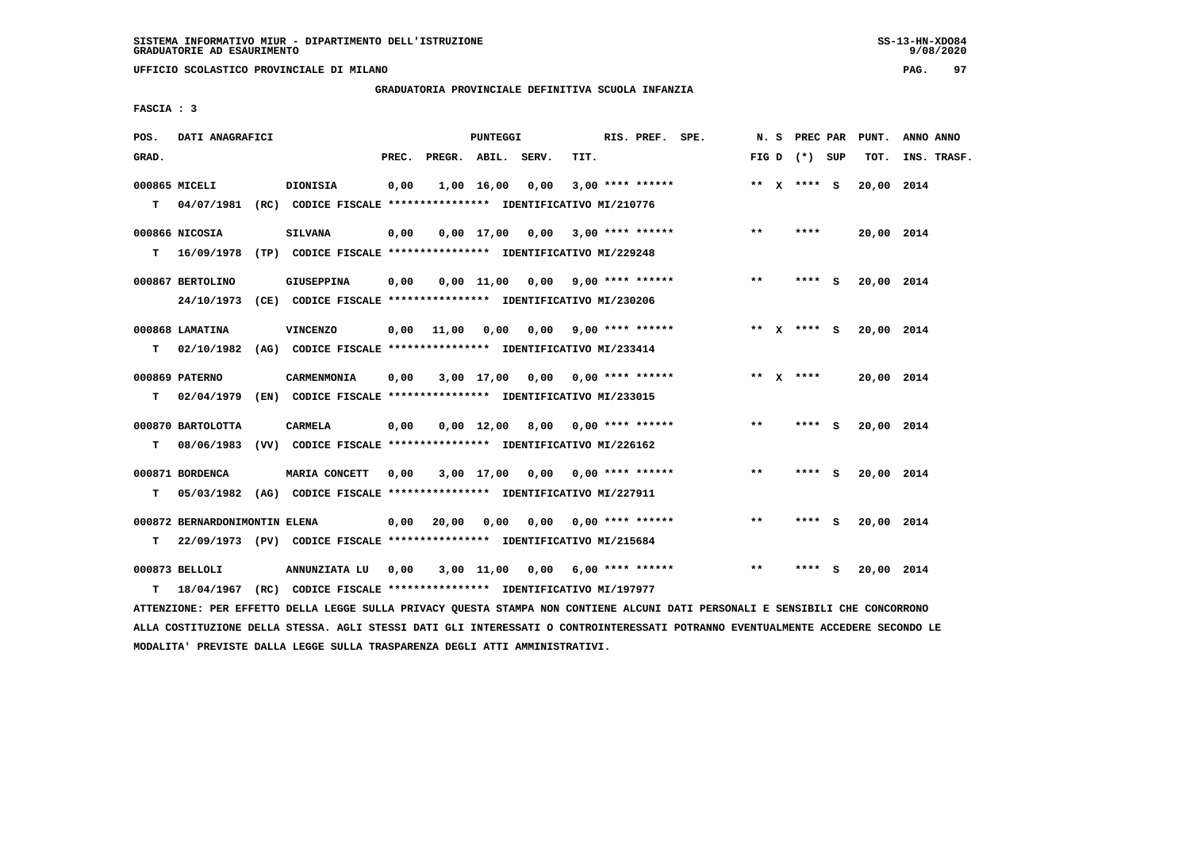SISTEMA INFORMATIVO MIUR - DIPARTIMENTO DELL'ISTRUZIONE
GRADUATORIE AD ESAURIMENTO

UFFICIO SCOLASTICO PROVINCIALE DI MILANO

GRADUATORIA PROVINCIALE DEFINITIVA SCUOLA INFANZIA

FASCIA : 3

| POS. GRAD. | DATI ANAGRAFICI | | PREC. | PREGR. | ABIL. | SERV. | TIT. | RIS. PREF. | SPE. | N. S FIG D | PREC PAR (*) SUP | PUNT. TOT. | ANNO INS. | ANNO TRASF. |
|---|---|---|---|---|---|---|---|---|---|---|---|---|---|---|
| 000865 | MICELI | DIONISIA | 0,00 | 1,00 | 16,00 | 0,00 | 3,00 | **** ****** | | ** X | **** S | 20,00 | 2014 | |
| T | 04/07/1981 (RC) | CODICE FISCALE **************** IDENTIFICATIVO MI/210776 | | | | | | | | | | | | |
| 000866 | NICOSIA | SILVANA | 0,00 | 0,00 | 17,00 | 0,00 | 3,00 | **** ****** | | ** | **** | 20,00 | 2014 | |
| T | 16/09/1978 (TP) | CODICE FISCALE **************** IDENTIFICATIVO MI/229248 | | | | | | | | | | | | |
| 000867 | BERTOLINO | GIUSEPPINA | 0,00 | 0,00 | 11,00 | 0,00 | 9,00 | **** ****** | | ** | **** S | 20,00 | 2014 | |
| | 24/10/1973 (CE) | CODICE FISCALE **************** IDENTIFICATIVO MI/230206 | | | | | | | | | | | | |
| 000868 | LAMATINA | VINCENZO | 0,00 | 11,00 | 0,00 | 0,00 | 9,00 | **** ****** | | ** X | **** S | 20,00 | 2014 | |
| T | 02/10/1982 (AG) | CODICE FISCALE **************** IDENTIFICATIVO MI/233414 | | | | | | | | | | | | |
| 000869 | PATERNO | CARMENMONIA | 0,00 | 3,00 | 17,00 | 0,00 | 0,00 | **** ****** | | ** X | **** | 20,00 | 2014 | |
| T | 02/04/1979 (EN) | CODICE FISCALE **************** IDENTIFICATIVO MI/233015 | | | | | | | | | | | | |
| 000870 | BARTOLOTTA | CARMELA | 0,00 | 0,00 | 12,00 | 8,00 | 0,00 | **** ****** | | ** | **** S | 20,00 | 2014 | |
| T | 08/06/1983 (VV) | CODICE FISCALE **************** IDENTIFICATIVO MI/226162 | | | | | | | | | | | | |
| 000871 | BORDENCA | MARIA CONCETT | 0,00 | 3,00 | 17,00 | 0,00 | 0,00 | **** ****** | | ** | **** S | 20,00 | 2014 | |
| T | 05/03/1982 (AG) | CODICE FISCALE **************** IDENTIFICATIVO MI/227911 | | | | | | | | | | | | |
| 000872 | BERNARDONIMONTIN ELENA | | 0,00 | 20,00 | 0,00 | 0,00 | 0,00 | **** ****** | | ** | **** S | 20,00 | 2014 | |
| T | 22/09/1973 (PV) | CODICE FISCALE **************** IDENTIFICATIVO MI/215684 | | | | | | | | | | | | |
| 000873 | BELLOLI | ANNUNZIATA LU | 0,00 | 3,00 | 11,00 | 0,00 | 6,00 | **** ****** | | ** | **** S | 20,00 | 2014 | |
| T | 18/04/1967 (RC) | CODICE FISCALE **************** IDENTIFICATIVO MI/197977 | | | | | | | | | | | | |

ATTENZIONE: PER EFFETTO DELLA LEGGE SULLA PRIVACY QUESTA STAMPA NON CONTIENE ALCUNI DATI PERSONALI E SENSIBILI CHE CONCORRONO ALLA COSTITUZIONE DELLA STESSA. AGLI STESSI DATI GLI INTERESSATI O CONTROINTERESSATI POTRANNO EVENTUALMENTE ACCEDERE SECONDO LE MODALITA' PREVISTE DALLA LEGGE SULLA TRASPARENZA DEGLI ATTI AMMINISTRATIVI.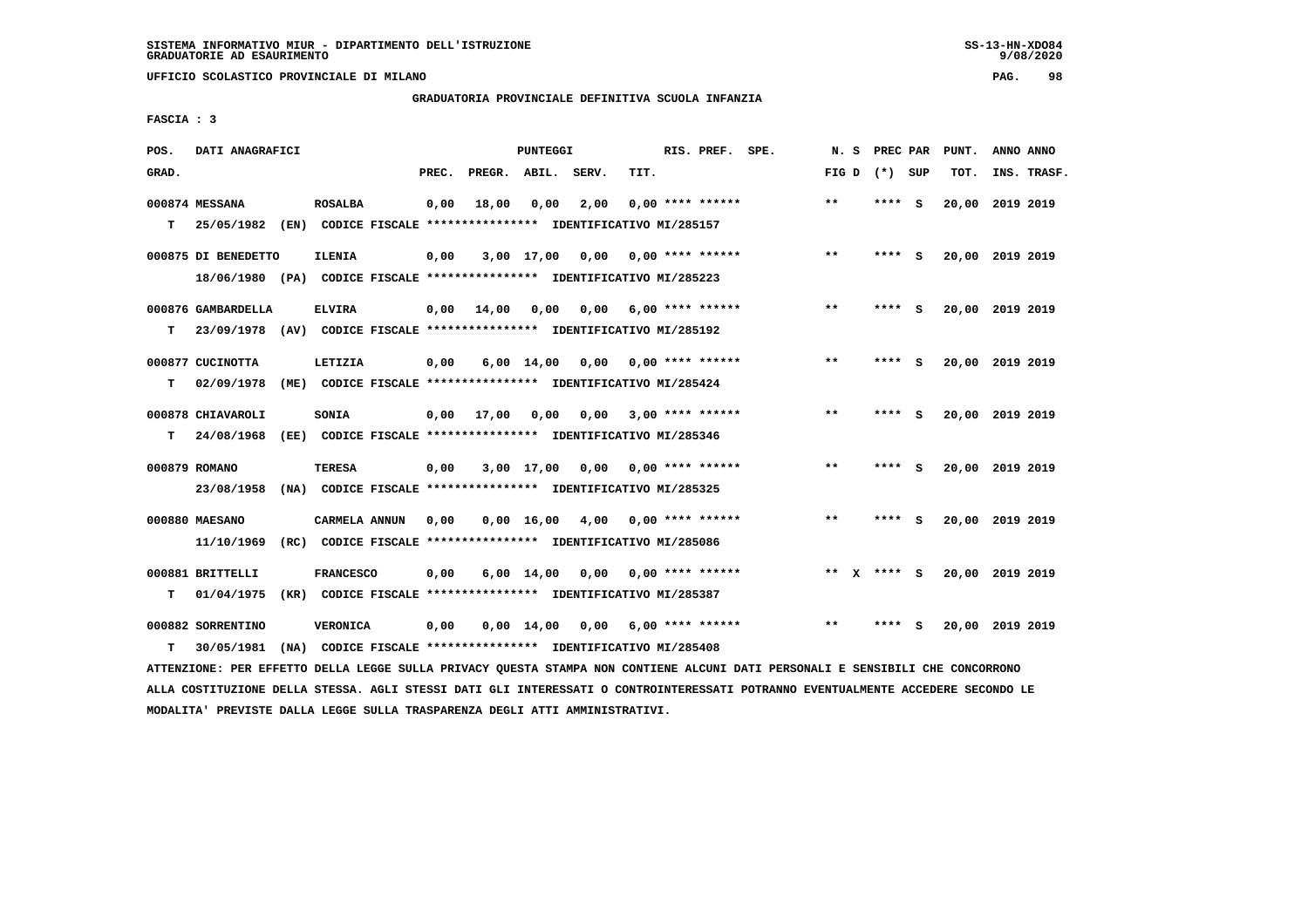SISTEMA INFORMATIVO MIUR - DIPARTIMENTO DELL'ISTRUZIONE
GRADUATORIE AD ESAURIMENTO

UFFICIO SCOLASTICO PROVINCIALE DI MILANO

GRADUATORIA PROVINCIALE DEFINITIVA SCUOLA INFANZIA

FASCIA : 3

| POS. GRAD. | DATI ANAGRAFICI | | PREC. | PREGR. | ABIL. | SERV. | TIT. | RIS. PREF. SPE. | N. S FIG D | PREC PAR (*) SUP | PUNT. TOT. | ANNO ANNO INS. TRASF. |
|---|---|---|---|---|---|---|---|---|---|---|---|---|
| 000874 | MESSANA | ROSALBA | 0,00 | 18,00 | 0,00 | 2,00 | 0,00 | **** ****** | ** | **** S | 20,00 | 2019 2019 |
| T | 25/05/1982 (EN) CODICE FISCALE **************** IDENTIFICATIVO MI/285157 | | | | | | | | | | | |
| 000875 | DI BENEDETTO | ILENIA | 0,00 | 3,00 | 17,00 | 0,00 | 0,00 | **** ****** | ** | **** S | 20,00 | 2019 2019 |
| | 18/06/1980 (PA) CODICE FISCALE **************** IDENTIFICATIVO MI/285223 | | | | | | | | | | | |
| 000876 | GAMBARDELLA | ELVIRA | 0,00 | 14,00 | 0,00 | 0,00 | 6,00 | **** ****** | ** | **** S | 20,00 | 2019 2019 |
| T | 23/09/1978 (AV) CODICE FISCALE **************** IDENTIFICATIVO MI/285192 | | | | | | | | | | | |
| 000877 | CUCINOTTA | LETIZIA | 0,00 | 6,00 | 14,00 | 0,00 | 0,00 | **** ****** | ** | **** S | 20,00 | 2019 2019 |
| T | 02/09/1978 (ME) CODICE FISCALE **************** IDENTIFICATIVO MI/285424 | | | | | | | | | | | |
| 000878 | CHIAVAROLI | SONIA | 0,00 | 17,00 | 0,00 | 0,00 | 3,00 | **** ****** | ** | **** S | 20,00 | 2019 2019 |
| T | 24/08/1968 (EE) CODICE FISCALE **************** IDENTIFICATIVO MI/285346 | | | | | | | | | | | |
| 000879 | ROMANO | TERESA | 0,00 | 3,00 | 17,00 | 0,00 | 0,00 | **** ****** | ** | **** S | 20,00 | 2019 2019 |
| | 23/08/1958 (NA) CODICE FISCALE **************** IDENTIFICATIVO MI/285325 | | | | | | | | | | | |
| 000880 | MAESANO | CARMELA ANNUN | 0,00 | 0,00 | 16,00 | 4,00 | 0,00 | **** ****** | ** | **** S | 20,00 | 2019 2019 |
| | 11/10/1969 (RC) CODICE FISCALE **************** IDENTIFICATIVO MI/285086 | | | | | | | | | | | |
| 000881 | BRITTELLI | FRANCESCO | 0,00 | 6,00 | 14,00 | 0,00 | 0,00 | **** ****** | ** X | **** S | 20,00 | 2019 2019 |
| T | 01/04/1975 (KR) CODICE FISCALE **************** IDENTIFICATIVO MI/285387 | | | | | | | | | | | |
| 000882 | SORRENTINO | VERONICA | 0,00 | 0,00 | 14,00 | 0,00 | 6,00 | **** ****** | ** | **** S | 20,00 | 2019 2019 |
| T | 30/05/1981 (NA) CODICE FISCALE **************** IDENTIFICATIVO MI/285408 | | | | | | | | | | | |

ATTENZIONE: PER EFFETTO DELLA LEGGE SULLA PRIVACY QUESTA STAMPA NON CONTIENE ALCUNI DATI PERSONALI E SENSIBILI CHE CONCORRONO ALLA COSTITUZIONE DELLA STESSA. AGLI STESSI DATI GLI INTERESSATI O CONTROINTERESSATI POTRANNO EVENTUALMENTE ACCEDERE SECONDO LE MODALITA' PREVISTE DALLA LEGGE SULLA TRASPARENZA DEGLI ATTI AMMINISTRATIVI.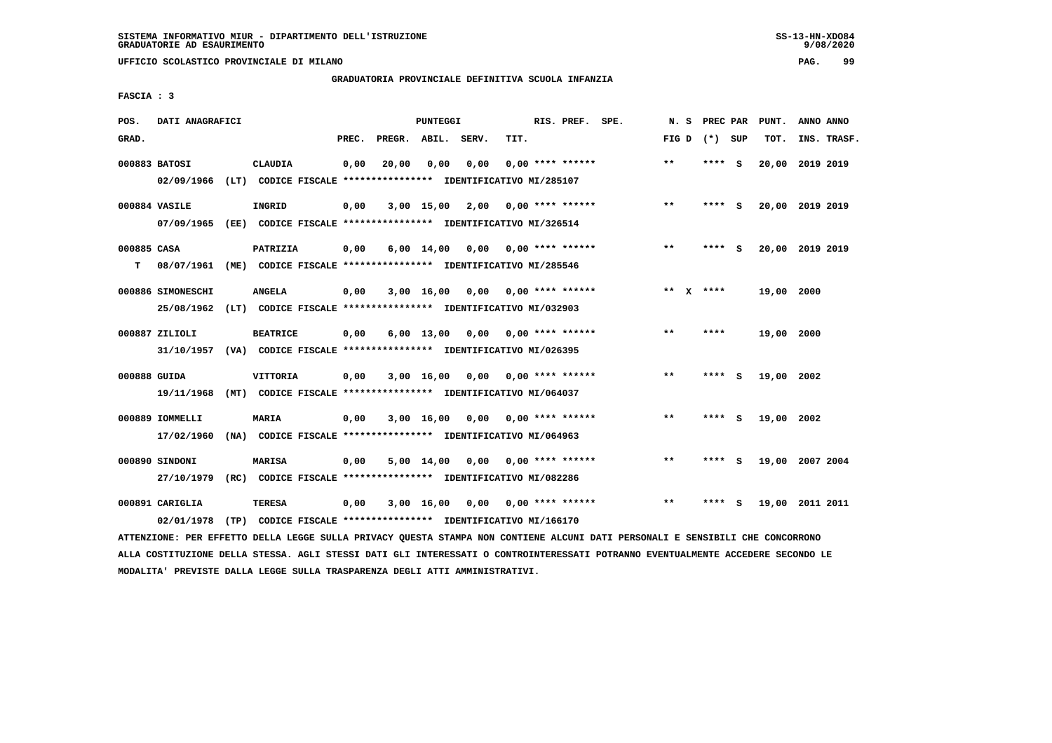SISTEMA INFORMATIVO MIUR - DIPARTIMENTO DELL'ISTRUZIONE
GRADUATORIE AD ESAURIMENTO

UFFICIO SCOLASTICO PROVINCIALE DI MILANO

GRADUATORIA PROVINCIALE DEFINITIVA SCUOLA INFANZIA

FASCIA : 3

| POS. GRAD. | DATI ANAGRAFICI | | PUNTEGGI PREC. | PREGR. | ABIL. | SERV. | TIT. | RIS. PREF. | SPE. | N. S FIG D | PREC PAR (*) | SUP | PUNT. TOT. | ANNO ANNO INS. TRASF. |
|---|---|---|---|---|---|---|---|---|---|---|---|---|---|---|
| 000883 | BATOSI 02/09/1966 (LT) CODICE FISCALE **************** IDENTIFICATIVO MI/285107 | CLAUDIA | 0,00 | 20,00 | 0,00 | 0,00 | 0,00 | **** ****** | | ** | **** | S | 20,00 | 2019 2019 |
| 000884 | VASILE 07/09/1965 (EE) CODICE FISCALE **************** IDENTIFICATIVO MI/326514 | INGRID | 0,00 | 3,00 | 15,00 | 2,00 | 0,00 | **** ****** | | ** | **** | S | 20,00 | 2019 2019 |
| 000885 T | CASA 08/07/1961 (ME) CODICE FISCALE **************** IDENTIFICATIVO MI/285546 | PATRIZIA | 0,00 | 6,00 | 14,00 | 0,00 | 0,00 | **** ****** | | ** | **** | S | 20,00 | 2019 2019 |
| 000886 | SIMONESCHI 25/08/1962 (LT) CODICE FISCALE **************** IDENTIFICATIVO MI/032903 | ANGELA | 0,00 | 3,00 | 16,00 | 0,00 | 0,00 | **** ****** | | ** X | **** | | 19,00 | 2000 |
| 000887 | ZILIOLI 31/10/1957 (VA) CODICE FISCALE **************** IDENTIFICATIVO MI/026395 | BEATRICE | 0,00 | 6,00 | 13,00 | 0,00 | 0,00 | **** ****** | | ** | **** | | 19,00 | 2000 |
| 000888 | GUIDA 19/11/1968 (MT) CODICE FISCALE **************** IDENTIFICATIVO MI/064037 | VITTORIA | 0,00 | 3,00 | 16,00 | 0,00 | 0,00 | **** ****** | | ** | **** | S | 19,00 | 2002 |
| 000889 | IOMMELLI 17/02/1960 (NA) CODICE FISCALE **************** IDENTIFICATIVO MI/064963 | MARIA | 0,00 | 3,00 | 16,00 | 0,00 | 0,00 | **** ****** | | ** | **** | S | 19,00 | 2002 |
| 000890 | SINDONI 27/10/1979 (RC) CODICE FISCALE **************** IDENTIFICATIVO MI/082286 | MARISA | 0,00 | 5,00 | 14,00 | 0,00 | 0,00 | **** ****** | | ** | **** | S | 19,00 | 2007 2004 |
| 000891 | CARIGLIA 02/01/1978 (TP) CODICE FISCALE **************** IDENTIFICATIVO MI/166170 | TERESA | 0,00 | 3,00 | 16,00 | 0,00 | 0,00 | **** ****** | | ** | **** | S | 19,00 | 2011 2011 |

ATTENZIONE: PER EFFETTO DELLA LEGGE SULLA PRIVACY QUESTA STAMPA NON CONTIENE ALCUNI DATI PERSONALI E SENSIBILI CHE CONCORRONO ALLA COSTITUZIONE DELLA STESSA. AGLI STESSI DATI GLI INTERESSATI O CONTROINTERESSATI POTRANNO EVENTUALMENTE ACCEDERE SECONDO LE MODALITA' PREVISTE DALLA LEGGE SULLA TRASPARENZA DEGLI ATTI AMMINISTRATIVI.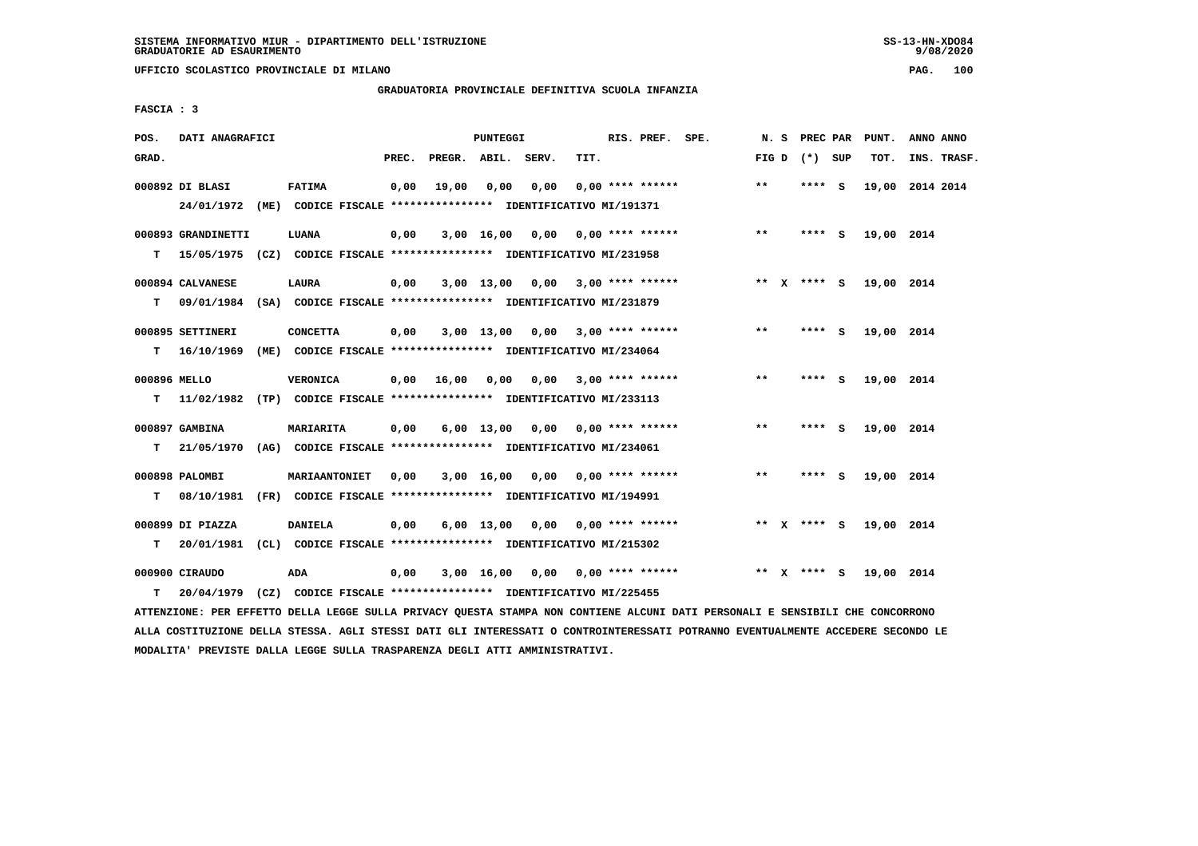SISTEMA INFORMATIVO MIUR - DIPARTIMENTO DELL'ISTRUZIONE
GRADUATORIE AD ESAURIMENTO

UFFICIO SCOLASTICO PROVINCIALE DI MILANO

GRADUATORIA PROVINCIALE DEFINITIVA SCUOLA INFANZIA

FASCIA : 3

| POS. GRAD. | DATI ANAGRAFICI | | PREC. | PREGR. | ABIL. | SERV. | TIT. | RIS. PREF. SPE. | N. S FIG D | PREC PAR (*) SUP | PUNT. TOT. | ANNO ANNO INS. TRASF. |
|---|---|---|---|---|---|---|---|---|---|---|---|---|
| 000892 | DI BLASI | FATIMA | 0,00 | 19,00 | 0,00 | 0,00 | 0,00 | **** ****** | ** | **** S | 19,00 | 2014 2014 |
| | 24/01/1972 (ME) CODICE FISCALE **************** IDENTIFICATIVO MI/191371 | | | | | | | | | | | |
| 000893 | GRANDINETTI | LUANA | 0,00 | 3,00 | 16,00 | 0,00 | 0,00 | **** ****** | ** | **** S | 19,00 | 2014 |
| T | 15/05/1975 (CZ) CODICE FISCALE **************** IDENTIFICATIVO MI/231958 | | | | | | | | | | | |
| 000894 | CALVANESE | LAURA | 0,00 | 3,00 | 13,00 | 0,00 | 3,00 | **** ****** | ** X | **** S | 19,00 | 2014 |
| T | 09/01/1984 (SA) CODICE FISCALE **************** IDENTIFICATIVO MI/231879 | | | | | | | | | | | |
| 000895 | SETTINERI | CONCETTA | 0,00 | 3,00 | 13,00 | 0,00 | 3,00 | **** ****** | ** | **** S | 19,00 | 2014 |
| T | 16/10/1969 (ME) CODICE FISCALE **************** IDENTIFICATIVO MI/234064 | | | | | | | | | | | |
| 000896 | MELLO | VERONICA | 0,00 | 16,00 | 0,00 | 0,00 | 3,00 | **** ****** | ** | **** S | 19,00 | 2014 |
| T | 11/02/1982 (TP) CODICE FISCALE **************** IDENTIFICATIVO MI/233113 | | | | | | | | | | | |
| 000897 | GAMBINA | MARIARITA | 0,00 | 6,00 | 13,00 | 0,00 | 0,00 | **** ****** | ** | **** S | 19,00 | 2014 |
| T | 21/05/1970 (AG) CODICE FISCALE **************** IDENTIFICATIVO MI/234061 | | | | | | | | | | | |
| 000898 | PALOMBI | MARIAANTONIET | 0,00 | 3,00 | 16,00 | 0,00 | 0,00 | **** ****** | ** | **** S | 19,00 | 2014 |
| T | 08/10/1981 (FR) CODICE FISCALE **************** IDENTIFICATIVO MI/194991 | | | | | | | | | | | |
| 000899 | DI PIAZZA | DANIELA | 0,00 | 6,00 | 13,00 | 0,00 | 0,00 | **** ****** | ** X | **** S | 19,00 | 2014 |
| T | 20/01/1981 (CL) CODICE FISCALE **************** IDENTIFICATIVO MI/215302 | | | | | | | | | | | |
| 000900 | CIRAUDO | ADA | 0,00 | 3,00 | 16,00 | 0,00 | 0,00 | **** ****** | ** X | **** S | 19,00 | 2014 |
| T | 20/04/1979 (CZ) CODICE FISCALE **************** IDENTIFICATIVO MI/225455 | | | | | | | | | | | |

ATTENZIONE: PER EFFETTO DELLA LEGGE SULLA PRIVACY QUESTA STAMPA NON CONTIENE ALCUNI DATI PERSONALI E SENSIBILI CHE CONCORRONO ALLA COSTITUZIONE DELLA STESSA. AGLI STESSI DATI GLI INTERESSATI O CONTROINTERESSATI POTRANNO EVENTUALMENTE ACCEDERE SECONDO LE MODALITA' PREVISTE DALLA LEGGE SULLA TRASPARENZA DEGLI ATTI AMMINISTRATIVI.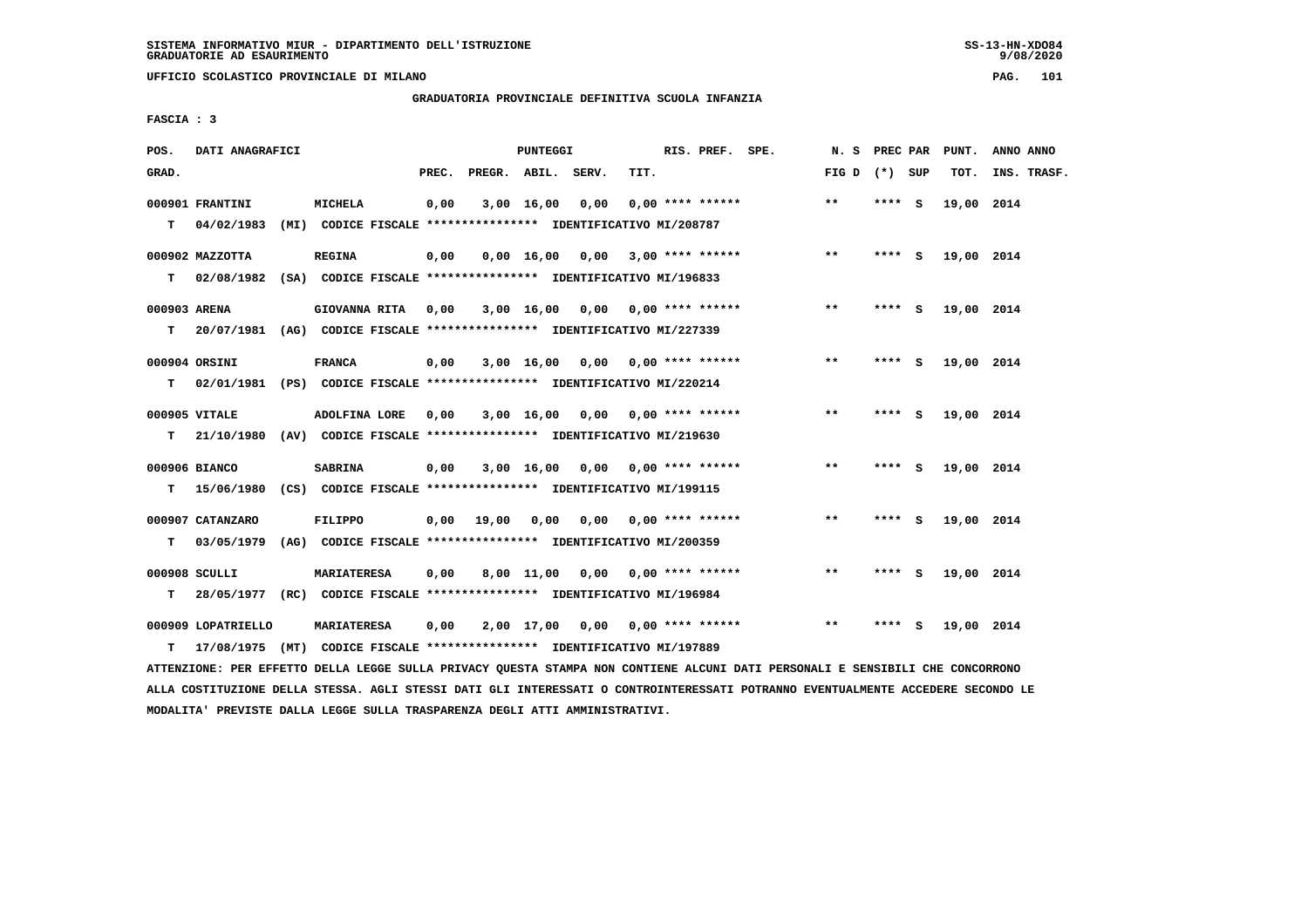SISTEMA INFORMATIVO MIUR - DIPARTIMENTO DELL'ISTRUZIONE
GRADUATORIE AD ESAURIMENTO

UFFICIO SCOLASTICO PROVINCIALE DI MILANO

GRADUATORIA PROVINCIALE DEFINITIVA SCUOLA INFANZIA

FASCIA : 3

| POS. GRAD. | DATI ANAGRAFICI | | PREC. | PREGR. | ABIL. | SERV. | TIT. | RIS. PREF. SPE. | N. S FIG D | PREC PAR (*) SUP | PUNT. TOT. | ANNO ANNO INS. TRASF. |
|---|---|---|---|---|---|---|---|---|---|---|---|---|
| 000901 | FRANTINI | MICHELA | 0,00 | 3,00 | 16,00 | 0,00 | 0,00 | **** ****** | ** | **** S | 19,00 | 2014 |
| T | 04/02/1983 (MI) | CODICE FISCALE **************** IDENTIFICATIVO MI/208787 | | | | | | | | | | |
| 000902 | MAZZOTTA | REGINA | 0,00 | 0,00 | 16,00 | 0,00 | 3,00 | **** ****** | ** | **** S | 19,00 | 2014 |
| T | 02/08/1982 (SA) | CODICE FISCALE **************** IDENTIFICATIVO MI/196833 | | | | | | | | | | |
| 000903 | ARENA | GIOVANNA RITA | 0,00 | 3,00 | 16,00 | 0,00 | 0,00 | **** ****** | ** | **** S | 19,00 | 2014 |
| T | 20/07/1981 (AG) | CODICE FISCALE **************** IDENTIFICATIVO MI/227339 | | | | | | | | | | |
| 000904 | ORSINI | FRANCA | 0,00 | 3,00 | 16,00 | 0,00 | 0,00 | **** ****** | ** | **** S | 19,00 | 2014 |
| T | 02/01/1981 (PS) | CODICE FISCALE **************** IDENTIFICATIVO MI/220214 | | | | | | | | | | |
| 000905 | VITALE | ADOLFINA LORE | 0,00 | 3,00 | 16,00 | 0,00 | 0,00 | **** ****** | ** | **** S | 19,00 | 2014 |
| T | 21/10/1980 (AV) | CODICE FISCALE **************** IDENTIFICATIVO MI/219630 | | | | | | | | | | |
| 000906 | BIANCO | SABRINA | 0,00 | 3,00 | 16,00 | 0,00 | 0,00 | **** ****** | ** | **** S | 19,00 | 2014 |
| T | 15/06/1980 (CS) | CODICE FISCALE **************** IDENTIFICATIVO MI/199115 | | | | | | | | | | |
| 000907 | CATANZARO | FILIPPO | 0,00 | 19,00 | 0,00 | 0,00 | 0,00 | **** ****** | ** | **** S | 19,00 | 2014 |
| T | 03/05/1979 (AG) | CODICE FISCALE **************** IDENTIFICATIVO MI/200359 | | | | | | | | | | |
| 000908 | SCULLI | MARIATERESA | 0,00 | 8,00 | 11,00 | 0,00 | 0,00 | **** ****** | ** | **** S | 19,00 | 2014 |
| T | 28/05/1977 (RC) | CODICE FISCALE **************** IDENTIFICATIVO MI/196984 | | | | | | | | | | |
| 000909 | LOPATRIELLO | MARIATERESA | 0,00 | 2,00 | 17,00 | 0,00 | 0,00 | **** ****** | ** | **** S | 19,00 | 2014 |
| T | 17/08/1975 (MT) | CODICE FISCALE **************** IDENTIFICATIVO MI/197889 | | | | | | | | | | |

ATTENZIONE: PER EFFETTO DELLA LEGGE SULLA PRIVACY QUESTA STAMPA NON CONTIENE ALCUNI DATI PERSONALI E SENSIBILI CHE CONCORRONO ALLA COSTITUZIONE DELLA STESSA. AGLI STESSI DATI GLI INTERESSATI O CONTROINTERESSATI POTRANNO EVENTUALMENTE ACCEDERE SECONDO LE MODALITA' PREVISTE DALLA LEGGE SULLA TRASPARENZA DEGLI ATTI AMMINISTRATIVI.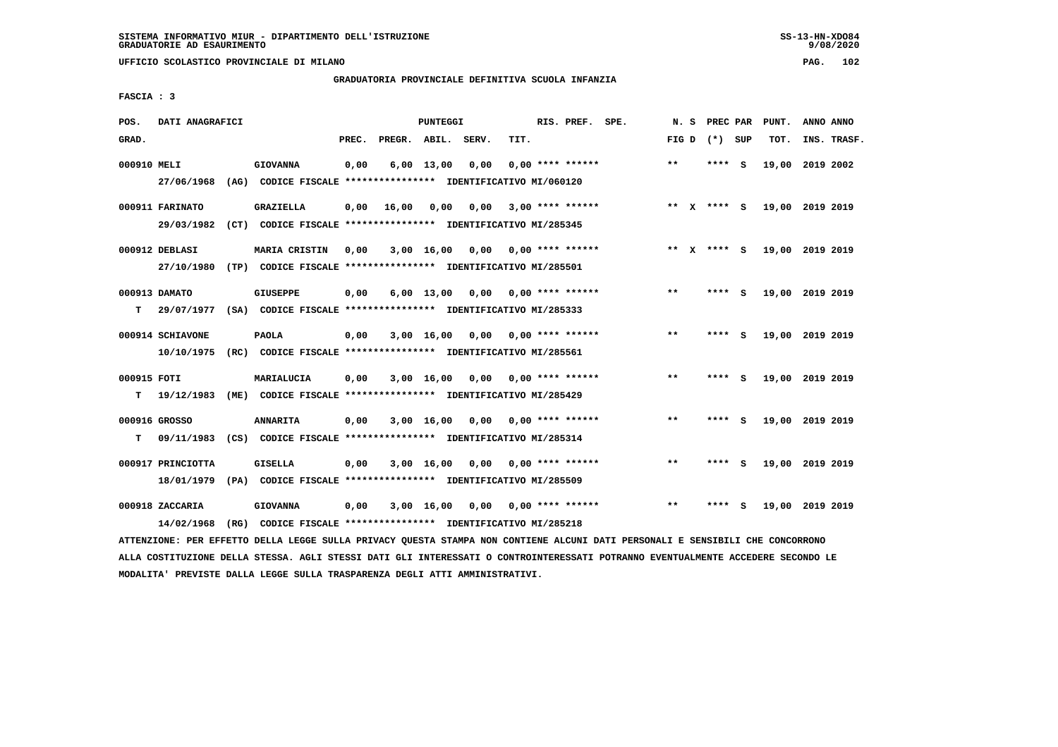SISTEMA INFORMATIVO MIUR - DIPARTIMENTO DELL'ISTRUZIONE
GRADUATORIE AD ESAURIMENTO

UFFICIO SCOLASTICO PROVINCIALE DI MILANO

GRADUATORIA PROVINCIALE DEFINITIVA SCUOLA INFANZIA

FASCIA : 3

| POS. GRAD. | DATI ANAGRAFICI | | PREC. | PREGR. | ABIL. | SERV. | TIT. | RIS. PREF. SPE. | N. S FIG D | PREC PAR (*) SUP | PUNT. TOT. | ANNO ANNO INS. TRASF. |
|---|---|---|---|---|---|---|---|---|---|---|---|---|
| 000910 MELI | | GIOVANNA | 0,00 | 6,00 | 13,00 | 0,00 | 0,00 | **** ****** | ** | **** S | 19,00 | 2019 2002 |
| | 27/06/1968 (AG) CODICE FISCALE **************** IDENTIFICATIVO MI/060120 | | | | | | | | | | | |
| 000911 FARINATO | | GRAZIELLA | 0,00 | 16,00 | 0,00 | 0,00 | 3,00 | **** ****** | ** X | **** S | 19,00 | 2019 2019 |
| | 29/03/1982 (CT) CODICE FISCALE **************** IDENTIFICATIVO MI/285345 | | | | | | | | | | | |
| 000912 DEBLASI | | MARIA CRISTIN | 0,00 | 3,00 | 16,00 | 0,00 | 0,00 | **** ****** | ** X | **** S | 19,00 | 2019 2019 |
| | 27/10/1980 (TP) CODICE FISCALE **************** IDENTIFICATIVO MI/285501 | | | | | | | | | | | |
| 000913 DAMATO | | GIUSEPPE | 0,00 | 6,00 | 13,00 | 0,00 | 0,00 | **** ****** | ** | **** S | 19,00 | 2019 2019 |
| T | 29/07/1977 (SA) CODICE FISCALE **************** IDENTIFICATIVO MI/285333 | | | | | | | | | | | |
| 000914 SCHIAVONE | | PAOLA | 0,00 | 3,00 | 16,00 | 0,00 | 0,00 | **** ****** | ** | **** S | 19,00 | 2019 2019 |
| | 10/10/1975 (RC) CODICE FISCALE **************** IDENTIFICATIVO MI/285561 | | | | | | | | | | | |
| 000915 FOTI | | MARIALUCIA | 0,00 | 3,00 | 16,00 | 0,00 | 0,00 | **** ****** | ** | **** S | 19,00 | 2019 2019 |
| T | 19/12/1983 (ME) CODICE FISCALE **************** IDENTIFICATIVO MI/285429 | | | | | | | | | | | |
| 000916 GROSSO | | ANNARITA | 0,00 | 3,00 | 16,00 | 0,00 | 0,00 | **** ****** | ** | **** S | 19,00 | 2019 2019 |
| T | 09/11/1983 (CS) CODICE FISCALE **************** IDENTIFICATIVO MI/285314 | | | | | | | | | | | |
| 000917 PRINCIOTTA | | GISELLA | 0,00 | 3,00 | 16,00 | 0,00 | 0,00 | **** ****** | ** | **** S | 19,00 | 2019 2019 |
| | 18/01/1979 (PA) CODICE FISCALE **************** IDENTIFICATIVO MI/285509 | | | | | | | | | | | |
| 000918 ZACCARIA | | GIOVANNA | 0,00 | 3,00 | 16,00 | 0,00 | 0,00 | **** ****** | ** | **** S | 19,00 | 2019 2019 |
| | 14/02/1968 (RG) CODICE FISCALE **************** IDENTIFICATIVO MI/285218 | | | | | | | | | | | |

ATTENZIONE: PER EFFETTO DELLA LEGGE SULLA PRIVACY QUESTA STAMPA NON CONTIENE ALCUNI DATI PERSONALI E SENSIBILI CHE CONCORRONO ALLA COSTITUZIONE DELLA STESSA. AGLI STESSI DATI GLI INTERESSATI O CONTROINTERESSATI POTRANNO EVENTUALMENTE ACCEDERE SECONDO LE MODALITA' PREVISTE DALLA LEGGE SULLA TRASPARENZA DEGLI ATTI AMMINISTRATIVI.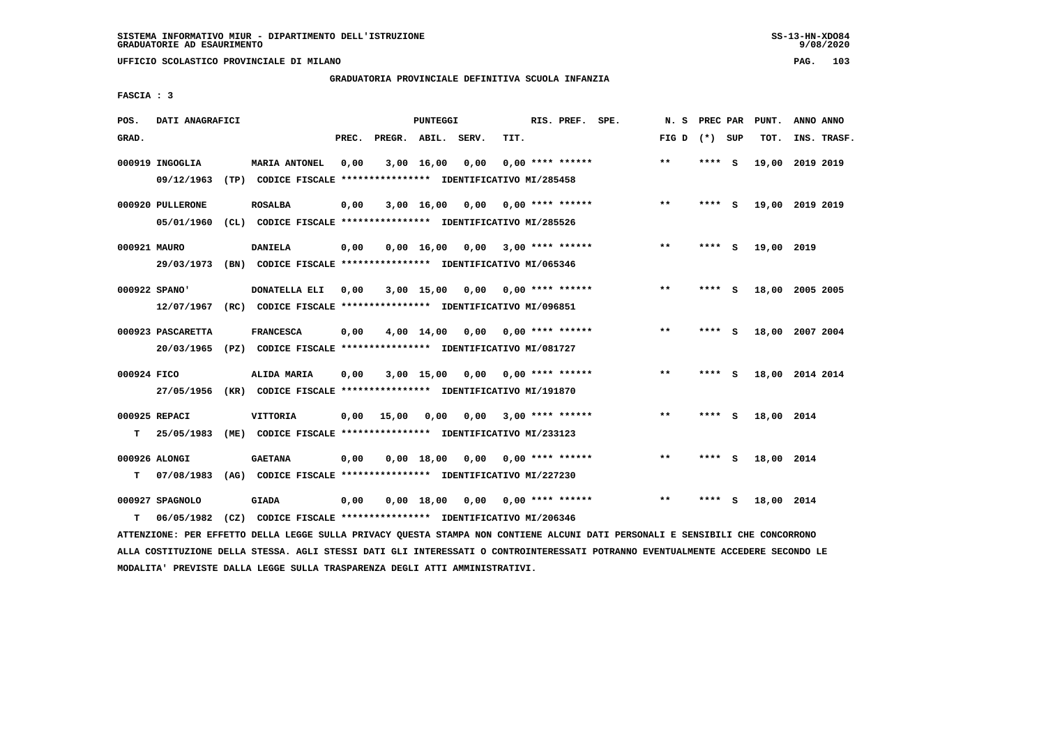SISTEMA INFORMATIVO MIUR - DIPARTIMENTO DELL'ISTRUZIONE
GRADUATORIE AD ESAURIMENTO

UFFICIO SCOLASTICO PROVINCIALE DI MILANO

GRADUATORIA PROVINCIALE DEFINITIVA SCUOLA INFANZIA

FASCIA : 3

| POS. GRAD. | DATI ANAGRAFICI | | PREC. | PREGR. | ABIL. | SERV. | TIT. | RIS. PREF. | SPE. | N. S FIG D | PREC PAR (*) SUP | PUNT. TOT. | ANNO ANNO INS. TRASF. |
|---|---|---|---|---|---|---|---|---|---|---|---|---|---|
| 000919 | INGOGLIA | MARIA ANTONEL | 0,00 | 3,00 | 16,00 | 0,00 | 0,00 | **** ****** | | ** | **** S | 19,00 | 2019 2019 |
| | 09/12/1963 (TP) | CODICE FISCALE **************** IDENTIFICATIVO MI/285458 | | | | | | | | | | | |
| 000920 | PULLERONE | ROSALBA | 0,00 | 3,00 | 16,00 | 0,00 | 0,00 | **** ****** | | ** | **** S | 19,00 | 2019 2019 |
| | 05/01/1960 (CL) | CODICE FISCALE **************** IDENTIFICATIVO MI/285526 | | | | | | | | | | | |
| 000921 | MAURO | DANIELA | 0,00 | 0,00 | 16,00 | 0,00 | 3,00 | **** ****** | | ** | **** S | 19,00 | 2019 |
| | 29/03/1973 (BN) | CODICE FISCALE **************** IDENTIFICATIVO MI/065346 | | | | | | | | | | | |
| 000922 | SPANO' | DONATELLA ELI | 0,00 | 3,00 | 15,00 | 0,00 | 0,00 | **** ****** | | ** | **** S | 18,00 | 2005 2005 |
| | 12/07/1967 (RC) | CODICE FISCALE **************** IDENTIFICATIVO MI/096851 | | | | | | | | | | | |
| 000923 | PASCARETTA | FRANCESCA | 0,00 | 4,00 | 14,00 | 0,00 | 0,00 | **** ****** | | ** | **** S | 18,00 | 2007 2004 |
| | 20/03/1965 (PZ) | CODICE FISCALE **************** IDENTIFICATIVO MI/081727 | | | | | | | | | | | |
| 000924 | FICO | ALIDA MARIA | 0,00 | 3,00 | 15,00 | 0,00 | 0,00 | **** ****** | | ** | **** S | 18,00 | 2014 2014 |
| | 27/05/1956 (KR) | CODICE FISCALE **************** IDENTIFICATIVO MI/191870 | | | | | | | | | | | |
| 000925 | REPACI | VITTORIA | 0,00 | 15,00 | 0,00 | 0,00 | 3,00 | **** ****** | | ** | **** S | 18,00 | 2014 |
| T | 25/05/1983 (ME) | CODICE FISCALE **************** IDENTIFICATIVO MI/233123 | | | | | | | | | | | |
| 000926 | ALONGI | GAETANA | 0,00 | 0,00 | 18,00 | 0,00 | 0,00 | **** ****** | | ** | **** S | 18,00 | 2014 |
| T | 07/08/1983 (AG) | CODICE FISCALE **************** IDENTIFICATIVO MI/227230 | | | | | | | | | | | |
| 000927 | SPAGNOLO | GIADA | 0,00 | 0,00 | 18,00 | 0,00 | 0,00 | **** ****** | | ** | **** S | 18,00 | 2014 |
| T | 06/05/1982 (CZ) | CODICE FISCALE **************** IDENTIFICATIVO MI/206346 | | | | | | | | | | | |

ATTENZIONE: PER EFFETTO DELLA LEGGE SULLA PRIVACY QUESTA STAMPA NON CONTIENE ALCUNI DATI PERSONALI E SENSIBILI CHE CONCORRONO ALLA COSTITUZIONE DELLA STESSA. AGLI STESSI DATI GLI INTERESSATI O CONTROINTERESSATI POTRANNO EVENTUALMENTE ACCEDERE SECONDO LE MODALITA' PREVISTE DALLA LEGGE SULLA TRASPARENZA DEGLI ATTI AMMINISTRATIVI.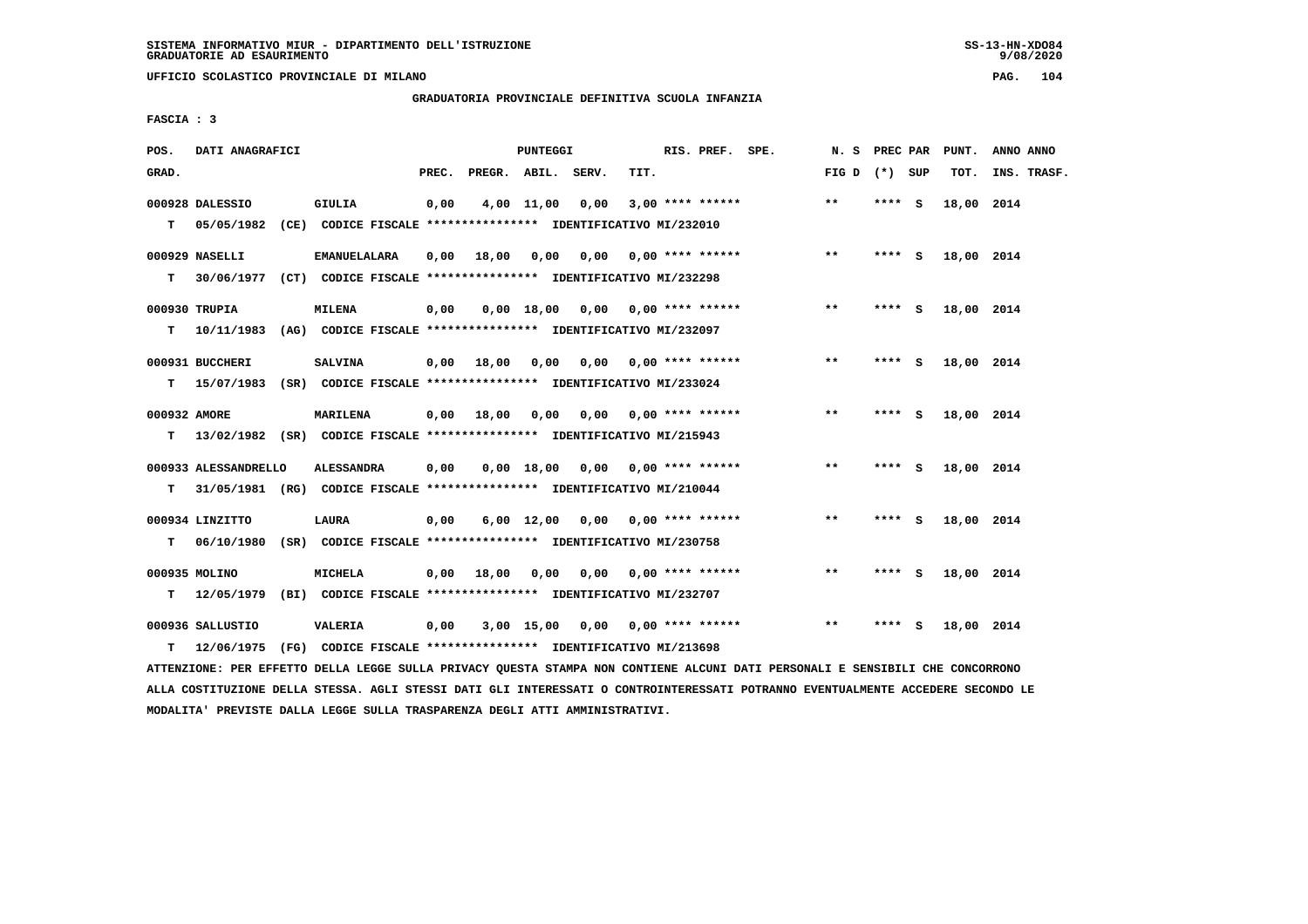SISTEMA INFORMATIVO MIUR - DIPARTIMENTO DELL'ISTRUZIONE
GRADUATORIE AD ESAURIMENTO

UFFICIO SCOLASTICO PROVINCIALE DI MILANO

GRADUATORIA PROVINCIALE DEFINITIVA SCUOLA INFANZIA

FASCIA : 3

| POS. GRAD. | DATI ANAGRAFICI | | PREC. | PREGR. | ABIL. | SERV. | TIT. | RIS. PREF. SPE. | N. S FIG D | PREC PAR (*) SUP | PUNT. TOT. | ANNO ANNO INS. TRASF. |
|---|---|---|---|---|---|---|---|---|---|---|---|---|
| 000928 | DALESSIO | GIULIA | 0,00 | 4,00 | 11,00 | 0,00 | 3,00 | **** ****** | ** | **** S | 18,00 | 2014 |
| T | 05/05/1982 (CE) CODICE FISCALE **************** IDENTIFICATIVO MI/232010 | | | | | | | | | | | |
| 000929 | NASELLI | EMANUELALARA | 0,00 | 18,00 | 0,00 | 0,00 | 0,00 | **** ****** | ** | **** S | 18,00 | 2014 |
| T | 30/06/1977 (CT) CODICE FISCALE **************** IDENTIFICATIVO MI/232298 | | | | | | | | | | | |
| 000930 | TRUPIA | MILENA | 0,00 | 0,00 | 18,00 | 0,00 | 0,00 | **** ****** | ** | **** S | 18,00 | 2014 |
| T | 10/11/1983 (AG) CODICE FISCALE **************** IDENTIFICATIVO MI/232097 | | | | | | | | | | | |
| 000931 | BUCCHERI | SALVINA | 0,00 | 18,00 | 0,00 | 0,00 | 0,00 | **** ****** | ** | **** S | 18,00 | 2014 |
| T | 15/07/1983 (SR) CODICE FISCALE **************** IDENTIFICATIVO MI/233024 | | | | | | | | | | | |
| 000932 | AMORE | MARILENA | 0,00 | 18,00 | 0,00 | 0,00 | 0,00 | **** ****** | ** | **** S | 18,00 | 2014 |
| T | 13/02/1982 (SR) CODICE FISCALE **************** IDENTIFICATIVO MI/215943 | | | | | | | | | | | |
| 000933 | ALESSANDRELLO | ALESSANDRA | 0,00 | 0,00 | 18,00 | 0,00 | 0,00 | **** ****** | ** | **** S | 18,00 | 2014 |
| T | 31/05/1981 (RG) CODICE FISCALE **************** IDENTIFICATIVO MI/210044 | | | | | | | | | | | |
| 000934 | LINZITTO | LAURA | 0,00 | 6,00 | 12,00 | 0,00 | 0,00 | **** ****** | ** | **** S | 18,00 | 2014 |
| T | 06/10/1980 (SR) CODICE FISCALE **************** IDENTIFICATIVO MI/230758 | | | | | | | | | | | |
| 000935 | MOLINO | MICHELA | 0,00 | 18,00 | 0,00 | 0,00 | 0,00 | **** ****** | ** | **** S | 18,00 | 2014 |
| T | 12/05/1979 (BI) CODICE FISCALE **************** IDENTIFICATIVO MI/232707 | | | | | | | | | | | |
| 000936 | SALLUSTIO | VALERIA | 0,00 | 3,00 | 15,00 | 0,00 | 0,00 | **** ****** | ** | **** S | 18,00 | 2014 |
| T | 12/06/1975 (FG) CODICE FISCALE **************** IDENTIFICATIVO MI/213698 | | | | | | | | | | | |

ATTENZIONE: PER EFFETTO DELLA LEGGE SULLA PRIVACY QUESTA STAMPA NON CONTIENE ALCUNI DATI PERSONALI E SENSIBILI CHE CONCORRONO ALLA COSTITUZIONE DELLA STESSA. AGLI STESSI DATI GLI INTERESSATI O CONTROINTERESSATI POTRANNO EVENTUALMENTE ACCEDERE SECONDO LE MODALITA' PREVISTE DALLA LEGGE SULLA TRASPARENZA DEGLI ATTI AMMINISTRATIVI.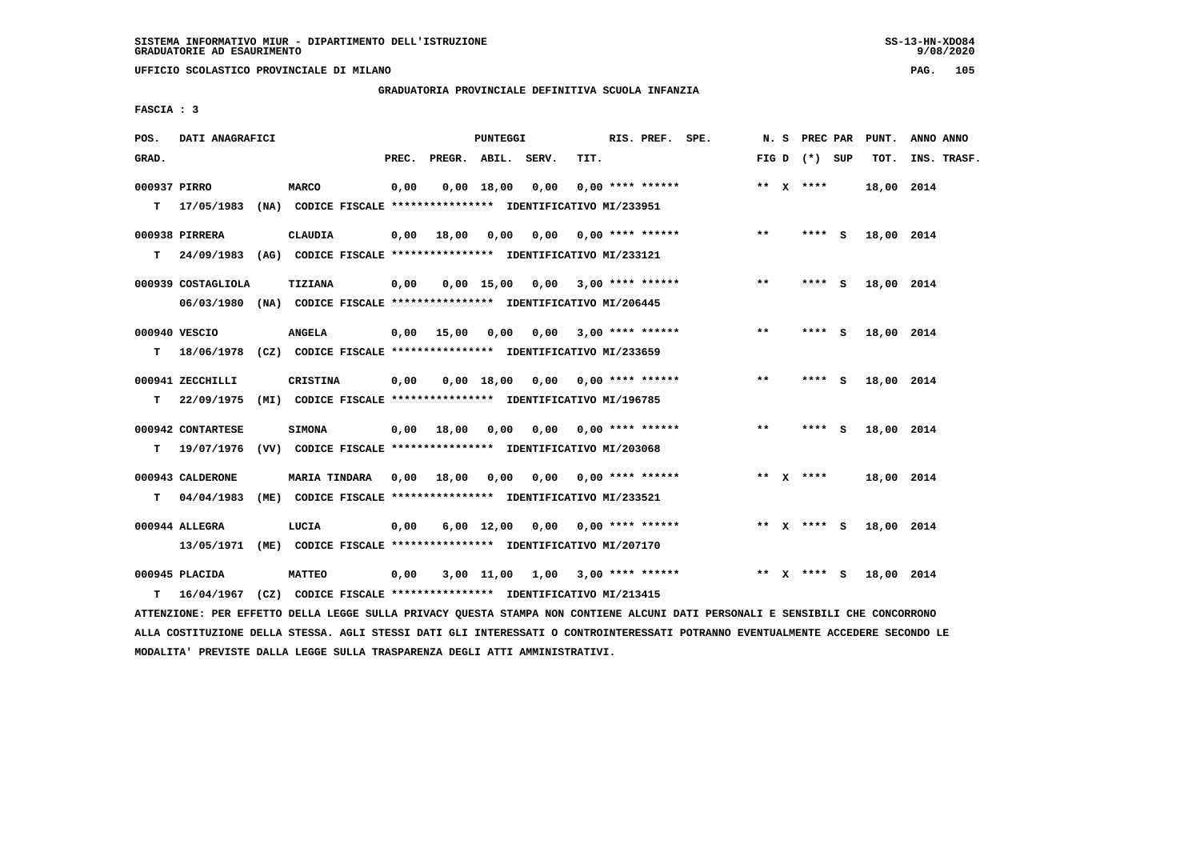SISTEMA INFORMATIVO MIUR - DIPARTIMENTO DELL'ISTRUZIONE
GRADUATORIE AD ESAURIMENTO

UFFICIO SCOLASTICO PROVINCIALE DI MILANO

GRADUATORIA PROVINCIALE DEFINITIVA SCUOLA INFANZIA

FASCIA : 3

| POS. GRAD. | DATI ANAGRAFICI | | PREC. | PREGR. | ABIL. | SERV. | TIT. | RIS. PREF. SPE. | N. S FIG D | PREC PAR (*) SUP | PUNT. TOT. | ANNO ANNO INS. TRASF. |
|---|---|---|---|---|---|---|---|---|---|---|---|---|
| 000937 PIRRO | | MARCO | 0,00 | 0,00 | 18,00 | 0,00 | 0,00 | **** ****** | ** X | **** | 18,00 | 2014 |
| T | 17/05/1983 (NA) CODICE FISCALE **************** IDENTIFICATIVO MI/233951 | | | | | | | | | | | |
| 000938 PIRRERA | | CLAUDIA | 0,00 | 18,00 | 0,00 | 0,00 | 0,00 | **** ****** | ** | **** S | 18,00 | 2014 |
| T | 24/09/1983 (AG) CODICE FISCALE **************** IDENTIFICATIVO MI/233121 | | | | | | | | | | | |
| 000939 COSTAGLIOLA | | TIZIANA | 0,00 | 0,00 | 15,00 | 0,00 | 3,00 | **** ****** | ** | **** S | 18,00 | 2014 |
| | 06/03/1980 (NA) CODICE FISCALE **************** IDENTIFICATIVO MI/206445 | | | | | | | | | | | |
| 000940 VESCIO | | ANGELA | 0,00 | 15,00 | 0,00 | 0,00 | 3,00 | **** ****** | ** | **** S | 18,00 | 2014 |
| T | 18/06/1978 (CZ) CODICE FISCALE **************** IDENTIFICATIVO MI/233659 | | | | | | | | | | | |
| 000941 ZECCHILLI | | CRISTINA | 0,00 | 0,00 | 18,00 | 0,00 | 0,00 | **** ****** | ** | **** S | 18,00 | 2014 |
| T | 22/09/1975 (MI) CODICE FISCALE **************** IDENTIFICATIVO MI/196785 | | | | | | | | | | | |
| 000942 CONTARTESE | | SIMONA | 0,00 | 18,00 | 0,00 | 0,00 | 0,00 | **** ****** | ** | **** S | 18,00 | 2014 |
| T | 19/07/1976 (VV) CODICE FISCALE **************** IDENTIFICATIVO MI/203068 | | | | | | | | | | | |
| 000943 CALDERONE | | MARIA TINDARA | 0,00 | 18,00 | 0,00 | 0,00 | 0,00 | **** ****** | ** X | **** | 18,00 | 2014 |
| T | 04/04/1983 (ME) CODICE FISCALE **************** IDENTIFICATIVO MI/233521 | | | | | | | | | | | |
| 000944 ALLEGRA | | LUCIA | 0,00 | 6,00 | 12,00 | 0,00 | 0,00 | **** ****** | ** X | **** S | 18,00 | 2014 |
| | 13/05/1971 (ME) CODICE FISCALE **************** IDENTIFICATIVO MI/207170 | | | | | | | | | | | |
| 000945 PLACIDA | | MATTEO | 0,00 | 3,00 | 11,00 | 1,00 | 3,00 | **** ****** | ** X | **** S | 18,00 | 2014 |
| T | 16/04/1967 (CZ) CODICE FISCALE **************** IDENTIFICATIVO MI/213415 | | | | | | | | | | | |

ATTENZIONE: PER EFFETTO DELLA LEGGE SULLA PRIVACY QUESTA STAMPA NON CONTIENE ALCUNI DATI PERSONALI E SENSIBILI CHE CONCORRONO ALLA COSTITUZIONE DELLA STESSA. AGLI STESSI DATI GLI INTERESSATI O CONTROINTERESSATI POTRANNO EVENTUALMENTE ACCEDERE SECONDO LE MODALITA' PREVISTE DALLA LEGGE SULLA TRASPARENZA DEGLI ATTI AMMINISTRATIVI.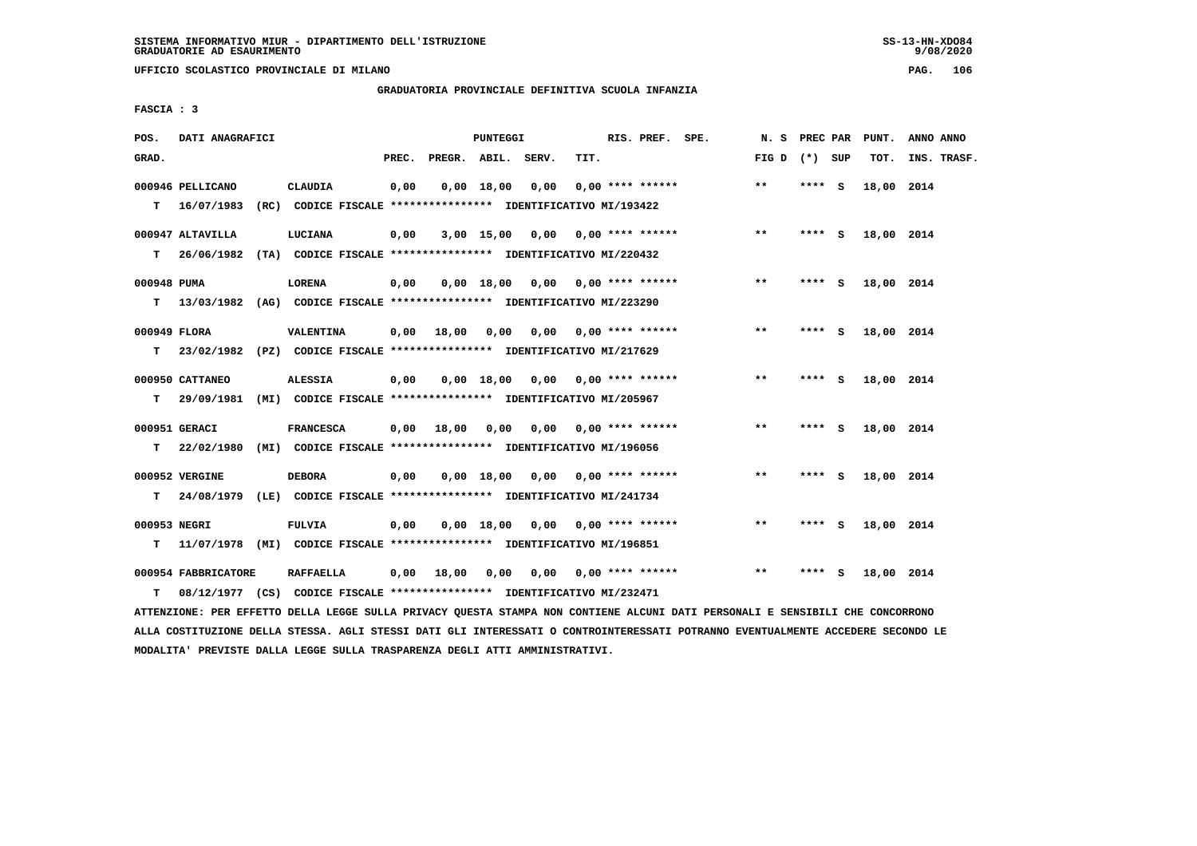SISTEMA INFORMATIVO MIUR - DIPARTIMENTO DELL'ISTRUZIONE
GRADUATORIE AD ESAURIMENTO

UFFICIO SCOLASTICO PROVINCIALE DI MILANO

GRADUATORIA PROVINCIALE DEFINITIVA SCUOLA INFANZIA

FASCIA : 3

| POS. GRAD. | DATI ANAGRAFICI | | PREC. | PREGR. | ABIL. | SERV. | TIT. | RIS. PREF. SPE. | N. S FIG D | PREC PAR (*) SUP | PUNT. TOT. | ANNO ANNO INS. TRASF. |
|---|---|---|---|---|---|---|---|---|---|---|---|---|
| 000946 | PELLICANO | CLAUDIA | 0,00 | 0,00 | 18,00 | 0,00 | 0,00 | **** ****** | ** | **** S | 18,00 | 2014 |
| T | 16/07/1983 (RC) CODICE FISCALE **************** IDENTIFICATIVO MI/193422 | | | | | | | | | | | |
| 000947 | ALTAVILLA | LUCIANA | 0,00 | 3,00 | 15,00 | 0,00 | 0,00 | **** ****** | ** | **** S | 18,00 | 2014 |
| T | 26/06/1982 (TA) CODICE FISCALE **************** IDENTIFICATIVO MI/220432 | | | | | | | | | | | |
| 000948 | PUMA | LORENA | 0,00 | 0,00 | 18,00 | 0,00 | 0,00 | **** ****** | ** | **** S | 18,00 | 2014 |
| T | 13/03/1982 (AG) CODICE FISCALE **************** IDENTIFICATIVO MI/223290 | | | | | | | | | | | |
| 000949 | FLORA | VALENTINA | 0,00 | 18,00 | 0,00 | 0,00 | 0,00 | **** ****** | ** | **** S | 18,00 | 2014 |
| T | 23/02/1982 (PZ) CODICE FISCALE **************** IDENTIFICATIVO MI/217629 | | | | | | | | | | | |
| 000950 | CATTANEO | ALESSIA | 0,00 | 0,00 | 18,00 | 0,00 | 0,00 | **** ****** | ** | **** S | 18,00 | 2014 |
| T | 29/09/1981 (MI) CODICE FISCALE **************** IDENTIFICATIVO MI/205967 | | | | | | | | | | | |
| 000951 | GERACI | FRANCESCA | 0,00 | 18,00 | 0,00 | 0,00 | 0,00 | **** ****** | ** | **** S | 18,00 | 2014 |
| T | 22/02/1980 (MI) CODICE FISCALE **************** IDENTIFICATIVO MI/196056 | | | | | | | | | | | |
| 000952 | VERGINE | DEBORA | 0,00 | 0,00 | 18,00 | 0,00 | 0,00 | **** ****** | ** | **** S | 18,00 | 2014 |
| T | 24/08/1979 (LE) CODICE FISCALE **************** IDENTIFICATIVO MI/241734 | | | | | | | | | | | |
| 000953 | NEGRI | FULVIA | 0,00 | 0,00 | 18,00 | 0,00 | 0,00 | **** ****** | ** | **** S | 18,00 | 2014 |
| T | 11/07/1978 (MI) CODICE FISCALE **************** IDENTIFICATIVO MI/196851 | | | | | | | | | | | |
| 000954 | FABBRICATORE | RAFFAELLA | 0,00 | 18,00 | 0,00 | 0,00 | 0,00 | **** ****** | ** | **** S | 18,00 | 2014 |
| T | 08/12/1977 (CS) CODICE FISCALE **************** IDENTIFICATIVO MI/232471 | | | | | | | | | | | |

ATTENZIONE: PER EFFETTO DELLA LEGGE SULLA PRIVACY QUESTA STAMPA NON CONTIENE ALCUNI DATI PERSONALI E SENSIBILI CHE CONCORRONO ALLA COSTITUZIONE DELLA STESSA. AGLI STESSI DATI GLI INTERESSATI O CONTROINTERESSATI POTRANNO EVENTUALMENTE ACCEDERE SECONDO LE MODALITA' PREVISTE DALLA LEGGE SULLA TRASPARENZA DEGLI ATTI AMMINISTRATIVI.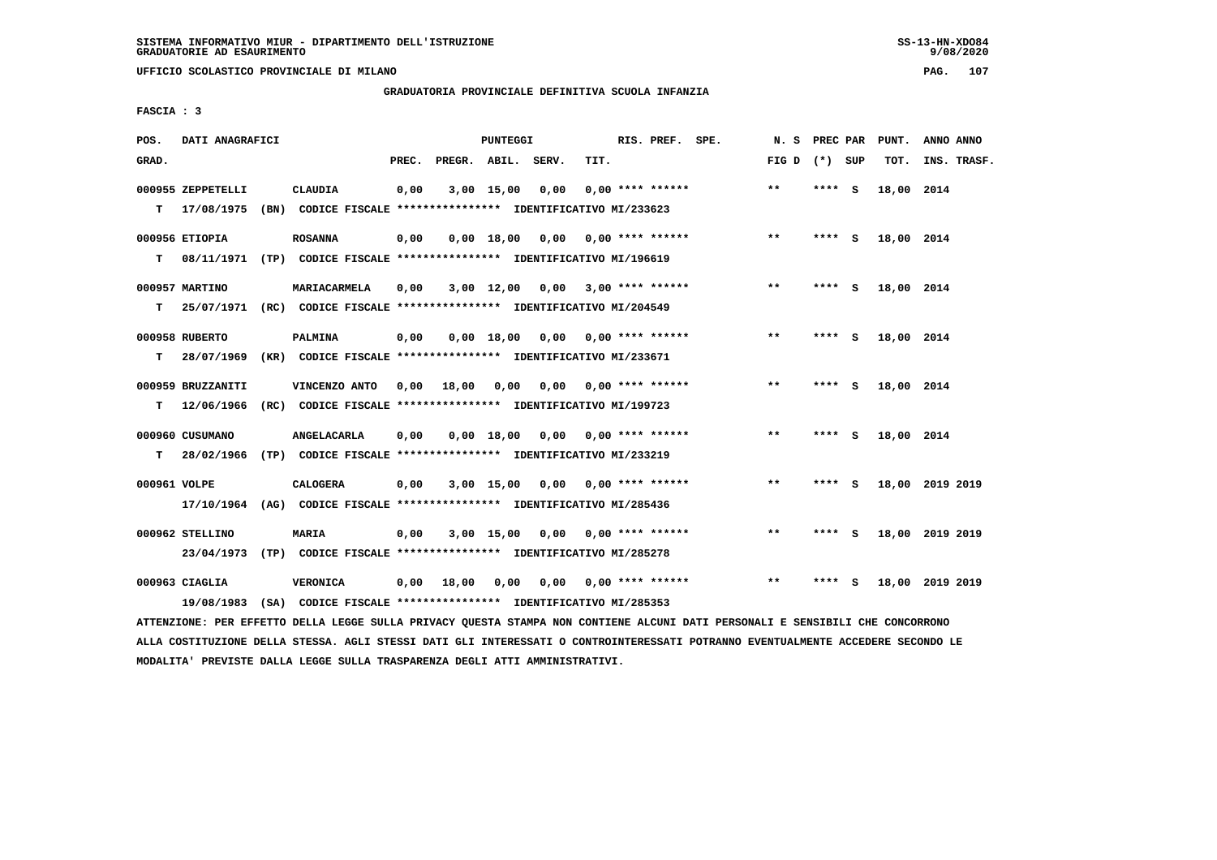SISTEMA INFORMATIVO MIUR - DIPARTIMENTO DELL'ISTRUZIONE
GRADUATORIE AD ESAURIMENTO

UFFICIO SCOLASTICO PROVINCIALE DI MILANO

GRADUATORIA PROVINCIALE DEFINITIVA SCUOLA INFANZIA

FASCIA : 3

| POS. GRAD. | DATI ANAGRAFICI | | PREC. | PREGR. | ABIL. | SERV. | TIT. | RIS. PREF. SPE. | N. S FIG D | PREC PAR (*) SUP | PUNT. TOT. | ANNO ANNO INS. TRASF. |
|---|---|---|---|---|---|---|---|---|---|---|---|---|
| 000955 | ZEPPETELLI | CLAUDIA | 0,00 | 3,00 | 15,00 | 0,00 | 0,00 | **** ****** | ** | **** S | 18,00 | 2014 |
| T | 17/08/1975 (BN) | CODICE FISCALE **************** IDENTIFICATIVO MI/233623 | | | | | | | | | | |
| 000956 | ETIOPIA | ROSANNA | 0,00 | 0,00 | 18,00 | 0,00 | 0,00 | **** ****** | ** | **** S | 18,00 | 2014 |
| T | 08/11/1971 (TP) | CODICE FISCALE **************** IDENTIFICATIVO MI/196619 | | | | | | | | | | |
| 000957 | MARTINO | MARIACARMELA | 0,00 | 3,00 | 12,00 | 0,00 | 3,00 | **** ****** | ** | **** S | 18,00 | 2014 |
| T | 25/07/1971 (RC) | CODICE FISCALE **************** IDENTIFICATIVO MI/204549 | | | | | | | | | | |
| 000958 | RUBERTO | PALMINA | 0,00 | 0,00 | 18,00 | 0,00 | 0,00 | **** ****** | ** | **** S | 18,00 | 2014 |
| T | 28/07/1969 (KR) | CODICE FISCALE **************** IDENTIFICATIVO MI/233671 | | | | | | | | | | |
| 000959 | BRUZZANITI | VINCENZO ANTO | 0,00 | 18,00 | 0,00 | 0,00 | 0,00 | **** ****** | ** | **** S | 18,00 | 2014 |
| T | 12/06/1966 (RC) | CODICE FISCALE **************** IDENTIFICATIVO MI/199723 | | | | | | | | | | |
| 000960 | CUSUMANO | ANGELACARLA | 0,00 | 0,00 | 18,00 | 0,00 | 0,00 | **** ****** | ** | **** S | 18,00 | 2014 |
| T | 28/02/1966 (TP) | CODICE FISCALE **************** IDENTIFICATIVO MI/233219 | | | | | | | | | | |
| 000961 | VOLPE | CALOGERA | 0,00 | 3,00 | 15,00 | 0,00 | 0,00 | **** ****** | ** | **** S | 18,00 | 2019 2019 |
| | 17/10/1964 (AG) | CODICE FISCALE **************** IDENTIFICATIVO MI/285436 | | | | | | | | | | |
| 000962 | STELLINO | MARIA | 0,00 | 3,00 | 15,00 | 0,00 | 0,00 | **** ****** | ** | **** S | 18,00 | 2019 2019 |
| | 23/04/1973 (TP) | CODICE FISCALE **************** IDENTIFICATIVO MI/285278 | | | | | | | | | | |
| 000963 | CIAGLIA | VERONICA | 0,00 | 18,00 | 0,00 | 0,00 | 0,00 | **** ****** | ** | **** S | 18,00 | 2019 2019 |
| | 19/08/1983 (SA) | CODICE FISCALE **************** IDENTIFICATIVO MI/285353 | | | | | | | | | | |

ATTENZIONE: PER EFFETTO DELLA LEGGE SULLA PRIVACY QUESTA STAMPA NON CONTIENE ALCUNI DATI PERSONALI E SENSIBILI CHE CONCORRONO ALLA COSTITUZIONE DELLA STESSA. AGLI STESSI DATI GLI INTERESSATI O CONTROINTERESSATI POTRANNO EVENTUALMENTE ACCEDERE SECONDO LE MODALITA' PREVISTE DALLA LEGGE SULLA TRASPARENZA DEGLI ATTI AMMINISTRATIVI.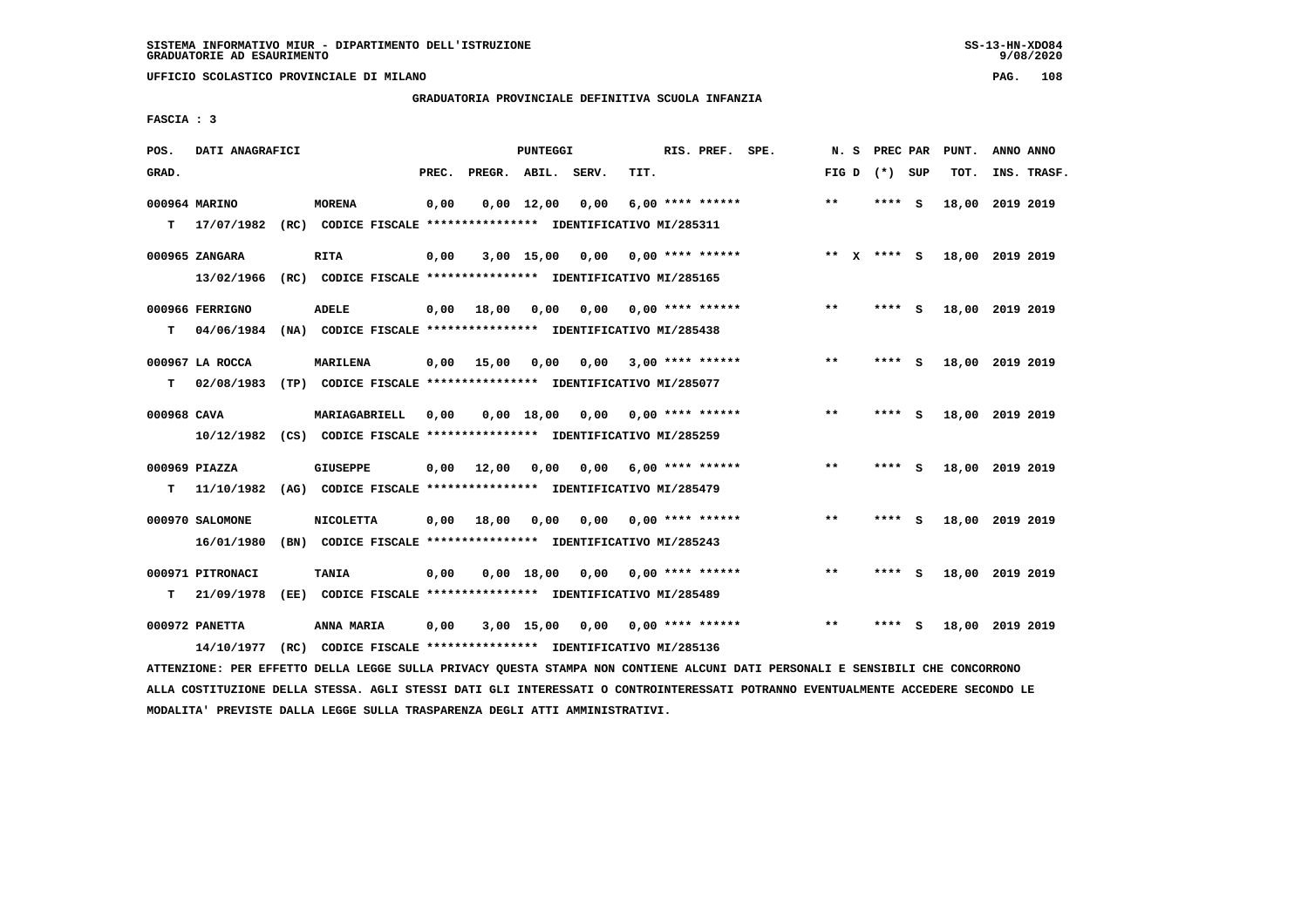SISTEMA INFORMATIVO MIUR - DIPARTIMENTO DELL'ISTRUZIONE
GRADUATORIE AD ESAURIMENTO

UFFICIO SCOLASTICO PROVINCIALE DI MILANO

GRADUATORIA PROVINCIALE DEFINITIVA SCUOLA INFANZIA

FASCIA : 3

| POS. GRAD. | DATI ANAGRAFICI | | PREC. | PREGR. | ABIL. | SERV. | TIT. | RIS. PREF. | SPE. | N. S FIG D | PREC PAR (*) | SUP | PUNT. TOT. | ANNO INS. | ANNO TRASF. |
|---|---|---|---|---|---|---|---|---|---|---|---|---|---|---|---|
| 000964 | MARINO | MORENA | 0,00 | 0,00 | 12,00 | 0,00 | 6,00 | **** ****** | | ** | **** | S | 18,00 | 2019 | 2019 |
| T | 17/07/1982 (RC) CODICE FISCALE **************** IDENTIFICATIVO MI/285311 | | | | | | | | | | | | | | |
| 000965 | ZANGARA | RITA | 0,00 | 3,00 | 15,00 | 0,00 | 0,00 | **** ****** | | ** X | **** | S | 18,00 | 2019 | 2019 |
| | 13/02/1966 (RC) CODICE FISCALE **************** IDENTIFICATIVO MI/285165 | | | | | | | | | | | | | | |
| 000966 | FERRIGNO | ADELE | 0,00 | 18,00 | 0,00 | 0,00 | 0,00 | **** ****** | | ** | **** | S | 18,00 | 2019 | 2019 |
| T | 04/06/1984 (NA) CODICE FISCALE **************** IDENTIFICATIVO MI/285438 | | | | | | | | | | | | | | |
| 000967 | LA ROCCA | MARILENA | 0,00 | 15,00 | 0,00 | 0,00 | 3,00 | **** ****** | | ** | **** | S | 18,00 | 2019 | 2019 |
| T | 02/08/1983 (TP) CODICE FISCALE **************** IDENTIFICATIVO MI/285077 | | | | | | | | | | | | | | |
| 000968 | CAVA | MARIAGABRIELL | 0,00 | 0,00 | 18,00 | 0,00 | 0,00 | **** ****** | | ** | **** | S | 18,00 | 2019 | 2019 |
| | 10/12/1982 (CS) CODICE FISCALE **************** IDENTIFICATIVO MI/285259 | | | | | | | | | | | | | | |
| 000969 | PIAZZA | GIUSEPPE | 0,00 | 12,00 | 0,00 | 0,00 | 6,00 | **** ****** | | ** | **** | S | 18,00 | 2019 | 2019 |
| T | 11/10/1982 (AG) CODICE FISCALE **************** IDENTIFICATIVO MI/285479 | | | | | | | | | | | | | | |
| 000970 | SALOMONE | NICOLETTA | 0,00 | 18,00 | 0,00 | 0,00 | 0,00 | **** ****** | | ** | **** | S | 18,00 | 2019 | 2019 |
| | 16/01/1980 (BN) CODICE FISCALE **************** IDENTIFICATIVO MI/285243 | | | | | | | | | | | | | | |
| 000971 | PITRONACI | TANIA | 0,00 | 0,00 | 18,00 | 0,00 | 0,00 | **** ****** | | ** | **** | S | 18,00 | 2019 | 2019 |
| T | 21/09/1978 (EE) CODICE FISCALE **************** IDENTIFICATIVO MI/285489 | | | | | | | | | | | | | | |
| 000972 | PANETTA | ANNA MARIA | 0,00 | 3,00 | 15,00 | 0,00 | 0,00 | **** ****** | | ** | **** | S | 18,00 | 2019 | 2019 |
| | 14/10/1977 (RC) CODICE FISCALE **************** IDENTIFICATIVO MI/285136 | | | | | | | | | | | | | | |

ATTENZIONE: PER EFFETTO DELLA LEGGE SULLA PRIVACY QUESTA STAMPA NON CONTIENE ALCUNI DATI PERSONALI E SENSIBILI CHE CONCORRONO ALLA COSTITUZIONE DELLA STESSA. AGLI STESSI DATI GLI INTERESSATI O CONTROINTERESSATI POTRANNO EVENTUALMENTE ACCEDERE SECONDO LE MODALITA' PREVISTE DALLA LEGGE SULLA TRASPARENZA DEGLI ATTI AMMINISTRATIVI.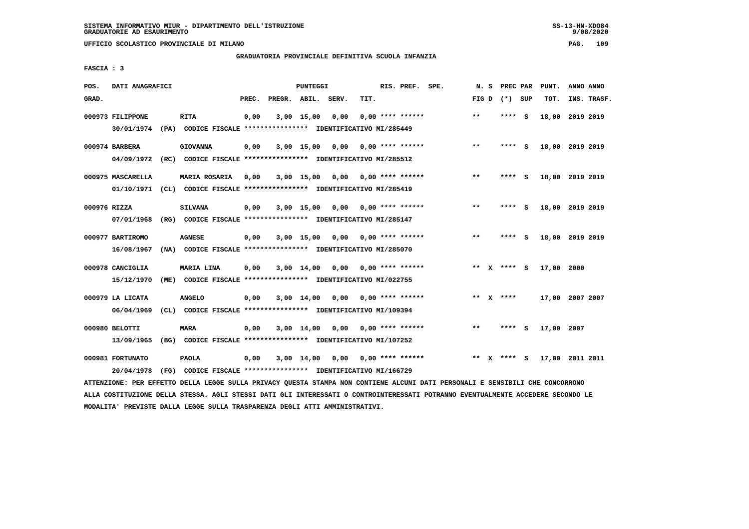SISTEMA INFORMATIVO MIUR - DIPARTIMENTO DELL'ISTRUZIONE
GRADUATORIE AD ESAURIMENTO

UFFICIO SCOLASTICO PROVINCIALE DI MILANO

GRADUATORIA PROVINCIALE DEFINITIVA SCUOLA INFANZIA

FASCIA : 3

| POS. GRAD. | DATI ANAGRAFICI | | PREC. | PREGR. | ABIL. | SERV. | TIT. | RIS. PREF. SPE. | N. S FIG D | PREC PAR (*) SUP | PUNT. TOT. | ANNO ANNO INS. TRASF. |
|---|---|---|---|---|---|---|---|---|---|---|---|---|
| 000973 | FILIPPONE | RITA | 0,00 | 3,00 | 15,00 | 0,00 | 0,00 | **** ****** | ** | **** S | 18,00 | 2019 2019 |
| | 30/01/1974 (PA) CODICE FISCALE **************** IDENTIFICATIVO MI/285449 | | | | | | | | | | | |
| 000974 | BARBERA | GIOVANNA | 0,00 | 3,00 | 15,00 | 0,00 | 0,00 | **** ****** | ** | **** S | 18,00 | 2019 2019 |
| | 04/09/1972 (RC) CODICE FISCALE **************** IDENTIFICATIVO MI/285512 | | | | | | | | | | | |
| 000975 | MASCARELLA | MARIA ROSARIA | 0,00 | 3,00 | 15,00 | 0,00 | 0,00 | **** ****** | ** | **** S | 18,00 | 2019 2019 |
| | 01/10/1971 (CL) CODICE FISCALE **************** IDENTIFICATIVO MI/285419 | | | | | | | | | | | |
| 000976 | RIZZA | SILVANA | 0,00 | 3,00 | 15,00 | 0,00 | 0,00 | **** ****** | ** | **** S | 18,00 | 2019 2019 |
| | 07/01/1968 (RG) CODICE FISCALE **************** IDENTIFICATIVO MI/285147 | | | | | | | | | | | |
| 000977 | BARTIROMO | AGNESE | 0,00 | 3,00 | 15,00 | 0,00 | 0,00 | **** ****** | ** | **** S | 18,00 | 2019 2019 |
| | 16/08/1967 (NA) CODICE FISCALE **************** IDENTIFICATIVO MI/285070 | | | | | | | | | | | |
| 000978 | CANCIGLIA | MARIA LINA | 0,00 | 3,00 | 14,00 | 0,00 | 0,00 | **** ****** | ** X | **** S | 17,00 | 2000 |
| | 15/12/1970 (ME) CODICE FISCALE **************** IDENTIFICATIVO MI/022755 | | | | | | | | | | | |
| 000979 | LA LICATA | ANGELO | 0,00 | 3,00 | 14,00 | 0,00 | 0,00 | **** ****** | ** X | **** | 17,00 | 2007 2007 |
| | 06/04/1969 (CL) CODICE FISCALE **************** IDENTIFICATIVO MI/109394 | | | | | | | | | | | |
| 000980 | BELOTTI | MARA | 0,00 | 3,00 | 14,00 | 0,00 | 0,00 | **** ****** | ** | **** S | 17,00 | 2007 |
| | 13/09/1965 (BG) CODICE FISCALE **************** IDENTIFICATIVO MI/107252 | | | | | | | | | | | |
| 000981 | FORTUNATO | PAOLA | 0,00 | 3,00 | 14,00 | 0,00 | 0,00 | **** ****** | ** X | **** S | 17,00 | 2011 2011 |
| | 20/04/1978 (FG) CODICE FISCALE **************** IDENTIFICATIVO MI/166729 | | | | | | | | | | | |

ATTENZIONE: PER EFFETTO DELLA LEGGE SULLA PRIVACY QUESTA STAMPA NON CONTIENE ALCUNI DATI PERSONALI E SENSIBILI CHE CONCORRONO ALLA COSTITUZIONE DELLA STESSA. AGLI STESSI DATI GLI INTERESSATI O CONTROINTERESSATI POTRANNO EVENTUALMENTE ACCEDERE SECONDO LE MODALITA' PREVISTE DALLA LEGGE SULLA TRASPARENZA DEGLI ATTI AMMINISTRATIVI.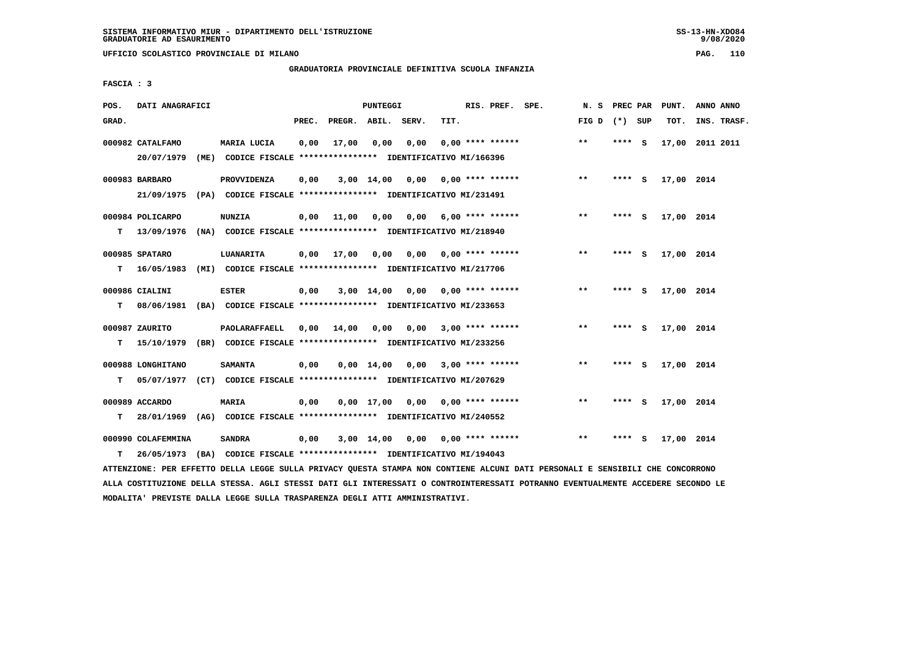UFFICIO SCOLASTICO PROVINCIALE DI MILANO

GRADUATORIA PROVINCIALE DEFINITIVA SCUOLA INFANZIA

FASCIA : 3

| POS. GRAD. | DATI ANAGRAFICI | | PREC. | PREGR. | ABIL. | SERV. | TIT. | RIS. PREF. | SPE. | N. S FIG D | PREC PAR (*) | SUP | PUNT. TOT. | ANNO ANNO INS. TRASF. |
|---|---|---|---|---|---|---|---|---|---|---|---|---|---|---|
| 000982 | CATALFAMO | MARIA LUCIA | 0,00 | 17,00 | 0,00 | 0,00 | 0,00 | **** ****** | | ** | **** | S | 17,00 | 2011 2011 |
| | 20/07/1979 (ME) CODICE FISCALE **************** IDENTIFICATIVO MI/166396 | | | | | | | | | | | | | |
| 000983 | BARBARO | PROVVIDENZA | 0,00 | 3,00 | 14,00 | 0,00 | 0,00 | **** ****** | | ** | **** | S | 17,00 | 2014 |
| | 21/09/1975 (PA) CODICE FISCALE **************** IDENTIFICATIVO MI/231491 | | | | | | | | | | | | | |
| 000984 | POLICARPO | NUNZIA | 0,00 | 11,00 | 0,00 | 0,00 | 6,00 | **** ****** | | ** | **** | S | 17,00 | 2014 |
| T | 13/09/1976 (NA) CODICE FISCALE **************** IDENTIFICATIVO MI/218940 | | | | | | | | | | | | | |
| 000985 | SPATARO | LUANARITA | 0,00 | 17,00 | 0,00 | 0,00 | 0,00 | **** ****** | | ** | **** | S | 17,00 | 2014 |
| T | 16/05/1983 (MI) CODICE FISCALE **************** IDENTIFICATIVO MI/217706 | | | | | | | | | | | | | |
| 000986 | CIALINI | ESTER | 0,00 | 3,00 | 14,00 | 0,00 | 0,00 | **** ****** | | ** | **** | S | 17,00 | 2014 |
| T | 08/06/1981 (BA) CODICE FISCALE **************** IDENTIFICATIVO MI/233653 | | | | | | | | | | | | | |
| 000987 | ZAURITO | PAOLARAFFAELL | 0,00 | 14,00 | 0,00 | 0,00 | 3,00 | **** ****** | | ** | **** | S | 17,00 | 2014 |
| T | 15/10/1979 (BR) CODICE FISCALE **************** IDENTIFICATIVO MI/233256 | | | | | | | | | | | | | |
| 000988 | LONGHITANO | SAMANTA | 0,00 | 0,00 | 14,00 | 0,00 | 3,00 | **** ****** | | ** | **** | S | 17,00 | 2014 |
| T | 05/07/1977 (CT) CODICE FISCALE **************** IDENTIFICATIVO MI/207629 | | | | | | | | | | | | | |
| 000989 | ACCARDO | MARIA | 0,00 | 0,00 | 17,00 | 0,00 | 0,00 | **** ****** | | ** | **** | S | 17,00 | 2014 |
| T | 28/01/1969 (AG) CODICE FISCALE **************** IDENTIFICATIVO MI/240552 | | | | | | | | | | | | | |
| 000990 | COLAFEMMINA | SANDRA | 0,00 | 3,00 | 14,00 | 0,00 | 0,00 | **** ****** | | ** | **** | S | 17,00 | 2014 |
| T | 26/05/1973 (BA) CODICE FISCALE **************** IDENTIFICATIVO MI/194043 | | | | | | | | | | | | | |

ATTENZIONE: PER EFFETTO DELLA LEGGE SULLA PRIVACY QUESTA STAMPA NON CONTIENE ALCUNI DATI PERSONALI E SENSIBILI CHE CONCORRONO ALLA COSTITUZIONE DELLA STESSA. AGLI STESSI DATI GLI INTERESSATI O CONTROINTERESSATI POTRANNO EVENTUALMENTE ACCEDERE SECONDO LE MODALITA' PREVISTE DALLA LEGGE SULLA TRASPARENZA DEGLI ATTI AMMINISTRATIVI.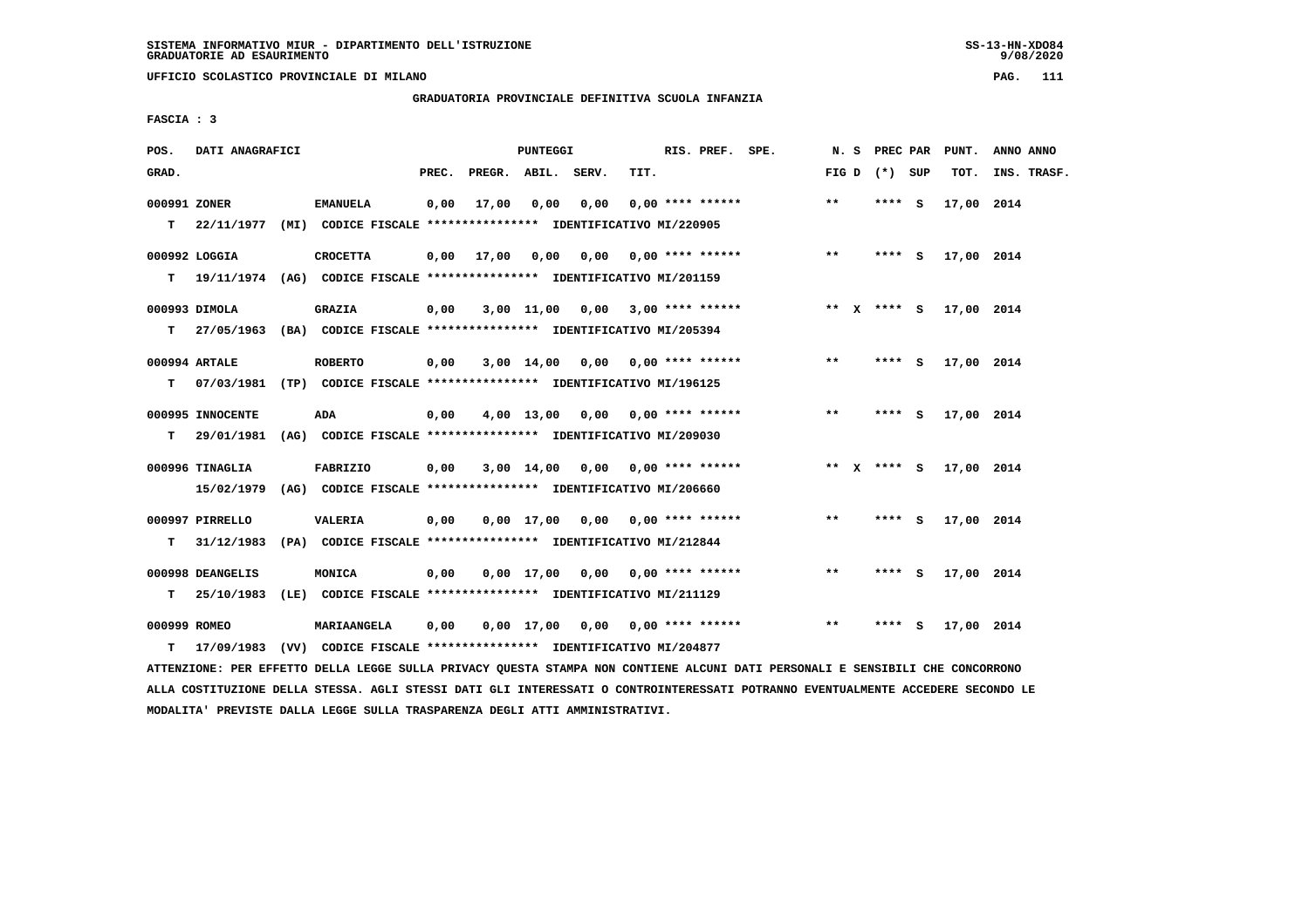SISTEMA INFORMATIVO MIUR - DIPARTIMENTO DELL'ISTRUZIONE
GRADUATORIE AD ESAURIMENTO

UFFICIO SCOLASTICO PROVINCIALE DI MILANO

GRADUATORIA PROVINCIALE DEFINITIVA SCUOLA INFANZIA

FASCIA : 3

| POS. GRAD. | DATI ANAGRAFICI | | PREC. | PREGR. | ABIL. | SERV. | TIT. | RIS. PREF. SPE. | N. S FIG D | PREC PAR (*) SUP | PUNT. TOT. | ANNO ANNO INS. TRASF. |
|---|---|---|---|---|---|---|---|---|---|---|---|---|
| 000991 ZONER | | EMANUELA | 0,00 | 17,00 | 0,00 | 0,00 | 0,00 | **** ****** | ** | **** S | 17,00 | 2014 |
| T | 22/11/1977 (MI) CODICE FISCALE **************** IDENTIFICATIVO MI/220905 | | | | | | | | | | | |
| 000992 LOGGIA | | CROCETTA | 0,00 | 17,00 | 0,00 | 0,00 | 0,00 | **** ****** | ** | **** S | 17,00 | 2014 |
| T | 19/11/1974 (AG) CODICE FISCALE **************** IDENTIFICATIVO MI/201159 | | | | | | | | | | | |
| 000993 DIMOLA | | GRAZIA | 0,00 | 3,00 | 11,00 | 0,00 | 3,00 | **** ****** | ** X | **** S | 17,00 | 2014 |
| T | 27/05/1963 (BA) CODICE FISCALE **************** IDENTIFICATIVO MI/205394 | | | | | | | | | | | |
| 000994 ARTALE | | ROBERTO | 0,00 | 3,00 | 14,00 | 0,00 | 0,00 | **** ****** | ** | **** S | 17,00 | 2014 |
| T | 07/03/1981 (TP) CODICE FISCALE **************** IDENTIFICATIVO MI/196125 | | | | | | | | | | | |
| 000995 INNOCENTE | | ADA | 0,00 | 4,00 | 13,00 | 0,00 | 0,00 | **** ****** | ** | **** S | 17,00 | 2014 |
| T | 29/01/1981 (AG) CODICE FISCALE **************** IDENTIFICATIVO MI/209030 | | | | | | | | | | | |
| 000996 TINAGLIA | | FABRIZIO | 0,00 | 3,00 | 14,00 | 0,00 | 0,00 | **** ****** | ** X | **** S | 17,00 | 2014 |
| | 15/02/1979 (AG) CODICE FISCALE **************** IDENTIFICATIVO MI/206660 | | | | | | | | | | | |
| 000997 PIRRELLO | | VALERIA | 0,00 | 0,00 | 17,00 | 0,00 | 0,00 | **** ****** | ** | **** S | 17,00 | 2014 |
| T | 31/12/1983 (PA) CODICE FISCALE **************** IDENTIFICATIVO MI/212844 | | | | | | | | | | | |
| 000998 DEANGELIS | | MONICA | 0,00 | 0,00 | 17,00 | 0,00 | 0,00 | **** ****** | ** | **** S | 17,00 | 2014 |
| T | 25/10/1983 (LE) CODICE FISCALE **************** IDENTIFICATIVO MI/211129 | | | | | | | | | | | |
| 000999 ROMEO | | MARIAANGELA | 0,00 | 0,00 | 17,00 | 0,00 | 0,00 | **** ****** | ** | **** S | 17,00 | 2014 |
| T | 17/09/1983 (VV) CODICE FISCALE **************** IDENTIFICATIVO MI/204877 | | | | | | | | | | | |

ATTENZIONE: PER EFFETTO DELLA LEGGE SULLA PRIVACY QUESTA STAMPA NON CONTIENE ALCUNI DATI PERSONALI E SENSIBILI CHE CONCORRONO ALLA COSTITUZIONE DELLA STESSA. AGLI STESSI DATI GLI INTERESSATI O CONTROINTERESSATI POTRANNO EVENTUALMENTE ACCEDERE SECONDO LE MODALITA' PREVISTE DALLA LEGGE SULLA TRASPARENZA DEGLI ATTI AMMINISTRATIVI.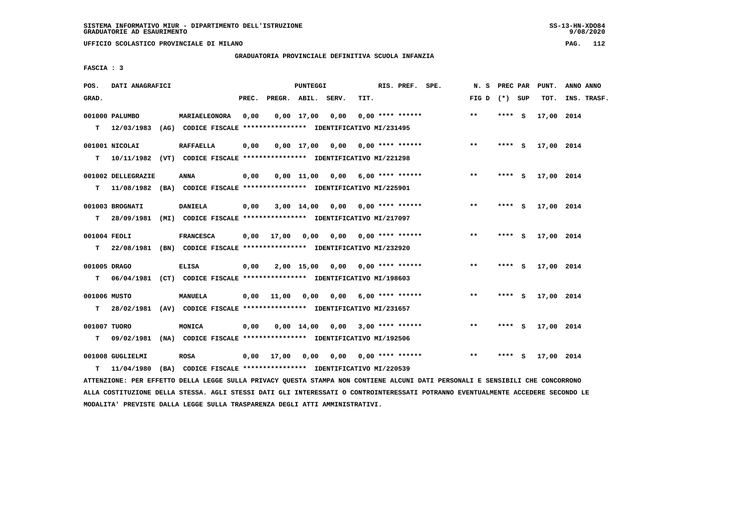SISTEMA INFORMATIVO MIUR - DIPARTIMENTO DELL'ISTRUZIONE
GRADUATORIE AD ESAURIMENTO

UFFICIO SCOLASTICO PROVINCIALE DI MILANO

GRADUATORIA PROVINCIALE DEFINITIVA SCUOLA INFANZIA

FASCIA : 3

| POS. GRAD. | DATI ANAGRAFICI | | PREC. | PREGR. | ABIL. | SERV. | TIT. | RIS. PREF. SPE. | N. S FIG D | PREC PAR (*) SUP | PUNT. TOT. | ANNO ANNO INS. TRASF. |
|---|---|---|---|---|---|---|---|---|---|---|---|---|
| 001000 | PALUMBO | MARIAELEONORA | 0,00 | 0,00 | 17,00 | 0,00 | 0,00 | **** ****** | ** | **** S | 17,00 | 2014 |
| T | 12/03/1983 (AG) | CODICE FISCALE **************** IDENTIFICATIVO MI/231495 | | | | | | | | | | |
| 001001 | NICOLAI | RAFFAELLA | 0,00 | 0,00 | 17,00 | 0,00 | 0,00 | **** ****** | ** | **** S | 17,00 | 2014 |
| T | 10/11/1982 (VT) | CODICE FISCALE **************** IDENTIFICATIVO MI/221298 | | | | | | | | | | |
| 001002 | DELLEGRAZIE | ANNA | 0,00 | 0,00 | 11,00 | 0,00 | 6,00 | **** ****** | ** | **** S | 17,00 | 2014 |
| T | 11/08/1982 (BA) | CODICE FISCALE **************** IDENTIFICATIVO MI/225901 | | | | | | | | | | |
| 001003 | BROGNATI | DANIELA | 0,00 | 3,00 | 14,00 | 0,00 | 0,00 | **** ****** | ** | **** S | 17,00 | 2014 |
| T | 28/09/1981 (MI) | CODICE FISCALE **************** IDENTIFICATIVO MI/217097 | | | | | | | | | | |
| 001004 | FEOLI | FRANCESCA | 0,00 | 17,00 | 0,00 | 0,00 | 0,00 | **** ****** | ** | **** S | 17,00 | 2014 |
| T | 22/08/1981 (BN) | CODICE FISCALE **************** IDENTIFICATIVO MI/232920 | | | | | | | | | | |
| 001005 | DRAGO | ELISA | 0,00 | 2,00 | 15,00 | 0,00 | 0,00 | **** ****** | ** | **** S | 17,00 | 2014 |
| T | 06/04/1981 (CT) | CODICE FISCALE **************** IDENTIFICATIVO MI/198603 | | | | | | | | | | |
| 001006 | MUSTO | MANUELA | 0,00 | 11,00 | 0,00 | 0,00 | 6,00 | **** ****** | ** | **** S | 17,00 | 2014 |
| T | 28/02/1981 (AV) | CODICE FISCALE **************** IDENTIFICATIVO MI/231657 | | | | | | | | | | |
| 001007 | TUORO | MONICA | 0,00 | 0,00 | 14,00 | 0,00 | 3,00 | **** ****** | ** | **** S | 17,00 | 2014 |
| T | 09/02/1981 (NA) | CODICE FISCALE **************** IDENTIFICATIVO MI/192506 | | | | | | | | | | |
| 001008 | GUGLIELMI | ROSA | 0,00 | 17,00 | 0,00 | 0,00 | 0,00 | **** ****** | ** | **** S | 17,00 | 2014 |
| T | 11/04/1980 (BA) | CODICE FISCALE **************** IDENTIFICATIVO MI/220539 | | | | | | | | | | |

ATTENZIONE: PER EFFETTO DELLA LEGGE SULLA PRIVACY QUESTA STAMPA NON CONTIENE ALCUNI DATI PERSONALI E SENSIBILI CHE CONCORRONO ALLA COSTITUZIONE DELLA STESSA. AGLI STESSI DATI GLI INTERESSATI O CONTROINTERESSATI POTRANNO EVENTUALMENTE ACCEDERE SECONDO LE MODALITA' PREVISTE DALLA LEGGE SULLA TRASPARENZA DEGLI ATTI AMMINISTRATIVI.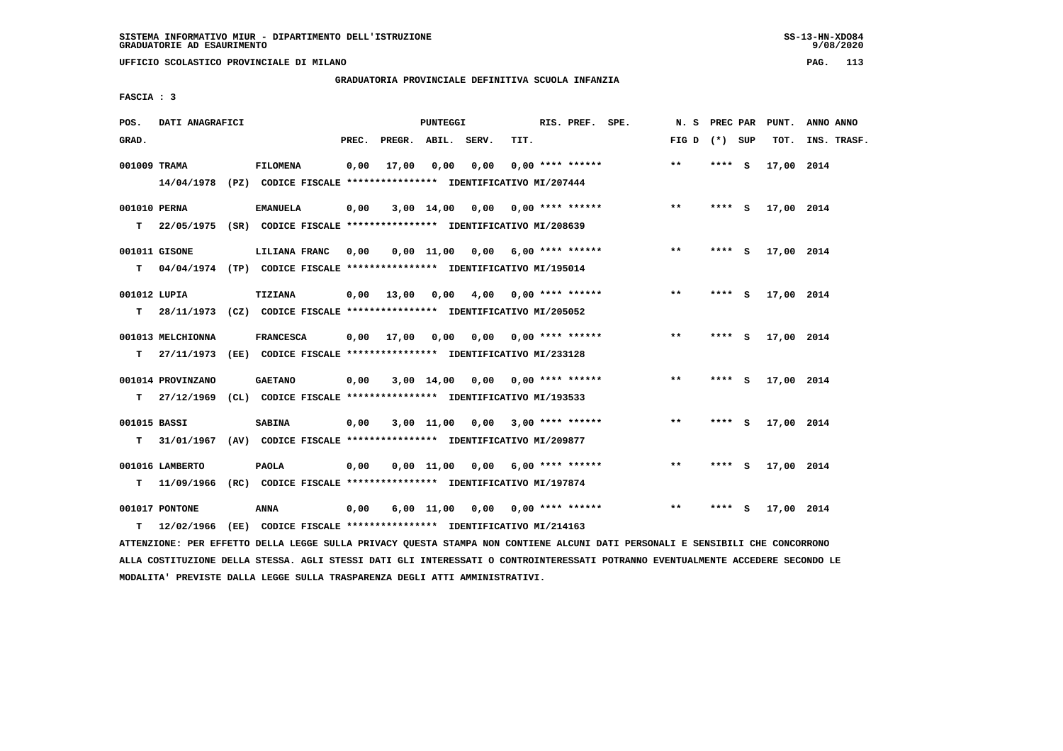SISTEMA INFORMATIVO MIUR - DIPARTIMENTO DELL'ISTRUZIONE
GRADUATORIE AD ESAURIMENTO

UFFICIO SCOLASTICO PROVINCIALE DI MILANO

GRADUATORIA PROVINCIALE DEFINITIVA SCUOLA INFANZIA

FASCIA : 3

| POS. GRAD. | DATI ANAGRAFICI | | PREC. | PREGR. | ABIL. | SERV. | TIT. | RIS. PREF. SPE. | N. S FIG D | PREC PAR (*) SUP | PUNT. TOT. | ANNO ANNO INS. TRASF. |
|---|---|---|---|---|---|---|---|---|---|---|---|---|
| 001009 TRAMA | | FILOMENA | 0,00 | 17,00 | 0,00 | 0,00 | 0,00 | **** ****** | ** | **** S | 17,00 | 2014 |
| | 14/04/1978 (PZ) CODICE FISCALE **************** IDENTIFICATIVO MI/207444 | | | | | | | | | | | |
| 001010 PERNA | | EMANUELA | 0,00 | 3,00 | 14,00 | 0,00 | 0,00 | **** ****** | ** | **** S | 17,00 | 2014 |
| T | 22/05/1975 (SR) CODICE FISCALE **************** IDENTIFICATIVO MI/208639 | | | | | | | | | | | |
| 001011 GISONE | | LILIANA FRANC | 0,00 | 0,00 | 11,00 | 0,00 | 6,00 | **** ****** | ** | **** S | 17,00 | 2014 |
| T | 04/04/1974 (TP) CODICE FISCALE **************** IDENTIFICATIVO MI/195014 | | | | | | | | | | | |
| 001012 LUPIA | | TIZIANA | 0,00 | 13,00 | 0,00 | 4,00 | 0,00 | **** ****** | ** | **** S | 17,00 | 2014 |
| T | 28/11/1973 (CZ) CODICE FISCALE **************** IDENTIFICATIVO MI/205052 | | | | | | | | | | | |
| 001013 MELCHIONNA | | FRANCESCA | 0,00 | 17,00 | 0,00 | 0,00 | 0,00 | **** ****** | ** | **** S | 17,00 | 2014 |
| T | 27/11/1973 (EE) CODICE FISCALE **************** IDENTIFICATIVO MI/233128 | | | | | | | | | | | |
| 001014 PROVINZANO | | GAETANO | 0,00 | 3,00 | 14,00 | 0,00 | 0,00 | **** ****** | ** | **** S | 17,00 | 2014 |
| T | 27/12/1969 (CL) CODICE FISCALE **************** IDENTIFICATIVO MI/193533 | | | | | | | | | | | |
| 001015 BASSI | | SABINA | 0,00 | 3,00 | 11,00 | 0,00 | 3,00 | **** ****** | ** | **** S | 17,00 | 2014 |
| T | 31/01/1967 (AV) CODICE FISCALE **************** IDENTIFICATIVO MI/209877 | | | | | | | | | | | |
| 001016 LAMBERTO | | PAOLA | 0,00 | 0,00 | 11,00 | 0,00 | 6,00 | **** ****** | ** | **** S | 17,00 | 2014 |
| T | 11/09/1966 (RC) CODICE FISCALE **************** IDENTIFICATIVO MI/197874 | | | | | | | | | | | |
| 001017 PONTONE | | ANNA | 0,00 | 6,00 | 11,00 | 0,00 | 0,00 | **** ****** | ** | **** S | 17,00 | 2014 |
| T | 12/02/1966 (EE) CODICE FISCALE **************** IDENTIFICATIVO MI/214163 | | | | | | | | | | | |

ATTENZIONE: PER EFFETTO DELLA LEGGE SULLA PRIVACY QUESTA STAMPA NON CONTIENE ALCUNI DATI PERSONALI E SENSIBILI CHE CONCORRONO ALLA COSTITUZIONE DELLA STESSA. AGLI STESSI DATI GLI INTERESSATI O CONTROINTERESSATI POTRANNO EVENTUALMENTE ACCEDERE SECONDO LE MODALITA' PREVISTE DALLA LEGGE SULLA TRASPARENZA DEGLI ATTI AMMINISTRATIVI.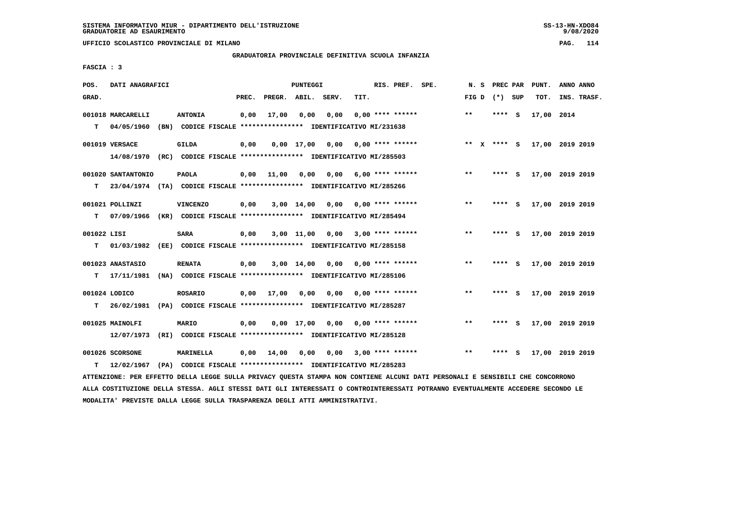SISTEMA INFORMATIVO MIUR - DIPARTIMENTO DELL'ISTRUZIONE
GRADUATORIE AD ESAURIMENTO

UFFICIO SCOLASTICO PROVINCIALE DI MILANO

GRADUATORIA PROVINCIALE DEFINITIVA SCUOLA INFANZIA

FASCIA : 3

| POS. GRAD. | DATI ANAGRAFICI | | PREC. | PREGR. | ABIL. | SERV. | TIT. | RIS. PREF. SPE. | N. S FIG D | PREC PAR (*) SUP | PUNT. TOT. | ANNO ANNO INS. TRASF. |
|---|---|---|---|---|---|---|---|---|---|---|---|---|
| 001018 | MARCARELLI | ANTONIA | 0,00 | 17,00 | 0,00 | 0,00 | 0,00 | **** ****** | ** | **** S | 17,00 | 2014 |
| T | 04/05/1960 (BN) | CODICE FISCALE **************** IDENTIFICATIVO MI/231638 | | | | | | | | | | |
| 001019 | VERSACE | GILDA | 0,00 | 0,00 | 17,00 | 0,00 | 0,00 | **** ****** | ** X | **** S | 17,00 | 2019 2019 |
| | 14/08/1970 (RC) | CODICE FISCALE **************** IDENTIFICATIVO MI/285503 | | | | | | | | | | |
| 001020 | SANTANTONIO | PAOLA | 0,00 | 11,00 | 0,00 | 0,00 | 6,00 | **** ****** | ** | **** S | 17,00 | 2019 2019 |
| T | 23/04/1974 (TA) | CODICE FISCALE **************** IDENTIFICATIVO MI/285266 | | | | | | | | | | |
| 001021 | POLLINZI | VINCENZO | 0,00 | 3,00 | 14,00 | 0,00 | 0,00 | **** ****** | ** | **** S | 17,00 | 2019 2019 |
| T | 07/09/1966 (KR) | CODICE FISCALE **************** IDENTIFICATIVO MI/285494 | | | | | | | | | | |
| 001022 | LISI | SARA | 0,00 | 3,00 | 11,00 | 0,00 | 3,00 | **** ****** | ** | **** S | 17,00 | 2019 2019 |
| T | 01/03/1982 (EE) | CODICE FISCALE **************** IDENTIFICATIVO MI/285158 | | | | | | | | | | |
| 001023 | ANASTASIO | RENATA | 0,00 | 3,00 | 14,00 | 0,00 | 0,00 | **** ****** | ** | **** S | 17,00 | 2019 2019 |
| T | 17/11/1981 (NA) | CODICE FISCALE **************** IDENTIFICATIVO MI/285106 | | | | | | | | | | |
| 001024 | LODICO | ROSARIO | 0,00 | 17,00 | 0,00 | 0,00 | 0,00 | **** ****** | ** | **** S | 17,00 | 2019 2019 |
| T | 26/02/1981 (PA) | CODICE FISCALE **************** IDENTIFICATIVO MI/285287 | | | | | | | | | | |
| 001025 | MAINOLFI | MARIO | 0,00 | 0,00 | 17,00 | 0,00 | 0,00 | **** ****** | ** | **** S | 17,00 | 2019 2019 |
| | 12/07/1973 (RI) | CODICE FISCALE **************** IDENTIFICATIVO MI/285128 | | | | | | | | | | |
| 001026 | SCORSONE | MARINELLA | 0,00 | 14,00 | 0,00 | 0,00 | 3,00 | **** ****** | ** | **** S | 17,00 | 2019 2019 |
| T | 12/02/1967 (PA) | CODICE FISCALE **************** IDENTIFICATIVO MI/285283 | | | | | | | | | | |

ATTENZIONE: PER EFFETTO DELLA LEGGE SULLA PRIVACY QUESTA STAMPA NON CONTIENE ALCUNI DATI PERSONALI E SENSIBILI CHE CONCORRONO ALLA COSTITUZIONE DELLA STESSA. AGLI STESSI DATI GLI INTERESSATI O CONTROINTERESSATI POTRANNO EVENTUALMENTE ACCEDERE SECONDO LE MODALITA' PREVISTE DALLA LEGGE SULLA TRASPARENZA DEGLI ATTI AMMINISTRATIVI.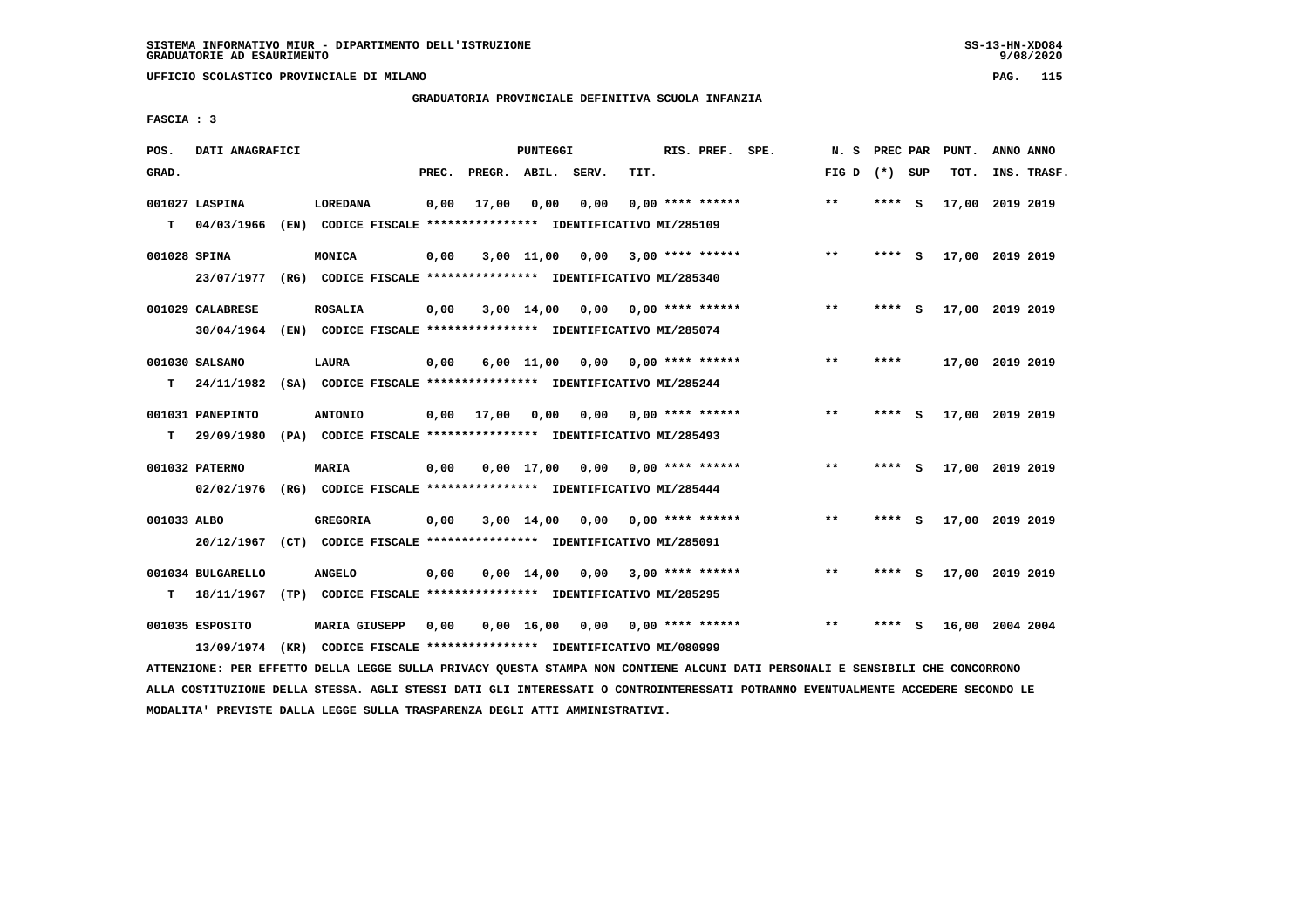SISTEMA INFORMATIVO MIUR - DIPARTIMENTO DELL'ISTRUZIONE
GRADUATORIE AD ESAURIMENTO

UFFICIO SCOLASTICO PROVINCIALE DI MILANO

GRADUATORIA PROVINCIALE DEFINITIVA SCUOLA INFANZIA

FASCIA : 3

| POS. GRAD. | DATI ANAGRAFICI | | PREC. | PREGR. | ABIL. | SERV. | TIT. | RIS. PREF. | SPE. | N. S FIG D | PREC PAR (*) | SUP | PUNT. TOT. | ANNO INS. | ANNO TRASF. |
|---|---|---|---|---|---|---|---|---|---|---|---|---|---|---|---|
| 001027 | LASPINA | LOREDANA | 0,00 | 17,00 | 0,00 | 0,00 | 0,00 | **** ****** | | ** | **** | S | 17,00 | 2019 | 2019 |
| T | 04/03/1966 (EN) CODICE FISCALE **************** IDENTIFICATIVO MI/285109 | | | | | | | | | | | | | | |
| 001028 | SPINA | MONICA | 0,00 | 3,00 | 11,00 | 0,00 | 3,00 | **** ****** | | ** | **** | S | 17,00 | 2019 | 2019 |
| | 23/07/1977 (RG) CODICE FISCALE **************** IDENTIFICATIVO MI/285340 | | | | | | | | | | | | | | |
| 001029 | CALABRESE | ROSALIA | 0,00 | 3,00 | 14,00 | 0,00 | 0,00 | **** ****** | | ** | **** | S | 17,00 | 2019 | 2019 |
| | 30/04/1964 (EN) CODICE FISCALE **************** IDENTIFICATIVO MI/285074 | | | | | | | | | | | | | | |
| 001030 | SALSANO | LAURA | 0,00 | 6,00 | 11,00 | 0,00 | 0,00 | **** ****** | | ** | **** | | 17,00 | 2019 | 2019 |
| T | 24/11/1982 (SA) CODICE FISCALE **************** IDENTIFICATIVO MI/285244 | | | | | | | | | | | | | | |
| 001031 | PANEPINTO | ANTONIO | 0,00 | 17,00 | 0,00 | 0,00 | 0,00 | **** ****** | | ** | **** | S | 17,00 | 2019 | 2019 |
| T | 29/09/1980 (PA) CODICE FISCALE **************** IDENTIFICATIVO MI/285493 | | | | | | | | | | | | | | |
| 001032 | PATERNO | MARIA | 0,00 | 0,00 | 17,00 | 0,00 | 0,00 | **** ****** | | ** | **** | S | 17,00 | 2019 | 2019 |
| | 02/02/1976 (RG) CODICE FISCALE **************** IDENTIFICATIVO MI/285444 | | | | | | | | | | | | | | |
| 001033 | ALBO | GREGORIA | 0,00 | 3,00 | 14,00 | 0,00 | 0,00 | **** ****** | | ** | **** | S | 17,00 | 2019 | 2019 |
| | 20/12/1967 (CT) CODICE FISCALE **************** IDENTIFICATIVO MI/285091 | | | | | | | | | | | | | | |
| 001034 | BULGARELLO | ANGELO | 0,00 | 0,00 | 14,00 | 0,00 | 3,00 | **** ****** | | ** | **** | S | 17,00 | 2019 | 2019 |
| T | 18/11/1967 (TP) CODICE FISCALE **************** IDENTIFICATIVO MI/285295 | | | | | | | | | | | | | | |
| 001035 | ESPOSITO | MARIA GIUSEPP | 0,00 | 0,00 | 16,00 | 0,00 | 0,00 | **** ****** | | ** | **** | S | 16,00 | 2004 | 2004 |
| | 13/09/1974 (KR) CODICE FISCALE **************** IDENTIFICATIVO MI/080999 | | | | | | | | | | | | | | |

ATTENZIONE: PER EFFETTO DELLA LEGGE SULLA PRIVACY QUESTA STAMPA NON CONTIENE ALCUNI DATI PERSONALI E SENSIBILI CHE CONCORRONO ALLA COSTITUZIONE DELLA STESSA. AGLI STESSI DATI GLI INTERESSATI O CONTROINTERESSATI POTRANNO EVENTUALMENTE ACCEDERE SECONDO LE MODALITA' PREVISTE DALLA LEGGE SULLA TRASPARENZA DEGLI ATTI AMMINISTRATIVI.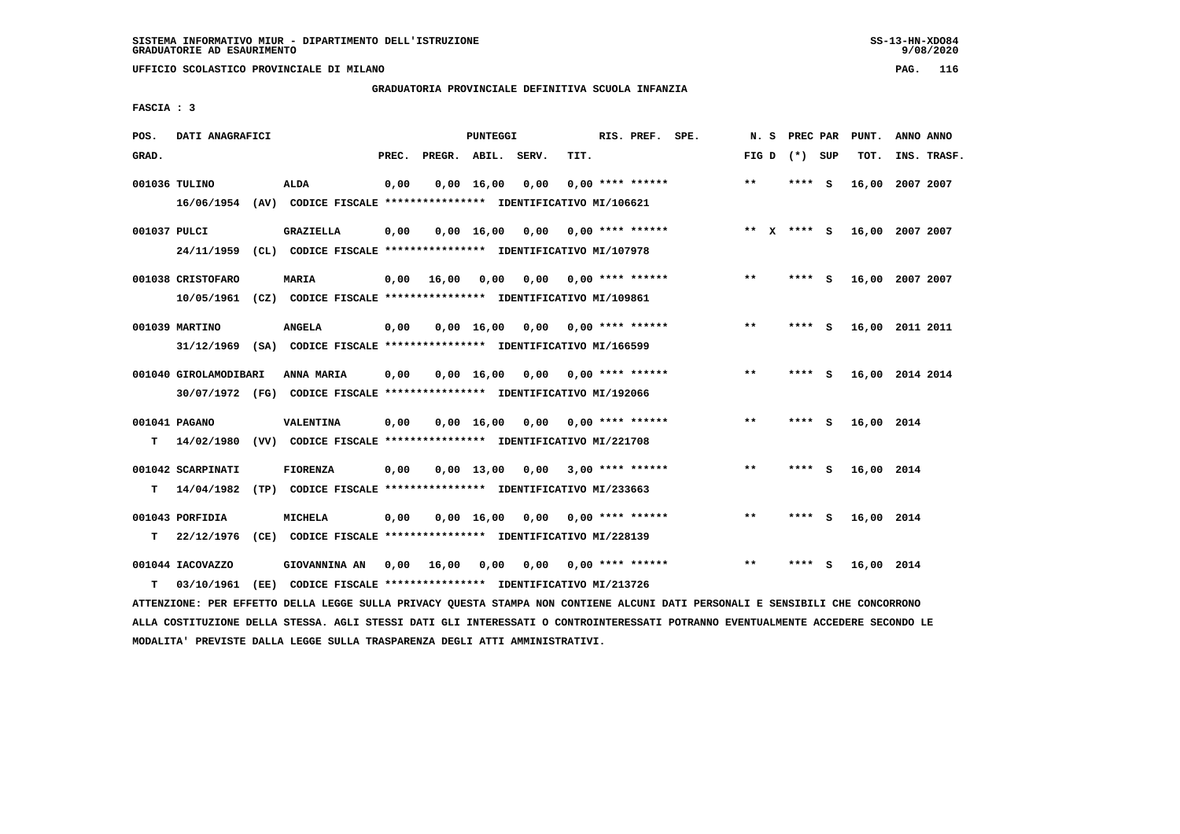SISTEMA INFORMATIVO MIUR - DIPARTIMENTO DELL'ISTRUZIONE
GRADUATORIE AD ESAURIMENTO

UFFICIO SCOLASTICO PROVINCIALE DI MILANO

GRADUATORIA PROVINCIALE DEFINITIVA SCUOLA INFANZIA

FASCIA : 3

| POS. GRAD. | DATI ANAGRAFICI | | PREC. | PREGR. | ABIL. | SERV. | TIT. | RIS. PREF. | SPE. | N. S FIG D | PREC PAR (*) SUP | PUNT. TOT. | ANNO ANNO INS. TRASF. |
|---|---|---|---|---|---|---|---|---|---|---|---|---|---|
| 001036 TULINO | ALDA | | 0,00 | 0,00 | 16,00 | 0,00 | 0,00 | **** ****** | | ** | **** S | 16,00 | 2007 2007 |
| | 16/06/1954 (AV) CODICE FISCALE **************** IDENTIFICATIVO MI/106621 | | | | | | | | | | | | |
| 001037 PULCI | GRAZIELLA | | 0,00 | 0,00 | 16,00 | 0,00 | 0,00 | **** ****** | | ** X | **** S | 16,00 | 2007 2007 |
| | 24/11/1959 (CL) CODICE FISCALE **************** IDENTIFICATIVO MI/107978 | | | | | | | | | | | | |
| 001038 CRISTOFARO | MARIA | | 0,00 | 16,00 | 0,00 | 0,00 | 0,00 | **** ****** | | ** | **** S | 16,00 | 2007 2007 |
| | 10/05/1961 (CZ) CODICE FISCALE **************** IDENTIFICATIVO MI/109861 | | | | | | | | | | | | |
| 001039 MARTINO | ANGELA | | 0,00 | 0,00 | 16,00 | 0,00 | 0,00 | **** ****** | | ** | **** S | 16,00 | 2011 2011 |
| | 31/12/1969 (SA) CODICE FISCALE **************** IDENTIFICATIVO MI/166599 | | | | | | | | | | | | |
| 001040 GIROLAMODIBARI | ANNA MARIA | | 0,00 | 0,00 | 16,00 | 0,00 | 0,00 | **** ****** | | ** | **** S | 16,00 | 2014 2014 |
| | 30/07/1972 (FG) CODICE FISCALE **************** IDENTIFICATIVO MI/192066 | | | | | | | | | | | | |
| 001041 PAGANO | VALENTINA | | 0,00 | 0,00 | 16,00 | 0,00 | 0,00 | **** ****** | | ** | **** S | 16,00 | 2014 |
| T | 14/02/1980 (VV) CODICE FISCALE **************** IDENTIFICATIVO MI/221708 | | | | | | | | | | | | |
| 001042 SCARPINATI | FIORENZA | | 0,00 | 0,00 | 13,00 | 0,00 | 3,00 | **** ****** | | ** | **** S | 16,00 | 2014 |
| T | 14/04/1982 (TP) CODICE FISCALE **************** IDENTIFICATIVO MI/233663 | | | | | | | | | | | | |
| 001043 PORFIDIA | MICHELA | | 0,00 | 0,00 | 16,00 | 0,00 | 0,00 | **** ****** | | ** | **** S | 16,00 | 2014 |
| T | 22/12/1976 (CE) CODICE FISCALE **************** IDENTIFICATIVO MI/228139 | | | | | | | | | | | | |
| 001044 IACOVAZZO | GIOVANNINA AN | | 0,00 | 16,00 | 0,00 | 0,00 | 0,00 | **** ****** | | ** | **** S | 16,00 | 2014 |
| T | 03/10/1961 (EE) CODICE FISCALE **************** IDENTIFICATIVO MI/213726 | | | | | | | | | | | | |

ATTENZIONE: PER EFFETTO DELLA LEGGE SULLA PRIVACY QUESTA STAMPA NON CONTIENE ALCUNI DATI PERSONALI E SENSIBILI CHE CONCORRONO ALLA COSTITUZIONE DELLA STESSA. AGLI STESSI DATI GLI INTERESSATI O CONTROINTERESSATI POTRANNO EVENTUALMENTE ACCEDERE SECONDO LE MODALITA' PREVISTE DALLA LEGGE SULLA TRASPARENZA DEGLI ATTI AMMINISTRATIVI.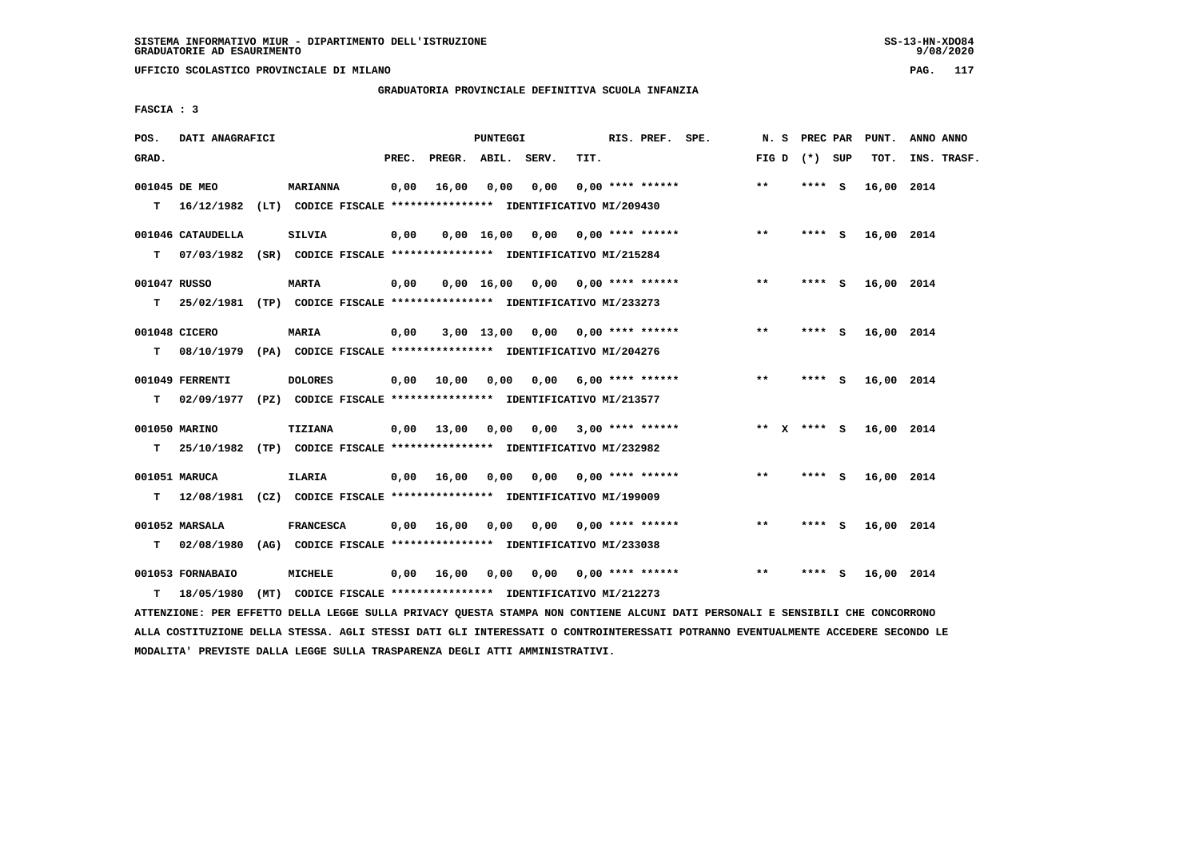SISTEMA INFORMATIVO MIUR - DIPARTIMENTO DELL'ISTRUZIONE
GRADUATORIE AD ESAURIMENTO

UFFICIO SCOLASTICO PROVINCIALE DI MILANO

GRADUATORIA PROVINCIALE DEFINITIVA SCUOLA INFANZIA

FASCIA : 3

| POS. GRAD. | DATI ANAGRAFICI | | PREC. | PREGR. | ABIL. | SERV. | TIT. | RIS. PREF. SPE. | N. S FIG D | PREC PAR (*) SUP | PUNT. TOT. | ANNO ANNO INS. TRASF. |
|---|---|---|---|---|---|---|---|---|---|---|---|---|
| 001045 | DE MEO | MARIANNA | 0,00 | 16,00 | 0,00 | 0,00 | 0,00 | **** ****** | ** | **** S | 16,00 | 2014 |
| T | 16/12/1982 (LT) CODICE FISCALE **************** IDENTIFICATIVO MI/209430 | | | | | | | | | | | |
| 001046 | CATAUDELLA | SILVIA | 0,00 | 0,00 | 16,00 | 0,00 | 0,00 | **** ****** | ** | **** S | 16,00 | 2014 |
| T | 07/03/1982 (SR) CODICE FISCALE **************** IDENTIFICATIVO MI/215284 | | | | | | | | | | | |
| 001047 | RUSSO | MARTA | 0,00 | 0,00 | 16,00 | 0,00 | 0,00 | **** ****** | ** | **** S | 16,00 | 2014 |
| T | 25/02/1981 (TP) CODICE FISCALE **************** IDENTIFICATIVO MI/233273 | | | | | | | | | | | |
| 001048 | CICERO | MARIA | 0,00 | 3,00 | 13,00 | 0,00 | 0,00 | **** ****** | ** | **** S | 16,00 | 2014 |
| T | 08/10/1979 (PA) CODICE FISCALE **************** IDENTIFICATIVO MI/204276 | | | | | | | | | | | |
| 001049 | FERRENTI | DOLORES | 0,00 | 10,00 | 0,00 | 0,00 | 6,00 | **** ****** | ** | **** S | 16,00 | 2014 |
| T | 02/09/1977 (PZ) CODICE FISCALE **************** IDENTIFICATIVO MI/213577 | | | | | | | | | | | |
| 001050 | MARINO | TIZIANA | 0,00 | 13,00 | 0,00 | 0,00 | 3,00 | **** ****** | ** X | **** S | 16,00 | 2014 |
| T | 25/10/1982 (TP) CODICE FISCALE **************** IDENTIFICATIVO MI/232982 | | | | | | | | | | | |
| 001051 | MARUCA | ILARIA | 0,00 | 16,00 | 0,00 | 0,00 | 0,00 | **** ****** | ** | **** S | 16,00 | 2014 |
| T | 12/08/1981 (CZ) CODICE FISCALE **************** IDENTIFICATIVO MI/199009 | | | | | | | | | | | |
| 001052 | MARSALA | FRANCESCA | 0,00 | 16,00 | 0,00 | 0,00 | 0,00 | **** ****** | ** | **** S | 16,00 | 2014 |
| T | 02/08/1980 (AG) CODICE FISCALE **************** IDENTIFICATIVO MI/233038 | | | | | | | | | | | |
| 001053 | FORNABAIO | MICHELE | 0,00 | 16,00 | 0,00 | 0,00 | 0,00 | **** ****** | ** | **** S | 16,00 | 2014 |
| T | 18/05/1980 (MT) CODICE FISCALE **************** IDENTIFICATIVO MI/212273 | | | | | | | | | | | |

ATTENZIONE: PER EFFETTO DELLA LEGGE SULLA PRIVACY QUESTA STAMPA NON CONTIENE ALCUNI DATI PERSONALI E SENSIBILI CHE CONCORRONO ALLA COSTITUZIONE DELLA STESSA. AGLI STESSI DATI GLI INTERESSATI O CONTROINTERESSATI POTRANNO EVENTUALMENTE ACCEDERE SECONDO LE MODALITA' PREVISTE DALLA LEGGE SULLA TRASPARENZA DEGLI ATTI AMMINISTRATIVI.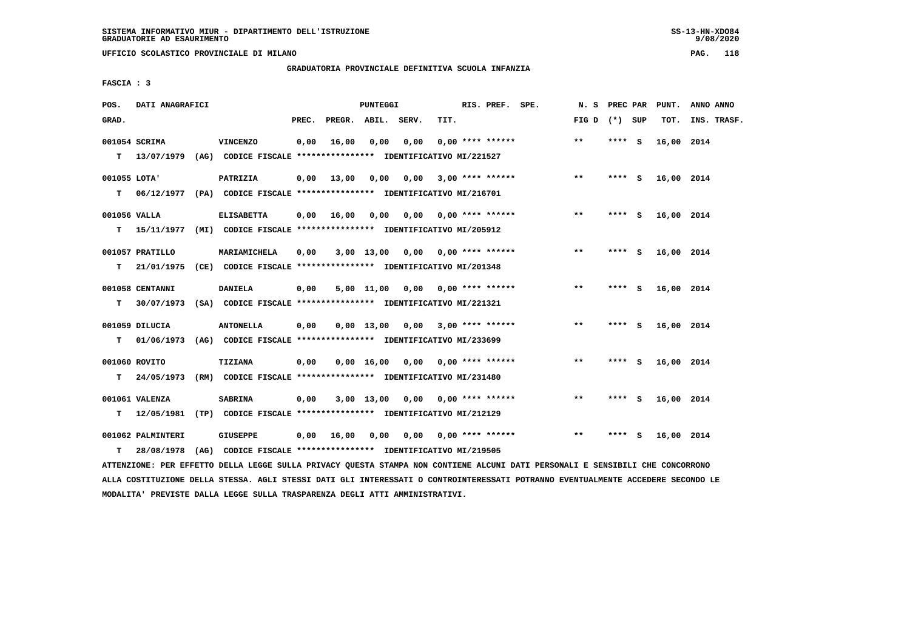SISTEMA INFORMATIVO MIUR - DIPARTIMENTO DELL'ISTRUZIONE
GRADUATORIE AD ESAURIMENTO

UFFICIO SCOLASTICO PROVINCIALE DI MILANO

GRADUATORIA PROVINCIALE DEFINITIVA SCUOLA INFANZIA

FASCIA : 3

| POS. GRAD. | DATI ANAGRAFICI | | PREC. | PREGR. | ABIL. | SERV. | TIT. | RIS. PREF. | SPE. | N. S FIG D | PREC PAR (*) | SUP | PUNT. TOT. | ANNO INS. | ANNO TRASF. |
|---|---|---|---|---|---|---|---|---|---|---|---|---|---|---|---|
| 001054 SCRIMA | VINCENZO | | 0,00 | 16,00 | 0,00 | 0,00 | 0,00 | **** ****** | | ** | **** | S | 16,00 | 2014 | |
| T 13/07/1979 (AG) | CODICE FISCALE **************** | IDENTIFICATIVO MI/221527 | | | | | | | | | | | | | |
| 001055 LOTA' | PATRIZIA | | 0,00 | 13,00 | 0,00 | 0,00 | 3,00 | **** ****** | | ** | **** | S | 16,00 | 2014 | |
| T 06/12/1977 (PA) | CODICE FISCALE **************** | IDENTIFICATIVO MI/216701 | | | | | | | | | | | | | |
| 001056 VALLA | ELISABETTA | | 0,00 | 16,00 | 0,00 | 0,00 | 0,00 | **** ****** | | ** | **** | S | 16,00 | 2014 | |
| T 15/11/1977 (MI) | CODICE FISCALE **************** | IDENTIFICATIVO MI/205912 | | | | | | | | | | | | | |
| 001057 PRATILLO | MARIAMICHELA | | 0,00 | 3,00 | 13,00 | 0,00 | 0,00 | **** ****** | | ** | **** | S | 16,00 | 2014 | |
| T 21/01/1975 (CE) | CODICE FISCALE **************** | IDENTIFICATIVO MI/201348 | | | | | | | | | | | | | |
| 001058 CENTANNI | DANIELA | | 0,00 | 5,00 | 11,00 | 0,00 | 0,00 | **** ****** | | ** | **** | S | 16,00 | 2014 | |
| T 30/07/1973 (SA) | CODICE FISCALE **************** | IDENTIFICATIVO MI/221321 | | | | | | | | | | | | | |
| 001059 DILUCIA | ANTONELLA | | 0,00 | 0,00 | 13,00 | 0,00 | 3,00 | **** ****** | | ** | **** | S | 16,00 | 2014 | |
| T 01/06/1973 (AG) | CODICE FISCALE **************** | IDENTIFICATIVO MI/233699 | | | | | | | | | | | | | |
| 001060 ROVITO | TIZIANA | | 0,00 | 0,00 | 16,00 | 0,00 | 0,00 | **** ****** | | ** | **** | S | 16,00 | 2014 | |
| T 24/05/1973 (RM) | CODICE FISCALE **************** | IDENTIFICATIVO MI/231480 | | | | | | | | | | | | | |
| 001061 VALENZA | SABRINA | | 0,00 | 3,00 | 13,00 | 0,00 | 0,00 | **** ****** | | ** | **** | S | 16,00 | 2014 | |
| T 12/05/1981 (TP) | CODICE FISCALE **************** | IDENTIFICATIVO MI/212129 | | | | | | | | | | | | | |
| 001062 PALMINTERI | GIUSEPPE | | 0,00 | 16,00 | 0,00 | 0,00 | 0,00 | **** ****** | | ** | **** | S | 16,00 | 2014 | |
| T 28/08/1978 (AG) | CODICE FISCALE **************** | IDENTIFICATIVO MI/219505 | | | | | | | | | | | | | |

ATTENZIONE: PER EFFETTO DELLA LEGGE SULLA PRIVACY QUESTA STAMPA NON CONTIENE ALCUNI DATI PERSONALI E SENSIBILI CHE CONCORRONO ALLA COSTITUZIONE DELLA STESSA. AGLI STESSI DATI GLI INTERESSATI O CONTROINTERESSATI POTRANNO EVENTUALMENTE ACCEDERE SECONDO LE MODALITA' PREVISTE DALLA LEGGE SULLA TRASPARENZA DEGLI ATTI AMMINISTRATIVI.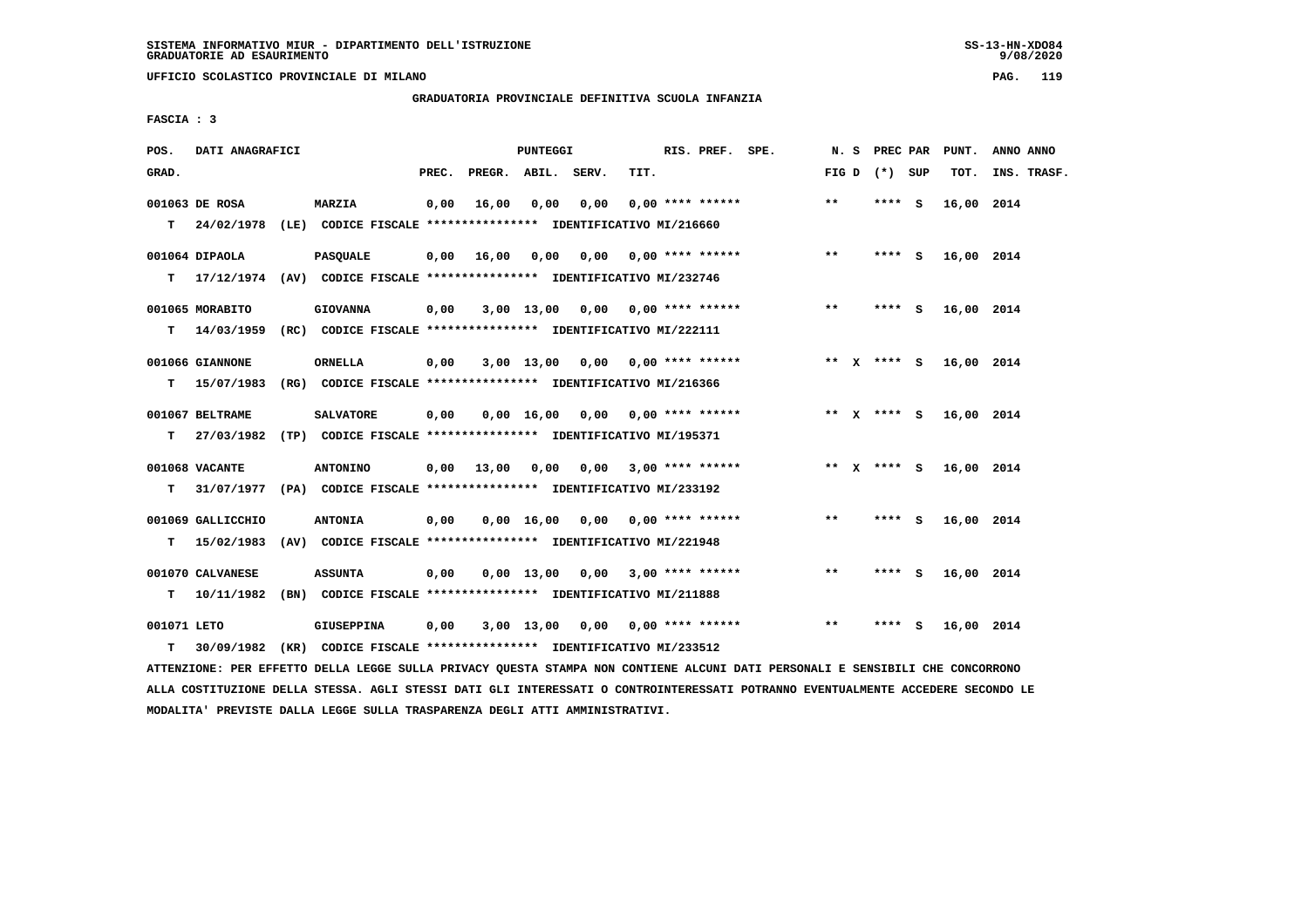SISTEMA INFORMATIVO MIUR - DIPARTIMENTO DELL'ISTRUZIONE
GRADUATORIE AD ESAURIMENTO

UFFICIO SCOLASTICO PROVINCIALE DI MILANO

GRADUATORIA PROVINCIALE DEFINITIVA SCUOLA INFANZIA

FASCIA : 3

| POS. GRAD. | DATI ANAGRAFICI | | PREC. | PREGR. | ABIL. | SERV. | TIT. | RIS. PREF. SPE. | N. S FIG D | PREC PAR (*) SUP | PUNT. TOT. | ANNO ANNO INS. TRASF. |
|---|---|---|---|---|---|---|---|---|---|---|---|---|
| 001063 DE ROSA | MARZIA | | 0,00 | 16,00 | 0,00 | 0,00 | 0,00 | **** ****** | ** | **** S | 16,00 | 2014 |
| T 24/02/1978 (LE) | CODICE FISCALE **************** | IDENTIFICATIVO MI/216660 | | | | | | | | | | |
| 001064 DIPAOLA | PASQUALE | | 0,00 | 16,00 | 0,00 | 0,00 | 0,00 | **** ****** | ** | **** S | 16,00 | 2014 |
| T 17/12/1974 (AV) | CODICE FISCALE **************** | IDENTIFICATIVO MI/232746 | | | | | | | | | | |
| 001065 MORABITO | GIOVANNA | | 0,00 | 3,00 | 13,00 | 0,00 | 0,00 | **** ****** | ** | **** S | 16,00 | 2014 |
| T 14/03/1959 (RC) | CODICE FISCALE **************** | IDENTIFICATIVO MI/222111 | | | | | | | | | | |
| 001066 GIANNONE | ORNELLA | | 0,00 | 3,00 | 13,00 | 0,00 | 0,00 | **** ****** | ** X | **** S | 16,00 | 2014 |
| T 15/07/1983 (RG) | CODICE FISCALE **************** | IDENTIFICATIVO MI/216366 | | | | | | | | | | |
| 001067 BELTRAME | SALVATORE | | 0,00 | 0,00 | 16,00 | 0,00 | 0,00 | **** ****** | ** X | **** S | 16,00 | 2014 |
| T 27/03/1982 (TP) | CODICE FISCALE **************** | IDENTIFICATIVO MI/195371 | | | | | | | | | | |
| 001068 VACANTE | ANTONINO | | 0,00 | 13,00 | 0,00 | 0,00 | 3,00 | **** ****** | ** X | **** S | 16,00 | 2014 |
| T 31/07/1977 (PA) | CODICE FISCALE **************** | IDENTIFICATIVO MI/233192 | | | | | | | | | | |
| 001069 GALLICCHIO | ANTONIA | | 0,00 | 0,00 | 16,00 | 0,00 | 0,00 | **** ****** | ** | **** S | 16,00 | 2014 |
| T 15/02/1983 (AV) | CODICE FISCALE **************** | IDENTIFICATIVO MI/221948 | | | | | | | | | | |
| 001070 CALVANESE | ASSUNTA | | 0,00 | 0,00 | 13,00 | 0,00 | 3,00 | **** ****** | ** | **** S | 16,00 | 2014 |
| T 10/11/1982 (BN) | CODICE FISCALE **************** | IDENTIFICATIVO MI/211888 | | | | | | | | | | |
| 001071 LETO | GIUSEPPINA | | 0,00 | 3,00 | 13,00 | 0,00 | 0,00 | **** ****** | ** | **** S | 16,00 | 2014 |
| T 30/09/1982 (KR) | CODICE FISCALE **************** | IDENTIFICATIVO MI/233512 | | | | | | | | | | |

ATTENZIONE: PER EFFETTO DELLA LEGGE SULLA PRIVACY QUESTA STAMPA NON CONTIENE ALCUNI DATI PERSONALI E SENSIBILI CHE CONCORRONO ALLA COSTITUZIONE DELLA STESSA. AGLI STESSI DATI GLI INTERESSATI O CONTROINTERESSATI POTRANNO EVENTUALMENTE ACCEDERE SECONDO LE MODALITA' PREVISTE DALLA LEGGE SULLA TRASPARENZA DEGLI ATTI AMMINISTRATIVI.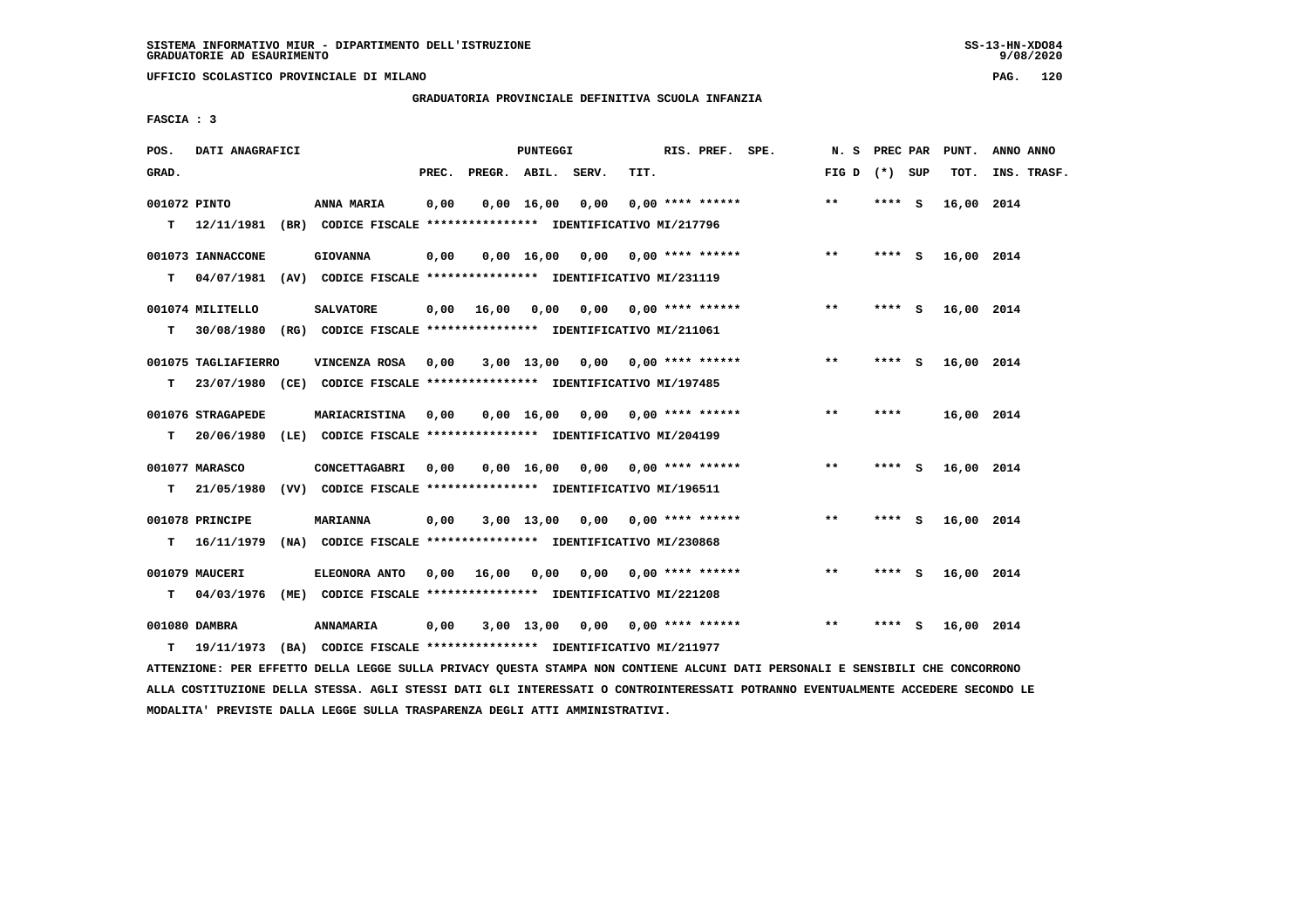SISTEMA INFORMATIVO MIUR - DIPARTIMENTO DELL'ISTRUZIONE
GRADUATORIE AD ESAURIMENTO

UFFICIO SCOLASTICO PROVINCIALE DI MILANO

GRADUATORIA PROVINCIALE DEFINITIVA SCUOLA INFANZIA

FASCIA : 3

| POS. GRAD. | DATI ANAGRAFICI | | PREC. | PREGR. | ABIL. | SERV. | TIT. | RIS. PREF. SPE. | N. S FIG D | PREC PAR (*) SUP | PUNT. TOT. | ANNO ANNO INS. TRASF. |
|---|---|---|---|---|---|---|---|---|---|---|---|---|
| 001072 | PINTO | ANNA MARIA | 0,00 | 0,00 | 16,00 | 0,00 | 0,00 | **** ****** | ** | **** S | 16,00 | 2014 |
| T | 12/11/1981 (BR) | CODICE FISCALE **************** IDENTIFICATIVO MI/217796 | | | | | | | | | | |
| 001073 | IANNACCONE | GIOVANNA | 0,00 | 0,00 | 16,00 | 0,00 | 0,00 | **** ****** | ** | **** S | 16,00 | 2014 |
| T | 04/07/1981 (AV) | CODICE FISCALE **************** IDENTIFICATIVO MI/231119 | | | | | | | | | | |
| 001074 | MILITELLO | SALVATORE | 0,00 | 16,00 | 0,00 | 0,00 | 0,00 | **** ****** | ** | **** S | 16,00 | 2014 |
| T | 30/08/1980 (RG) | CODICE FISCALE **************** IDENTIFICATIVO MI/211061 | | | | | | | | | | |
| 001075 | TAGLIAFIERRO | VINCENZA ROSA | 0,00 | 3,00 | 13,00 | 0,00 | 0,00 | **** ****** | ** | **** S | 16,00 | 2014 |
| T | 23/07/1980 (CE) | CODICE FISCALE **************** IDENTIFICATIVO MI/197485 | | | | | | | | | | |
| 001076 | STRAGAPEDE | MARIACRISTINA | 0,00 | 0,00 | 16,00 | 0,00 | 0,00 | **** ****** | ** | **** | 16,00 | 2014 |
| T | 20/06/1980 (LE) | CODICE FISCALE **************** IDENTIFICATIVO MI/204199 | | | | | | | | | | |
| 001077 | MARASCO | CONCETTAGABRI | 0,00 | 0,00 | 16,00 | 0,00 | 0,00 | **** ****** | ** | **** S | 16,00 | 2014 |
| T | 21/05/1980 (VV) | CODICE FISCALE **************** IDENTIFICATIVO MI/196511 | | | | | | | | | | |
| 001078 | PRINCIPE | MARIANNA | 0,00 | 3,00 | 13,00 | 0,00 | 0,00 | **** ****** | ** | **** S | 16,00 | 2014 |
| T | 16/11/1979 (NA) | CODICE FISCALE **************** IDENTIFICATIVO MI/230868 | | | | | | | | | | |
| 001079 | MAUCERI | ELEONORA ANTO | 0,00 | 16,00 | 0,00 | 0,00 | 0,00 | **** ****** | ** | **** S | 16,00 | 2014 |
| T | 04/03/1976 (ME) | CODICE FISCALE **************** IDENTIFICATIVO MI/221208 | | | | | | | | | | |
| 001080 | DAMBRA | ANNAMARIA | 0,00 | 3,00 | 13,00 | 0,00 | 0,00 | **** ****** | ** | **** S | 16,00 | 2014 |
| T | 19/11/1973 (BA) | CODICE FISCALE **************** IDENTIFICATIVO MI/211977 | | | | | | | | | | |

ATTENZIONE: PER EFFETTO DELLA LEGGE SULLA PRIVACY QUESTA STAMPA NON CONTIENE ALCUNI DATI PERSONALI E SENSIBILI CHE CONCORRONO ALLA COSTITUZIONE DELLA STESSA. AGLI STESSI DATI GLI INTERESSATI O CONTROINTERESSATI POTRANNO EVENTUALMENTE ACCEDERE SECONDO LE MODALITA' PREVISTE DALLA LEGGE SULLA TRASPARENZA DEGLI ATTI AMMINISTRATIVI.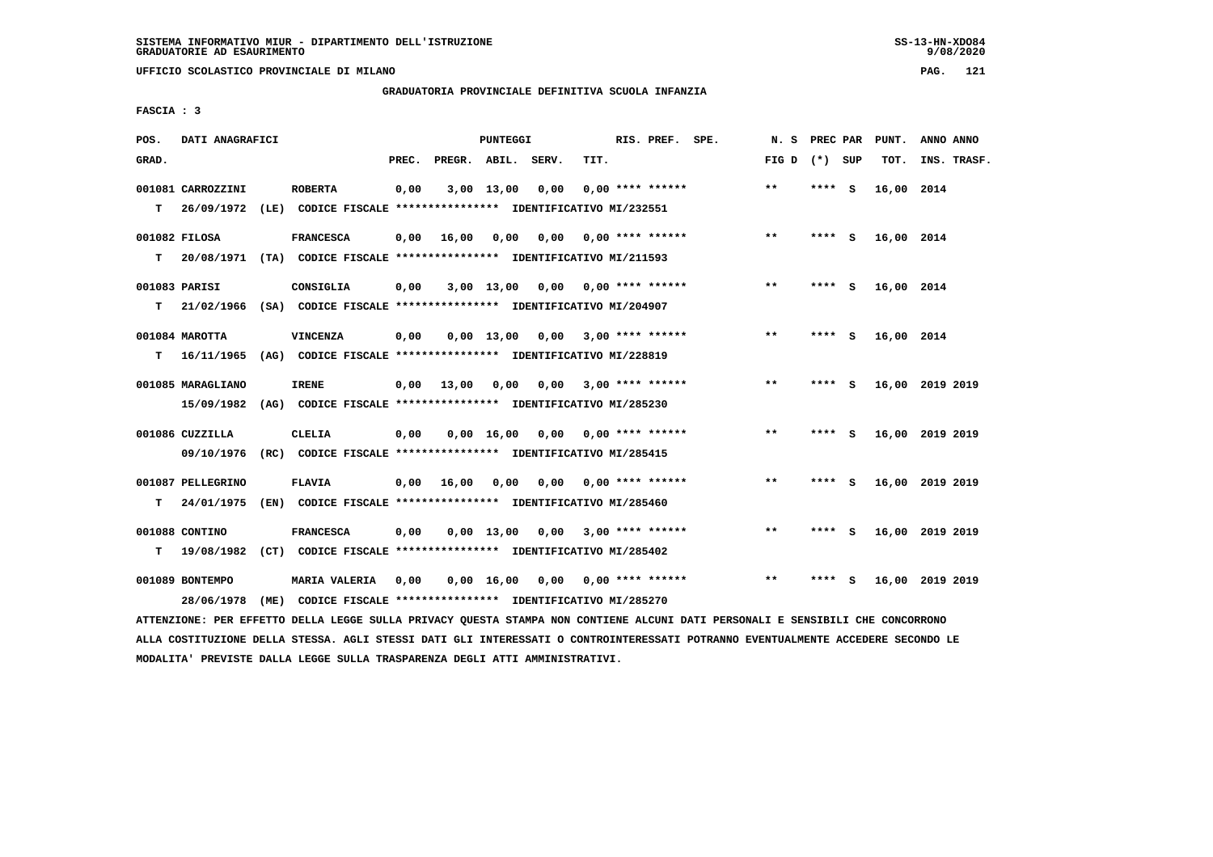UFFICIO SCOLASTICO PROVINCIALE DI MILANO

GRADUATORIA PROVINCIALE DEFINITIVA SCUOLA INFANZIA

FASCIA : 3

| POS. GRAD. | DATI ANAGRAFICI | | PREC. | PREGR. | ABIL. | SERV. | TIT. | RIS. PREF. SPE. | N. S FIG D | PREC PAR (*) SUP | PUNT. TOT. | ANNO ANNO INS. TRASF. |
|---|---|---|---|---|---|---|---|---|---|---|---|---|
| 001081 | CARROZZINI | ROBERTA | 0,00 | 3,00 | 13,00 | 0,00 | 0,00 | **** ****** | ** | **** S | 16,00 | 2014 |
| T | 26/09/1972 (LE) | CODICE FISCALE **************** IDENTIFICATIVO MI/232551 | | | | | | | | | | |
| 001082 | FILOSA | FRANCESCA | 0,00 | 16,00 | 0,00 | 0,00 | 0,00 | **** ****** | ** | **** S | 16,00 | 2014 |
| T | 20/08/1971 (TA) | CODICE FISCALE **************** IDENTIFICATIVO MI/211593 | | | | | | | | | | |
| 001083 | PARISI | CONSIGLIA | 0,00 | 3,00 | 13,00 | 0,00 | 0,00 | **** ****** | ** | **** S | 16,00 | 2014 |
| T | 21/02/1966 (SA) | CODICE FISCALE **************** IDENTIFICATIVO MI/204907 | | | | | | | | | | |
| 001084 | MAROTTA | VINCENZA | 0,00 | 0,00 | 13,00 | 0,00 | 3,00 | **** ****** | ** | **** S | 16,00 | 2014 |
| T | 16/11/1965 (AG) | CODICE FISCALE **************** IDENTIFICATIVO MI/228819 | | | | | | | | | | |
| 001085 | MARAGLIANO | IRENE | 0,00 | 13,00 | 0,00 | 0,00 | 3,00 | **** ****** | ** | **** S | 16,00 | 2019 2019 |
| | 15/09/1982 (AG) | CODICE FISCALE **************** IDENTIFICATIVO MI/285230 | | | | | | | | | | |
| 001086 | CUZZILLA | CLELIA | 0,00 | 0,00 | 16,00 | 0,00 | 0,00 | **** ****** | ** | **** S | 16,00 | 2019 2019 |
| | 09/10/1976 (RC) | CODICE FISCALE **************** IDENTIFICATIVO MI/285415 | | | | | | | | | | |
| 001087 | PELLEGRINO | FLAVIA | 0,00 | 16,00 | 0,00 | 0,00 | 0,00 | **** ****** | ** | **** S | 16,00 | 2019 2019 |
| T | 24/01/1975 (EN) | CODICE FISCALE **************** IDENTIFICATIVO MI/285460 | | | | | | | | | | |
| 001088 | CONTINO | FRANCESCA | 0,00 | 0,00 | 13,00 | 0,00 | 3,00 | **** ****** | ** | **** S | 16,00 | 2019 2019 |
| T | 19/08/1982 (CT) | CODICE FISCALE **************** IDENTIFICATIVO MI/285402 | | | | | | | | | | |
| 001089 | BONTEMPO | MARIA VALERIA | 0,00 | 0,00 | 16,00 | 0,00 | 0,00 | **** ****** | ** | **** S | 16,00 | 2019 2019 |
| | 28/06/1978 (ME) | CODICE FISCALE **************** IDENTIFICATIVO MI/285270 | | | | | | | | | | |

ATTENZIONE: PER EFFETTO DELLA LEGGE SULLA PRIVACY QUESTA STAMPA NON CONTIENE ALCUNI DATI PERSONALI E SENSIBILI CHE CONCORRONO ALLA COSTITUZIONE DELLA STESSA. AGLI STESSI DATI GLI INTERESSATI O CONTROINTERESSATI POTRANNO EVENTUALMENTE ACCEDERE SECONDO LE MODALITA' PREVISTE DALLA LEGGE SULLA TRASPARENZA DEGLI ATTI AMMINISTRATIVI.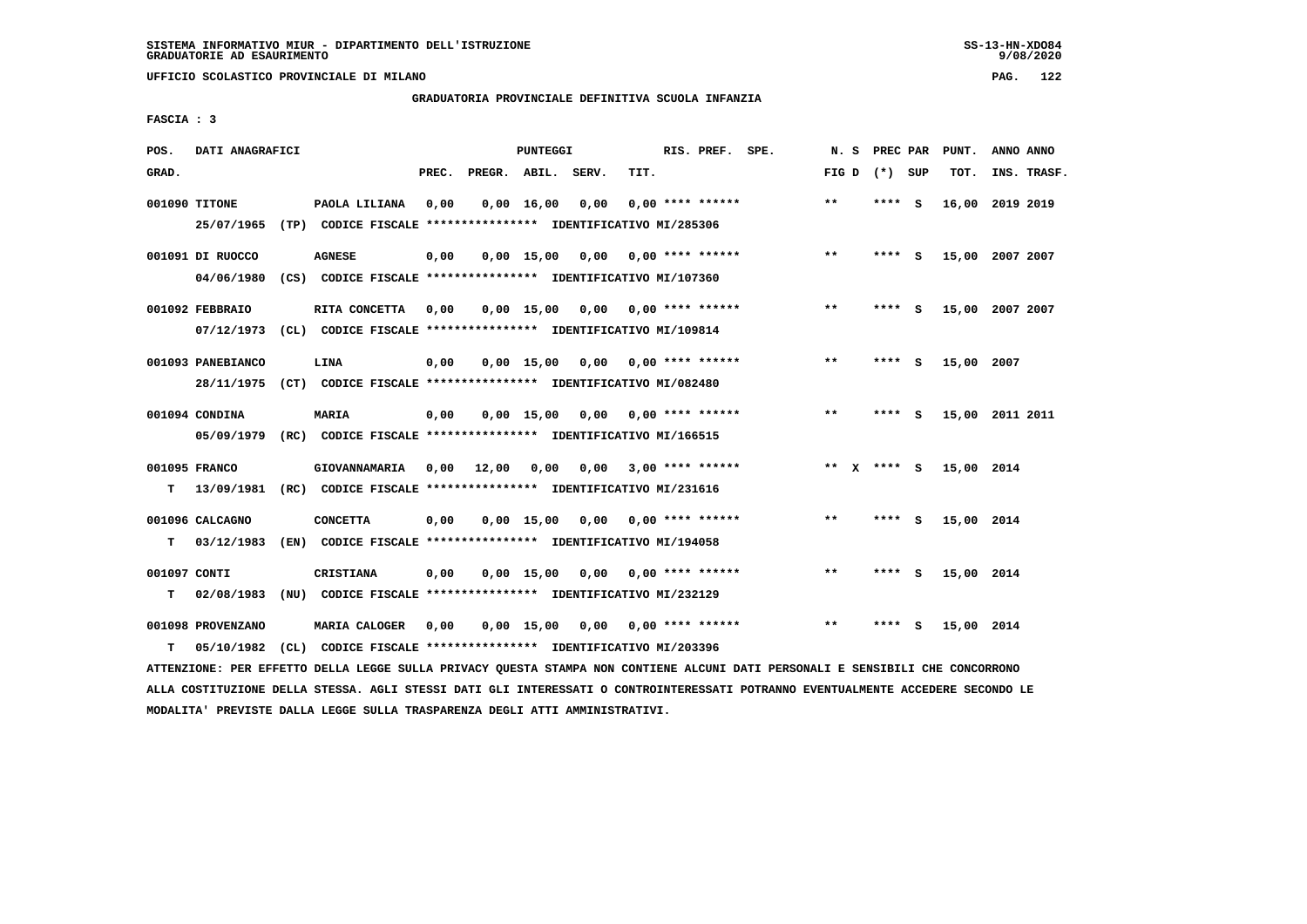SISTEMA INFORMATIVO MIUR - DIPARTIMENTO DELL'ISTRUZIONE
GRADUATORIE AD ESAURIMENTO

UFFICIO SCOLASTICO PROVINCIALE DI MILANO

GRADUATORIA PROVINCIALE DEFINITIVA SCUOLA INFANZIA

FASCIA : 3

| POS. GRAD. | DATI ANAGRAFICI | | PREC. | PREGR. | ABIL. | SERV. | TIT. | RIS. PREF. SPE. | N. S FIG D | PREC PAR (*) SUP | PUNT. TOT. | ANNO ANNO INS. TRASF. |
|---|---|---|---|---|---|---|---|---|---|---|---|---|
| 001090 | TITONE 25/07/1965 (TP) CODICE FISCALE **************** | PAOLA LILIANA IDENTIFICATIVO MI/285306 | 0,00 | 0,00 | 16,00 | 0,00 | 0,00 | **** ****** | ** | **** S | 16,00 | 2019 2019 |
| 001091 | DI RUOCCO 04/06/1980 (CS) CODICE FISCALE **************** | AGNESE IDENTIFICATIVO MI/107360 | 0,00 | 0,00 | 15,00 | 0,00 | 0,00 | **** ****** | ** | **** S | 15,00 | 2007 2007 |
| 001092 | FEBBRAIO 07/12/1973 (CL) CODICE FISCALE **************** | RITA CONCETTA IDENTIFICATIVO MI/109814 | 0,00 | 0,00 | 15,00 | 0,00 | 0,00 | **** ****** | ** | **** S | 15,00 | 2007 2007 |
| 001093 | PANEBIANCO 28/11/1975 (CT) CODICE FISCALE **************** | LINA IDENTIFICATIVO MI/082480 | 0,00 | 0,00 | 15,00 | 0,00 | 0,00 | **** ****** | ** | **** S | 15,00 | 2007 |
| 001094 | CONDINA 05/09/1979 (RC) CODICE FISCALE **************** | MARIA IDENTIFICATIVO MI/166515 | 0,00 | 0,00 | 15,00 | 0,00 | 0,00 | **** ****** | ** | **** S | 15,00 | 2011 2011 |
| 001095 | FRANCO T 13/09/1981 (RC) CODICE FISCALE **************** | GIOVANNAMARIA IDENTIFICATIVO MI/231616 | 0,00 | 12,00 | 0,00 | 0,00 | 3,00 | **** ****** | ** X | **** S | 15,00 | 2014 |
| 001096 | CALCAGNO T 03/12/1983 (EN) CODICE FISCALE **************** | CONCETTA IDENTIFICATIVO MI/194058 | 0,00 | 0,00 | 15,00 | 0,00 | 0,00 | **** ****** | ** | **** S | 15,00 | 2014 |
| 001097 | CONTI T 02/08/1983 (NU) CODICE FISCALE **************** | CRISTIANA IDENTIFICATIVO MI/232129 | 0,00 | 0,00 | 15,00 | 0,00 | 0,00 | **** ****** | ** | **** S | 15,00 | 2014 |
| 001098 | PROVENZANO T 05/10/1982 (CL) CODICE FISCALE **************** | MARIA CALOGER IDENTIFICATIVO MI/203396 | 0,00 | 0,00 | 15,00 | 0,00 | 0,00 | **** ****** | ** | **** S | 15,00 | 2014 |

ATTENZIONE: PER EFFETTO DELLA LEGGE SULLA PRIVACY QUESTA STAMPA NON CONTIENE ALCUNI DATI PERSONALI E SENSIBILI CHE CONCORRONO ALLA COSTITUZIONE DELLA STESSA. AGLI STESSI DATI GLI INTERESSATI O CONTROINTERESSATI POTRANNO EVENTUALMENTE ACCEDERE SECONDO LE MODALITA' PREVISTE DALLA LEGGE SULLA TRASPARENZA DEGLI ATTI AMMINISTRATIVI.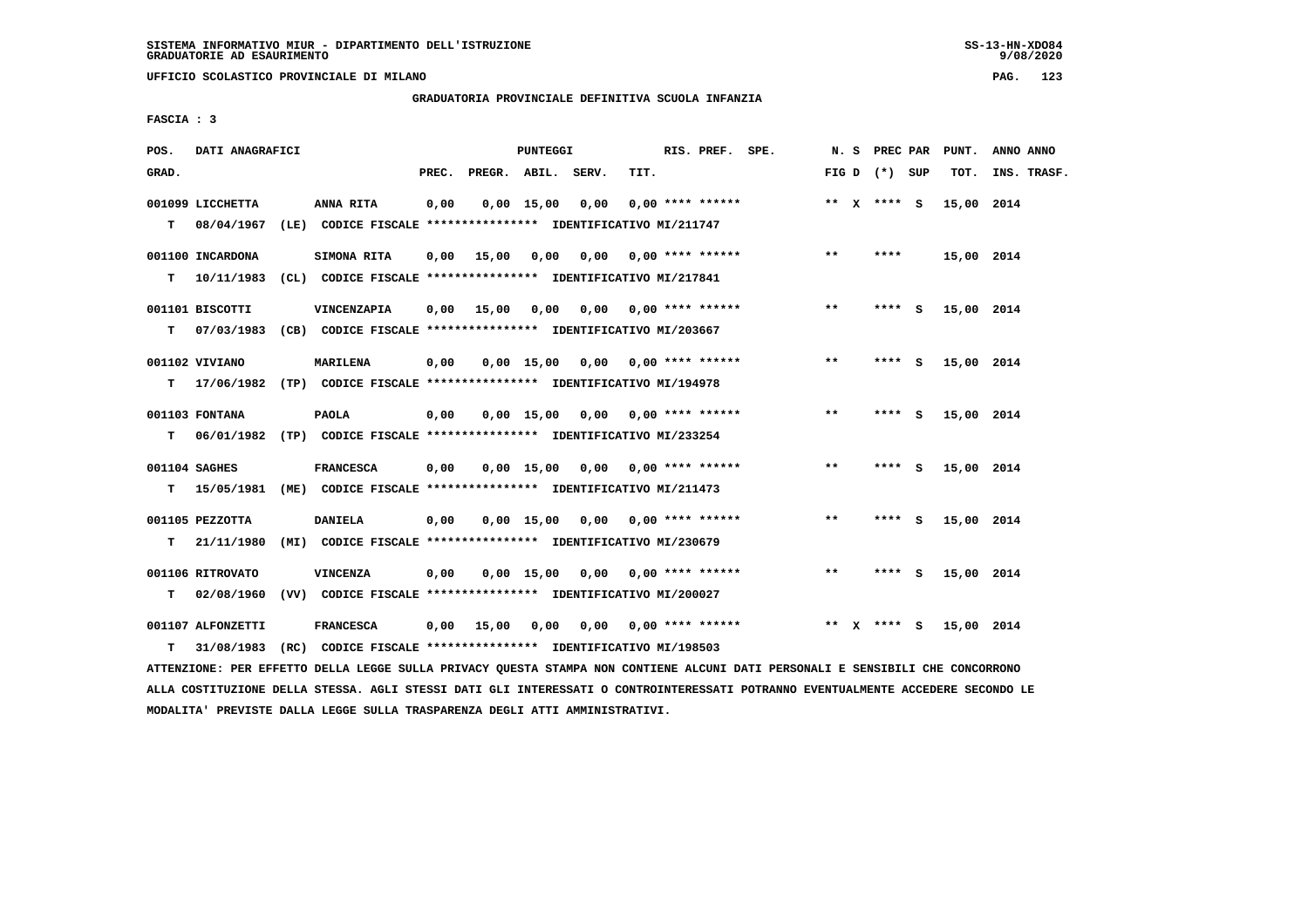SISTEMA INFORMATIVO MIUR - DIPARTIMENTO DELL'ISTRUZIONE
GRADUATORIE AD ESAURIMENTO

UFFICIO SCOLASTICO PROVINCIALE DI MILANO

GRADUATORIA PROVINCIALE DEFINITIVA SCUOLA INFANZIA

FASCIA : 3

| POS. GRAD. | DATI ANAGRAFICI | | PREC. | PREGR. | ABIL. | SERV. | TIT. | RIS. PREF. | SPE. | N. S FIG D | PREC PAR (*) | SUP | PUNT. TOT. | ANNO ANNO INS. TRASF. |
|---|---|---|---|---|---|---|---|---|---|---|---|---|---|---|
| 001099 LICCHETTA | ANNA RITA | | 0,00 | 0,00 | 15,00 | 0,00 | 0,00 | **** ****** | | ** X | **** | S | 15,00 | 2014 |
| T 08/04/1967 | (LE) CODICE FISCALE **************** | IDENTIFICATIVO MI/211747 | | | | | | | | | | | | |
| 001100 INCARDONA | SIMONA RITA | | 0,00 | 15,00 | 0,00 | 0,00 | 0,00 | **** ****** | | ** | **** | | 15,00 | 2014 |
| T 10/11/1983 | (CL) CODICE FISCALE **************** | IDENTIFICATIVO MI/217841 | | | | | | | | | | | | |
| 001101 BISCOTTI | VINCENZAPIA | | 0,00 | 15,00 | 0,00 | 0,00 | 0,00 | **** ****** | | ** | **** | S | 15,00 | 2014 |
| T 07/03/1983 | (CB) CODICE FISCALE **************** | IDENTIFICATIVO MI/203667 | | | | | | | | | | | | |
| 001102 VIVIANO | MARILENA | | 0,00 | 0,00 | 15,00 | 0,00 | 0,00 | **** ****** | | ** | **** | S | 15,00 | 2014 |
| T 17/06/1982 | (TP) CODICE FISCALE **************** | IDENTIFICATIVO MI/194978 | | | | | | | | | | | | |
| 001103 FONTANA | PAOLA | | 0,00 | 0,00 | 15,00 | 0,00 | 0,00 | **** ****** | | ** | **** | S | 15,00 | 2014 |
| T 06/01/1982 | (TP) CODICE FISCALE **************** | IDENTIFICATIVO MI/233254 | | | | | | | | | | | | |
| 001104 SAGHES | FRANCESCA | | 0,00 | 0,00 | 15,00 | 0,00 | 0,00 | **** ****** | | ** | **** | S | 15,00 | 2014 |
| T 15/05/1981 | (ME) CODICE FISCALE **************** | IDENTIFICATIVO MI/211473 | | | | | | | | | | | | |
| 001105 PEZZOTTA | DANIELA | | 0,00 | 0,00 | 15,00 | 0,00 | 0,00 | **** ****** | | ** | **** | S | 15,00 | 2014 |
| T 21/11/1980 | (MI) CODICE FISCALE **************** | IDENTIFICATIVO MI/230679 | | | | | | | | | | | | |
| 001106 RITROVATO | VINCENZA | | 0,00 | 0,00 | 15,00 | 0,00 | 0,00 | **** ****** | | ** | **** | S | 15,00 | 2014 |
| T 02/08/1960 | (VV) CODICE FISCALE **************** | IDENTIFICATIVO MI/200027 | | | | | | | | | | | | |
| 001107 ALFONZETTI | FRANCESCA | | 0,00 | 15,00 | 0,00 | 0,00 | 0,00 | **** ****** | | ** X | **** | S | 15,00 | 2014 |
| T 31/08/1983 | (RC) CODICE FISCALE **************** | IDENTIFICATIVO MI/198503 | | | | | | | | | | | | |

ATTENZIONE: PER EFFETTO DELLA LEGGE SULLA PRIVACY QUESTA STAMPA NON CONTIENE ALCUNI DATI PERSONALI E SENSIBILI CHE CONCORRONO ALLA COSTITUZIONE DELLA STESSA. AGLI STESSI DATI GLI INTERESSATI O CONTROINTERESSATI POTRANNO EVENTUALMENTE ACCEDERE SECONDO LE MODALITA' PREVISTE DALLA LEGGE SULLA TRASPARENZA DEGLI ATTI AMMINISTRATIVI.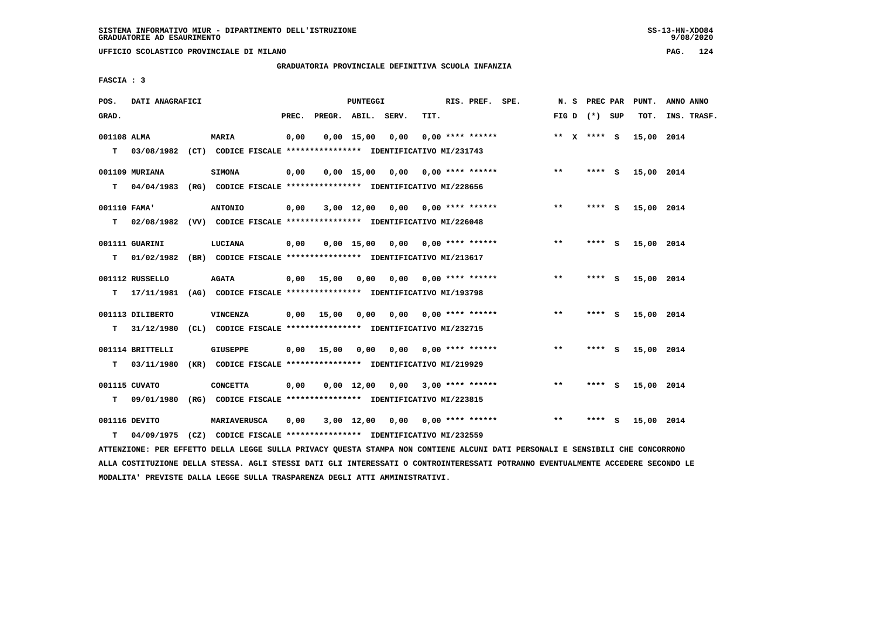SISTEMA INFORMATIVO MIUR - DIPARTIMENTO DELL'ISTRUZIONE
GRADUATORIE AD ESAURIMENTO

UFFICIO SCOLASTICO PROVINCIALE DI MILANO

GRADUATORIA PROVINCIALE DEFINITIVA SCUOLA INFANZIA

FASCIA : 3

| POS. GRAD. | DATI ANAGRAFICI | | PREC. | PREGR. | ABIL. | SERV. | TIT. | RIS. PREF. | SPE. | N. S FIG D | PREC PAR (*) | SUP | PUNT. TOT. | ANNO INS. | ANNO TRASF. |
|---|---|---|---|---|---|---|---|---|---|---|---|---|---|---|---|
| 001108 ALMA | MARIA | | 0,00 | 0,00 | 15,00 | 0,00 | 0,00 | **** ****** | | ** X | **** | S | 15,00 | 2014 | |
| T 03/08/1982 (CT) | CODICE FISCALE **************** | IDENTIFICATIVO MI/231743 | | | | | | | | | | | | | |
| 001109 MURIANA | SIMONA | | 0,00 | 0,00 | 15,00 | 0,00 | 0,00 | **** ****** | | ** | **** | S | 15,00 | 2014 | |
| T 04/04/1983 (RG) | CODICE FISCALE **************** | IDENTIFICATIVO MI/228656 | | | | | | | | | | | | | |
| 001110 FAMA' | ANTONIO | | 0,00 | 3,00 | 12,00 | 0,00 | 0,00 | **** ****** | | ** | **** | S | 15,00 | 2014 | |
| T 02/08/1982 (VV) | CODICE FISCALE **************** | IDENTIFICATIVO MI/226048 | | | | | | | | | | | | | |
| 001111 GUARINI | LUCIANA | | 0,00 | 0,00 | 15,00 | 0,00 | 0,00 | **** ****** | | ** | **** | S | 15,00 | 2014 | |
| T 01/02/1982 (BR) | CODICE FISCALE **************** | IDENTIFICATIVO MI/213617 | | | | | | | | | | | | | |
| 001112 RUSSELLO | AGATA | | 0,00 | 15,00 | 0,00 | 0,00 | 0,00 | **** ****** | | ** | **** | S | 15,00 | 2014 | |
| T 17/11/1981 (AG) | CODICE FISCALE **************** | IDENTIFICATIVO MI/193798 | | | | | | | | | | | | | |
| 001113 DILIBERTO | VINCENZA | | 0,00 | 15,00 | 0,00 | 0,00 | 0,00 | **** ****** | | ** | **** | S | 15,00 | 2014 | |
| T 31/12/1980 (CL) | CODICE FISCALE **************** | IDENTIFICATIVO MI/232715 | | | | | | | | | | | | | |
| 001114 BRITTELLI | GIUSEPPE | | 0,00 | 15,00 | 0,00 | 0,00 | 0,00 | **** ****** | | ** | **** | S | 15,00 | 2014 | |
| T 03/11/1980 (KR) | CODICE FISCALE **************** | IDENTIFICATIVO MI/219929 | | | | | | | | | | | | | |
| 001115 CUVATO | CONCETTA | | 0,00 | 0,00 | 12,00 | 0,00 | 3,00 | **** ****** | | ** | **** | S | 15,00 | 2014 | |
| T 09/01/1980 (RG) | CODICE FISCALE **************** | IDENTIFICATIVO MI/223815 | | | | | | | | | | | | | |
| 001116 DEVITO | MARIAVERUSCA | | 0,00 | 3,00 | 12,00 | 0,00 | 0,00 | **** ****** | | ** | **** | S | 15,00 | 2014 | |
| T 04/09/1975 (CZ) | CODICE FISCALE **************** | IDENTIFICATIVO MI/232559 | | | | | | | | | | | | | |

ATTENZIONE: PER EFFETTO DELLA LEGGE SULLA PRIVACY QUESTA STAMPA NON CONTIENE ALCUNI DATI PERSONALI E SENSIBILI CHE CONCORRONO ALLA COSTITUZIONE DELLA STESSA. AGLI STESSI DATI GLI INTERESSATI O CONTROINTERESSATI POTRANNO EVENTUALMENTE ACCEDERE SECONDO LE MODALITA' PREVISTE DALLA LEGGE SULLA TRASPARENZA DEGLI ATTI AMMINISTRATIVI.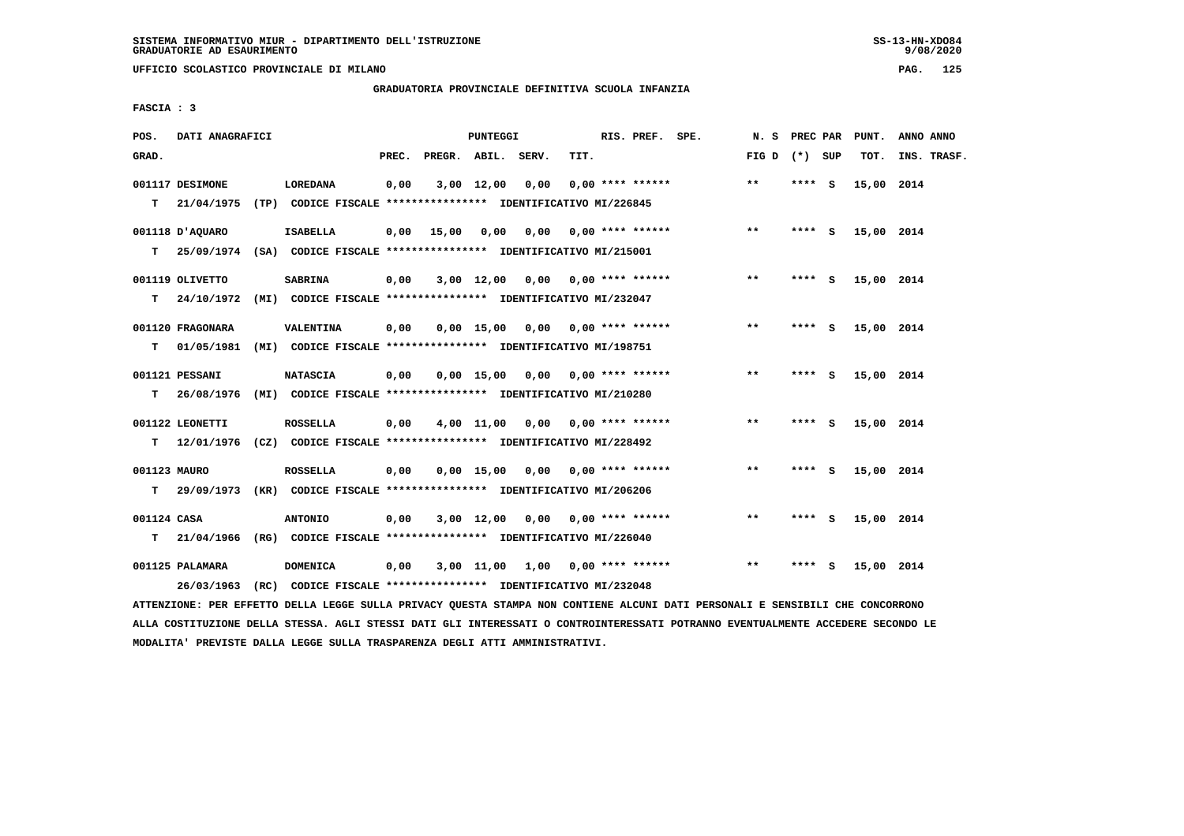SISTEMA INFORMATIVO MIUR - DIPARTIMENTO DELL'ISTRUZIONE
GRADUATORIE AD ESAURIMENTO

UFFICIO SCOLASTICO PROVINCIALE DI MILANO

GRADUATORIA PROVINCIALE DEFINITIVA SCUOLA INFANZIA

FASCIA : 3

| POS. GRAD. | DATI ANAGRAFICI | | PREC. | PREGR. | ABIL. | SERV. | TIT. | RIS. PREF. SPE. | N. S FIG D | PREC PAR (*) SUP | PUNT. TOT. | ANNO ANNO INS. TRASF. |
|---|---|---|---|---|---|---|---|---|---|---|---|---|
| 001117 DESIMONE | LOREDANA | | 0,00 | 3,00 | 12,00 | 0,00 | 0,00 | **** ****** | ** | **** S | 15,00 | 2014 |
| T 21/04/1975 (TP) CODICE FISCALE **************** IDENTIFICATIVO MI/226845 | | | | | | | | | | | | |
| 001118 D'AQUARO | ISABELLA | | 0,00 | 15,00 | 0,00 | 0,00 | 0,00 | **** ****** | ** | **** S | 15,00 | 2014 |
| T 25/09/1974 (SA) CODICE FISCALE **************** IDENTIFICATIVO MI/215001 | | | | | | | | | | | | |
| 001119 OLIVETTO | SABRINA | | 0,00 | 3,00 | 12,00 | 0,00 | 0,00 | **** ****** | ** | **** S | 15,00 | 2014 |
| T 24/10/1972 (MI) CODICE FISCALE **************** IDENTIFICATIVO MI/232047 | | | | | | | | | | | | |
| 001120 FRAGONARA | VALENTINA | | 0,00 | 0,00 | 15,00 | 0,00 | 0,00 | **** ****** | ** | **** S | 15,00 | 2014 |
| T 01/05/1981 (MI) CODICE FISCALE **************** IDENTIFICATIVO MI/198751 | | | | | | | | | | | | |
| 001121 PESSANI | NATASCIA | | 0,00 | 0,00 | 15,00 | 0,00 | 0,00 | **** ****** | ** | **** S | 15,00 | 2014 |
| T 26/08/1976 (MI) CODICE FISCALE **************** IDENTIFICATIVO MI/210280 | | | | | | | | | | | | |
| 001122 LEONETTI | ROSSELLA | | 0,00 | 4,00 | 11,00 | 0,00 | 0,00 | **** ****** | ** | **** S | 15,00 | 2014 |
| T 12/01/1976 (CZ) CODICE FISCALE **************** IDENTIFICATIVO MI/228492 | | | | | | | | | | | | |
| 001123 MAURO | ROSSELLA | | 0,00 | 0,00 | 15,00 | 0,00 | 0,00 | **** ****** | ** | **** S | 15,00 | 2014 |
| T 29/09/1973 (KR) CODICE FISCALE **************** IDENTIFICATIVO MI/206206 | | | | | | | | | | | | |
| 001124 CASA | ANTONIO | | 0,00 | 3,00 | 12,00 | 0,00 | 0,00 | **** ****** | ** | **** S | 15,00 | 2014 |
| T 21/04/1966 (RG) CODICE FISCALE **************** IDENTIFICATIVO MI/226040 | | | | | | | | | | | | |
| 001125 PALAMARA | DOMENICA | | 0,00 | 3,00 | 11,00 | 1,00 | 0,00 | **** ****** | ** | **** S | 15,00 | 2014 |
| 26/03/1963 (RC) CODICE FISCALE **************** IDENTIFICATIVO MI/232048 | | | | | | | | | | | | |

ATTENZIONE: PER EFFETTO DELLA LEGGE SULLA PRIVACY QUESTA STAMPA NON CONTIENE ALCUNI DATI PERSONALI E SENSIBILI CHE CONCORRONO ALLA COSTITUZIONE DELLA STESSA. AGLI STESSI DATI GLI INTERESSATI O CONTROINTERESSATI POTRANNO EVENTUALMENTE ACCEDERE SECONDO LE MODALITA' PREVISTE DALLA LEGGE SULLA TRASPARENZA DEGLI ATTI AMMINISTRATIVI.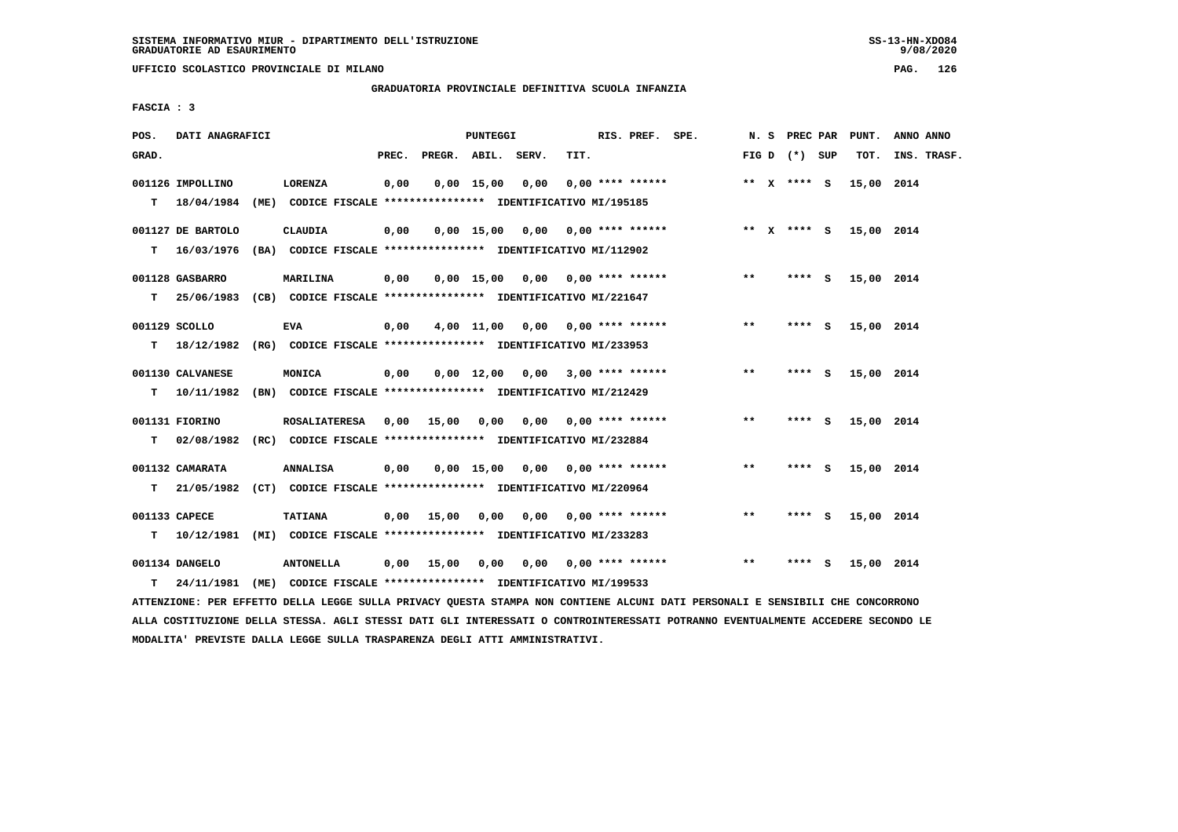SISTEMA INFORMATIVO MIUR - DIPARTIMENTO DELL'ISTRUZIONE
GRADUATORIE AD ESAURIMENTO

UFFICIO SCOLASTICO PROVINCIALE DI MILANO

GRADUATORIA PROVINCIALE DEFINITIVA SCUOLA INFANZIA

FASCIA : 3

| POS. GRAD. | DATI ANAGRAFICI | | PREC. | PREGR. | ABIL. | SERV. | TIT. | RIS. PREF. SPE. | N. S FIG D | PREC PAR (*) SUP | PUNT. TOT. | ANNO ANNO INS. TRASF. |
|---|---|---|---|---|---|---|---|---|---|---|---|---|
| 001126 | IMPOLLINO | LORENZA | 0,00 | 0,00 | 15,00 | 0,00 | 0,00 | **** ****** | ** X | **** S | 15,00 | 2014 |
| T | 18/04/1984 (ME) CODICE FISCALE **************** IDENTIFICATIVO MI/195185 | | | | | | | | | | | |
| 001127 | DE BARTOLO | CLAUDIA | 0,00 | 0,00 | 15,00 | 0,00 | 0,00 | **** ****** | ** X | **** S | 15,00 | 2014 |
| T | 16/03/1976 (BA) CODICE FISCALE **************** IDENTIFICATIVO MI/112902 | | | | | | | | | | | |
| 001128 | GASBARRO | MARILINA | 0,00 | 0,00 | 15,00 | 0,00 | 0,00 | **** ****** | ** | **** S | 15,00 | 2014 |
| T | 25/06/1983 (CB) CODICE FISCALE **************** IDENTIFICATIVO MI/221647 | | | | | | | | | | | |
| 001129 | SCOLLO | EVA | 0,00 | 4,00 | 11,00 | 0,00 | 0,00 | **** ****** | ** | **** S | 15,00 | 2014 |
| T | 18/12/1982 (RG) CODICE FISCALE **************** IDENTIFICATIVO MI/233953 | | | | | | | | | | | |
| 001130 | CALVANESE | MONICA | 0,00 | 0,00 | 12,00 | 0,00 | 3,00 | **** ****** | ** | **** S | 15,00 | 2014 |
| T | 10/11/1982 (BN) CODICE FISCALE **************** IDENTIFICATIVO MI/212429 | | | | | | | | | | | |
| 001131 | FIORINO | ROSALIATERESA | 0,00 | 15,00 | 0,00 | 0,00 | 0,00 | **** ****** | ** | **** S | 15,00 | 2014 |
| T | 02/08/1982 (RC) CODICE FISCALE **************** IDENTIFICATIVO MI/232884 | | | | | | | | | | | |
| 001132 | CAMARATA | ANNALISA | 0,00 | 0,00 | 15,00 | 0,00 | 0,00 | **** ****** | ** | **** S | 15,00 | 2014 |
| T | 21/05/1982 (CT) CODICE FISCALE **************** IDENTIFICATIVO MI/220964 | | | | | | | | | | | |
| 001133 | CAPECE | TATIANA | 0,00 | 15,00 | 0,00 | 0,00 | 0,00 | **** ****** | ** | **** S | 15,00 | 2014 |
| T | 10/12/1981 (MI) CODICE FISCALE **************** IDENTIFICATIVO MI/233283 | | | | | | | | | | | |
| 001134 | DANGELO | ANTONELLA | 0,00 | 15,00 | 0,00 | 0,00 | 0,00 | **** ****** | ** | **** S | 15,00 | 2014 |
| T | 24/11/1981 (ME) CODICE FISCALE **************** IDENTIFICATIVO MI/199533 | | | | | | | | | | | |

ATTENZIONE: PER EFFETTO DELLA LEGGE SULLA PRIVACY QUESTA STAMPA NON CONTIENE ALCUNI DATI PERSONALI E SENSIBILI CHE CONCORRONO ALLA COSTITUZIONE DELLA STESSA. AGLI STESSI DATI GLI INTERESSATI O CONTROINTERESSATI POTRANNO EVENTUALMENTE ACCEDERE SECONDO LE MODALITA' PREVISTE DALLA LEGGE SULLA TRASPARENZA DEGLI ATTI AMMINISTRATIVI.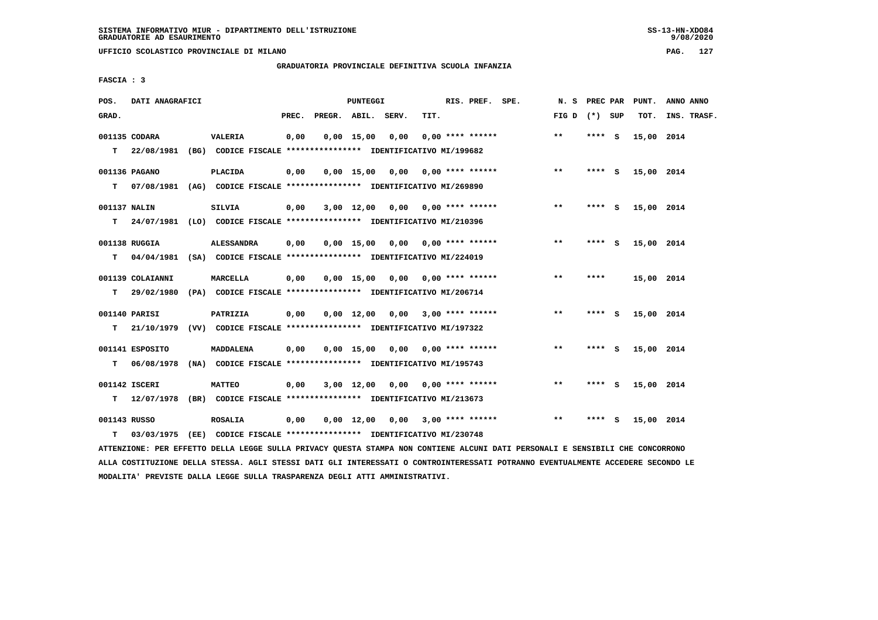SISTEMA INFORMATIVO MIUR - DIPARTIMENTO DELL'ISTRUZIONE
GRADUATORIE AD ESAURIMENTO

UFFICIO SCOLASTICO PROVINCIALE DI MILANO

GRADUATORIA PROVINCIALE DEFINITIVA SCUOLA INFANZIA

FASCIA : 3

| POS. GRAD. | DATI ANAGRAFICI | | PREC. | PREGR. | ABIL. | SERV. | TIT. | RIS. PREF. SPE. | N. S FIG D | PREC PAR (*) SUP | PUNT. TOT. | ANNO ANNO INS. TRASF. |
|---|---|---|---|---|---|---|---|---|---|---|---|---|
| 001135 CODARA | VALERIA | | 0,00 | 0,00 | 15,00 | 0,00 | 0,00 | **** ****** | ** | **** S | 15,00 | 2014 |
| T 22/08/1981 (BG) CODICE FISCALE **************** IDENTIFICATIVO MI/199682 | | | | | | | | | | | | |
| 001136 PAGANO | PLACIDA | | 0,00 | 0,00 | 15,00 | 0,00 | 0,00 | **** ****** | ** | **** S | 15,00 | 2014 |
| T 07/08/1981 (AG) CODICE FISCALE **************** IDENTIFICATIVO MI/269890 | | | | | | | | | | | | |
| 001137 NALIN | SILVIA | | 0,00 | 3,00 | 12,00 | 0,00 | 0,00 | **** ****** | ** | **** S | 15,00 | 2014 |
| T 24/07/1981 (LO) CODICE FISCALE **************** IDENTIFICATIVO MI/210396 | | | | | | | | | | | | |
| 001138 RUGGIA | ALESSANDRA | | 0,00 | 0,00 | 15,00 | 0,00 | 0,00 | **** ****** | ** | **** S | 15,00 | 2014 |
| T 04/04/1981 (SA) CODICE FISCALE **************** IDENTIFICATIVO MI/224019 | | | | | | | | | | | | |
| 001139 COLAIANNI | MARCELLA | | 0,00 | 0,00 | 15,00 | 0,00 | 0,00 | **** ****** | ** | **** | 15,00 | 2014 |
| T 29/02/1980 (PA) CODICE FISCALE **************** IDENTIFICATIVO MI/206714 | | | | | | | | | | | | |
| 001140 PARISI | PATRIZIA | | 0,00 | 0,00 | 12,00 | 0,00 | 3,00 | **** ****** | ** | **** S | 15,00 | 2014 |
| T 21/10/1979 (VV) CODICE FISCALE **************** IDENTIFICATIVO MI/197322 | | | | | | | | | | | | |
| 001141 ESPOSITO | MADDALENA | | 0,00 | 0,00 | 15,00 | 0,00 | 0,00 | **** ****** | ** | **** S | 15,00 | 2014 |
| T 06/08/1978 (NA) CODICE FISCALE **************** IDENTIFICATIVO MI/195743 | | | | | | | | | | | | |
| 001142 ISCERI | MATTEO | | 0,00 | 3,00 | 12,00 | 0,00 | 0,00 | **** ****** | ** | **** S | 15,00 | 2014 |
| T 12/07/1978 (BR) CODICE FISCALE **************** IDENTIFICATIVO MI/213673 | | | | | | | | | | | | |
| 001143 RUSSO | ROSALIA | | 0,00 | 0,00 | 12,00 | 0,00 | 3,00 | **** ****** | ** | **** S | 15,00 | 2014 |
| T 03/03/1975 (EE) CODICE FISCALE **************** IDENTIFICATIVO MI/230748 | | | | | | | | | | | | |

ATTENZIONE: PER EFFETTO DELLA LEGGE SULLA PRIVACY QUESTA STAMPA NON CONTIENE ALCUNI DATI PERSONALI E SENSIBILI CHE CONCORRONO ALLA COSTITUZIONE DELLA STESSA. AGLI STESSI DATI GLI INTERESSATI O CONTROINTERESSATI POTRANNO EVENTUALMENTE ACCEDERE SECONDO LE MODALITA' PREVISTE DALLA LEGGE SULLA TRASPARENZA DEGLI ATTI AMMINISTRATIVI.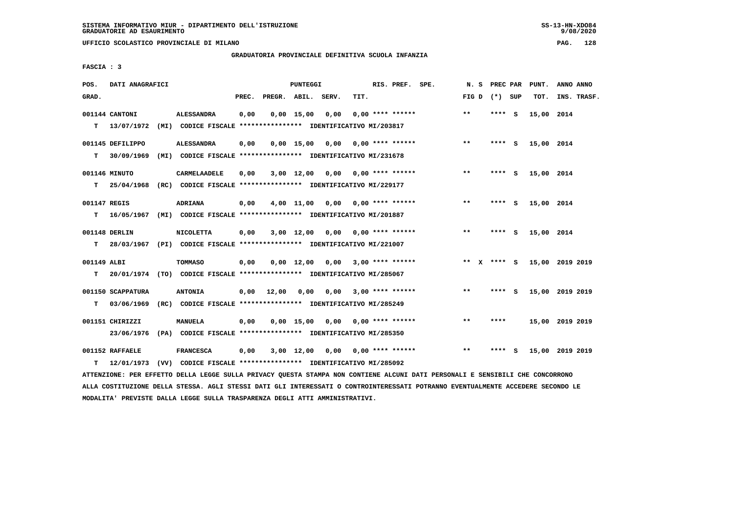SISTEMA INFORMATIVO MIUR - DIPARTIMENTO DELL'ISTRUZIONE
GRADUATORIE AD ESAURIMENTO

UFFICIO SCOLASTICO PROVINCIALE DI MILANO

GRADUATORIA PROVINCIALE DEFINITIVA SCUOLA INFANZIA

FASCIA : 3

| POS. GRAD. | DATI ANAGRAFICI | | PREC. | PREGR. | ABIL. | SERV. | TIT. | RIS. PREF. SPE. | N. S FIG D | PREC PAR (*) SUP | PUNT. TOT. | ANNO ANNO INS. TRASF. |
|---|---|---|---|---|---|---|---|---|---|---|---|---|
| 001144 | CANTONI | ALESSANDRA | 0,00 | 0,00 | 15,00 | 0,00 | 0,00 | **** ****** | ** | **** S | 15,00 | 2014 |
| T | 13/07/1972 (MI) | CODICE FISCALE **************** IDENTIFICATIVO MI/203817 | | | | | | | | | | |
| 001145 | DEFILIPPO | ALESSANDRA | 0,00 | 0,00 | 15,00 | 0,00 | 0,00 | **** ****** | ** | **** S | 15,00 | 2014 |
| T | 30/09/1969 (MI) | CODICE FISCALE **************** IDENTIFICATIVO MI/231678 | | | | | | | | | | |
| 001146 | MINUTO | CARMELAADELE | 0,00 | 3,00 | 12,00 | 0,00 | 0,00 | **** ****** | ** | **** S | 15,00 | 2014 |
| T | 25/04/1968 (RC) | CODICE FISCALE **************** IDENTIFICATIVO MI/229177 | | | | | | | | | | |
| 001147 | REGIS | ADRIANA | 0,00 | 4,00 | 11,00 | 0,00 | 0,00 | **** ****** | ** | **** S | 15,00 | 2014 |
| T | 16/05/1967 (MI) | CODICE FISCALE **************** IDENTIFICATIVO MI/201887 | | | | | | | | | | |
| 001148 | DERLIN | NICOLETTA | 0,00 | 3,00 | 12,00 | 0,00 | 0,00 | **** ****** | ** | **** S | 15,00 | 2014 |
| T | 28/03/1967 (PI) | CODICE FISCALE **************** IDENTIFICATIVO MI/221007 | | | | | | | | | | |
| 001149 | ALBI | TOMMASO | 0,00 | 0,00 | 12,00 | 0,00 | 3,00 | **** ****** | ** X | **** S | 15,00 | 2019 2019 |
| T | 20/01/1974 (TO) | CODICE FISCALE **************** IDENTIFICATIVO MI/285067 | | | | | | | | | | |
| 001150 | SCAPPATURA | ANTONIA | 0,00 | 12,00 | 0,00 | 0,00 | 3,00 | **** ****** | ** | **** S | 15,00 | 2019 2019 |
| T | 03/06/1969 (RC) | CODICE FISCALE **************** IDENTIFICATIVO MI/285249 | | | | | | | | | | |
| 001151 | CHIRIZZI | MANUELA | 0,00 | 0,00 | 15,00 | 0,00 | 0,00 | **** ****** | ** | **** | 15,00 | 2019 2019 |
| | 23/06/1976 (PA) | CODICE FISCALE **************** IDENTIFICATIVO MI/285350 | | | | | | | | | | |
| 001152 | RAFFAELE | FRANCESCA | 0,00 | 3,00 | 12,00 | 0,00 | 0,00 | **** ****** | ** | **** S | 15,00 | 2019 2019 |
| T | 12/01/1973 (VV) | CODICE FISCALE **************** IDENTIFICATIVO MI/285092 | | | | | | | | | | |

ATTENZIONE: PER EFFETTO DELLA LEGGE SULLA PRIVACY QUESTA STAMPA NON CONTIENE ALCUNI DATI PERSONALI E SENSIBILI CHE CONCORRONO ALLA COSTITUZIONE DELLA STESSA. AGLI STESSI DATI GLI INTERESSATI O CONTROINTERESSATI POTRANNO EVENTUALMENTE ACCEDERE SECONDO LE MODALITA' PREVISTE DALLA LEGGE SULLA TRASPARENZA DEGLI ATTI AMMINISTRATIVI.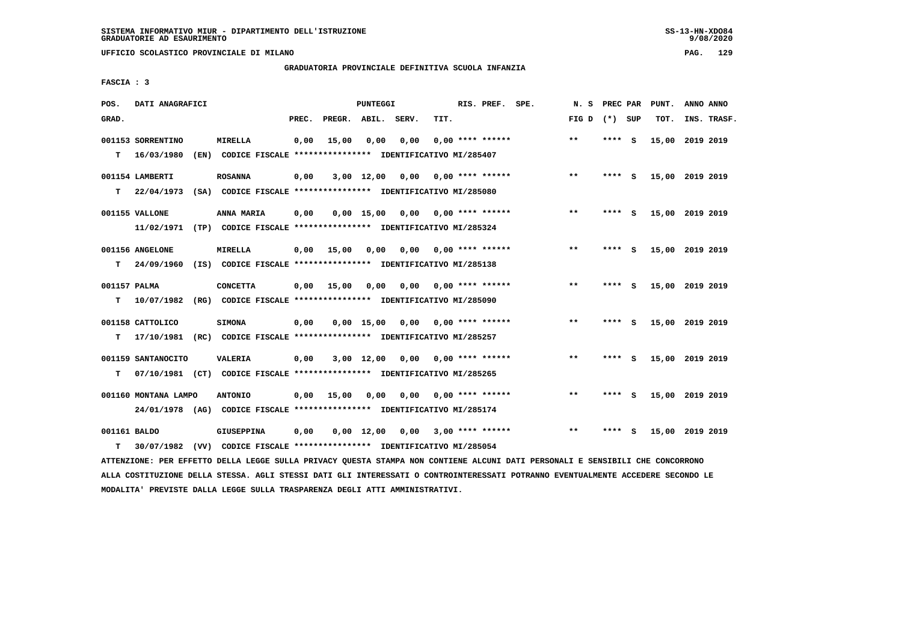SISTEMA INFORMATIVO MIUR - DIPARTIMENTO DELL'ISTRUZIONE
GRADUATORIE AD ESAURIMENTO

UFFICIO SCOLASTICO PROVINCIALE DI MILANO

GRADUATORIA PROVINCIALE DEFINITIVA SCUOLA INFANZIA

FASCIA : 3

| POS. GRAD. | DATI ANAGRAFICI | | PREC. | PREGR. | ABIL. | SERV. | TIT. | RIS. PREF. | SPE. | N. S FIG D | PREC PAR (*) SUP | PUNT. TOT. | ANNO ANNO INS. TRASF. |
|---|---|---|---|---|---|---|---|---|---|---|---|---|---|
| 001153 SORRENTINO | MIRELLA | | 0,00 | 15,00 | 0,00 | 0,00 | 0,00 | **** ****** | | ** | **** S | 15,00 | 2019 2019 |
| T 16/03/1980 (EN) | CODICE FISCALE **************** | IDENTIFICATIVO MI/285407 | | | | | | | | | | | |
| 001154 LAMBERTI | ROSANNA | | 0,00 | 3,00 | 12,00 | 0,00 | 0,00 | **** ****** | | ** | **** S | 15,00 | 2019 2019 |
| T 22/04/1973 (SA) | CODICE FISCALE **************** | IDENTIFICATIVO MI/285080 | | | | | | | | | | | |
| 001155 VALLONE | ANNA MARIA | | 0,00 | 0,00 | 15,00 | 0,00 | 0,00 | **** ****** | | ** | **** S | 15,00 | 2019 2019 |
| 11/02/1971 (TP) | CODICE FISCALE **************** | IDENTIFICATIVO MI/285324 | | | | | | | | | | | |
| 001156 ANGELONE | MIRELLA | | 0,00 | 15,00 | 0,00 | 0,00 | 0,00 | **** ****** | | ** | **** S | 15,00 | 2019 2019 |
| T 24/09/1960 (IS) | CODICE FISCALE **************** | IDENTIFICATIVO MI/285138 | | | | | | | | | | | |
| 001157 PALMA | CONCETTA | | 0,00 | 15,00 | 0,00 | 0,00 | 0,00 | **** ****** | | ** | **** S | 15,00 | 2019 2019 |
| T 10/07/1982 (RG) | CODICE FISCALE **************** | IDENTIFICATIVO MI/285090 | | | | | | | | | | | |
| 001158 CATTOLICO | SIMONA | | 0,00 | 0,00 | 15,00 | 0,00 | 0,00 | **** ****** | | ** | **** S | 15,00 | 2019 2019 |
| T 17/10/1981 (RC) | CODICE FISCALE **************** | IDENTIFICATIVO MI/285257 | | | | | | | | | | | |
| 001159 SANTANOCITO | VALERIA | | 0,00 | 3,00 | 12,00 | 0,00 | 0,00 | **** ****** | | ** | **** S | 15,00 | 2019 2019 |
| T 07/10/1981 (CT) | CODICE FISCALE **************** | IDENTIFICATIVO MI/285265 | | | | | | | | | | | |
| 001160 MONTANA LAMPO | ANTONIO | | 0,00 | 15,00 | 0,00 | 0,00 | 0,00 | **** ****** | | ** | **** S | 15,00 | 2019 2019 |
| 24/01/1978 (AG) | CODICE FISCALE **************** | IDENTIFICATIVO MI/285174 | | | | | | | | | | | |
| 001161 BALDO | GIUSEPPINA | | 0,00 | 0,00 | 12,00 | 0,00 | 3,00 | **** ****** | | ** | **** S | 15,00 | 2019 2019 |
| T 30/07/1982 (VV) | CODICE FISCALE **************** | IDENTIFICATIVO MI/285054 | | | | | | | | | | | |

ATTENZIONE: PER EFFETTO DELLA LEGGE SULLA PRIVACY QUESTA STAMPA NON CONTIENE ALCUNI DATI PERSONALI E SENSIBILI CHE CONCORRONO ALLA COSTITUZIONE DELLA STESSA. AGLI STESSI DATI GLI INTERESSATI O CONTROINTERESSATI POTRANNO EVENTUALMENTE ACCEDERE SECONDO LE MODALITA' PREVISTE DALLA LEGGE SULLA TRASPARENZA DEGLI ATTI AMMINISTRATIVI.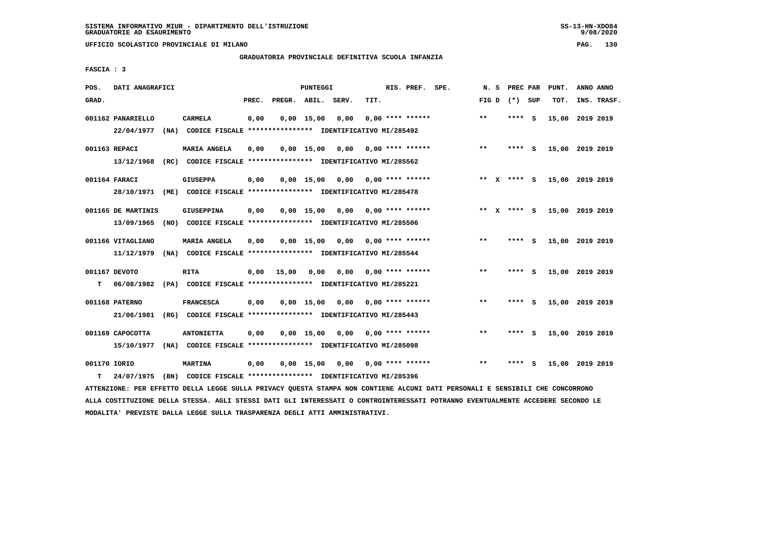SISTEMA INFORMATIVO MIUR - DIPARTIMENTO DELL'ISTRUZIONE
GRADUATORIE AD ESAURIMENTO

UFFICIO SCOLASTICO PROVINCIALE DI MILANO

GRADUATORIA PROVINCIALE DEFINITIVA SCUOLA INFANZIA

FASCIA : 3

| POS. GRAD. | DATI ANAGRAFICI | | PREC. | PREGR. | ABIL. | SERV. | TIT. | RIS. PREF. SPE. | N. S FIG D | PREC PAR (*) SUP | PUNT. TOT. | ANNO ANNO INS. TRASF. |
|---|---|---|---|---|---|---|---|---|---|---|---|---|
| 001162 | PANARIELLO 22/04/1977 (NA) | CARMELA CODICE FISCALE **************** IDENTIFICATIVO MI/285492 | 0,00 | 0,00 | 15,00 | 0,00 | 0,00 | **** ****** | ** | **** S | 15,00 | 2019 2019 |
| 001163 | REPACI 13/12/1968 (RC) | MARIA ANGELA CODICE FISCALE **************** IDENTIFICATIVO MI/285562 | 0,00 | 0,00 | 15,00 | 0,00 | 0,00 | **** ****** | ** | **** S | 15,00 | 2019 2019 |
| 001164 | FARACI 28/10/1971 (ME) | GIUSEPPA CODICE FISCALE **************** IDENTIFICATIVO MI/285478 | 0,00 | 0,00 | 15,00 | 0,00 | 0,00 | **** ****** | ** X | **** S | 15,00 | 2019 2019 |
| 001165 | DE MARTINIS 13/09/1965 (NO) | GIUSEPPINA CODICE FISCALE **************** IDENTIFICATIVO MI/285506 | 0,00 | 0,00 | 15,00 | 0,00 | 0,00 | **** ****** | ** X | **** S | 15,00 | 2019 2019 |
| 001166 | VITAGLIANO 11/12/1979 (NA) | MARIA ANGELA CODICE FISCALE **************** IDENTIFICATIVO MI/285544 | 0,00 | 0,00 | 15,00 | 0,00 | 0,00 | **** ****** | ** | **** S | 15,00 | 2019 2019 |
| 001167 T | DEVOTO 06/08/1982 (PA) | RITA CODICE FISCALE **************** IDENTIFICATIVO MI/285221 | 0,00 | 15,00 | 0,00 | 0,00 | 0,00 | **** ****** | ** | **** S | 15,00 | 2019 2019 |
| 001168 | PATERNO 21/06/1981 (RG) | FRANCESCA CODICE FISCALE **************** IDENTIFICATIVO MI/285443 | 0,00 | 0,00 | 15,00 | 0,00 | 0,00 | **** ****** | ** | **** S | 15,00 | 2019 2019 |
| 001169 | CAPOCOTTA 15/10/1977 (NA) | ANTONIETTA CODICE FISCALE **************** IDENTIFICATIVO MI/285098 | 0,00 | 0,00 | 15,00 | 0,00 | 0,00 | **** ****** | ** | **** S | 15,00 | 2019 2019 |
| 001170 T | IORIO 24/07/1975 (BN) | MARTINA CODICE FISCALE **************** IDENTIFICATIVO MI/285396 | 0,00 | 0,00 | 15,00 | 0,00 | 0,00 | **** ****** | ** | **** S | 15,00 | 2019 2019 |

ATTENZIONE: PER EFFETTO DELLA LEGGE SULLA PRIVACY QUESTA STAMPA NON CONTIENE ALCUNI DATI PERSONALI E SENSIBILI CHE CONCORRONO ALLA COSTITUZIONE DELLA STESSA. AGLI STESSI DATI GLI INTERESSATI O CONTROINTERESSATI POTRANNO EVENTUALMENTE ACCEDERE SECONDO LE MODALITA' PREVISTE DALLA LEGGE SULLA TRASPARENZA DEGLI ATTI AMMINISTRATIVI.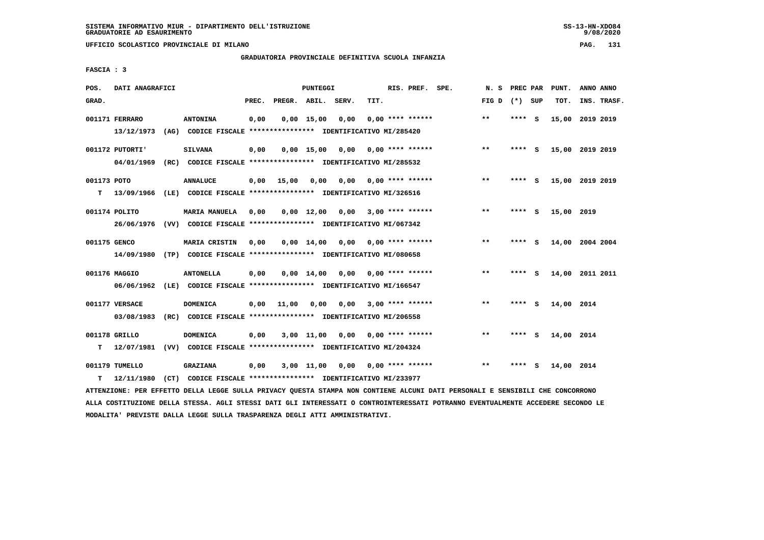SISTEMA INFORMATIVO MIUR - DIPARTIMENTO DELL'ISTRUZIONE
GRADUATORIE AD ESAURIMENTO

UFFICIO SCOLASTICO PROVINCIALE DI MILANO

GRADUATORIA PROVINCIALE DEFINITIVA SCUOLA INFANZIA

FASCIA : 3

| POS. GRAD. | DATI ANAGRAFICI | | PREC. | PREGR. | ABIL. | SERV. | TIT. | RIS. PREF. | SPE. | N. S FIG D | PREC PAR (*) | SUP | PUNT. TOT. | ANNO INS. | ANNO TRASF. |
|---|---|---|---|---|---|---|---|---|---|---|---|---|---|---|---|
| 001171 | FERRARO | ANTONINA | 0,00 | 0,00 | 15,00 | 0,00 | 0,00 | **** ****** | | ** | **** | S | 15,00 | 2019 | 2019 |
| | 13/12/1973 (AG) CODICE FISCALE **************** IDENTIFICATIVO MI/285420 | | | | | | | | | | | | | | |
| 001172 | PUTORTI' | SILVANA | 0,00 | 0,00 | 15,00 | 0,00 | 0,00 | **** ****** | | ** | **** | S | 15,00 | 2019 | 2019 |
| | 04/01/1969 (RC) CODICE FISCALE **************** IDENTIFICATIVO MI/285532 | | | | | | | | | | | | | | |
| 001173 | POTO | ANNALUCE | 0,00 | 15,00 | 0,00 | 0,00 | 0,00 | **** ****** | | ** | **** | S | 15,00 | 2019 | 2019 |
| T | 13/09/1966 (LE) CODICE FISCALE **************** IDENTIFICATIVO MI/326516 | | | | | | | | | | | | | | |
| 001174 | POLITO | MARIA MANUELA | 0,00 | 0,00 | 12,00 | 0,00 | 3,00 | **** ****** | | ** | **** | S | 15,00 | 2019 | |
| | 26/06/1976 (VV) CODICE FISCALE **************** IDENTIFICATIVO MI/067342 | | | | | | | | | | | | | | |
| 001175 | GENCO | MARIA CRISTIN | 0,00 | 0,00 | 14,00 | 0,00 | 0,00 | **** ****** | | ** | **** | S | 14,00 | 2004 | 2004 |
| | 14/09/1980 (TP) CODICE FISCALE **************** IDENTIFICATIVO MI/080658 | | | | | | | | | | | | | | |
| 001176 | MAGGIO | ANTONELLA | 0,00 | 0,00 | 14,00 | 0,00 | 0,00 | **** ****** | | ** | **** | S | 14,00 | 2011 | 2011 |
| | 06/06/1962 (LE) CODICE FISCALE **************** IDENTIFICATIVO MI/166547 | | | | | | | | | | | | | | |
| 001177 | VERSACE | DOMENICA | 0,00 | 11,00 | 0,00 | 0,00 | 3,00 | **** ****** | | ** | **** | S | 14,00 | 2014 | |
| | 03/08/1983 (RC) CODICE FISCALE **************** IDENTIFICATIVO MI/206558 | | | | | | | | | | | | | | |
| 001178 | GRILLO | DOMENICA | 0,00 | 3,00 | 11,00 | 0,00 | 0,00 | **** ****** | | ** | **** | S | 14,00 | 2014 | |
| T | 12/07/1981 (VV) CODICE FISCALE **************** IDENTIFICATIVO MI/204324 | | | | | | | | | | | | | | |
| 001179 | TUMELLO | GRAZIANA | 0,00 | 3,00 | 11,00 | 0,00 | 0,00 | **** ****** | | ** | **** | S | 14,00 | 2014 | |
| T | 12/11/1980 (CT) CODICE FISCALE **************** IDENTIFICATIVO MI/233977 | | | | | | | | | | | | | | |

ATTENZIONE: PER EFFETTO DELLA LEGGE SULLA PRIVACY QUESTA STAMPA NON CONTIENE ALCUNI DATI PERSONALI E SENSIBILI CHE CONCORRONO ALLA COSTITUZIONE DELLA STESSA. AGLI STESSI DATI GLI INTERESSATI O CONTROINTERESSATI POTRANNO EVENTUALMENTE ACCEDERE SECONDO LE MODALITA' PREVISTE DALLA LEGGE SULLA TRASPARENZA DEGLI ATTI AMMINISTRATIVI.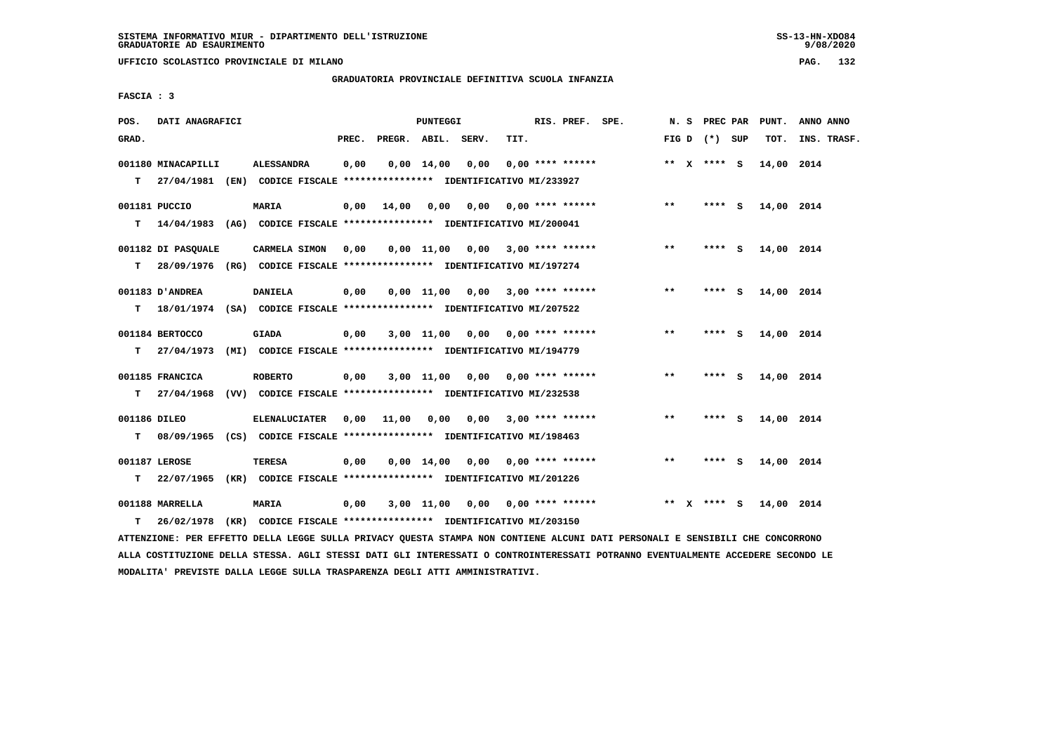SISTEMA INFORMATIVO MIUR - DIPARTIMENTO DELL'ISTRUZIONE
GRADUATORIE AD ESAURIMENTO

UFFICIO SCOLASTICO PROVINCIALE DI MILANO

GRADUATORIA PROVINCIALE DEFINITIVA SCUOLA INFANZIA

FASCIA : 3

| POS. GRAD. | DATI ANAGRAFICI | | PREC. | PREGR. | ABIL. | SERV. | TIT. | RIS. PREF. SPE. | N. S FIG D | PREC PAR (*) SUP | PUNT. TOT. | ANNO ANNO INS. TRASF. |
|---|---|---|---|---|---|---|---|---|---|---|---|---|
| 001180 | MINACAPILLI | ALESSANDRA | 0,00 | 0,00 | 14,00 | 0,00 | 0,00 | **** ****** | ** X | **** S | 14,00 | 2014 |
| T | 27/04/1981 (EN) | CODICE FISCALE **************** IDENTIFICATIVO MI/233927 | | | | | | | | | | |
| 001181 | PUCCIO | MARIA | 0,00 | 14,00 | 0,00 | 0,00 | 0,00 | **** ****** | ** | **** S | 14,00 | 2014 |
| T | 14/04/1983 (AG) | CODICE FISCALE **************** IDENTIFICATIVO MI/200041 | | | | | | | | | | |
| 001182 | DI PASQUALE | CARMELA SIMON | 0,00 | 0,00 | 11,00 | 0,00 | 3,00 | **** ****** | ** | **** S | 14,00 | 2014 |
| T | 28/09/1976 (RG) | CODICE FISCALE **************** IDENTIFICATIVO MI/197274 | | | | | | | | | | |
| 001183 | D'ANDREA | DANIELA | 0,00 | 0,00 | 11,00 | 0,00 | 3,00 | **** ****** | ** | **** S | 14,00 | 2014 |
| T | 18/01/1974 (SA) | CODICE FISCALE **************** IDENTIFICATIVO MI/207522 | | | | | | | | | | |
| 001184 | BERTOCCO | GIADA | 0,00 | 3,00 | 11,00 | 0,00 | 0,00 | **** ****** | ** | **** S | 14,00 | 2014 |
| T | 27/04/1973 (MI) | CODICE FISCALE **************** IDENTIFICATIVO MI/194779 | | | | | | | | | | |
| 001185 | FRANCICA | ROBERTO | 0,00 | 3,00 | 11,00 | 0,00 | 0,00 | **** ****** | ** | **** S | 14,00 | 2014 |
| T | 27/04/1968 (VV) | CODICE FISCALE **************** IDENTIFICATIVO MI/232538 | | | | | | | | | | |
| 001186 | DILEO | ELENALUCIATER | 0,00 | 11,00 | 0,00 | 0,00 | 3,00 | **** ****** | ** | **** S | 14,00 | 2014 |
| T | 08/09/1965 (CS) | CODICE FISCALE **************** IDENTIFICATIVO MI/198463 | | | | | | | | | | |
| 001187 | LEROSE | TERESA | 0,00 | 0,00 | 14,00 | 0,00 | 0,00 | **** ****** | ** | **** S | 14,00 | 2014 |
| T | 22/07/1965 (KR) | CODICE FISCALE **************** IDENTIFICATIVO MI/201226 | | | | | | | | | | |
| 001188 | MARRELLA | MARIA | 0,00 | 3,00 | 11,00 | 0,00 | 0,00 | **** ****** | ** X | **** S | 14,00 | 2014 |
| T | 26/02/1978 (KR) | CODICE FISCALE **************** IDENTIFICATIVO MI/203150 | | | | | | | | | | |

ATTENZIONE: PER EFFETTO DELLA LEGGE SULLA PRIVACY QUESTA STAMPA NON CONTIENE ALCUNI DATI PERSONALI E SENSIBILI CHE CONCORRONO ALLA COSTITUZIONE DELLA STESSA. AGLI STESSI DATI GLI INTERESSATI O CONTROINTERESSATI POTRANNO EVENTUALMENTE ACCEDERE SECONDO LE MODALITA' PREVISTE DALLA LEGGE SULLA TRASPARENZA DEGLI ATTI AMMINISTRATIVI.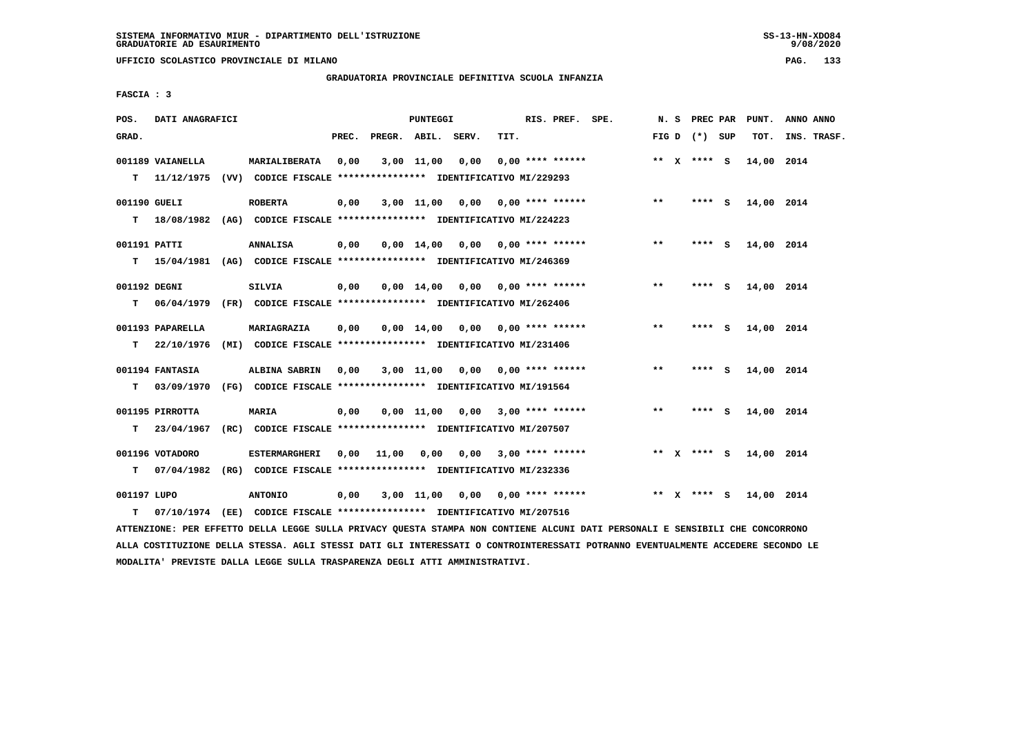SISTEMA INFORMATIVO MIUR - DIPARTIMENTO DELL'ISTRUZIONE
GRADUATORIE AD ESAURIMENTO

UFFICIO SCOLASTICO PROVINCIALE DI MILANO

GRADUATORIA PROVINCIALE DEFINITIVA SCUOLA INFANZIA

FASCIA : 3

| POS. GRAD. | DATI ANAGRAFICI | | PREC. | PREGR. | ABIL. | SERV. | TIT. | RIS. PREF. SPE. | N. S FIG D | PREC PAR (*) | SUP | PUNT. TOT. | ANNO ANNO INS. TRASF. |
|---|---|---|---|---|---|---|---|---|---|---|---|---|---|
| 001189 | VAIANELLA | MARIALIBERATA | 0,00 | 3,00 | 11,00 | 0,00 | 0,00 | **** ****** | ** X | **** | S | 14,00 | 2014 |
| T | 11/12/1975 (VV) CODICE FISCALE **************** IDENTIFICATIVO MI/229293 | | | | | | | | | | | | |
| 001190 | GUELI | ROBERTA | 0,00 | 3,00 | 11,00 | 0,00 | 0,00 | **** ****** | ** | **** | S | 14,00 | 2014 |
| T | 18/08/1982 (AG) CODICE FISCALE **************** IDENTIFICATIVO MI/224223 | | | | | | | | | | | | |
| 001191 | PATTI | ANNALISA | 0,00 | 0,00 | 14,00 | 0,00 | 0,00 | **** ****** | ** | **** | S | 14,00 | 2014 |
| T | 15/04/1981 (AG) CODICE FISCALE **************** IDENTIFICATIVO MI/246369 | | | | | | | | | | | | |
| 001192 | DEGNI | SILVIA | 0,00 | 0,00 | 14,00 | 0,00 | 0,00 | **** ****** | ** | **** | S | 14,00 | 2014 |
| T | 06/04/1979 (FR) CODICE FISCALE **************** IDENTIFICATIVO MI/262406 | | | | | | | | | | | | |
| 001193 | PAPARELLA | MARIAGRAZIA | 0,00 | 0,00 | 14,00 | 0,00 | 0,00 | **** ****** | ** | **** | S | 14,00 | 2014 |
| T | 22/10/1976 (MI) CODICE FISCALE **************** IDENTIFICATIVO MI/231406 | | | | | | | | | | | | |
| 001194 | FANTASIA | ALBINA SABRIN | 0,00 | 3,00 | 11,00 | 0,00 | 0,00 | **** ****** | ** | **** | S | 14,00 | 2014 |
| T | 03/09/1970 (FG) CODICE FISCALE **************** IDENTIFICATIVO MI/191564 | | | | | | | | | | | | |
| 001195 | PIRROTTA | MARIA | 0,00 | 0,00 | 11,00 | 0,00 | 3,00 | **** ****** | ** | **** | S | 14,00 | 2014 |
| T | 23/04/1967 (RC) CODICE FISCALE **************** IDENTIFICATIVO MI/207507 | | | | | | | | | | | | |
| 001196 | VOTADORO | ESTERMARGHERI | 0,00 | 11,00 | 0,00 | 0,00 | 3,00 | **** ****** | ** X | **** | S | 14,00 | 2014 |
| T | 07/04/1982 (RG) CODICE FISCALE **************** IDENTIFICATIVO MI/232336 | | | | | | | | | | | | |
| 001197 | LUPO | ANTONIO | 0,00 | 3,00 | 11,00 | 0,00 | 0,00 | **** ****** | ** X | **** | S | 14,00 | 2014 |
| T | 07/10/1974 (EE) CODICE FISCALE **************** IDENTIFICATIVO MI/207516 | | | | | | | | | | | | |

ATTENZIONE: PER EFFETTO DELLA LEGGE SULLA PRIVACY QUESTA STAMPA NON CONTIENE ALCUNI DATI PERSONALI E SENSIBILI CHE CONCORRONO ALLA COSTITUZIONE DELLA STESSA. AGLI STESSI DATI GLI INTERESSATI O CONTROINTERESSATI POTRANNO EVENTUALMENTE ACCEDERE SECONDO LE MODALITA' PREVISTE DALLA LEGGE SULLA TRASPARENZA DEGLI ATTI AMMINISTRATIVI.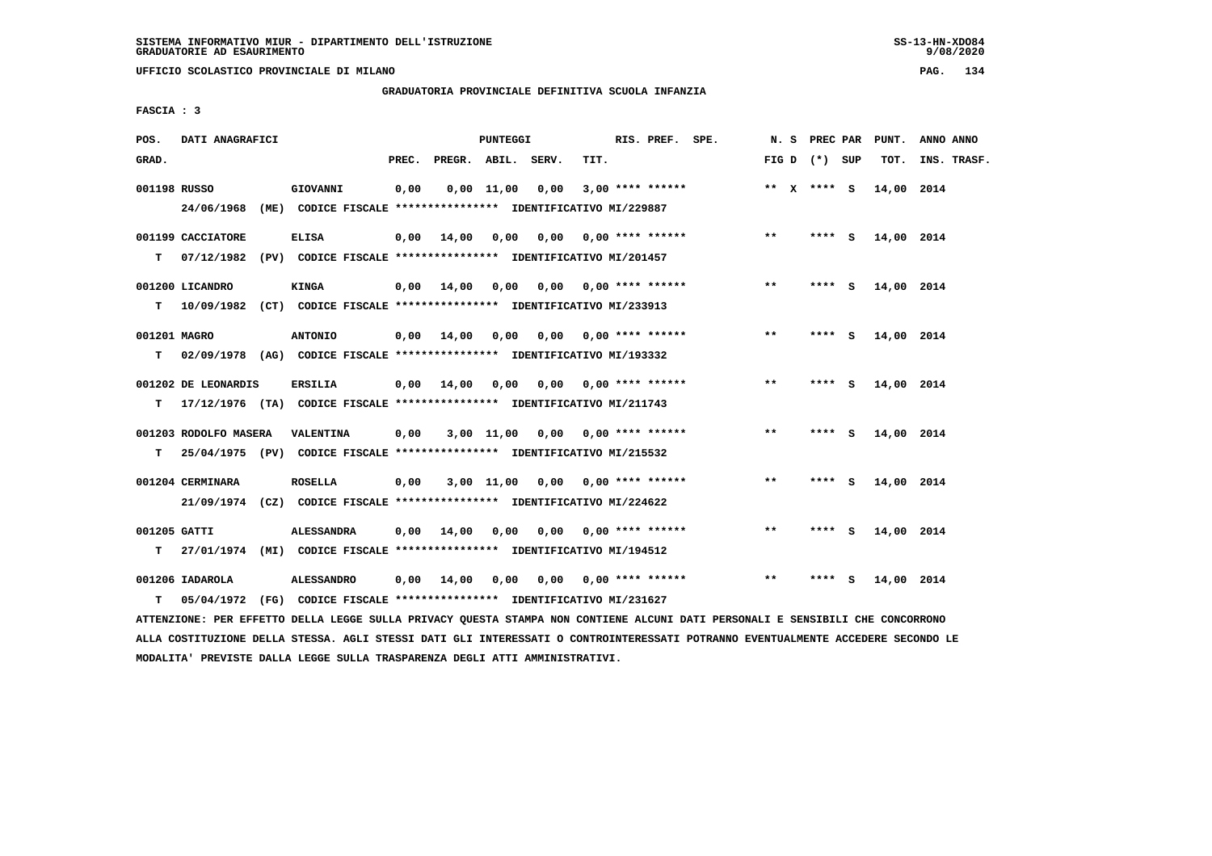SISTEMA INFORMATIVO MIUR - DIPARTIMENTO DELL'ISTRUZIONE
GRADUATORIE AD ESAURIMENTO

UFFICIO SCOLASTICO PROVINCIALE DI MILANO

GRADUATORIA PROVINCIALE DEFINITIVA SCUOLA INFANZIA

FASCIA : 3

| POS. GRAD. | DATI ANAGRAFICI | | PREC. | PREGR. | ABIL. | SERV. | TIT. | RIS. PREF. SPE. | N. S FIG D | PREC PAR (*) SUP | PUNT. TOT. | ANNO ANNO INS. TRASF. |
|---|---|---|---|---|---|---|---|---|---|---|---|---|
| 001198 | RUSSO | GIOVANNI | 0,00 | 0,00 | 11,00 | 0,00 | 3,00 | **** ****** | ** X | **** S | 14,00 | 2014 |
| | 24/06/1968 (ME) CODICE FISCALE **************** IDENTIFICATIVO MI/229887 | | | | | | | | | | | |
| 001199 | CACCIATORE | ELISA | 0,00 | 14,00 | 0,00 | 0,00 | 0,00 | **** ****** | ** | **** S | 14,00 | 2014 |
| T | 07/12/1982 (PV) CODICE FISCALE **************** IDENTIFICATIVO MI/201457 | | | | | | | | | | | |
| 001200 | LICANDRO | KINGA | 0,00 | 14,00 | 0,00 | 0,00 | 0,00 | **** ****** | ** | **** S | 14,00 | 2014 |
| T | 10/09/1982 (CT) CODICE FISCALE **************** IDENTIFICATIVO MI/233913 | | | | | | | | | | | |
| 001201 | MAGRO | ANTONIO | 0,00 | 14,00 | 0,00 | 0,00 | 0,00 | **** ****** | ** | **** S | 14,00 | 2014 |
| T | 02/09/1978 (AG) CODICE FISCALE **************** IDENTIFICATIVO MI/193332 | | | | | | | | | | | |
| 001202 | DE LEONARDIS | ERSILIA | 0,00 | 14,00 | 0,00 | 0,00 | 0,00 | **** ****** | ** | **** S | 14,00 | 2014 |
| T | 17/12/1976 (TA) CODICE FISCALE **************** IDENTIFICATIVO MI/211743 | | | | | | | | | | | |
| 001203 | RODOLFO MASERA | VALENTINA | 0,00 | 3,00 | 11,00 | 0,00 | 0,00 | **** ****** | ** | **** S | 14,00 | 2014 |
| T | 25/04/1975 (PV) CODICE FISCALE **************** IDENTIFICATIVO MI/215532 | | | | | | | | | | | |
| 001204 | CERMINARA | ROSELLA | 0,00 | 3,00 | 11,00 | 0,00 | 0,00 | **** ****** | ** | **** S | 14,00 | 2014 |
| | 21/09/1974 (CZ) CODICE FISCALE **************** IDENTIFICATIVO MI/224622 | | | | | | | | | | | |
| 001205 | GATTI | ALESSANDRA | 0,00 | 14,00 | 0,00 | 0,00 | 0,00 | **** ****** | ** | **** S | 14,00 | 2014 |
| T | 27/01/1974 (MI) CODICE FISCALE **************** IDENTIFICATIVO MI/194512 | | | | | | | | | | | |
| 001206 | IADAROLA | ALESSANDRO | 0,00 | 14,00 | 0,00 | 0,00 | 0,00 | **** ****** | ** | **** S | 14,00 | 2014 |
| T | 05/04/1972 (FG) CODICE FISCALE **************** IDENTIFICATIVO MI/231627 | | | | | | | | | | | |

ATTENZIONE: PER EFFETTO DELLA LEGGE SULLA PRIVACY QUESTA STAMPA NON CONTIENE ALCUNI DATI PERSONALI E SENSIBILI CHE CONCORRONO ALLA COSTITUZIONE DELLA STESSA. AGLI STESSI DATI GLI INTERESSATI O CONTROINTERESSATI POTRANNO EVENTUALMENTE ACCEDERE SECONDO LE MODALITA' PREVISTE DALLA LEGGE SULLA TRASPARENZA DEGLI ATTI AMMINISTRATIVI.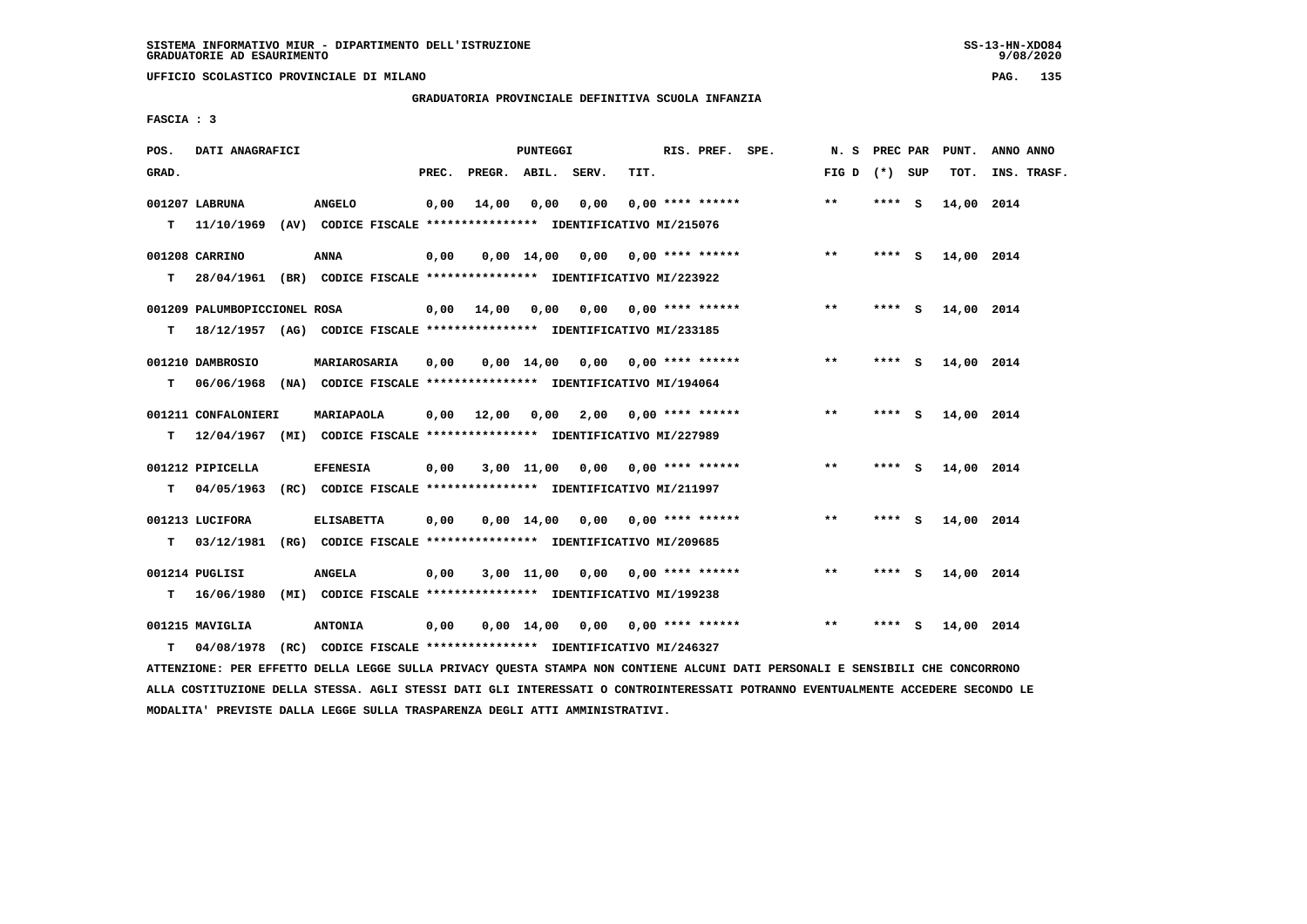SISTEMA INFORMATIVO MIUR - DIPARTIMENTO DELL'ISTRUZIONE
GRADUATORIE AD ESAURIMENTO

UFFICIO SCOLASTICO PROVINCIALE DI MILANO

GRADUATORIA PROVINCIALE DEFINITIVA SCUOLA INFANZIA

FASCIA : 3

| POS. GRAD. | DATI ANAGRAFICI | | PREC. | PREGR. | ABIL. | SERV. | TIT. | RIS. PREF. SPE. | N. S FIG D | PREC PAR (*) SUP | PUNT. TOT. | ANNO ANNO INS. TRASF. |
|---|---|---|---|---|---|---|---|---|---|---|---|---|
| 001207 | LABRUNA | ANGELO | 0,00 | 14,00 | 0,00 | 0,00 | 0,00 | **** ****** | ** | **** S | 14,00 | 2014 |
| T | 11/10/1969 (AV) CODICE FISCALE **************** IDENTIFICATIVO MI/215076 | | | | | | | | | | | |
| 001208 | CARRINO | ANNA | 0,00 | 0,00 | 14,00 | 0,00 | 0,00 | **** ****** | ** | **** S | 14,00 | 2014 |
| T | 28/04/1961 (BR) CODICE FISCALE **************** IDENTIFICATIVO MI/223922 | | | | | | | | | | | |
| 001209 | PALUMBOPICCIONEL ROSA | | 0,00 | 14,00 | 0,00 | 0,00 | 0,00 | **** ****** | ** | **** S | 14,00 | 2014 |
| T | 18/12/1957 (AG) CODICE FISCALE **************** IDENTIFICATIVO MI/233185 | | | | | | | | | | | |
| 001210 | DAMBROSIO | MARIAROSARIA | 0,00 | 0,00 | 14,00 | 0,00 | 0,00 | **** ****** | ** | **** S | 14,00 | 2014 |
| T | 06/06/1968 (NA) CODICE FISCALE **************** IDENTIFICATIVO MI/194064 | | | | | | | | | | | |
| 001211 | CONFALONIERI | MARIAPAOLA | 0,00 | 12,00 | 0,00 | 2,00 | 0,00 | **** ****** | ** | **** S | 14,00 | 2014 |
| T | 12/04/1967 (MI) CODICE FISCALE **************** IDENTIFICATIVO MI/227989 | | | | | | | | | | | |
| 001212 | PIPICELLA | EFENESIA | 0,00 | 3,00 | 11,00 | 0,00 | 0,00 | **** ****** | ** | **** S | 14,00 | 2014 |
| T | 04/05/1963 (RC) CODICE FISCALE **************** IDENTIFICATIVO MI/211997 | | | | | | | | | | | |
| 001213 | LUCIFORA | ELISABETTA | 0,00 | 0,00 | 14,00 | 0,00 | 0,00 | **** ****** | ** | **** S | 14,00 | 2014 |
| T | 03/12/1981 (RG) CODICE FISCALE **************** IDENTIFICATIVO MI/209685 | | | | | | | | | | | |
| 001214 | PUGLISI | ANGELA | 0,00 | 3,00 | 11,00 | 0,00 | 0,00 | **** ****** | ** | **** S | 14,00 | 2014 |
| T | 16/06/1980 (MI) CODICE FISCALE **************** IDENTIFICATIVO MI/199238 | | | | | | | | | | | |
| 001215 | MAVIGLIA | ANTONIA | 0,00 | 0,00 | 14,00 | 0,00 | 0,00 | **** ****** | ** | **** S | 14,00 | 2014 |
| T | 04/08/1978 (RC) CODICE FISCALE **************** IDENTIFICATIVO MI/246327 | | | | | | | | | | | |

ATTENZIONE: PER EFFETTO DELLA LEGGE SULLA PRIVACY QUESTA STAMPA NON CONTIENE ALCUNI DATI PERSONALI E SENSIBILI CHE CONCORRONO ALLA COSTITUZIONE DELLA STESSA. AGLI STESSI DATI GLI INTERESSATI O CONTROINTERESSATI POTRANNO EVENTUALMENTE ACCEDERE SECONDO LE MODALITA' PREVISTE DALLA LEGGE SULLA TRASPARENZA DEGLI ATTI AMMINISTRATIVI.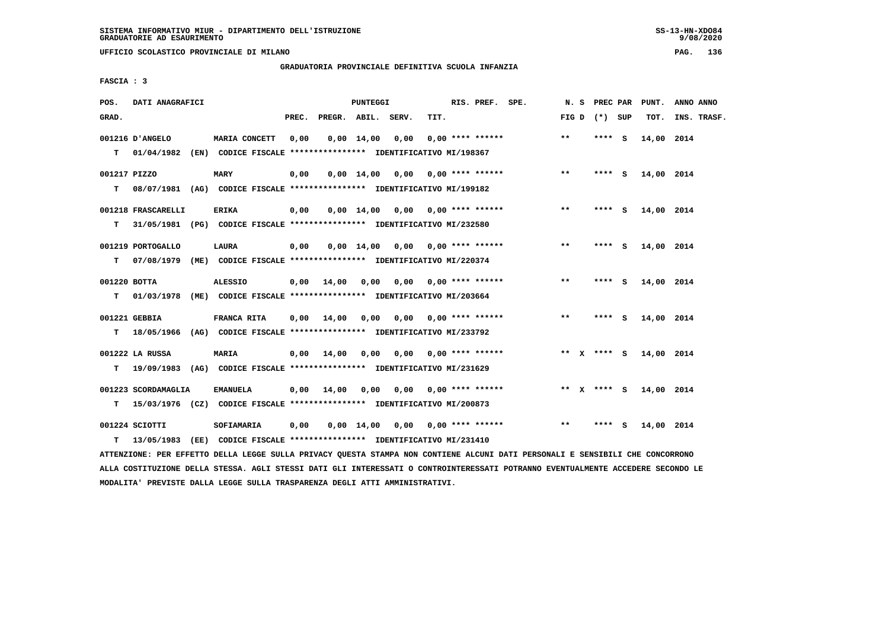SISTEMA INFORMATIVO MIUR - DIPARTIMENTO DELL'ISTRUZIONE
GRADUATORIE AD ESAURIMENTO

UFFICIO SCOLASTICO PROVINCIALE DI MILANO

GRADUATORIA PROVINCIALE DEFINITIVA SCUOLA INFANZIA

FASCIA : 3

| POS. GRAD. | DATI ANAGRAFICI | | PREC. | PREGR. | ABIL. | SERV. | TIT. | RIS. PREF. | SPE. | N. S FIG D | PREC PAR (*) SUP | PUNT. TOT. | ANNO ANNO INS. TRASF. |
|---|---|---|---|---|---|---|---|---|---|---|---|---|---|
| 001216 | D'ANGELO | MARIA CONCETT | 0,00 | 0,00 | 14,00 | 0,00 | 0,00 | **** ****** | | ** | **** S | 14,00 | 2014 |
| T | 01/04/1982 (EN) | CODICE FISCALE **************** IDENTIFICATIVO MI/198367 | | | | | | | | | | | |
| 001217 | PIZZO | MARY | 0,00 | 0,00 | 14,00 | 0,00 | 0,00 | **** ****** | | ** | **** S | 14,00 | 2014 |
| T | 08/07/1981 (AG) | CODICE FISCALE **************** IDENTIFICATIVO MI/199182 | | | | | | | | | | | |
| 001218 | FRASCARELLI | ERIKA | 0,00 | 0,00 | 14,00 | 0,00 | 0,00 | **** ****** | | ** | **** S | 14,00 | 2014 |
| T | 31/05/1981 (PG) | CODICE FISCALE **************** IDENTIFICATIVO MI/232580 | | | | | | | | | | | |
| 001219 | PORTOGALLO | LAURA | 0,00 | 0,00 | 14,00 | 0,00 | 0,00 | **** ****** | | ** | **** S | 14,00 | 2014 |
| T | 07/08/1979 (ME) | CODICE FISCALE **************** IDENTIFICATIVO MI/220374 | | | | | | | | | | | |
| 001220 | BOTTA | ALESSIO | 0,00 | 14,00 | 0,00 | 0,00 | 0,00 | **** ****** | | ** | **** S | 14,00 | 2014 |
| T | 01/03/1978 (ME) | CODICE FISCALE **************** IDENTIFICATIVO MI/203664 | | | | | | | | | | | |
| 001221 | GEBBIA | FRANCA RITA | 0,00 | 14,00 | 0,00 | 0,00 | 0,00 | **** ****** | | ** | **** S | 14,00 | 2014 |
| T | 18/05/1966 (AG) | CODICE FISCALE **************** IDENTIFICATIVO MI/233792 | | | | | | | | | | | |
| 001222 | LA RUSSA | MARIA | 0,00 | 14,00 | 0,00 | 0,00 | 0,00 | **** ****** | | ** X | **** S | 14,00 | 2014 |
| T | 19/09/1983 (AG) | CODICE FISCALE **************** IDENTIFICATIVO MI/231629 | | | | | | | | | | | |
| 001223 | SCORDAMAGLIA | EMANUELA | 0,00 | 14,00 | 0,00 | 0,00 | 0,00 | **** ****** | | ** X | **** S | 14,00 | 2014 |
| T | 15/03/1976 (CZ) | CODICE FISCALE **************** IDENTIFICATIVO MI/200873 | | | | | | | | | | | |
| 001224 | SCIOTTI | SOFIAMARIA | 0,00 | 0,00 | 14,00 | 0,00 | 0,00 | **** ****** | | ** | **** S | 14,00 | 2014 |
| T | 13/05/1983 (EE) | CODICE FISCALE **************** IDENTIFICATIVO MI/231410 | | | | | | | | | | | |

ATTENZIONE: PER EFFETTO DELLA LEGGE SULLA PRIVACY QUESTA STAMPA NON CONTIENE ALCUNI DATI PERSONALI E SENSIBILI CHE CONCORRONO ALLA COSTITUZIONE DELLA STESSA. AGLI STESSI DATI GLI INTERESSATI O CONTROINTERESSATI POTRANNO EVENTUALMENTE ACCEDERE SECONDO LE MODALITA' PREVISTE DALLA LEGGE SULLA TRASPARENZA DEGLI ATTI AMMINISTRATIVI.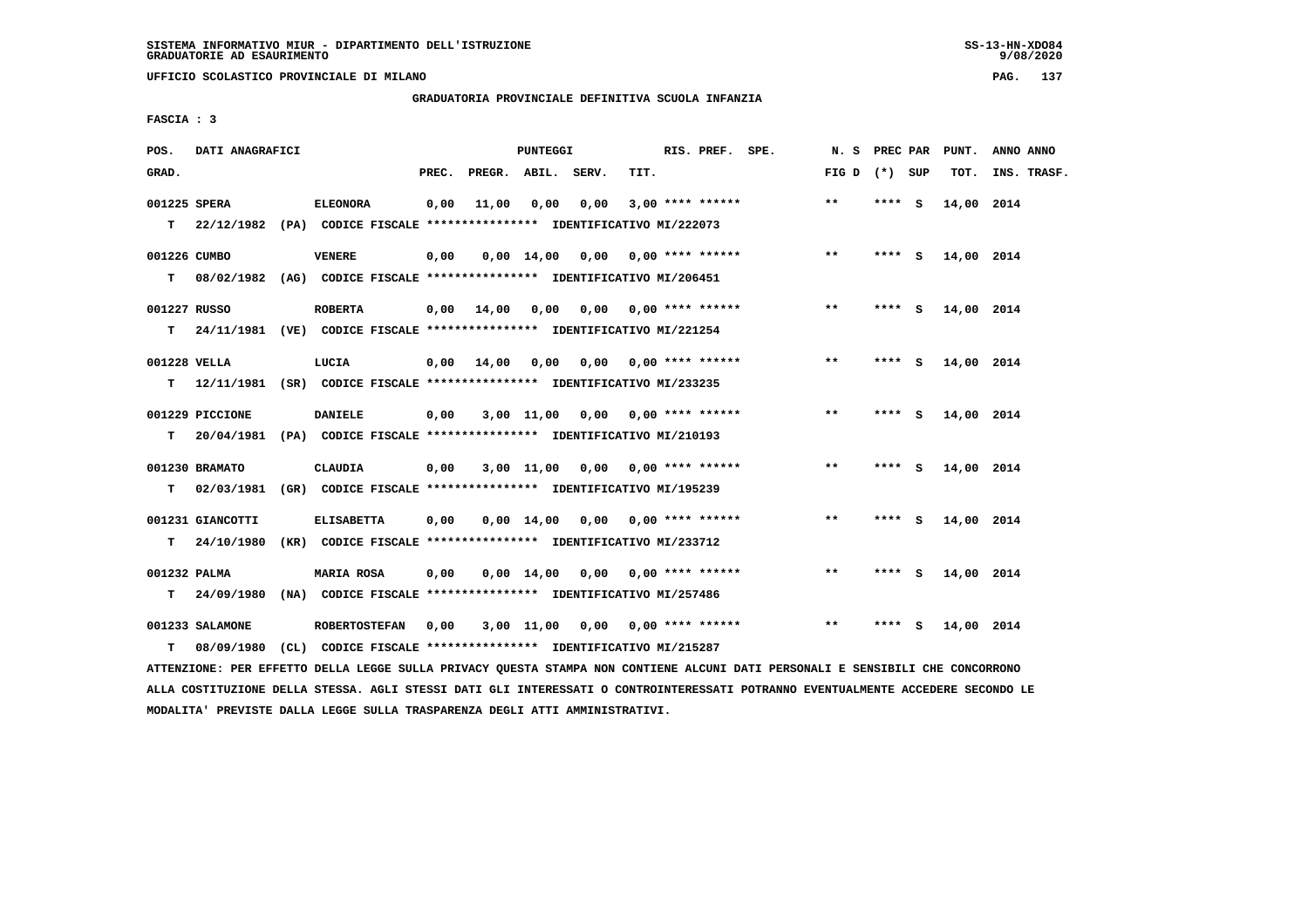SISTEMA INFORMATIVO MIUR - DIPARTIMENTO DELL'ISTRUZIONE
GRADUATORIE AD ESAURIMENTO

UFFICIO SCOLASTICO PROVINCIALE DI MILANO

GRADUATORIA PROVINCIALE DEFINITIVA SCUOLA INFANZIA

FASCIA : 3

| POS. GRAD. | DATI ANAGRAFICI | | PREC. | PREGR. | ABIL. | SERV. | TIT. | RIS. PREF. SPE. | N. S FIG D | PREC PAR (*) SUP | PUNT. TOT. | ANNO ANNO INS. TRASF. |
|---|---|---|---|---|---|---|---|---|---|---|---|---|
| 001225 SPERA | | ELEONORA | 0,00 | 11,00 | 0,00 | 0,00 | 3,00 | **** ****** | ** | **** S | 14,00 | 2014 |
| T | 22/12/1982 (PA) CODICE FISCALE **************** IDENTIFICATIVO MI/222073 | | | | | | | | | | | |
| 001226 CUMBO | | VENERE | 0,00 | 0,00 | 14,00 | 0,00 | 0,00 | **** ****** | ** | **** S | 14,00 | 2014 |
| T | 08/02/1982 (AG) CODICE FISCALE **************** IDENTIFICATIVO MI/206451 | | | | | | | | | | | |
| 001227 RUSSO | | ROBERTA | 0,00 | 14,00 | 0,00 | 0,00 | 0,00 | **** ****** | ** | **** S | 14,00 | 2014 |
| T | 24/11/1981 (VE) CODICE FISCALE **************** IDENTIFICATIVO MI/221254 | | | | | | | | | | | |
| 001228 VELLA | | LUCIA | 0,00 | 14,00 | 0,00 | 0,00 | 0,00 | **** ****** | ** | **** S | 14,00 | 2014 |
| T | 12/11/1981 (SR) CODICE FISCALE **************** IDENTIFICATIVO MI/233235 | | | | | | | | | | | |
| 001229 PICCIONE | | DANIELE | 0,00 | 3,00 | 11,00 | 0,00 | 0,00 | **** ****** | ** | **** S | 14,00 | 2014 |
| T | 20/04/1981 (PA) CODICE FISCALE **************** IDENTIFICATIVO MI/210193 | | | | | | | | | | | |
| 001230 BRAMATO | | CLAUDIA | 0,00 | 3,00 | 11,00 | 0,00 | 0,00 | **** ****** | ** | **** S | 14,00 | 2014 |
| T | 02/03/1981 (GR) CODICE FISCALE **************** IDENTIFICATIVO MI/195239 | | | | | | | | | | | |
| 001231 GIANCOTTI | | ELISABETTA | 0,00 | 0,00 | 14,00 | 0,00 | 0,00 | **** ****** | ** | **** S | 14,00 | 2014 |
| T | 24/10/1980 (KR) CODICE FISCALE **************** IDENTIFICATIVO MI/233712 | | | | | | | | | | | |
| 001232 PALMA | | MARIA ROSA | 0,00 | 0,00 | 14,00 | 0,00 | 0,00 | **** ****** | ** | **** S | 14,00 | 2014 |
| T | 24/09/1980 (NA) CODICE FISCALE **************** IDENTIFICATIVO MI/257486 | | | | | | | | | | | |
| 001233 SALAMONE | | ROBERTOSTEFAN | 0,00 | 3,00 | 11,00 | 0,00 | 0,00 | **** ****** | ** | **** S | 14,00 | 2014 |
| T | 08/09/1980 (CL) CODICE FISCALE **************** IDENTIFICATIVO MI/215287 | | | | | | | | | | | |

ATTENZIONE: PER EFFETTO DELLA LEGGE SULLA PRIVACY QUESTA STAMPA NON CONTIENE ALCUNI DATI PERSONALI E SENSIBILI CHE CONCORRONO ALLA COSTITUZIONE DELLA STESSA. AGLI STESSI DATI GLI INTERESSATI O CONTROINTERESSATI POTRANNO EVENTUALMENTE ACCEDERE SECONDO LE MODALITA' PREVISTE DALLA LEGGE SULLA TRASPARENZA DEGLI ATTI AMMINISTRATIVI.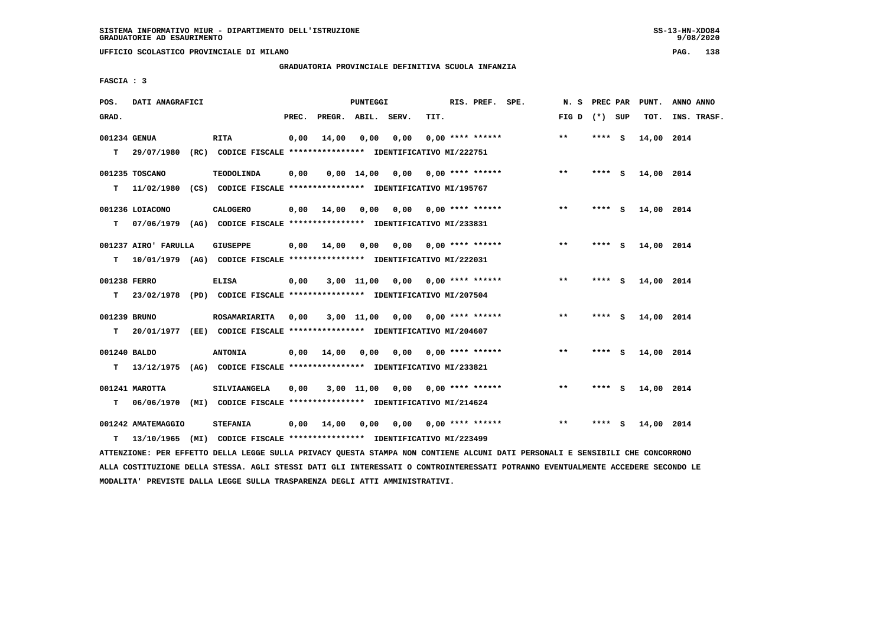SISTEMA INFORMATIVO MIUR - DIPARTIMENTO DELL'ISTRUZIONE
GRADUATORIE AD ESAURIMENTO

UFFICIO SCOLASTICO PROVINCIALE DI MILANO

GRADUATORIA PROVINCIALE DEFINITIVA SCUOLA INFANZIA

FASCIA : 3

| POS. GRAD. | DATI ANAGRAFICI | | PREC. | PREGR. | ABIL. | SERV. | TIT. | RIS. PREF. SPE. | N. S FIG D | PREC PAR (*) SUP | PUNT. TOT. | ANNO ANNO INS. TRASF. |
|---|---|---|---|---|---|---|---|---|---|---|---|---|
| 001234 GENUA | RITA | | 0,00 | 14,00 | 0,00 | 0,00 | 0,00 | **** ****** | ** | **** S | 14,00 | 2014 |
| T 29/07/1980 (RC) | CODICE FISCALE **************** | IDENTIFICATIVO MI/222751 | | | | | | | | | | |
| 001235 TOSCANO | TEODOLINDA | | 0,00 | 0,00 | 14,00 | 0,00 | 0,00 | **** ****** | ** | **** S | 14,00 | 2014 |
| T 11/02/1980 (CS) | CODICE FISCALE **************** | IDENTIFICATIVO MI/195767 | | | | | | | | | | |
| 001236 LOIACONO | CALOGERO | | 0,00 | 14,00 | 0,00 | 0,00 | 0,00 | **** ****** | ** | **** S | 14,00 | 2014 |
| T 07/06/1979 (AG) | CODICE FISCALE **************** | IDENTIFICATIVO MI/233831 | | | | | | | | | | |
| 001237 AIRO' FARULLA | GIUSEPPE | | 0,00 | 14,00 | 0,00 | 0,00 | 0,00 | **** ****** | ** | **** S | 14,00 | 2014 |
| T 10/01/1979 (AG) | CODICE FISCALE **************** | IDENTIFICATIVO MI/222031 | | | | | | | | | | |
| 001238 FERRO | ELISA | | 0,00 | 3,00 | 11,00 | 0,00 | 0,00 | **** ****** | ** | **** S | 14,00 | 2014 |
| T 23/02/1978 (PD) | CODICE FISCALE **************** | IDENTIFICATIVO MI/207504 | | | | | | | | | | |
| 001239 BRUNO | ROSAMARIARITA | | 0,00 | 3,00 | 11,00 | 0,00 | 0,00 | **** ****** | ** | **** S | 14,00 | 2014 |
| T 20/01/1977 (EE) | CODICE FISCALE **************** | IDENTIFICATIVO MI/204607 | | | | | | | | | | |
| 001240 BALDO | ANTONIA | | 0,00 | 14,00 | 0,00 | 0,00 | 0,00 | **** ****** | ** | **** S | 14,00 | 2014 |
| T 13/12/1975 (AG) | CODICE FISCALE **************** | IDENTIFICATIVO MI/233821 | | | | | | | | | | |
| 001241 MAROTTA | SILVIAANGELA | | 0,00 | 3,00 | 11,00 | 0,00 | 0,00 | **** ****** | ** | **** S | 14,00 | 2014 |
| T 06/06/1970 (MI) | CODICE FISCALE **************** | IDENTIFICATIVO MI/214624 | | | | | | | | | | |
| 001242 AMATEMAGGIO | STEFANIA | | 0,00 | 14,00 | 0,00 | 0,00 | 0,00 | **** ****** | ** | **** S | 14,00 | 2014 |
| T 13/10/1965 (MI) | CODICE FISCALE **************** | IDENTIFICATIVO MI/223499 | | | | | | | | | | |

ATTENZIONE: PER EFFETTO DELLA LEGGE SULLA PRIVACY QUESTA STAMPA NON CONTIENE ALCUNI DATI PERSONALI E SENSIBILI CHE CONCORRONO ALLA COSTITUZIONE DELLA STESSA. AGLI STESSI DATI GLI INTERESSATI O CONTROINTERESSATI POTRANNO EVENTUALMENTE ACCEDERE SECONDO LE MODALITA' PREVISTE DALLA LEGGE SULLA TRASPARENZA DEGLI ATTI AMMINISTRATIVI.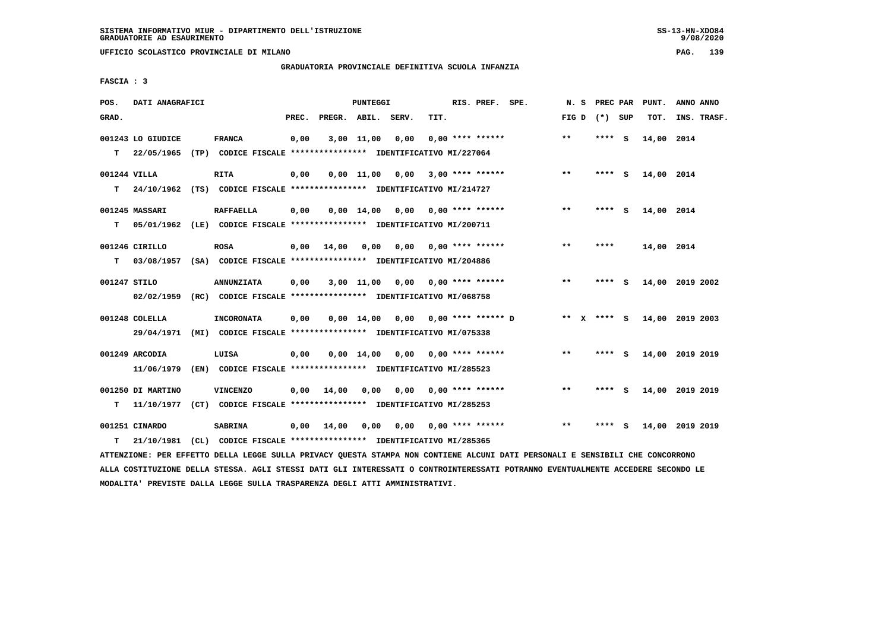SISTEMA INFORMATIVO MIUR - DIPARTIMENTO DELL'ISTRUZIONE
GRADUATORIE AD ESAURIMENTO

UFFICIO SCOLASTICO PROVINCIALE DI MILANO

GRADUATORIA PROVINCIALE DEFINITIVA SCUOLA INFANZIA

FASCIA : 3

| POS. GRAD. | DATI ANAGRAFICI | | PREC. | PREGR. | ABIL. | SERV. | TIT. | RIS. PREF. SPE. | N. S FIG D | PREC PAR (*) SUP | PUNT. TOT. | ANNO ANNO INS. TRASF. |
|---|---|---|---|---|---|---|---|---|---|---|---|---|
| 001243 | LO GIUDICE | FRANCA | 0,00 | 3,00 | 11,00 | 0,00 | 0,00 | **** ****** | ** | **** S | 14,00 | 2014 |
| T | 22/05/1965 (TP) CODICE FISCALE **************** IDENTIFICATIVO MI/227064 | | | | | | | | | | | |
| 001244 | VILLA | RITA | 0,00 | 0,00 | 11,00 | 0,00 | 3,00 | **** ****** | ** | **** S | 14,00 | 2014 |
| T | 24/10/1962 (TS) CODICE FISCALE **************** IDENTIFICATIVO MI/214727 | | | | | | | | | | | |
| 001245 | MASSARI | RAFFAELLA | 0,00 | 0,00 | 14,00 | 0,00 | 0,00 | **** ****** | ** | **** S | 14,00 | 2014 |
| T | 05/01/1962 (LE) CODICE FISCALE **************** IDENTIFICATIVO MI/200711 | | | | | | | | | | | |
| 001246 | CIRILLO | ROSA | 0,00 | 14,00 | 0,00 | 0,00 | 0,00 | **** ****** | ** | **** | 14,00 | 2014 |
| T | 03/08/1957 (SA) CODICE FISCALE **************** IDENTIFICATIVO MI/204886 | | | | | | | | | | | |
| 001247 | STILO | ANNUNZIATA | 0,00 | 3,00 | 11,00 | 0,00 | 0,00 | **** ****** | ** | **** S | 14,00 | 2019 2002 |
| | 02/02/1959 (RC) CODICE FISCALE **************** IDENTIFICATIVO MI/068758 | | | | | | | | | | | |
| 001248 | COLELLA | INCORONATA | 0,00 | 0,00 | 14,00 | 0,00 | 0,00 | **** ****** D | ** X | **** S | 14,00 | 2019 2003 |
| | 29/04/1971 (MI) CODICE FISCALE **************** IDENTIFICATIVO MI/075338 | | | | | | | | | | | |
| 001249 | ARCODIA | LUISA | 0,00 | 0,00 | 14,00 | 0,00 | 0,00 | **** ****** | ** | **** S | 14,00 | 2019 2019 |
| | 11/06/1979 (EN) CODICE FISCALE **************** IDENTIFICATIVO MI/285523 | | | | | | | | | | | |
| 001250 | DI MARTINO | VINCENZO | 0,00 | 14,00 | 0,00 | 0,00 | 0,00 | **** ****** | ** | **** S | 14,00 | 2019 2019 |
| T | 11/10/1977 (CT) CODICE FISCALE **************** IDENTIFICATIVO MI/285253 | | | | | | | | | | | |
| 001251 | CINARDO | SABRINA | 0,00 | 14,00 | 0,00 | 0,00 | 0,00 | **** ****** | ** | **** S | 14,00 | 2019 2019 |
| T | 21/10/1981 (CL) CODICE FISCALE **************** IDENTIFICATIVO MI/285365 | | | | | | | | | | | |

ATTENZIONE: PER EFFETTO DELLA LEGGE SULLA PRIVACY QUESTA STAMPA NON CONTIENE ALCUNI DATI PERSONALI E SENSIBILI CHE CONCORRONO ALLA COSTITUZIONE DELLA STESSA. AGLI STESSI DATI GLI INTERESSATI O CONTROINTERESSATI POTRANNO EVENTUALMENTE ACCEDERE SECONDO LE MODALITA' PREVISTE DALLA LEGGE SULLA TRASPARENZA DEGLI ATTI AMMINISTRATIVI.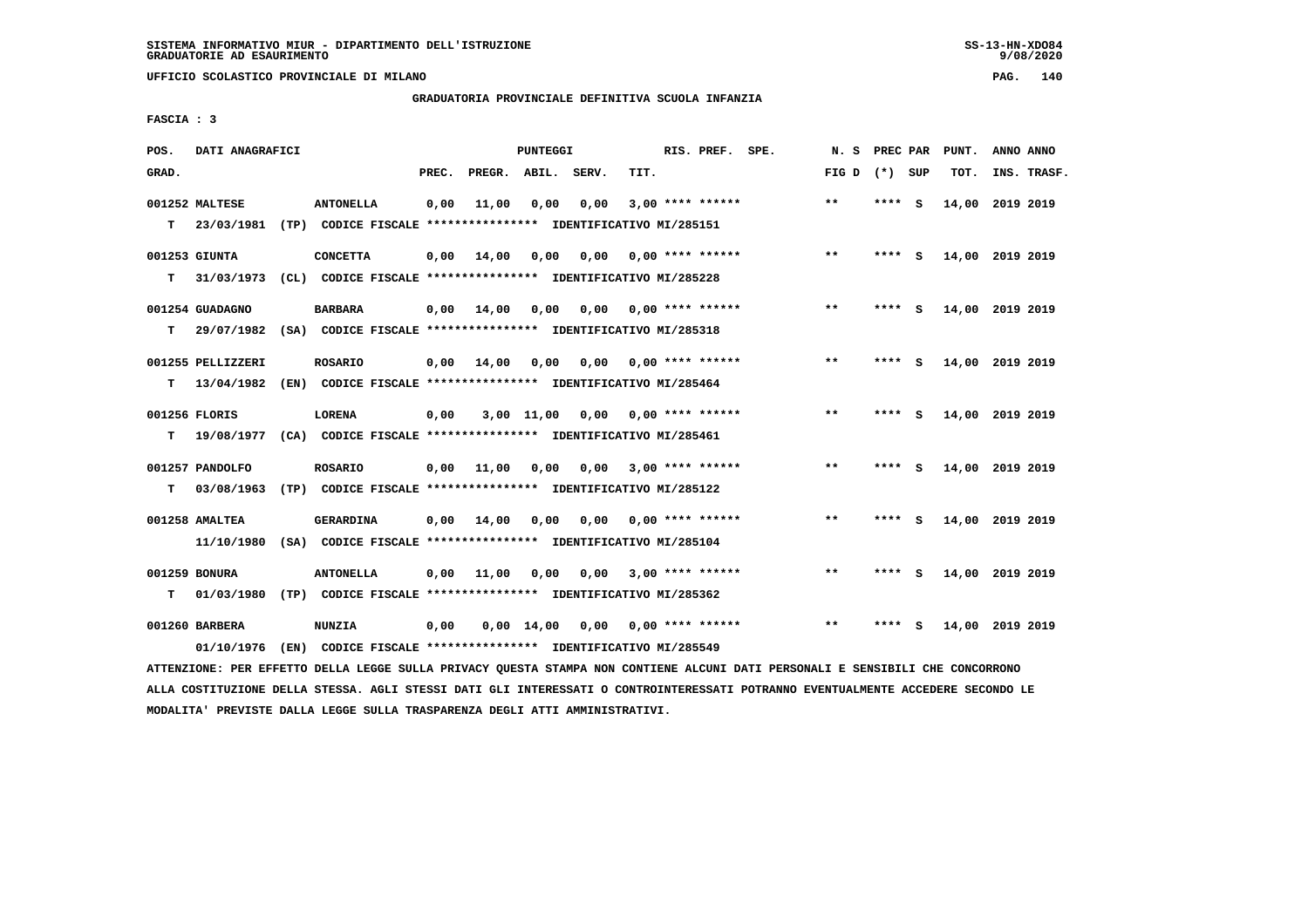SISTEMA INFORMATIVO MIUR - DIPARTIMENTO DELL'ISTRUZIONE
GRADUATORIE AD ESAURIMENTO

UFFICIO SCOLASTICO PROVINCIALE DI MILANO

GRADUATORIA PROVINCIALE DEFINITIVA SCUOLA INFANZIA

FASCIA : 3

| POS. GRAD. | DATI ANAGRAFICI | | PREC. | PREGR. | ABIL. | SERV. | TIT. | RIS. PREF. SPE. | N. S FIG D | PREC PAR (*) SUP | PUNT. TOT. | ANNO ANNO INS. TRASF. |
|---|---|---|---|---|---|---|---|---|---|---|---|---|
| 001252 MALTESE | | ANTONELLA | 0,00 | 11,00 | 0,00 | 0,00 | 3,00 | **** ****** | ** | **** S | 14,00 | 2019 2019 |
| T | 23/03/1981 (TP) | CODICE FISCALE **************** IDENTIFICATIVO MI/285151 | | | | | | | | | | |
| 001253 GIUNTA | | CONCETTA | 0,00 | 14,00 | 0,00 | 0,00 | 0,00 | **** ****** | ** | **** S | 14,00 | 2019 2019 |
| T | 31/03/1973 (CL) | CODICE FISCALE **************** IDENTIFICATIVO MI/285228 | | | | | | | | | | |
| 001254 GUADAGNO | | BARBARA | 0,00 | 14,00 | 0,00 | 0,00 | 0,00 | **** ****** | ** | **** S | 14,00 | 2019 2019 |
| T | 29/07/1982 (SA) | CODICE FISCALE **************** IDENTIFICATIVO MI/285318 | | | | | | | | | | |
| 001255 PELLIZZERI | | ROSARIO | 0,00 | 14,00 | 0,00 | 0,00 | 0,00 | **** ****** | ** | **** S | 14,00 | 2019 2019 |
| T | 13/04/1982 (EN) | CODICE FISCALE **************** IDENTIFICATIVO MI/285464 | | | | | | | | | | |
| 001256 FLORIS | | LORENA | 0,00 | 3,00 | 11,00 | 0,00 | 0,00 | **** ****** | ** | **** S | 14,00 | 2019 2019 |
| T | 19/08/1977 (CA) | CODICE FISCALE **************** IDENTIFICATIVO MI/285461 | | | | | | | | | | |
| 001257 PANDOLFO | | ROSARIO | 0,00 | 11,00 | 0,00 | 0,00 | 3,00 | **** ****** | ** | **** S | 14,00 | 2019 2019 |
| T | 03/08/1963 (TP) | CODICE FISCALE **************** IDENTIFICATIVO MI/285122 | | | | | | | | | | |
| 001258 AMALTEA | | GERARDINA | 0,00 | 14,00 | 0,00 | 0,00 | 0,00 | **** ****** | ** | **** S | 14,00 | 2019 2019 |
| | 11/10/1980 (SA) | CODICE FISCALE **************** IDENTIFICATIVO MI/285104 | | | | | | | | | | |
| 001259 BONURA | | ANTONELLA | 0,00 | 11,00 | 0,00 | 0,00 | 3,00 | **** ****** | ** | **** S | 14,00 | 2019 2019 |
| T | 01/03/1980 (TP) | CODICE FISCALE **************** IDENTIFICATIVO MI/285362 | | | | | | | | | | |
| 001260 BARBERA | | NUNZIA | 0,00 | 0,00 | 14,00 | 0,00 | 0,00 | **** ****** | ** | **** S | 14,00 | 2019 2019 |
| | 01/10/1976 (EN) | CODICE FISCALE **************** IDENTIFICATIVO MI/285549 | | | | | | | | | | |

ATTENZIONE: PER EFFETTO DELLA LEGGE SULLA PRIVACY QUESTA STAMPA NON CONTIENE ALCUNI DATI PERSONALI E SENSIBILI CHE CONCORRONO ALLA COSTITUZIONE DELLA STESSA. AGLI STESSI DATI GLI INTERESSATI O CONTROINTERESSATI POTRANNO EVENTUALMENTE ACCEDERE SECONDO LE MODALITA' PREVISTE DALLA LEGGE SULLA TRASPARENZA DEGLI ATTI AMMINISTRATIVI.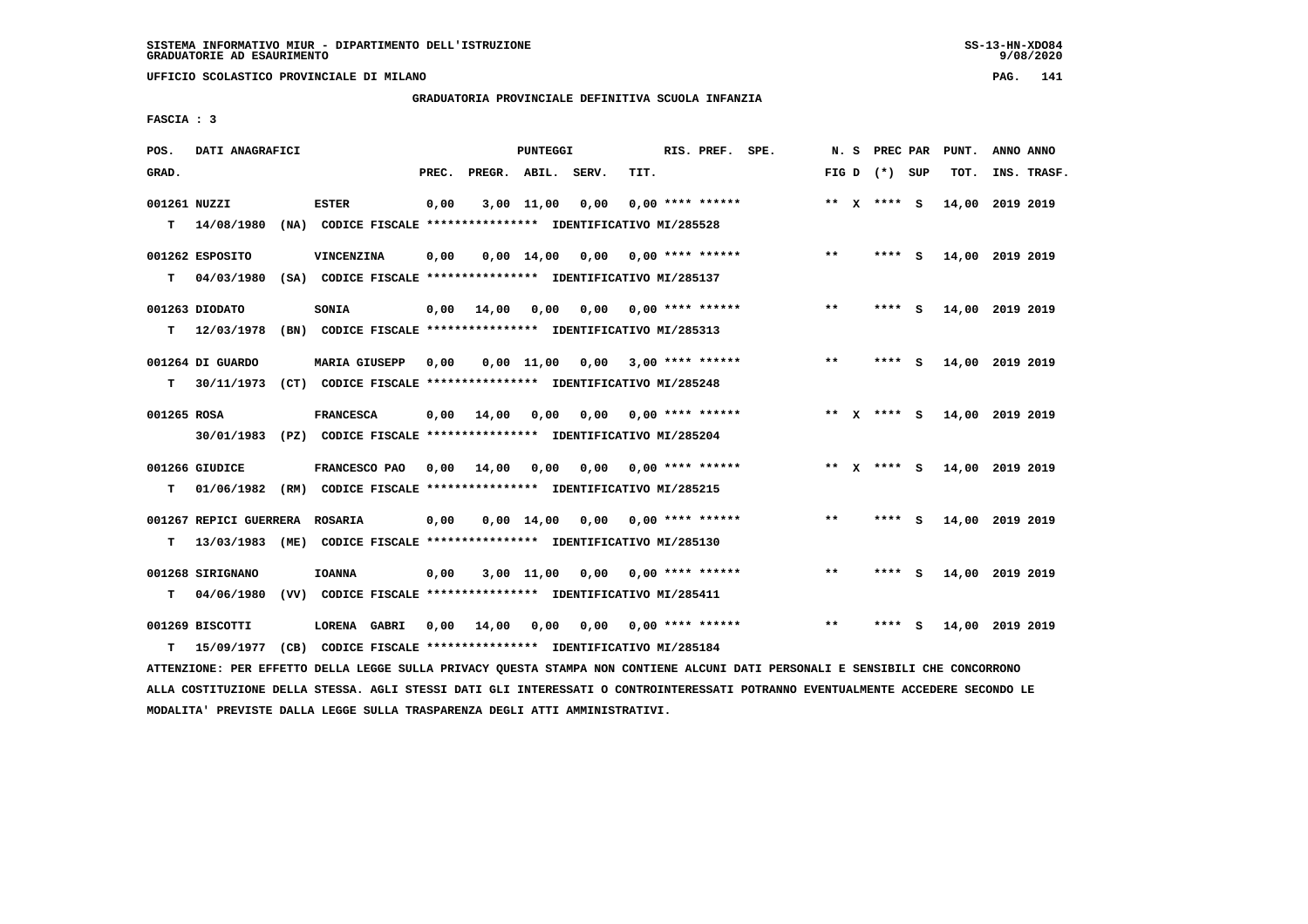SISTEMA INFORMATIVO MIUR - DIPARTIMENTO DELL'ISTRUZIONE
GRADUATORIE AD ESAURIMENTO

UFFICIO SCOLASTICO PROVINCIALE DI MILANO

GRADUATORIA PROVINCIALE DEFINITIVA SCUOLA INFANZIA

FASCIA : 3

| POS. GRAD. | DATI ANAGRAFICI | | PREC. | PREGR. | ABIL. | SERV. | TIT. | RIS. PREF. SPE. | N. S FIG D | PREC PAR (*) SUP | PUNT. TOT. | ANNO ANNO INS. TRASF. |
|---|---|---|---|---|---|---|---|---|---|---|---|---|
| 001261 NUZZI | ESTER | | 0,00 | 3,00 | 11,00 | 0,00 | 0,00 | **** ****** | ** X | **** S | 14,00 | 2019 2019 |
| T 14/08/1980 (NA) | CODICE FISCALE **************** | IDENTIFICATIVO MI/285528 | | | | | | | | | | |
| 001262 ESPOSITO | VINCENZINA | | 0,00 | 0,00 | 14,00 | 0,00 | 0,00 | **** ****** | ** | **** S | 14,00 | 2019 2019 |
| T 04/03/1980 (SA) | CODICE FISCALE **************** | IDENTIFICATIVO MI/285137 | | | | | | | | | | |
| 001263 DIODATO | SONIA | | 0,00 | 14,00 | 0,00 | 0,00 | 0,00 | **** ****** | ** | **** S | 14,00 | 2019 2019 |
| T 12/03/1978 (BN) | CODICE FISCALE **************** | IDENTIFICATIVO MI/285313 | | | | | | | | | | |
| 001264 DI GUARDO | MARIA GIUSEPP | | 0,00 | 0,00 | 11,00 | 0,00 | 3,00 | **** ****** | ** | **** S | 14,00 | 2019 2019 |
| T 30/11/1973 (CT) | CODICE FISCALE **************** | IDENTIFICATIVO MI/285248 | | | | | | | | | | |
| 001265 ROSA | FRANCESCA | | 0,00 | 14,00 | 0,00 | 0,00 | 0,00 | **** ****** | ** X | **** S | 14,00 | 2019 2019 |
| 30/01/1983 (PZ) | CODICE FISCALE **************** | IDENTIFICATIVO MI/285204 | | | | | | | | | | |
| 001266 GIUDICE | FRANCESCO PAO | | 0,00 | 14,00 | 0,00 | 0,00 | 0,00 | **** ****** | ** X | **** S | 14,00 | 2019 2019 |
| T 01/06/1982 (RM) | CODICE FISCALE **************** | IDENTIFICATIVO MI/285215 | | | | | | | | | | |
| 001267 REPICI GUERRERA | ROSARIA | | 0,00 | 0,00 | 14,00 | 0,00 | 0,00 | **** ****** | ** | **** S | 14,00 | 2019 2019 |
| T 13/03/1983 (ME) | CODICE FISCALE **************** | IDENTIFICATIVO MI/285130 | | | | | | | | | | |
| 001268 SIRIGNANO | IOANNA | | 0,00 | 3,00 | 11,00 | 0,00 | 0,00 | **** ****** | ** | **** S | 14,00 | 2019 2019 |
| T 04/06/1980 (VV) | CODICE FISCALE **************** | IDENTIFICATIVO MI/285411 | | | | | | | | | | |
| 001269 BISCOTTI | LORENA GABRI | | 0,00 | 14,00 | 0,00 | 0,00 | 0,00 | **** ****** | ** | **** S | 14,00 | 2019 2019 |
| T 15/09/1977 (CB) | CODICE FISCALE **************** | IDENTIFICATIVO MI/285184 | | | | | | | | | | |

ATTENZIONE: PER EFFETTO DELLA LEGGE SULLA PRIVACY QUESTA STAMPA NON CONTIENE ALCUNI DATI PERSONALI E SENSIBILI CHE CONCORRONO ALLA COSTITUZIONE DELLA STESSA. AGLI STESSI DATI GLI INTERESSATI O CONTROINTERESSATI POTRANNO EVENTUALMENTE ACCEDERE SECONDO LE MODALITA' PREVISTE DALLA LEGGE SULLA TRASPARENZA DEGLI ATTI AMMINISTRATIVI.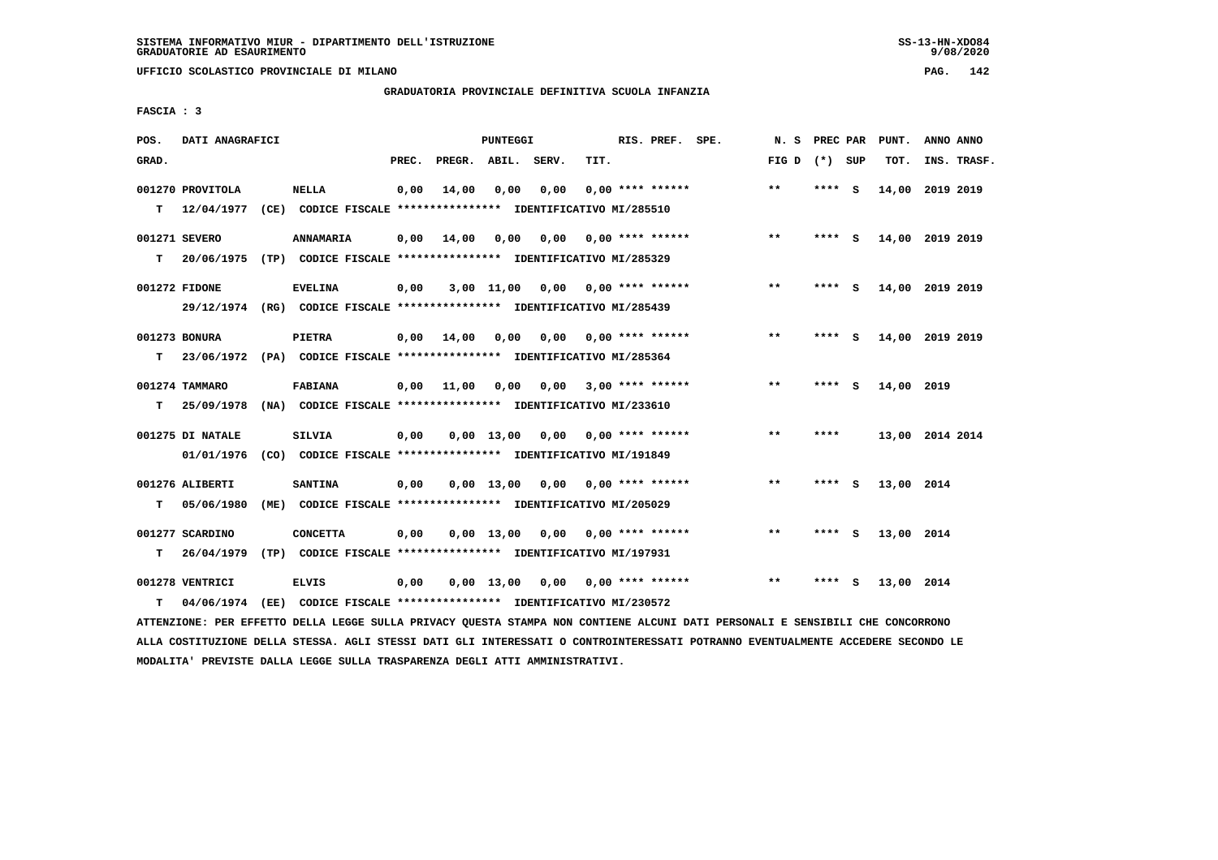SISTEMA INFORMATIVO MIUR - DIPARTIMENTO DELL'ISTRUZIONE
GRADUATORIE AD ESAURIMENTO

UFFICIO SCOLASTICO PROVINCIALE DI MILANO

GRADUATORIA PROVINCIALE DEFINITIVA SCUOLA INFANZIA

FASCIA : 3

| POS. GRAD. | DATI ANAGRAFICI | | PREC. | PREGR. | ABIL. | SERV. | TIT. | RIS. PREF. | SPE. | N. S FIG D | PREC PAR (*) SUP | PUNT. TOT. | ANNO ANNO INS. TRASF. |
|---|---|---|---|---|---|---|---|---|---|---|---|---|---|
| 001270 PROVITOLA | NELLA | | 0,00 | 14,00 | 0,00 | 0,00 | 0,00 | **** ****** | | ** | **** S | 14,00 | 2019 2019 |
| T 12/04/1977 | (CE) CODICE FISCALE **************** | IDENTIFICATIVO MI/285510 | | | | | | | | | | | |
| 001271 SEVERO | ANNAMARIA | | 0,00 | 14,00 | 0,00 | 0,00 | 0,00 | **** ****** | | ** | **** S | 14,00 | 2019 2019 |
| T 20/06/1975 | (TP) CODICE FISCALE **************** | IDENTIFICATIVO MI/285329 | | | | | | | | | | | |
| 001272 FIDONE | EVELINA | | 0,00 | 3,00 | 11,00 | 0,00 | 0,00 | **** ****** | | ** | **** S | 14,00 | 2019 2019 |
| 29/12/1974 | (RG) CODICE FISCALE **************** | IDENTIFICATIVO MI/285439 | | | | | | | | | | | |
| 001273 BONURA | PIETRA | | 0,00 | 14,00 | 0,00 | 0,00 | 0,00 | **** ****** | | ** | **** S | 14,00 | 2019 2019 |
| T 23/06/1972 | (PA) CODICE FISCALE **************** | IDENTIFICATIVO MI/285364 | | | | | | | | | | | |
| 001274 TAMMARO | FABIANA | | 0,00 | 11,00 | 0,00 | 0,00 | 3,00 | **** ****** | | ** | **** S | 14,00 | 2019 |
| T 25/09/1978 | (NA) CODICE FISCALE **************** | IDENTIFICATIVO MI/233610 | | | | | | | | | | | |
| 001275 DI NATALE | SILVIA | | 0,00 | 0,00 | 13,00 | 0,00 | 0,00 | **** ****** | | ** | **** | 13,00 | 2014 2014 |
| 01/01/1976 | (CO) CODICE FISCALE **************** | IDENTIFICATIVO MI/191849 | | | | | | | | | | | |
| 001276 ALIBERTI | SANTINA | | 0,00 | 0,00 | 13,00 | 0,00 | 0,00 | **** ****** | | ** | **** S | 13,00 | 2014 |
| T 05/06/1980 | (ME) CODICE FISCALE **************** | IDENTIFICATIVO MI/205029 | | | | | | | | | | | |
| 001277 SCARDINO | CONCETTA | | 0,00 | 0,00 | 13,00 | 0,00 | 0,00 | **** ****** | | ** | **** S | 13,00 | 2014 |
| T 26/04/1979 | (TP) CODICE FISCALE **************** | IDENTIFICATIVO MI/197931 | | | | | | | | | | | |
| 001278 VENTRICI | ELVIS | | 0,00 | 0,00 | 13,00 | 0,00 | 0,00 | **** ****** | | ** | **** S | 13,00 | 2014 |
| T 04/06/1974 | (EE) CODICE FISCALE **************** | IDENTIFICATIVO MI/230572 | | | | | | | | | | | |

ATTENZIONE: PER EFFETTO DELLA LEGGE SULLA PRIVACY QUESTA STAMPA NON CONTIENE ALCUNI DATI PERSONALI E SENSIBILI CHE CONCORRONO ALLA COSTITUZIONE DELLA STESSA. AGLI STESSI DATI GLI INTERESSATI O CONTROINTERESSATI POTRANNO EVENTUALMENTE ACCEDERE SECONDO LE MODALITA' PREVISTE DALLA LEGGE SULLA TRASPARENZA DEGLI ATTI AMMINISTRATIVI.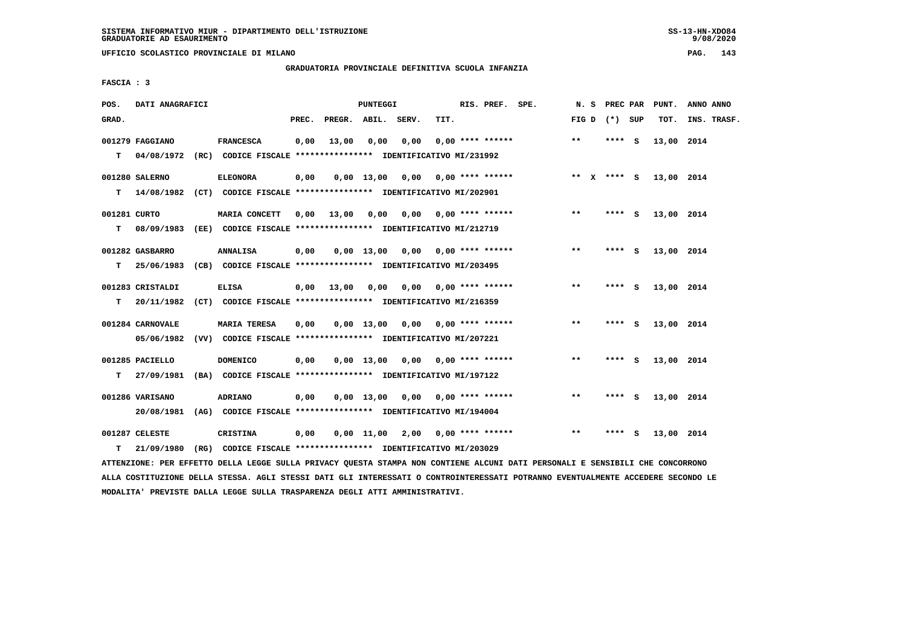SISTEMA INFORMATIVO MIUR - DIPARTIMENTO DELL'ISTRUZIONE
GRADUATORIE AD ESAURIMENTO

UFFICIO SCOLASTICO PROVINCIALE DI MILANO

GRADUATORIA PROVINCIALE DEFINITIVA SCUOLA INFANZIA

FASCIA : 3

| POS. GRAD. | DATI ANAGRAFICI | | PREC. | PREGR. | ABIL. | SERV. | TIT. | RIS. PREF. SPE. | N. S FIG D | PREC PAR (*) SUP | PUNT. TOT. | ANNO ANNO INS. TRASF. |
|---|---|---|---|---|---|---|---|---|---|---|---|---|
| 001279 | FAGGIANO | FRANCESCA | 0,00 | 13,00 | 0,00 | 0,00 | 0,00 | **** ****** | ** | **** S | 13,00 | 2014 |
| T | 04/08/1972 (RC) | CODICE FISCALE **************** IDENTIFICATIVO MI/231992 | | | | | | | | | | |
| 001280 | SALERNO | ELEONORA | 0,00 | 0,00 | 13,00 | 0,00 | 0,00 | **** ****** | ** X | **** S | 13,00 | 2014 |
| T | 14/08/1982 (CT) | CODICE FISCALE **************** IDENTIFICATIVO MI/202901 | | | | | | | | | | |
| 001281 | CURTO | MARIA CONCETT | 0,00 | 13,00 | 0,00 | 0,00 | 0,00 | **** ****** | ** | **** S | 13,00 | 2014 |
| T | 08/09/1983 (EE) | CODICE FISCALE **************** IDENTIFICATIVO MI/212719 | | | | | | | | | | |
| 001282 | GASBARRO | ANNALISA | 0,00 | 0,00 | 13,00 | 0,00 | 0,00 | **** ****** | ** | **** S | 13,00 | 2014 |
| T | 25/06/1983 (CB) | CODICE FISCALE **************** IDENTIFICATIVO MI/203495 | | | | | | | | | | |
| 001283 | CRISTALDI | ELISA | 0,00 | 13,00 | 0,00 | 0,00 | 0,00 | **** ****** | ** | **** S | 13,00 | 2014 |
| T | 20/11/1982 (CT) | CODICE FISCALE **************** IDENTIFICATIVO MI/216359 | | | | | | | | | | |
| 001284 | CARNOVALE | MARIA TERESA | 0,00 | 0,00 | 13,00 | 0,00 | 0,00 | **** ****** | ** | **** S | 13,00 | 2014 |
| | 05/06/1982 (VV) | CODICE FISCALE **************** IDENTIFICATIVO MI/207221 | | | | | | | | | | |
| 001285 | PACIELLO | DOMENICO | 0,00 | 0,00 | 13,00 | 0,00 | 0,00 | **** ****** | ** | **** S | 13,00 | 2014 |
| T | 27/09/1981 (BA) | CODICE FISCALE **************** IDENTIFICATIVO MI/197122 | | | | | | | | | | |
| 001286 | VARISANO | ADRIANO | 0,00 | 0,00 | 13,00 | 0,00 | 0,00 | **** ****** | ** | **** S | 13,00 | 2014 |
| | 20/08/1981 (AG) | CODICE FISCALE **************** IDENTIFICATIVO MI/194004 | | | | | | | | | | |
| 001287 | CELESTE | CRISTINA | 0,00 | 0,00 | 11,00 | 2,00 | 0,00 | **** ****** | ** | **** S | 13,00 | 2014 |
| T | 21/09/1980 (RG) | CODICE FISCALE **************** IDENTIFICATIVO MI/203029 | | | | | | | | | | |

ATTENZIONE: PER EFFETTO DELLA LEGGE SULLA PRIVACY QUESTA STAMPA NON CONTIENE ALCUNI DATI PERSONALI E SENSIBILI CHE CONCORRONO ALLA COSTITUZIONE DELLA STESSA. AGLI STESSI DATI GLI INTERESSATI O CONTROINTERESSATI POTRANNO EVENTUALMENTE ACCEDERE SECONDO LE MODALITA' PREVISTE DALLA LEGGE SULLA TRASPARENZA DEGLI ATTI AMMINISTRATIVI.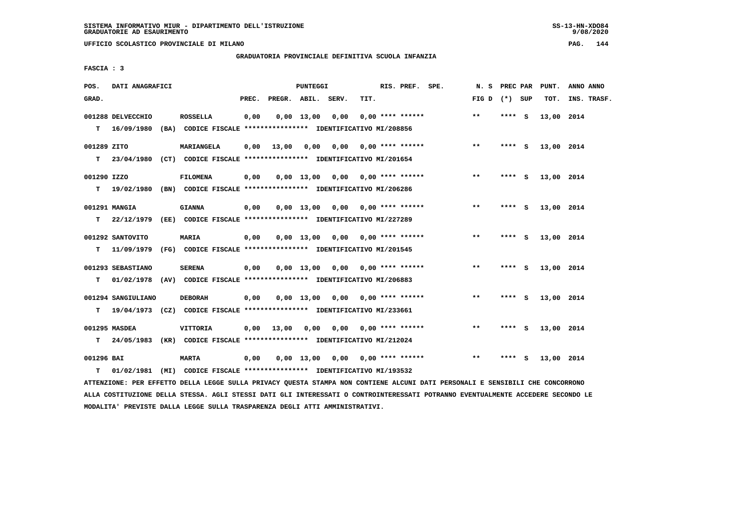SISTEMA INFORMATIVO MIUR - DIPARTIMENTO DELL'ISTRUZIONE
GRADUATORIE AD ESAURIMENTO

UFFICIO SCOLASTICO PROVINCIALE DI MILANO

GRADUATORIA PROVINCIALE DEFINITIVA SCUOLA INFANZIA

FASCIA : 3

| POS. GRAD. | DATI ANAGRAFICI | | PREC. | PREGR. | ABIL. | SERV. | TIT. | RIS. PREF. SPE. | N. S FIG D | PREC PAR (*) SUP | PUNT. TOT. | ANNO ANNO INS. TRASF. |
|---|---|---|---|---|---|---|---|---|---|---|---|---|
| 001288 | DELVECCHIO | ROSSELLA | 0,00 | 0,00 | 13,00 | 0,00 | 0,00 | **** ****** | ** | **** S | 13,00 | 2014 |
| T | 16/09/1980 (BA) CODICE FISCALE **************** IDENTIFICATIVO MI/208856 | | | | | | | | | | | |
| 001289 | ZITO | MARIANGELA | 0,00 | 13,00 | 0,00 | 0,00 | 0,00 | **** ****** | ** | **** S | 13,00 | 2014 |
| T | 23/04/1980 (CT) CODICE FISCALE **************** IDENTIFICATIVO MI/201654 | | | | | | | | | | | |
| 001290 | IZZO | FILOMENA | 0,00 | 0,00 | 13,00 | 0,00 | 0,00 | **** ****** | ** | **** S | 13,00 | 2014 |
| T | 19/02/1980 (BN) CODICE FISCALE **************** IDENTIFICATIVO MI/206286 | | | | | | | | | | | |
| 001291 | MANGIA | GIANNA | 0,00 | 0,00 | 13,00 | 0,00 | 0,00 | **** ****** | ** | **** S | 13,00 | 2014 |
| T | 22/12/1979 (EE) CODICE FISCALE **************** IDENTIFICATIVO MI/227289 | | | | | | | | | | | |
| 001292 | SANTOVITO | MARIA | 0,00 | 0,00 | 13,00 | 0,00 | 0,00 | **** ****** | ** | **** S | 13,00 | 2014 |
| T | 11/09/1979 (FG) CODICE FISCALE **************** IDENTIFICATIVO MI/201545 | | | | | | | | | | | |
| 001293 | SEBASTIANO | SERENA | 0,00 | 0,00 | 13,00 | 0,00 | 0,00 | **** ****** | ** | **** S | 13,00 | 2014 |
| T | 01/02/1978 (AV) CODICE FISCALE **************** IDENTIFICATIVO MI/206883 | | | | | | | | | | | |
| 001294 | SANGIULIANO | DEBORAH | 0,00 | 0,00 | 13,00 | 0,00 | 0,00 | **** ****** | ** | **** S | 13,00 | 2014 |
| T | 19/04/1973 (CZ) CODICE FISCALE **************** IDENTIFICATIVO MI/233661 | | | | | | | | | | | |
| 001295 | MASDEA | VITTORIA | 0,00 | 13,00 | 0,00 | 0,00 | 0,00 | **** ****** | ** | **** S | 13,00 | 2014 |
| T | 24/05/1983 (KR) CODICE FISCALE **************** IDENTIFICATIVO MI/212024 | | | | | | | | | | | |
| 001296 | BAI | MARTA | 0,00 | 0,00 | 13,00 | 0,00 | 0,00 | **** ****** | ** | **** S | 13,00 | 2014 |
| T | 01/02/1981 (MI) CODICE FISCALE **************** IDENTIFICATIVO MI/193532 | | | | | | | | | | | |

ATTENZIONE: PER EFFETTO DELLA LEGGE SULLA PRIVACY QUESTA STAMPA NON CONTIENE ALCUNI DATI PERSONALI E SENSIBILI CHE CONCORRONO ALLA COSTITUZIONE DELLA STESSA. AGLI STESSI DATI GLI INTERESSATI O CONTROINTERESSATI POTRANNO EVENTUALMENTE ACCEDERE SECONDO LE MODALITA' PREVISTE DALLA LEGGE SULLA TRASPARENZA DEGLI ATTI AMMINISTRATIVI.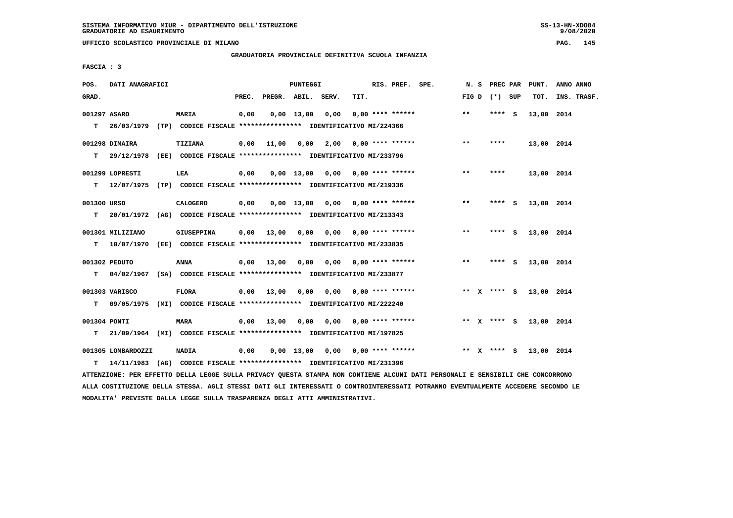SISTEMA INFORMATIVO MIUR - DIPARTIMENTO DELL'ISTRUZIONE
GRADUATORIE AD ESAURIMENTO

UFFICIO SCOLASTICO PROVINCIALE DI MILANO

GRADUATORIA PROVINCIALE DEFINITIVA SCUOLA INFANZIA

FASCIA : 3

| POS. GRAD. | DATI ANAGRAFICI | | PREC. | PREGR. | ABIL. | SERV. | TIT. | RIS. PREF. | SPE. | N. S FIG D | PREC PAR (*) SUP | PUNT. TOT. | ANNO ANNO INS. TRASF. |
|---|---|---|---|---|---|---|---|---|---|---|---|---|---|
| 001297 | ASARO | MARIA | 0,00 | 0,00 | 13,00 | 0,00 | 0,00 | **** ****** | | ** | **** S | 13,00 | 2014 |
| T | 26/03/1979 (TP) CODICE FISCALE **************** IDENTIFICATIVO MI/224366 | | | | | | | | | | | | |
| 001298 | DIMAIRA | TIZIANA | 0,00 | 11,00 | 0,00 | 2,00 | 0,00 | **** ****** | | ** | **** | 13,00 | 2014 |
| T | 29/12/1978 (EE) CODICE FISCALE **************** IDENTIFICATIVO MI/233796 | | | | | | | | | | | | |
| 001299 | LOPRESTI | LEA | 0,00 | 0,00 | 13,00 | 0,00 | 0,00 | **** ****** | | ** | **** | 13,00 | 2014 |
| T | 12/07/1975 (TP) CODICE FISCALE **************** IDENTIFICATIVO MI/219336 | | | | | | | | | | | | |
| 001300 | URSO | CALOGERO | 0,00 | 0,00 | 13,00 | 0,00 | 0,00 | **** ****** | | ** | **** S | 13,00 | 2014 |
| T | 20/01/1972 (AG) CODICE FISCALE **************** IDENTIFICATIVO MI/213343 | | | | | | | | | | | | |
| 001301 | MILIZIANO | GIUSEPPINA | 0,00 | 13,00 | 0,00 | 0,00 | 0,00 | **** ****** | | ** | **** S | 13,00 | 2014 |
| T | 10/07/1970 (EE) CODICE FISCALE **************** IDENTIFICATIVO MI/233835 | | | | | | | | | | | | |
| 001302 | PEDUTO | ANNA | 0,00 | 13,00 | 0,00 | 0,00 | 0,00 | **** ****** | | ** | **** S | 13,00 | 2014 |
| T | 04/02/1967 (SA) CODICE FISCALE **************** IDENTIFICATIVO MI/233877 | | | | | | | | | | | | |
| 001303 | VARISCO | FLORA | 0,00 | 13,00 | 0,00 | 0,00 | 0,00 | **** ****** | | ** X | **** S | 13,00 | 2014 |
| T | 09/05/1975 (MI) CODICE FISCALE **************** IDENTIFICATIVO MI/222240 | | | | | | | | | | | | |
| 001304 | PONTI | MARA | 0,00 | 13,00 | 0,00 | 0,00 | 0,00 | **** ****** | | ** X | **** S | 13,00 | 2014 |
| T | 21/09/1964 (MI) CODICE FISCALE **************** IDENTIFICATIVO MI/197825 | | | | | | | | | | | | |
| 001305 | LOMBARDOZZI | NADIA | 0,00 | 0,00 | 13,00 | 0,00 | 0,00 | **** ****** | | ** X | **** S | 13,00 | 2014 |
| T | 14/11/1983 (AG) CODICE FISCALE **************** IDENTIFICATIVO MI/231396 | | | | | | | | | | | | |

ATTENZIONE: PER EFFETTO DELLA LEGGE SULLA PRIVACY QUESTA STAMPA NON CONTIENE ALCUNI DATI PERSONALI E SENSIBILI CHE CONCORRONO ALLA COSTITUZIONE DELLA STESSA. AGLI STESSI DATI GLI INTERESSATI O CONTROINTERESSATI POTRANNO EVENTUALMENTE ACCEDERE SECONDO LE MODALITA' PREVISTE DALLA LEGGE SULLA TRASPARENZA DEGLI ATTI AMMINISTRATIVI.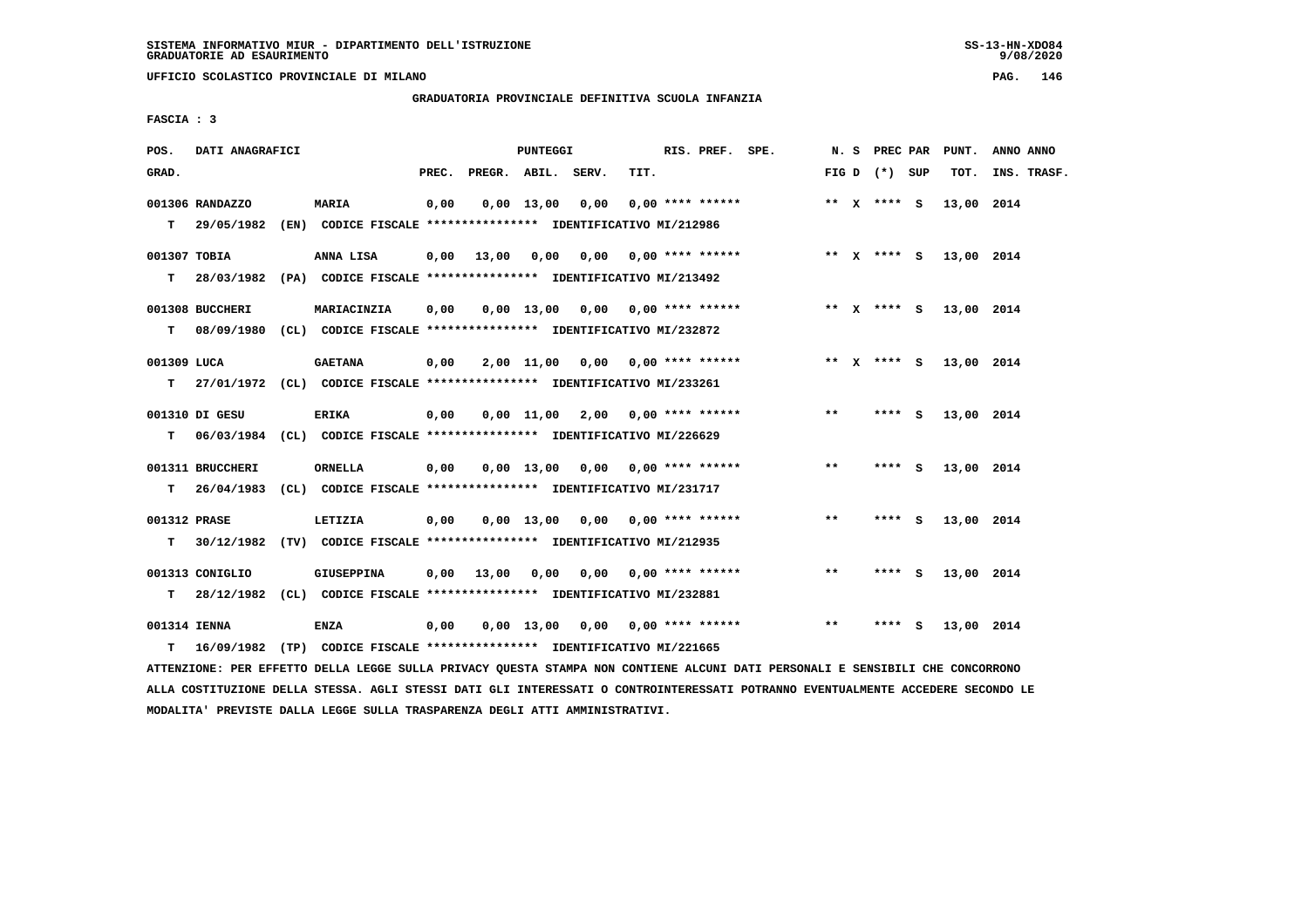SISTEMA INFORMATIVO MIUR - DIPARTIMENTO DELL'ISTRUZIONE
GRADUATORIE AD ESAURIMENTO

UFFICIO SCOLASTICO PROVINCIALE DI MILANO

GRADUATORIA PROVINCIALE DEFINITIVA SCUOLA INFANZIA

FASCIA : 3

| POS. GRAD. | DATI ANAGRAFICI | | PREC. | PREGR. | ABIL. | SERV. | TIT. | RIS. PREF. SPE. | N. S FIG D | PREC PAR (*) | SUP | PUNT. TOT. | ANNO ANNO INS. TRASF. |
|---|---|---|---|---|---|---|---|---|---|---|---|---|---|
| 001306 | RANDAZZO | MARIA | 0,00 | 0,00 | 13,00 | 0,00 | 0,00 | **** ****** | ** X | **** | S | 13,00 | 2014 |
| T | 29/05/1982 (EN) CODICE FISCALE **************** IDENTIFICATIVO MI/212986 | | | | | | | | | | | | |
| 001307 | TOBIA | ANNA LISA | 0,00 | 13,00 | 0,00 | 0,00 | 0,00 | **** ****** | ** X | **** | S | 13,00 | 2014 |
| T | 28/03/1982 (PA) CODICE FISCALE **************** IDENTIFICATIVO MI/213492 | | | | | | | | | | | | |
| 001308 | BUCCHERI | MARIACINZIA | 0,00 | 0,00 | 13,00 | 0,00 | 0,00 | **** ****** | ** X | **** | S | 13,00 | 2014 |
| T | 08/09/1980 (CL) CODICE FISCALE **************** IDENTIFICATIVO MI/232872 | | | | | | | | | | | | |
| 001309 | LUCA | GAETANA | 0,00 | 2,00 | 11,00 | 0,00 | 0,00 | **** ****** | ** X | **** | S | 13,00 | 2014 |
| T | 27/01/1972 (CL) CODICE FISCALE **************** IDENTIFICATIVO MI/233261 | | | | | | | | | | | | |
| 001310 | DI GESU | ERIKA | 0,00 | 0,00 | 11,00 | 2,00 | 0,00 | **** ****** | ** | **** | S | 13,00 | 2014 |
| T | 06/03/1984 (CL) CODICE FISCALE **************** IDENTIFICATIVO MI/226629 | | | | | | | | | | | | |
| 001311 | BRUCCHERI | ORNELLA | 0,00 | 0,00 | 13,00 | 0,00 | 0,00 | **** ****** | ** | **** | S | 13,00 | 2014 |
| T | 26/04/1983 (CL) CODICE FISCALE **************** IDENTIFICATIVO MI/231717 | | | | | | | | | | | | |
| 001312 | PRASE | LETIZIA | 0,00 | 0,00 | 13,00 | 0,00 | 0,00 | **** ****** | ** | **** | S | 13,00 | 2014 |
| T | 30/12/1982 (TV) CODICE FISCALE **************** IDENTIFICATIVO MI/212935 | | | | | | | | | | | | |
| 001313 | CONIGLIO | GIUSEPPINA | 0,00 | 13,00 | 0,00 | 0,00 | 0,00 | **** ****** | ** | **** | S | 13,00 | 2014 |
| T | 28/12/1982 (CL) CODICE FISCALE **************** IDENTIFICATIVO MI/232881 | | | | | | | | | | | | |
| 001314 | IENNA | ENZA | 0,00 | 0,00 | 13,00 | 0,00 | 0,00 | **** ****** | ** | **** | S | 13,00 | 2014 |
| T | 16/09/1982 (TP) CODICE FISCALE **************** IDENTIFICATIVO MI/221665 | | | | | | | | | | | | |

ATTENZIONE: PER EFFETTO DELLA LEGGE SULLA PRIVACY QUESTA STAMPA NON CONTIENE ALCUNI DATI PERSONALI E SENSIBILI CHE CONCORRONO ALLA COSTITUZIONE DELLA STESSA. AGLI STESSI DATI GLI INTERESSATI O CONTROINTERESSATI POTRANNO EVENTUALMENTE ACCEDERE SECONDO LE MODALITA' PREVISTE DALLA LEGGE SULLA TRASPARENZA DEGLI ATTI AMMINISTRATIVI.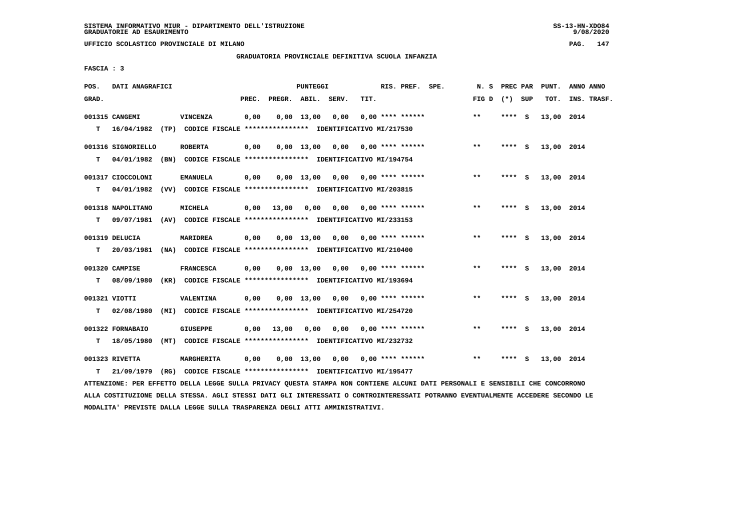SISTEMA INFORMATIVO MIUR - DIPARTIMENTO DELL'ISTRUZIONE
GRADUATORIE AD ESAURIMENTO

UFFICIO SCOLASTICO PROVINCIALE DI MILANO

GRADUATORIA PROVINCIALE DEFINITIVA SCUOLA INFANZIA

FASCIA : 3

| POS. GRAD. | DATI ANAGRAFICI | | PREC. | PREGR. | ABIL. | SERV. | TIT. | RIS. PREF. SPE. | N. S FIG D | PREC PAR (*) SUP | PUNT. TOT. | ANNO ANNO INS. TRASF. |
|---|---|---|---|---|---|---|---|---|---|---|---|---|
| 001315 | CANGEMI | VINCENZA | 0,00 | 0,00 | 13,00 | 0,00 | 0,00 | **** ****** | ** | **** S | 13,00 | 2014 |
| T | 16/04/1982 (TP) CODICE FISCALE **************** IDENTIFICATIVO MI/217530 | | | | | | | | | | | |
| 001316 | SIGNORIELLO | ROBERTA | 0,00 | 0,00 | 13,00 | 0,00 | 0,00 | **** ****** | ** | **** S | 13,00 | 2014 |
| T | 04/01/1982 (BN) CODICE FISCALE **************** IDENTIFICATIVO MI/194754 | | | | | | | | | | | |
| 001317 | CIOCCOLONI | EMANUELA | 0,00 | 0,00 | 13,00 | 0,00 | 0,00 | **** ****** | ** | **** S | 13,00 | 2014 |
| T | 04/01/1982 (VV) CODICE FISCALE **************** IDENTIFICATIVO MI/203815 | | | | | | | | | | | |
| 001318 | NAPOLITANO | MICHELA | 0,00 | 13,00 | 0,00 | 0,00 | 0,00 | **** ****** | ** | **** S | 13,00 | 2014 |
| T | 09/07/1981 (AV) CODICE FISCALE **************** IDENTIFICATIVO MI/233153 | | | | | | | | | | | |
| 001319 | DELUCIA | MARIDREA | 0,00 | 0,00 | 13,00 | 0,00 | 0,00 | **** ****** | ** | **** S | 13,00 | 2014 |
| T | 20/03/1981 (NA) CODICE FISCALE **************** IDENTIFICATIVO MI/210400 | | | | | | | | | | | |
| 001320 | CAMPISE | FRANCESCA | 0,00 | 0,00 | 13,00 | 0,00 | 0,00 | **** ****** | ** | **** S | 13,00 | 2014 |
| T | 08/09/1980 (KR) CODICE FISCALE **************** IDENTIFICATIVO MI/193694 | | | | | | | | | | | |
| 001321 | VIOTTI | VALENTINA | 0,00 | 0,00 | 13,00 | 0,00 | 0,00 | **** ****** | ** | **** S | 13,00 | 2014 |
| T | 02/08/1980 (MI) CODICE FISCALE **************** IDENTIFICATIVO MI/254720 | | | | | | | | | | | |
| 001322 | FORNABAIO | GIUSEPPE | 0,00 | 13,00 | 0,00 | 0,00 | 0,00 | **** ****** | ** | **** S | 13,00 | 2014 |
| T | 18/05/1980 (MT) CODICE FISCALE **************** IDENTIFICATIVO MI/232732 | | | | | | | | | | | |
| 001323 | RIVETTA | MARGHERITA | 0,00 | 0,00 | 13,00 | 0,00 | 0,00 | **** ****** | ** | **** S | 13,00 | 2014 |
| T | 21/09/1979 (RG) CODICE FISCALE **************** IDENTIFICATIVO MI/195477 | | | | | | | | | | | |

ATTENZIONE: PER EFFETTO DELLA LEGGE SULLA PRIVACY QUESTA STAMPA NON CONTIENE ALCUNI DATI PERSONALI E SENSIBILI CHE CONCORRONO ALLA COSTITUZIONE DELLA STESSA. AGLI STESSI DATI GLI INTERESSATI O CONTROINTERESSATI POTRANNO EVENTUALMENTE ACCEDERE SECONDO LE MODALITA' PREVISTE DALLA LEGGE SULLA TRASPARENZA DEGLI ATTI AMMINISTRATIVI.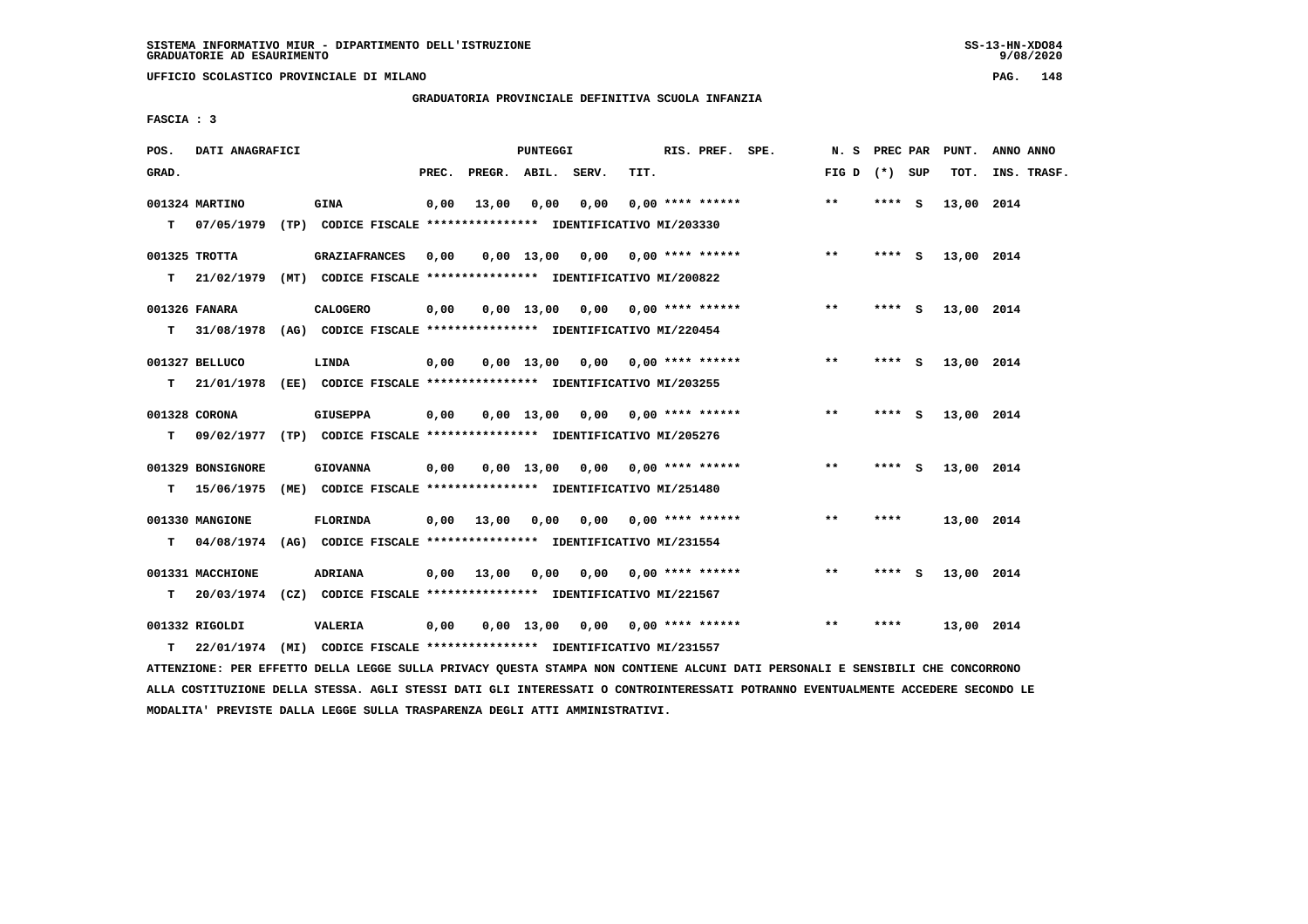SISTEMA INFORMATIVO MIUR - DIPARTIMENTO DELL'ISTRUZIONE
GRADUATORIE AD ESAURIMENTO

UFFICIO SCOLASTICO PROVINCIALE DI MILANO

GRADUATORIA PROVINCIALE DEFINITIVA SCUOLA INFANZIA

FASCIA : 3

| POS. GRAD. | DATI ANAGRAFICI | | PREC. | PREGR. | ABIL. | SERV. | TIT. | RIS. PREF. SPE. | N. S FIG D | PREC PAR (*) SUP | PUNT. TOT. | ANNO ANNO INS. TRASF. |
|---|---|---|---|---|---|---|---|---|---|---|---|---|
| 001324 MARTINO | GINA | | 0,00 | 13,00 | 0,00 | 0,00 | 0,00 | **** ****** | ** | **** S | 13,00 | 2014 |
| T 07/05/1979 | (TP) CODICE FISCALE **************** | IDENTIFICATIVO MI/203330 | | | | | | | | | | |
| 001325 TROTTA | GRAZIAFRANCES | | 0,00 | 0,00 | 13,00 | 0,00 | 0,00 | **** ****** | ** | **** S | 13,00 | 2014 |
| T 21/02/1979 | (MT) CODICE FISCALE **************** | IDENTIFICATIVO MI/200822 | | | | | | | | | | |
| 001326 FANARA | CALOGERO | | 0,00 | 0,00 | 13,00 | 0,00 | 0,00 | **** ****** | ** | **** S | 13,00 | 2014 |
| T 31/08/1978 | (AG) CODICE FISCALE **************** | IDENTIFICATIVO MI/220454 | | | | | | | | | | |
| 001327 BELLUCO | LINDA | | 0,00 | 0,00 | 13,00 | 0,00 | 0,00 | **** ****** | ** | **** S | 13,00 | 2014 |
| T 21/01/1978 | (EE) CODICE FISCALE **************** | IDENTIFICATIVO MI/203255 | | | | | | | | | | |
| 001328 CORONA | GIUSEPPA | | 0,00 | 0,00 | 13,00 | 0,00 | 0,00 | **** ****** | ** | **** S | 13,00 | 2014 |
| T 09/02/1977 | (TP) CODICE FISCALE **************** | IDENTIFICATIVO MI/205276 | | | | | | | | | | |
| 001329 BONSIGNORE | GIOVANNA | | 0,00 | 0,00 | 13,00 | 0,00 | 0,00 | **** ****** | ** | **** S | 13,00 | 2014 |
| T 15/06/1975 | (ME) CODICE FISCALE **************** | IDENTIFICATIVO MI/251480 | | | | | | | | | | |
| 001330 MANGIONE | FLORINDA | | 0,00 | 13,00 | 0,00 | 0,00 | 0,00 | **** ****** | ** | **** | 13,00 | 2014 |
| T 04/08/1974 | (AG) CODICE FISCALE **************** | IDENTIFICATIVO MI/231554 | | | | | | | | | | |
| 001331 MACCHIONE | ADRIANA | | 0,00 | 13,00 | 0,00 | 0,00 | 0,00 | **** ****** | ** | **** S | 13,00 | 2014 |
| T 20/03/1974 | (CZ) CODICE FISCALE **************** | IDENTIFICATIVO MI/221567 | | | | | | | | | | |
| 001332 RIGOLDI | VALERIA | | 0,00 | 0,00 | 13,00 | 0,00 | 0,00 | **** ****** | ** | **** | 13,00 | 2014 |
| T 22/01/1974 | (MI) CODICE FISCALE **************** | IDENTIFICATIVO MI/231557 | | | | | | | | | | |

ATTENZIONE: PER EFFETTO DELLA LEGGE SULLA PRIVACY QUESTA STAMPA NON CONTIENE ALCUNI DATI PERSONALI E SENSIBILI CHE CONCORRONO ALLA COSTITUZIONE DELLA STESSA. AGLI STESSI DATI GLI INTERESSATI O CONTROINTERESSATI POTRANNO EVENTUALMENTE ACCEDERE SECONDO LE MODALITA' PREVISTE DALLA LEGGE SULLA TRASPARENZA DEGLI ATTI AMMINISTRATIVI.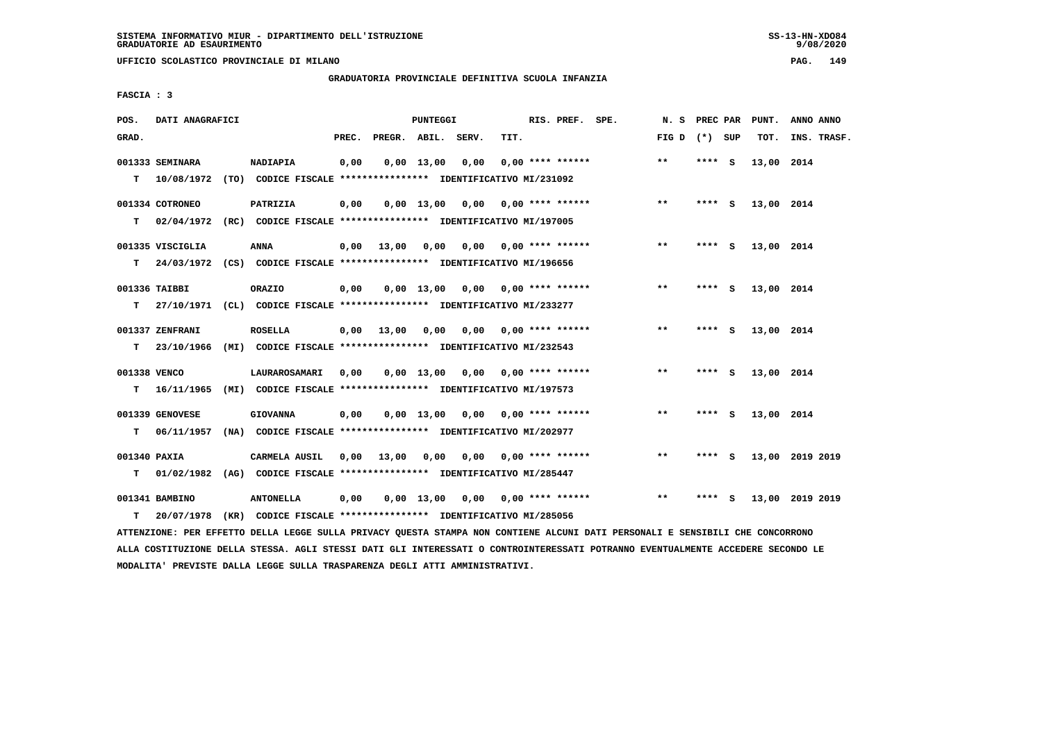SISTEMA INFORMATIVO MIUR - DIPARTIMENTO DELL'ISTRUZIONE
GRADUATORIE AD ESAURIMENTO

UFFICIO SCOLASTICO PROVINCIALE DI MILANO

GRADUATORIA PROVINCIALE DEFINITIVA SCUOLA INFANZIA

FASCIA : 3

| POS. GRAD. | DATI ANAGRAFICI | | PREC. | PREGR. | ABIL. | SERV. | TIT. | RIS. PREF. | SPE. | N. S FIG D | PREC PAR (*) | SUP | PUNT. TOT. | ANNO ANNO INS. TRASF. |
|---|---|---|---|---|---|---|---|---|---|---|---|---|---|---|
| 001333 | SEMINARA | NADIAPIA | 0,00 | 0,00 | 13,00 | 0,00 | 0,00 | **** ****** | | ** | **** | S | 13,00 | 2014 |
| T | 10/08/1972 (TO) | CODICE FISCALE **************** IDENTIFICATIVO MI/231092 | | | | | | | | | | | | |
| 001334 | COTRONEO | PATRIZIA | 0,00 | 0,00 | 13,00 | 0,00 | 0,00 | **** ****** | | ** | **** | S | 13,00 | 2014 |
| T | 02/04/1972 (RC) | CODICE FISCALE **************** IDENTIFICATIVO MI/197005 | | | | | | | | | | | | |
| 001335 | VISCIGLIA | ANNA | 0,00 | 13,00 | 0,00 | 0,00 | 0,00 | **** ****** | | ** | **** | S | 13,00 | 2014 |
| T | 24/03/1972 (CS) | CODICE FISCALE **************** IDENTIFICATIVO MI/196656 | | | | | | | | | | | | |
| 001336 | TAIBBI | ORAZIO | 0,00 | 0,00 | 13,00 | 0,00 | 0,00 | **** ****** | | ** | **** | S | 13,00 | 2014 |
| T | 27/10/1971 (CL) | CODICE FISCALE **************** IDENTIFICATIVO MI/233277 | | | | | | | | | | | | |
| 001337 | ZENFRANI | ROSELLA | 0,00 | 13,00 | 0,00 | 0,00 | 0,00 | **** ****** | | ** | **** | S | 13,00 | 2014 |
| T | 23/10/1966 (MI) | CODICE FISCALE **************** IDENTIFICATIVO MI/232543 | | | | | | | | | | | | |
| 001338 | VENCO | LAURAROSAMARI | 0,00 | 0,00 | 13,00 | 0,00 | 0,00 | **** ****** | | ** | **** | S | 13,00 | 2014 |
| T | 16/11/1965 (MI) | CODICE FISCALE **************** IDENTIFICATIVO MI/197573 | | | | | | | | | | | | |
| 001339 | GENOVESE | GIOVANNA | 0,00 | 0,00 | 13,00 | 0,00 | 0,00 | **** ****** | | ** | **** | S | 13,00 | 2014 |
| T | 06/11/1957 (NA) | CODICE FISCALE **************** IDENTIFICATIVO MI/202977 | | | | | | | | | | | | |
| 001340 | PAXIA | CARMELA AUSIL | 0,00 | 13,00 | 0,00 | 0,00 | 0,00 | **** ****** | | ** | **** | S | 13,00 | 2019 2019 |
| T | 01/02/1982 (AG) | CODICE FISCALE **************** IDENTIFICATIVO MI/285447 | | | | | | | | | | | | |
| 001341 | BAMBINO | ANTONELLA | 0,00 | 0,00 | 13,00 | 0,00 | 0,00 | **** ****** | | ** | **** | S | 13,00 | 2019 2019 |
| T | 20/07/1978 (KR) | CODICE FISCALE **************** IDENTIFICATIVO MI/285056 | | | | | | | | | | | | |

ATTENZIONE: PER EFFETTO DELLA LEGGE SULLA PRIVACY QUESTA STAMPA NON CONTIENE ALCUNI DATI PERSONALI E SENSIBILI CHE CONCORRONO ALLA COSTITUZIONE DELLA STESSA. AGLI STESSI DATI GLI INTERESSATI O CONTROINTERESSATI POTRANNO EVENTUALMENTE ACCEDERE SECONDO LE MODALITA' PREVISTE DALLA LEGGE SULLA TRASPARENZA DEGLI ATTI AMMINISTRATIVI.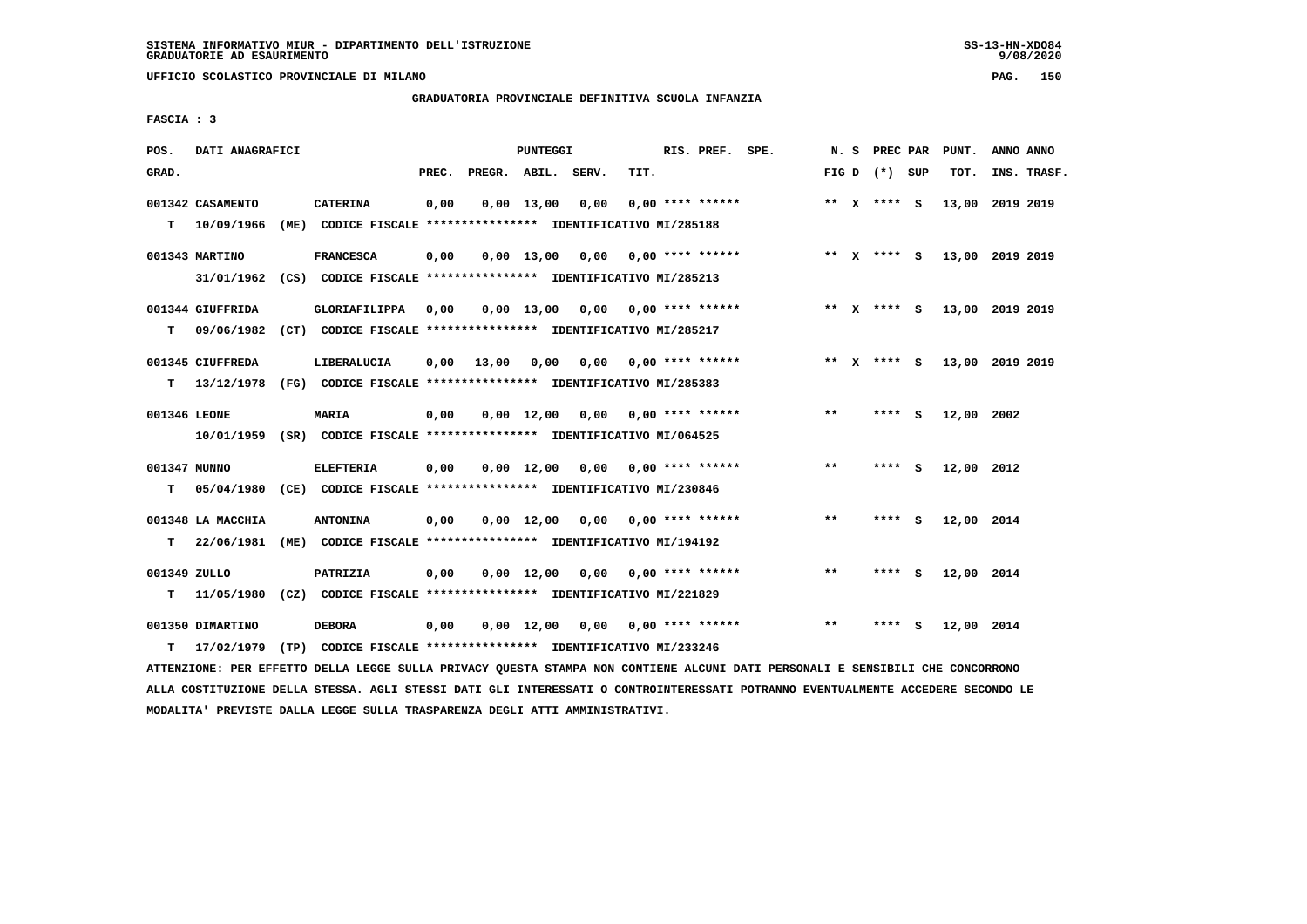SISTEMA INFORMATIVO MIUR - DIPARTIMENTO DELL'ISTRUZIONE
GRADUATORIE AD ESAURIMENTO

UFFICIO SCOLASTICO PROVINCIALE DI MILANO

GRADUATORIA PROVINCIALE DEFINITIVA SCUOLA INFANZIA

FASCIA : 3

| POS. GRAD. | DATI ANAGRAFICI | | PREC. | PREGR. | ABIL. | SERV. | TIT. | RIS. PREF. | SPE. | N. S FIG D | PREC PAR (*) | SUP | PUNT. TOT. | ANNO INS. | ANNO TRASF. |
|---|---|---|---|---|---|---|---|---|---|---|---|---|---|---|---|
| 001342 | CASAMENTO | CATERINA | 0,00 | 0,00 | 13,00 | 0,00 | 0,00 | **** ****** | | ** X | **** | S | 13,00 | 2019 | 2019 |
| T | 10/09/1966 (ME) | CODICE FISCALE **************** IDENTIFICATIVO MI/285188 | | | | | | | | | | | | | |
| 001343 | MARTINO | FRANCESCA | 0,00 | 0,00 | 13,00 | 0,00 | 0,00 | **** ****** | | ** X | **** | S | 13,00 | 2019 | 2019 |
| | 31/01/1962 (CS) | CODICE FISCALE **************** IDENTIFICATIVO MI/285213 | | | | | | | | | | | | | |
| 001344 | GIUFFRIDA | GLORIAFILIPPA | 0,00 | 0,00 | 13,00 | 0,00 | 0,00 | **** ****** | | ** X | **** | S | 13,00 | 2019 | 2019 |
| T | 09/06/1982 (CT) | CODICE FISCALE **************** IDENTIFICATIVO MI/285217 | | | | | | | | | | | | | |
| 001345 | CIUFFREDA | LIBERALUCIA | 0,00 | 13,00 | 0,00 | 0,00 | 0,00 | **** ****** | | ** X | **** | S | 13,00 | 2019 | 2019 |
| T | 13/12/1978 (FG) | CODICE FISCALE **************** IDENTIFICATIVO MI/285383 | | | | | | | | | | | | | |
| 001346 | LEONE | MARIA | 0,00 | 0,00 | 12,00 | 0,00 | 0,00 | **** ****** | | ** | **** | S | 12,00 | 2002 | |
| | 10/01/1959 (SR) | CODICE FISCALE **************** IDENTIFICATIVO MI/064525 | | | | | | | | | | | | | |
| 001347 | MUNNO | ELEFTERIA | 0,00 | 0,00 | 12,00 | 0,00 | 0,00 | **** ****** | | ** | **** | S | 12,00 | 2012 | |
| T | 05/04/1980 (CE) | CODICE FISCALE **************** IDENTIFICATIVO MI/230846 | | | | | | | | | | | | | |
| 001348 | LA MACCHIA | ANTONINA | 0,00 | 0,00 | 12,00 | 0,00 | 0,00 | **** ****** | | ** | **** | S | 12,00 | 2014 | |
| T | 22/06/1981 (ME) | CODICE FISCALE **************** IDENTIFICATIVO MI/194192 | | | | | | | | | | | | | |
| 001349 | ZULLO | PATRIZIA | 0,00 | 0,00 | 12,00 | 0,00 | 0,00 | **** ****** | | ** | **** | S | 12,00 | 2014 | |
| T | 11/05/1980 (CZ) | CODICE FISCALE **************** IDENTIFICATIVO MI/221829 | | | | | | | | | | | | | |
| 001350 | DIMARTINO | DEBORA | 0,00 | 0,00 | 12,00 | 0,00 | 0,00 | **** ****** | | ** | **** | S | 12,00 | 2014 | |
| T | 17/02/1979 (TP) | CODICE FISCALE **************** IDENTIFICATIVO MI/233246 | | | | | | | | | | | | | |

ATTENZIONE: PER EFFETTO DELLA LEGGE SULLA PRIVACY QUESTA STAMPA NON CONTIENE ALCUNI DATI PERSONALI E SENSIBILI CHE CONCORRONO ALLA COSTITUZIONE DELLA STESSA. AGLI STESSI DATI GLI INTERESSATI O CONTROINTERESSATI POTRANNO EVENTUALMENTE ACCEDERE SECONDO LE MODALITA' PREVISTE DALLA LEGGE SULLA TRASPARENZA DEGLI ATTI AMMINISTRATIVI.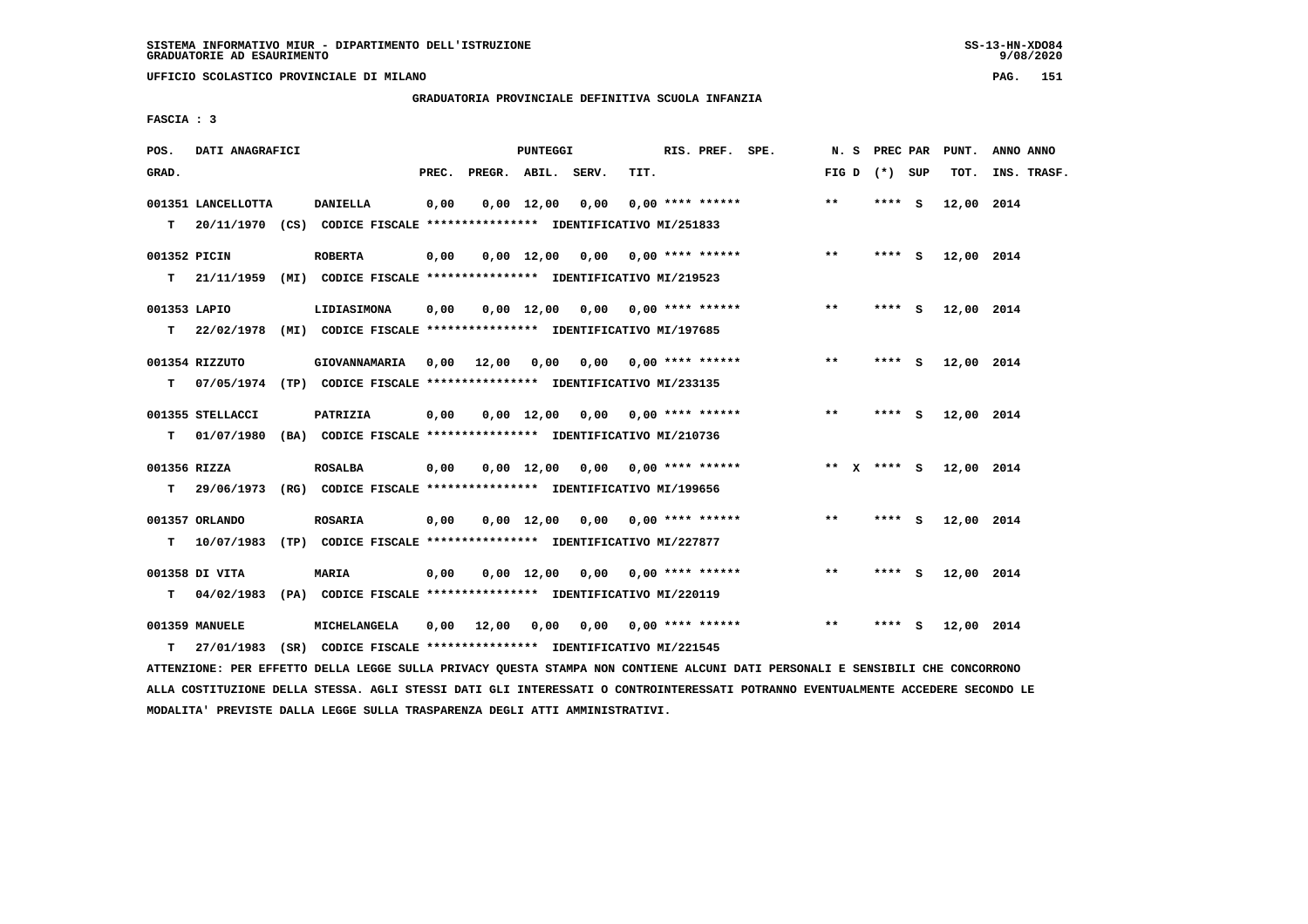UFFICIO SCOLASTICO PROVINCIALE DI MILANO

GRADUATORIA PROVINCIALE DEFINITIVA SCUOLA INFANZIA

FASCIA : 3

| POS. GRAD. | DATI ANAGRAFICI | | PREC. | PREGR. | ABIL. | SERV. | TIT. | RIS. PREF. SPE. | N. S FIG D | PREC PAR (*) SUP | PUNT. TOT. | ANNO ANNO INS. TRASF. |
|---|---|---|---|---|---|---|---|---|---|---|---|---|
| 001351 | LANCELLOTTA | DANIELLA | 0,00 | 0,00 | 12,00 | 0,00 | 0,00 | **** ****** | ** | **** S | 12,00 | 2014 |
| T | 20/11/1970 (CS) CODICE FISCALE **************** IDENTIFICATIVO MI/251833 | | | | | | | | | | | |
| 001352 | PICIN | ROBERTA | 0,00 | 0,00 | 12,00 | 0,00 | 0,00 | **** ****** | ** | **** S | 12,00 | 2014 |
| T | 21/11/1959 (MI) CODICE FISCALE **************** IDENTIFICATIVO MI/219523 | | | | | | | | | | | |
| 001353 | LAPIO | LIDIASIMONA | 0,00 | 0,00 | 12,00 | 0,00 | 0,00 | **** ****** | ** | **** S | 12,00 | 2014 |
| T | 22/02/1978 (MI) CODICE FISCALE **************** IDENTIFICATIVO MI/197685 | | | | | | | | | | | |
| 001354 | RIZZUTO | GIOVANNAMARIA | 0,00 | 12,00 | 0,00 | 0,00 | 0,00 | **** ****** | ** | **** S | 12,00 | 2014 |
| T | 07/05/1974 (TP) CODICE FISCALE **************** IDENTIFICATIVO MI/233135 | | | | | | | | | | | |
| 001355 | STELLACCI | PATRIZIA | 0,00 | 0,00 | 12,00 | 0,00 | 0,00 | **** ****** | ** | **** S | 12,00 | 2014 |
| T | 01/07/1980 (BA) CODICE FISCALE **************** IDENTIFICATIVO MI/210736 | | | | | | | | | | | |
| 001356 | RIZZA | ROSALBA | 0,00 | 0,00 | 12,00 | 0,00 | 0,00 | **** ****** | ** X | **** S | 12,00 | 2014 |
| T | 29/06/1973 (RG) CODICE FISCALE **************** IDENTIFICATIVO MI/199656 | | | | | | | | | | | |
| 001357 | ORLANDO | ROSARIA | 0,00 | 0,00 | 12,00 | 0,00 | 0,00 | **** ****** | ** | **** S | 12,00 | 2014 |
| T | 10/07/1983 (TP) CODICE FISCALE **************** IDENTIFICATIVO MI/227877 | | | | | | | | | | | |
| 001358 | DI VITA | MARIA | 0,00 | 0,00 | 12,00 | 0,00 | 0,00 | **** ****** | ** | **** S | 12,00 | 2014 |
| T | 04/02/1983 (PA) CODICE FISCALE **************** IDENTIFICATIVO MI/220119 | | | | | | | | | | | |
| 001359 | MANUELE | MICHELANGELA | 0,00 | 12,00 | 0,00 | 0,00 | 0,00 | **** ****** | ** | **** S | 12,00 | 2014 |
| T | 27/01/1983 (SR) CODICE FISCALE **************** IDENTIFICATIVO MI/221545 | | | | | | | | | | | |

ATTENZIONE: PER EFFETTO DELLA LEGGE SULLA PRIVACY QUESTA STAMPA NON CONTIENE ALCUNI DATI PERSONALI E SENSIBILI CHE CONCORRONO ALLA COSTITUZIONE DELLA STESSA. AGLI STESSI DATI GLI INTERESSATI O CONTROINTERESSATI POTRANNO EVENTUALMENTE ACCEDERE SECONDO LE MODALITA' PREVISTE DALLA LEGGE SULLA TRASPARENZA DEGLI ATTI AMMINISTRATIVI.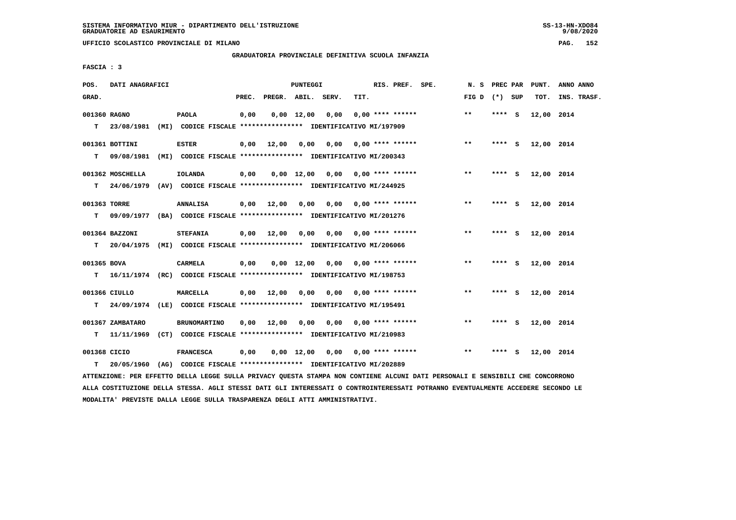SISTEMA INFORMATIVO MIUR - DIPARTIMENTO DELL'ISTRUZIONE
GRADUATORIE AD ESAURIMENTO

UFFICIO SCOLASTICO PROVINCIALE DI MILANO

GRADUATORIA PROVINCIALE DEFINITIVA SCUOLA INFANZIA

FASCIA : 3

| POS. GRAD. | DATI ANAGRAFICI | | PREC. | PREGR. | ABIL. | SERV. | TIT. | RIS. PREF. SPE. | N. S FIG D | PREC PAR (*) SUP | PUNT. TOT. | ANNO ANNO INS. TRASF. |
|---|---|---|---|---|---|---|---|---|---|---|---|---|
| 001360 | RAGNO | PAOLA | 0,00 | 0,00 | 12,00 | 0,00 | 0,00 | **** ****** | ** | **** S | 12,00 | 2014 |
| T | 23/08/1981 (MI) CODICE FISCALE **************** IDENTIFICATIVO MI/197909 | | | | | | | | | | | |
| 001361 | BOTTINI | ESTER | 0,00 | 12,00 | 0,00 | 0,00 | 0,00 | **** ****** | ** | **** S | 12,00 | 2014 |
| T | 09/08/1981 (MI) CODICE FISCALE **************** IDENTIFICATIVO MI/200343 | | | | | | | | | | | |
| 001362 | MOSCHELLA | IOLANDA | 0,00 | 0,00 | 12,00 | 0,00 | 0,00 | **** ****** | ** | **** S | 12,00 | 2014 |
| T | 24/06/1979 (AV) CODICE FISCALE **************** IDENTIFICATIVO MI/244925 | | | | | | | | | | | |
| 001363 | TORRE | ANNALISA | 0,00 | 12,00 | 0,00 | 0,00 | 0,00 | **** ****** | ** | **** S | 12,00 | 2014 |
| T | 09/09/1977 (BA) CODICE FISCALE **************** IDENTIFICATIVO MI/201276 | | | | | | | | | | | |
| 001364 | BAZZONI | STEFANIA | 0,00 | 12,00 | 0,00 | 0,00 | 0,00 | **** ****** | ** | **** S | 12,00 | 2014 |
| T | 20/04/1975 (MI) CODICE FISCALE **************** IDENTIFICATIVO MI/206066 | | | | | | | | | | | |
| 001365 | BOVA | CARMELA | 0,00 | 0,00 | 12,00 | 0,00 | 0,00 | **** ****** | ** | **** S | 12,00 | 2014 |
| T | 16/11/1974 (RC) CODICE FISCALE **************** IDENTIFICATIVO MI/198753 | | | | | | | | | | | |
| 001366 | CIULLO | MARCELLA | 0,00 | 12,00 | 0,00 | 0,00 | 0,00 | **** ****** | ** | **** S | 12,00 | 2014 |
| T | 24/09/1974 (LE) CODICE FISCALE **************** IDENTIFICATIVO MI/195491 | | | | | | | | | | | |
| 001367 | ZAMBATARO | BRUNOMARTINO | 0,00 | 12,00 | 0,00 | 0,00 | 0,00 | **** ****** | ** | **** S | 12,00 | 2014 |
| T | 11/11/1969 (CT) CODICE FISCALE **************** IDENTIFICATIVO MI/210983 | | | | | | | | | | | |
| 001368 | CICIO | FRANCESCA | 0,00 | 0,00 | 12,00 | 0,00 | 0,00 | **** ****** | ** | **** S | 12,00 | 2014 |
| T | 20/05/1960 (AG) CODICE FISCALE **************** IDENTIFICATIVO MI/202889 | | | | | | | | | | | |

ATTENZIONE: PER EFFETTO DELLA LEGGE SULLA PRIVACY QUESTA STAMPA NON CONTIENE ALCUNI DATI PERSONALI E SENSIBILI CHE CONCORRONO ALLA COSTITUZIONE DELLA STESSA. AGLI STESSI DATI GLI INTERESSATI O CONTROINTERESSATI POTRANNO EVENTUALMENTE ACCEDERE SECONDO LE MODALITA' PREVISTE DALLA LEGGE SULLA TRASPARENZA DEGLI ATTI AMMINISTRATIVI.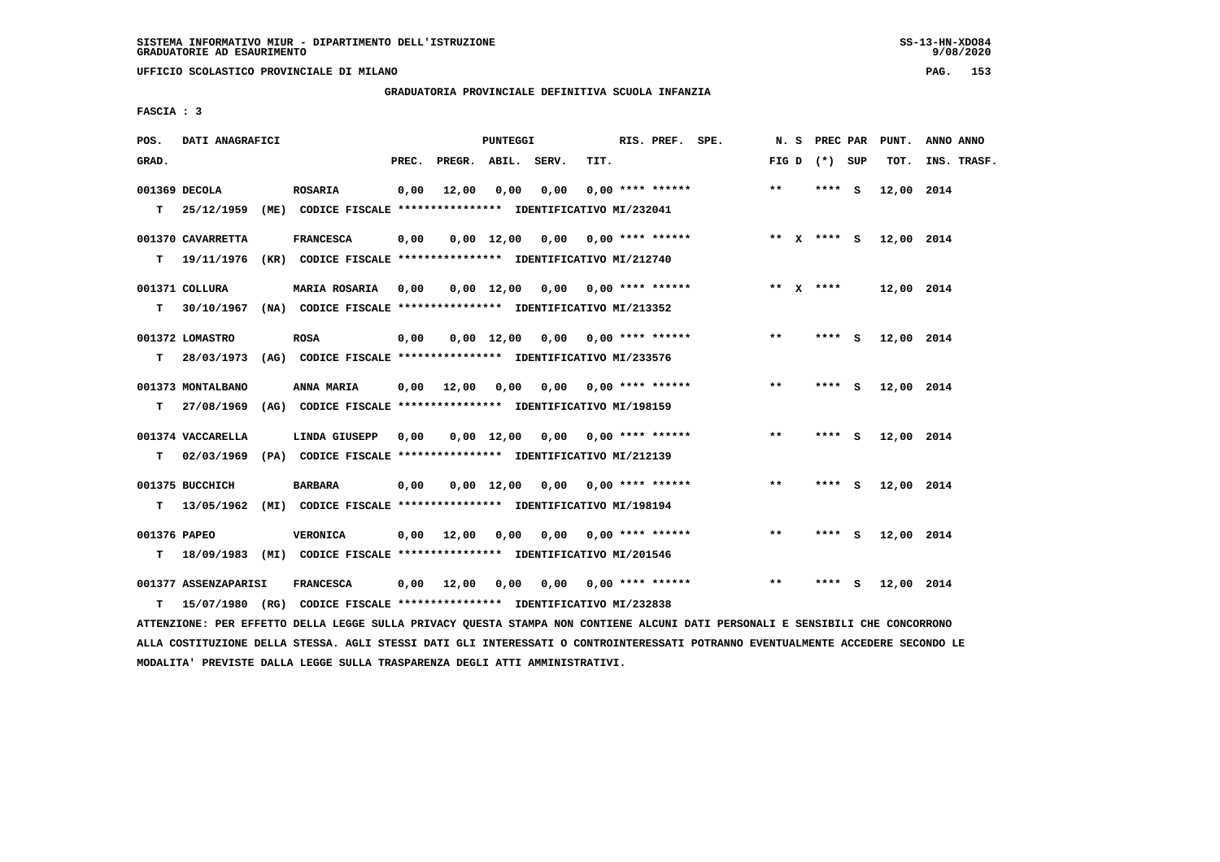SISTEMA INFORMATIVO MIUR - DIPARTIMENTO DELL'ISTRUZIONE
GRADUATORIE AD ESAURIMENTO

UFFICIO SCOLASTICO PROVINCIALE DI MILANO

GRADUATORIA PROVINCIALE DEFINITIVA SCUOLA INFANZIA

FASCIA : 3

| POS. GRAD. | DATI ANAGRAFICI | | PREC. | PREGR. | ABIL. | SERV. | TIT. | RIS. PREF. | SPE. | N. S FIG D | PREC PAR (*) SUP | PUNT. TOT. | ANNO ANNO INS. TRASF. |
|---|---|---|---|---|---|---|---|---|---|---|---|---|---|
| 001369 | DECOLA | ROSARIA | 0,00 | 12,00 | 0,00 | 0,00 | 0,00 | **** ****** | | ** | **** S | 12,00 | 2014 |
| T | 25/12/1959 (ME) CODICE FISCALE **************** IDENTIFICATIVO MI/232041 | | | | | | | | | | | | |
| 001370 | CAVARRETTA | FRANCESCA | 0,00 | 0,00 | 12,00 | 0,00 | 0,00 | **** ****** | | ** X | **** S | 12,00 | 2014 |
| T | 19/11/1976 (KR) CODICE FISCALE **************** IDENTIFICATIVO MI/212740 | | | | | | | | | | | | |
| 001371 | COLLURA | MARIA ROSARIA | 0,00 | 0,00 | 12,00 | 0,00 | 0,00 | **** ****** | | ** X | **** | 12,00 | 2014 |
| T | 30/10/1967 (NA) CODICE FISCALE **************** IDENTIFICATIVO MI/213352 | | | | | | | | | | | | |
| 001372 | LOMASTRO | ROSA | 0,00 | 0,00 | 12,00 | 0,00 | 0,00 | **** ****** | | ** | **** S | 12,00 | 2014 |
| T | 28/03/1973 (AG) CODICE FISCALE **************** IDENTIFICATIVO MI/233576 | | | | | | | | | | | | |
| 001373 | MONTALBANO | ANNA MARIA | 0,00 | 12,00 | 0,00 | 0,00 | 0,00 | **** ****** | | ** | **** S | 12,00 | 2014 |
| T | 27/08/1969 (AG) CODICE FISCALE **************** IDENTIFICATIVO MI/198159 | | | | | | | | | | | | |
| 001374 | VACCARELLA | LINDA GIUSEPP | 0,00 | 0,00 | 12,00 | 0,00 | 0,00 | **** ****** | | ** | **** S | 12,00 | 2014 |
| T | 02/03/1969 (PA) CODICE FISCALE **************** IDENTIFICATIVO MI/212139 | | | | | | | | | | | | |
| 001375 | BUCCHICH | BARBARA | 0,00 | 0,00 | 12,00 | 0,00 | 0,00 | **** ****** | | ** | **** S | 12,00 | 2014 |
| T | 13/05/1962 (MI) CODICE FISCALE **************** IDENTIFICATIVO MI/198194 | | | | | | | | | | | | |
| 001376 | PAPEO | VERONICA | 0,00 | 12,00 | 0,00 | 0,00 | 0,00 | **** ****** | | ** | **** S | 12,00 | 2014 |
| T | 18/09/1983 (MI) CODICE FISCALE **************** IDENTIFICATIVO MI/201546 | | | | | | | | | | | | |
| 001377 | ASSENZAPARISI | FRANCESCA | 0,00 | 12,00 | 0,00 | 0,00 | 0,00 | **** ****** | | ** | **** S | 12,00 | 2014 |
| T | 15/07/1980 (RG) CODICE FISCALE **************** IDENTIFICATIVO MI/232838 | | | | | | | | | | | | |

ATTENZIONE: PER EFFETTO DELLA LEGGE SULLA PRIVACY QUESTA STAMPA NON CONTIENE ALCUNI DATI PERSONALI E SENSIBILI CHE CONCORRONO ALLA COSTITUZIONE DELLA STESSA. AGLI STESSI DATI GLI INTERESSATI O CONTROINTERESSATI POTRANNO EVENTUALMENTE ACCEDERE SECONDO LE MODALITA' PREVISTE DALLA LEGGE SULLA TRASPARENZA DEGLI ATTI AMMINISTRATIVI.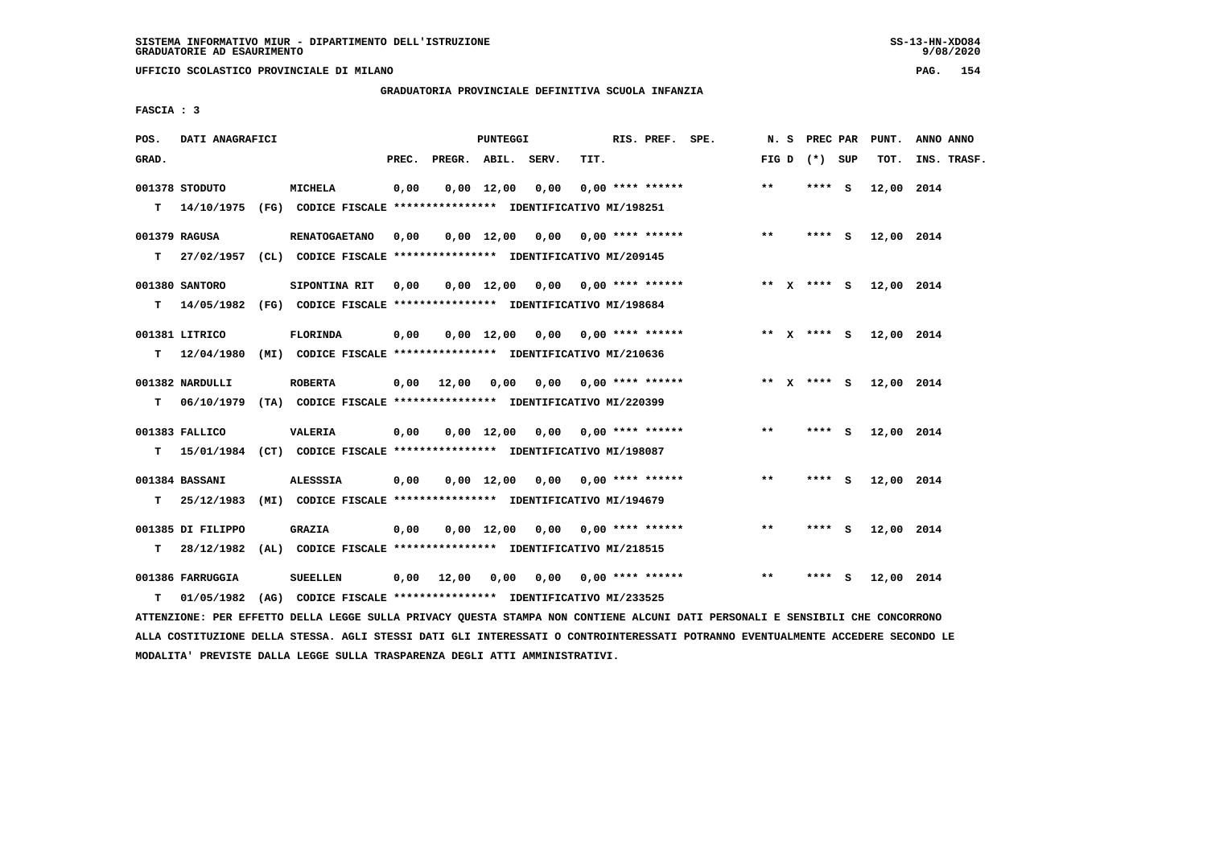SISTEMA INFORMATIVO MIUR - DIPARTIMENTO DELL'ISTRUZIONE
GRADUATORIE AD ESAURIMENTO

UFFICIO SCOLASTICO PROVINCIALE DI MILANO

GRADUATORIA PROVINCIALE DEFINITIVA SCUOLA INFANZIA

FASCIA : 3

| POS. GRAD. | DATI ANAGRAFICI | | PREC. | PREGR. | ABIL. | SERV. | TIT. | RIS. PREF. SPE. | N. S FIG D | PREC PAR (*) SUP | PUNT. TOT. | ANNO ANNO INS. TRASF. |
|---|---|---|---|---|---|---|---|---|---|---|---|---|
| 001378 STODUTO | MICHELA | | 0,00 | 0,00 | 12,00 | 0,00 | 0,00 | **** ****** | ** | **** S | 12,00 | 2014 |
| T 14/10/1975 | (FG) CODICE FISCALE **************** | IDENTIFICATIVO MI/198251 | | | | | | | | | | |
| 001379 RAGUSA | RENATOGAETANO | | 0,00 | 0,00 | 12,00 | 0,00 | 0,00 | **** ****** | ** | **** S | 12,00 | 2014 |
| T 27/02/1957 | (CL) CODICE FISCALE **************** | IDENTIFICATIVO MI/209145 | | | | | | | | | | |
| 001380 SANTORO | SIPONTINA RIT | | 0,00 | 0,00 | 12,00 | 0,00 | 0,00 | **** ****** | ** X | **** S | 12,00 | 2014 |
| T 14/05/1982 | (FG) CODICE FISCALE **************** | IDENTIFICATIVO MI/198684 | | | | | | | | | | |
| 001381 LITRICO | FLORINDA | | 0,00 | 0,00 | 12,00 | 0,00 | 0,00 | **** ****** | ** X | **** S | 12,00 | 2014 |
| T 12/04/1980 | (MI) CODICE FISCALE **************** | IDENTIFICATIVO MI/210636 | | | | | | | | | | |
| 001382 NARDULLI | ROBERTA | | 0,00 | 12,00 | 0,00 | 0,00 | 0,00 | **** ****** | ** X | **** S | 12,00 | 2014 |
| T 06/10/1979 | (TA) CODICE FISCALE **************** | IDENTIFICATIVO MI/220399 | | | | | | | | | | |
| 001383 FALLICO | VALERIA | | 0,00 | 0,00 | 12,00 | 0,00 | 0,00 | **** ****** | ** | **** S | 12,00 | 2014 |
| T 15/01/1984 | (CT) CODICE FISCALE **************** | IDENTIFICATIVO MI/198087 | | | | | | | | | | |
| 001384 BASSANI | ALESSSIA | | 0,00 | 0,00 | 12,00 | 0,00 | 0,00 | **** ****** | ** | **** S | 12,00 | 2014 |
| T 25/12/1983 | (MI) CODICE FISCALE **************** | IDENTIFICATIVO MI/194679 | | | | | | | | | | |
| 001385 DI FILIPPO | GRAZIA | | 0,00 | 0,00 | 12,00 | 0,00 | 0,00 | **** ****** | ** | **** S | 12,00 | 2014 |
| T 28/12/1982 | (AL) CODICE FISCALE **************** | IDENTIFICATIVO MI/218515 | | | | | | | | | | |
| 001386 FARRUGGIA | SUEELLEN | | 0,00 | 12,00 | 0,00 | 0,00 | 0,00 | **** ****** | ** | **** S | 12,00 | 2014 |
| T 01/05/1982 | (AG) CODICE FISCALE **************** | IDENTIFICATIVO MI/233525 | | | | | | | | | | |

ATTENZIONE: PER EFFETTO DELLA LEGGE SULLA PRIVACY QUESTA STAMPA NON CONTIENE ALCUNI DATI PERSONALI E SENSIBILI CHE CONCORRONO ALLA COSTITUZIONE DELLA STESSA. AGLI STESSI DATI GLI INTERESSATI O CONTROINTERESSATI POTRANNO EVENTUALMENTE ACCEDERE SECONDO LE MODALITA' PREVISTE DALLA LEGGE SULLA TRASPARENZA DEGLI ATTI AMMINISTRATIVI.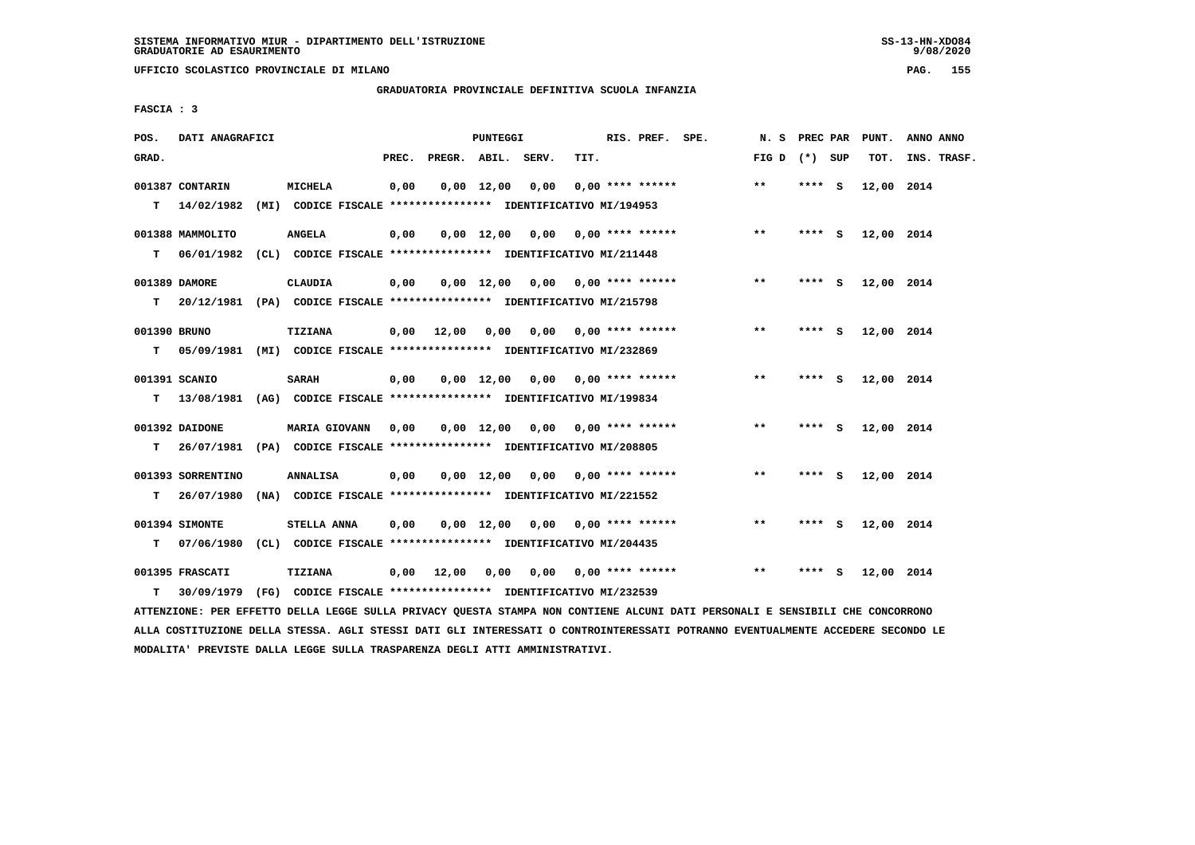SISTEMA INFORMATIVO MIUR - DIPARTIMENTO DELL'ISTRUZIONE
GRADUATORIE AD ESAURIMENTO

UFFICIO SCOLASTICO PROVINCIALE DI MILANO

GRADUATORIA PROVINCIALE DEFINITIVA SCUOLA INFANZIA

FASCIA : 3

| POS. GRAD. | DATI ANAGRAFICI | | PREC. | PREGR. | ABIL. | SERV. | TIT. | RIS. PREF. | N. S FIG D | PREC PAR (*) | SUP | PUNT. TOT. | ANNO INS. | ANNO TRASF. |
|---|---|---|---|---|---|---|---|---|---|---|---|---|---|---|
| 001387 | CONTARIN | MICHELA | 0,00 | 0,00 | 12,00 | 0,00 | 0,00 | **** ****** | ** | **** | S | 12,00 | 2014 | |
| T | 14/02/1982 (MI) CODICE FISCALE **************** IDENTIFICATIVO MI/194953 | | | | | | | | | | | | | |
| 001388 | MAMMOLITO | ANGELA | 0,00 | 0,00 | 12,00 | 0,00 | 0,00 | **** ****** | ** | **** | S | 12,00 | 2014 | |
| T | 06/01/1982 (CL) CODICE FISCALE **************** IDENTIFICATIVO MI/211448 | | | | | | | | | | | | | |
| 001389 | DAMORE | CLAUDIA | 0,00 | 0,00 | 12,00 | 0,00 | 0,00 | **** ****** | ** | **** | S | 12,00 | 2014 | |
| T | 20/12/1981 (PA) CODICE FISCALE **************** IDENTIFICATIVO MI/215798 | | | | | | | | | | | | | |
| 001390 | BRUNO | TIZIANA | 0,00 | 12,00 | 0,00 | 0,00 | 0,00 | **** ****** | ** | **** | S | 12,00 | 2014 | |
| T | 05/09/1981 (MI) CODICE FISCALE **************** IDENTIFICATIVO MI/232869 | | | | | | | | | | | | | |
| 001391 | SCANIO | SARAH | 0,00 | 0,00 | 12,00 | 0,00 | 0,00 | **** ****** | ** | **** | S | 12,00 | 2014 | |
| T | 13/08/1981 (AG) CODICE FISCALE **************** IDENTIFICATIVO MI/199834 | | | | | | | | | | | | | |
| 001392 | DAIDONE | MARIA GIOVANN | 0,00 | 0,00 | 12,00 | 0,00 | 0,00 | **** ****** | ** | **** | S | 12,00 | 2014 | |
| T | 26/07/1981 (PA) CODICE FISCALE **************** IDENTIFICATIVO MI/208805 | | | | | | | | | | | | | |
| 001393 | SORRENTINO | ANNALISA | 0,00 | 0,00 | 12,00 | 0,00 | 0,00 | **** ****** | ** | **** | S | 12,00 | 2014 | |
| T | 26/07/1980 (NA) CODICE FISCALE **************** IDENTIFICATIVO MI/221552 | | | | | | | | | | | | | |
| 001394 | SIMONTE | STELLA ANNA | 0,00 | 0,00 | 12,00 | 0,00 | 0,00 | **** ****** | ** | **** | S | 12,00 | 2014 | |
| T | 07/06/1980 (CL) CODICE FISCALE **************** IDENTIFICATIVO MI/204435 | | | | | | | | | | | | | |
| 001395 | FRASCATI | TIZIANA | 0,00 | 12,00 | 0,00 | 0,00 | 0,00 | **** ****** | ** | **** | S | 12,00 | 2014 | |
| T | 30/09/1979 (FG) CODICE FISCALE **************** IDENTIFICATIVO MI/232539 | | | | | | | | | | | | | |

ATTENZIONE: PER EFFETTO DELLA LEGGE SULLA PRIVACY QUESTA STAMPA NON CONTIENE ALCUNI DATI PERSONALI E SENSIBILI CHE CONCORRONO ALLA COSTITUZIONE DELLA STESSA. AGLI STESSI DATI GLI INTERESSATI O CONTROINTERESSATI POTRANNO EVENTUALMENTE ACCEDERE SECONDO LE MODALITA' PREVISTE DALLA LEGGE SULLA TRASPARENZA DEGLI ATTI AMMINISTRATIVI.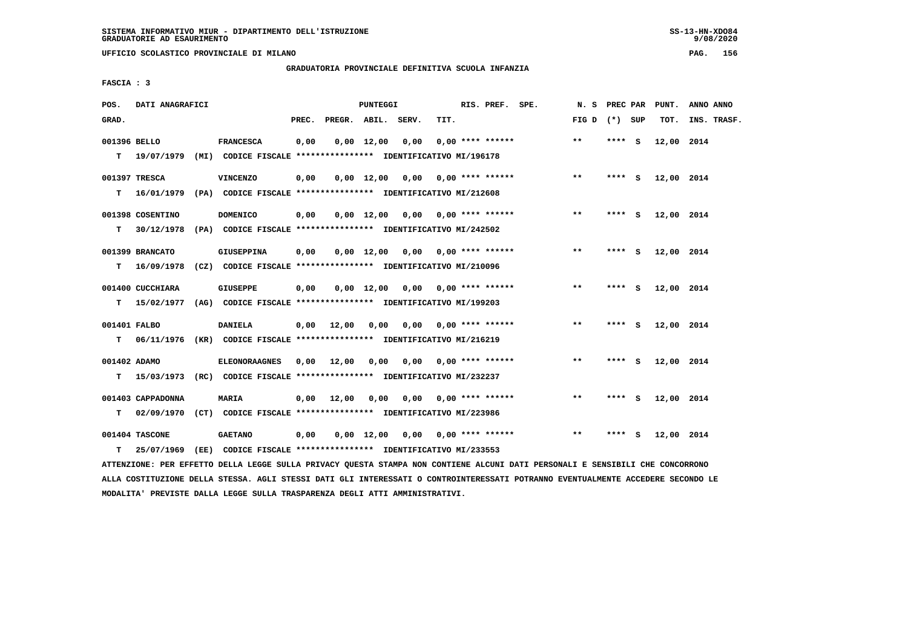SISTEMA INFORMATIVO MIUR - DIPARTIMENTO DELL'ISTRUZIONE
GRADUATORIE AD ESAURIMENTO

UFFICIO SCOLASTICO PROVINCIALE DI MILANO

## GRADUATORIA PROVINCIALE DEFINITIVA SCUOLA INFANZIA

FASCIA : 3

| POS. GRAD. | DATI ANAGRAFICI | | PREC. | PREGR. | ABIL. | SERV. | TIT. | RIS. PREF. SPE. | N. S FIG D | PREC PAR (*) SUP | PUNT. TOT. | ANNO ANNO INS. TRASF. |
|---|---|---|---|---|---|---|---|---|---|---|---|---|
| 001396 | BELLO | FRANCESCA | 0,00 | 0,00 | 12,00 | 0,00 | 0,00 | **** ****** | ** | **** S | 12,00 | 2014 |
| T | 19/07/1979 (MI) | CODICE FISCALE **************** IDENTIFICATIVO MI/196178 | | | | | | | | | | |
| 001397 | TRESCA | VINCENZO | 0,00 | 0,00 | 12,00 | 0,00 | 0,00 | **** ****** | ** | **** S | 12,00 | 2014 |
| T | 16/01/1979 (PA) | CODICE FISCALE **************** IDENTIFICATIVO MI/212608 | | | | | | | | | | |
| 001398 | COSENTINO | DOMENICO | 0,00 | 0,00 | 12,00 | 0,00 | 0,00 | **** ****** | ** | **** S | 12,00 | 2014 |
| T | 30/12/1978 (PA) | CODICE FISCALE **************** IDENTIFICATIVO MI/242502 | | | | | | | | | | |
| 001399 | BRANCATO | GIUSEPPINA | 0,00 | 0,00 | 12,00 | 0,00 | 0,00 | **** ****** | ** | **** S | 12,00 | 2014 |
| T | 16/09/1978 (CZ) | CODICE FISCALE **************** IDENTIFICATIVO MI/210096 | | | | | | | | | | |
| 001400 | CUCCHIARA | GIUSEPPE | 0,00 | 0,00 | 12,00 | 0,00 | 0,00 | **** ****** | ** | **** S | 12,00 | 2014 |
| T | 15/02/1977 (AG) | CODICE FISCALE **************** IDENTIFICATIVO MI/199203 | | | | | | | | | | |
| 001401 | FALBO | DANIELA | 0,00 | 12,00 | 0,00 | 0,00 | 0,00 | **** ****** | ** | **** S | 12,00 | 2014 |
| T | 06/11/1976 (KR) | CODICE FISCALE **************** IDENTIFICATIVO MI/216219 | | | | | | | | | | |
| 001402 | ADAMO | ELEONORAAGNES | 0,00 | 12,00 | 0,00 | 0,00 | 0,00 | **** ****** | ** | **** S | 12,00 | 2014 |
| T | 15/03/1973 (RC) | CODICE FISCALE **************** IDENTIFICATIVO MI/232237 | | | | | | | | | | |
| 001403 | CAPPADONNA | MARIA | 0,00 | 12,00 | 0,00 | 0,00 | 0,00 | **** ****** | ** | **** S | 12,00 | 2014 |
| T | 02/09/1970 (CT) | CODICE FISCALE **************** IDENTIFICATIVO MI/223986 | | | | | | | | | | |
| 001404 | TASCONE | GAETANO | 0,00 | 0,00 | 12,00 | 0,00 | 0,00 | **** ****** | ** | **** S | 12,00 | 2014 |
| T | 25/07/1969 (EE) | CODICE FISCALE **************** IDENTIFICATIVO MI/233553 | | | | | | | | | | |

ATTENZIONE: PER EFFETTO DELLA LEGGE SULLA PRIVACY QUESTA STAMPA NON CONTIENE ALCUNI DATI PERSONALI E SENSIBILI CHE CONCORRONO ALLA COSTITUZIONE DELLA STESSA. AGLI STESSI DATI GLI INTERESSATI O CONTROINTERESSATI POTRANNO EVENTUALMENTE ACCEDERE SECONDO LE MODALITA' PREVISTE DALLA LEGGE SULLA TRASPARENZA DEGLI ATTI AMMINISTRATIVI.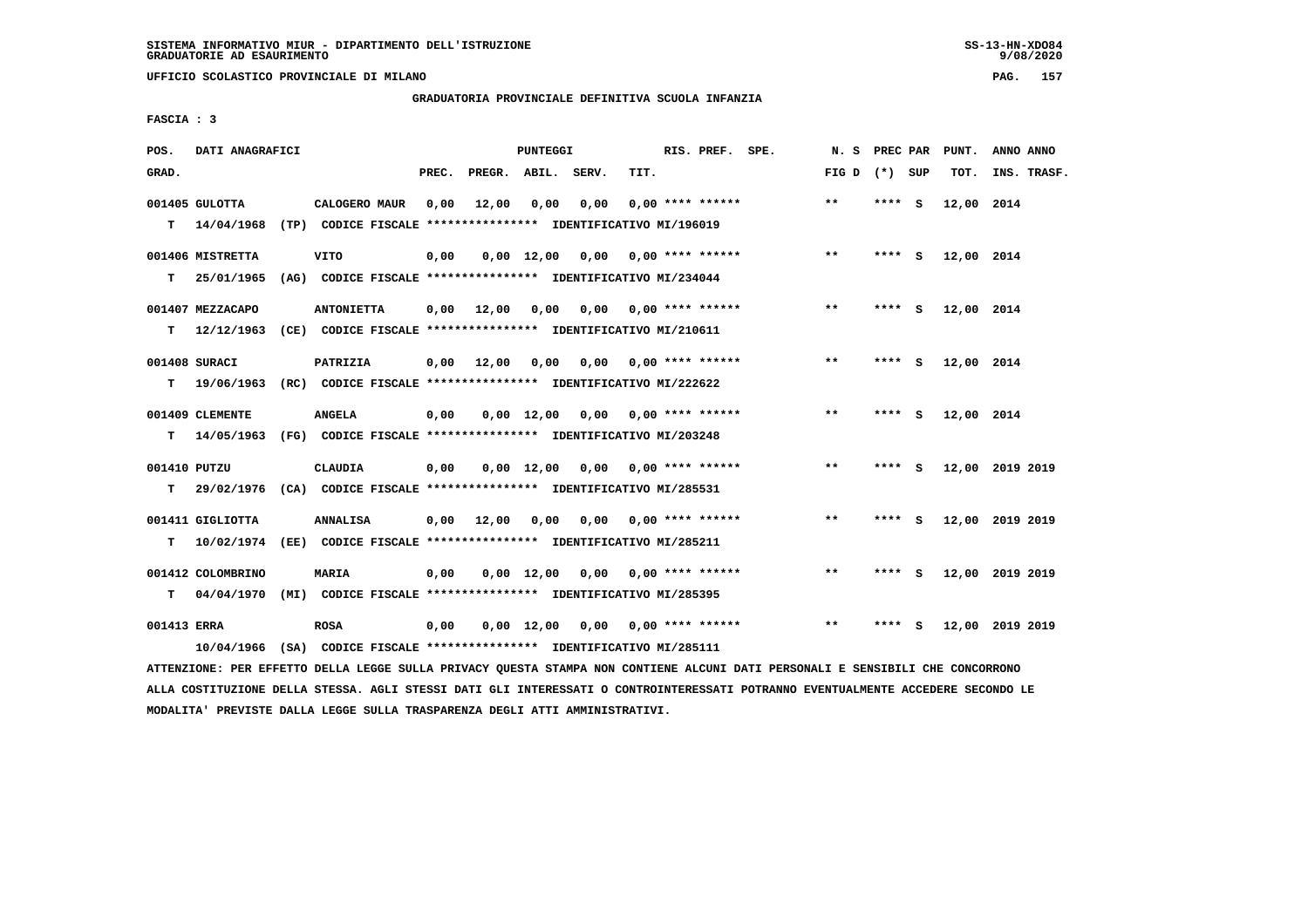SISTEMA INFORMATIVO MIUR - DIPARTIMENTO DELL'ISTRUZIONE
GRADUATORIE AD ESAURIMENTO

UFFICIO SCOLASTICO PROVINCIALE DI MILANO

GRADUATORIA PROVINCIALE DEFINITIVA SCUOLA INFANZIA

FASCIA : 3

| POS. GRAD. | DATI ANAGRAFICI | | PREC. | PREGR. | ABIL. | SERV. | TIT. | RIS. PREF. SPE. | N. S FIG D | PREC PAR (*) SUP | PUNT. TOT. | ANNO ANNO INS. TRASF. |
|---|---|---|---|---|---|---|---|---|---|---|---|---|
| 001405 | GULOTTA | CALOGERO MAUR | 0,00 | 12,00 | 0,00 | 0,00 | 0,00 | **** ****** | ** | **** S | 12,00 | 2014 |
| T | 14/04/1968 (TP) | CODICE FISCALE **************** IDENTIFICATIVO MI/196019 | | | | | | | | | | |
| 001406 | MISTRETTA | VITO | 0,00 | 0,00 | 12,00 | 0,00 | 0,00 | **** ****** | ** | **** S | 12,00 | 2014 |
| T | 25/01/1965 (AG) | CODICE FISCALE **************** IDENTIFICATIVO MI/234044 | | | | | | | | | | |
| 001407 | MEZZACAPO | ANTONIETTA | 0,00 | 12,00 | 0,00 | 0,00 | 0,00 | **** ****** | ** | **** S | 12,00 | 2014 |
| T | 12/12/1963 (CE) | CODICE FISCALE **************** IDENTIFICATIVO MI/210611 | | | | | | | | | | |
| 001408 | SURACI | PATRIZIA | 0,00 | 12,00 | 0,00 | 0,00 | 0,00 | **** ****** | ** | **** S | 12,00 | 2014 |
| T | 19/06/1963 (RC) | CODICE FISCALE **************** IDENTIFICATIVO MI/222622 | | | | | | | | | | |
| 001409 | CLEMENTE | ANGELA | 0,00 | 0,00 | 12,00 | 0,00 | 0,00 | **** ****** | ** | **** S | 12,00 | 2014 |
| T | 14/05/1963 (FG) | CODICE FISCALE **************** IDENTIFICATIVO MI/203248 | | | | | | | | | | |
| 001410 | PUTZU | CLAUDIA | 0,00 | 0,00 | 12,00 | 0,00 | 0,00 | **** ****** | ** | **** S | 12,00 | 2019 2019 |
| T | 29/02/1976 (CA) | CODICE FISCALE **************** IDENTIFICATIVO MI/285531 | | | | | | | | | | |
| 001411 | GIGLIOTTA | ANNALISA | 0,00 | 12,00 | 0,00 | 0,00 | 0,00 | **** ****** | ** | **** S | 12,00 | 2019 2019 |
| T | 10/02/1974 (EE) | CODICE FISCALE **************** IDENTIFICATIVO MI/285211 | | | | | | | | | | |
| 001412 | COLOMBRINO | MARIA | 0,00 | 0,00 | 12,00 | 0,00 | 0,00 | **** ****** | ** | **** S | 12,00 | 2019 2019 |
| T | 04/04/1970 (MI) | CODICE FISCALE **************** IDENTIFICATIVO MI/285395 | | | | | | | | | | |
| 001413 | ERRA | ROSA | 0,00 | 0,00 | 12,00 | 0,00 | 0,00 | **** ****** | ** | **** S | 12,00 | 2019 2019 |
| | 10/04/1966 (SA) | CODICE FISCALE **************** IDENTIFICATIVO MI/285111 | | | | | | | | | | |

ATTENZIONE: PER EFFETTO DELLA LEGGE SULLA PRIVACY QUESTA STAMPA NON CONTIENE ALCUNI DATI PERSONALI E SENSIBILI CHE CONCORRONO ALLA COSTITUZIONE DELLA STESSA. AGLI STESSI DATI GLI INTERESSATI O CONTROINTERESSATI POTRANNO EVENTUALMENTE ACCEDERE SECONDO LE MODALITA' PREVISTE DALLA LEGGE SULLA TRASPARENZA DEGLI ATTI AMMINISTRATIVI.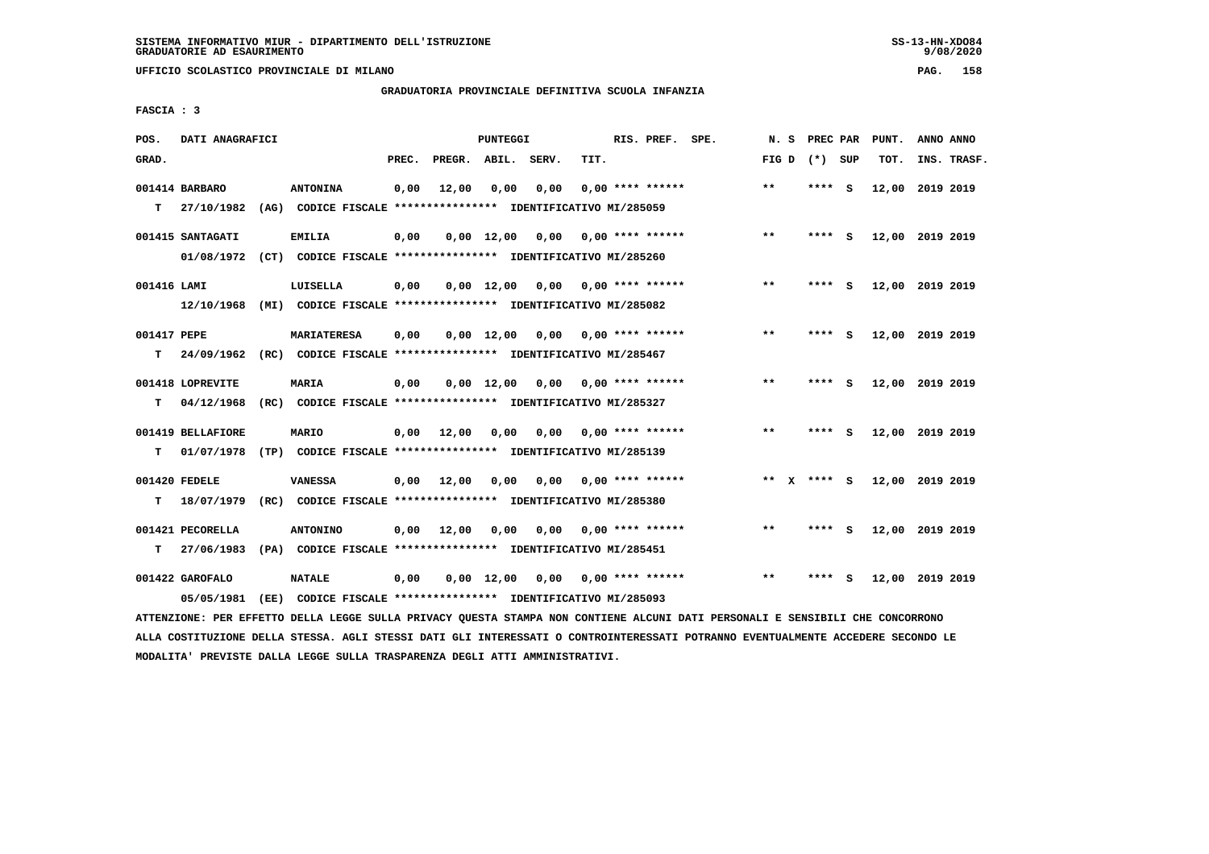UFFICIO SCOLASTICO PROVINCIALE DI MILANO

GRADUATORIA PROVINCIALE DEFINITIVA SCUOLA INFANZIA

FASCIA : 3

| POS. GRAD. | DATI ANAGRAFICI | | PREC. | PREGR. | ABIL. | SERV. | TIT. | RIS. PREF. SPE. | N. S FIG D | PREC PAR (*) SUP | PUNT. TOT. | ANNO ANNO INS. TRASF. |
|---|---|---|---|---|---|---|---|---|---|---|---|---|
| 001414 BARBARO | ANTONINA | | 0,00 | 12,00 | 0,00 | 0,00 | 0,00 | **** ****** | ** | **** S | 12,00 | 2019 2019 |
| T 27/10/1982 | (AG) CODICE FISCALE **************** | IDENTIFICATIVO MI/285059 | | | | | | | | | | |
| 001415 SANTAGATI | EMILIA | | 0,00 | 0,00 | 12,00 | 0,00 | 0,00 | **** ****** | ** | **** S | 12,00 | 2019 2019 |
| 01/08/1972 | (CT) CODICE FISCALE **************** | IDENTIFICATIVO MI/285260 | | | | | | | | | | |
| 001416 LAMI | LUISELLA | | 0,00 | 0,00 | 12,00 | 0,00 | 0,00 | **** ****** | ** | **** S | 12,00 | 2019 2019 |
| 12/10/1968 | (MI) CODICE FISCALE **************** | IDENTIFICATIVO MI/285082 | | | | | | | | | | |
| 001417 PEPE | MARIATERESA | | 0,00 | 0,00 | 12,00 | 0,00 | 0,00 | **** ****** | ** | **** S | 12,00 | 2019 2019 |
| T 24/09/1962 | (RC) CODICE FISCALE **************** | IDENTIFICATIVO MI/285467 | | | | | | | | | | |
| 001418 LOPREVITE | MARIA | | 0,00 | 0,00 | 12,00 | 0,00 | 0,00 | **** ****** | ** | **** S | 12,00 | 2019 2019 |
| T 04/12/1968 | (RC) CODICE FISCALE **************** | IDENTIFICATIVO MI/285327 | | | | | | | | | | |
| 001419 BELLAFIORE | MARIO | | 0,00 | 12,00 | 0,00 | 0,00 | 0,00 | **** ****** | ** | **** S | 12,00 | 2019 2019 |
| T 01/07/1978 | (TP) CODICE FISCALE **************** | IDENTIFICATIVO MI/285139 | | | | | | | | | | |
| 001420 FEDELE | VANESSA | | 0,00 | 12,00 | 0,00 | 0,00 | 0,00 | **** ****** | ** X | **** S | 12,00 | 2019 2019 |
| T 18/07/1979 | (RC) CODICE FISCALE **************** | IDENTIFICATIVO MI/285380 | | | | | | | | | | |
| 001421 PECORELLA | ANTONINO | | 0,00 | 12,00 | 0,00 | 0,00 | 0,00 | **** ****** | ** | **** S | 12,00 | 2019 2019 |
| T 27/06/1983 | (PA) CODICE FISCALE **************** | IDENTIFICATIVO MI/285451 | | | | | | | | | | |
| 001422 GAROFALO | NATALE | | 0,00 | 0,00 | 12,00 | 0,00 | 0,00 | **** ****** | ** | **** S | 12,00 | 2019 2019 |
| 05/05/1981 | (EE) CODICE FISCALE **************** | IDENTIFICATIVO MI/285093 | | | | | | | | | | |

ATTENZIONE: PER EFFETTO DELLA LEGGE SULLA PRIVACY QUESTA STAMPA NON CONTIENE ALCUNI DATI PERSONALI E SENSIBILI CHE CONCORRONO ALLA COSTITUZIONE DELLA STESSA. AGLI STESSI DATI GLI INTERESSATI O CONTROINTERESSATI POTRANNO EVENTUALMENTE ACCEDERE SECONDO LE MODALITA' PREVISTE DALLA LEGGE SULLA TRASPARENZA DEGLI ATTI AMMINISTRATIVI.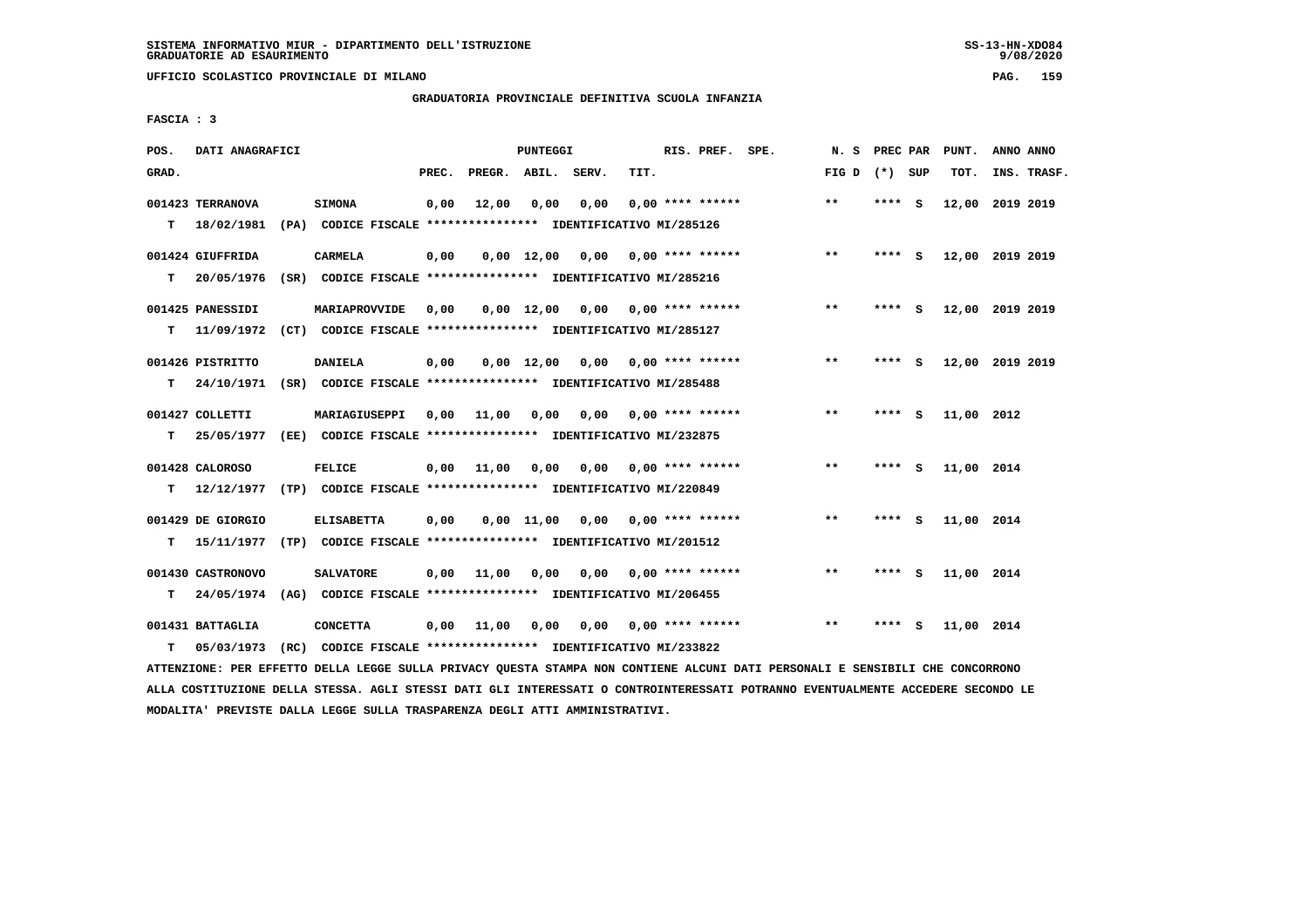SISTEMA INFORMATIVO MIUR - DIPARTIMENTO DELL'ISTRUZIONE
GRADUATORIE AD ESAURIMENTO

UFFICIO SCOLASTICO PROVINCIALE DI MILANO

GRADUATORIA PROVINCIALE DEFINITIVA SCUOLA INFANZIA

FASCIA : 3

| POS. GRAD. | DATI ANAGRAFICI | | PREC. | PREGR. | ABIL. | SERV. | TIT. | RIS. PREF. | SPE. | N. S FIG D | PREC PAR (*) | SUP | PUNT. TOT. | ANNO ANNO INS. TRASF. |
|---|---|---|---|---|---|---|---|---|---|---|---|---|---|---|
| 001423 | TERRANOVA | SIMONA | 0,00 | 12,00 | 0,00 | 0,00 | 0,00 | **** ****** | | ** | **** | S | 12,00 | 2019 2019 |
| T | 18/02/1981 (PA) | CODICE FISCALE **************** IDENTIFICATIVO MI/285126 | | | | | | | | | | | | |
| 001424 | GIUFFRIDA | CARMELA | 0,00 | 0,00 | 12,00 | 0,00 | 0,00 | **** ****** | | ** | **** | S | 12,00 | 2019 2019 |
| T | 20/05/1976 (SR) | CODICE FISCALE **************** IDENTIFICATIVO MI/285216 | | | | | | | | | | | | |
| 001425 | PANESSIDI | MARIAPROVVIDE | 0,00 | 0,00 | 12,00 | 0,00 | 0,00 | **** ****** | | ** | **** | S | 12,00 | 2019 2019 |
| T | 11/09/1972 (CT) | CODICE FISCALE **************** IDENTIFICATIVO MI/285127 | | | | | | | | | | | | |
| 001426 | PISTRITTO | DANIELA | 0,00 | 0,00 | 12,00 | 0,00 | 0,00 | **** ****** | | ** | **** | S | 12,00 | 2019 2019 |
| T | 24/10/1971 (SR) | CODICE FISCALE **************** IDENTIFICATIVO MI/285488 | | | | | | | | | | | | |
| 001427 | COLLETTI | MARIAGIUSEPPI | 0,00 | 11,00 | 0,00 | 0,00 | 0,00 | **** ****** | | ** | **** | S | 11,00 | 2012 |
| T | 25/05/1977 (EE) | CODICE FISCALE **************** IDENTIFICATIVO MI/232875 | | | | | | | | | | | | |
| 001428 | CALOROSO | FELICE | 0,00 | 11,00 | 0,00 | 0,00 | 0,00 | **** ****** | | ** | **** | S | 11,00 | 2014 |
| T | 12/12/1977 (TP) | CODICE FISCALE **************** IDENTIFICATIVO MI/220849 | | | | | | | | | | | | |
| 001429 | DE GIORGIO | ELISABETTA | 0,00 | 0,00 | 11,00 | 0,00 | 0,00 | **** ****** | | ** | **** | S | 11,00 | 2014 |
| T | 15/11/1977 (TP) | CODICE FISCALE **************** IDENTIFICATIVO MI/201512 | | | | | | | | | | | | |
| 001430 | CASTRONOVO | SALVATORE | 0,00 | 11,00 | 0,00 | 0,00 | 0,00 | **** ****** | | ** | **** | S | 11,00 | 2014 |
| T | 24/05/1974 (AG) | CODICE FISCALE **************** IDENTIFICATIVO MI/206455 | | | | | | | | | | | | |
| 001431 | BATTAGLIA | CONCETTA | 0,00 | 11,00 | 0,00 | 0,00 | 0,00 | **** ****** | | ** | **** | S | 11,00 | 2014 |
| T | 05/03/1973 (RC) | CODICE FISCALE **************** IDENTIFICATIVO MI/233822 | | | | | | | | | | | | |

ATTENZIONE: PER EFFETTO DELLA LEGGE SULLA PRIVACY QUESTA STAMPA NON CONTIENE ALCUNI DATI PERSONALI E SENSIBILI CHE CONCORRONO ALLA COSTITUZIONE DELLA STESSA. AGLI STESSI DATI GLI INTERESSATI O CONTROINTERESSATI POTRANNO EVENTUALMENTE ACCEDERE SECONDO LE MODALITA' PREVISTE DALLA LEGGE SULLA TRASPARENZA DEGLI ATTI AMMINISTRATIVI.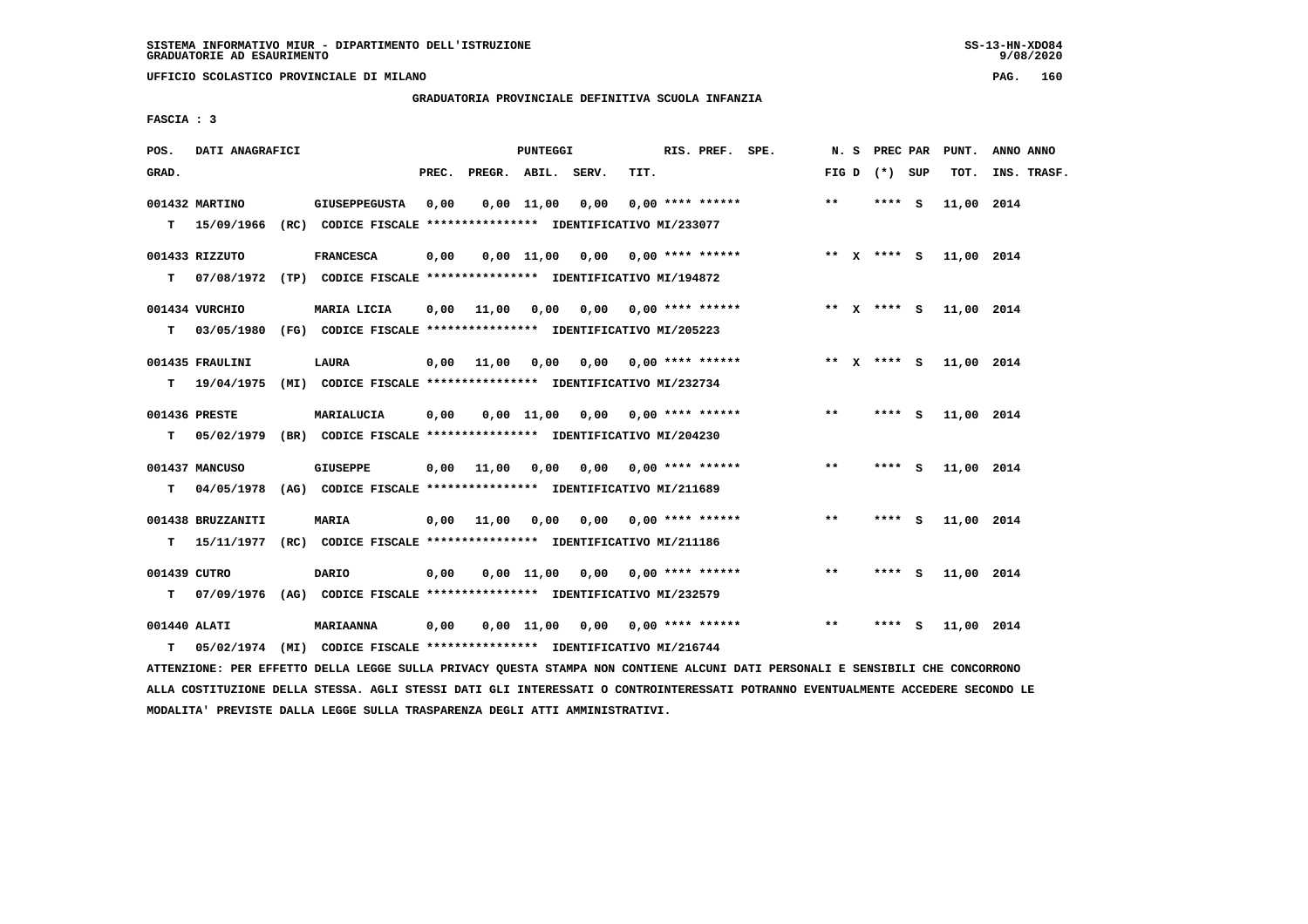SISTEMA INFORMATIVO MIUR - DIPARTIMENTO DELL'ISTRUZIONE
GRADUATORIE AD ESAURIMENTO

UFFICIO SCOLASTICO PROVINCIALE DI MILANO

GRADUATORIA PROVINCIALE DEFINITIVA SCUOLA INFANZIA

FASCIA : 3

| POS. GRAD. | DATI ANAGRAFICI | | PREC. | PREGR. | ABIL. | SERV. | TIT. | RIS. PREF. SPE. | N. S FIG D | PREC PAR (*) SUP | PUNT. TOT. | ANNO ANNO INS. TRASF. |
|---|---|---|---|---|---|---|---|---|---|---|---|---|
| 001432 | MARTINO | GIUSEPPEGUSTA | 0,00 | 0,00 | 11,00 | 0,00 | 0,00 | **** ****** | ** | **** S | 11,00 | 2014 |
| T | 15/09/1966 (RC) CODICE FISCALE **************** IDENTIFICATIVO MI/233077 | | | | | | | | | | | |
| 001433 | RIZZUTO | FRANCESCA | 0,00 | 0,00 | 11,00 | 0,00 | 0,00 | **** ****** | ** X | **** S | 11,00 | 2014 |
| T | 07/08/1972 (TP) CODICE FISCALE **************** IDENTIFICATIVO MI/194872 | | | | | | | | | | | |
| 001434 | VURCHIO | MARIA LICIA | 0,00 | 11,00 | 0,00 | 0,00 | 0,00 | **** ****** | ** X | **** S | 11,00 | 2014 |
| T | 03/05/1980 (FG) CODICE FISCALE **************** IDENTIFICATIVO MI/205223 | | | | | | | | | | | |
| 001435 | FRAULINI | LAURA | 0,00 | 11,00 | 0,00 | 0,00 | 0,00 | **** ****** | ** X | **** S | 11,00 | 2014 |
| T | 19/04/1975 (MI) CODICE FISCALE **************** IDENTIFICATIVO MI/232734 | | | | | | | | | | | |
| 001436 | PRESTE | MARIALUCIA | 0,00 | 0,00 | 11,00 | 0,00 | 0,00 | **** ****** | ** | **** S | 11,00 | 2014 |
| T | 05/02/1979 (BR) CODICE FISCALE **************** IDENTIFICATIVO MI/204230 | | | | | | | | | | | |
| 001437 | MANCUSO | GIUSEPPE | 0,00 | 11,00 | 0,00 | 0,00 | 0,00 | **** ****** | ** | **** S | 11,00 | 2014 |
| T | 04/05/1978 (AG) CODICE FISCALE **************** IDENTIFICATIVO MI/211689 | | | | | | | | | | | |
| 001438 | BRUZZANITI | MARIA | 0,00 | 11,00 | 0,00 | 0,00 | 0,00 | **** ****** | ** | **** S | 11,00 | 2014 |
| T | 15/11/1977 (RC) CODICE FISCALE **************** IDENTIFICATIVO MI/211186 | | | | | | | | | | | |
| 001439 | CUTRO | DARIO | 0,00 | 0,00 | 11,00 | 0,00 | 0,00 | **** ****** | ** | **** S | 11,00 | 2014 |
| T | 07/09/1976 (AG) CODICE FISCALE **************** IDENTIFICATIVO MI/232579 | | | | | | | | | | | |
| 001440 | ALATI | MARIAANNA | 0,00 | 0,00 | 11,00 | 0,00 | 0,00 | **** ****** | ** | **** S | 11,00 | 2014 |
| T | 05/02/1974 (MI) CODICE FISCALE **************** IDENTIFICATIVO MI/216744 | | | | | | | | | | | |

ATTENZIONE: PER EFFETTO DELLA LEGGE SULLA PRIVACY QUESTA STAMPA NON CONTIENE ALCUNI DATI PERSONALI E SENSIBILI CHE CONCORRONO ALLA COSTITUZIONE DELLA STESSA. AGLI STESSI DATI GLI INTERESSATI O CONTROINTERESSATI POTRANNO EVENTUALMENTE ACCEDERE SECONDO LE MODALITA' PREVISTE DALLA LEGGE SULLA TRASPARENZA DEGLI ATTI AMMINISTRATIVI.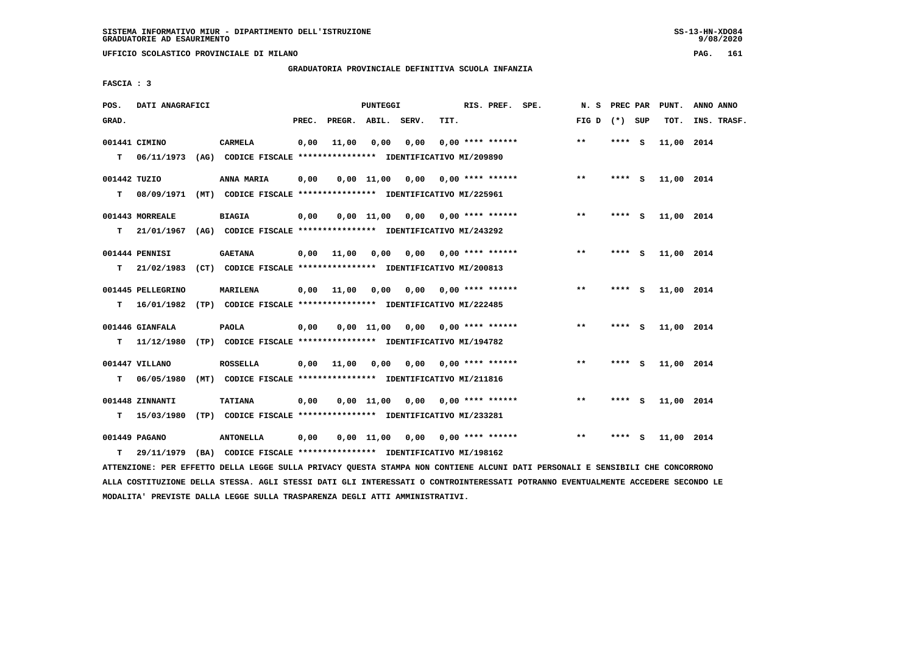SISTEMA INFORMATIVO MIUR - DIPARTIMENTO DELL'ISTRUZIONE
GRADUATORIE AD ESAURIMENTO

UFFICIO SCOLASTICO PROVINCIALE DI MILANO

GRADUATORIA PROVINCIALE DEFINITIVA SCUOLA INFANZIA

FASCIA : 3

| POS. GRAD. | DATI ANAGRAFICI | | PREC. | PREGR. | ABIL. | SERV. | TIT. | RIS. PREF. SPE. | N. S FIG D | PREC PAR (*) SUP | PUNT. TOT. | ANNO ANNO INS. TRASF. |
|---|---|---|---|---|---|---|---|---|---|---|---|---|
| 001441 | CIMINO | CARMELA | 0,00 | 11,00 | 0,00 | 0,00 | 0,00 | **** ****** | ** | **** S | 11,00 | 2014 |
| T | 06/11/1973 (AG) CODICE FISCALE **************** IDENTIFICATIVO MI/209890 | | | | | | | | | | | |
| 001442 | TUZIO | ANNA MARIA | 0,00 | 0,00 | 11,00 | 0,00 | 0,00 | **** ****** | ** | **** S | 11,00 | 2014 |
| T | 08/09/1971 (MT) CODICE FISCALE **************** IDENTIFICATIVO MI/225961 | | | | | | | | | | | |
| 001443 | MORREALE | BIAGIA | 0,00 | 0,00 | 11,00 | 0,00 | 0,00 | **** ****** | ** | **** S | 11,00 | 2014 |
| T | 21/01/1967 (AG) CODICE FISCALE **************** IDENTIFICATIVO MI/243292 | | | | | | | | | | | |
| 001444 | PENNISI | GAETANA | 0,00 | 11,00 | 0,00 | 0,00 | 0,00 | **** ****** | ** | **** S | 11,00 | 2014 |
| T | 21/02/1983 (CT) CODICE FISCALE **************** IDENTIFICATIVO MI/200813 | | | | | | | | | | | |
| 001445 | PELLEGRINO | MARILENA | 0,00 | 11,00 | 0,00 | 0,00 | 0,00 | **** ****** | ** | **** S | 11,00 | 2014 |
| T | 16/01/1982 (TP) CODICE FISCALE **************** IDENTIFICATIVO MI/222485 | | | | | | | | | | | |
| 001446 | GIANFALA | PAOLA | 0,00 | 0,00 | 11,00 | 0,00 | 0,00 | **** ****** | ** | **** S | 11,00 | 2014 |
| T | 11/12/1980 (TP) CODICE FISCALE **************** IDENTIFICATIVO MI/194782 | | | | | | | | | | | |
| 001447 | VILLANO | ROSSELLA | 0,00 | 11,00 | 0,00 | 0,00 | 0,00 | **** ****** | ** | **** S | 11,00 | 2014 |
| T | 06/05/1980 (MT) CODICE FISCALE **************** IDENTIFICATIVO MI/211816 | | | | | | | | | | | |
| 001448 | ZINNANTI | TATIANA | 0,00 | 0,00 | 11,00 | 0,00 | 0,00 | **** ****** | ** | **** S | 11,00 | 2014 |
| T | 15/03/1980 (TP) CODICE FISCALE **************** IDENTIFICATIVO MI/233281 | | | | | | | | | | | |
| 001449 | PAGANO | ANTONELLA | 0,00 | 0,00 | 11,00 | 0,00 | 0,00 | **** ****** | ** | **** S | 11,00 | 2014 |
| T | 29/11/1979 (BA) CODICE FISCALE **************** IDENTIFICATIVO MI/198162 | | | | | | | | | | | |

ATTENZIONE: PER EFFETTO DELLA LEGGE SULLA PRIVACY QUESTA STAMPA NON CONTIENE ALCUNI DATI PERSONALI E SENSIBILI CHE CONCORRONO ALLA COSTITUZIONE DELLA STESSA. AGLI STESSI DATI GLI INTERESSATI O CONTROINTERESSATI POTRANNO EVENTUALMENTE ACCEDERE SECONDO LE MODALITA' PREVISTE DALLA LEGGE SULLA TRASPARENZA DEGLI ATTI AMMINISTRATIVI.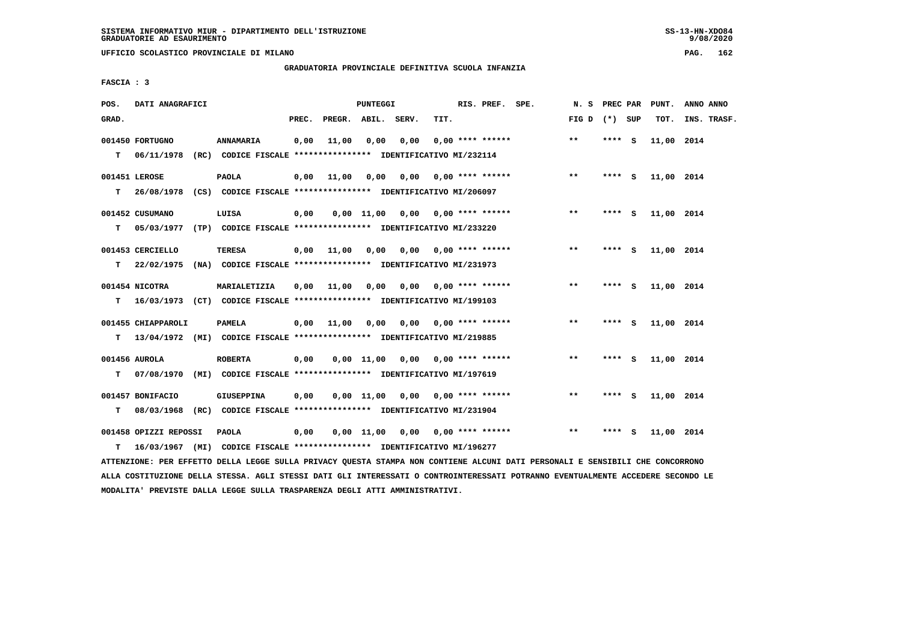SISTEMA INFORMATIVO MIUR - DIPARTIMENTO DELL'ISTRUZIONE
GRADUATORIE AD ESAURIMENTO

UFFICIO SCOLASTICO PROVINCIALE DI MILANO

GRADUATORIA PROVINCIALE DEFINITIVA SCUOLA INFANZIA

FASCIA : 3

| POS. GRAD. | DATI ANAGRAFICI | | PREC. | PREGR. | ABIL. | SERV. | TIT. | RIS. PREF. SPE. | N. S FIG D | PREC PAR (*) SUP | PUNT. TOT. | ANNO ANNO INS. TRASF. |
|---|---|---|---|---|---|---|---|---|---|---|---|---|
| 001450 | FORTUGNO | ANNAMARIA | 0,00 | 11,00 | 0,00 | 0,00 | 0,00 | **** ****** | ** | **** S | 11,00 | 2014 |
| T | 06/11/1978 (RC) CODICE FISCALE **************** IDENTIFICATIVO MI/232114 | | | | | | | | | | | |
| 001451 | LEROSE | PAOLA | 0,00 | 11,00 | 0,00 | 0,00 | 0,00 | **** ****** | ** | **** S | 11,00 | 2014 |
| T | 26/08/1978 (CS) CODICE FISCALE **************** IDENTIFICATIVO MI/206097 | | | | | | | | | | | |
| 001452 | CUSUMANO | LUISA | 0,00 | 0,00 | 11,00 | 0,00 | 0,00 | **** ****** | ** | **** S | 11,00 | 2014 |
| T | 05/03/1977 (TP) CODICE FISCALE **************** IDENTIFICATIVO MI/233220 | | | | | | | | | | | |
| 001453 | CERCIELLO | TERESA | 0,00 | 11,00 | 0,00 | 0,00 | 0,00 | **** ****** | ** | **** S | 11,00 | 2014 |
| T | 22/02/1975 (NA) CODICE FISCALE **************** IDENTIFICATIVO MI/231973 | | | | | | | | | | | |
| 001454 | NICOTRA | MARIALETIZIA | 0,00 | 11,00 | 0,00 | 0,00 | 0,00 | **** ****** | ** | **** S | 11,00 | 2014 |
| T | 16/03/1973 (CT) CODICE FISCALE **************** IDENTIFICATIVO MI/199103 | | | | | | | | | | | |
| 001455 | CHIAPPAROLI | PAMELA | 0,00 | 11,00 | 0,00 | 0,00 | 0,00 | **** ****** | ** | **** S | 11,00 | 2014 |
| T | 13/04/1972 (MI) CODICE FISCALE **************** IDENTIFICATIVO MI/219885 | | | | | | | | | | | |
| 001456 | AUROLA | ROBERTA | 0,00 | 0,00 | 11,00 | 0,00 | 0,00 | **** ****** | ** | **** S | 11,00 | 2014 |
| T | 07/08/1970 (MI) CODICE FISCALE **************** IDENTIFICATIVO MI/197619 | | | | | | | | | | | |
| 001457 | BONIFACIO | GIUSEPPINA | 0,00 | 0,00 | 11,00 | 0,00 | 0,00 | **** ****** | ** | **** S | 11,00 | 2014 |
| T | 08/03/1968 (RC) CODICE FISCALE **************** IDENTIFICATIVO MI/231904 | | | | | | | | | | | |
| 001458 | OPIZZI REPOSSI | PAOLA | 0,00 | 0,00 | 11,00 | 0,00 | 0,00 | **** ****** | ** | **** S | 11,00 | 2014 |
| T | 16/03/1967 (MI) CODICE FISCALE **************** IDENTIFICATIVO MI/196277 | | | | | | | | | | | |

ATTENZIONE: PER EFFETTO DELLA LEGGE SULLA PRIVACY QUESTA STAMPA NON CONTIENE ALCUNI DATI PERSONALI E SENSIBILI CHE CONCORRONO ALLA COSTITUZIONE DELLA STESSA. AGLI STESSI DATI GLI INTERESSATI O CONTROINTERESSATI POTRANNO EVENTUALMENTE ACCEDERE SECONDO LE MODALITA' PREVISTE DALLA LEGGE SULLA TRASPARENZA DEGLI ATTI AMMINISTRATIVI.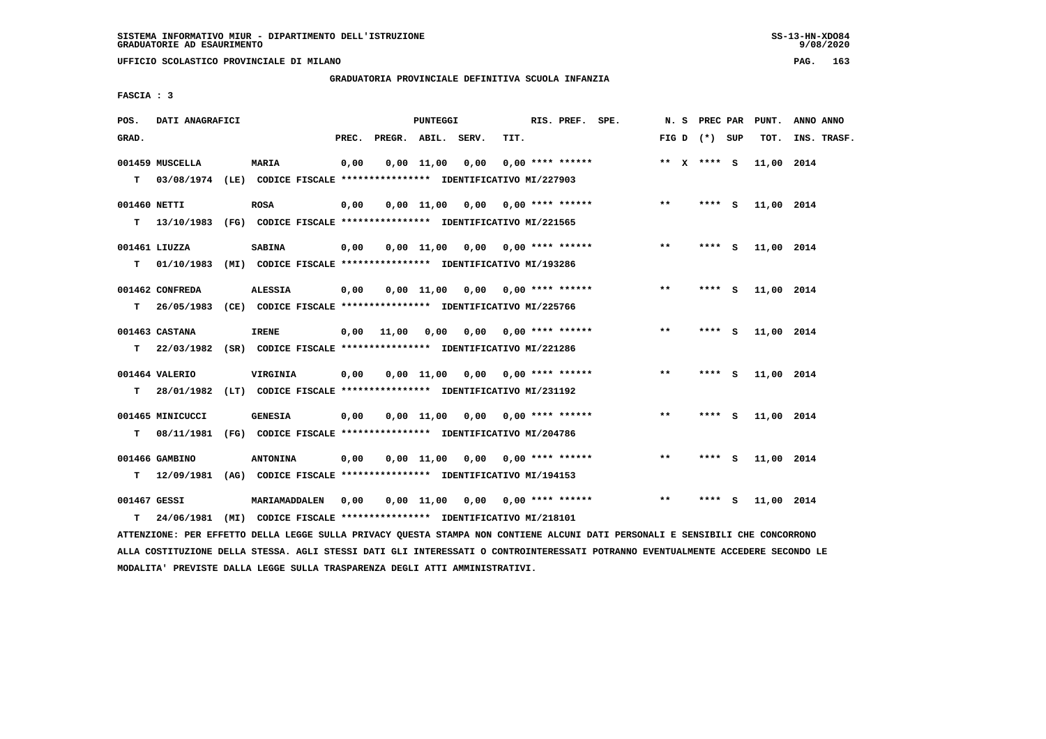SISTEMA INFORMATIVO MIUR - DIPARTIMENTO DELL'ISTRUZIONE
GRADUATORIE AD ESAURIMENTO

UFFICIO SCOLASTICO PROVINCIALE DI MILANO

GRADUATORIA PROVINCIALE DEFINITIVA SCUOLA INFANZIA

FASCIA : 3

| POS. GRAD. | DATI ANAGRAFICI | | PREC. | PREGR. | ABIL. | SERV. | TIT. | RIS. PREF. | N. S FIG D | PREC PAR (*) SUP | PUNT. TOT. | ANNO ANNO INS. TRASF. |
|---|---|---|---|---|---|---|---|---|---|---|---|---|
| 001459 | MUSCELLA | MARIA | 0,00 | 0,00 | 11,00 | 0,00 | 0,00 | **** ****** | ** X | **** S | 11,00 | 2014 |
| T | 03/08/1974 (LE) | CODICE FISCALE **************** IDENTIFICATIVO MI/227903 | | | | | | | | | | |
| 001460 | NETTI | ROSA | 0,00 | 0,00 | 11,00 | 0,00 | 0,00 | **** ****** | ** | **** S | 11,00 | 2014 |
| T | 13/10/1983 (FG) | CODICE FISCALE **************** IDENTIFICATIVO MI/221565 | | | | | | | | | | |
| 001461 | LIUZZA | SABINA | 0,00 | 0,00 | 11,00 | 0,00 | 0,00 | **** ****** | ** | **** S | 11,00 | 2014 |
| T | 01/10/1983 (MI) | CODICE FISCALE **************** IDENTIFICATIVO MI/193286 | | | | | | | | | | |
| 001462 | CONFREDA | ALESSIA | 0,00 | 0,00 | 11,00 | 0,00 | 0,00 | **** ****** | ** | **** S | 11,00 | 2014 |
| T | 26/05/1983 (CE) | CODICE FISCALE **************** IDENTIFICATIVO MI/225766 | | | | | | | | | | |
| 001463 | CASTANA | IRENE | 0,00 | 11,00 | 0,00 | 0,00 | 0,00 | **** ****** | ** | **** S | 11,00 | 2014 |
| T | 22/03/1982 (SR) | CODICE FISCALE **************** IDENTIFICATIVO MI/221286 | | | | | | | | | | |
| 001464 | VALERIO | VIRGINIA | 0,00 | 0,00 | 11,00 | 0,00 | 0,00 | **** ****** | ** | **** S | 11,00 | 2014 |
| T | 28/01/1982 (LT) | CODICE FISCALE **************** IDENTIFICATIVO MI/231192 | | | | | | | | | | |
| 001465 | MINICUCCI | GENESIA | 0,00 | 0,00 | 11,00 | 0,00 | 0,00 | **** ****** | ** | **** S | 11,00 | 2014 |
| T | 08/11/1981 (FG) | CODICE FISCALE **************** IDENTIFICATIVO MI/204786 | | | | | | | | | | |
| 001466 | GAMBINO | ANTONINA | 0,00 | 0,00 | 11,00 | 0,00 | 0,00 | **** ****** | ** | **** S | 11,00 | 2014 |
| T | 12/09/1981 (AG) | CODICE FISCALE **************** IDENTIFICATIVO MI/194153 | | | | | | | | | | |
| 001467 | GESSI | MARIAMADDALEN | 0,00 | 0,00 | 11,00 | 0,00 | 0,00 | **** ****** | ** | **** S | 11,00 | 2014 |
| T | 24/06/1981 (MI) | CODICE FISCALE **************** IDENTIFICATIVO MI/218101 | | | | | | | | | | |

ATTENZIONE: PER EFFETTO DELLA LEGGE SULLA PRIVACY QUESTA STAMPA NON CONTIENE ALCUNI DATI PERSONALI E SENSIBILI CHE CONCORRONO ALLA COSTITUZIONE DELLA STESSA. AGLI STESSI DATI GLI INTERESSATI O CONTROINTERESSATI POTRANNO EVENTUALMENTE ACCEDERE SECONDO LE MODALITA' PREVISTE DALLA LEGGE SULLA TRASPARENZA DEGLI ATTI AMMINISTRATIVI.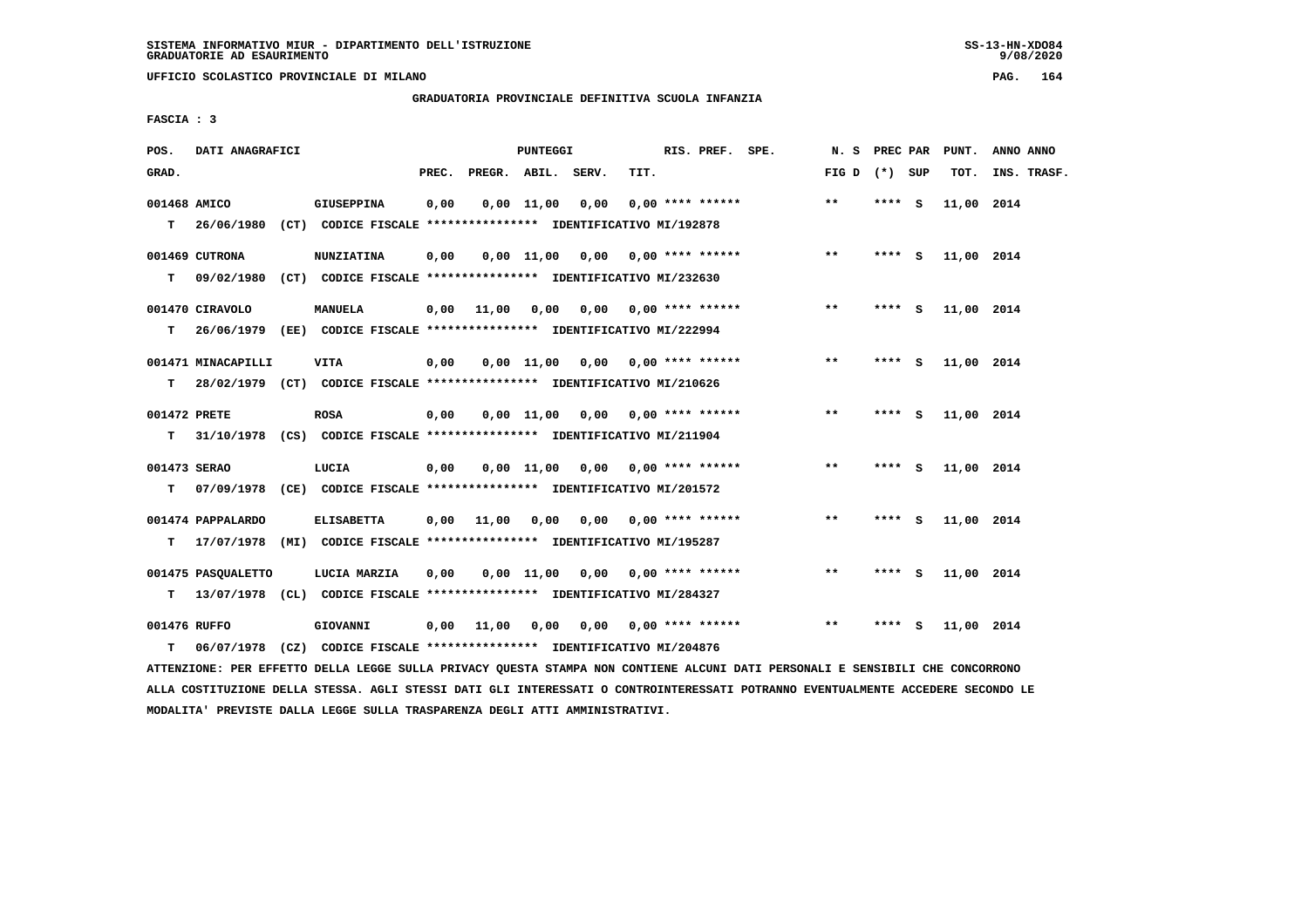SISTEMA INFORMATIVO MIUR - DIPARTIMENTO DELL'ISTRUZIONE
GRADUATORIE AD ESAURIMENTO

UFFICIO SCOLASTICO PROVINCIALE DI MILANO

GRADUATORIA PROVINCIALE DEFINITIVA SCUOLA INFANZIA

FASCIA : 3

| POS. GRAD. | DATI ANAGRAFICI | | PREC. | PREGR. | ABIL. | SERV. | TIT. | RIS. PREF. | SPE. | N. S FIG D | PREC PAR (*) | SUP | PUNT. TOT. | ANNO INS. | ANNO TRASF. |
|---|---|---|---|---|---|---|---|---|---|---|---|---|---|---|---|
| 001468 | AMICO | GIUSEPPINA | 0,00 | 0,00 | 11,00 | 0,00 | 0,00 | **** ****** | | ** | **** | S | 11,00 | 2014 | |
| T | 26/06/1980 (CT) CODICE FISCALE **************** IDENTIFICATIVO MI/192878 | | | | | | | | | | | | | | |
| 001469 | CUTRONA | NUNZIATINA | 0,00 | 0,00 | 11,00 | 0,00 | 0,00 | **** ****** | | ** | **** | S | 11,00 | 2014 | |
| T | 09/02/1980 (CT) CODICE FISCALE **************** IDENTIFICATIVO MI/232630 | | | | | | | | | | | | | | |
| 001470 | CIRAVOLO | MANUELA | 0,00 | 11,00 | 0,00 | 0,00 | 0,00 | **** ****** | | ** | **** | S | 11,00 | 2014 | |
| T | 26/06/1979 (EE) CODICE FISCALE **************** IDENTIFICATIVO MI/222994 | | | | | | | | | | | | | | |
| 001471 | MINACAPILLI | VITA | 0,00 | 0,00 | 11,00 | 0,00 | 0,00 | **** ****** | | ** | **** | S | 11,00 | 2014 | |
| T | 28/02/1979 (CT) CODICE FISCALE **************** IDENTIFICATIVO MI/210626 | | | | | | | | | | | | | | |
| 001472 | PRETE | ROSA | 0,00 | 0,00 | 11,00 | 0,00 | 0,00 | **** ****** | | ** | **** | S | 11,00 | 2014 | |
| T | 31/10/1978 (CS) CODICE FISCALE **************** IDENTIFICATIVO MI/211904 | | | | | | | | | | | | | | |
| 001473 | SERAO | LUCIA | 0,00 | 0,00 | 11,00 | 0,00 | 0,00 | **** ****** | | ** | **** | S | 11,00 | 2014 | |
| T | 07/09/1978 (CE) CODICE FISCALE **************** IDENTIFICATIVO MI/201572 | | | | | | | | | | | | | | |
| 001474 | PAPPALARDO | ELISABETTA | 0,00 | 11,00 | 0,00 | 0,00 | 0,00 | **** ****** | | ** | **** | S | 11,00 | 2014 | |
| T | 17/07/1978 (MI) CODICE FISCALE **************** IDENTIFICATIVO MI/195287 | | | | | | | | | | | | | | |
| 001475 | PASQUALETTO | LUCIA MARZIA | 0,00 | 0,00 | 11,00 | 0,00 | 0,00 | **** ****** | | ** | **** | S | 11,00 | 2014 | |
| T | 13/07/1978 (CL) CODICE FISCALE **************** IDENTIFICATIVO MI/284327 | | | | | | | | | | | | | | |
| 001476 | RUFFO | GIOVANNI | 0,00 | 11,00 | 0,00 | 0,00 | 0,00 | **** ****** | | ** | **** | S | 11,00 | 2014 | |
| T | 06/07/1978 (CZ) CODICE FISCALE **************** IDENTIFICATIVO MI/204876 | | | | | | | | | | | | | | |

ATTENZIONE: PER EFFETTO DELLA LEGGE SULLA PRIVACY QUESTA STAMPA NON CONTIENE ALCUNI DATI PERSONALI E SENSIBILI CHE CONCORRONO ALLA COSTITUZIONE DELLA STESSA. AGLI STESSI DATI GLI INTERESSATI O CONTROINTERESSATI POTRANNO EVENTUALMENTE ACCEDERE SECONDO LE MODALITA' PREVISTE DALLA LEGGE SULLA TRASPARENZA DEGLI ATTI AMMINISTRATIVI.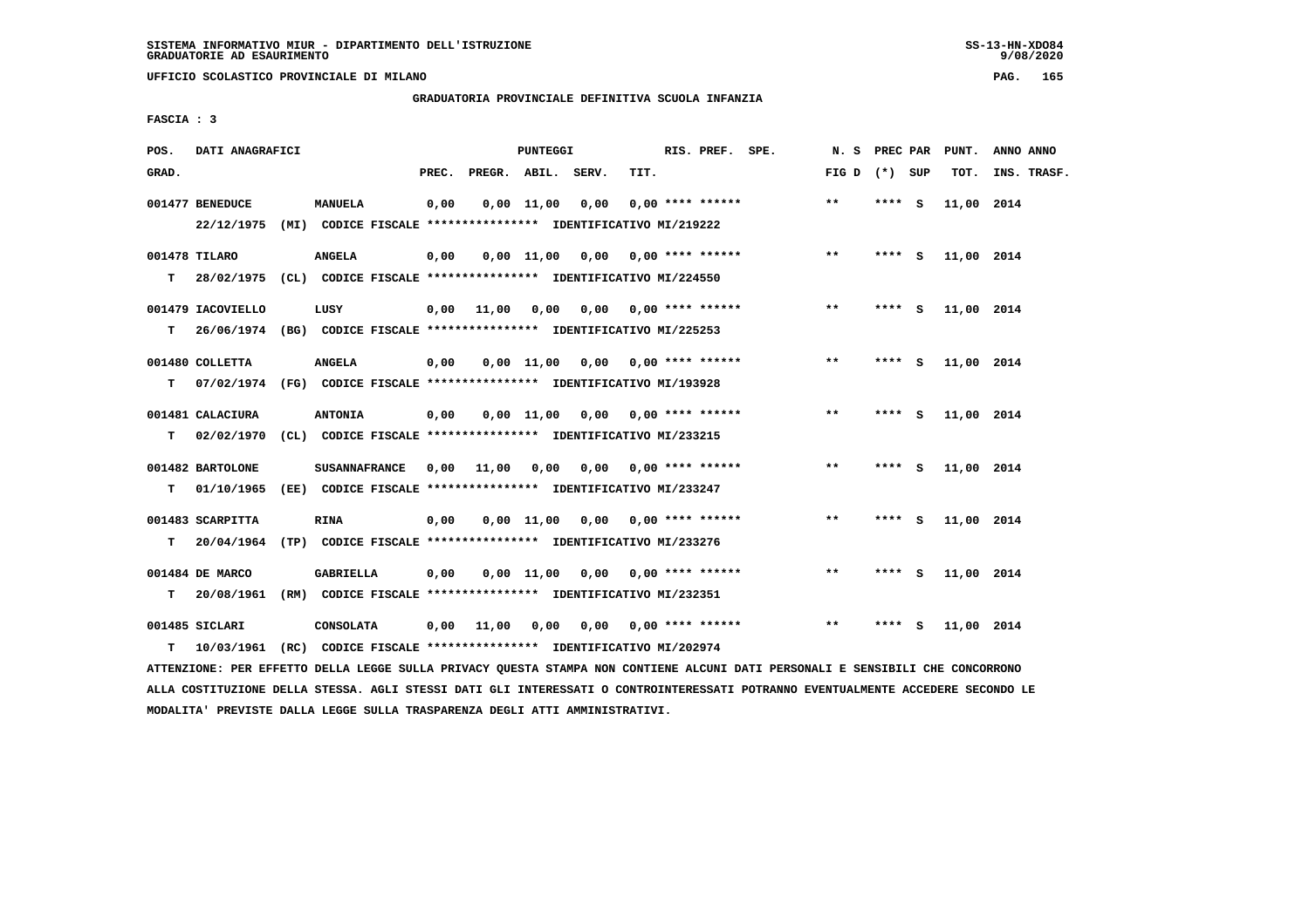SISTEMA INFORMATIVO MIUR - DIPARTIMENTO DELL'ISTRUZIONE
GRADUATORIE AD ESAURIMENTO

UFFICIO SCOLASTICO PROVINCIALE DI MILANO

GRADUATORIA PROVINCIALE DEFINITIVA SCUOLA INFANZIA

FASCIA : 3

| POS. GRAD. | DATI ANAGRAFICI | | PREC. | PREGR. | ABIL. | SERV. | TIT. | RIS. PREF. SPE. | N. S FIG D | PREC PAR (*) SUP | PUNT. TOT. | ANNO ANNO INS. TRASF. |
|---|---|---|---|---|---|---|---|---|---|---|---|---|
| 001477 | BENEDUCE | MANUELA | 0,00 | 0,00 | 11,00 | 0,00 | 0,00 | **** ****** | ** | **** S | 11,00 | 2014 |
| | 22/12/1975 (MI) CODICE FISCALE **************** IDENTIFICATIVO MI/219222 | | | | | | | | | | | |
| 001478 | TILARO | ANGELA | 0,00 | 0,00 | 11,00 | 0,00 | 0,00 | **** ****** | ** | **** S | 11,00 | 2014 |
| T | 28/02/1975 (CL) CODICE FISCALE **************** IDENTIFICATIVO MI/224550 | | | | | | | | | | | |
| 001479 | IACOVIELLO | LUSY | 0,00 | 11,00 | 0,00 | 0,00 | 0,00 | **** ****** | ** | **** S | 11,00 | 2014 |
| T | 26/06/1974 (BG) CODICE FISCALE **************** IDENTIFICATIVO MI/225253 | | | | | | | | | | | |
| 001480 | COLLETTA | ANGELA | 0,00 | 0,00 | 11,00 | 0,00 | 0,00 | **** ****** | ** | **** S | 11,00 | 2014 |
| T | 07/02/1974 (FG) CODICE FISCALE **************** IDENTIFICATIVO MI/193928 | | | | | | | | | | | |
| 001481 | CALACIURA | ANTONIA | 0,00 | 0,00 | 11,00 | 0,00 | 0,00 | **** ****** | ** | **** S | 11,00 | 2014 |
| T | 02/02/1970 (CL) CODICE FISCALE **************** IDENTIFICATIVO MI/233215 | | | | | | | | | | | |
| 001482 | BARTOLONE | SUSANNAFRANCE | 0,00 | 11,00 | 0,00 | 0,00 | 0,00 | **** ****** | ** | **** S | 11,00 | 2014 |
| T | 01/10/1965 (EE) CODICE FISCALE **************** IDENTIFICATIVO MI/233247 | | | | | | | | | | | |
| 001483 | SCARPITTA | RINA | 0,00 | 0,00 | 11,00 | 0,00 | 0,00 | **** ****** | ** | **** S | 11,00 | 2014 |
| T | 20/04/1964 (TP) CODICE FISCALE **************** IDENTIFICATIVO MI/233276 | | | | | | | | | | | |
| 001484 | DE MARCO | GABRIELLA | 0,00 | 0,00 | 11,00 | 0,00 | 0,00 | **** ****** | ** | **** S | 11,00 | 2014 |
| T | 20/08/1961 (RM) CODICE FISCALE **************** IDENTIFICATIVO MI/232351 | | | | | | | | | | | |
| 001485 | SICLARI | CONSOLATA | 0,00 | 11,00 | 0,00 | 0,00 | 0,00 | **** ****** | ** | **** S | 11,00 | 2014 |
| T | 10/03/1961 (RC) CODICE FISCALE **************** IDENTIFICATIVO MI/202974 | | | | | | | | | | | |

ATTENZIONE: PER EFFETTO DELLA LEGGE SULLA PRIVACY QUESTA STAMPA NON CONTIENE ALCUNI DATI PERSONALI E SENSIBILI CHE CONCORRONO ALLA COSTITUZIONE DELLA STESSA. AGLI STESSI DATI GLI INTERESSATI O CONTROINTERESSATI POTRANNO EVENTUALMENTE ACCEDERE SECONDO LE MODALITA' PREVISTE DALLA LEGGE SULLA TRASPARENZA DEGLI ATTI AMMINISTRATIVI.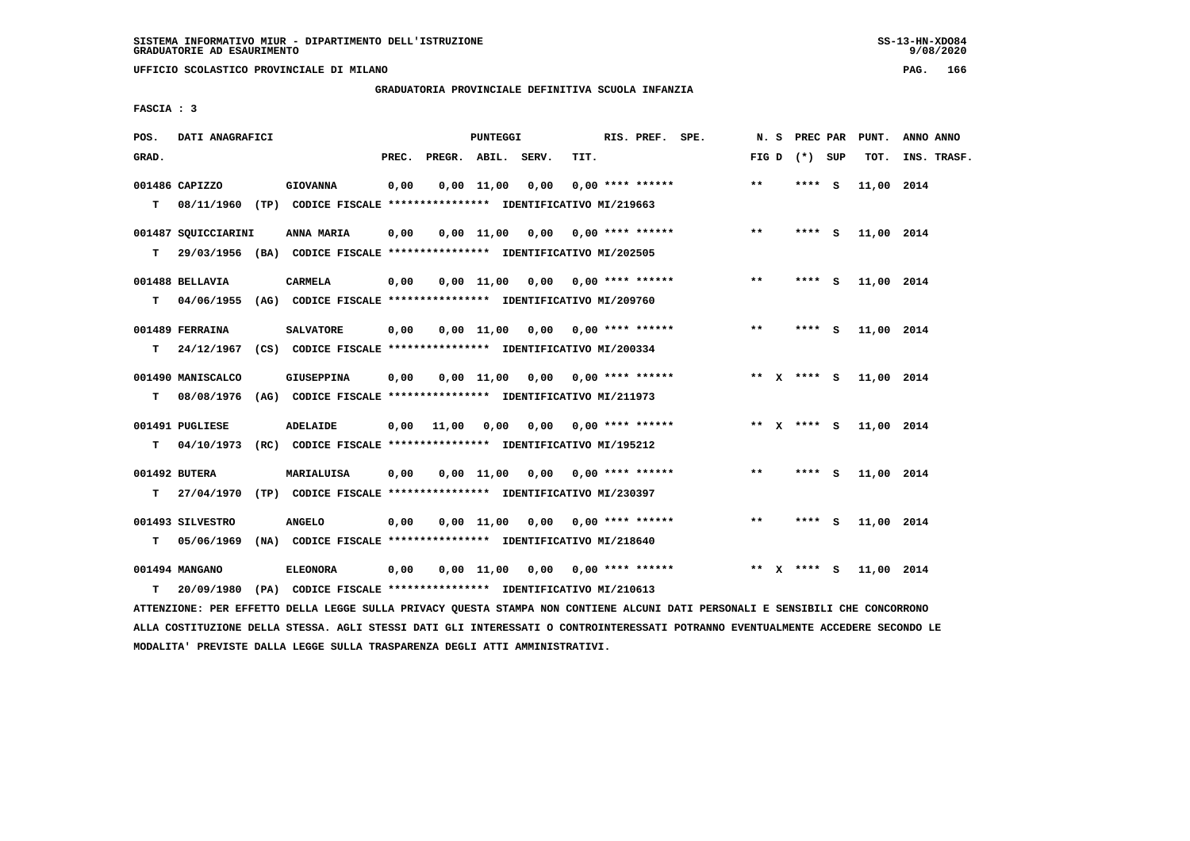SISTEMA INFORMATIVO MIUR - DIPARTIMENTO DELL'ISTRUZIONE
GRADUATORIE AD ESAURIMENTO

UFFICIO SCOLASTICO PROVINCIALE DI MILANO

GRADUATORIA PROVINCIALE DEFINITIVA SCUOLA INFANZIA

FASCIA : 3

| POS. GRAD. | DATI ANAGRAFICI | | PREC. | PREGR. | ABIL. | SERV. | TIT. | RIS. PREF. SPE. | N. S FIG D | PREC PAR (*) SUP | PUNT. TOT. | ANNO ANNO INS. TRASF. |
|---|---|---|---|---|---|---|---|---|---|---|---|---|
| 001486 | CAPIZZO | GIOVANNA | 0,00 | 0,00 | 11,00 | 0,00 | 0,00 | **** ****** | ** | **** S | 11,00 | 2014 |
| T | 08/11/1960 (TP) CODICE FISCALE **************** IDENTIFICATIVO MI/219663 | | | | | | | | | | | |
| 001487 | SQUICCIARINI | ANNA MARIA | 0,00 | 0,00 | 11,00 | 0,00 | 0,00 | **** ****** | ** | **** S | 11,00 | 2014 |
| T | 29/03/1956 (BA) CODICE FISCALE **************** IDENTIFICATIVO MI/202505 | | | | | | | | | | | |
| 001488 | BELLAVIA | CARMELA | 0,00 | 0,00 | 11,00 | 0,00 | 0,00 | **** ****** | ** | **** S | 11,00 | 2014 |
| T | 04/06/1955 (AG) CODICE FISCALE **************** IDENTIFICATIVO MI/209760 | | | | | | | | | | | |
| 001489 | FERRAINA | SALVATORE | 0,00 | 0,00 | 11,00 | 0,00 | 0,00 | **** ****** | ** | **** S | 11,00 | 2014 |
| T | 24/12/1967 (CS) CODICE FISCALE **************** IDENTIFICATIVO MI/200334 | | | | | | | | | | | |
| 001490 | MANISCALCO | GIUSEPPINA | 0,00 | 0,00 | 11,00 | 0,00 | 0,00 | **** ****** | ** X | **** S | 11,00 | 2014 |
| T | 08/08/1976 (AG) CODICE FISCALE **************** IDENTIFICATIVO MI/211973 | | | | | | | | | | | |
| 001491 | PUGLIESE | ADELAIDE | 0,00 | 11,00 | 0,00 | 0,00 | 0,00 | **** ****** | ** X | **** S | 11,00 | 2014 |
| T | 04/10/1973 (RC) CODICE FISCALE **************** IDENTIFICATIVO MI/195212 | | | | | | | | | | | |
| 001492 | BUTERA | MARIALUISA | 0,00 | 0,00 | 11,00 | 0,00 | 0,00 | **** ****** | ** | **** S | 11,00 | 2014 |
| T | 27/04/1970 (TP) CODICE FISCALE **************** IDENTIFICATIVO MI/230397 | | | | | | | | | | | |
| 001493 | SILVESTRO | ANGELO | 0,00 | 0,00 | 11,00 | 0,00 | 0,00 | **** ****** | ** | **** S | 11,00 | 2014 |
| T | 05/06/1969 (NA) CODICE FISCALE **************** IDENTIFICATIVO MI/218640 | | | | | | | | | | | |
| 001494 | MANGANO | ELEONORA | 0,00 | 0,00 | 11,00 | 0,00 | 0,00 | **** ****** | ** X | **** S | 11,00 | 2014 |
| T | 20/09/1980 (PA) CODICE FISCALE **************** IDENTIFICATIVO MI/210613 | | | | | | | | | | | |

ATTENZIONE: PER EFFETTO DELLA LEGGE SULLA PRIVACY QUESTA STAMPA NON CONTIENE ALCUNI DATI PERSONALI E SENSIBILI CHE CONCORRONO ALLA COSTITUZIONE DELLA STESSA. AGLI STESSI DATI GLI INTERESSATI O CONTROINTERESSATI POTRANNO EVENTUALMENTE ACCEDERE SECONDO LE MODALITA' PREVISTE DALLA LEGGE SULLA TRASPARENZA DEGLI ATTI AMMINISTRATIVI.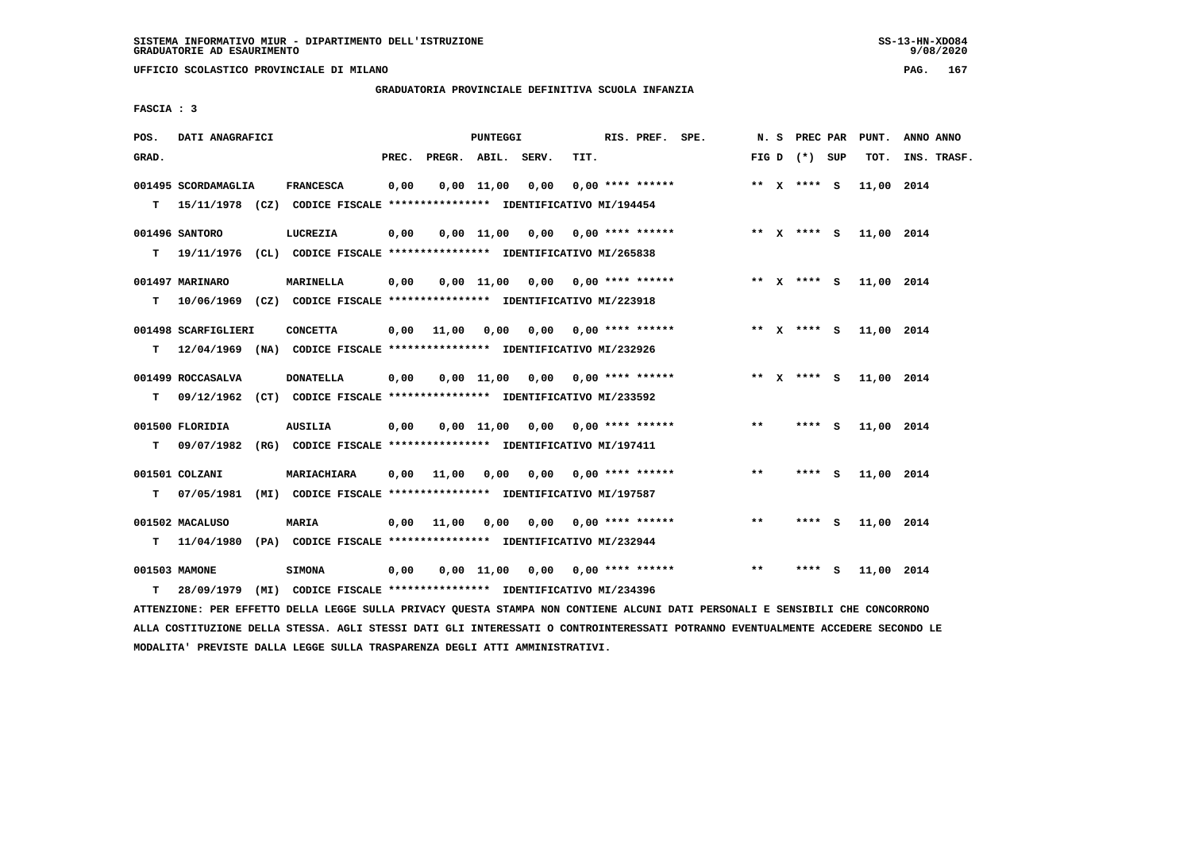SISTEMA INFORMATIVO MIUR - DIPARTIMENTO DELL'ISTRUZIONE
GRADUATORIE AD ESAURIMENTO

UFFICIO SCOLASTICO PROVINCIALE DI MILANO

GRADUATORIA PROVINCIALE DEFINITIVA SCUOLA INFANZIA

FASCIA : 3

| POS. GRAD. | DATI ANAGRAFICI | | PREC. | PREGR. | ABIL. | SERV. | TIT. | RIS. PREF. SPE. | N. S FIG D | PREC PAR (*) SUP | PUNT. TOT. | ANNO ANNO INS. TRASF. |
|---|---|---|---|---|---|---|---|---|---|---|---|---|
| 001495 | SCORDAMAGLIA | FRANCESCA | 0,00 | 0,00 | 11,00 | 0,00 | 0,00 | **** ****** | ** X | **** S | 11,00 | 2014 |
| T | 15/11/1978 (CZ) | CODICE FISCALE **************** IDENTIFICATIVO MI/194454 | | | | | | | | | | |
| 001496 | SANTORO | LUCREZIA | 0,00 | 0,00 | 11,00 | 0,00 | 0,00 | **** ****** | ** X | **** S | 11,00 | 2014 |
| T | 19/11/1976 (CL) | CODICE FISCALE **************** IDENTIFICATIVO MI/265838 | | | | | | | | | | |
| 001497 | MARINARO | MARINELLA | 0,00 | 0,00 | 11,00 | 0,00 | 0,00 | **** ****** | ** X | **** S | 11,00 | 2014 |
| T | 10/06/1969 (CZ) | CODICE FISCALE **************** IDENTIFICATIVO MI/223918 | | | | | | | | | | |
| 001498 | SCARFIGLIERI | CONCETTA | 0,00 | 11,00 | 0,00 | 0,00 | 0,00 | **** ****** | ** X | **** S | 11,00 | 2014 |
| T | 12/04/1969 (NA) | CODICE FISCALE **************** IDENTIFICATIVO MI/232926 | | | | | | | | | | |
| 001499 | ROCCASALVA | DONATELLA | 0,00 | 0,00 | 11,00 | 0,00 | 0,00 | **** ****** | ** X | **** S | 11,00 | 2014 |
| T | 09/12/1962 (CT) | CODICE FISCALE **************** IDENTIFICATIVO MI/233592 | | | | | | | | | | |
| 001500 | FLORIDIA | AUSILIA | 0,00 | 0,00 | 11,00 | 0,00 | 0,00 | **** ****** | ** | **** S | 11,00 | 2014 |
| T | 09/07/1982 (RG) | CODICE FISCALE **************** IDENTIFICATIVO MI/197411 | | | | | | | | | | |
| 001501 | COLZANI | MARIACHIARA | 0,00 | 11,00 | 0,00 | 0,00 | 0,00 | **** ****** | ** | **** S | 11,00 | 2014 |
| T | 07/05/1981 (MI) | CODICE FISCALE **************** IDENTIFICATIVO MI/197587 | | | | | | | | | | |
| 001502 | MACALUSO | MARIA | 0,00 | 11,00 | 0,00 | 0,00 | 0,00 | **** ****** | ** | **** S | 11,00 | 2014 |
| T | 11/04/1980 (PA) | CODICE FISCALE **************** IDENTIFICATIVO MI/232944 | | | | | | | | | | |
| 001503 | MAMONE | SIMONA | 0,00 | 0,00 | 11,00 | 0,00 | 0,00 | **** ****** | ** | **** S | 11,00 | 2014 |
| T | 28/09/1979 (MI) | CODICE FISCALE **************** IDENTIFICATIVO MI/234396 | | | | | | | | | | |

ATTENZIONE: PER EFFETTO DELLA LEGGE SULLA PRIVACY QUESTA STAMPA NON CONTIENE ALCUNI DATI PERSONALI E SENSIBILI CHE CONCORRONO ALLA COSTITUZIONE DELLA STESSA. AGLI STESSI DATI GLI INTERESSATI O CONTROINTERESSATI POTRANNO EVENTUALMENTE ACCEDERE SECONDO LE MODALITA' PREVISTE DALLA LEGGE SULLA TRASPARENZA DEGLI ATTI AMMINISTRATIVI.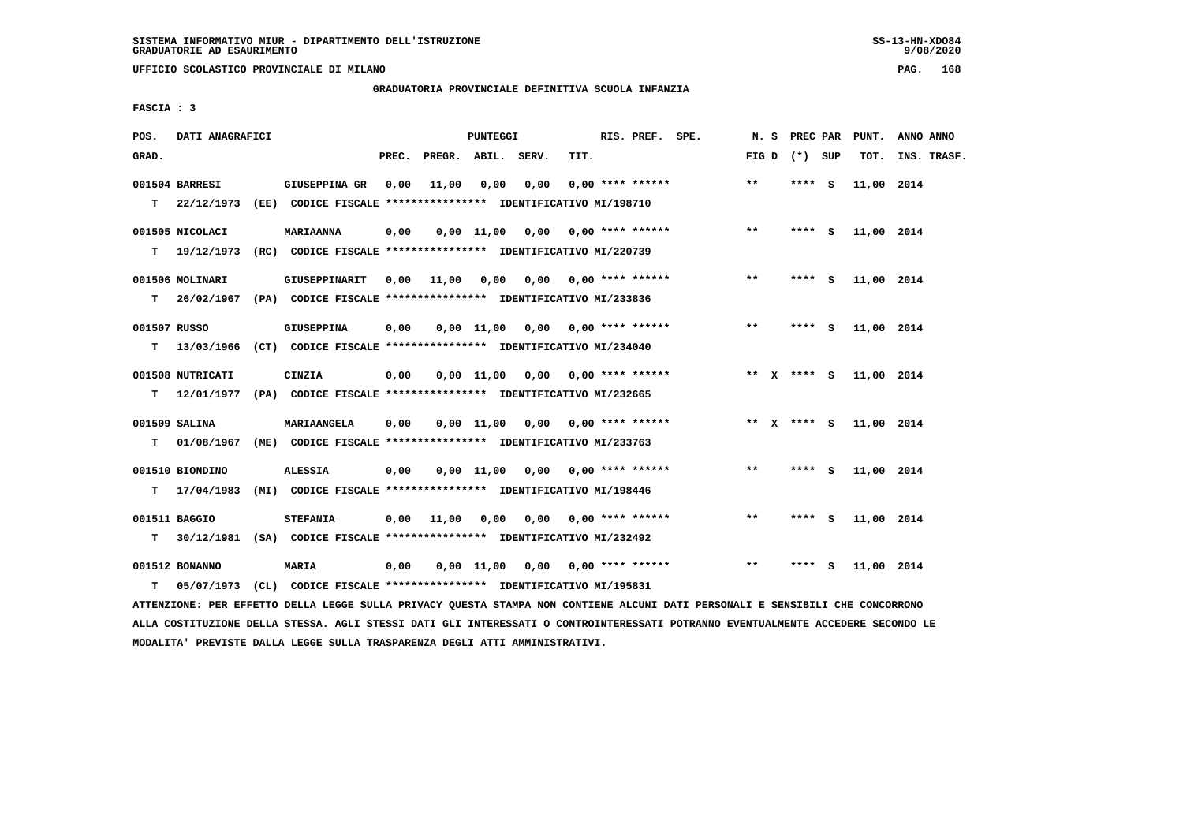SISTEMA INFORMATIVO MIUR - DIPARTIMENTO DELL'ISTRUZIONE
GRADUATORIE AD ESAURIMENTO

UFFICIO SCOLASTICO PROVINCIALE DI MILANO

GRADUATORIA PROVINCIALE DEFINITIVA SCUOLA INFANZIA

FASCIA : 3

| POS. GRAD. | DATI ANAGRAFICI | | PREC. | PREGR. | ABIL. | SERV. | TIT. | RIS. PREF. SPE. | N. S FIG D | PREC PAR (*) SUP | PUNT. TOT. | ANNO ANNO INS. TRASF. |
|---|---|---|---|---|---|---|---|---|---|---|---|---|
| 001504 | BARRESI | GIUSEPPINA GR | 0,00 | 11,00 | 0,00 | 0,00 | 0,00 | **** ****** | ** | **** S | 11,00 | 2014 |
| T | 22/12/1973 (EE) CODICE FISCALE **************** IDENTIFICATIVO MI/198710 | | | | | | | | | | | |
| 001505 | NICOLACI | MARIAANNA | 0,00 | 0,00 | 11,00 | 0,00 | 0,00 | **** ****** | ** | **** S | 11,00 | 2014 |
| T | 19/12/1973 (RC) CODICE FISCALE **************** IDENTIFICATIVO MI/220739 | | | | | | | | | | | |
| 001506 | MOLINARI | GIUSEPPINARIT | 0,00 | 11,00 | 0,00 | 0,00 | 0,00 | **** ****** | ** | **** S | 11,00 | 2014 |
| T | 26/02/1967 (PA) CODICE FISCALE **************** IDENTIFICATIVO MI/233836 | | | | | | | | | | | |
| 001507 | RUSSO | GIUSEPPINA | 0,00 | 0,00 | 11,00 | 0,00 | 0,00 | **** ****** | ** | **** S | 11,00 | 2014 |
| T | 13/03/1966 (CT) CODICE FISCALE **************** IDENTIFICATIVO MI/234040 | | | | | | | | | | | |
| 001508 | NUTRICATI | CINZIA | 0,00 | 0,00 | 11,00 | 0,00 | 0,00 | **** ****** | ** X | **** S | 11,00 | 2014 |
| T | 12/01/1977 (PA) CODICE FISCALE **************** IDENTIFICATIVO MI/232665 | | | | | | | | | | | |
| 001509 | SALINA | MARIAANGELA | 0,00 | 0,00 | 11,00 | 0,00 | 0,00 | **** ****** | ** X | **** S | 11,00 | 2014 |
| T | 01/08/1967 (ME) CODICE FISCALE **************** IDENTIFICATIVO MI/233763 | | | | | | | | | | | |
| 001510 | BIONDINO | ALESSIA | 0,00 | 0,00 | 11,00 | 0,00 | 0,00 | **** ****** | ** | **** S | 11,00 | 2014 |
| T | 17/04/1983 (MI) CODICE FISCALE **************** IDENTIFICATIVO MI/198446 | | | | | | | | | | | |
| 001511 | BAGGIO | STEFANIA | 0,00 | 11,00 | 0,00 | 0,00 | 0,00 | **** ****** | ** | **** S | 11,00 | 2014 |
| T | 30/12/1981 (SA) CODICE FISCALE **************** IDENTIFICATIVO MI/232492 | | | | | | | | | | | |
| 001512 | BONANNO | MARIA | 0,00 | 0,00 | 11,00 | 0,00 | 0,00 | **** ****** | ** | **** S | 11,00 | 2014 |
| T | 05/07/1973 (CL) CODICE FISCALE **************** IDENTIFICATIVO MI/195831 | | | | | | | | | | | |

ATTENZIONE: PER EFFETTO DELLA LEGGE SULLA PRIVACY QUESTA STAMPA NON CONTIENE ALCUNI DATI PERSONALI E SENSIBILI CHE CONCORRONO ALLA COSTITUZIONE DELLA STESSA. AGLI STESSI DATI GLI INTERESSATI O CONTROINTERESSATI POTRANNO EVENTUALMENTE ACCEDERE SECONDO LE MODALITA' PREVISTE DALLA LEGGE SULLA TRASPARENZA DEGLI ATTI AMMINISTRATIVI.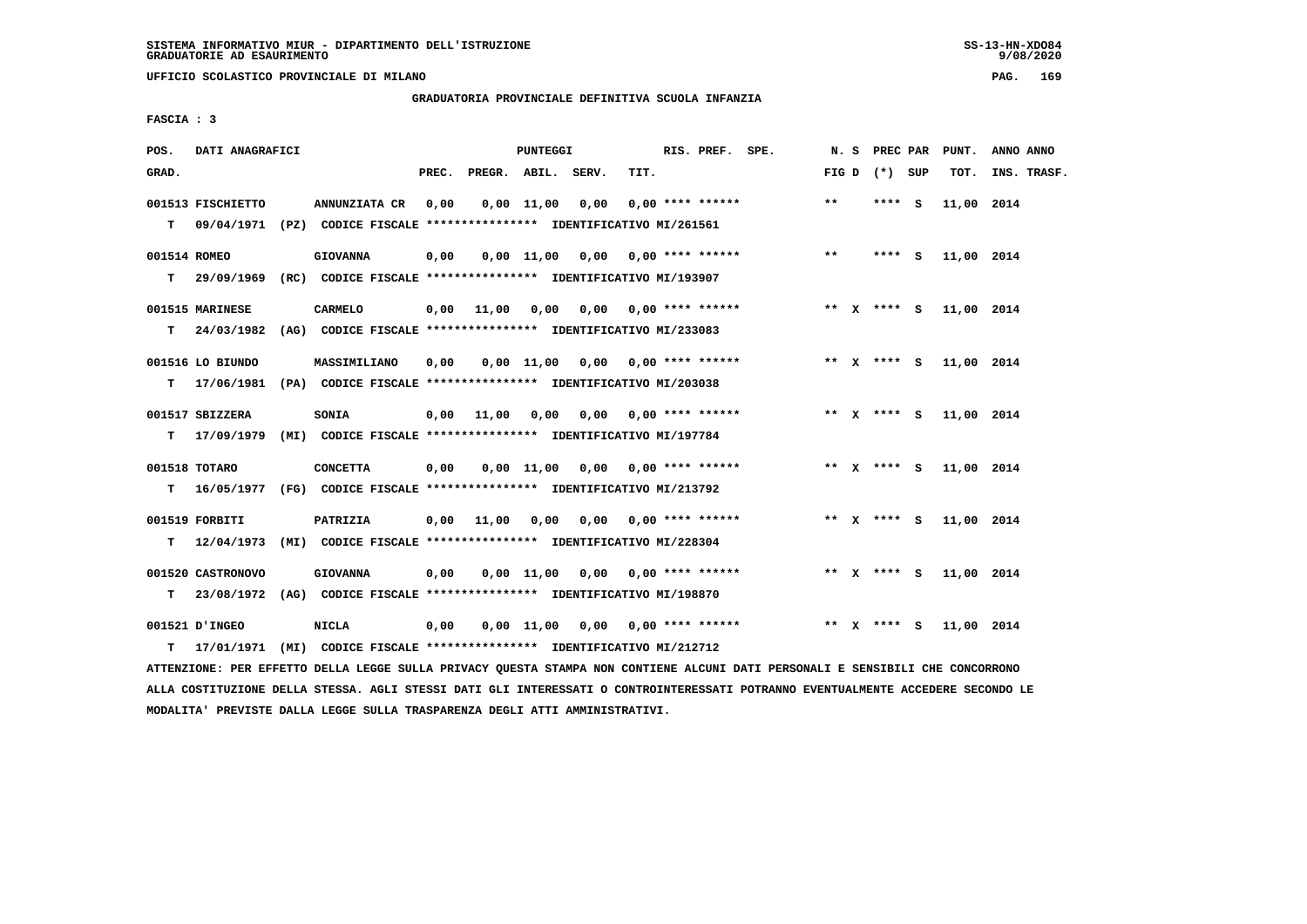SISTEMA INFORMATIVO MIUR - DIPARTIMENTO DELL'ISTRUZIONE
GRADUATORIE AD ESAURIMENTO

UFFICIO SCOLASTICO PROVINCIALE DI MILANO

GRADUATORIA PROVINCIALE DEFINITIVA SCUOLA INFANZIA

FASCIA : 3

| POS. GRAD. | DATI ANAGRAFICI | | PREC. | PREGR. | ABIL. | SERV. | TIT. | RIS. PREF. | SPE. | N. S FIG D | PREC PAR (*) SUP | PUNT. TOT. | ANNO ANNO INS. TRASF. |
|---|---|---|---|---|---|---|---|---|---|---|---|---|---|
| 001513 | FISCHIETTO | ANNUNZIATA CR | 0,00 | 0,00 | 11,00 | 0,00 | 0,00 | **** ****** | | ** | **** S | 11,00 | 2014 |
| T | 09/04/1971 (PZ) | CODICE FISCALE **************** IDENTIFICATIVO MI/261561 | | | | | | | | | | | |
| 001514 | ROMEO | GIOVANNA | 0,00 | 0,00 | 11,00 | 0,00 | 0,00 | **** ****** | | ** | **** S | 11,00 | 2014 |
| T | 29/09/1969 (RC) | CODICE FISCALE **************** IDENTIFICATIVO MI/193907 | | | | | | | | | | | |
| 001515 | MARINESE | CARMELO | 0,00 | 11,00 | 0,00 | 0,00 | 0,00 | **** ****** | | ** X | **** S | 11,00 | 2014 |
| T | 24/03/1982 (AG) | CODICE FISCALE **************** IDENTIFICATIVO MI/233083 | | | | | | | | | | | |
| 001516 | LO BIUNDO | MASSIMILIANO | 0,00 | 0,00 | 11,00 | 0,00 | 0,00 | **** ****** | | ** X | **** S | 11,00 | 2014 |
| T | 17/06/1981 (PA) | CODICE FISCALE **************** IDENTIFICATIVO MI/203038 | | | | | | | | | | | |
| 001517 | SBIZZERA | SONIA | 0,00 | 11,00 | 0,00 | 0,00 | 0,00 | **** ****** | | ** X | **** S | 11,00 | 2014 |
| T | 17/09/1979 (MI) | CODICE FISCALE **************** IDENTIFICATIVO MI/197784 | | | | | | | | | | | |
| 001518 | TOTARO | CONCETTA | 0,00 | 0,00 | 11,00 | 0,00 | 0,00 | **** ****** | | ** X | **** S | 11,00 | 2014 |
| T | 16/05/1977 (FG) | CODICE FISCALE **************** IDENTIFICATIVO MI/213792 | | | | | | | | | | | |
| 001519 | FORBITI | PATRIZIA | 0,00 | 11,00 | 0,00 | 0,00 | 0,00 | **** ****** | | ** X | **** S | 11,00 | 2014 |
| T | 12/04/1973 (MI) | CODICE FISCALE **************** IDENTIFICATIVO MI/228304 | | | | | | | | | | | |
| 001520 | CASTRONOVO | GIOVANNA | 0,00 | 0,00 | 11,00 | 0,00 | 0,00 | **** ****** | | ** X | **** S | 11,00 | 2014 |
| T | 23/08/1972 (AG) | CODICE FISCALE **************** IDENTIFICATIVO MI/198870 | | | | | | | | | | | |
| 001521 | D'INGEO | NICLA | 0,00 | 0,00 | 11,00 | 0,00 | 0,00 | **** ****** | | ** X | **** S | 11,00 | 2014 |
| T | 17/01/1971 (MI) | CODICE FISCALE **************** IDENTIFICATIVO MI/212712 | | | | | | | | | | | |

ATTENZIONE: PER EFFETTO DELLA LEGGE SULLA PRIVACY QUESTA STAMPA NON CONTIENE ALCUNI DATI PERSONALI E SENSIBILI CHE CONCORRONO ALLA COSTITUZIONE DELLA STESSA. AGLI STESSI DATI GLI INTERESSATI O CONTROINTERESSATI POTRANNO EVENTUALMENTE ACCEDERE SECONDO LE MODALITA' PREVISTE DALLA LEGGE SULLA TRASPARENZA DEGLI ATTI AMMINISTRATIVI.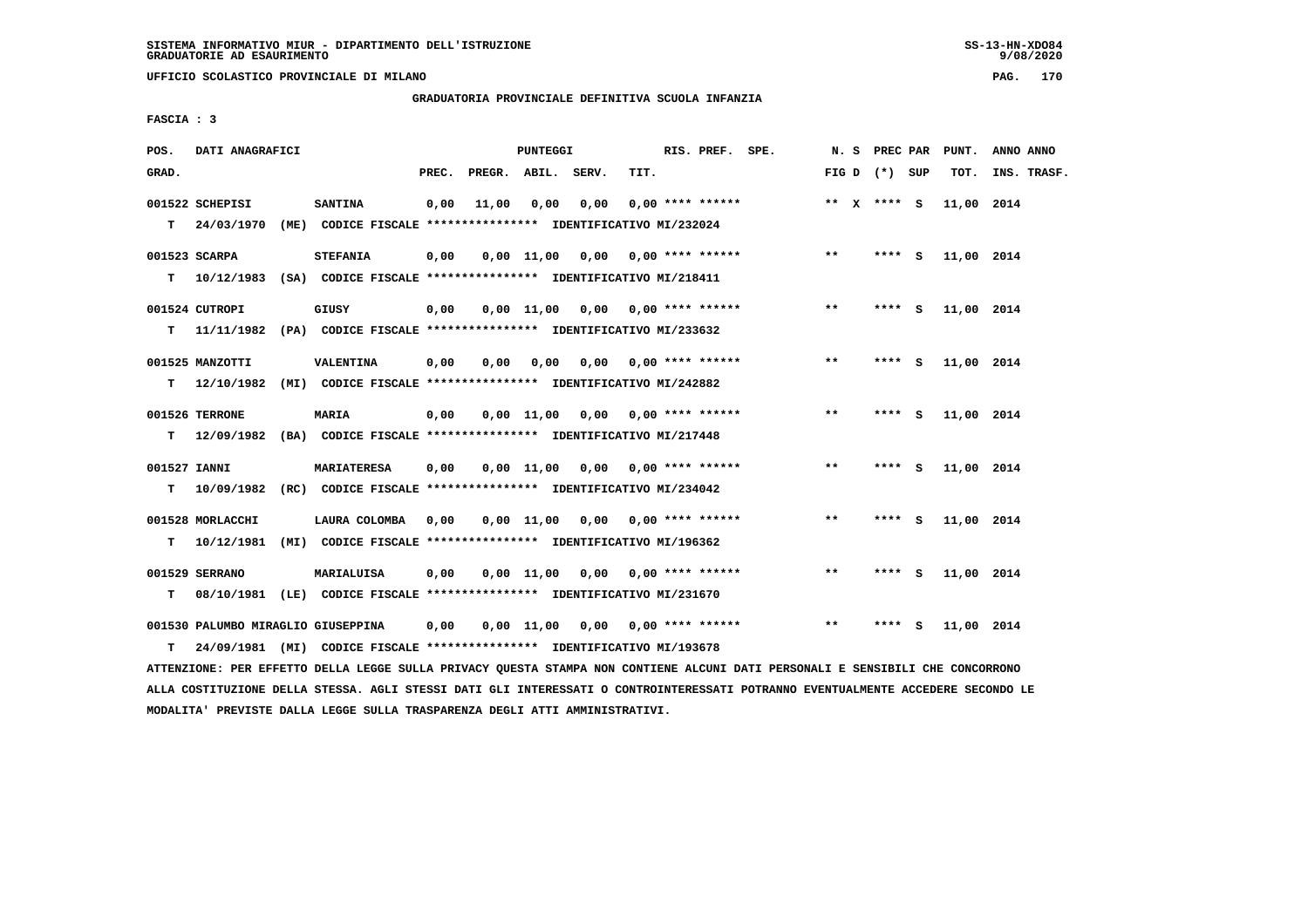SISTEMA INFORMATIVO MIUR - DIPARTIMENTO DELL'ISTRUZIONE
GRADUATORIE AD ESAURIMENTO

UFFICIO SCOLASTICO PROVINCIALE DI MILANO

GRADUATORIA PROVINCIALE DEFINITIVA SCUOLA INFANZIA

FASCIA : 3

| POS. GRAD. | DATI ANAGRAFICI | | PREC. | PREGR. | ABIL. | SERV. | TIT. | RIS. PREF. | SPE. | N. S FIG D | PREC PAR (*) SUP | PUNT. TOT. | ANNO ANNO INS. TRASF. |
|---|---|---|---|---|---|---|---|---|---|---|---|---|---|
| 001522 | SCHEPISI | SANTINA | 0,00 | 11,00 | 0,00 | 0,00 | 0,00 | **** ****** | | ** X | **** S | 11,00 | 2014 |
| T | 24/03/1970 (ME) | CODICE FISCALE **************** IDENTIFICATIVO MI/232024 | | | | | | | | | | | |
| 001523 | SCARPA | STEFANIA | 0,00 | 0,00 | 11,00 | 0,00 | 0,00 | **** ****** | | ** | **** S | 11,00 | 2014 |
| T | 10/12/1983 (SA) | CODICE FISCALE **************** IDENTIFICATIVO MI/218411 | | | | | | | | | | | |
| 001524 | CUTROPI | GIUSY | 0,00 | 0,00 | 11,00 | 0,00 | 0,00 | **** ****** | | ** | **** S | 11,00 | 2014 |
| T | 11/11/1982 (PA) | CODICE FISCALE **************** IDENTIFICATIVO MI/233632 | | | | | | | | | | | |
| 001525 | MANZOTTI | VALENTINA | 0,00 | 0,00 | 0,00 | 0,00 | 0,00 | **** ****** | | ** | **** S | 11,00 | 2014 |
| T | 12/10/1982 (MI) | CODICE FISCALE **************** IDENTIFICATIVO MI/242882 | | | | | | | | | | | |
| 001526 | TERRONE | MARIA | 0,00 | 0,00 | 11,00 | 0,00 | 0,00 | **** ****** | | ** | **** S | 11,00 | 2014 |
| T | 12/09/1982 (BA) | CODICE FISCALE **************** IDENTIFICATIVO MI/217448 | | | | | | | | | | | |
| 001527 | IANNI | MARIATERESA | 0,00 | 0,00 | 11,00 | 0,00 | 0,00 | **** ****** | | ** | **** S | 11,00 | 2014 |
| T | 10/09/1982 (RC) | CODICE FISCALE **************** IDENTIFICATIVO MI/234042 | | | | | | | | | | | |
| 001528 | MORLACCHI | LAURA COLOMBA | 0,00 | 0,00 | 11,00 | 0,00 | 0,00 | **** ****** | | ** | **** S | 11,00 | 2014 |
| T | 10/12/1981 (MI) | CODICE FISCALE **************** IDENTIFICATIVO MI/196362 | | | | | | | | | | | |
| 001529 | SERRANO | MARIALUISA | 0,00 | 0,00 | 11,00 | 0,00 | 0,00 | **** ****** | | ** | **** S | 11,00 | 2014 |
| T | 08/10/1981 (LE) | CODICE FISCALE **************** IDENTIFICATIVO MI/231670 | | | | | | | | | | | |
| 001530 | PALUMBO MIRAGLIO | GIUSEPPINA | 0,00 | 0,00 | 11,00 | 0,00 | 0,00 | **** ****** | | ** | **** S | 11,00 | 2014 |
| T | 24/09/1981 (MI) | CODICE FISCALE **************** IDENTIFICATIVO MI/193678 | | | | | | | | | | | |

ATTENZIONE: PER EFFETTO DELLA LEGGE SULLA PRIVACY QUESTA STAMPA NON CONTIENE ALCUNI DATI PERSONALI E SENSIBILI CHE CONCORRONO ALLA COSTITUZIONE DELLA STESSA. AGLI STESSI DATI GLI INTERESSATI O CONTROINTERESSATI POTRANNO EVENTUALMENTE ACCEDERE SECONDO LE MODALITA' PREVISTE DALLA LEGGE SULLA TRASPARENZA DEGLI ATTI AMMINISTRATIVI.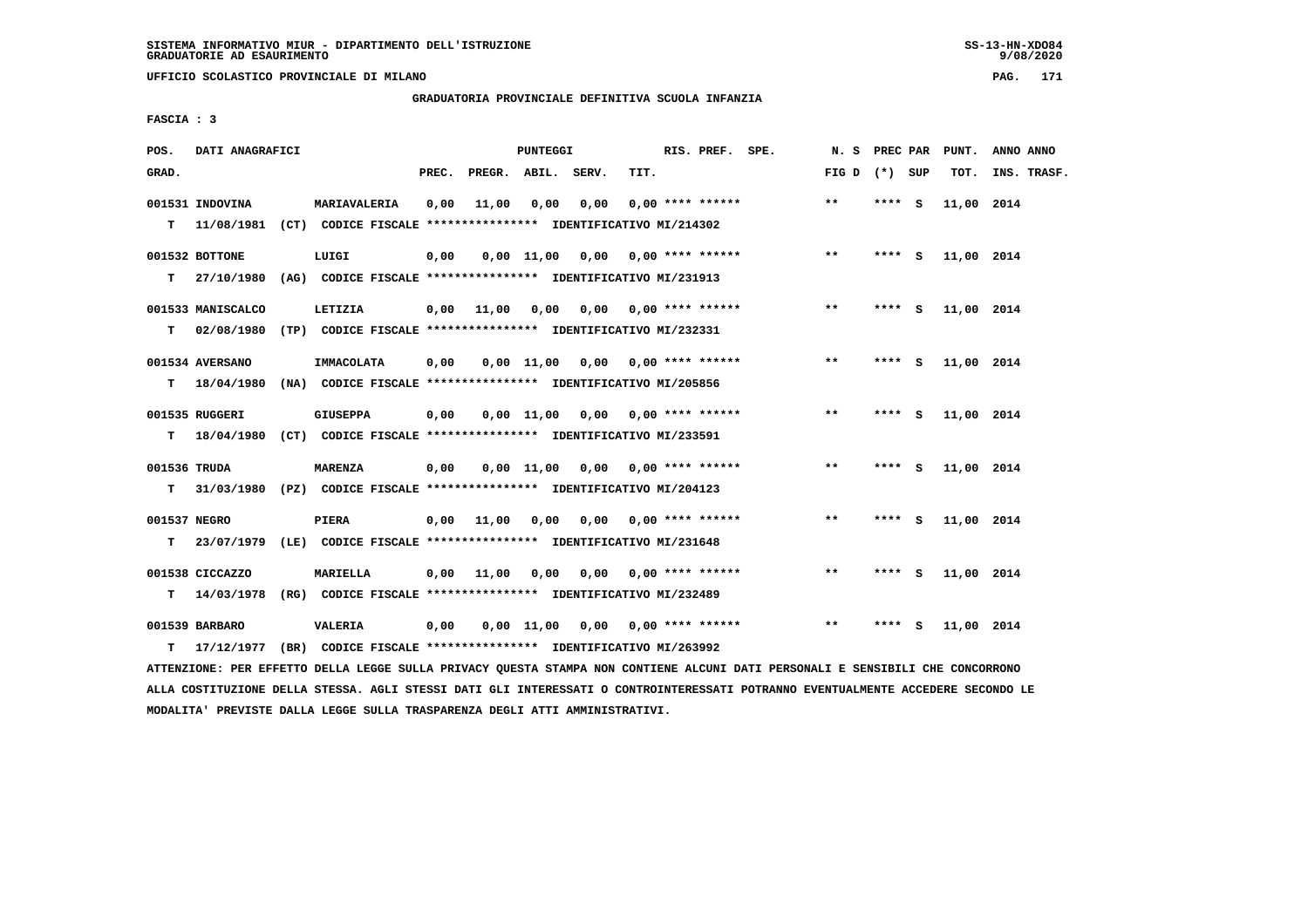SISTEMA INFORMATIVO MIUR - DIPARTIMENTO DELL'ISTRUZIONE
GRADUATORIE AD ESAURIMENTO

UFFICIO SCOLASTICO PROVINCIALE DI MILANO

GRADUATORIA PROVINCIALE DEFINITIVA SCUOLA INFANZIA

FASCIA : 3

| POS. GRAD. | DATI ANAGRAFICI | | PREC. | PREGR. | ABIL. | SERV. | TIT. | RIS. PREF. | SPE. | N. S FIG D | PREC PAR (*) | SUP | PUNT. TOT. | ANNO ANNO INS. TRASF. |
|---|---|---|---|---|---|---|---|---|---|---|---|---|---|---|
| 001531 | INDOVINA | MARIAVALERIA | 0,00 | 11,00 | 0,00 | 0,00 | 0,00 | **** ****** | | ** | **** | S | 11,00 | 2014 |
| T | 11/08/1981 (CT) CODICE FISCALE **************** IDENTIFICATIVO MI/214302 | | | | | | | | | | | | | |
| 001532 | BOTTONE | LUIGI | 0,00 | 0,00 | 11,00 | 0,00 | 0,00 | **** ****** | | ** | **** | S | 11,00 | 2014 |
| T | 27/10/1980 (AG) CODICE FISCALE **************** IDENTIFICATIVO MI/231913 | | | | | | | | | | | | | |
| 001533 | MANISCALCO | LETIZIA | 0,00 | 11,00 | 0,00 | 0,00 | 0,00 | **** ****** | | ** | **** | S | 11,00 | 2014 |
| T | 02/08/1980 (TP) CODICE FISCALE **************** IDENTIFICATIVO MI/232331 | | | | | | | | | | | | | |
| 001534 | AVERSANO | IMMACOLATA | 0,00 | 0,00 | 11,00 | 0,00 | 0,00 | **** ****** | | ** | **** | S | 11,00 | 2014 |
| T | 18/04/1980 (NA) CODICE FISCALE **************** IDENTIFICATIVO MI/205856 | | | | | | | | | | | | | |
| 001535 | RUGGERI | GIUSEPPA | 0,00 | 0,00 | 11,00 | 0,00 | 0,00 | **** ****** | | ** | **** | S | 11,00 | 2014 |
| T | 18/04/1980 (CT) CODICE FISCALE **************** IDENTIFICATIVO MI/233591 | | | | | | | | | | | | | |
| 001536 | TRUDA | MARENZA | 0,00 | 0,00 | 11,00 | 0,00 | 0,00 | **** ****** | | ** | **** | S | 11,00 | 2014 |
| T | 31/03/1980 (PZ) CODICE FISCALE **************** IDENTIFICATIVO MI/204123 | | | | | | | | | | | | | |
| 001537 | NEGRO | PIERA | 0,00 | 11,00 | 0,00 | 0,00 | 0,00 | **** ****** | | ** | **** | S | 11,00 | 2014 |
| T | 23/07/1979 (LE) CODICE FISCALE **************** IDENTIFICATIVO MI/231648 | | | | | | | | | | | | | |
| 001538 | CICCAZZO | MARIELLA | 0,00 | 11,00 | 0,00 | 0,00 | 0,00 | **** ****** | | ** | **** | S | 11,00 | 2014 |
| T | 14/03/1978 (RG) CODICE FISCALE **************** IDENTIFICATIVO MI/232489 | | | | | | | | | | | | | |
| 001539 | BARBARO | VALERIA | 0,00 | 0,00 | 11,00 | 0,00 | 0,00 | **** ****** | | ** | **** | S | 11,00 | 2014 |
| T | 17/12/1977 (BR) CODICE FISCALE **************** IDENTIFICATIVO MI/263992 | | | | | | | | | | | | | |

ATTENZIONE: PER EFFETTO DELLA LEGGE SULLA PRIVACY QUESTA STAMPA NON CONTIENE ALCUNI DATI PERSONALI E SENSIBILI CHE CONCORRONO ALLA COSTITUZIONE DELLA STESSA. AGLI STESSI DATI GLI INTERESSATI O CONTROINTERESSATI POTRANNO EVENTUALMENTE ACCEDERE SECONDO LE MODALITA' PREVISTE DALLA LEGGE SULLA TRASPARENZA DEGLI ATTI AMMINISTRATIVI.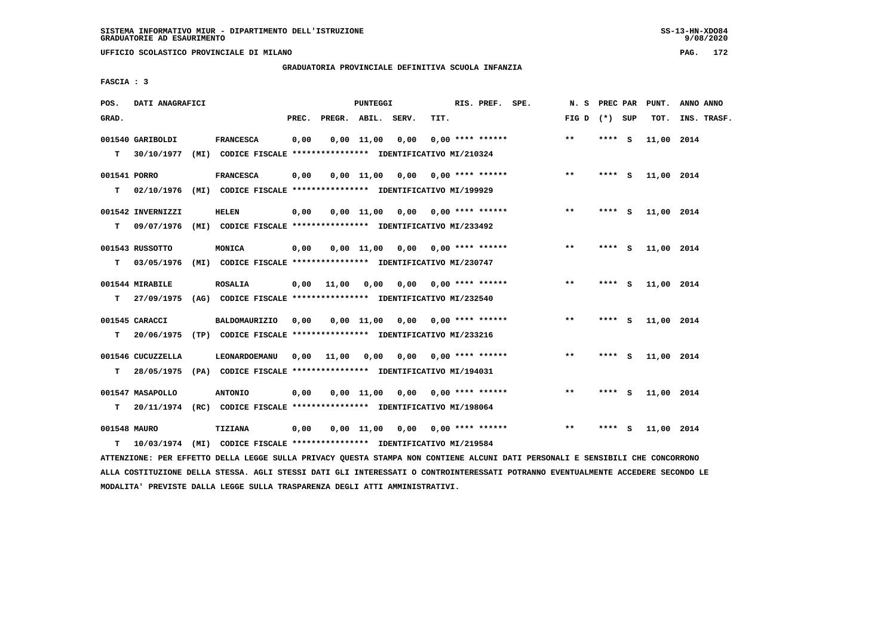SISTEMA INFORMATIVO MIUR - DIPARTIMENTO DELL'ISTRUZIONE
GRADUATORIE AD ESAURIMENTO

UFFICIO SCOLASTICO PROVINCIALE DI MILANO

GRADUATORIA PROVINCIALE DEFINITIVA SCUOLA INFANZIA

FASCIA : 3

| POS. GRAD. | DATI ANAGRAFICI | | PREC. | PREGR. | ABIL. | SERV. | TIT. | RIS. PREF. SPE. | N. S FIG D | PREC PAR (*) SUP | PUNT. TOT. | ANNO ANNO INS. TRASF. |
|---|---|---|---|---|---|---|---|---|---|---|---|---|
| 001540 | GARIBOLDI | FRANCESCA | 0,00 | 0,00 | 11,00 | 0,00 | 0,00 | **** ****** | ** | **** S | 11,00 | 2014 |
| T | 30/10/1977 (MI) CODICE FISCALE **************** IDENTIFICATIVO MI/210324 | | | | | | | | | | | |
| 001541 | PORRO | FRANCESCA | 0,00 | 0,00 | 11,00 | 0,00 | 0,00 | **** ****** | ** | **** S | 11,00 | 2014 |
| T | 02/10/1976 (MI) CODICE FISCALE **************** IDENTIFICATIVO MI/199929 | | | | | | | | | | | |
| 001542 | INVERNIZZI | HELEN | 0,00 | 0,00 | 11,00 | 0,00 | 0,00 | **** ****** | ** | **** S | 11,00 | 2014 |
| T | 09/07/1976 (MI) CODICE FISCALE **************** IDENTIFICATIVO MI/233492 | | | | | | | | | | | |
| 001543 | RUSSOTTO | MONICA | 0,00 | 0,00 | 11,00 | 0,00 | 0,00 | **** ****** | ** | **** S | 11,00 | 2014 |
| T | 03/05/1976 (MI) CODICE FISCALE **************** IDENTIFICATIVO MI/230747 | | | | | | | | | | | |
| 001544 | MIRABILE | ROSALIA | 0,00 | 11,00 | 0,00 | 0,00 | 0,00 | **** ****** | ** | **** S | 11,00 | 2014 |
| T | 27/09/1975 (AG) CODICE FISCALE **************** IDENTIFICATIVO MI/232540 | | | | | | | | | | | |
| 001545 | CARACCI | BALDOMAURIZIO | 0,00 | 0,00 | 11,00 | 0,00 | 0,00 | **** ****** | ** | **** S | 11,00 | 2014 |
| T | 20/06/1975 (TP) CODICE FISCALE **************** IDENTIFICATIVO MI/233216 | | | | | | | | | | | |
| 001546 | CUCUZZELLA | LEONARDOEMANU | 0,00 | 11,00 | 0,00 | 0,00 | 0,00 | **** ****** | ** | **** S | 11,00 | 2014 |
| T | 28/05/1975 (PA) CODICE FISCALE **************** IDENTIFICATIVO MI/194031 | | | | | | | | | | | |
| 001547 | MASAPOLLO | ANTONIO | 0,00 | 0,00 | 11,00 | 0,00 | 0,00 | **** ****** | ** | **** S | 11,00 | 2014 |
| T | 20/11/1974 (RC) CODICE FISCALE **************** IDENTIFICATIVO MI/198064 | | | | | | | | | | | |
| 001548 | MAURO | TIZIANA | 0,00 | 0,00 | 11,00 | 0,00 | 0,00 | **** ****** | ** | **** S | 11,00 | 2014 |
| T | 10/03/1974 (MI) CODICE FISCALE **************** IDENTIFICATIVO MI/219584 | | | | | | | | | | | |

ATTENZIONE: PER EFFETTO DELLA LEGGE SULLA PRIVACY QUESTA STAMPA NON CONTIENE ALCUNI DATI PERSONALI E SENSIBILI CHE CONCORRONO ALLA COSTITUZIONE DELLA STESSA. AGLI STESSI DATI GLI INTERESSATI O CONTROINTERESSATI POTRANNO EVENTUALMENTE ACCEDERE SECONDO LE MODALITA' PREVISTE DALLA LEGGE SULLA TRASPARENZA DEGLI ATTI AMMINISTRATIVI.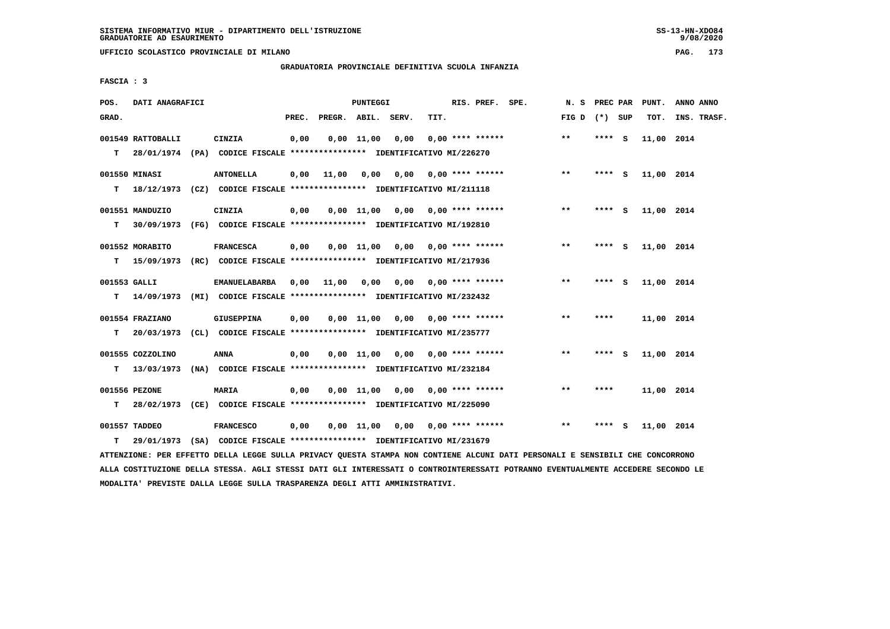SISTEMA INFORMATIVO MIUR - DIPARTIMENTO DELL'ISTRUZIONE
GRADUATORIE AD ESAURIMENTO

UFFICIO SCOLASTICO PROVINCIALE DI MILANO

GRADUATORIA PROVINCIALE DEFINITIVA SCUOLA INFANZIA

FASCIA : 3

| POS. GRAD. | DATI ANAGRAFICI | | PREC. | PREGR. | ABIL. | SERV. | TIT. | RIS. PREF. SPE. | N. S FIG D | PREC PAR (*) SUP | PUNT. TOT. | ANNO ANNO INS. TRASF. |
|---|---|---|---|---|---|---|---|---|---|---|---|---|
| 001549 | RATTOBALLI | CINZIA | 0,00 | 0,00 | 11,00 | 0,00 | 0,00 | **** ****** | ** | **** S | 11,00 | 2014 |
| T | 28/01/1974 (PA) CODICE FISCALE **************** IDENTIFICATIVO MI/226270 | | | | | | | | | | | |
| 001550 | MINASI | ANTONELLA | 0,00 | 11,00 | 0,00 | 0,00 | 0,00 | **** ****** | ** | **** S | 11,00 | 2014 |
| T | 18/12/1973 (CZ) CODICE FISCALE **************** IDENTIFICATIVO MI/211118 | | | | | | | | | | | |
| 001551 | MANDUZIO | CINZIA | 0,00 | 0,00 | 11,00 | 0,00 | 0,00 | **** ****** | ** | **** S | 11,00 | 2014 |
| T | 30/09/1973 (FG) CODICE FISCALE **************** IDENTIFICATIVO MI/192810 | | | | | | | | | | | |
| 001552 | MORABITO | FRANCESCA | 0,00 | 0,00 | 11,00 | 0,00 | 0,00 | **** ****** | ** | **** S | 11,00 | 2014 |
| T | 15/09/1973 (RC) CODICE FISCALE **************** IDENTIFICATIVO MI/217936 | | | | | | | | | | | |
| 001553 | GALLI | EMANUELABARBA | 0,00 | 11,00 | 0,00 | 0,00 | 0,00 | **** ****** | ** | **** S | 11,00 | 2014 |
| T | 14/09/1973 (MI) CODICE FISCALE **************** IDENTIFICATIVO MI/232432 | | | | | | | | | | | |
| 001554 | FRAZIANO | GIUSEPPINA | 0,00 | 0,00 | 11,00 | 0,00 | 0,00 | **** ****** | ** | **** | 11,00 | 2014 |
| T | 20/03/1973 (CL) CODICE FISCALE **************** IDENTIFICATIVO MI/235777 | | | | | | | | | | | |
| 001555 | COZZOLINO | ANNA | 0,00 | 0,00 | 11,00 | 0,00 | 0,00 | **** ****** | ** | **** S | 11,00 | 2014 |
| T | 13/03/1973 (NA) CODICE FISCALE **************** IDENTIFICATIVO MI/232184 | | | | | | | | | | | |
| 001556 | PEZONE | MARIA | 0,00 | 0,00 | 11,00 | 0,00 | 0,00 | **** ****** | ** | **** | 11,00 | 2014 |
| T | 28/02/1973 (CE) CODICE FISCALE **************** IDENTIFICATIVO MI/225090 | | | | | | | | | | | |
| 001557 | TADDEO | FRANCESCO | 0,00 | 0,00 | 11,00 | 0,00 | 0,00 | **** ****** | ** | **** S | 11,00 | 2014 |
| T | 29/01/1973 (SA) CODICE FISCALE **************** IDENTIFICATIVO MI/231679 | | | | | | | | | | | |

ATTENZIONE: PER EFFETTO DELLA LEGGE SULLA PRIVACY QUESTA STAMPA NON CONTIENE ALCUNI DATI PERSONALI E SENSIBILI CHE CONCORRONO ALLA COSTITUZIONE DELLA STESSA. AGLI STESSI DATI GLI INTERESSATI O CONTROINTERESSATI POTRANNO EVENTUALMENTE ACCEDERE SECONDO LE MODALITA' PREVISTE DALLA LEGGE SULLA TRASPARENZA DEGLI ATTI AMMINISTRATIVI.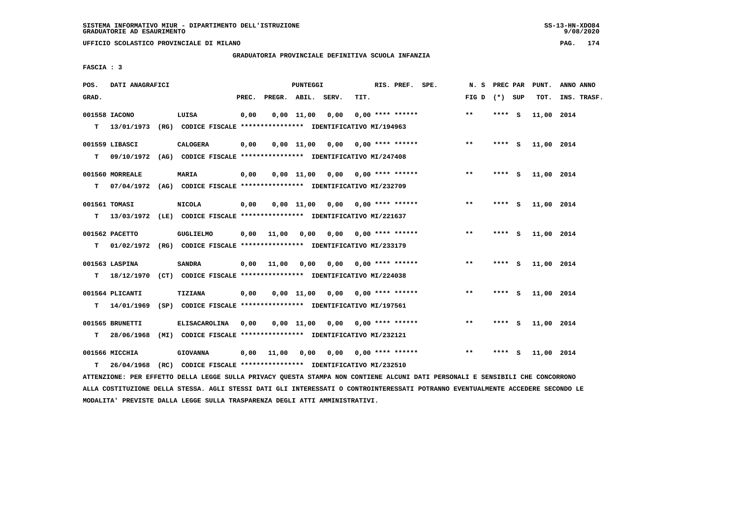SISTEMA INFORMATIVO MIUR - DIPARTIMENTO DELL'ISTRUZIONE
GRADUATORIE AD ESAURIMENTO

UFFICIO SCOLASTICO PROVINCIALE DI MILANO

GRADUATORIA PROVINCIALE DEFINITIVA SCUOLA INFANZIA

FASCIA : 3

| POS. GRAD. | DATI ANAGRAFICI | | PREC. | PREGR. | ABIL. | SERV. | TIT. | RIS. PREF. SPE. | N. S FIG D | PREC PAR (*) SUP | PUNT. TOT. | ANNO ANNO INS. TRASF. |
|---|---|---|---|---|---|---|---|---|---|---|---|---|
| 001558 | IACONO | LUISA | 0,00 | 0,00 | 11,00 | 0,00 | 0,00 | **** ****** | ** | **** S | 11,00 | 2014 |
| T | 13/01/1973 (RG) CODICE FISCALE **************** IDENTIFICATIVO MI/194963 | | | | | | | | | | | |
| 001559 | LIBASCI | CALOGERA | 0,00 | 0,00 | 11,00 | 0,00 | 0,00 | **** ****** | ** | **** S | 11,00 | 2014 |
| T | 09/10/1972 (AG) CODICE FISCALE **************** IDENTIFICATIVO MI/247408 | | | | | | | | | | | |
| 001560 | MORREALE | MARIA | 0,00 | 0,00 | 11,00 | 0,00 | 0,00 | **** ****** | ** | **** S | 11,00 | 2014 |
| T | 07/04/1972 (AG) CODICE FISCALE **************** IDENTIFICATIVO MI/232709 | | | | | | | | | | | |
| 001561 | TOMASI | NICOLA | 0,00 | 0,00 | 11,00 | 0,00 | 0,00 | **** ****** | ** | **** S | 11,00 | 2014 |
| T | 13/03/1972 (LE) CODICE FISCALE **************** IDENTIFICATIVO MI/221637 | | | | | | | | | | | |
| 001562 | PACETTO | GUGLIELMO | 0,00 | 11,00 | 0,00 | 0,00 | 0,00 | **** ****** | ** | **** S | 11,00 | 2014 |
| T | 01/02/1972 (RG) CODICE FISCALE **************** IDENTIFICATIVO MI/233179 | | | | | | | | | | | |
| 001563 | LASPINA | SANDRA | 0,00 | 11,00 | 0,00 | 0,00 | 0,00 | **** ****** | ** | **** S | 11,00 | 2014 |
| T | 18/12/1970 (CT) CODICE FISCALE **************** IDENTIFICATIVO MI/224038 | | | | | | | | | | | |
| 001564 | PLICANTI | TIZIANA | 0,00 | 0,00 | 11,00 | 0,00 | 0,00 | **** ****** | ** | **** S | 11,00 | 2014 |
| T | 14/01/1969 (SP) CODICE FISCALE **************** IDENTIFICATIVO MI/197561 | | | | | | | | | | | |
| 001565 | BRUNETTI | ELISACAROLINA | 0,00 | 0,00 | 11,00 | 0,00 | 0,00 | **** ****** | ** | **** S | 11,00 | 2014 |
| T | 28/06/1968 (MI) CODICE FISCALE **************** IDENTIFICATIVO MI/232121 | | | | | | | | | | | |
| 001566 | MICCHIA | GIOVANNA | 0,00 | 11,00 | 0,00 | 0,00 | 0,00 | **** ****** | ** | **** S | 11,00 | 2014 |
| T | 26/04/1968 (RC) CODICE FISCALE **************** IDENTIFICATIVO MI/232510 | | | | | | | | | | | |

ATTENZIONE: PER EFFETTO DELLA LEGGE SULLA PRIVACY QUESTA STAMPA NON CONTIENE ALCUNI DATI PERSONALI E SENSIBILI CHE CONCORRONO ALLA COSTITUZIONE DELLA STESSA. AGLI STESSI DATI GLI INTERESSATI O CONTROINTERESSATI POTRANNO EVENTUALMENTE ACCEDERE SECONDO LE MODALITA' PREVISTE DALLA LEGGE SULLA TRASPARENZA DEGLI ATTI AMMINISTRATIVI.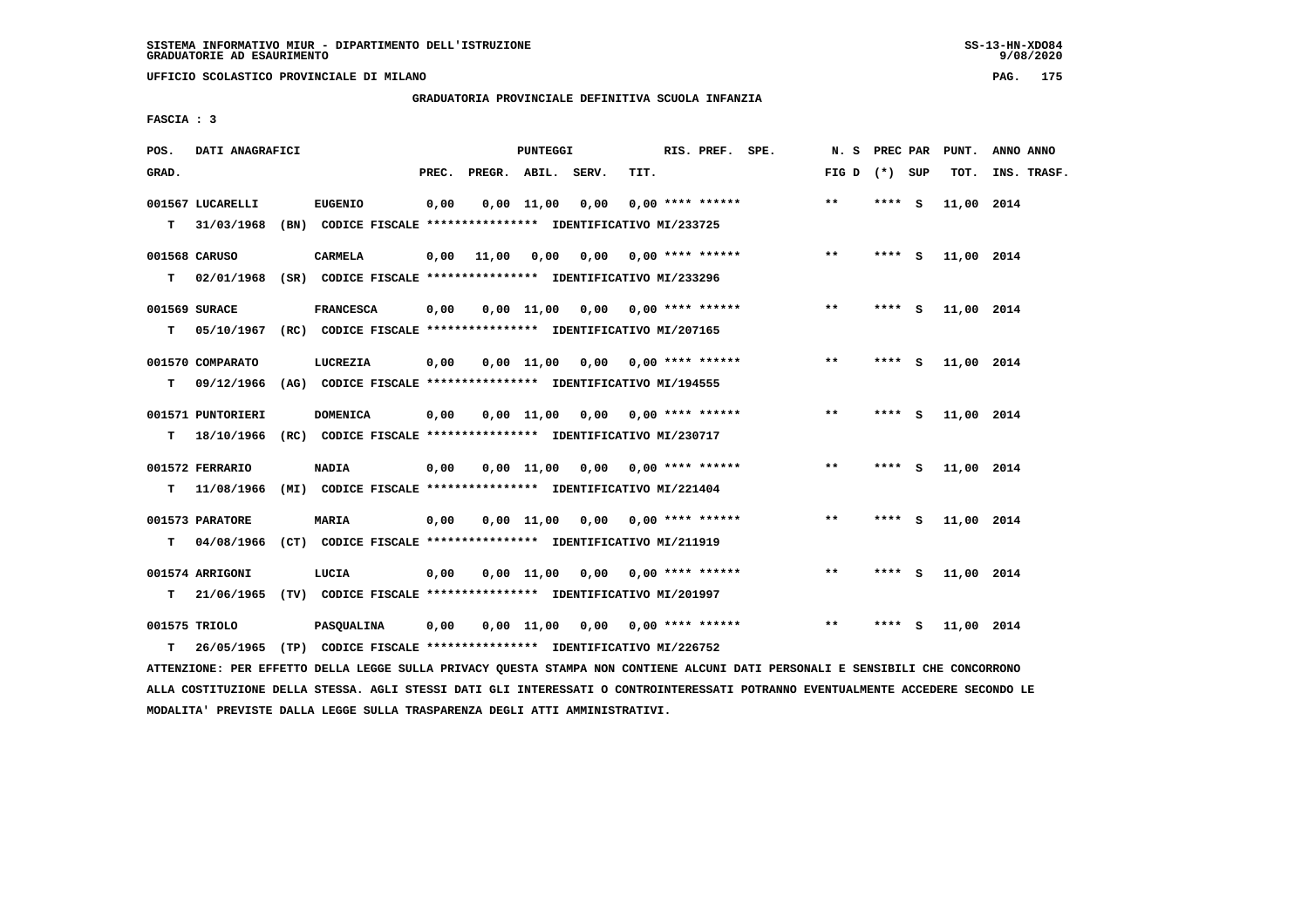SISTEMA INFORMATIVO MIUR - DIPARTIMENTO DELL'ISTRUZIONE
GRADUATORIE AD ESAURIMENTO

UFFICIO SCOLASTICO PROVINCIALE DI MILANO

GRADUATORIA PROVINCIALE DEFINITIVA SCUOLA INFANZIA

FASCIA : 3

| POS. GRAD. | DATI ANAGRAFICI | | PREC. | PREGR. | ABIL. | SERV. | TIT. | RIS. PREF. SPE. | N. S FIG D | PREC PAR (*) SUP | PUNT. TOT. | ANNO ANNO INS. TRASF. |
|---|---|---|---|---|---|---|---|---|---|---|---|---|
| 001567 | LUCARELLI | EUGENIO | 0,00 | 0,00 | 11,00 | 0,00 | 0,00 | **** ****** | ** | **** S | 11,00 | 2014 |
| T | 31/03/1968 (BN) CODICE FISCALE **************** IDENTIFICATIVO MI/233725 | | | | | | | | | | | |
| 001568 | CARUSO | CARMELA | 0,00 | 11,00 | 0,00 | 0,00 | 0,00 | **** ****** | ** | **** S | 11,00 | 2014 |
| T | 02/01/1968 (SR) CODICE FISCALE **************** IDENTIFICATIVO MI/233296 | | | | | | | | | | | |
| 001569 | SURACE | FRANCESCA | 0,00 | 0,00 | 11,00 | 0,00 | 0,00 | **** ****** | ** | **** S | 11,00 | 2014 |
| T | 05/10/1967 (RC) CODICE FISCALE **************** IDENTIFICATIVO MI/207165 | | | | | | | | | | | |
| 001570 | COMPARATO | LUCREZIA | 0,00 | 0,00 | 11,00 | 0,00 | 0,00 | **** ****** | ** | **** S | 11,00 | 2014 |
| T | 09/12/1966 (AG) CODICE FISCALE **************** IDENTIFICATIVO MI/194555 | | | | | | | | | | | |
| 001571 | PUNTORIERI | DOMENICA | 0,00 | 0,00 | 11,00 | 0,00 | 0,00 | **** ****** | ** | **** S | 11,00 | 2014 |
| T | 18/10/1966 (RC) CODICE FISCALE **************** IDENTIFICATIVO MI/230717 | | | | | | | | | | | |
| 001572 | FERRARIO | NADIA | 0,00 | 0,00 | 11,00 | 0,00 | 0,00 | **** ****** | ** | **** S | 11,00 | 2014 |
| T | 11/08/1966 (MI) CODICE FISCALE **************** IDENTIFICATIVO MI/221404 | | | | | | | | | | | |
| 001573 | PARATORE | MARIA | 0,00 | 0,00 | 11,00 | 0,00 | 0,00 | **** ****** | ** | **** S | 11,00 | 2014 |
| T | 04/08/1966 (CT) CODICE FISCALE **************** IDENTIFICATIVO MI/211919 | | | | | | | | | | | |
| 001574 | ARRIGONI | LUCIA | 0,00 | 0,00 | 11,00 | 0,00 | 0,00 | **** ****** | ** | **** S | 11,00 | 2014 |
| T | 21/06/1965 (TV) CODICE FISCALE **************** IDENTIFICATIVO MI/201997 | | | | | | | | | | | |
| 001575 | TRIOLO | PASQUALINA | 0,00 | 0,00 | 11,00 | 0,00 | 0,00 | **** ****** | ** | **** S | 11,00 | 2014 |
| T | 26/05/1965 (TP) CODICE FISCALE **************** IDENTIFICATIVO MI/226752 | | | | | | | | | | | |

ATTENZIONE: PER EFFETTO DELLA LEGGE SULLA PRIVACY QUESTA STAMPA NON CONTIENE ALCUNI DATI PERSONALI E SENSIBILI CHE CONCORRONO ALLA COSTITUZIONE DELLA STESSA. AGLI STESSI DATI GLI INTERESSATI O CONTROINTERESSATI POTRANNO EVENTUALMENTE ACCEDERE SECONDO LE MODALITA' PREVISTE DALLA LEGGE SULLA TRASPARENZA DEGLI ATTI AMMINISTRATIVI.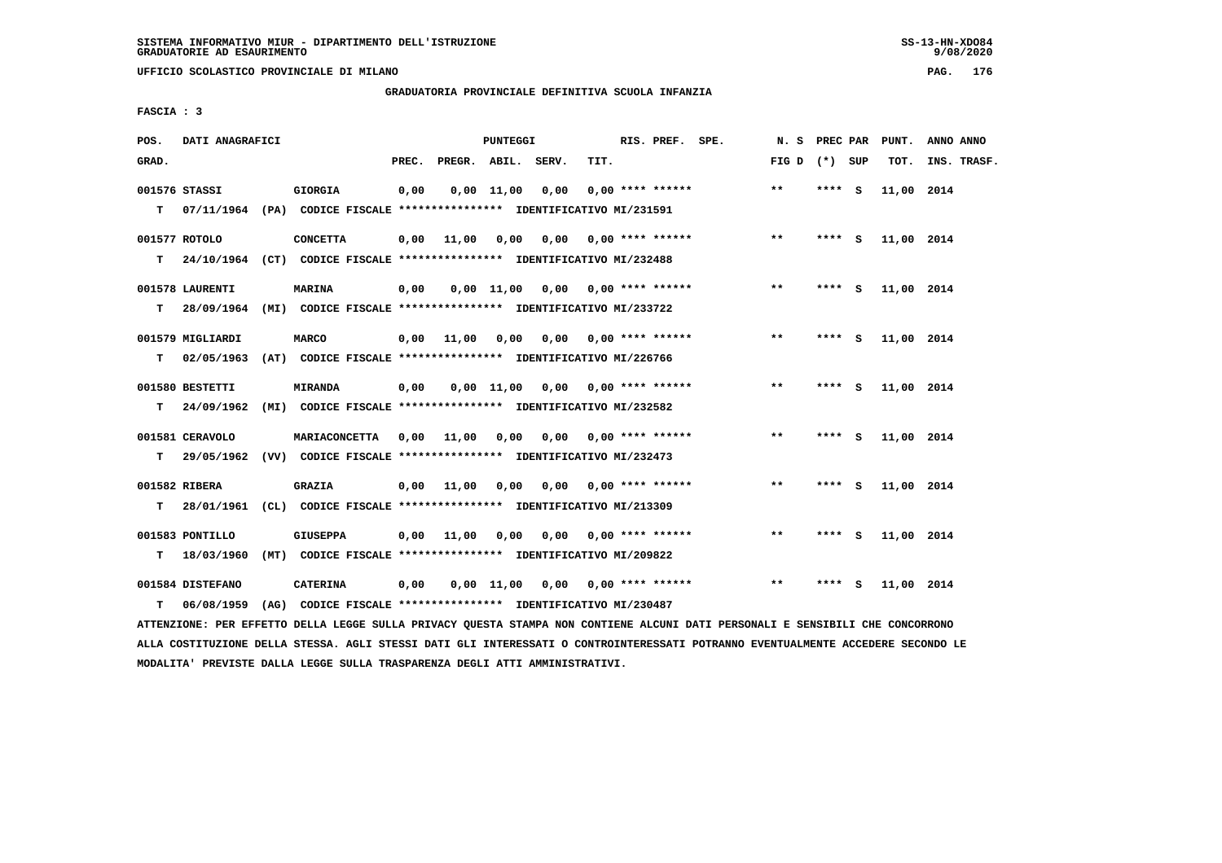SISTEMA INFORMATIVO MIUR - DIPARTIMENTO DELL'ISTRUZIONE
GRADUATORIE AD ESAURIMENTO

UFFICIO SCOLASTICO PROVINCIALE DI MILANO

GRADUATORIA PROVINCIALE DEFINITIVA SCUOLA INFANZIA

FASCIA : 3

| POS. GRAD. | DATI ANAGRAFICI | | PREC. | PREGR. | ABIL. | SERV. | TIT. | RIS. PREF. SPE. | N. S FIG D | PREC PAR (*) SUP | PUNT. TOT. | ANNO ANNO INS. TRASF. |
|---|---|---|---|---|---|---|---|---|---|---|---|---|
| 001576 STASSI | GIORGIA | | 0,00 | 0,00 | 11,00 | 0,00 | 0,00 | **** ****** | ** | **** S | 11,00 | 2014 |
| T 07/11/1964 (PA) | CODICE FISCALE **************** | IDENTIFICATIVO MI/231591 | | | | | | | | | | |
| 001577 ROTOLO | CONCETTA | | 0,00 | 11,00 | 0,00 | 0,00 | 0,00 | **** ****** | ** | **** S | 11,00 | 2014 |
| T 24/10/1964 (CT) | CODICE FISCALE **************** | IDENTIFICATIVO MI/232488 | | | | | | | | | | |
| 001578 LAURENTI | MARINA | | 0,00 | 0,00 | 11,00 | 0,00 | 0,00 | **** ****** | ** | **** S | 11,00 | 2014 |
| T 28/09/1964 (MI) | CODICE FISCALE **************** | IDENTIFICATIVO MI/233722 | | | | | | | | | | |
| 001579 MIGLIARDI | MARCO | | 0,00 | 11,00 | 0,00 | 0,00 | 0,00 | **** ****** | ** | **** S | 11,00 | 2014 |
| T 02/05/1963 (AT) | CODICE FISCALE **************** | IDENTIFICATIVO MI/226766 | | | | | | | | | | |
| 001580 BESTETTI | MIRANDA | | 0,00 | 0,00 | 11,00 | 0,00 | 0,00 | **** ****** | ** | **** S | 11,00 | 2014 |
| T 24/09/1962 (MI) | CODICE FISCALE **************** | IDENTIFICATIVO MI/232582 | | | | | | | | | | |
| 001581 CERAVOLO | MARIACONCETTA | | 0,00 | 11,00 | 0,00 | 0,00 | 0,00 | **** ****** | ** | **** S | 11,00 | 2014 |
| T 29/05/1962 (VV) | CODICE FISCALE **************** | IDENTIFICATIVO MI/232473 | | | | | | | | | | |
| 001582 RIBERA | GRAZIA | | 0,00 | 11,00 | 0,00 | 0,00 | 0,00 | **** ****** | ** | **** S | 11,00 | 2014 |
| T 28/01/1961 (CL) | CODICE FISCALE **************** | IDENTIFICATIVO MI/213309 | | | | | | | | | | |
| 001583 PONTILLO | GIUSEPPA | | 0,00 | 11,00 | 0,00 | 0,00 | 0,00 | **** ****** | ** | **** S | 11,00 | 2014 |
| T 18/03/1960 (MT) | CODICE FISCALE **************** | IDENTIFICATIVO MI/209822 | | | | | | | | | | |
| 001584 DISTEFANO | CATERINA | | 0,00 | 0,00 | 11,00 | 0,00 | 0,00 | **** ****** | ** | **** S | 11,00 | 2014 |
| T 06/08/1959 (AG) | CODICE FISCALE **************** | IDENTIFICATIVO MI/230487 | | | | | | | | | | |

ATTENZIONE: PER EFFETTO DELLA LEGGE SULLA PRIVACY QUESTA STAMPA NON CONTIENE ALCUNI DATI PERSONALI E SENSIBILI CHE CONCORRONO ALLA COSTITUZIONE DELLA STESSA. AGLI STESSI DATI GLI INTERESSATI O CONTROINTERESSATI POTRANNO EVENTUALMENTE ACCEDERE SECONDO LE MODALITA' PREVISTE DALLA LEGGE SULLA TRASPARENZA DEGLI ATTI AMMINISTRATIVI.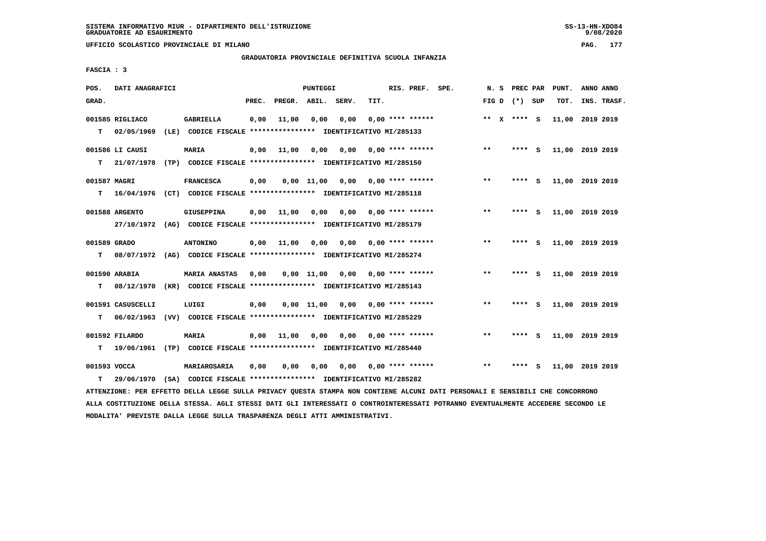SISTEMA INFORMATIVO MIUR - DIPARTIMENTO DELL'ISTRUZIONE
GRADUATORIE AD ESAURIMENTO

UFFICIO SCOLASTICO PROVINCIALE DI MILANO

GRADUATORIA PROVINCIALE DEFINITIVA SCUOLA INFANZIA

FASCIA : 3

| POS. GRAD. | DATI ANAGRAFICI | | PREC. | PREGR. | ABIL. | SERV. | TIT. | RIS. PREF. | SPE. | N. S FIG D | PREC PAR (*) | SUP | PUNT. TOT. | ANNO ANNO INS. TRASF. |
|---|---|---|---|---|---|---|---|---|---|---|---|---|---|---|
| 001585 | RIGLIACO | GABRIELLA | 0,00 | 11,00 | 0,00 | 0,00 | 0,00 | **** ****** | | ** X | **** | S | 11,00 | 2019 2019 |
| T | 02/05/1969 (LE) | CODICE FISCALE **************** IDENTIFICATIVO MI/285133 | | | | | | | | | | | | |
| 001586 | LI CAUSI | MARIA | 0,00 | 11,00 | 0,00 | 0,00 | 0,00 | **** ****** | | ** | **** | S | 11,00 | 2019 2019 |
| T | 21/07/1978 (TP) | CODICE FISCALE **************** IDENTIFICATIVO MI/285150 | | | | | | | | | | | | |
| 001587 | MAGRI | FRANCESCA | 0,00 | 0,00 | 11,00 | 0,00 | 0,00 | **** ****** | | ** | **** | S | 11,00 | 2019 2019 |
| T | 16/04/1976 (CT) | CODICE FISCALE **************** IDENTIFICATIVO MI/285118 | | | | | | | | | | | | |
| 001588 | ARGENTO | GIUSEPPINA | 0,00 | 11,00 | 0,00 | 0,00 | 0,00 | **** ****** | | ** | **** | S | 11,00 | 2019 2019 |
| | 27/10/1972 (AG) | CODICE FISCALE **************** IDENTIFICATIVO MI/285179 | | | | | | | | | | | | |
| 001589 | GRADO | ANTONINO | 0,00 | 11,00 | 0,00 | 0,00 | 0,00 | **** ****** | | ** | **** | S | 11,00 | 2019 2019 |
| T | 08/07/1972 (AG) | CODICE FISCALE **************** IDENTIFICATIVO MI/285274 | | | | | | | | | | | | |
| 001590 | ARABIA | MARIA ANASTAS | 0,00 | 0,00 | 11,00 | 0,00 | 0,00 | **** ****** | | ** | **** | S | 11,00 | 2019 2019 |
| T | 08/12/1970 (KR) | CODICE FISCALE **************** IDENTIFICATIVO MI/285143 | | | | | | | | | | | | |
| 001591 | CASUSCELLI | LUIGI | 0,00 | 0,00 | 11,00 | 0,00 | 0,00 | **** ****** | | ** | **** | S | 11,00 | 2019 2019 |
| T | 06/02/1963 (VV) | CODICE FISCALE **************** IDENTIFICATIVO MI/285229 | | | | | | | | | | | | |
| 001592 | FILARDO | MARIA | 0,00 | 11,00 | 0,00 | 0,00 | 0,00 | **** ****** | | ** | **** | S | 11,00 | 2019 2019 |
| T | 19/06/1961 (TP) | CODICE FISCALE **************** IDENTIFICATIVO MI/285440 | | | | | | | | | | | | |
| 001593 | VOCCA | MARIAROSARIA | 0,00 | 0,00 | 0,00 | 0,00 | 0,00 | **** ****** | | ** | **** | S | 11,00 | 2019 2019 |
| T | 29/06/1970 (SA) | CODICE FISCALE **************** IDENTIFICATIVO MI/285282 | | | | | | | | | | | | |

ATTENZIONE: PER EFFETTO DELLA LEGGE SULLA PRIVACY QUESTA STAMPA NON CONTIENE ALCUNI DATI PERSONALI E SENSIBILI CHE CONCORRONO ALLA COSTITUZIONE DELLA STESSA. AGLI STESSI DATI GLI INTERESSATI O CONTROINTERESSATI POTRANNO EVENTUALMENTE ACCEDERE SECONDO LE MODALITA' PREVISTE DALLA LEGGE SULLA TRASPARENZA DEGLI ATTI AMMINISTRATIVI.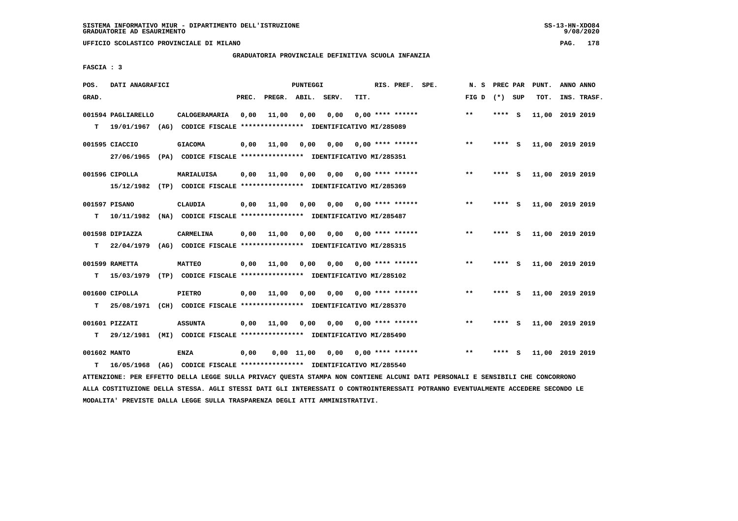SISTEMA INFORMATIVO MIUR - DIPARTIMENTO DELL'ISTRUZIONE
GRADUATORIE AD ESAURIMENTO

UFFICIO SCOLASTICO PROVINCIALE DI MILANO

GRADUATORIA PROVINCIALE DEFINITIVA SCUOLA INFANZIA

FASCIA : 3

| POS. GRAD. | DATI ANAGRAFICI | | PREC. | PREGR. | ABIL. | SERV. | TIT. | RIS. PREF. SPE. | N. S FIG D | PREC PAR (*) SUP | PUNT. TOT. | ANNO ANNO INS. TRASF. |
|---|---|---|---|---|---|---|---|---|---|---|---|---|
| 001594 | PAGLIARELLO | CALOGERAMARIA | 0,00 | 11,00 | 0,00 | 0,00 | 0,00 | **** ****** | ** | **** S | 11,00 | 2019 2019 |
| T | 19/01/1967 (AG) CODICE FISCALE **************** IDENTIFICATIVO MI/285089 | | | | | | | | | | | |
| 001595 | CIACCIO | GIACOMA | 0,00 | 11,00 | 0,00 | 0,00 | 0,00 | **** ****** | ** | **** S | 11,00 | 2019 2019 |
| | 27/06/1965 (PA) CODICE FISCALE **************** IDENTIFICATIVO MI/285351 | | | | | | | | | | | |
| 001596 | CIPOLLA | MARIALUISA | 0,00 | 11,00 | 0,00 | 0,00 | 0,00 | **** ****** | ** | **** S | 11,00 | 2019 2019 |
| | 15/12/1982 (TP) CODICE FISCALE **************** IDENTIFICATIVO MI/285369 | | | | | | | | | | | |
| 001597 | PISANO | CLAUDIA | 0,00 | 11,00 | 0,00 | 0,00 | 0,00 | **** ****** | ** | **** S | 11,00 | 2019 2019 |
| T | 10/11/1982 (NA) CODICE FISCALE **************** IDENTIFICATIVO MI/285487 | | | | | | | | | | | |
| 001598 | DIPIAZZA | CARMELINA | 0,00 | 11,00 | 0,00 | 0,00 | 0,00 | **** ****** | ** | **** S | 11,00 | 2019 2019 |
| T | 22/04/1979 (AG) CODICE FISCALE **************** IDENTIFICATIVO MI/285315 | | | | | | | | | | | |
| 001599 | RAMETTA | MATTEO | 0,00 | 11,00 | 0,00 | 0,00 | 0,00 | **** ****** | ** | **** S | 11,00 | 2019 2019 |
| T | 15/03/1979 (TP) CODICE FISCALE **************** IDENTIFICATIVO MI/285102 | | | | | | | | | | | |
| 001600 | CIPOLLA | PIETRO | 0,00 | 11,00 | 0,00 | 0,00 | 0,00 | **** ****** | ** | **** S | 11,00 | 2019 2019 |
| T | 25/08/1971 (CH) CODICE FISCALE **************** IDENTIFICATIVO MI/285370 | | | | | | | | | | | |
| 001601 | PIZZATI | ASSUNTA | 0,00 | 11,00 | 0,00 | 0,00 | 0,00 | **** ****** | ** | **** S | 11,00 | 2019 2019 |
| T | 29/12/1981 (MI) CODICE FISCALE **************** IDENTIFICATIVO MI/285490 | | | | | | | | | | | |
| 001602 | MANTO | ENZA | 0,00 | 0,00 | 11,00 | 0,00 | 0,00 | **** ****** | ** | **** S | 11,00 | 2019 2019 |
| T | 16/05/1968 (AG) CODICE FISCALE **************** IDENTIFICATIVO MI/285540 | | | | | | | | | | | |

ATTENZIONE: PER EFFETTO DELLA LEGGE SULLA PRIVACY QUESTA STAMPA NON CONTIENE ALCUNI DATI PERSONALI E SENSIBILI CHE CONCORRONO ALLA COSTITUZIONE DELLA STESSA. AGLI STESSI DATI GLI INTERESSATI O CONTROINTERESSATI POTRANNO EVENTUALMENTE ACCEDERE SECONDO LE MODALITA' PREVISTE DALLA LEGGE SULLA TRASPARENZA DEGLI ATTI AMMINISTRATIVI.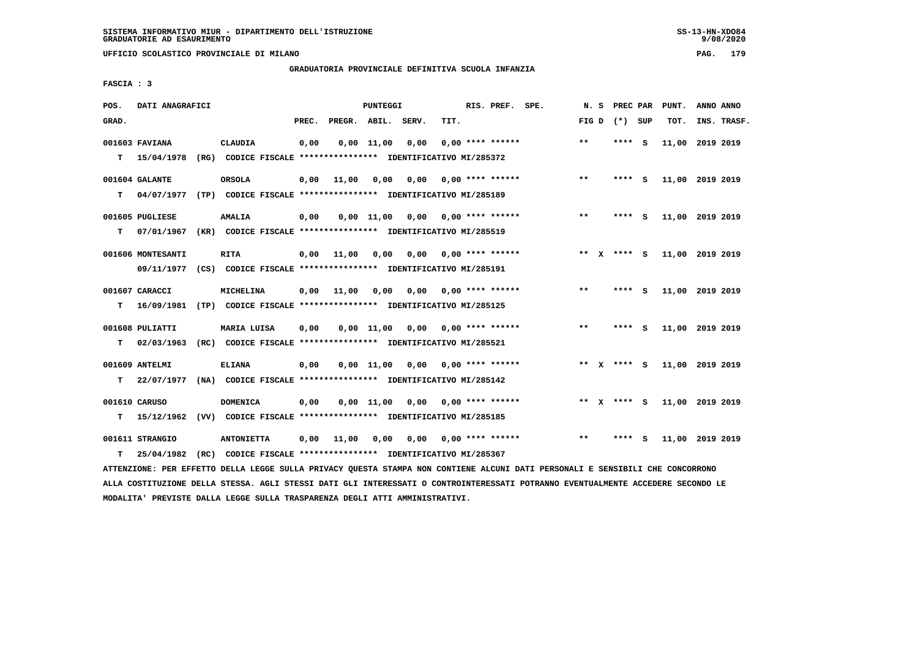SISTEMA INFORMATIVO MIUR - DIPARTIMENTO DELL'ISTRUZIONE
GRADUATORIE AD ESAURIMENTO

UFFICIO SCOLASTICO PROVINCIALE DI MILANO

GRADUATORIA PROVINCIALE DEFINITIVA SCUOLA INFANZIA

FASCIA : 3

| POS. GRAD. | DATI ANAGRAFICI | | PREC. | PREGR. | ABIL. | SERV. | TIT. | RIS. PREF. SPE. | N. S FIG D | PREC PAR (*) SUP | PUNT. TOT. | ANNO ANNO INS. TRASF. |
|---|---|---|---|---|---|---|---|---|---|---|---|---|
| 001603 FAVIANA | CLAUDIA | | 0,00 | 0,00 | 11,00 | 0,00 | 0,00 | **** ****** | ** | **** S | 11,00 | 2019 2019 |
| T 15/04/1978 | (RG) CODICE FISCALE **************** | IDENTIFICATIVO MI/285372 | | | | | | | | | | |
| 001604 GALANTE | ORSOLA | | 0,00 | 11,00 | 0,00 | 0,00 | 0,00 | **** ****** | ** | **** S | 11,00 | 2019 2019 |
| T 04/07/1977 | (TP) CODICE FISCALE **************** | IDENTIFICATIVO MI/285189 | | | | | | | | | | |
| 001605 PUGLIESE | AMALIA | | 0,00 | 0,00 | 11,00 | 0,00 | 0,00 | **** ****** | ** | **** S | 11,00 | 2019 2019 |
| T 07/01/1967 | (KR) CODICE FISCALE **************** | IDENTIFICATIVO MI/285519 | | | | | | | | | | |
| 001606 MONTESANTI | RITA | | 0,00 | 11,00 | 0,00 | 0,00 | 0,00 | **** ****** | ** X | **** S | 11,00 | 2019 2019 |
| 09/11/1977 | (CS) CODICE FISCALE **************** | IDENTIFICATIVO MI/285191 | | | | | | | | | | |
| 001607 CARACCI | MICHELINA | | 0,00 | 11,00 | 0,00 | 0,00 | 0,00 | **** ****** | ** | **** S | 11,00 | 2019 2019 |
| T 16/09/1981 | (TP) CODICE FISCALE **************** | IDENTIFICATIVO MI/285125 | | | | | | | | | | |
| 001608 PULIATTI | MARIA LUISA | | 0,00 | 0,00 | 11,00 | 0,00 | 0,00 | **** ****** | ** | **** S | 11,00 | 2019 2019 |
| T 02/03/1963 | (RC) CODICE FISCALE **************** | IDENTIFICATIVO MI/285521 | | | | | | | | | | |
| 001609 ANTELMI | ELIANA | | 0,00 | 0,00 | 11,00 | 0,00 | 0,00 | **** ****** | ** X | **** S | 11,00 | 2019 2019 |
| T 22/07/1977 | (NA) CODICE FISCALE **************** | IDENTIFICATIVO MI/285142 | | | | | | | | | | |
| 001610 CARUSO | DOMENICA | | 0,00 | 0,00 | 11,00 | 0,00 | 0,00 | **** ****** | ** X | **** S | 11,00 | 2019 2019 |
| T 15/12/1962 | (VV) CODICE FISCALE **************** | IDENTIFICATIVO MI/285185 | | | | | | | | | | |
| 001611 STRANGIO | ANTONIETTA | | 0,00 | 11,00 | 0,00 | 0,00 | 0,00 | **** ****** | ** | **** S | 11,00 | 2019 2019 |
| T 25/04/1982 | (RC) CODICE FISCALE **************** | IDENTIFICATIVO MI/285367 | | | | | | | | | | |

ATTENZIONE: PER EFFETTO DELLA LEGGE SULLA PRIVACY QUESTA STAMPA NON CONTIENE ALCUNI DATI PERSONALI E SENSIBILI CHE CONCORRONO ALLA COSTITUZIONE DELLA STESSA. AGLI STESSI DATI GLI INTERESSATI O CONTROINTERESSATI POTRANNO EVENTUALMENTE ACCEDERE SECONDO LE MODALITA' PREVISTE DALLA LEGGE SULLA TRASPARENZA DEGLI ATTI AMMINISTRATIVI.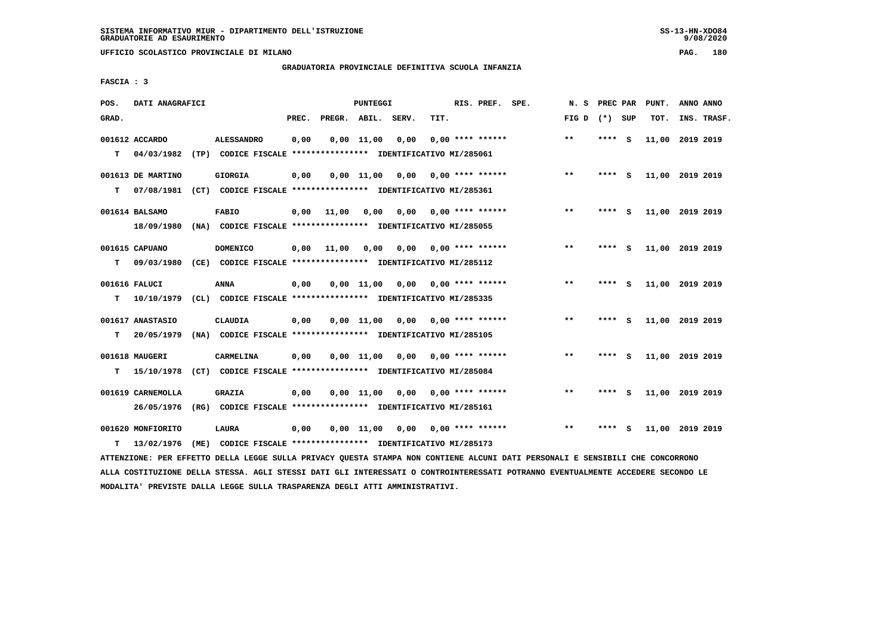SISTEMA INFORMATIVO MIUR - DIPARTIMENTO DELL'ISTRUZIONE
GRADUATORIE AD ESAURIMENTO

UFFICIO SCOLASTICO PROVINCIALE DI MILANO

GRADUATORIA PROVINCIALE DEFINITIVA SCUOLA INFANZIA

FASCIA : 3

| POS. GRAD. | DATI ANAGRAFICI | | PREC. | PREGR. | ABIL. | SERV. | TIT. | RIS. PREF. SPE. | N. S FIG D | PREC PAR (*) SUP | PUNT. TOT. | ANNO ANNO INS. TRASF. |
|---|---|---|---|---|---|---|---|---|---|---|---|---|
| 001612 ACCARDO | | ALESSANDRO | 0,00 | 0,00 | 11,00 | 0,00 | 0,00 | **** ****** | ** | **** S | 11,00 | 2019 2019 |
| T | 04/03/1982 (TP) | CODICE FISCALE **************** IDENTIFICATIVO MI/285061 | | | | | | | | | | |
| 001613 DE MARTINO | | GIORGIA | 0,00 | 0,00 | 11,00 | 0,00 | 0,00 | **** ****** | ** | **** S | 11,00 | 2019 2019 |
| T | 07/08/1981 (CT) | CODICE FISCALE **************** IDENTIFICATIVO MI/285361 | | | | | | | | | | |
| 001614 BALSAMO | | FABIO | 0,00 | 11,00 | 0,00 | 0,00 | 0,00 | **** ****** | ** | **** S | 11,00 | 2019 2019 |
| | 18/09/1980 (NA) | CODICE FISCALE **************** IDENTIFICATIVO MI/285055 | | | | | | | | | | |
| 001615 CAPUANO | | DOMENICO | 0,00 | 11,00 | 0,00 | 0,00 | 0,00 | **** ****** | ** | **** S | 11,00 | 2019 2019 |
| T | 09/03/1980 (CE) | CODICE FISCALE **************** IDENTIFICATIVO MI/285112 | | | | | | | | | | |
| 001616 FALUCI | | ANNA | 0,00 | 0,00 | 11,00 | 0,00 | 0,00 | **** ****** | ** | **** S | 11,00 | 2019 2019 |
| T | 10/10/1979 (CL) | CODICE FISCALE **************** IDENTIFICATIVO MI/285335 | | | | | | | | | | |
| 001617 ANASTASIO | | CLAUDIA | 0,00 | 0,00 | 11,00 | 0,00 | 0,00 | **** ****** | ** | **** S | 11,00 | 2019 2019 |
| T | 20/05/1979 (NA) | CODICE FISCALE **************** IDENTIFICATIVO MI/285105 | | | | | | | | | | |
| 001618 MAUGERI | | CARMELINA | 0,00 | 0,00 | 11,00 | 0,00 | 0,00 | **** ****** | ** | **** S | 11,00 | 2019 2019 |
| T | 15/10/1978 (CT) | CODICE FISCALE **************** IDENTIFICATIVO MI/285084 | | | | | | | | | | |
| 001619 CARNEMOLLA | | GRAZIA | 0,00 | 0,00 | 11,00 | 0,00 | 0,00 | **** ****** | ** | **** S | 11,00 | 2019 2019 |
| | 26/05/1976 (RG) | CODICE FISCALE **************** IDENTIFICATIVO MI/285161 | | | | | | | | | | |
| 001620 MONFIORITO | | LAURA | 0,00 | 0,00 | 11,00 | 0,00 | 0,00 | **** ****** | ** | **** S | 11,00 | 2019 2019 |
| T | 13/02/1976 (ME) | CODICE FISCALE **************** IDENTIFICATIVO MI/285173 | | | | | | | | | | |

ATTENZIONE: PER EFFETTO DELLA LEGGE SULLA PRIVACY QUESTA STAMPA NON CONTIENE ALCUNI DATI PERSONALI E SENSIBILI CHE CONCORRONO ALLA COSTITUZIONE DELLA STESSA. AGLI STESSI DATI GLI INTERESSATI O CONTROINTERESSATI POTRANNO EVENTUALMENTE ACCEDERE SECONDO LE MODALITA' PREVISTE DALLA LEGGE SULLA TRASPARENZA DEGLI ATTI AMMINISTRATIVI.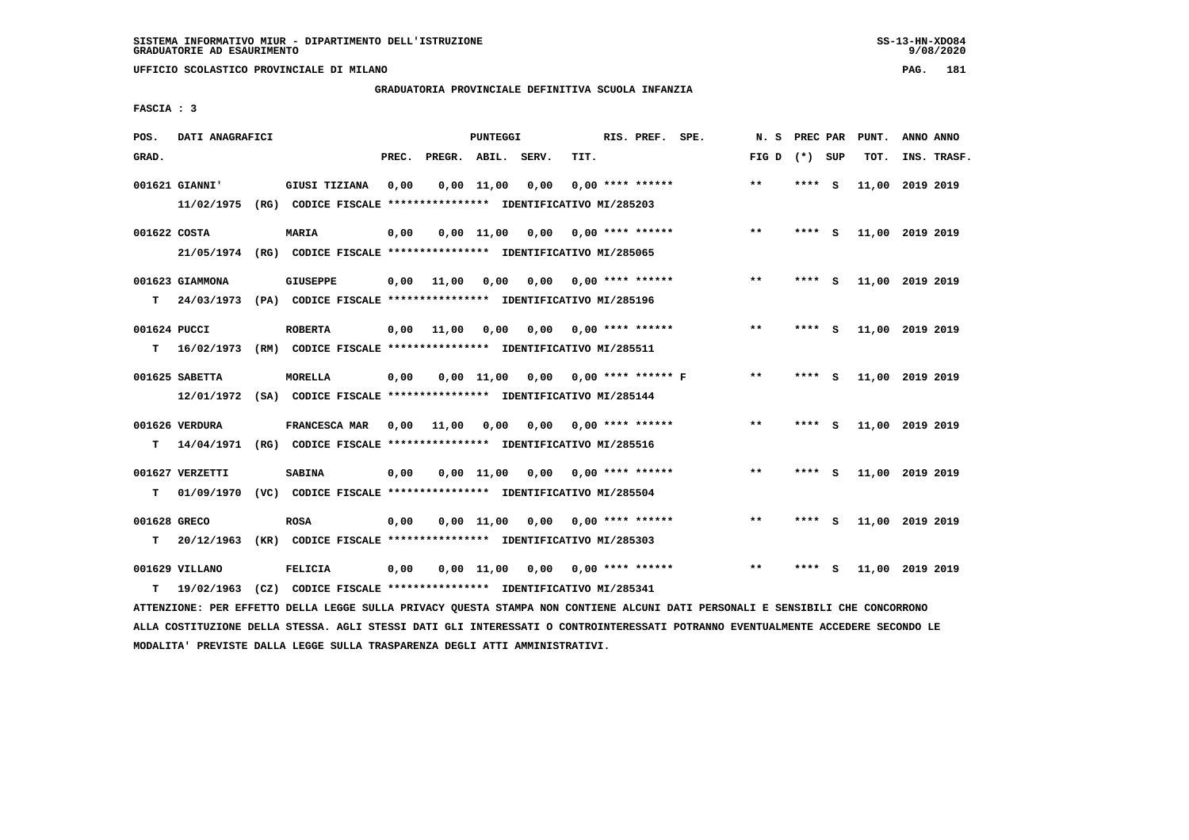SISTEMA INFORMATIVO MIUR - DIPARTIMENTO DELL'ISTRUZIONE
GRADUATORIE AD ESAURIMENTO

UFFICIO SCOLASTICO PROVINCIALE DI MILANO

GRADUATORIA PROVINCIALE DEFINITIVA SCUOLA INFANZIA

FASCIA : 3

| POS. GRAD. | DATI ANAGRAFICI | | PREC. | PREGR. | ABIL. | SERV. | TIT. | RIS. PREF. | SPE. | N. S FIG D | PREC PAR (*) | SUP | PUNT. TOT. | ANNO ANNO INS. TRASF. |
|---|---|---|---|---|---|---|---|---|---|---|---|---|---|---|
| 001621 | GIANNI' | GIUSI TIZIANA | 0,00 | 0,00 | 11,00 | 0,00 | 0,00 | **** ****** | | ** | **** | S | 11,00 | 2019 2019 |
| | 11/02/1975 (RG) CODICE FISCALE **************** IDENTIFICATIVO MI/285203 | | | | | | | | | | | | | |
| 001622 | COSTA | MARIA | 0,00 | 0,00 | 11,00 | 0,00 | 0,00 | **** ****** | | ** | **** | S | 11,00 | 2019 2019 |
| | 21/05/1974 (RG) CODICE FISCALE **************** IDENTIFICATIVO MI/285065 | | | | | | | | | | | | | |
| 001623 | GIAMMONA | GIUSEPPE | 0,00 | 11,00 | 0,00 | 0,00 | 0,00 | **** ****** | | ** | **** | S | 11,00 | 2019 2019 |
| T | 24/03/1973 (PA) CODICE FISCALE **************** IDENTIFICATIVO MI/285196 | | | | | | | | | | | | | |
| 001624 | PUCCI | ROBERTA | 0,00 | 11,00 | 0,00 | 0,00 | 0,00 | **** ****** | | ** | **** | S | 11,00 | 2019 2019 |
| T | 16/02/1973 (RM) CODICE FISCALE **************** IDENTIFICATIVO MI/285511 | | | | | | | | | | | | | |
| 001625 | SABETTA | MORELLA | 0,00 | 0,00 | 11,00 | 0,00 | 0,00 | **** ****** | F | ** | **** | S | 11,00 | 2019 2019 |
| | 12/01/1972 (SA) CODICE FISCALE **************** IDENTIFICATIVO MI/285144 | | | | | | | | | | | | | |
| 001626 | VERDURA | FRANCESCA MAR | 0,00 | 11,00 | 0,00 | 0,00 | 0,00 | **** ****** | | ** | **** | S | 11,00 | 2019 2019 |
| T | 14/04/1971 (RG) CODICE FISCALE **************** IDENTIFICATIVO MI/285516 | | | | | | | | | | | | | |
| 001627 | VERZETTI | SABINA | 0,00 | 0,00 | 11,00 | 0,00 | 0,00 | **** ****** | | ** | **** | S | 11,00 | 2019 2019 |
| T | 01/09/1970 (VC) CODICE FISCALE **************** IDENTIFICATIVO MI/285504 | | | | | | | | | | | | | |
| 001628 | GRECO | ROSA | 0,00 | 0,00 | 11,00 | 0,00 | 0,00 | **** ****** | | ** | **** | S | 11,00 | 2019 2019 |
| T | 20/12/1963 (KR) CODICE FISCALE **************** IDENTIFICATIVO MI/285303 | | | | | | | | | | | | | |
| 001629 | VILLANO | FELICIA | 0,00 | 0,00 | 11,00 | 0,00 | 0,00 | **** ****** | | ** | **** | S | 11,00 | 2019 2019 |
| T | 19/02/1963 (CZ) CODICE FISCALE **************** IDENTIFICATIVO MI/285341 | | | | | | | | | | | | | |

ATTENZIONE: PER EFFETTO DELLA LEGGE SULLA PRIVACY QUESTA STAMPA NON CONTIENE ALCUNI DATI PERSONALI E SENSIBILI CHE CONCORRONO ALLA COSTITUZIONE DELLA STESSA. AGLI STESSI DATI GLI INTERESSATI O CONTROINTERESSATI POTRANNO EVENTUALMENTE ACCEDERE SECONDO LE MODALITA' PREVISTE DALLA LEGGE SULLA TRASPARENZA DEGLI ATTI AMMINISTRATIVI.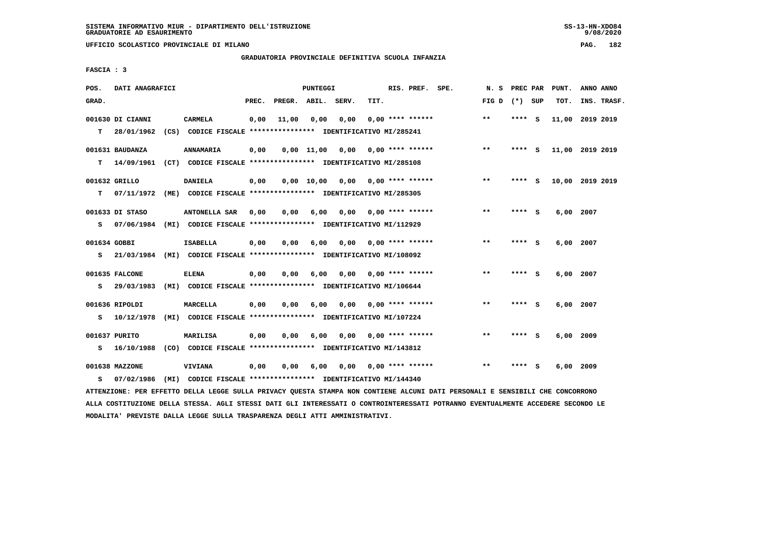SISTEMA INFORMATIVO MIUR - DIPARTIMENTO DELL'ISTRUZIONE
GRADUATORIE AD ESAURIMENTO

UFFICIO SCOLASTICO PROVINCIALE DI MILANO

GRADUATORIA PROVINCIALE DEFINITIVA SCUOLA INFANZIA

FASCIA : 3

| POS. GRAD. | DATI ANAGRAFICI | | PREC. | PREGR. | ABIL. | SERV. | TIT. | RIS. PREF. | SPE. | N. S FIG D | PREC PAR (*) | SUP | PUNT. TOT. | ANNO ANNO INS. TRASF. |
|---|---|---|---|---|---|---|---|---|---|---|---|---|---|---|
| 001630 | DI CIANNI | CARMELA | 0,00 | 11,00 | 0,00 | 0,00 | 0,00 | **** ****** | | ** | **** | S | 11,00 | 2019 2019 |
| T | 28/01/1962 (CS) | CODICE FISCALE **************** IDENTIFICATIVO MI/285241 | | | | | | | | | | | | |
| 001631 | BAUDANZA | ANNAMARIA | 0,00 | 0,00 | 11,00 | 0,00 | 0,00 | **** ****** | | ** | **** | S | 11,00 | 2019 2019 |
| T | 14/09/1961 (CT) | CODICE FISCALE **************** IDENTIFICATIVO MI/285108 | | | | | | | | | | | | |
| 001632 | GRILLO | DANIELA | 0,00 | 0,00 | 10,00 | 0,00 | 0,00 | **** ****** | | ** | **** | S | 10,00 | 2019 2019 |
| T | 07/11/1972 (ME) | CODICE FISCALE **************** IDENTIFICATIVO MI/285305 | | | | | | | | | | | | |
| 001633 | DI STASO | ANTONELLA SAR | 0,00 | 0,00 | 6,00 | 0,00 | 0,00 | **** ****** | | ** | **** | S | 6,00 | 2007 |
| S | 07/06/1984 (MI) | CODICE FISCALE **************** IDENTIFICATIVO MI/112929 | | | | | | | | | | | | |
| 001634 | GOBBI | ISABELLA | 0,00 | 0,00 | 6,00 | 0,00 | 0,00 | **** ****** | | ** | **** | S | 6,00 | 2007 |
| S | 21/03/1984 (MI) | CODICE FISCALE **************** IDENTIFICATIVO MI/108092 | | | | | | | | | | | | |
| 001635 | FALCONE | ELENA | 0,00 | 0,00 | 6,00 | 0,00 | 0,00 | **** ****** | | ** | **** | S | 6,00 | 2007 |
| S | 29/03/1983 (MI) | CODICE FISCALE **************** IDENTIFICATIVO MI/106644 | | | | | | | | | | | | |
| 001636 | RIPOLDI | MARCELLA | 0,00 | 0,00 | 6,00 | 0,00 | 0,00 | **** ****** | | ** | **** | S | 6,00 | 2007 |
| S | 10/12/1978 (MI) | CODICE FISCALE **************** IDENTIFICATIVO MI/107224 | | | | | | | | | | | | |
| 001637 | PURITO | MARILISA | 0,00 | 0,00 | 6,00 | 0,00 | 0,00 | **** ****** | | ** | **** | S | 6,00 | 2009 |
| S | 16/10/1988 (CO) | CODICE FISCALE **************** IDENTIFICATIVO MI/143812 | | | | | | | | | | | | |
| 001638 | MAZZONE | VIVIANA | 0,00 | 0,00 | 6,00 | 0,00 | 0,00 | **** ****** | | ** | **** | S | 6,00 | 2009 |
| S | 07/02/1986 (MI) | CODICE FISCALE **************** IDENTIFICATIVO MI/144340 | | | | | | | | | | | | |

ATTENZIONE: PER EFFETTO DELLA LEGGE SULLA PRIVACY QUESTA STAMPA NON CONTIENE ALCUNI DATI PERSONALI E SENSIBILI CHE CONCORRONO ALLA COSTITUZIONE DELLA STESSA. AGLI STESSI DATI GLI INTERESSATI O CONTROINTERESSATI POTRANNO EVENTUALMENTE ACCEDERE SECONDO LE MODALITA' PREVISTE DALLA LEGGE SULLA TRASPARENZA DEGLI ATTI AMMINISTRATIVI.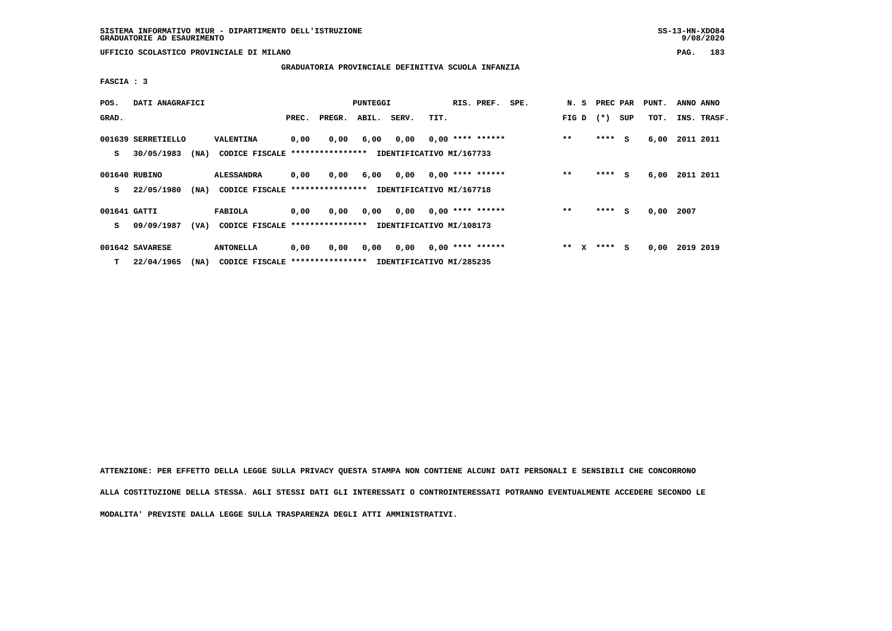SISTEMA INFORMATIVO MIUR - DIPARTIMENTO DELL'ISTRUZIONE
GRADUATORIE AD ESAURIMENTO

UFFICIO SCOLASTICO PROVINCIALE DI MILANO

## GRADUATORIA PROVINCIALE DEFINITIVA SCUOLA INFANZIA

FASCIA : 3

| POS. GRAD. | DATI ANAGRAFICI | | PUNTEGGI PREC. | PREGR. | ABIL. | SERV. | TIT. | RIS. PREF. | SPE. | N. S FIG D | PREC PAR (*) SUP | PUNT. TOT. | ANNO ANNO INS. TRASF. |
|---|---|---|---|---|---|---|---|---|---|---|---|---|---|
| 001639 | SERRETIELLO | VALENTINA | 0,00 | 0,00 | 6,00 | 0,00 | 0,00 | **** ****** | | ** | **** S | 6,00 | 2011 2011 |
| S | 30/05/1983 (NA) | CODICE FISCALE **************** | IDENTIFICATIVO MI/167733 | | | | | | | | | | |
| 001640 | RUBINO | ALESSANDRA | 0,00 | 0,00 | 6,00 | 0,00 | 0,00 | **** ****** | | ** | **** S | 6,00 | 2011 2011 |
| S | 22/05/1980 (NA) | CODICE FISCALE **************** | IDENTIFICATIVO MI/167718 | | | | | | | | | | |
| 001641 | GATTI | FABIOLA | 0,00 | 0,00 | 0,00 | 0,00 | 0,00 | **** ****** | | ** | **** S | 0,00 | 2007 |
| S | 09/09/1987 (VA) | CODICE FISCALE **************** | IDENTIFICATIVO MI/108173 | | | | | | | | | | |
| 001642 | SAVARESE | ANTONELLA | 0,00 | 0,00 | 0,00 | 0,00 | 0,00 | **** ****** | | ** X | **** S | 0,00 | 2019 2019 |
| T | 22/04/1965 (NA) | CODICE FISCALE **************** | IDENTIFICATIVO MI/285235 | | | | | | | | | | |

ATTENZIONE: PER EFFETTO DELLA LEGGE SULLA PRIVACY QUESTA STAMPA NON CONTIENE ALCUNI DATI PERSONALI E SENSIBILI CHE CONCORRONO ALLA COSTITUZIONE DELLA STESSA. AGLI STESSI DATI GLI INTERESSATI O CONTROINTERESSATI POTRANNO EVENTUALMENTE ACCEDERE SECONDO LE MODALITA' PREVISTE DALLA LEGGE SULLA TRASPARENZA DEGLI ATTI AMMINISTRATIVI.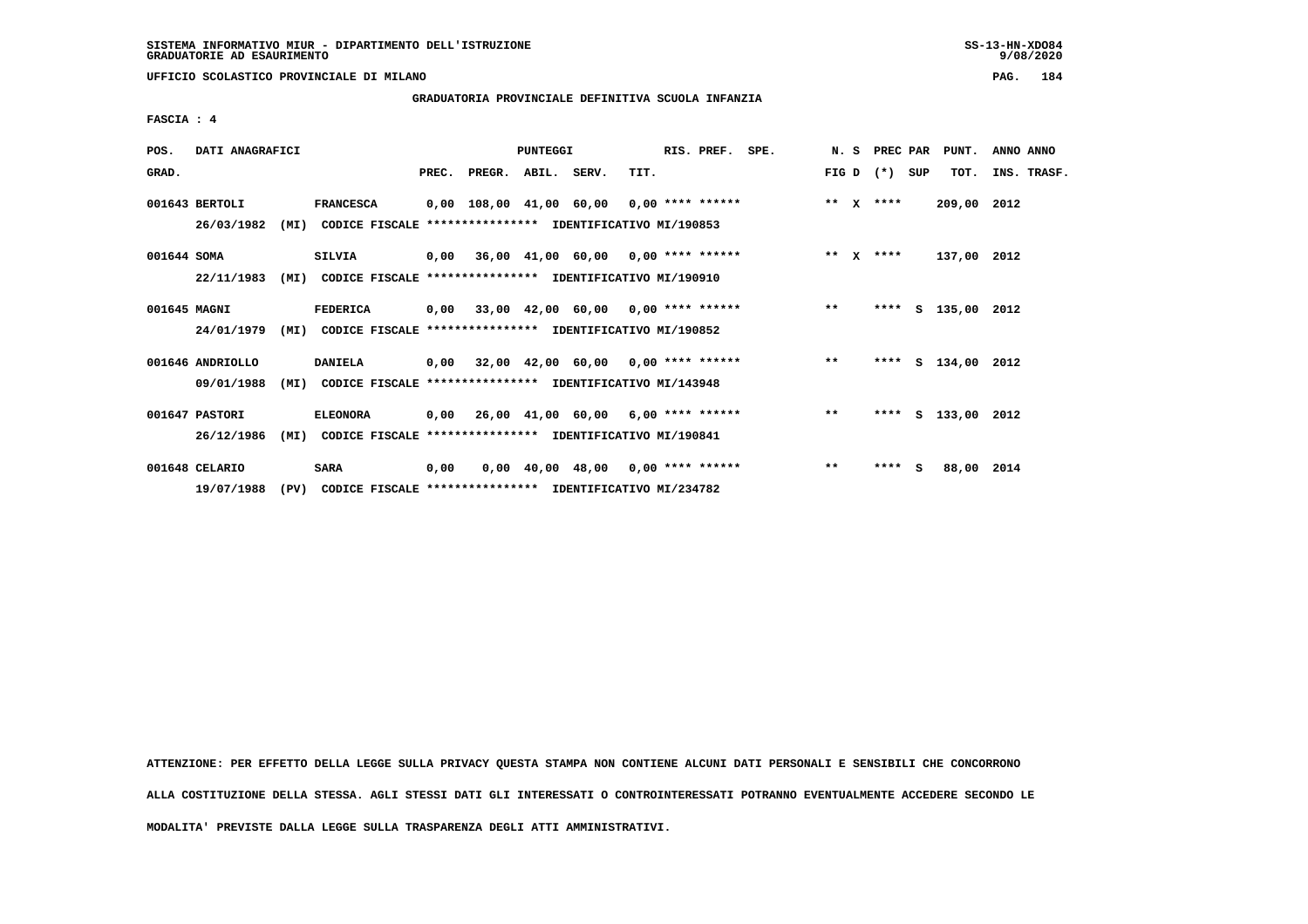SISTEMA INFORMATIVO MIUR - DIPARTIMENTO DELL'ISTRUZIONE
GRADUATORIE AD ESAURIMENTO

UFFICIO SCOLASTICO PROVINCIALE DI MILANO

GRADUATORIA PROVINCIALE DEFINITIVA SCUOLA INFANZIA

FASCIA : 4

| POS. GRAD. | DATI ANAGRAFICI | | PREC. | PREGR. | ABIL. | SERV. | TIT. | RIS. PREF. | SPE. | N. S FIG D | PREC PAR (*) SUP | PUNT. TOT. | ANNO ANNO INS. TRASF. |
|---|---|---|---|---|---|---|---|---|---|---|---|---|---|
| 001643 | BERTOLI | FRANCESCA | 0,00 | 108,00 | 41,00 | 60,00 | 0,00 | **** ****** | | ** X | **** | 209,00 | 2012 |
| | 26/03/1982 (MI) | CODICE FISCALE **************** IDENTIFICATIVO MI/190853 | | | | | | | | | | | |
| 001644 | SOMA | SILVIA | 0,00 | 36,00 | 41,00 | 60,00 | 0,00 | **** ****** | | ** X | **** | 137,00 | 2012 |
| | 22/11/1983 (MI) | CODICE FISCALE **************** IDENTIFICATIVO MI/190910 | | | | | | | | | | | |
| 001645 | MAGNI | FEDERICA | 0,00 | 33,00 | 42,00 | 60,00 | 0,00 | **** ****** | | ** | **** S | 135,00 | 2012 |
| | 24/01/1979 (MI) | CODICE FISCALE **************** IDENTIFICATIVO MI/190852 | | | | | | | | | | | |
| 001646 | ANDRIOLLO | DANIELA | 0,00 | 32,00 | 42,00 | 60,00 | 0,00 | **** ****** | | ** | **** S | 134,00 | 2012 |
| | 09/01/1988 (MI) | CODICE FISCALE **************** IDENTIFICATIVO MI/143948 | | | | | | | | | | | |
| 001647 | PASTORI | ELEONORA | 0,00 | 26,00 | 41,00 | 60,00 | 6,00 | **** ****** | | ** | **** S | 133,00 | 2012 |
| | 26/12/1986 (MI) | CODICE FISCALE **************** IDENTIFICATIVO MI/190841 | | | | | | | | | | | |
| 001648 | CELARIO | SARA | 0,00 | 0,00 | 40,00 | 48,00 | 0,00 | **** ****** | | ** | **** S | 88,00 | 2014 |
| | 19/07/1988 (PV) | CODICE FISCALE **************** IDENTIFICATIVO MI/234782 | | | | | | | | | | | |

ATTENZIONE: PER EFFETTO DELLA LEGGE SULLA PRIVACY QUESTA STAMPA NON CONTIENE ALCUNI DATI PERSONALI E SENSIBILI CHE CONCORRONO ALLA COSTITUZIONE DELLA STESSA. AGLI STESSI DATI GLI INTERESSATI O CONTROINTERESSATI POTRANNO EVENTUALMENTE ACCEDERE SECONDO LE MODALITA' PREVISTE DALLA LEGGE SULLA TRASPARENZA DEGLI ATTI AMMINISTRATIVI.